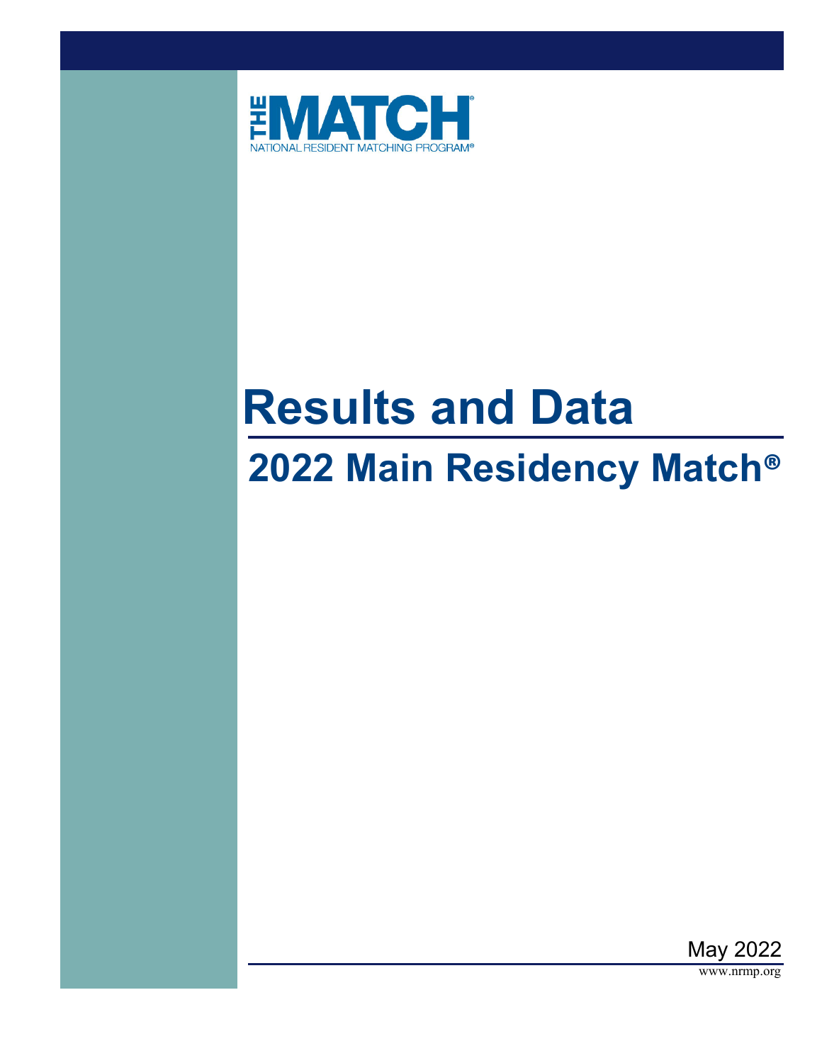THE MATCH

NATIONAL RESIDENT MATCHING PROGRAM®

# Results and Data

## 2022 Main Residency Match®

May 2022

www.nrmp.org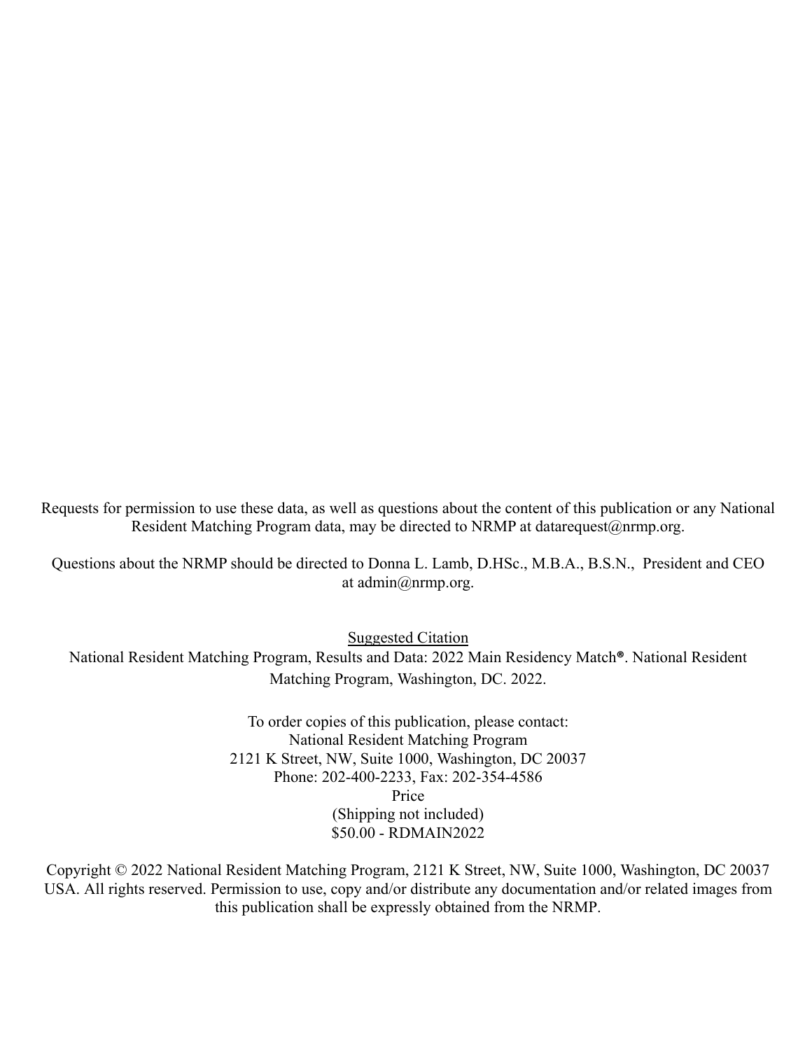Requests for permission to use these data, as well as questions about the content of this publication or any National Resident Matching Program data, may be directed to NRMP at datarequest@nrmp.org.

Questions about the NRMP should be directed to Donna L. Lamb, D.HSc., M.B.A., B.S.N., President and CEO at admin@nrmp.org.

Suggested Citation

National Resident Matching Program, Results and Data: 2022 Main Residency Match®. National Resident Matching Program, Washington, DC. 2022.

To order copies of this publication, please contact:
National Resident Matching Program
2121 K Street, NW, Suite 1000, Washington, DC 20037
Phone: 202-400-2233, Fax: 202-354-4586
Price
(Shipping not included)
$50.00 - RDMAIN2022

Copyright © 2022 National Resident Matching Program, 2121 K Street, NW, Suite 1000, Washington, DC 20037 USA. All rights reserved. Permission to use, copy and/or distribute any documentation and/or related images from this publication shall be expressly obtained from the NRMP.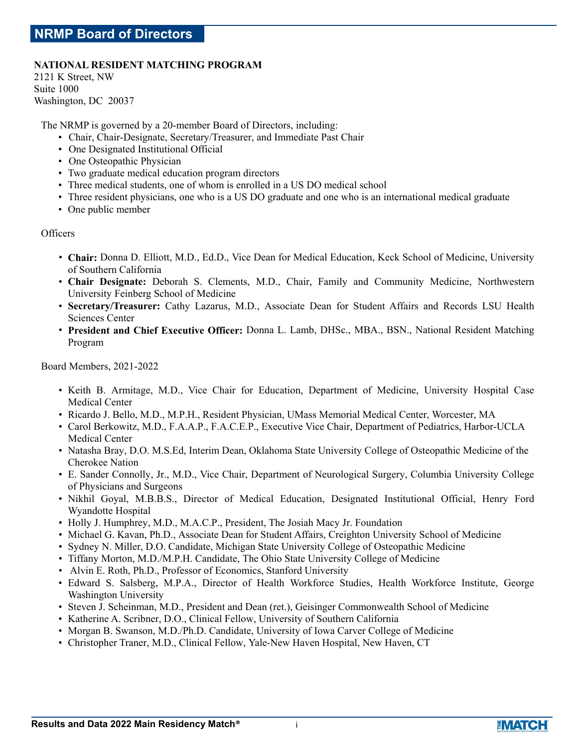# NRMP Board of Directors

**NATIONAL RESIDENT MATCHING PROGRAM**
2121 K Street, NW
Suite 1000
Washington, DC  20037

The NRMP is governed by a 20-member Board of Directors, including:

- Chair, Chair-Designate, Secretary/Treasurer, and Immediate Past Chair
- One Designated Institutional Official
- One Osteopathic Physician
- Two graduate medical education program directors
- Three medical students, one of whom is enrolled in a US DO medical school
- Three resident physicians, one who is a US DO graduate and one who is an international medical graduate
- One public member

Officers

- **Chair:** Donna D. Elliott, M.D., Ed.D., Vice Dean for Medical Education, Keck School of Medicine, University of Southern California
- **Chair Designate:** Deborah S. Clements, M.D., Chair, Family and Community Medicine, Northwestern University Feinberg School of Medicine
- **Secretary/Treasurer:** Cathy Lazarus, M.D., Associate Dean for Student Affairs and Records LSU Health Sciences Center
- **President and Chief Executive Officer:** Donna L. Lamb, DHSc., MBA., BSN., National Resident Matching Program

Board Members, 2021-2022

- Keith B. Armitage, M.D., Vice Chair for Education, Department of Medicine, University Hospital Case Medical Center
- Ricardo J. Bello, M.D., M.P.H., Resident Physician, UMass Memorial Medical Center, Worcester, MA
- Carol Berkowitz, M.D., F.A.A.P., F.A.C.E.P., Executive Vice Chair, Department of Pediatrics, Harbor-UCLA Medical Center
- Natasha Bray, D.O. M.S.Ed, Interim Dean, Oklahoma State University College of Osteopathic Medicine of the Cherokee Nation
- E. Sander Connolly, Jr., M.D., Vice Chair, Department of Neurological Surgery, Columbia University College of Physicians and Surgeons
- Nikhil Goyal, M.B.B.S., Director of Medical Education, Designated Institutional Official, Henry Ford Wyandotte Hospital
- Holly J. Humphrey, M.D., M.A.C.P., President, The Josiah Macy Jr. Foundation
- Michael G. Kavan, Ph.D., Associate Dean for Student Affairs, Creighton University School of Medicine
- Sydney N. Miller, D.O. Candidate, Michigan State University College of Osteopathic Medicine
- Tiffany Morton, M.D./M.P.H. Candidate, The Ohio State University College of Medicine
- Alvin E. Roth, Ph.D., Professor of Economics, Stanford University
- Edward S. Salsberg, M.P.A., Director of Health Workforce Studies, Health Workforce Institute, George Washington University
- Steven J. Scheinman, M.D., President and Dean (ret.), Geisinger Commonwealth School of Medicine
- Katherine A. Scribner, D.O., Clinical Fellow, University of Southern California
- Morgan B. Swanson, M.D./Ph.D. Candidate, University of Iowa Carver College of Medicine
- Christopher Traner, M.D., Clinical Fellow, Yale-New Haven Hospital, New Haven, CT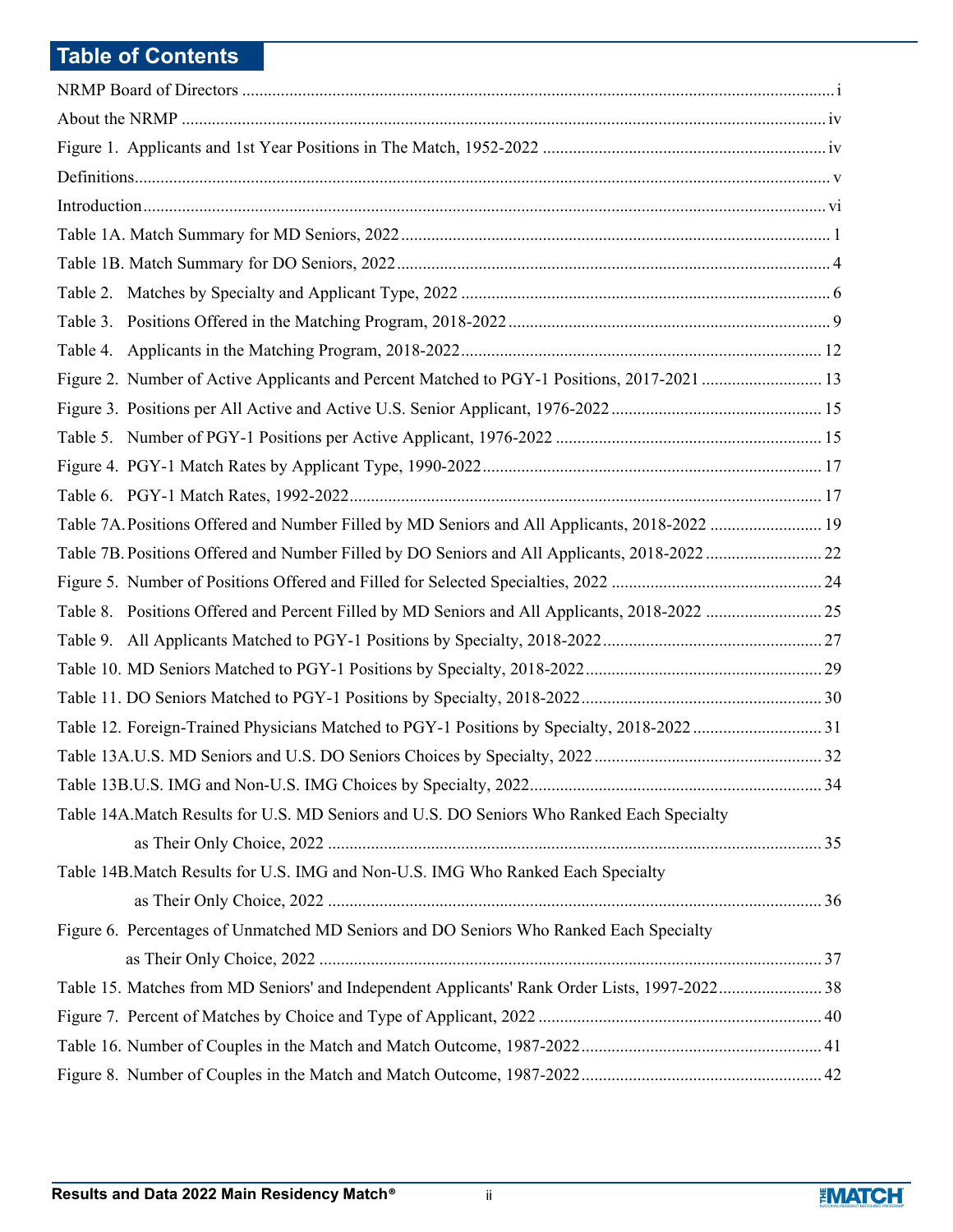## Table of Contents

| | |
|---|---|
| NRMP Board of Directors | i |
| About the NRMP | iv |
| Figure 1. Applicants and 1st Year Positions in The Match, 1952-2022 | iv |
| Definitions | v |
| Introduction | vi |
| Table 1A. Match Summary for MD Seniors, 2022 | 1 |
| Table 1B. Match Summary for DO Seniors, 2022 | 4 |
| Table 2. Matches by Specialty and Applicant Type, 2022 | 6 |
| Table 3. Positions Offered in the Matching Program, 2018-2022 | 9 |
| Table 4. Applicants in the Matching Program, 2018-2022 | 12 |
| Figure 2. Number of Active Applicants and Percent Matched to PGY-1 Positions, 2017-2021 | 13 |
| Figure 3. Positions per All Active and Active U.S. Senior Applicant, 1976-2022 | 15 |
| Table 5. Number of PGY-1 Positions per Active Applicant, 1976-2022 | 15 |
| Figure 4. PGY-1 Match Rates by Applicant Type, 1990-2022 | 17 |
| Table 6. PGY-1 Match Rates, 1992-2022 | 17 |
| Table 7A. Positions Offered and Number Filled by MD Seniors and All Applicants, 2018-2022 | 19 |
| Table 7B. Positions Offered and Number Filled by DO Seniors and All Applicants, 2018-2022 | 22 |
| Figure 5. Number of Positions Offered and Filled for Selected Specialties, 2022 | 24 |
| Table 8. Positions Offered and Percent Filled by MD Seniors and All Applicants, 2018-2022 | 25 |
| Table 9. All Applicants Matched to PGY-1 Positions by Specialty, 2018-2022 | 27 |
| Table 10. MD Seniors Matched to PGY-1 Positions by Specialty, 2018-2022 | 29 |
| Table 11. DO Seniors Matched to PGY-1 Positions by Specialty, 2018-2022 | 30 |
| Table 12. Foreign-Trained Physicians Matched to PGY-1 Positions by Specialty, 2018-2022 | 31 |
| Table 13A. U.S. MD Seniors and U.S. DO Seniors Choices by Specialty, 2022 | 32 |
| Table 13B. U.S. IMG and Non-U.S. IMG Choices by Specialty, 2022 | 34 |
| Table 14A. Match Results for U.S. MD Seniors and U.S. DO Seniors Who Ranked Each Specialty as Their Only Choice, 2022 | 35 |
| Table 14B. Match Results for U.S. IMG and Non-U.S. IMG Who Ranked Each Specialty as Their Only Choice, 2022 | 36 |
| Figure 6. Percentages of Unmatched MD Seniors and DO Seniors Who Ranked Each Specialty as Their Only Choice, 2022 | 37 |
| Table 15. Matches from MD Seniors' and Independent Applicants' Rank Order Lists, 1997-2022 | 38 |
| Figure 7. Percent of Matches by Choice and Type of Applicant, 2022 | 40 |
| Table 16. Number of Couples in the Match and Match Outcome, 1987-2022 | 41 |
| Figure 8. Number of Couples in the Match and Match Outcome, 1987-2022 | 42 |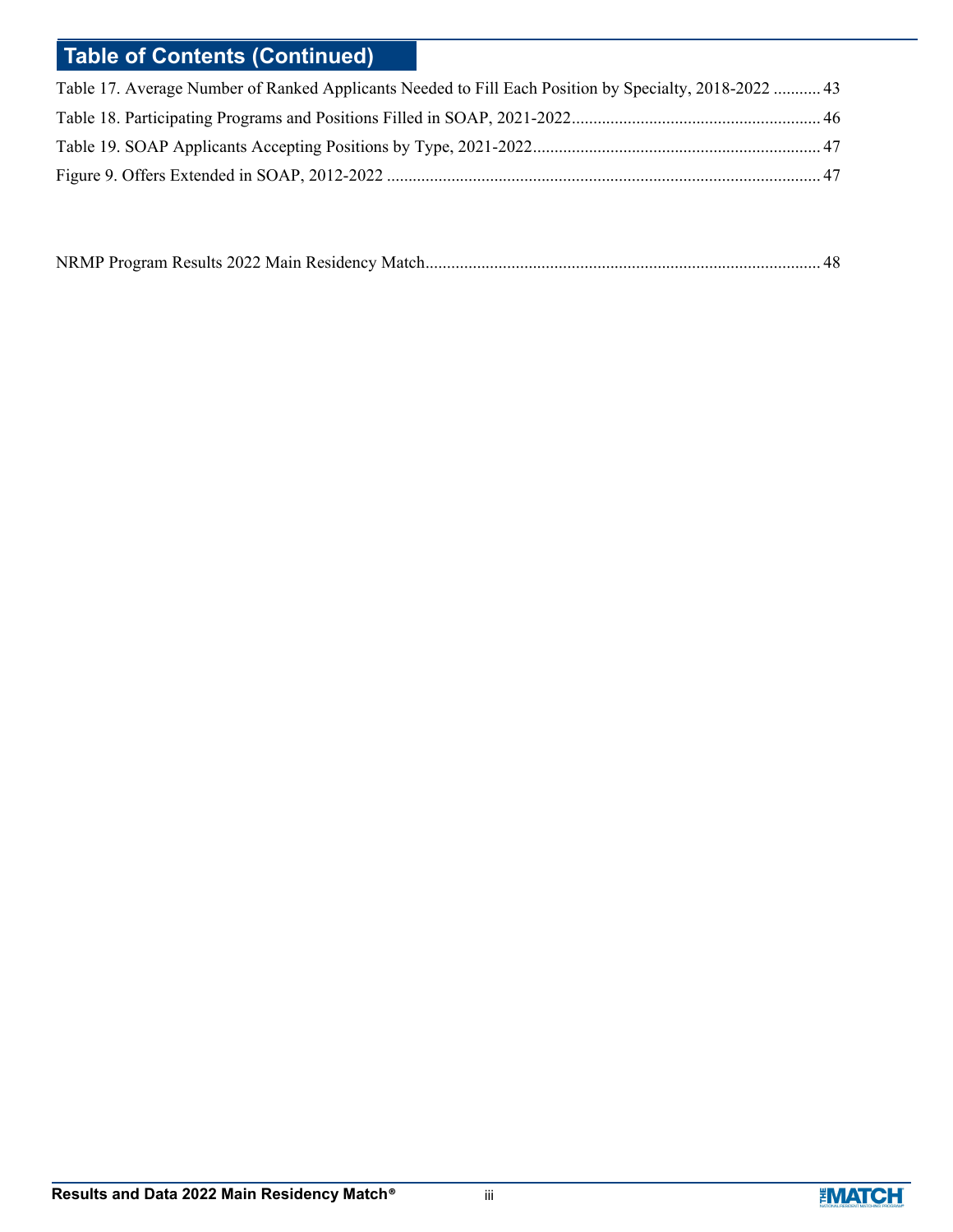## Table of Contents (Continued)

Table 17. Average Number of Ranked Applicants Needed to Fill Each Position by Specialty, 2018-2022 ........... 43

Table 18. Participating Programs and Positions Filled in SOAP, 2021-2022........................................................ 46

Table 19. SOAP Applicants Accepting Positions by Type, 2021-2022.................................................................. 47

Figure 9. Offers Extended in SOAP, 2012-2022 .................................................................................................... 47

NRMP Program Results 2022 Main Residency Match.......................................................................................... 48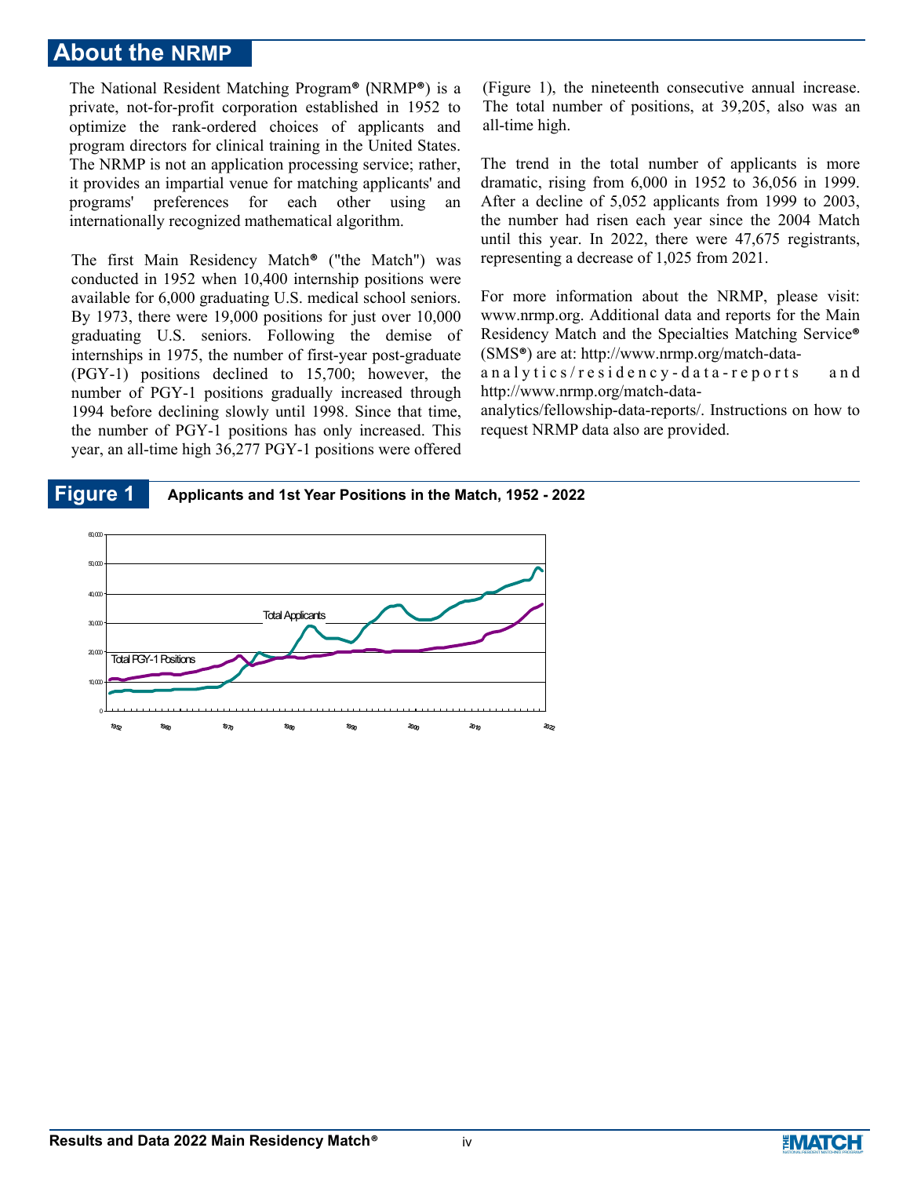## About the NRMP

The National Resident Matching Program® (NRMP®) is a private, not-for-profit corporation established in 1952 to optimize the rank-ordered choices of applicants and program directors for clinical training in the United States. The NRMP is not an application processing service; rather, it provides an impartial venue for matching applicants' and programs' preferences for each other using an internationally recognized mathematical algorithm.

The first Main Residency Match® ("the Match") was conducted in 1952 when 10,400 internship positions were available for 6,000 graduating U.S. medical school seniors. By 1973, there were 19,000 positions for just over 10,000 graduating U.S. seniors. Following the demise of internships in 1975, the number of first-year post-graduate (PGY-1) positions declined to 15,700; however, the number of PGY-1 positions gradually increased through 1994 before declining slowly until 1998. Since that time, the number of PGY-1 positions has only increased. This year, an all-time high 36,277 PGY-1 positions were offered (Figure 1), the nineteenth consecutive annual increase. The total number of positions, at 39,205, also was an all-time high.

The trend in the total number of applicants is more dramatic, rising from 6,000 in 1952 to 36,056 in 1999. After a decline of 5,052 applicants from 1999 to 2003, the number had risen each year since the 2004 Match until this year. In 2022, there were 47,675 registrants, representing a decrease of 1,025 from 2021.

For more information about the NRMP, please visit: www.nrmp.org. Additional data and reports for the Main Residency Match and the Specialties Matching Service® (SMS®) are at: http://www.nrmp.org/match-data-analytics/residency-data-reports and http://www.nrmp.org/match-data-analytics/fellowship-data-reports/. Instructions on how to request NRMP data also are provided.

**Figure 1** Applicants and 1st Year Positions in the Match, 1952 - 2022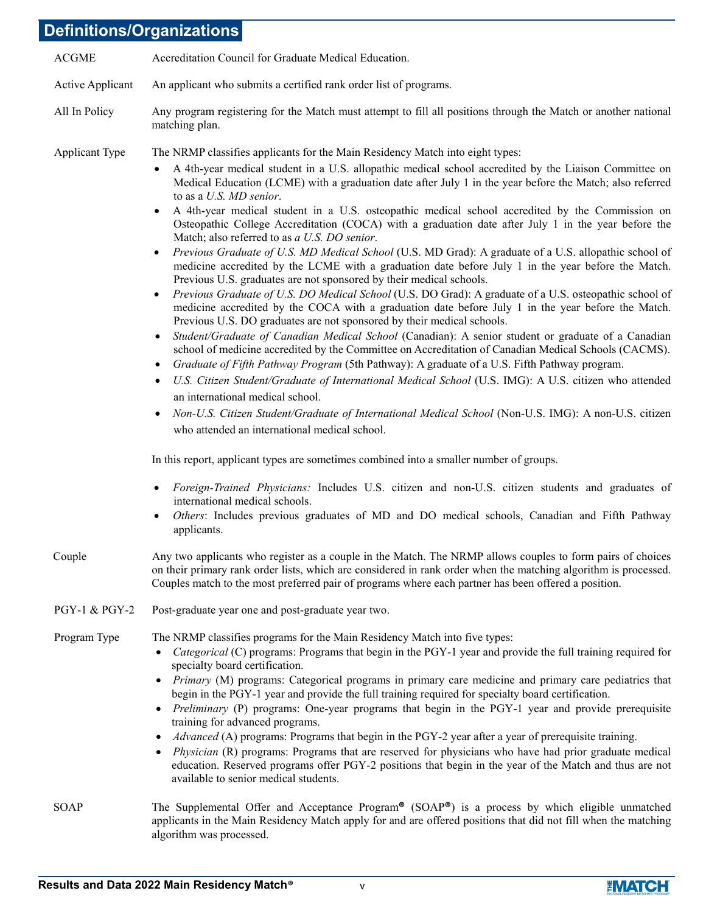## Definitions/Organizations

**ACGME** — Accreditation Council for Graduate Medical Education.

**Active Applicant** — An applicant who submits a certified rank order list of programs.

**All In Policy** — Any program registering for the Match must attempt to fill all positions through the Match or another national matching plan.

**Applicant Type** — The NRMP classifies applicants for the Main Residency Match into eight types:

- A 4th-year medical student in a U.S. allopathic medical school accredited by the Liaison Committee on Medical Education (LCME) with a graduation date after July 1 in the year before the Match; also referred to as a *U.S. MD senior*.
- A 4th-year medical student in a U.S. osteopathic medical school accredited by the Commission on Osteopathic College Accreditation (COCA) with a graduation date after July 1 in the year before the Match; also referred to as *a U.S. DO senior*.
- *Previous Graduate of U.S. MD Medical School* (U.S. MD Grad): A graduate of a U.S. allopathic school of medicine accredited by the LCME with a graduation date before July 1 in the year before the Match. Previous U.S. graduates are not sponsored by their medical schools.
- *Previous Graduate of U.S. DO Medical School* (U.S. DO Grad): A graduate of a U.S. osteopathic school of medicine accredited by the COCA with a graduation date before July 1 in the year before the Match. Previous U.S. DO graduates are not sponsored by their medical schools.
- *Student/Graduate of Canadian Medical School* (Canadian): A senior student or graduate of a Canadian school of medicine accredited by the Committee on Accreditation of Canadian Medical Schools (CACMS).
- *Graduate of Fifth Pathway Program* (5th Pathway): A graduate of a U.S. Fifth Pathway program.
- *U.S. Citizen Student/Graduate of International Medical School* (U.S. IMG): A U.S. citizen who attended an international medical school.
- *Non-U.S. Citizen Student/Graduate of International Medical School* (Non-U.S. IMG): A non-U.S. citizen who attended an international medical school.

In this report, applicant types are sometimes combined into a smaller number of groups.

- *Foreign-Trained Physicians:* Includes U.S. citizen and non-U.S. citizen students and graduates of international medical schools.
- *Others*: Includes previous graduates of MD and DO medical schools, Canadian and Fifth Pathway applicants.

**Couple** — Any two applicants who register as a couple in the Match. The NRMP allows couples to form pairs of choices on their primary rank order lists, which are considered in rank order when the matching algorithm is processed. Couples match to the most preferred pair of programs where each partner has been offered a position.

**PGY-1 & PGY-2** — Post-graduate year one and post-graduate year two.

**Program Type** — The NRMP classifies programs for the Main Residency Match into five types:

- *Categorical* (C) programs: Programs that begin in the PGY-1 year and provide the full training required for specialty board certification.
- *Primary* (M) programs: Categorical programs in primary care medicine and primary care pediatrics that begin in the PGY-1 year and provide the full training required for specialty board certification.
- *Preliminary* (P) programs: One-year programs that begin in the PGY-1 year and provide prerequisite training for advanced programs.
- *Advanced* (A) programs: Programs that begin in the PGY-2 year after a year of prerequisite training.
- *Physician* (R) programs: Programs that are reserved for physicians who have had prior graduate medical education. Reserved programs offer PGY-2 positions that begin in the year of the Match and thus are not available to senior medical students.

**SOAP** — The Supplemental Offer and Acceptance Program® (SOAP®) is a process by which eligible unmatched applicants in the Main Residency Match apply for and are offered positions that did not fill when the matching algorithm was processed.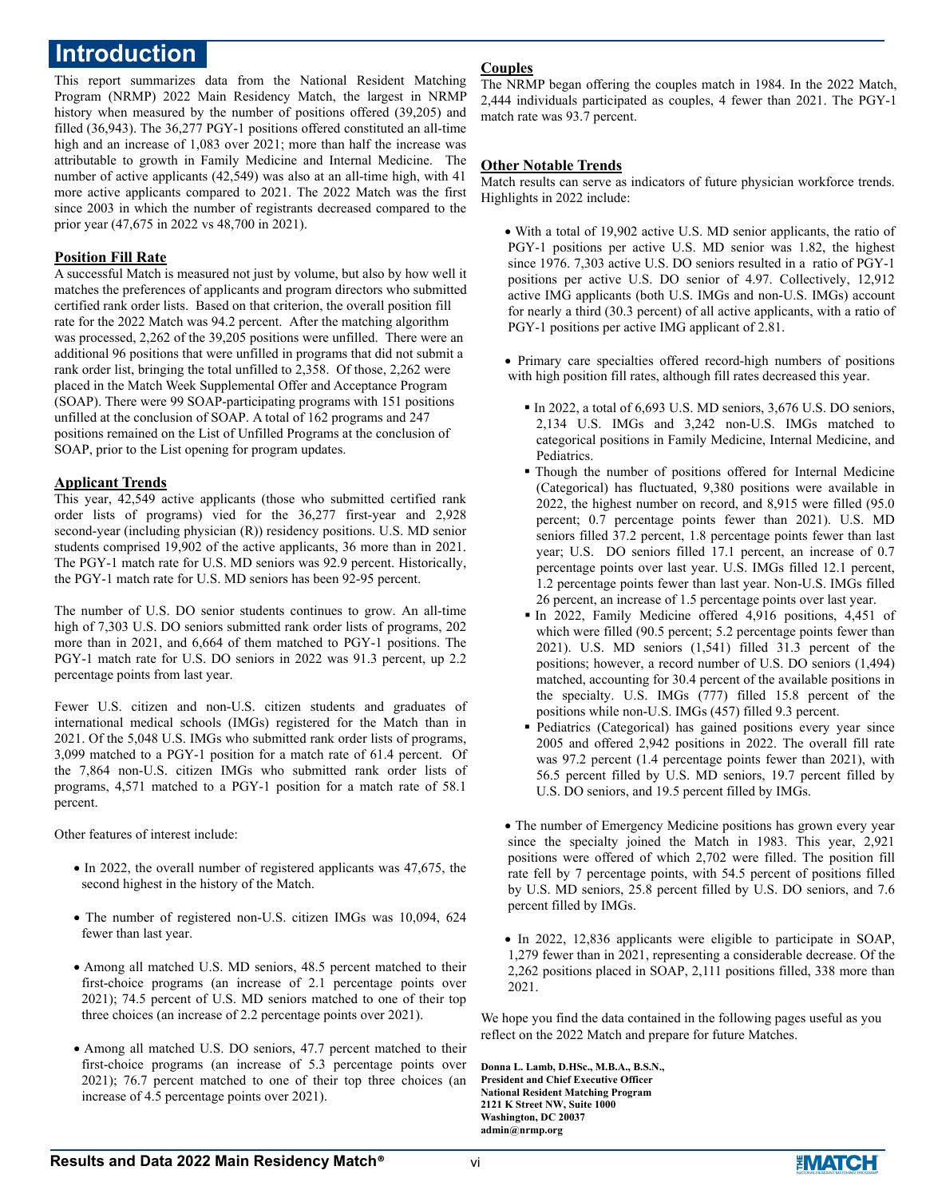# Introduction

This report summarizes data from the National Resident Matching Program (NRMP) 2022 Main Residency Match, the largest in NRMP history when measured by the number of positions offered (39,205) and filled (36,943). The 36,277 PGY-1 positions offered constituted an all-time high and an increase of 1,083 over 2021; more than half the increase was attributable to growth in Family Medicine and Internal Medicine. The number of active applicants (42,549) was also at an all-time high, with 41 more active applicants compared to 2021. The 2022 Match was the first since 2003 in which the number of registrants decreased compared to the prior year (47,675 in 2022 vs 48,700 in 2021).

## Position Fill Rate

A successful Match is measured not just by volume, but also by how well it matches the preferences of applicants and program directors who submitted certified rank order lists. Based on that criterion, the overall position fill rate for the 2022 Match was 94.2 percent. After the matching algorithm was processed, 2,262 of the 39,205 positions were unfilled. There were an additional 96 positions that were unfilled in programs that did not submit a rank order list, bringing the total unfilled to 2,358. Of those, 2,262 were placed in the Match Week Supplemental Offer and Acceptance Program (SOAP). There were 99 SOAP-participating programs with 151 positions unfilled at the conclusion of SOAP. A total of 162 programs and 247 positions remained on the List of Unfilled Programs at the conclusion of SOAP, prior to the List opening for program updates.

## Applicant Trends

This year, 42,549 active applicants (those who submitted certified rank order lists of programs) vied for the 36,277 first-year and 2,928 second-year (including physician (R)) residency positions. U.S. MD senior students comprised 19,902 of the active applicants, 36 more than in 2021. The PGY-1 match rate for U.S. MD seniors was 92.9 percent. Historically, the PGY-1 match rate for U.S. MD seniors has been 92-95 percent.

The number of U.S. DO senior students continues to grow. An all-time high of 7,303 U.S. DO seniors submitted rank order lists of programs, 202 more than in 2021, and 6,664 of them matched to PGY-1 positions. The PGY-1 match rate for U.S. DO seniors in 2022 was 91.3 percent, up 2.2 percentage points from last year.

Fewer U.S. citizen and non-U.S. citizen students and graduates of international medical schools (IMGs) registered for the Match than in 2021. Of the 5,048 U.S. IMGs who submitted rank order lists of programs, 3,099 matched to a PGY-1 position for a match rate of 61.4 percent. Of the 7,864 non-U.S. citizen IMGs who submitted rank order lists of programs, 4,571 matched to a PGY-1 position for a match rate of 58.1 percent.

Other features of interest include:

- In 2022, the overall number of registered applicants was 47,675, the second highest in the history of the Match.
- The number of registered non-U.S. citizen IMGs was 10,094, 624 fewer than last year.
- Among all matched U.S. MD seniors, 48.5 percent matched to their first-choice programs (an increase of 2.1 percentage points over 2021); 74.5 percent of U.S. MD seniors matched to one of their top three choices (an increase of 2.2 percentage points over 2021).
- Among all matched U.S. DO seniors, 47.7 percent matched to their first-choice programs (an increase of 5.3 percentage points over 2021); 76.7 percent matched to one of their top three choices (an increase of 4.5 percentage points over 2021).

## Couples

The NRMP began offering the couples match in 1984. In the 2022 Match, 2,444 individuals participated as couples, 4 fewer than 2021. The PGY-1 match rate was 93.7 percent.

## Other Notable Trends

Match results can serve as indicators of future physician workforce trends. Highlights in 2022 include:

- With a total of 19,902 active U.S. MD senior applicants, the ratio of PGY-1 positions per active U.S. MD senior was 1.82, the highest since 1976. 7,303 active U.S. DO seniors resulted in a ratio of PGY-1 positions per active U.S. DO senior of 4.97. Collectively, 12,912 active IMG applicants (both U.S. IMGs and non-U.S. IMGs) account for nearly a third (30.3 percent) of all active applicants, with a ratio of PGY-1 positions per active IMG applicant of 2.81.
- Primary care specialties offered record-high numbers of positions with high position fill rates, although fill rates decreased this year.
  - In 2022, a total of 6,693 U.S. MD seniors, 3,676 U.S. DO seniors, 2,134 U.S. IMGs and 3,242 non-U.S. IMGs matched to categorical positions in Family Medicine, Internal Medicine, and Pediatrics.
  - Though the number of positions offered for Internal Medicine (Categorical) has fluctuated, 9,380 positions were available in 2022, the highest number on record, and 8,915 were filled (95.0 percent; 0.7 percentage points fewer than 2021). U.S. MD seniors filled 37.2 percent, 1.8 percentage points fewer than last year; U.S. DO seniors filled 17.1 percent, an increase of 0.7 percentage points over last year. U.S. IMGs filled 12.1 percent, 1.2 percentage points fewer than last year. Non-U.S. IMGs filled 26 percent, an increase of 1.5 percentage points over last year.
  - In 2022, Family Medicine offered 4,916 positions, 4,451 of which were filled (90.5 percent; 5.2 percentage points fewer than 2021). U.S. MD seniors (1,541) filled 31.3 percent of the positions; however, a record number of U.S. DO seniors (1,494) matched, accounting for 30.4 percent of the available positions in the specialty. U.S. IMGs (777) filled 15.8 percent of the positions while non-U.S. IMGs (457) filled 9.3 percent.
  - Pediatrics (Categorical) has gained positions every year since 2005 and offered 2,942 positions in 2022. The overall fill rate was 97.2 percent (1.4 percentage points fewer than 2021), with 56.5 percent filled by U.S. MD seniors, 19.7 percent filled by U.S. DO seniors, and 19.5 percent filled by IMGs.
- The number of Emergency Medicine positions has grown every year since the specialty joined the Match in 1983. This year, 2,921 positions were offered of which 2,702 were filled. The position fill rate fell by 7 percentage points, with 54.5 percent of positions filled by U.S. MD seniors, 25.8 percent filled by U.S. DO seniors, and 7.6 percent filled by IMGs.
- In 2022, 12,836 applicants were eligible to participate in SOAP, 1,279 fewer than in 2021, representing a considerable decrease. Of the 2,262 positions placed in SOAP, 2,111 positions filled, 338 more than 2021.

We hope you find the data contained in the following pages useful as you reflect on the 2022 Match and prepare for future Matches.

**Donna L. Lamb, D.HSc., M.B.A., B.S.N.**
**President and Chief Executive Officer**
**National Resident Matching Program**
**2121 K Street NW, Suite 1000**
**Washington, DC 20037**
**admin@nrmp.org**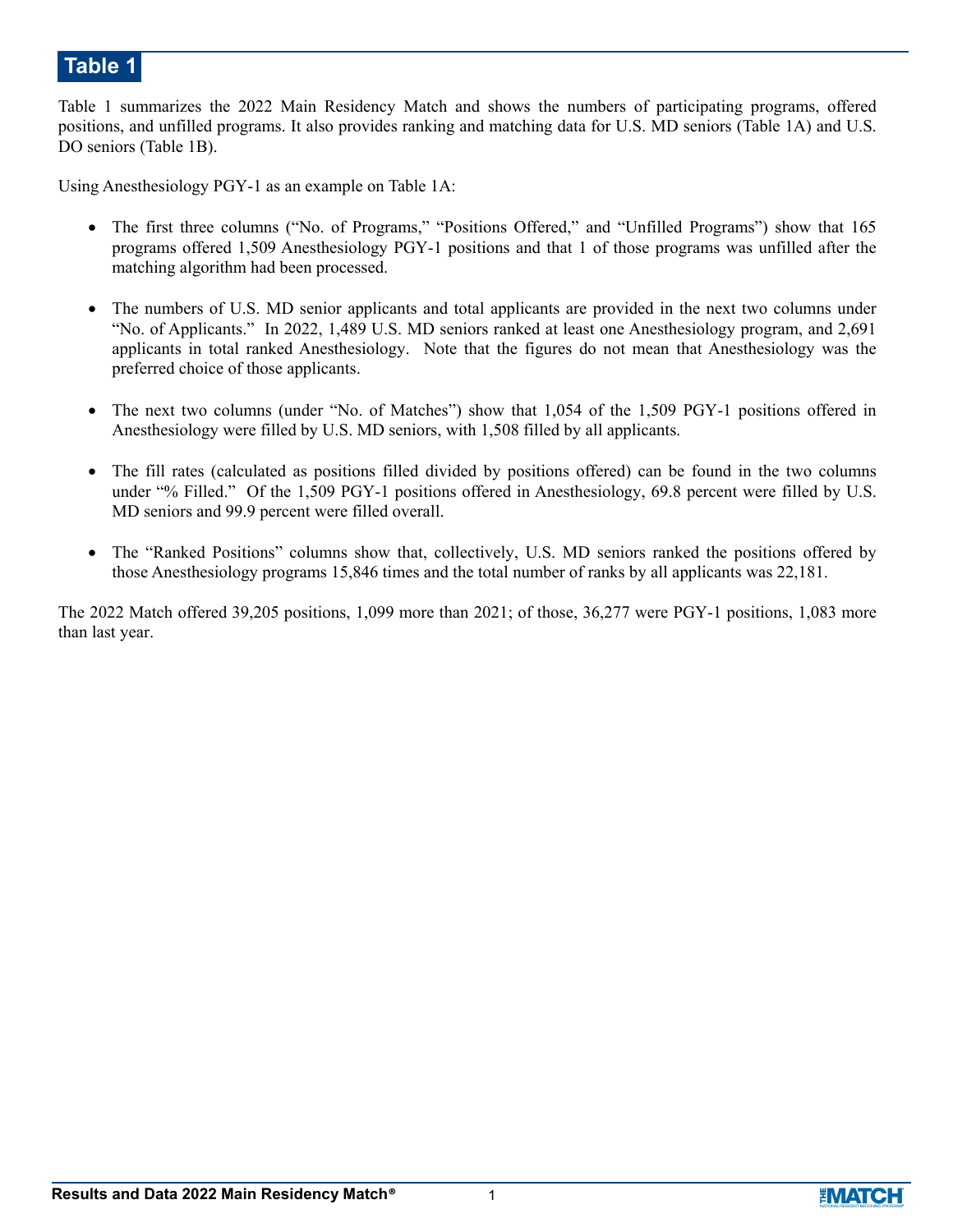# Table 1

Table 1 summarizes the 2022 Main Residency Match and shows the numbers of participating programs, offered positions, and unfilled programs. It also provides ranking and matching data for U.S. MD seniors (Table 1A) and U.S. DO seniors (Table 1B).

Using Anesthesiology PGY-1 as an example on Table 1A:

- The first three columns ("No. of Programs," "Positions Offered," and "Unfilled Programs") show that 165 programs offered 1,509 Anesthesiology PGY-1 positions and that 1 of those programs was unfilled after the matching algorithm had been processed.
- The numbers of U.S. MD senior applicants and total applicants are provided in the next two columns under "No. of Applicants." In 2022, 1,489 U.S. MD seniors ranked at least one Anesthesiology program, and 2,691 applicants in total ranked Anesthesiology. Note that the figures do not mean that Anesthesiology was the preferred choice of those applicants.
- The next two columns (under "No. of Matches") show that 1,054 of the 1,509 PGY-1 positions offered in Anesthesiology were filled by U.S. MD seniors, with 1,508 filled by all applicants.
- The fill rates (calculated as positions filled divided by positions offered) can be found in the two columns under "% Filled." Of the 1,509 PGY-1 positions offered in Anesthesiology, 69.8 percent were filled by U.S. MD seniors and 99.9 percent were filled overall.
- The "Ranked Positions" columns show that, collectively, U.S. MD seniors ranked the positions offered by those Anesthesiology programs 15,846 times and the total number of ranks by all applicants was 22,181.

The 2022 Match offered 39,205 positions, 1,099 more than 2021; of those, 36,277 were PGY-1 positions, 1,083 more than last year.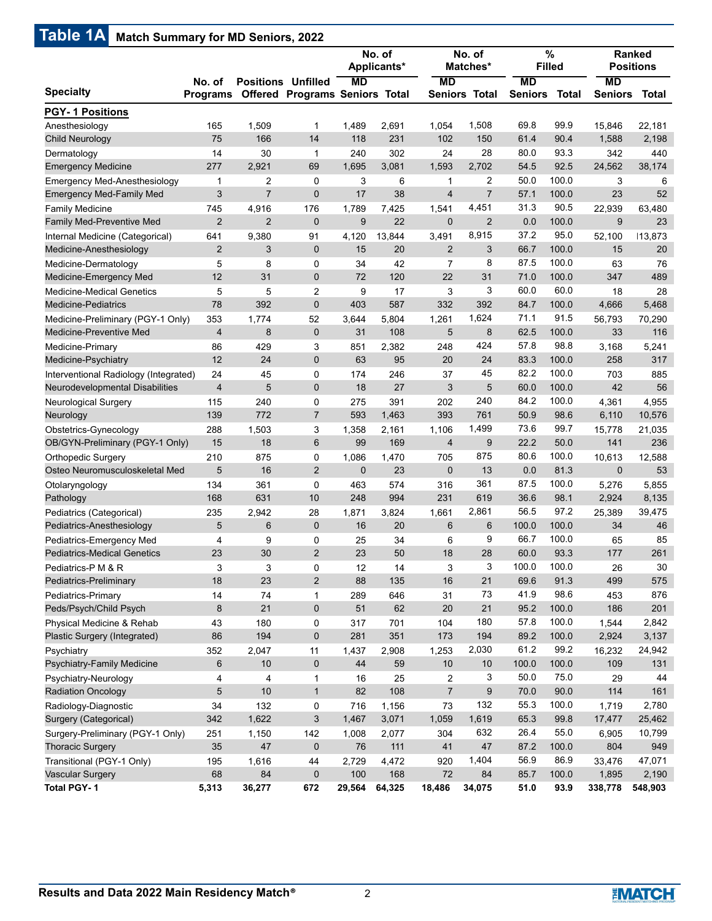# Table 1A Match Summary for MD Seniors, 2022

| Specialty | No. of Programs | Positions Offered | Unfilled Programs | No. of Applicants* | | No. of Matches* | | % Filled | | Ranked Positions | |
|---|---|---|---|---|---|---|---|---|---|---|---|
| | | | | MD Seniors | Total | MD Seniors | Total | MD Seniors | Total | MD Seniors | Total |
| **PGY- 1 Positions** | | | | | | | | | | | |
| Anesthesiology | 165 | 1,509 | 1 | 1,489 | 2,691 | 1,054 | 1,508 | 69.8 | 99.9 | 15,846 | 22,181 |
| Child Neurology | 75 | 166 | 14 | 118 | 231 | 102 | 150 | 61.4 | 90.4 | 1,588 | 2,198 |
| Dermatology | 14 | 30 | 1 | 240 | 302 | 24 | 28 | 80.0 | 93.3 | 342 | 440 |
| Emergency Medicine | 277 | 2,921 | 69 | 1,695 | 3,081 | 1,593 | 2,702 | 54.5 | 92.5 | 24,562 | 38,174 |
| Emergency Med-Anesthesiology | 1 | 2 | 0 | 3 | 6 | 1 | 2 | 50.0 | 100.0 | 3 | 6 |
| Emergency Med-Family Med | 3 | 7 | 0 | 17 | 38 | 4 | 7 | 57.1 | 100.0 | 23 | 52 |
| Family Medicine | 745 | 4,916 | 176 | 1,789 | 7,425 | 1,541 | 4,451 | 31.3 | 90.5 | 22,939 | 63,480 |
| Family Med-Preventive Med | 2 | 2 | 0 | 9 | 22 | 0 | 2 | 0.0 | 100.0 | 9 | 23 |
| Internal Medicine (Categorical) | 641 | 9,380 | 91 | 4,120 | 13,844 | 3,491 | 8,915 | 37.2 | 95.0 | 52,100 | 113,873 |
| Medicine-Anesthesiology | 2 | 3 | 0 | 15 | 20 | 2 | 3 | 66.7 | 100.0 | 15 | 20 |
| Medicine-Dermatology | 5 | 8 | 0 | 34 | 42 | 7 | 8 | 87.5 | 100.0 | 63 | 76 |
| Medicine-Emergency Med | 12 | 31 | 0 | 72 | 120 | 22 | 31 | 71.0 | 100.0 | 347 | 489 |
| Medicine-Medical Genetics | 5 | 5 | 2 | 9 | 17 | 3 | 3 | 60.0 | 60.0 | 18 | 28 |
| Medicine-Pediatrics | 78 | 392 | 0 | 403 | 587 | 332 | 392 | 84.7 | 100.0 | 4,666 | 5,468 |
| Medicine-Preliminary (PGY-1 Only) | 353 | 1,774 | 52 | 3,644 | 5,804 | 1,261 | 1,624 | 71.1 | 91.5 | 56,793 | 70,290 |
| Medicine-Preventive Med | 4 | 8 | 0 | 31 | 108 | 5 | 8 | 62.5 | 100.0 | 33 | 116 |
| Medicine-Primary | 86 | 429 | 3 | 851 | 2,382 | 248 | 424 | 57.8 | 98.8 | 3,168 | 5,241 |
| Medicine-Psychiatry | 12 | 24 | 0 | 63 | 95 | 20 | 24 | 83.3 | 100.0 | 258 | 317 |
| Interventional Radiology (Integrated) | 24 | 45 | 0 | 174 | 246 | 37 | 45 | 82.2 | 100.0 | 703 | 885 |
| Neurodevelopmental Disabilities | 4 | 5 | 0 | 18 | 27 | 3 | 5 | 60.0 | 100.0 | 42 | 56 |
| Neurological Surgery | 115 | 240 | 0 | 275 | 391 | 202 | 240 | 84.2 | 100.0 | 4,361 | 4,955 |
| Neurology | 139 | 772 | 7 | 593 | 1,463 | 393 | 761 | 50.9 | 98.6 | 6,110 | 10,576 |
| Obstetrics-Gynecology | 288 | 1,503 | 3 | 1,358 | 2,161 | 1,106 | 1,499 | 73.6 | 99.7 | 15,778 | 21,035 |
| OB/GYN-Preliminary (PGY-1 Only) | 15 | 18 | 6 | 99 | 169 | 4 | 9 | 22.2 | 50.0 | 141 | 236 |
| Orthopedic Surgery | 210 | 875 | 0 | 1,086 | 1,470 | 705 | 875 | 80.6 | 100.0 | 10,613 | 12,588 |
| Osteo Neuromusculoskeletal Med | 5 | 16 | 2 | 0 | 23 | 0 | 13 | 0.0 | 81.3 | 0 | 53 |
| Otolaryngology | 134 | 361 | 0 | 463 | 574 | 316 | 361 | 87.5 | 100.0 | 5,276 | 5,855 |
| Pathology | 168 | 631 | 10 | 248 | 994 | 231 | 619 | 36.6 | 98.1 | 2,924 | 8,135 |
| Pediatrics (Categorical) | 235 | 2,942 | 28 | 1,871 | 3,824 | 1,661 | 2,861 | 56.5 | 97.2 | 25,389 | 39,475 |
| Pediatrics-Anesthesiology | 5 | 6 | 0 | 16 | 20 | 6 | 6 | 100.0 | 100.0 | 34 | 46 |
| Pediatrics-Emergency Med | 4 | 9 | 0 | 25 | 34 | 6 | 9 | 66.7 | 100.0 | 65 | 85 |
| Pediatrics-Medical Genetics | 23 | 30 | 2 | 23 | 50 | 18 | 28 | 60.0 | 93.3 | 177 | 261 |
| Pediatrics-P M & R | 3 | 3 | 0 | 12 | 14 | 3 | 3 | 100.0 | 100.0 | 26 | 30 |
| Pediatrics-Preliminary | 18 | 23 | 2 | 88 | 135 | 16 | 21 | 69.6 | 91.3 | 499 | 575 |
| Pediatrics-Primary | 14 | 74 | 1 | 289 | 646 | 31 | 73 | 41.9 | 98.6 | 453 | 876 |
| Peds/Psych/Child Psych | 8 | 21 | 0 | 51 | 62 | 20 | 21 | 95.2 | 100.0 | 186 | 201 |
| Physical Medicine & Rehab | 43 | 180 | 0 | 317 | 701 | 104 | 180 | 57.8 | 100.0 | 1,544 | 2,842 |
| Plastic Surgery (Integrated) | 86 | 194 | 0 | 281 | 351 | 173 | 194 | 89.2 | 100.0 | 2,924 | 3,137 |
| Psychiatry | 352 | 2,047 | 11 | 1,437 | 2,908 | 1,253 | 2,030 | 61.2 | 99.2 | 16,232 | 24,942 |
| Psychiatry-Family Medicine | 6 | 10 | 0 | 44 | 59 | 10 | 10 | 100.0 | 100.0 | 109 | 131 |
| Psychiatry-Neurology | 4 | 4 | 1 | 16 | 25 | 2 | 3 | 50.0 | 75.0 | 29 | 44 |
| Radiation Oncology | 5 | 10 | 1 | 82 | 108 | 7 | 9 | 70.0 | 90.0 | 114 | 161 |
| Radiology-Diagnostic | 34 | 132 | 0 | 716 | 1,156 | 73 | 132 | 55.3 | 100.0 | 1,719 | 2,780 |
| Surgery (Categorical) | 342 | 1,622 | 3 | 1,467 | 3,071 | 1,059 | 1,619 | 65.3 | 99.8 | 17,477 | 25,462 |
| Surgery-Preliminary (PGY-1 Only) | 251 | 1,150 | 142 | 1,008 | 2,077 | 304 | 632 | 26.4 | 55.0 | 6,905 | 10,799 |
| Thoracic Surgery | 35 | 47 | 0 | 76 | 111 | 41 | 47 | 87.2 | 100.0 | 804 | 949 |
| Transitional (PGY-1 Only) | 195 | 1,616 | 44 | 2,729 | 4,472 | 920 | 1,404 | 56.9 | 86.9 | 33,476 | 47,071 |
| Vascular Surgery | 68 | 84 | 0 | 100 | 168 | 72 | 84 | 85.7 | 100.0 | 1,895 | 2,190 |
| **Total PGY- 1** | **5,313** | **36,277** | **672** | **29,564** | **64,325** | **18,486** | **34,075** | **51.0** | **93.9** | **338,778** | **548,903** |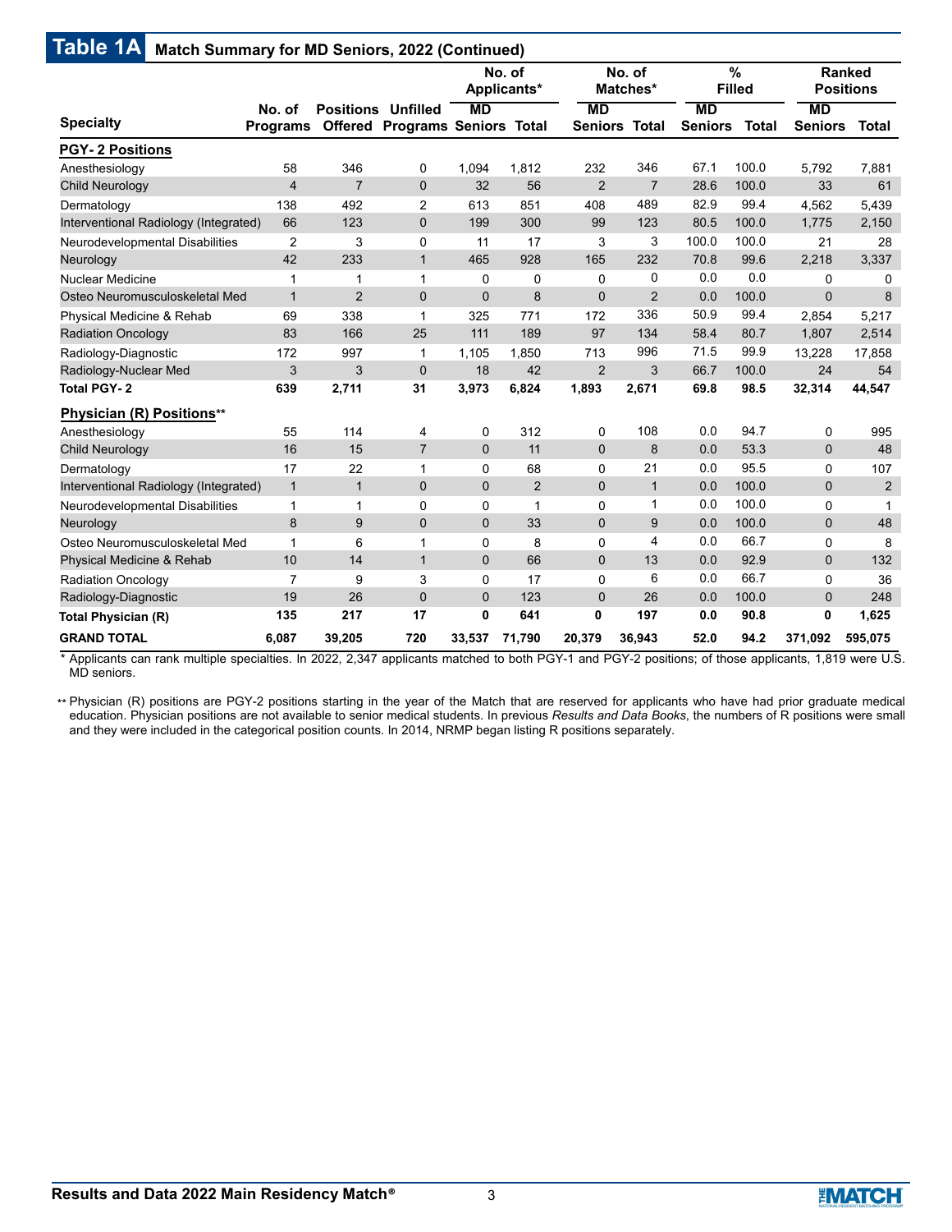## Table 1A Match Summary for MD Seniors, 2022 (Continued)

| Specialty | No. of Programs | Positions Offered | Unfilled Programs | No. of Applicants* | | No. of Matches* | | % Filled | | Ranked Positions | |
|---|---|---|---|---|---|---|---|---|---|---|---|
| | | | | MD Seniors | Total | MD Seniors | Total | MD Seniors | Total | MD Seniors | Total |
| **PGY- 2 Positions** | | | | | | | | | | | |
| Anesthesiology | 58 | 346 | 0 | 1,094 | 1,812 | 232 | 346 | 67.1 | 100.0 | 5,792 | 7,881 |
| Child Neurology | 4 | 7 | 0 | 32 | 56 | 2 | 7 | 28.6 | 100.0 | 33 | 61 |
| Dermatology | 138 | 492 | 2 | 613 | 851 | 408 | 489 | 82.9 | 99.4 | 4,562 | 5,439 |
| Interventional Radiology (Integrated) | 66 | 123 | 0 | 199 | 300 | 99 | 123 | 80.5 | 100.0 | 1,775 | 2,150 |
| Neurodevelopmental Disabilities | 2 | 3 | 0 | 11 | 17 | 3 | 3 | 100.0 | 100.0 | 21 | 28 |
| Neurology | 42 | 233 | 1 | 465 | 928 | 165 | 232 | 70.8 | 99.6 | 2,218 | 3,337 |
| Nuclear Medicine | 1 | 1 | 1 | 0 | 0 | 0 | 0 | 0.0 | 0.0 | 0 | 0 |
| Osteo Neuromusculoskeletal Med | 1 | 2 | 0 | 0 | 8 | 0 | 2 | 0.0 | 100.0 | 0 | 8 |
| Physical Medicine & Rehab | 69 | 338 | 1 | 325 | 771 | 172 | 336 | 50.9 | 99.4 | 2,854 | 5,217 |
| Radiation Oncology | 83 | 166 | 25 | 111 | 189 | 97 | 134 | 58.4 | 80.7 | 1,807 | 2,514 |
| Radiology-Diagnostic | 172 | 997 | 1 | 1,105 | 1,850 | 713 | 996 | 71.5 | 99.9 | 13,228 | 17,858 |
| Radiology-Nuclear Med | 3 | 3 | 0 | 18 | 42 | 2 | 3 | 66.7 | 100.0 | 24 | 54 |
| **Total PGY- 2** | **639** | **2,711** | **31** | **3,973** | **6,824** | **1,893** | **2,671** | **69.8** | **98.5** | **32,314** | **44,547** |
| **Physician (R) Positions**** | | | | | | | | | | | |
| Anesthesiology | 55 | 114 | 4 | 0 | 312 | 0 | 108 | 0.0 | 94.7 | 0 | 995 |
| Child Neurology | 16 | 15 | 7 | 0 | 11 | 0 | 8 | 0.0 | 53.3 | 0 | 48 |
| Dermatology | 17 | 22 | 1 | 0 | 68 | 0 | 21 | 0.0 | 95.5 | 0 | 107 |
| Interventional Radiology (Integrated) | 1 | 1 | 0 | 0 | 2 | 0 | 1 | 0.0 | 100.0 | 0 | 2 |
| Neurodevelopmental Disabilities | 1 | 1 | 0 | 0 | 1 | 0 | 1 | 0.0 | 100.0 | 0 | 1 |
| Neurology | 8 | 9 | 0 | 0 | 33 | 0 | 9 | 0.0 | 100.0 | 0 | 48 |
| Osteo Neuromusculoskeletal Med | 1 | 6 | 1 | 0 | 8 | 0 | 4 | 0.0 | 66.7 | 0 | 8 |
| Physical Medicine & Rehab | 10 | 14 | 1 | 0 | 66 | 0 | 13 | 0.0 | 92.9 | 0 | 132 |
| Radiation Oncology | 7 | 9 | 3 | 0 | 17 | 0 | 6 | 0.0 | 66.7 | 0 | 36 |
| Radiology-Diagnostic | 19 | 26 | 0 | 0 | 123 | 0 | 26 | 0.0 | 100.0 | 0 | 248 |
| **Total Physician (R)** | **135** | **217** | **17** | **0** | **641** | **0** | **197** | **0.0** | **90.8** | **0** | **1,625** |
| **GRAND TOTAL** | **6,087** | **39,205** | **720** | **33,537** | **71,790** | **20,379** | **36,943** | **52.0** | **94.2** | **371,092** | **595,075** |

\* Applicants can rank multiple specialties. In 2022, 2,347 applicants matched to both PGY-1 and PGY-2 positions; of those applicants, 1,819 were U.S. MD seniors.

** Physician (R) positions are PGY-2 positions starting in the year of the Match that are reserved for applicants who have had prior graduate medical education. Physician positions are not available to senior medical students. In previous *Results and Data Books*, the numbers of R positions were small and they were included in the categorical position counts. In 2014, NRMP began listing R positions separately.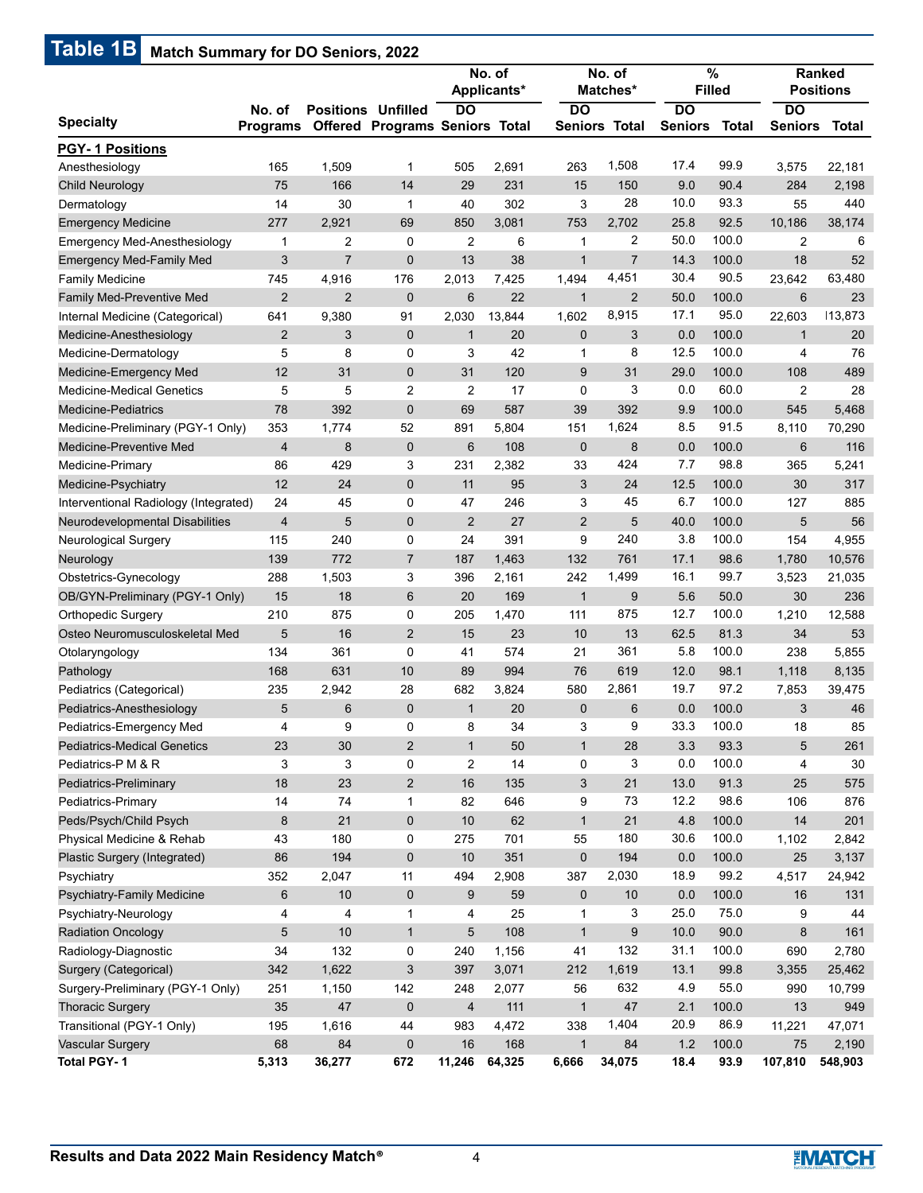## Table 1B Match Summary for DO Seniors, 2022

| Specialty | No. of Programs | Positions Offered | Unfilled Programs | No. of Applicants* DO Seniors | No. of Applicants* Total | No. of Matches* DO Seniors | No. of Matches* Total | % Filled DO Seniors | % Filled Total | Ranked Positions DO Seniors | Ranked Positions Total |
|---|---|---|---|---|---|---|---|---|---|---|---|
| **PGY- 1 Positions** | | | | | | | | | | | |
| Anesthesiology | 165 | 1,509 | 1 | 505 | 2,691 | 263 | 1,508 | 17.4 | 99.9 | 3,575 | 22,181 |
| Child Neurology | 75 | 166 | 14 | 29 | 231 | 15 | 150 | 9.0 | 90.4 | 284 | 2,198 |
| Dermatology | 14 | 30 | 1 | 40 | 302 | 3 | 28 | 10.0 | 93.3 | 55 | 440 |
| Emergency Medicine | 277 | 2,921 | 69 | 850 | 3,081 | 753 | 2,702 | 25.8 | 92.5 | 10,186 | 38,174 |
| Emergency Med-Anesthesiology | 1 | 2 | 0 | 2 | 6 | 1 | 2 | 50.0 | 100.0 | 2 | 6 |
| Emergency Med-Family Med | 3 | 7 | 0 | 13 | 38 | 1 | 7 | 14.3 | 100.0 | 18 | 52 |
| Family Medicine | 745 | 4,916 | 176 | 2,013 | 7,425 | 1,494 | 4,451 | 30.4 | 90.5 | 23,642 | 63,480 |
| Family Med-Preventive Med | 2 | 2 | 0 | 6 | 22 | 1 | 2 | 50.0 | 100.0 | 6 | 23 |
| Internal Medicine (Categorical) | 641 | 9,380 | 91 | 2,030 | 13,844 | 1,602 | 8,915 | 17.1 | 95.0 | 22,603 | 113,873 |
| Medicine-Anesthesiology | 2 | 3 | 0 | 1 | 20 | 0 | 3 | 0.0 | 100.0 | 1 | 20 |
| Medicine-Dermatology | 5 | 8 | 0 | 3 | 42 | 1 | 8 | 12.5 | 100.0 | 4 | 76 |
| Medicine-Emergency Med | 12 | 31 | 0 | 31 | 120 | 9 | 31 | 29.0 | 100.0 | 108 | 489 |
| Medicine-Medical Genetics | 5 | 5 | 2 | 2 | 17 | 0 | 3 | 0.0 | 60.0 | 2 | 28 |
| Medicine-Pediatrics | 78 | 392 | 0 | 69 | 587 | 39 | 392 | 9.9 | 100.0 | 545 | 5,468 |
| Medicine-Preliminary (PGY-1 Only) | 353 | 1,774 | 52 | 891 | 5,804 | 151 | 1,624 | 8.5 | 91.5 | 8,110 | 70,290 |
| Medicine-Preventive Med | 4 | 8 | 0 | 6 | 108 | 0 | 8 | 0.0 | 100.0 | 6 | 116 |
| Medicine-Primary | 86 | 429 | 3 | 231 | 2,382 | 33 | 424 | 7.7 | 98.8 | 365 | 5,241 |
| Medicine-Psychiatry | 12 | 24 | 0 | 11 | 95 | 3 | 24 | 12.5 | 100.0 | 30 | 317 |
| Interventional Radiology (Integrated) | 24 | 45 | 0 | 47 | 246 | 3 | 45 | 6.7 | 100.0 | 127 | 885 |
| Neurodevelopmental Disabilities | 4 | 5 | 0 | 2 | 27 | 2 | 5 | 40.0 | 100.0 | 5 | 56 |
| Neurological Surgery | 115 | 240 | 0 | 24 | 391 | 9 | 240 | 3.8 | 100.0 | 154 | 4,955 |
| Neurology | 139 | 772 | 7 | 187 | 1,463 | 132 | 761 | 17.1 | 98.6 | 1,780 | 10,576 |
| Obstetrics-Gynecology | 288 | 1,503 | 3 | 396 | 2,161 | 242 | 1,499 | 16.1 | 99.7 | 3,523 | 21,035 |
| OB/GYN-Preliminary (PGY-1 Only) | 15 | 18 | 6 | 20 | 169 | 1 | 9 | 5.6 | 50.0 | 30 | 236 |
| Orthopedic Surgery | 210 | 875 | 0 | 205 | 1,470 | 111 | 875 | 12.7 | 100.0 | 1,210 | 12,588 |
| Osteo Neuromusculoskeletal Med | 5 | 16 | 2 | 15 | 23 | 10 | 13 | 62.5 | 81.3 | 34 | 53 |
| Otolaryngology | 134 | 361 | 0 | 41 | 574 | 21 | 361 | 5.8 | 100.0 | 238 | 5,855 |
| Pathology | 168 | 631 | 10 | 89 | 994 | 76 | 619 | 12.0 | 98.1 | 1,118 | 8,135 |
| Pediatrics (Categorical) | 235 | 2,942 | 28 | 682 | 3,824 | 580 | 2,861 | 19.7 | 97.2 | 7,853 | 39,475 |
| Pediatrics-Anesthesiology | 5 | 6 | 0 | 1 | 20 | 0 | 6 | 0.0 | 100.0 | 3 | 46 |
| Pediatrics-Emergency Med | 4 | 9 | 0 | 8 | 34 | 3 | 9 | 33.3 | 100.0 | 18 | 85 |
| Pediatrics-Medical Genetics | 23 | 30 | 2 | 1 | 50 | 1 | 28 | 3.3 | 93.3 | 5 | 261 |
| Pediatrics-P M & R | 3 | 3 | 0 | 2 | 14 | 0 | 3 | 0.0 | 100.0 | 4 | 30 |
| Pediatrics-Preliminary | 18 | 23 | 2 | 16 | 135 | 3 | 21 | 13.0 | 91.3 | 25 | 575 |
| Pediatrics-Primary | 14 | 74 | 1 | 82 | 646 | 9 | 73 | 12.2 | 98.6 | 106 | 876 |
| Peds/Psych/Child Psych | 8 | 21 | 0 | 10 | 62 | 1 | 21 | 4.8 | 100.0 | 14 | 201 |
| Physical Medicine & Rehab | 43 | 180 | 0 | 275 | 701 | 55 | 180 | 30.6 | 100.0 | 1,102 | 2,842 |
| Plastic Surgery (Integrated) | 86 | 194 | 0 | 10 | 351 | 0 | 194 | 0.0 | 100.0 | 25 | 3,137 |
| Psychiatry | 352 | 2,047 | 11 | 494 | 2,908 | 387 | 2,030 | 18.9 | 99.2 | 4,517 | 24,942 |
| Psychiatry-Family Medicine | 6 | 10 | 0 | 9 | 59 | 0 | 10 | 0.0 | 100.0 | 16 | 131 |
| Psychiatry-Neurology | 4 | 4 | 1 | 4 | 25 | 1 | 3 | 25.0 | 75.0 | 9 | 44 |
| Radiation Oncology | 5 | 10 | 1 | 5 | 108 | 1 | 9 | 10.0 | 90.0 | 8 | 161 |
| Radiology-Diagnostic | 34 | 132 | 0 | 240 | 1,156 | 41 | 132 | 31.1 | 100.0 | 690 | 2,780 |
| Surgery (Categorical) | 342 | 1,622 | 3 | 397 | 3,071 | 212 | 1,619 | 13.1 | 99.8 | 3,355 | 25,462 |
| Surgery-Preliminary (PGY-1 Only) | 251 | 1,150 | 142 | 248 | 2,077 | 56 | 632 | 4.9 | 55.0 | 990 | 10,799 |
| Thoracic Surgery | 35 | 47 | 0 | 4 | 111 | 1 | 47 | 2.1 | 100.0 | 13 | 949 |
| Transitional (PGY-1 Only) | 195 | 1,616 | 44 | 983 | 4,472 | 338 | 1,404 | 20.9 | 86.9 | 11,221 | 47,071 |
| Vascular Surgery | 68 | 84 | 0 | 16 | 168 | 1 | 84 | 1.2 | 100.0 | 75 | 2,190 |
| **Total PGY- 1** | **5,313** | **36,277** | **672** | **11,246** | **64,325** | **6,666** | **34,075** | **18.4** | **93.9** | **107,810** | **548,903** |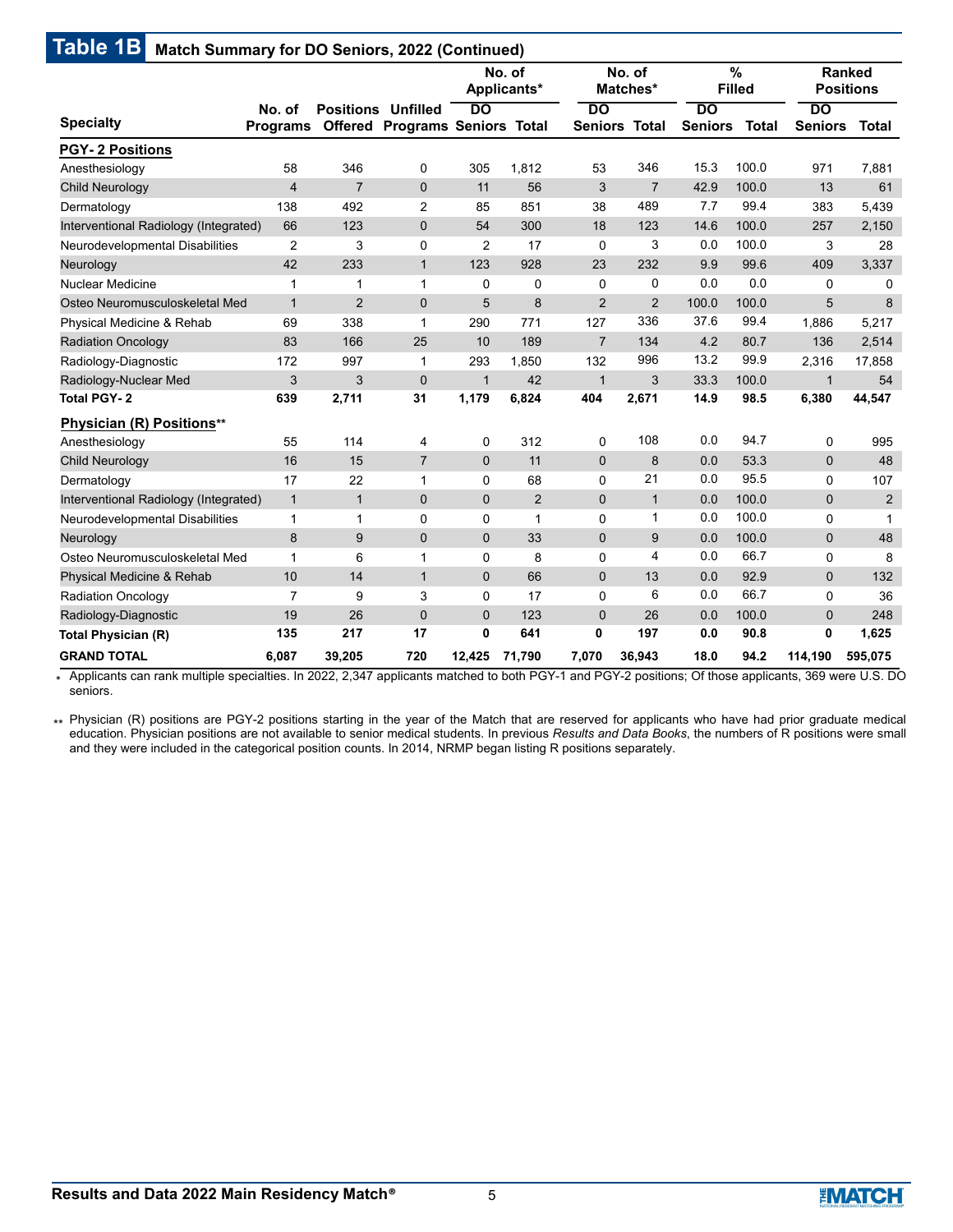## Table 1B Match Summary for DO Seniors, 2022 (Continued)

| Specialty | No. of Programs | Positions Offered | Unfilled Programs | No. of Applicants* | | No. of Matches* | | % Filled | | Ranked Positions | |
|---|---|---|---|---|---|---|---|---|---|---|---|
| | | | | DO Seniors | Total | DO Seniors | Total | DO Seniors | Total | DO Seniors | Total |
| **PGY- 2 Positions** | | | | | | | | | | | |
| Anesthesiology | 58 | 346 | 0 | 305 | 1,812 | 53 | 346 | 15.3 | 100.0 | 971 | 7,881 |
| Child Neurology | 4 | 7 | 0 | 11 | 56 | 3 | 7 | 42.9 | 100.0 | 13 | 61 |
| Dermatology | 138 | 492 | 2 | 85 | 851 | 38 | 489 | 7.7 | 99.4 | 383 | 5,439 |
| Interventional Radiology (Integrated) | 66 | 123 | 0 | 54 | 300 | 18 | 123 | 14.6 | 100.0 | 257 | 2,150 |
| Neurodevelopmental Disabilities | 2 | 3 | 0 | 2 | 17 | 0 | 3 | 0.0 | 100.0 | 3 | 28 |
| Neurology | 42 | 233 | 1 | 123 | 928 | 23 | 232 | 9.9 | 99.6 | 409 | 3,337 |
| Nuclear Medicine | 1 | 1 | 1 | 0 | 0 | 0 | 0 | 0.0 | 0.0 | 0 | 0 |
| Osteo Neuromusculoskeletal Med | 1 | 2 | 0 | 5 | 8 | 2 | 2 | 100.0 | 100.0 | 5 | 8 |
| Physical Medicine & Rehab | 69 | 338 | 1 | 290 | 771 | 127 | 336 | 37.6 | 99.4 | 1,886 | 5,217 |
| Radiation Oncology | 83 | 166 | 25 | 10 | 189 | 7 | 134 | 4.2 | 80.7 | 136 | 2,514 |
| Radiology-Diagnostic | 172 | 997 | 1 | 293 | 1,850 | 132 | 996 | 13.2 | 99.9 | 2,316 | 17,858 |
| Radiology-Nuclear Med | 3 | 3 | 0 | 1 | 42 | 1 | 3 | 33.3 | 100.0 | 1 | 54 |
| **Total PGY- 2** | **639** | **2,711** | **31** | **1,179** | **6,824** | **404** | **2,671** | **14.9** | **98.5** | **6,380** | **44,547** |
| **Physician (R) Positions**** | | | | | | | | | | | |
| Anesthesiology | 55 | 114 | 4 | 0 | 312 | 0 | 108 | 0.0 | 94.7 | 0 | 995 |
| Child Neurology | 16 | 15 | 7 | 0 | 11 | 0 | 8 | 0.0 | 53.3 | 0 | 48 |
| Dermatology | 17 | 22 | 1 | 0 | 68 | 0 | 21 | 0.0 | 95.5 | 0 | 107 |
| Interventional Radiology (Integrated) | 1 | 1 | 0 | 0 | 2 | 0 | 1 | 0.0 | 100.0 | 0 | 2 |
| Neurodevelopmental Disabilities | 1 | 1 | 0 | 0 | 1 | 0 | 1 | 0.0 | 100.0 | 0 | 1 |
| Neurology | 8 | 9 | 0 | 0 | 33 | 0 | 9 | 0.0 | 100.0 | 0 | 48 |
| Osteo Neuromusculoskeletal Med | 1 | 6 | 1 | 0 | 8 | 0 | 4 | 0.0 | 66.7 | 0 | 8 |
| Physical Medicine & Rehab | 10 | 14 | 1 | 0 | 66 | 0 | 13 | 0.0 | 92.9 | 0 | 132 |
| Radiation Oncology | 7 | 9 | 3 | 0 | 17 | 0 | 6 | 0.0 | 66.7 | 0 | 36 |
| Radiology-Diagnostic | 19 | 26 | 0 | 0 | 123 | 0 | 26 | 0.0 | 100.0 | 0 | 248 |
| **Total Physician (R)** | **135** | **217** | **17** | **0** | **641** | **0** | **197** | **0.0** | **90.8** | **0** | **1,625** |
| **GRAND TOTAL** | **6,087** | **39,205** | **720** | **12,425** | **71,790** | **7,070** | **36,943** | **18.0** | **94.2** | **114,190** | **595,075** |

* Applicants can rank multiple specialties. In 2022, 2,347 applicants matched to both PGY-1 and PGY-2 positions; Of those applicants, 369 were U.S. DO seniors.

** Physician (R) positions are PGY-2 positions starting in the year of the Match that are reserved for applicants who have had prior graduate medical education. Physician positions are not available to senior medical students. In previous *Results and Data Books*, the numbers of R positions were small and they were included in the categorical position counts. In 2014, NRMP began listing R positions separately.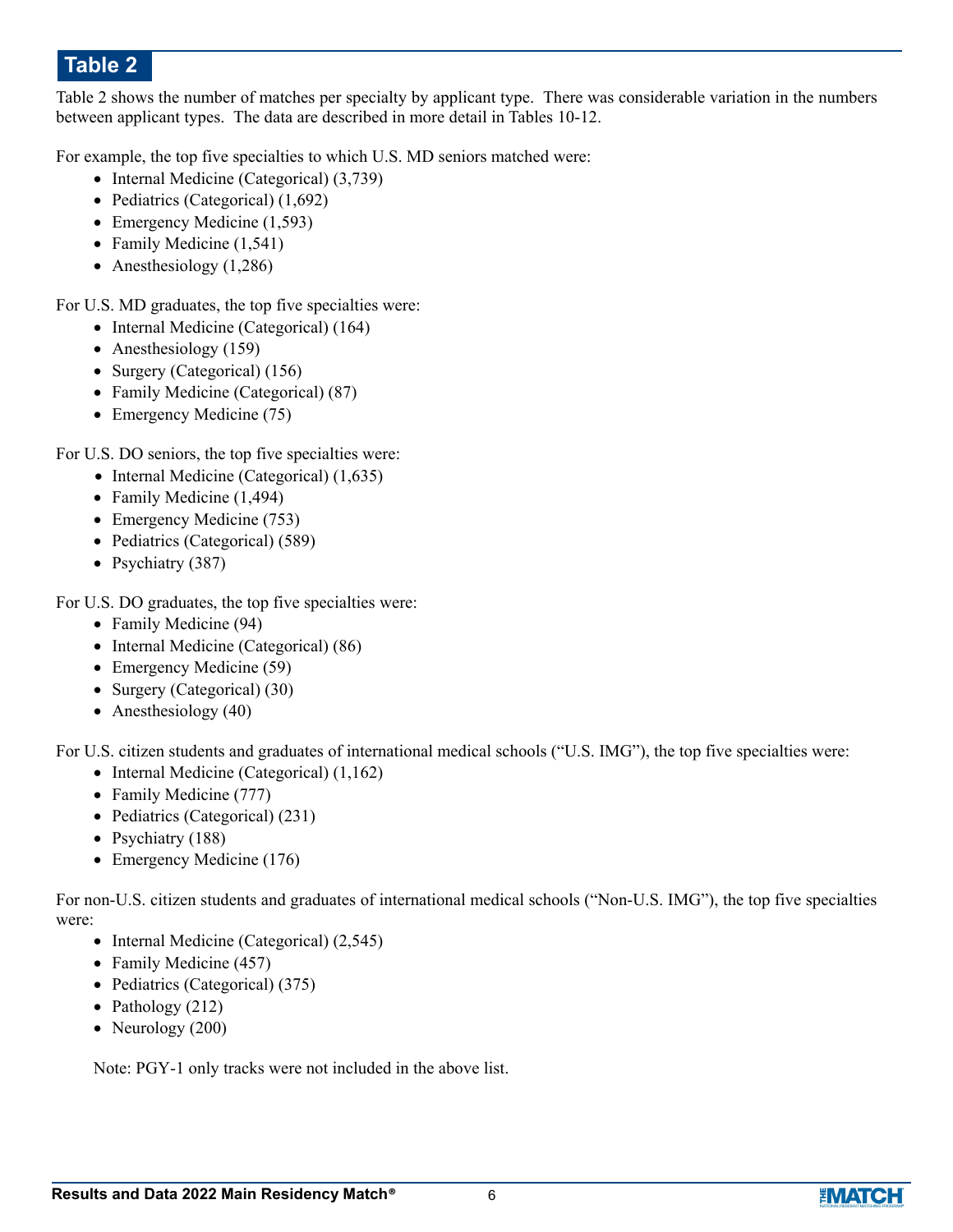## Table 2

Table 2 shows the number of matches per specialty by applicant type. There was considerable variation in the numbers between applicant types. The data are described in more detail in Tables 10-12.

For example, the top five specialties to which U.S. MD seniors matched were:

- Internal Medicine (Categorical) (3,739)
- Pediatrics (Categorical) (1,692)
- Emergency Medicine (1,593)
- Family Medicine (1,541)
- Anesthesiology (1,286)

For U.S. MD graduates, the top five specialties were:

- Internal Medicine (Categorical) (164)
- Anesthesiology (159)
- Surgery (Categorical) (156)
- Family Medicine (Categorical) (87)
- Emergency Medicine (75)

For U.S. DO seniors, the top five specialties were:

- Internal Medicine (Categorical) (1,635)
- Family Medicine (1,494)
- Emergency Medicine (753)
- Pediatrics (Categorical) (589)
- Psychiatry (387)

For U.S. DO graduates, the top five specialties were:

- Family Medicine (94)
- Internal Medicine (Categorical) (86)
- Emergency Medicine (59)
- Surgery (Categorical) (30)
- Anesthesiology (40)

For U.S. citizen students and graduates of international medical schools ("U.S. IMG"), the top five specialties were:

- Internal Medicine (Categorical) (1,162)
- Family Medicine (777)
- Pediatrics (Categorical) (231)
- Psychiatry (188)
- Emergency Medicine (176)

For non-U.S. citizen students and graduates of international medical schools ("Non-U.S. IMG"), the top five specialties were:

- Internal Medicine (Categorical) (2,545)
- Family Medicine (457)
- Pediatrics (Categorical) (375)
- Pathology (212)
- Neurology (200)

Note: PGY-1 only tracks were not included in the above list.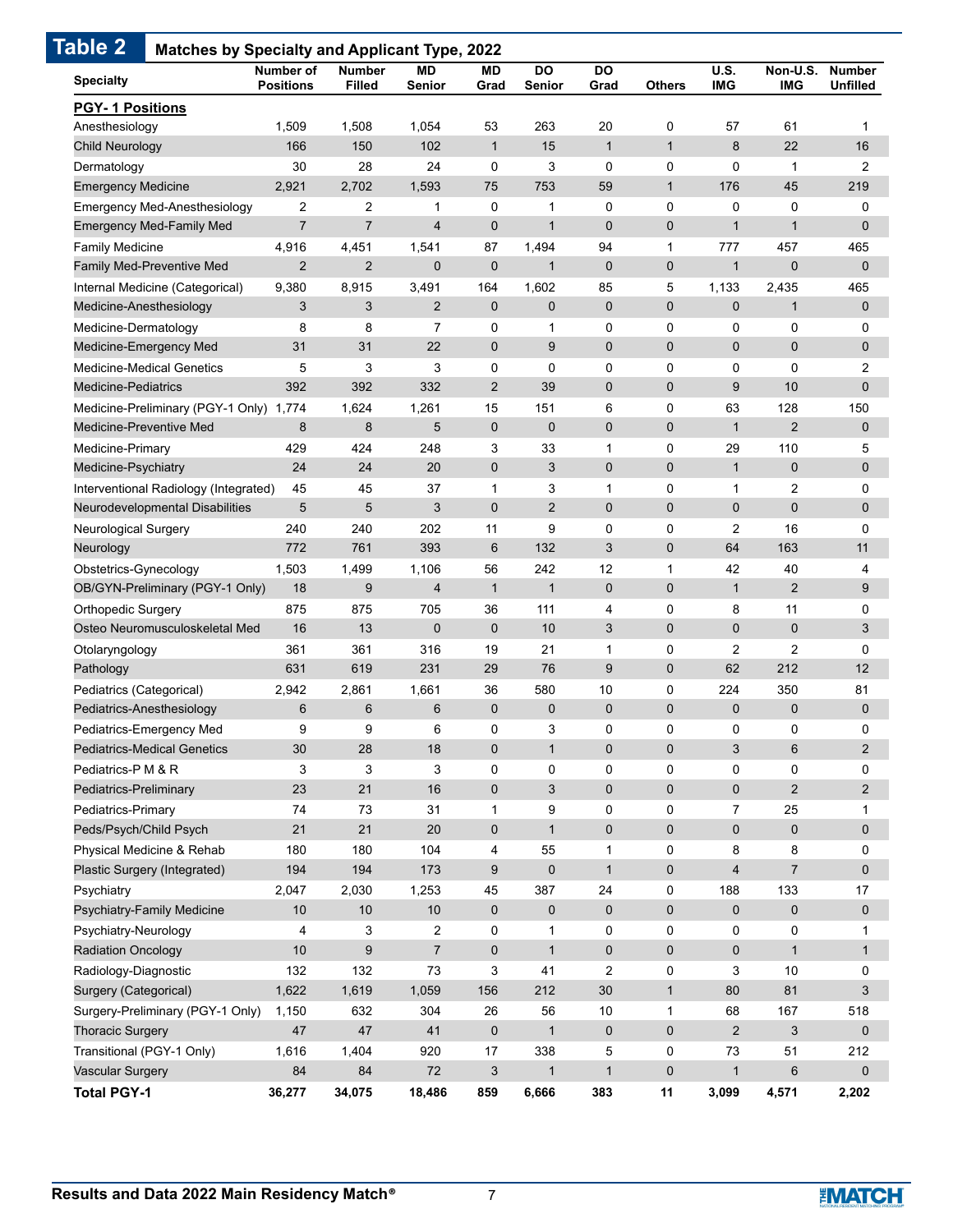## Table 2 Matches by Specialty and Applicant Type, 2022

| Specialty | Number of Positions | Number Filled | MD Senior | MD Grad | DO Senior | DO Grad | Others | U.S. IMG | Non-U.S. IMG | Number Unfilled |
|---|---|---|---|---|---|---|---|---|---|---|
| **PGY- 1 Positions** | | | | | | | | | | |
| Anesthesiology | 1,509 | 1,508 | 1,054 | 53 | 263 | 20 | 0 | 57 | 61 | 1 |
| Child Neurology | 166 | 150 | 102 | 1 | 15 | 1 | 1 | 8 | 22 | 16 |
| Dermatology | 30 | 28 | 24 | 0 | 3 | 0 | 0 | 0 | 1 | 2 |
| Emergency Medicine | 2,921 | 2,702 | 1,593 | 75 | 753 | 59 | 1 | 176 | 45 | 219 |
| Emergency Med-Anesthesiology | 2 | 2 | 1 | 0 | 1 | 0 | 0 | 0 | 0 | 0 |
| Emergency Med-Family Med | 7 | 7 | 4 | 0 | 1 | 0 | 0 | 1 | 1 | 0 |
| Family Medicine | 4,916 | 4,451 | 1,541 | 87 | 1,494 | 94 | 1 | 777 | 457 | 465 |
| Family Med-Preventive Med | 2 | 2 | 0 | 0 | 1 | 0 | 0 | 1 | 0 | 0 |
| Internal Medicine (Categorical) | 9,380 | 8,915 | 3,491 | 164 | 1,602 | 85 | 5 | 1,133 | 2,435 | 465 |
| Medicine-Anesthesiology | 3 | 3 | 2 | 0 | 0 | 0 | 0 | 0 | 1 | 0 |
| Medicine-Dermatology | 8 | 8 | 7 | 0 | 1 | 0 | 0 | 0 | 0 | 0 |
| Medicine-Emergency Med | 31 | 31 | 22 | 0 | 9 | 0 | 0 | 0 | 0 | 0 |
| Medicine-Medical Genetics | 5 | 3 | 3 | 0 | 0 | 0 | 0 | 0 | 0 | 2 |
| Medicine-Pediatrics | 392 | 392 | 332 | 2 | 39 | 0 | 0 | 9 | 10 | 0 |
| Medicine-Preliminary (PGY-1 Only) | 1,774 | 1,624 | 1,261 | 15 | 151 | 6 | 0 | 63 | 128 | 150 |
| Medicine-Preventive Med | 8 | 8 | 5 | 0 | 0 | 0 | 0 | 1 | 2 | 0 |
| Medicine-Primary | 429 | 424 | 248 | 3 | 33 | 1 | 0 | 29 | 110 | 5 |
| Medicine-Psychiatry | 24 | 24 | 20 | 0 | 3 | 0 | 0 | 1 | 0 | 0 |
| Interventional Radiology (Integrated) | 45 | 45 | 37 | 1 | 3 | 1 | 0 | 1 | 2 | 0 |
| Neurodevelopmental Disabilities | 5 | 5 | 3 | 0 | 2 | 0 | 0 | 0 | 0 | 0 |
| Neurological Surgery | 240 | 240 | 202 | 11 | 9 | 0 | 0 | 2 | 16 | 0 |
| Neurology | 772 | 761 | 393 | 6 | 132 | 3 | 0 | 64 | 163 | 11 |
| Obstetrics-Gynecology | 1,503 | 1,499 | 1,106 | 56 | 242 | 12 | 1 | 42 | 40 | 4 |
| OB/GYN-Preliminary (PGY-1 Only) | 18 | 9 | 4 | 1 | 1 | 0 | 0 | 1 | 2 | 9 |
| Orthopedic Surgery | 875 | 875 | 705 | 36 | 111 | 4 | 0 | 8 | 11 | 0 |
| Osteo Neuromusculoskeletal Med | 16 | 13 | 0 | 0 | 10 | 3 | 0 | 0 | 0 | 3 |
| Otolaryngology | 361 | 361 | 316 | 19 | 21 | 1 | 0 | 2 | 2 | 0 |
| Pathology | 631 | 619 | 231 | 29 | 76 | 9 | 0 | 62 | 212 | 12 |
| Pediatrics (Categorical) | 2,942 | 2,861 | 1,661 | 36 | 580 | 10 | 0 | 224 | 350 | 81 |
| Pediatrics-Anesthesiology | 6 | 6 | 6 | 0 | 0 | 0 | 0 | 0 | 0 | 0 |
| Pediatrics-Emergency Med | 9 | 9 | 6 | 0 | 3 | 0 | 0 | 0 | 0 | 0 |
| Pediatrics-Medical Genetics | 30 | 28 | 18 | 0 | 1 | 0 | 0 | 3 | 6 | 2 |
| Pediatrics-P M & R | 3 | 3 | 3 | 0 | 0 | 0 | 0 | 0 | 0 | 0 |
| Pediatrics-Preliminary | 23 | 21 | 16 | 0 | 3 | 0 | 0 | 0 | 2 | 2 |
| Pediatrics-Primary | 74 | 73 | 31 | 1 | 9 | 0 | 0 | 7 | 25 | 1 |
| Peds/Psych/Child Psych | 21 | 21 | 20 | 0 | 1 | 0 | 0 | 0 | 0 | 0 |
| Physical Medicine & Rehab | 180 | 180 | 104 | 4 | 55 | 1 | 0 | 8 | 8 | 0 |
| Plastic Surgery (Integrated) | 194 | 194 | 173 | 9 | 0 | 1 | 0 | 4 | 7 | 0 |
| Psychiatry | 2,047 | 2,030 | 1,253 | 45 | 387 | 24 | 0 | 188 | 133 | 17 |
| Psychiatry-Family Medicine | 10 | 10 | 10 | 0 | 0 | 0 | 0 | 0 | 0 | 0 |
| Psychiatry-Neurology | 4 | 3 | 2 | 0 | 1 | 0 | 0 | 0 | 0 | 1 |
| Radiation Oncology | 10 | 9 | 7 | 0 | 1 | 0 | 0 | 0 | 1 | 1 |
| Radiology-Diagnostic | 132 | 132 | 73 | 3 | 41 | 2 | 0 | 3 | 10 | 0 |
| Surgery (Categorical) | 1,622 | 1,619 | 1,059 | 156 | 212 | 30 | 1 | 80 | 81 | 3 |
| Surgery-Preliminary (PGY-1 Only) | 1,150 | 632 | 304 | 26 | 56 | 10 | 1 | 68 | 167 | 518 |
| Thoracic Surgery | 47 | 47 | 41 | 0 | 1 | 0 | 0 | 2 | 3 | 0 |
| Transitional (PGY-1 Only) | 1,616 | 1,404 | 920 | 17 | 338 | 5 | 0 | 73 | 51 | 212 |
| Vascular Surgery | 84 | 84 | 72 | 3 | 1 | 1 | 0 | 1 | 6 | 0 |
| **Total PGY-1** | **36,277** | **34,075** | **18,486** | **859** | **6,666** | **383** | **11** | **3,099** | **4,571** | **2,202** |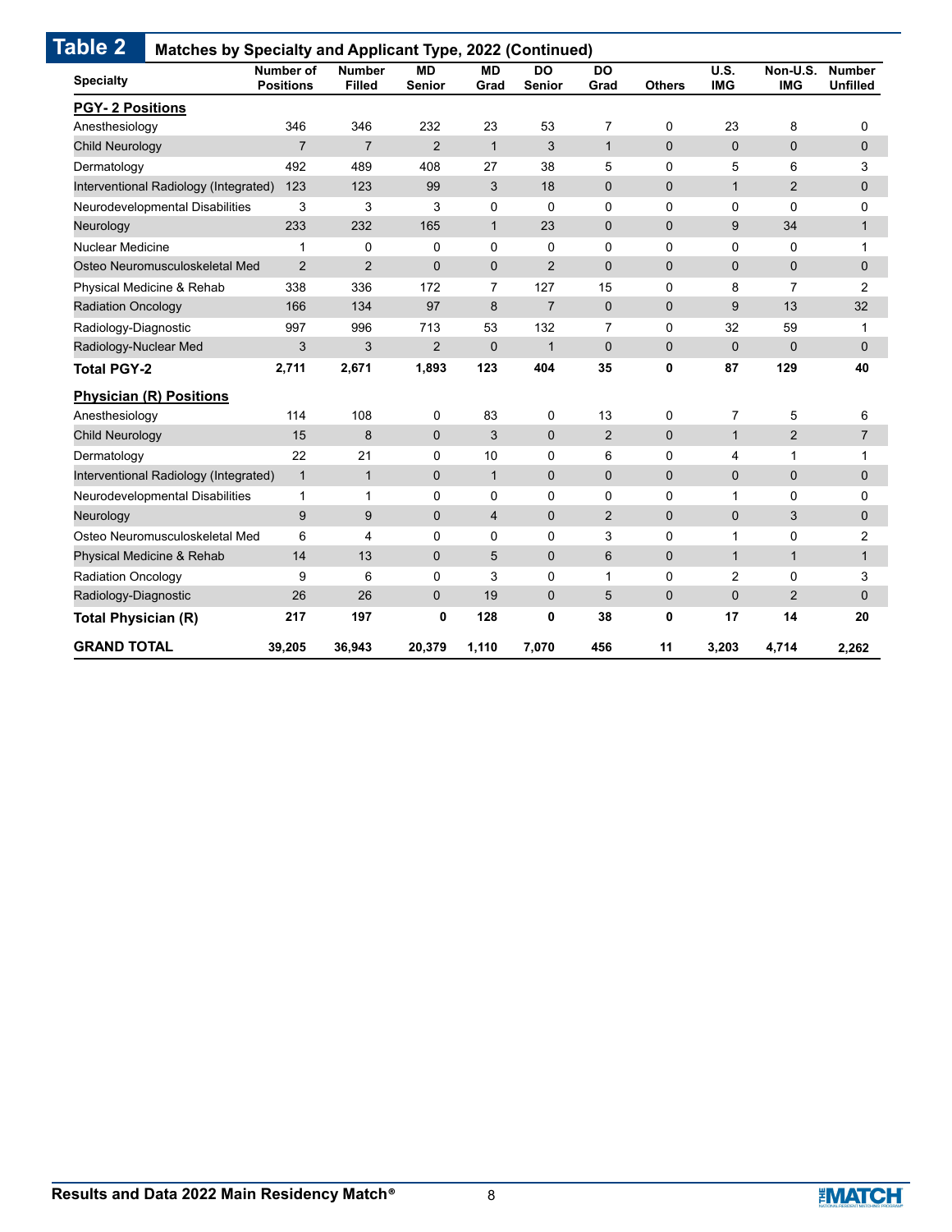## Table 2 Matches by Specialty and Applicant Type, 2022 (Continued)

| Specialty | Number of Positions | Number Filled | MD Senior | MD Grad | DO Senior | DO Grad | Others | U.S. IMG | Non-U.S. IMG | Number Unfilled |
|---|---|---|---|---|---|---|---|---|---|---|
| **PGY- 2 Positions** | | | | | | | | | | |
| Anesthesiology | 346 | 346 | 232 | 23 | 53 | 7 | 0 | 23 | 8 | 0 |
| Child Neurology | 7 | 7 | 2 | 1 | 3 | 1 | 0 | 0 | 0 | 0 |
| Dermatology | 492 | 489 | 408 | 27 | 38 | 5 | 0 | 5 | 6 | 3 |
| Interventional Radiology (Integrated) | 123 | 123 | 99 | 3 | 18 | 0 | 0 | 1 | 2 | 0 |
| Neurodevelopmental Disabilities | 3 | 3 | 3 | 0 | 0 | 0 | 0 | 0 | 0 | 0 |
| Neurology | 233 | 232 | 165 | 1 | 23 | 0 | 0 | 9 | 34 | 1 |
| Nuclear Medicine | 1 | 0 | 0 | 0 | 0 | 0 | 0 | 0 | 0 | 1 |
| Osteo Neuromusculoskeletal Med | 2 | 2 | 0 | 0 | 2 | 0 | 0 | 0 | 0 | 0 |
| Physical Medicine & Rehab | 338 | 336 | 172 | 7 | 127 | 15 | 0 | 8 | 7 | 2 |
| Radiation Oncology | 166 | 134 | 97 | 8 | 7 | 0 | 0 | 9 | 13 | 32 |
| Radiology-Diagnostic | 997 | 996 | 713 | 53 | 132 | 7 | 0 | 32 | 59 | 1 |
| Radiology-Nuclear Med | 3 | 3 | 2 | 0 | 1 | 0 | 0 | 0 | 0 | 0 |
| **Total PGY-2** | **2,711** | **2,671** | **1,893** | **123** | **404** | **35** | **0** | **87** | **129** | **40** |
| **Physician (R) Positions** | | | | | | | | | | |
| Anesthesiology | 114 | 108 | 0 | 83 | 0 | 13 | 0 | 7 | 5 | 6 |
| Child Neurology | 15 | 8 | 0 | 3 | 0 | 2 | 0 | 1 | 2 | 7 |
| Dermatology | 22 | 21 | 0 | 10 | 0 | 6 | 0 | 4 | 1 | 1 |
| Interventional Radiology (Integrated) | 1 | 1 | 0 | 1 | 0 | 0 | 0 | 0 | 0 | 0 |
| Neurodevelopmental Disabilities | 1 | 1 | 0 | 0 | 0 | 0 | 0 | 1 | 0 | 0 |
| Neurology | 9 | 9 | 0 | 4 | 0 | 2 | 0 | 0 | 3 | 0 |
| Osteo Neuromusculoskeletal Med | 6 | 4 | 0 | 0 | 0 | 3 | 0 | 1 | 0 | 2 |
| Physical Medicine & Rehab | 14 | 13 | 0 | 5 | 0 | 6 | 0 | 1 | 1 | 1 |
| Radiation Oncology | 9 | 6 | 0 | 3 | 0 | 1 | 0 | 2 | 0 | 3 |
| Radiology-Diagnostic | 26 | 26 | 0 | 19 | 0 | 5 | 0 | 0 | 2 | 0 |
| **Total Physician (R)** | **217** | **197** | **0** | **128** | **0** | **38** | **0** | **17** | **14** | **20** |
| **GRAND TOTAL** | **39,205** | **36,943** | **20,379** | **1,110** | **7,070** | **456** | **11** | **3,203** | **4,714** | **2,262** |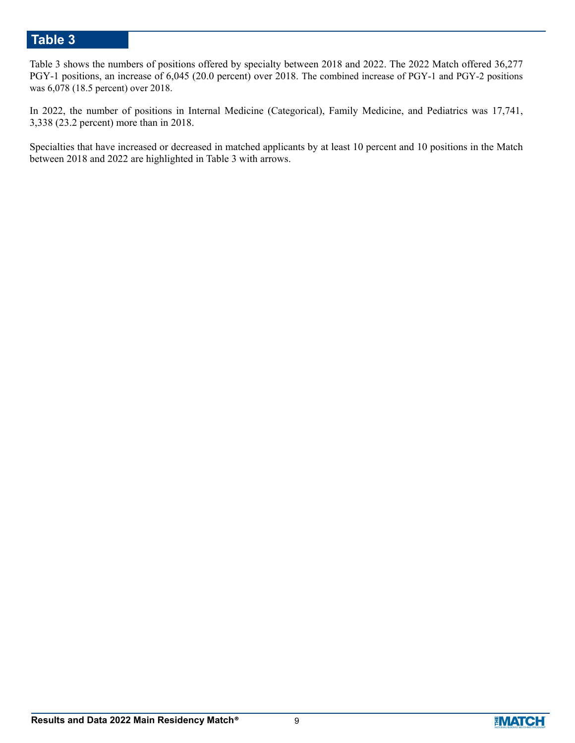## Table 3

Table 3 shows the numbers of positions offered by specialty between 2018 and 2022. The 2022 Match offered 36,277 PGY-1 positions, an increase of 6,045 (20.0 percent) over 2018. The combined increase of PGY-1 and PGY-2 positions was 6,078 (18.5 percent) over 2018.

In 2022, the number of positions in Internal Medicine (Categorical), Family Medicine, and Pediatrics was 17,741, 3,338 (23.2 percent) more than in 2018.

Specialties that have increased or decreased in matched applicants by at least 10 percent and 10 positions in the Match between 2018 and 2022 are highlighted in Table 3 with arrows.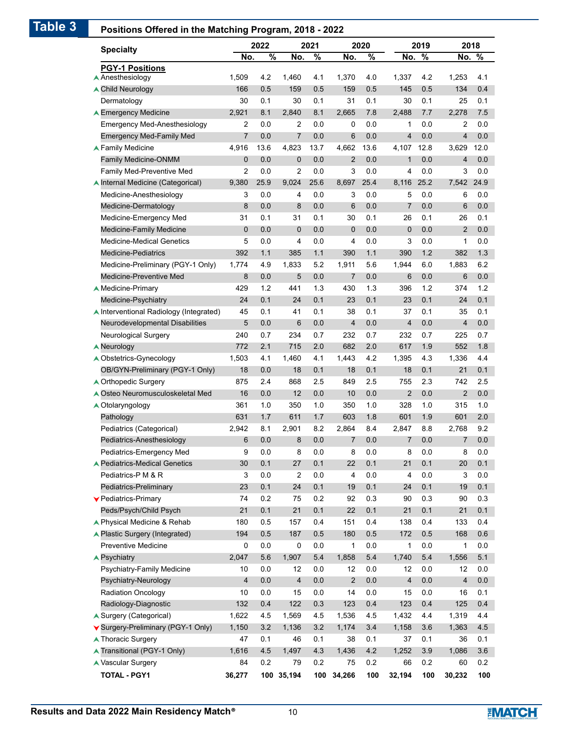# Table 3 Positions Offered in the Matching Program, 2018 - 2022

| Specialty | 2022 No. | 2022 % | 2021 No. | 2021 % | 2020 No. | 2020 % | 2019 No. | 2019 % | 2018 No. | 2018 % |
|---|---|---|---|---|---|---|---|---|---|---|
| **PGY-1 Positions** | | | | | | | | | | |
| ▲ Anesthesiology | 1,509 | 4.2 | 1,460 | 4.1 | 1,370 | 4.0 | 1,337 | 4.2 | 1,253 | 4.1 |
| ▲ Child Neurology | 166 | 0.5 | 159 | 0.5 | 159 | 0.5 | 145 | 0.5 | 134 | 0.4 |
| Dermatology | 30 | 0.1 | 30 | 0.1 | 31 | 0.1 | 30 | 0.1 | 25 | 0.1 |
| ▲ Emergency Medicine | 2,921 | 8.1 | 2,840 | 8.1 | 2,665 | 7.8 | 2,488 | 7.7 | 2,278 | 7.5 |
| Emergency Med-Anesthesiology | 2 | 0.0 | 2 | 0.0 | 0 | 0.0 | 1 | 0.0 | 2 | 0.0 |
| Emergency Med-Family Med | 7 | 0.0 | 7 | 0.0 | 6 | 0.0 | 4 | 0.0 | 4 | 0.0 |
| ▲ Family Medicine | 4,916 | 13.6 | 4,823 | 13.7 | 4,662 | 13.6 | 4,107 | 12.8 | 3,629 | 12.0 |
| Family Medicine-ONMM | 0 | 0.0 | 0 | 0.0 | 2 | 0.0 | 1 | 0.0 | 4 | 0.0 |
| Family Med-Preventive Med | 2 | 0.0 | 2 | 0.0 | 3 | 0.0 | 4 | 0.0 | 3 | 0.0 |
| ▲ Internal Medicine (Categorical) | 9,380 | 25.9 | 9,024 | 25.6 | 8,697 | 25.4 | 8,116 | 25.2 | 7,542 | 24.9 |
| Medicine-Anesthesiology | 3 | 0.0 | 4 | 0.0 | 3 | 0.0 | 5 | 0.0 | 6 | 0.0 |
| Medicine-Dermatology | 8 | 0.0 | 8 | 0.0 | 6 | 0.0 | 7 | 0.0 | 6 | 0.0 |
| Medicine-Emergency Med | 31 | 0.1 | 31 | 0.1 | 30 | 0.1 | 26 | 0.1 | 26 | 0.1 |
| Medicine-Family Medicine | 0 | 0.0 | 0 | 0.0 | 0 | 0.0 | 0 | 0.0 | 2 | 0.0 |
| Medicine-Medical Genetics | 5 | 0.0 | 4 | 0.0 | 4 | 0.0 | 3 | 0.0 | 1 | 0.0 |
| Medicine-Pediatrics | 392 | 1.1 | 385 | 1.1 | 390 | 1.1 | 390 | 1.2 | 382 | 1.3 |
| Medicine-Preliminary (PGY-1 Only) | 1,774 | 4.9 | 1,833 | 5.2 | 1,911 | 5.6 | 1,944 | 6.0 | 1,883 | 6.2 |
| Medicine-Preventive Med | 8 | 0.0 | 5 | 0.0 | 7 | 0.0 | 6 | 0.0 | 6 | 0.0 |
| ▲ Medicine-Primary | 429 | 1.2 | 441 | 1.3 | 430 | 1.3 | 396 | 1.2 | 374 | 1.2 |
| Medicine-Psychiatry | 24 | 0.1 | 24 | 0.1 | 23 | 0.1 | 23 | 0.1 | 24 | 0.1 |
| ▲ Interventional Radiology (Integrated) | 45 | 0.1 | 41 | 0.1 | 38 | 0.1 | 37 | 0.1 | 35 | 0.1 |
| Neurodevelopmental Disabilities | 5 | 0.0 | 6 | 0.0 | 4 | 0.0 | 4 | 0.0 | 4 | 0.0 |
| Neurological Surgery | 240 | 0.7 | 234 | 0.7 | 232 | 0.7 | 232 | 0.7 | 225 | 0.7 |
| ▲ Neurology | 772 | 2.1 | 715 | 2.0 | 682 | 2.0 | 617 | 1.9 | 552 | 1.8 |
| ▲ Obstetrics-Gynecology | 1,503 | 4.1 | 1,460 | 4.1 | 1,443 | 4.2 | 1,395 | 4.3 | 1,336 | 4.4 |
| OB/GYN-Preliminary (PGY-1 Only) | 18 | 0.0 | 18 | 0.1 | 18 | 0.1 | 18 | 0.1 | 21 | 0.1 |
| ▲ Orthopedic Surgery | 875 | 2.4 | 868 | 2.5 | 849 | 2.5 | 755 | 2.3 | 742 | 2.5 |
| ▲ Osteo Neuromusculoskeletal Med | 16 | 0.0 | 12 | 0.0 | 10 | 0.0 | 2 | 0.0 | 2 | 0.0 |
| ▲ Otolaryngology | 361 | 1.0 | 350 | 1.0 | 350 | 1.0 | 328 | 1.0 | 315 | 1.0 |
| Pathology | 631 | 1.7 | 611 | 1.7 | 603 | 1.8 | 601 | 1.9 | 601 | 2.0 |
| Pediatrics (Categorical) | 2,942 | 8.1 | 2,901 | 8.2 | 2,864 | 8.4 | 2,847 | 8.8 | 2,768 | 9.2 |
| Pediatrics-Anesthesiology | 6 | 0.0 | 8 | 0.0 | 7 | 0.0 | 7 | 0.0 | 7 | 0.0 |
| Pediatrics-Emergency Med | 9 | 0.0 | 8 | 0.0 | 8 | 0.0 | 8 | 0.0 | 8 | 0.0 |
| ▲ Pediatrics-Medical Genetics | 30 | 0.1 | 27 | 0.1 | 22 | 0.1 | 21 | 0.1 | 20 | 0.1 |
| Pediatrics-P M & R | 3 | 0.0 | 2 | 0.0 | 4 | 0.0 | 4 | 0.0 | 3 | 0.0 |
| Pediatrics-Preliminary | 23 | 0.1 | 24 | 0.1 | 19 | 0.1 | 24 | 0.1 | 19 | 0.1 |
| ▼ Pediatrics-Primary | 74 | 0.2 | 75 | 0.2 | 92 | 0.3 | 90 | 0.3 | 90 | 0.3 |
| Peds/Psych/Child Psych | 21 | 0.1 | 21 | 0.1 | 22 | 0.1 | 21 | 0.1 | 21 | 0.1 |
| ▲ Physical Medicine & Rehab | 180 | 0.5 | 157 | 0.4 | 151 | 0.4 | 138 | 0.4 | 133 | 0.4 |
| ▲ Plastic Surgery (Integrated) | 194 | 0.5 | 187 | 0.5 | 180 | 0.5 | 172 | 0.5 | 168 | 0.6 |
| Preventive Medicine | 0 | 0.0 | 0 | 0.0 | 1 | 0.0 | 1 | 0.0 | 1 | 0.0 |
| ▲ Psychiatry | 2,047 | 5.6 | 1,907 | 5.4 | 1,858 | 5.4 | 1,740 | 5.4 | 1,556 | 5.1 |
| Psychiatry-Family Medicine | 10 | 0.0 | 12 | 0.0 | 12 | 0.0 | 12 | 0.0 | 12 | 0.0 |
| Psychiatry-Neurology | 4 | 0.0 | 4 | 0.0 | 2 | 0.0 | 4 | 0.0 | 4 | 0.0 |
| Radiation Oncology | 10 | 0.0 | 15 | 0.0 | 14 | 0.0 | 15 | 0.0 | 16 | 0.1 |
| Radiology-Diagnostic | 132 | 0.4 | 122 | 0.3 | 123 | 0.4 | 123 | 0.4 | 125 | 0.4 |
| ▲ Surgery (Categorical) | 1,622 | 4.5 | 1,569 | 4.5 | 1,536 | 4.5 | 1,432 | 4.4 | 1,319 | 4.4 |
| ▼ Surgery-Preliminary (PGY-1 Only) | 1,150 | 3.2 | 1,136 | 3.2 | 1,174 | 3.4 | 1,158 | 3.6 | 1,363 | 4.5 |
| ▲ Thoracic Surgery | 47 | 0.1 | 46 | 0.1 | 38 | 0.1 | 37 | 0.1 | 36 | 0.1 |
| ▲ Transitional (PGY-1 Only) | 1,616 | 4.5 | 1,497 | 4.3 | 1,436 | 4.2 | 1,252 | 3.9 | 1,086 | 3.6 |
| ▲ Vascular Surgery | 84 | 0.2 | 79 | 0.2 | 75 | 0.2 | 66 | 0.2 | 60 | 0.2 |
| **TOTAL - PGY1** | **36,277** | **100** | **35,194** | **100** | **34,266** | **100** | **32,194** | **100** | **30,232** | **100** |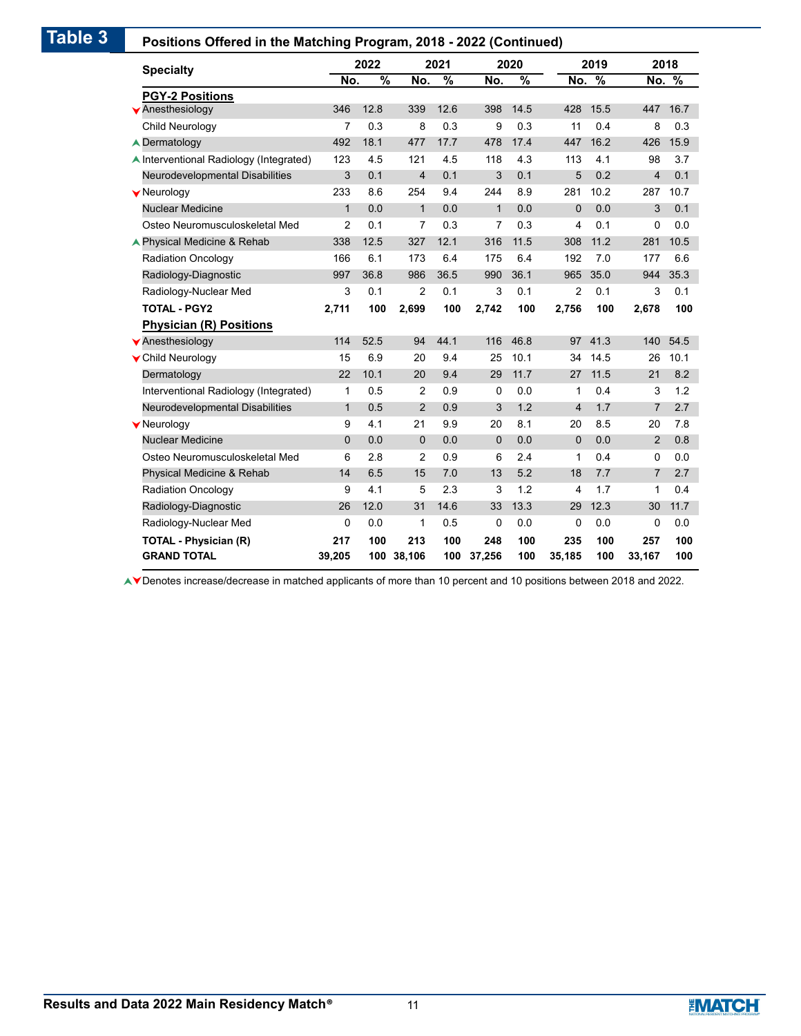## Table 3 Positions Offered in the Matching Program, 2018 - 2022 (Continued)

| Specialty | 2022 | | 2021 | | 2020 | | 2019 | | 2018 | |
|---|---|---|---|---|---|---|---|---|---|---|
| | No. | % | No. | % | No. | % | No. | % | No. | % |
| **PGY-2 Positions** | | | | | | | | | | |
| ▼ Anesthesiology | 346 | 12.8 | 339 | 12.6 | 398 | 14.5 | 428 | 15.5 | 447 | 16.7 |
| Child Neurology | 7 | 0.3 | 8 | 0.3 | 9 | 0.3 | 11 | 0.4 | 8 | 0.3 |
| ▲ Dermatology | 492 | 18.1 | 477 | 17.7 | 478 | 17.4 | 447 | 16.2 | 426 | 15.9 |
| ▲ Interventional Radiology (Integrated) | 123 | 4.5 | 121 | 4.5 | 118 | 4.3 | 113 | 4.1 | 98 | 3.7 |
| Neurodevelopmental Disabilities | 3 | 0.1 | 4 | 0.1 | 3 | 0.1 | 5 | 0.2 | 4 | 0.1 |
| ▼ Neurology | 233 | 8.6 | 254 | 9.4 | 244 | 8.9 | 281 | 10.2 | 287 | 10.7 |
| Nuclear Medicine | 1 | 0.0 | 1 | 0.0 | 1 | 0.0 | 0 | 0.0 | 3 | 0.1 |
| Osteo Neuromusculoskeletal Med | 2 | 0.1 | 7 | 0.3 | 7 | 0.3 | 4 | 0.1 | 0 | 0.0 |
| ▲ Physical Medicine & Rehab | 338 | 12.5 | 327 | 12.1 | 316 | 11.5 | 308 | 11.2 | 281 | 10.5 |
| Radiation Oncology | 166 | 6.1 | 173 | 6.4 | 175 | 6.4 | 192 | 7.0 | 177 | 6.6 |
| Radiology-Diagnostic | 997 | 36.8 | 986 | 36.5 | 990 | 36.1 | 965 | 35.0 | 944 | 35.3 |
| Radiology-Nuclear Med | 3 | 0.1 | 2 | 0.1 | 3 | 0.1 | 2 | 0.1 | 3 | 0.1 |
| **TOTAL - PGY2** | **2,711** | **100** | **2,699** | **100** | **2,742** | **100** | **2,756** | **100** | **2,678** | **100** |
| **Physician (R) Positions** | | | | | | | | | | |
| ▼ Anesthesiology | 114 | 52.5 | 94 | 44.1 | 116 | 46.8 | 97 | 41.3 | 140 | 54.5 |
| ▼ Child Neurology | 15 | 6.9 | 20 | 9.4 | 25 | 10.1 | 34 | 14.5 | 26 | 10.1 |
| Dermatology | 22 | 10.1 | 20 | 9.4 | 29 | 11.7 | 27 | 11.5 | 21 | 8.2 |
| Interventional Radiology (Integrated) | 1 | 0.5 | 2 | 0.9 | 0 | 0.0 | 1 | 0.4 | 3 | 1.2 |
| Neurodevelopmental Disabilities | 1 | 0.5 | 2 | 0.9 | 3 | 1.2 | 4 | 1.7 | 7 | 2.7 |
| ▼ Neurology | 9 | 4.1 | 21 | 9.9 | 20 | 8.1 | 20 | 8.5 | 20 | 7.8 |
| Nuclear Medicine | 0 | 0.0 | 0 | 0.0 | 0 | 0.0 | 0 | 0.0 | 2 | 0.8 |
| Osteo Neuromusculoskeletal Med | 6 | 2.8 | 2 | 0.9 | 6 | 2.4 | 1 | 0.4 | 0 | 0.0 |
| Physical Medicine & Rehab | 14 | 6.5 | 15 | 7.0 | 13 | 5.2 | 18 | 7.7 | 7 | 2.7 |
| Radiation Oncology | 9 | 4.1 | 5 | 2.3 | 3 | 1.2 | 4 | 1.7 | 1 | 0.4 |
| Radiology-Diagnostic | 26 | 12.0 | 31 | 14.6 | 33 | 13.3 | 29 | 12.3 | 30 | 11.7 |
| Radiology-Nuclear Med | 0 | 0.0 | 1 | 0.5 | 0 | 0.0 | 0 | 0.0 | 0 | 0.0 |
| **TOTAL - Physician (R)** | **217** | **100** | **213** | **100** | **248** | **100** | **235** | **100** | **257** | **100** |
| **GRAND TOTAL** | **39,205** | **100** | **38,106** | **100** | **37,256** | **100** | **35,185** | **100** | **33,167** | **100** |

▲▼ Denotes increase/decrease in matched applicants of more than 10 percent and 10 positions between 2018 and 2022.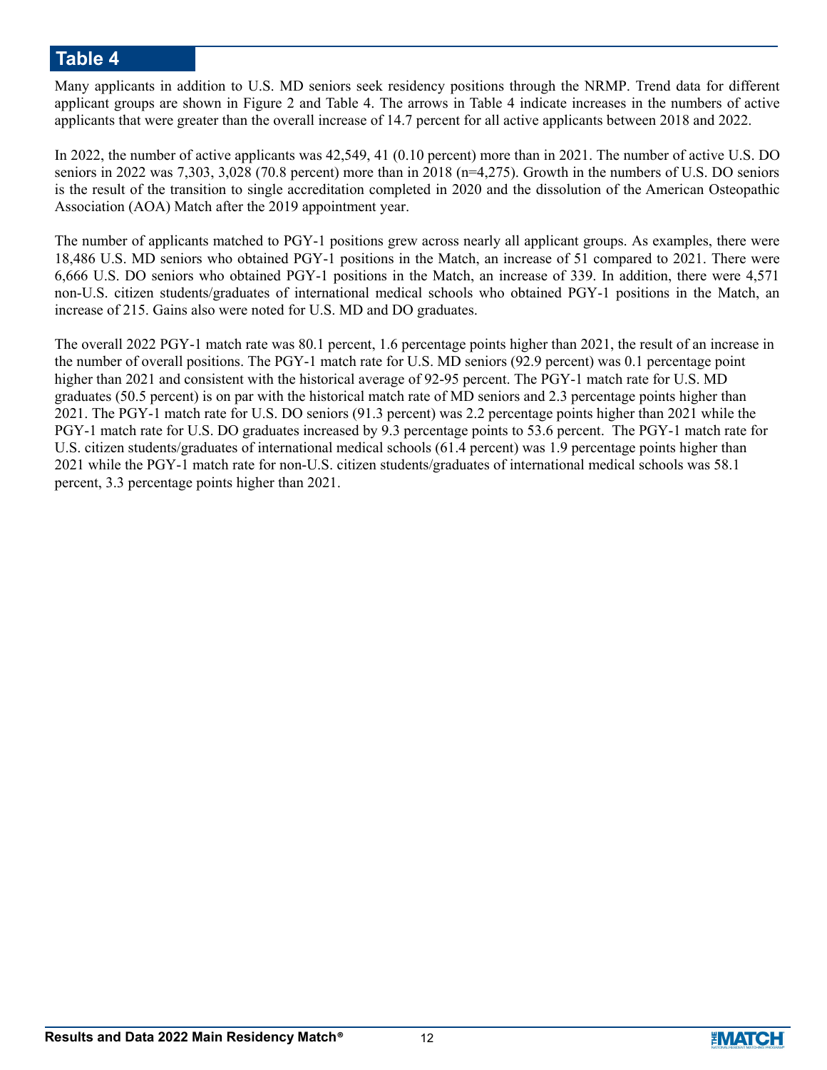## Table 4

Many applicants in addition to U.S. MD seniors seek residency positions through the NRMP. Trend data for different applicant groups are shown in Figure 2 and Table 4. The arrows in Table 4 indicate increases in the numbers of active applicants that were greater than the overall increase of 14.7 percent for all active applicants between 2018 and 2022.

In 2022, the number of active applicants was 42,549, 41 (0.10 percent) more than in 2021. The number of active U.S. DO seniors in 2022 was 7,303, 3,028 (70.8 percent) more than in 2018 (n=4,275). Growth in the numbers of U.S. DO seniors is the result of the transition to single accreditation completed in 2020 and the dissolution of the American Osteopathic Association (AOA) Match after the 2019 appointment year.

The number of applicants matched to PGY-1 positions grew across nearly all applicant groups. As examples, there were 18,486 U.S. MD seniors who obtained PGY-1 positions in the Match, an increase of 51 compared to 2021. There were 6,666 U.S. DO seniors who obtained PGY-1 positions in the Match, an increase of 339. In addition, there were 4,571 non-U.S. citizen students/graduates of international medical schools who obtained PGY-1 positions in the Match, an increase of 215. Gains also were noted for U.S. MD and DO graduates.

The overall 2022 PGY-1 match rate was 80.1 percent, 1.6 percentage points higher than 2021, the result of an increase in the number of overall positions. The PGY-1 match rate for U.S. MD seniors (92.9 percent) was 0.1 percentage point higher than 2021 and consistent with the historical average of 92-95 percent. The PGY-1 match rate for U.S. MD graduates (50.5 percent) is on par with the historical match rate of MD seniors and 2.3 percentage points higher than 2021. The PGY-1 match rate for U.S. DO seniors (91.3 percent) was 2.2 percentage points higher than 2021 while the PGY-1 match rate for U.S. DO graduates increased by 9.3 percentage points to 53.6 percent. The PGY-1 match rate for U.S. citizen students/graduates of international medical schools (61.4 percent) was 1.9 percentage points higher than 2021 while the PGY-1 match rate for non-U.S. citizen students/graduates of international medical schools was 58.1 percent, 3.3 percentage points higher than 2021.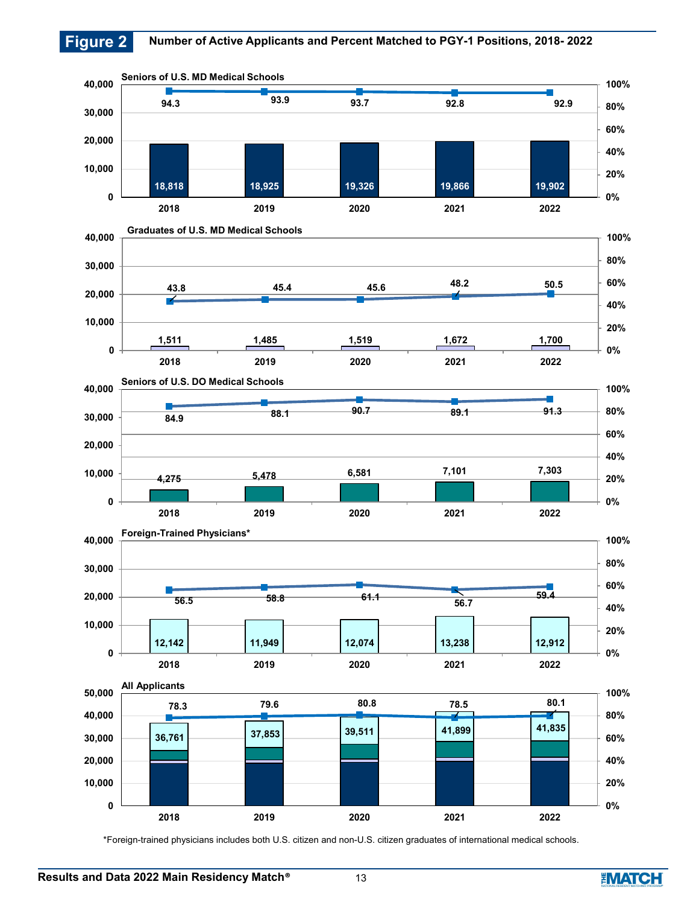## Figure 2 Number of Active Applicants and Percent Matched to PGY-1 Positions, 2018- 2022

### Seniors of U.S. MD Medical Schools

| Year | Active Applicants | Percent Matched |
|---|---|---|
| 2018 | 18,818 | 94.3 |
| 2019 | 18,925 | 93.9 |
| 2020 | 19,326 | 93.7 |
| 2021 | 19,866 | 92.8 |
| 2022 | 19,902 | 92.9 |

### Graduates of U.S. MD Medical Schools

| Year | Active Applicants | Percent Matched |
|---|---|---|
| 2018 | 1,511 | 43.8 |
| 2019 | 1,485 | 45.4 |
| 2020 | 1,519 | 45.6 |
| 2021 | 1,672 | 48.2 |
| 2022 | 1,700 | 50.5 |

### Seniors of U.S. DO Medical Schools

| Year | Active Applicants | Percent Matched |
|---|---|---|
| 2018 | 4,275 | 84.9 |
| 2019 | 5,478 | 88.1 |
| 2020 | 6,581 | 90.7 |
| 2021 | 7,101 | 89.1 |
| 2022 | 7,303 | 91.3 |

### Foreign-Trained Physicians*

| Year | Active Applicants | Percent Matched |
|---|---|---|
| 2018 | 12,142 | 56.5 |
| 2019 | 11,949 | 58.8 |
| 2020 | 12,074 | 61.1 |
| 2021 | 13,238 | 56.7 |
| 2022 | 12,912 | 59.4 |

### All Applicants

| Year | Active Applicants | Percent Matched |
|---|---|---|
| 2018 | 36,761 | 78.3 |
| 2019 | 37,853 | 79.6 |
| 2020 | 39,511 | 80.8 |
| 2021 | 41,899 | 78.5 |
| 2022 | 41,835 | 80.1 |

*Foreign-trained physicians includes both U.S. citizen and non-U.S. citizen graduates of international medical schools.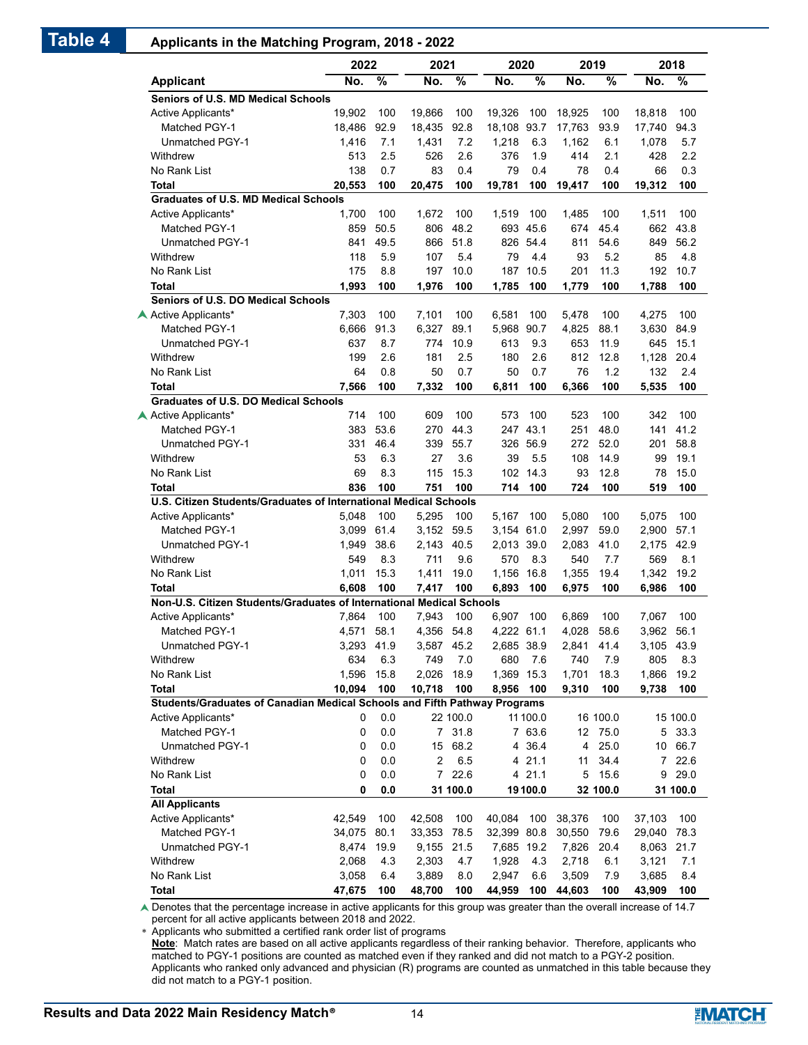## Table 4 Applicants in the Matching Program, 2018 - 2022

| Applicant | 2022 No. | 2022 % | 2021 No. | 2021 % | 2020 No. | 2020 % | 2019 No. | 2019 % | 2018 No. | 2018 % |
|---|---|---|---|---|---|---|---|---|---|---|
| **Seniors of U.S. MD Medical Schools** | | | | | | | | | | |
| Active Applicants* | 19,902 | 100 | 19,866 | 100 | 19,326 | 100 | 18,925 | 100 | 18,818 | 100 |
| Matched PGY-1 | 18,486 | 92.9 | 18,435 | 92.8 | 18,108 | 93.7 | 17,763 | 93.9 | 17,740 | 94.3 |
| Unmatched PGY-1 | 1,416 | 7.1 | 1,431 | 7.2 | 1,218 | 6.3 | 1,162 | 6.1 | 1,078 | 5.7 |
| Withdrew | 513 | 2.5 | 526 | 2.6 | 376 | 1.9 | 414 | 2.1 | 428 | 2.2 |
| No Rank List | 138 | 0.7 | 83 | 0.4 | 79 | 0.4 | 78 | 0.4 | 66 | 0.3 |
| **Total** | **20,553** | **100** | **20,475** | **100** | **19,781** | **100** | **19,417** | **100** | **19,312** | **100** |
| **Graduates of U.S. MD Medical Schools** | | | | | | | | | | |
| Active Applicants* | 1,700 | 100 | 1,672 | 100 | 1,519 | 100 | 1,485 | 100 | 1,511 | 100 |
| Matched PGY-1 | 859 | 50.5 | 806 | 48.2 | 693 | 45.6 | 674 | 45.4 | 662 | 43.8 |
| Unmatched PGY-1 | 841 | 49.5 | 866 | 51.8 | 826 | 54.4 | 811 | 54.6 | 849 | 56.2 |
| Withdrew | 118 | 5.9 | 107 | 5.4 | 79 | 4.4 | 93 | 5.2 | 85 | 4.8 |
| No Rank List | 175 | 8.8 | 197 | 10.0 | 187 | 10.5 | 201 | 11.3 | 192 | 10.7 |
| **Total** | **1,993** | **100** | **1,976** | **100** | **1,785** | **100** | **1,779** | **100** | **1,788** | **100** |
| **Seniors of U.S. DO Medical Schools** | | | | | | | | | | |
| ▲ Active Applicants* | 7,303 | 100 | 7,101 | 100 | 6,581 | 100 | 5,478 | 100 | 4,275 | 100 |
| Matched PGY-1 | 6,666 | 91.3 | 6,327 | 89.1 | 5,968 | 90.7 | 4,825 | 88.1 | 3,630 | 84.9 |
| Unmatched PGY-1 | 637 | 8.7 | 774 | 10.9 | 613 | 9.3 | 653 | 11.9 | 645 | 15.1 |
| Withdrew | 199 | 2.6 | 181 | 2.5 | 180 | 2.6 | 812 | 12.8 | 1,128 | 20.4 |
| No Rank List | 64 | 0.8 | 50 | 0.7 | 50 | 0.7 | 76 | 1.2 | 132 | 2.4 |
| **Total** | **7,566** | **100** | **7,332** | **100** | **6,811** | **100** | **6,366** | **100** | **5,535** | **100** |
| **Graduates of U.S. DO Medical Schools** | | | | | | | | | | |
| ▲ Active Applicants* | 714 | 100 | 609 | 100 | 573 | 100 | 523 | 100 | 342 | 100 |
| Matched PGY-1 | 383 | 53.6 | 270 | 44.3 | 247 | 43.1 | 251 | 48.0 | 141 | 41.2 |
| Unmatched PGY-1 | 331 | 46.4 | 339 | 55.7 | 326 | 56.9 | 272 | 52.0 | 201 | 58.8 |
| Withdrew | 53 | 6.3 | 27 | 3.6 | 39 | 5.5 | 108 | 14.9 | 99 | 19.1 |
| No Rank List | 69 | 8.3 | 115 | 15.3 | 102 | 14.3 | 93 | 12.8 | 78 | 15.0 |
| **Total** | **836** | **100** | **751** | **100** | **714** | **100** | **724** | **100** | **519** | **100** |
| **U.S. Citizen Students/Graduates of International Medical Schools** | | | | | | | | | | |
| Active Applicants* | 5,048 | 100 | 5,295 | 100 | 5,167 | 100 | 5,080 | 100 | 5,075 | 100 |
| Matched PGY-1 | 3,099 | 61.4 | 3,152 | 59.5 | 3,154 | 61.0 | 2,997 | 59.0 | 2,900 | 57.1 |
| Unmatched PGY-1 | 1,949 | 38.6 | 2,143 | 40.5 | 2,013 | 39.0 | 2,083 | 41.0 | 2,175 | 42.9 |
| Withdrew | 549 | 8.3 | 711 | 9.6 | 570 | 8.3 | 540 | 7.7 | 569 | 8.1 |
| No Rank List | 1,011 | 15.3 | 1,411 | 19.0 | 1,156 | 16.8 | 1,355 | 19.4 | 1,342 | 19.2 |
| **Total** | **6,608** | **100** | **7,417** | **100** | **6,893** | **100** | **6,975** | **100** | **6,986** | **100** |
| **Non-U.S. Citizen Students/Graduates of International Medical Schools** | | | | | | | | | | |
| Active Applicants* | 7,864 | 100 | 7,943 | 100 | 6,907 | 100 | 6,869 | 100 | 7,067 | 100 |
| Matched PGY-1 | 4,571 | 58.1 | 4,356 | 54.8 | 4,222 | 61.1 | 4,028 | 58.6 | 3,962 | 56.1 |
| Unmatched PGY-1 | 3,293 | 41.9 | 3,587 | 45.2 | 2,685 | 38.9 | 2,841 | 41.4 | 3,105 | 43.9 |
| Withdrew | 634 | 6.3 | 749 | 7.0 | 680 | 7.6 | 740 | 7.9 | 805 | 8.3 |
| No Rank List | 1,596 | 15.8 | 2,026 | 18.9 | 1,369 | 15.3 | 1,701 | 18.3 | 1,866 | 19.2 |
| **Total** | **10,094** | **100** | **10,718** | **100** | **8,956** | **100** | **9,310** | **100** | **9,738** | **100** |
| **Students/Graduates of Canadian Medical Schools and Fifth Pathway Programs** | | | | | | | | | | |
| Active Applicants* | 0 | 0.0 | 22 | 100.0 | 11 | 100.0 | 16 | 100.0 | 15 | 100.0 |
| Matched PGY-1 | 0 | 0.0 | 7 | 31.8 | 7 | 63.6 | 12 | 75.0 | 5 | 33.3 |
| Unmatched PGY-1 | 0 | 0.0 | 15 | 68.2 | 4 | 36.4 | 4 | 25.0 | 10 | 66.7 |
| Withdrew | 0 | 0.0 | 2 | 6.5 | 4 | 21.1 | 11 | 34.4 | 7 | 22.6 |
| No Rank List | 0 | 0.0 | 7 | 22.6 | 4 | 21.1 | 5 | 15.6 | 9 | 29.0 |
| **Total** | **0** | **0.0** | **31** | **100.0** | **19** | **100.0** | **32** | **100.0** | **31** | **100.0** |
| **All Applicants** | | | | | | | | | | |
| Active Applicants* | 42,549 | 100 | 42,508 | 100 | 40,084 | 100 | 38,376 | 100 | 37,103 | 100 |
| Matched PGY-1 | 34,075 | 80.1 | 33,353 | 78.5 | 32,399 | 80.8 | 30,550 | 79.6 | 29,040 | 78.3 |
| Unmatched PGY-1 | 8,474 | 19.9 | 9,155 | 21.5 | 7,685 | 19.2 | 7,826 | 20.4 | 8,063 | 21.7 |
| Withdrew | 2,068 | 4.3 | 2,303 | 4.7 | 1,928 | 4.3 | 2,718 | 6.1 | 3,121 | 7.1 |
| No Rank List | 3,058 | 6.4 | 3,889 | 8.0 | 2,947 | 6.6 | 3,509 | 7.9 | 3,685 | 8.4 |
| **Total** | **47,675** | **100** | **48,700** | **100** | **44,959** | **100** | **44,603** | **100** | **43,909** | **100** |

▲ Denotes that the percentage increase in active applicants for this group was greater than the overall increase of 14.7 percent for all active applicants between 2018 and 2022.

\* Applicants who submitted a certified rank order list of programs

**Note**: Match rates are based on all active applicants regardless of their ranking behavior. Therefore, applicants who matched to PGY-1 positions are counted as matched even if they ranked and did not match to a PGY-2 position. Applicants who ranked only advanced and physician (R) programs are counted as unmatched in this table because they did not match to a PGY-1 position.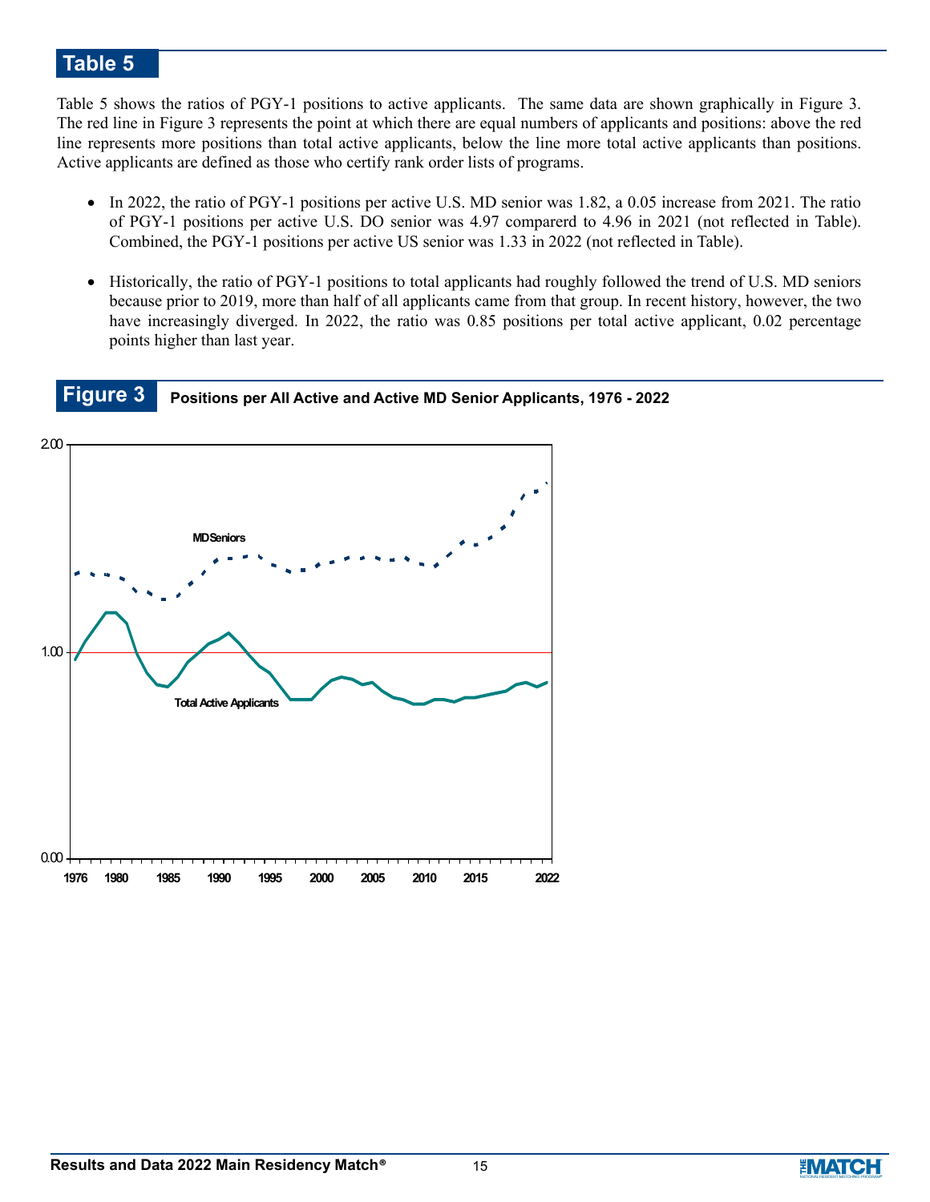## Table 5

Table 5 shows the ratios of PGY-1 positions to active applicants. The same data are shown graphically in Figure 3. The red line in Figure 3 represents the point at which there are equal numbers of applicants and positions: above the red line represents more positions than total active applicants, below the line more total active applicants than positions. Active applicants are defined as those who certify rank order lists of programs.

- In 2022, the ratio of PGY-1 positions per active U.S. MD senior was 1.82, a 0.05 increase from 2021. The ratio of PGY-1 positions per active U.S. DO senior was 4.97 comparerd to 4.96 in 2021 (not reflected in Table). Combined, the PGY-1 positions per active US senior was 1.33 in 2022 (not reflected in Table).

- Historically, the ratio of PGY-1 positions to total applicants had roughly followed the trend of U.S. MD seniors because prior to 2019, more than half of all applicants came from that group. In recent history, however, the two have increasingly diverged. In 2022, the ratio was 0.85 positions per total active applicant, 0.02 percentage points higher than last year.

## Figure 3 Positions per All Active and Active MD Senior Applicants, 1976 - 2022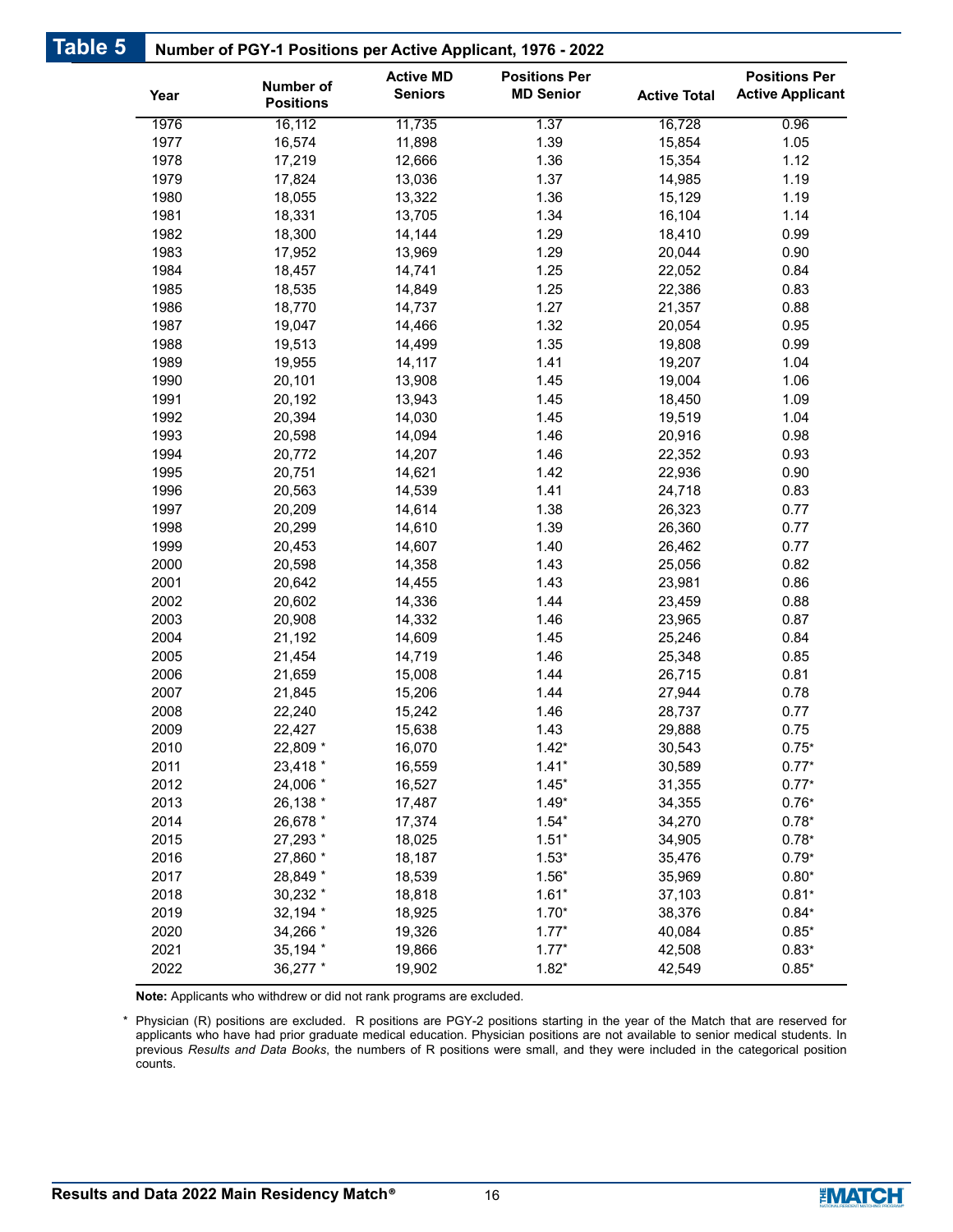## Table 5 Number of PGY-1 Positions per Active Applicant, 1976 - 2022

| Year | Number of Positions | Active MD Seniors | Positions Per MD Senior | Active Total | Positions Per Active Applicant |
|---|---|---|---|---|---|
| 1976 | 16,112 | 11,735 | 1.37 | 16,728 | 0.96 |
| 1977 | 16,574 | 11,898 | 1.39 | 15,854 | 1.05 |
| 1978 | 17,219 | 12,666 | 1.36 | 15,354 | 1.12 |
| 1979 | 17,824 | 13,036 | 1.37 | 14,985 | 1.19 |
| 1980 | 18,055 | 13,322 | 1.36 | 15,129 | 1.19 |
| 1981 | 18,331 | 13,705 | 1.34 | 16,104 | 1.14 |
| 1982 | 18,300 | 14,144 | 1.29 | 18,410 | 0.99 |
| 1983 | 17,952 | 13,969 | 1.29 | 20,044 | 0.90 |
| 1984 | 18,457 | 14,741 | 1.25 | 22,052 | 0.84 |
| 1985 | 18,535 | 14,849 | 1.25 | 22,386 | 0.83 |
| 1986 | 18,770 | 14,737 | 1.27 | 21,357 | 0.88 |
| 1987 | 19,047 | 14,466 | 1.32 | 20,054 | 0.95 |
| 1988 | 19,513 | 14,499 | 1.35 | 19,808 | 0.99 |
| 1989 | 19,955 | 14,117 | 1.41 | 19,207 | 1.04 |
| 1990 | 20,101 | 13,908 | 1.45 | 19,004 | 1.06 |
| 1991 | 20,192 | 13,943 | 1.45 | 18,450 | 1.09 |
| 1992 | 20,394 | 14,030 | 1.45 | 19,519 | 1.04 |
| 1993 | 20,598 | 14,094 | 1.46 | 20,916 | 0.98 |
| 1994 | 20,772 | 14,207 | 1.46 | 22,352 | 0.93 |
| 1995 | 20,751 | 14,621 | 1.42 | 22,936 | 0.90 |
| 1996 | 20,563 | 14,539 | 1.41 | 24,718 | 0.83 |
| 1997 | 20,209 | 14,614 | 1.38 | 26,323 | 0.77 |
| 1998 | 20,299 | 14,610 | 1.39 | 26,360 | 0.77 |
| 1999 | 20,453 | 14,607 | 1.40 | 26,462 | 0.77 |
| 2000 | 20,598 | 14,358 | 1.43 | 25,056 | 0.82 |
| 2001 | 20,642 | 14,455 | 1.43 | 23,981 | 0.86 |
| 2002 | 20,602 | 14,336 | 1.44 | 23,459 | 0.88 |
| 2003 | 20,908 | 14,332 | 1.46 | 23,965 | 0.87 |
| 2004 | 21,192 | 14,609 | 1.45 | 25,246 | 0.84 |
| 2005 | 21,454 | 14,719 | 1.46 | 25,348 | 0.85 |
| 2006 | 21,659 | 15,008 | 1.44 | 26,715 | 0.81 |
| 2007 | 21,845 | 15,206 | 1.44 | 27,944 | 0.78 |
| 2008 | 22,240 | 15,242 | 1.46 | 28,737 | 0.77 |
| 2009 | 22,427 | 15,638 | 1.43 | 29,888 | 0.75 |
| 2010 | 22,809 * | 16,070 | 1.42* | 30,543 | 0.75* |
| 2011 | 23,418 * | 16,559 | 1.41* | 30,589 | 0.77* |
| 2012 | 24,006 * | 16,527 | 1.45* | 31,355 | 0.77* |
| 2013 | 26,138 * | 17,487 | 1.49* | 34,355 | 0.76* |
| 2014 | 26,678 * | 17,374 | 1.54* | 34,270 | 0.78* |
| 2015 | 27,293 * | 18,025 | 1.51* | 34,905 | 0.78* |
| 2016 | 27,860 * | 18,187 | 1.53* | 35,476 | 0.79* |
| 2017 | 28,849 * | 18,539 | 1.56* | 35,969 | 0.80* |
| 2018 | 30,232 * | 18,818 | 1.61* | 37,103 | 0.81* |
| 2019 | 32,194 * | 18,925 | 1.70* | 38,376 | 0.84* |
| 2020 | 34,266 * | 19,326 | 1.77* | 40,084 | 0.85* |
| 2021 | 35,194 * | 19,866 | 1.77* | 42,508 | 0.83* |
| 2022 | 36,277 * | 19,902 | 1.82* | 42,549 | 0.85* |

**Note:** Applicants who withdrew or did not rank programs are excluded.

\* Physician (R) positions are excluded. R positions are PGY-2 positions starting in the year of the Match that are reserved for applicants who have had prior graduate medical education. Physician positions are not available to senior medical students. In previous *Results and Data Books*, the numbers of R positions were small, and they were included in the categorical position counts.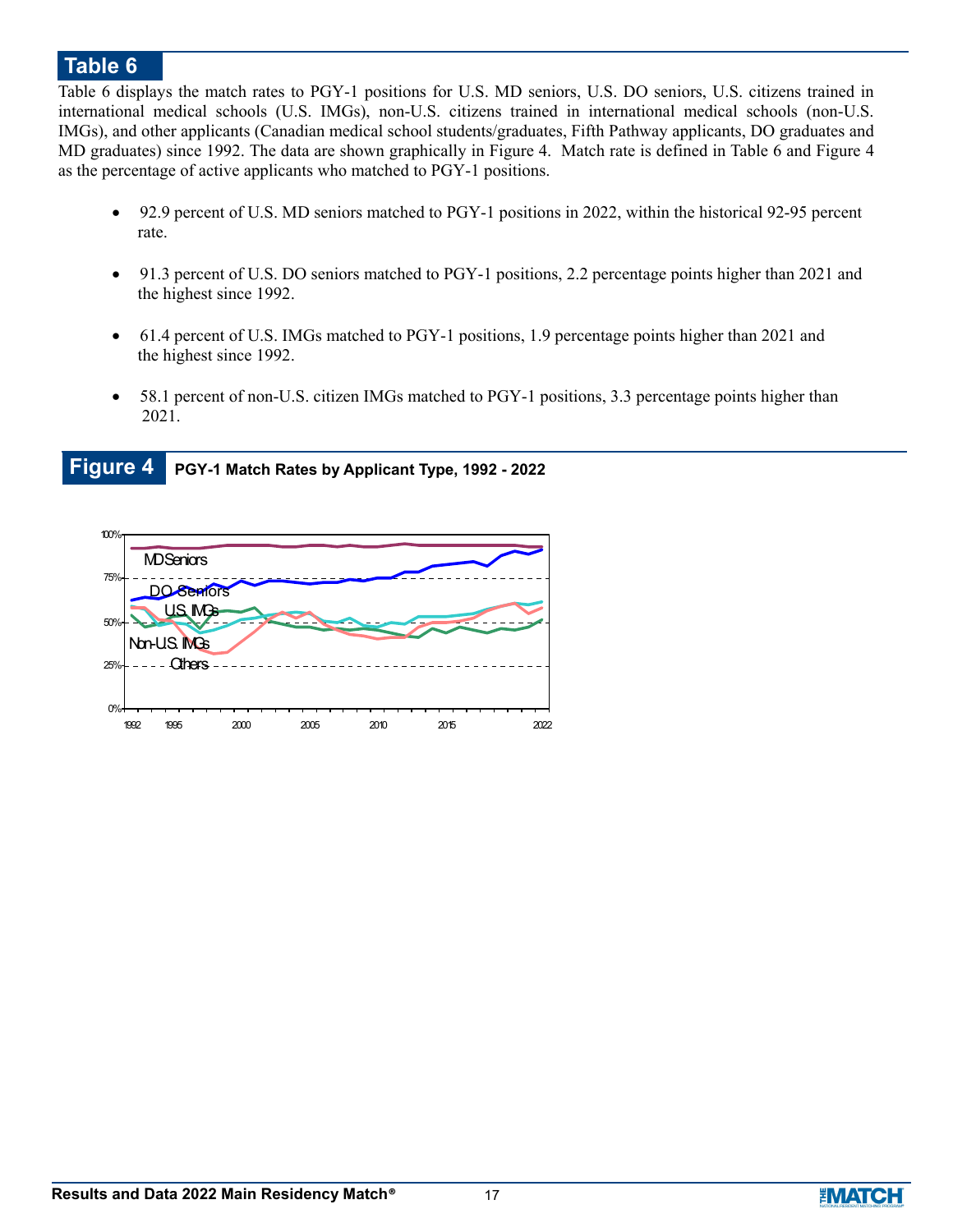## Table 6

Table 6 displays the match rates to PGY-1 positions for U.S. MD seniors, U.S. DO seniors, U.S. citizens trained in international medical schools (U.S. IMGs), non-U.S. citizens trained in international medical schools (non-U.S. IMGs), and other applicants (Canadian medical school students/graduates, Fifth Pathway applicants, DO graduates and MD graduates) since 1992. The data are shown graphically in Figure 4. Match rate is defined in Table 6 and Figure 4 as the percentage of active applicants who matched to PGY-1 positions.

- 92.9 percent of U.S. MD seniors matched to PGY-1 positions in 2022, within the historical 92-95 percent rate.
- 91.3 percent of U.S. DO seniors matched to PGY-1 positions, 2.2 percentage points higher than 2021 and the highest since 1992.
- 61.4 percent of U.S. IMGs matched to PGY-1 positions, 1.9 percentage points higher than 2021 and the highest since 1992.
- 58.1 percent of non-U.S. citizen IMGs matched to PGY-1 positions, 3.3 percentage points higher than 2021.

## Figure 4 PGY-1 Match Rates by Applicant Type, 1992 - 2022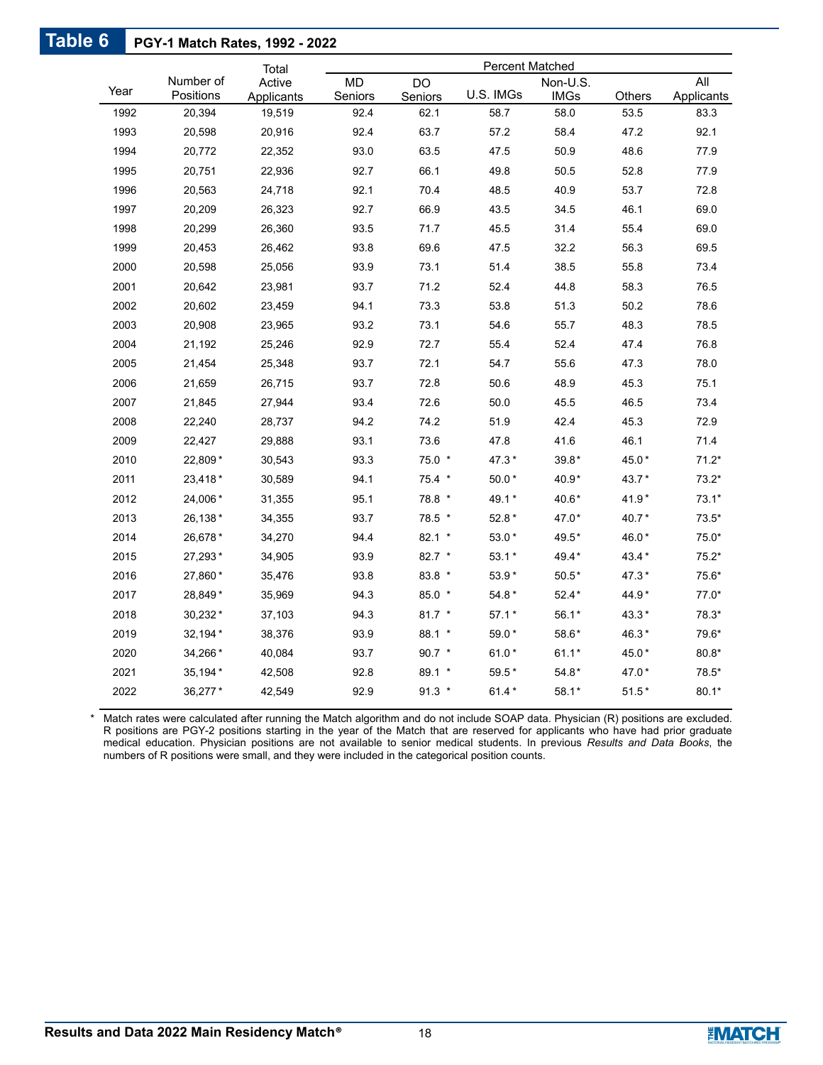## Table 6 PGY-1 Match Rates, 1992 - 2022

| Year | Number of Positions | Total Active Applicants | Percent Matched | | | | | |
|---|---|---|---|---|---|---|---|---|
| | | | MD Seniors | DO Seniors | U.S. IMGs | Non-U.S. IMGs | Others | All Applicants |
| 1992 | 20,394 | 19,519 | 92.4 | 62.1 | 58.7 | 58.0 | 53.5 | 83.3 |
| 1993 | 20,598 | 20,916 | 92.4 | 63.7 | 57.2 | 58.4 | 47.2 | 92.1 |
| 1994 | 20,772 | 22,352 | 93.0 | 63.5 | 47.5 | 50.9 | 48.6 | 77.9 |
| 1995 | 20,751 | 22,936 | 92.7 | 66.1 | 49.8 | 50.5 | 52.8 | 77.9 |
| 1996 | 20,563 | 24,718 | 92.1 | 70.4 | 48.5 | 40.9 | 53.7 | 72.8 |
| 1997 | 20,209 | 26,323 | 92.7 | 66.9 | 43.5 | 34.5 | 46.1 | 69.0 |
| 1998 | 20,299 | 26,360 | 93.5 | 71.7 | 45.5 | 31.4 | 55.4 | 69.0 |
| 1999 | 20,453 | 26,462 | 93.8 | 69.6 | 47.5 | 32.2 | 56.3 | 69.5 |
| 2000 | 20,598 | 25,056 | 93.9 | 73.1 | 51.4 | 38.5 | 55.8 | 73.4 |
| 2001 | 20,642 | 23,981 | 93.7 | 71.2 | 52.4 | 44.8 | 58.3 | 76.5 |
| 2002 | 20,602 | 23,459 | 94.1 | 73.3 | 53.8 | 51.3 | 50.2 | 78.6 |
| 2003 | 20,908 | 23,965 | 93.2 | 73.1 | 54.6 | 55.7 | 48.3 | 78.5 |
| 2004 | 21,192 | 25,246 | 92.9 | 72.7 | 55.4 | 52.4 | 47.4 | 76.8 |
| 2005 | 21,454 | 25,348 | 93.7 | 72.1 | 54.7 | 55.6 | 47.3 | 78.0 |
| 2006 | 21,659 | 26,715 | 93.7 | 72.8 | 50.6 | 48.9 | 45.3 | 75.1 |
| 2007 | 21,845 | 27,944 | 93.4 | 72.6 | 50.0 | 45.5 | 46.5 | 73.4 |
| 2008 | 22,240 | 28,737 | 94.2 | 74.2 | 51.9 | 42.4 | 45.3 | 72.9 |
| 2009 | 22,427 | 29,888 | 93.1 | 73.6 | 47.8 | 41.6 | 46.1 | 71.4 |
| 2010 | 22,809* | 30,543 | 93.3 | 75.0 * | 47.3* | 39.8* | 45.0* | 71.2* |
| 2011 | 23,418* | 30,589 | 94.1 | 75.4 * | 50.0* | 40.9* | 43.7* | 73.2* |
| 2012 | 24,006* | 31,355 | 95.1 | 78.8 * | 49.1* | 40.6* | 41.9* | 73.1* |
| 2013 | 26,138* | 34,355 | 93.7 | 78.5 * | 52.8* | 47.0* | 40.7* | 73.5* |
| 2014 | 26,678* | 34,270 | 94.4 | 82.1 * | 53.0* | 49.5* | 46.0* | 75.0* |
| 2015 | 27,293* | 34,905 | 93.9 | 82.7 * | 53.1* | 49.4* | 43.4* | 75.2* |
| 2016 | 27,860* | 35,476 | 93.8 | 83.8 * | 53.9* | 50.5* | 47.3* | 75.6* |
| 2017 | 28,849* | 35,969 | 94.3 | 85.0 * | 54.8* | 52.4* | 44.9* | 77.0* |
| 2018 | 30,232* | 37,103 | 94.3 | 81.7 * | 57.1* | 56.1* | 43.3* | 78.3* |
| 2019 | 32,194* | 38,376 | 93.9 | 88.1 * | 59.0* | 58.6* | 46.3* | 79.6* |
| 2020 | 34,266* | 40,084 | 93.7 | 90.7 * | 61.0* | 61.1* | 45.0* | 80.8* |
| 2021 | 35,194* | 42,508 | 92.8 | 89.1 * | 59.5* | 54.8* | 47.0* | 78.5* |
| 2022 | 36,277* | 42,549 | 92.9 | 91.3 * | 61.4* | 58.1* | 51.5* | 80.1* |

\* Match rates were calculated after running the Match algorithm and do not include SOAP data. Physician (R) positions are excluded. R positions are PGY-2 positions starting in the year of the Match that are reserved for applicants who have had prior graduate medical education. Physician positions are not available to senior medical students. In previous *Results and Data Books*, the numbers of R positions were small, and they were included in the categorical position counts.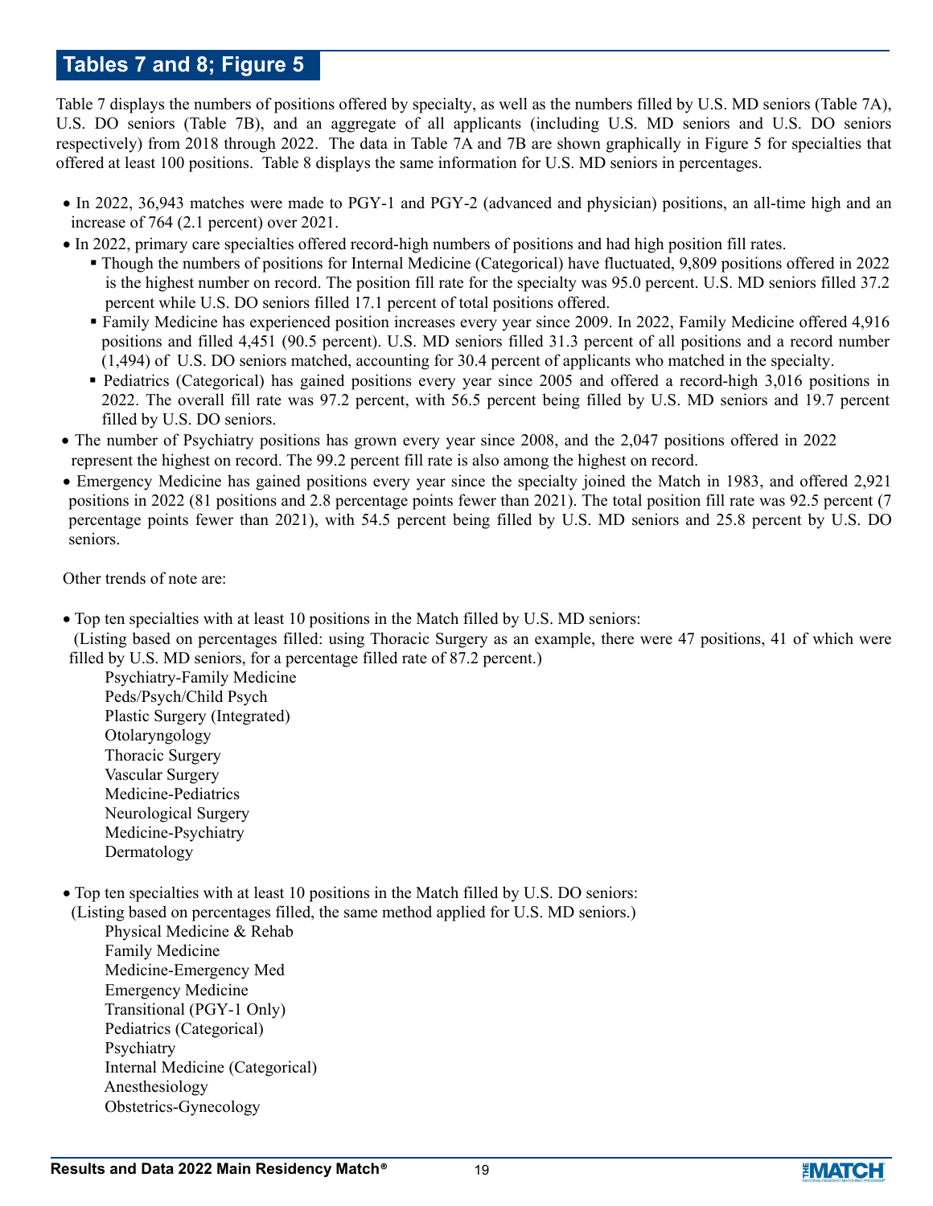## Tables 7 and 8; Figure 5

Table 7 displays the numbers of positions offered by specialty, as well as the numbers filled by U.S. MD seniors (Table 7A), U.S. DO seniors (Table 7B), and an aggregate of all applicants (including U.S. MD seniors and U.S. DO seniors respectively) from 2018 through 2022. The data in Table 7A and 7B are shown graphically in Figure 5 for specialties that offered at least 100 positions. Table 8 displays the same information for U.S. MD seniors in percentages.

- In 2022, 36,943 matches were made to PGY-1 and PGY-2 (advanced and physician) positions, an all-time high and an increase of 764 (2.1 percent) over 2021.
- In 2022, primary care specialties offered record-high numbers of positions and had high position fill rates.
  - Though the numbers of positions for Internal Medicine (Categorical) have fluctuated, 9,809 positions offered in 2022 is the highest number on record. The position fill rate for the specialty was 95.0 percent. U.S. MD seniors filled 37.2 percent while U.S. DO seniors filled 17.1 percent of total positions offered.
  - Family Medicine has experienced position increases every year since 2009. In 2022, Family Medicine offered 4,916 positions and filled 4,451 (90.5 percent). U.S. MD seniors filled 31.3 percent of all positions and a record number (1,494) of U.S. DO seniors matched, accounting for 30.4 percent of applicants who matched in the specialty.
  - Pediatrics (Categorical) has gained positions every year since 2005 and offered a record-high 3,016 positions in 2022. The overall fill rate was 97.2 percent, with 56.5 percent being filled by U.S. MD seniors and 19.7 percent filled by U.S. DO seniors.
- The number of Psychiatry positions has grown every year since 2008, and the 2,047 positions offered in 2022 represent the highest on record. The 99.2 percent fill rate is also among the highest on record.
- Emergency Medicine has gained positions every year since the specialty joined the Match in 1983, and offered 2,921 positions in 2022 (81 positions and 2.8 percentage points fewer than 2021). The total position fill rate was 92.5 percent (7 percentage points fewer than 2021), with 54.5 percent being filled by U.S. MD seniors and 25.8 percent by U.S. DO seniors.

Other trends of note are:

- Top ten specialties with at least 10 positions in the Match filled by U.S. MD seniors:
  (Listing based on percentages filled: using Thoracic Surgery as an example, there were 47 positions, 41 of which were filled by U.S. MD seniors, for a percentage filled rate of 87.2 percent.)

  Psychiatry-Family Medicine
  Peds/Psych/Child Psych
  Plastic Surgery (Integrated)
  Otolaryngology
  Thoracic Surgery
  Vascular Surgery
  Medicine-Pediatrics
  Neurological Surgery
  Medicine-Psychiatry
  Dermatology

- Top ten specialties with at least 10 positions in the Match filled by U.S. DO seniors:
  (Listing based on percentages filled, the same method applied for U.S. MD seniors.)

  Physical Medicine & Rehab
  Family Medicine
  Medicine-Emergency Med
  Emergency Medicine
  Transitional (PGY-1 Only)
  Pediatrics (Categorical)
  Psychiatry
  Internal Medicine (Categorical)
  Anesthesiology
  Obstetrics-Gynecology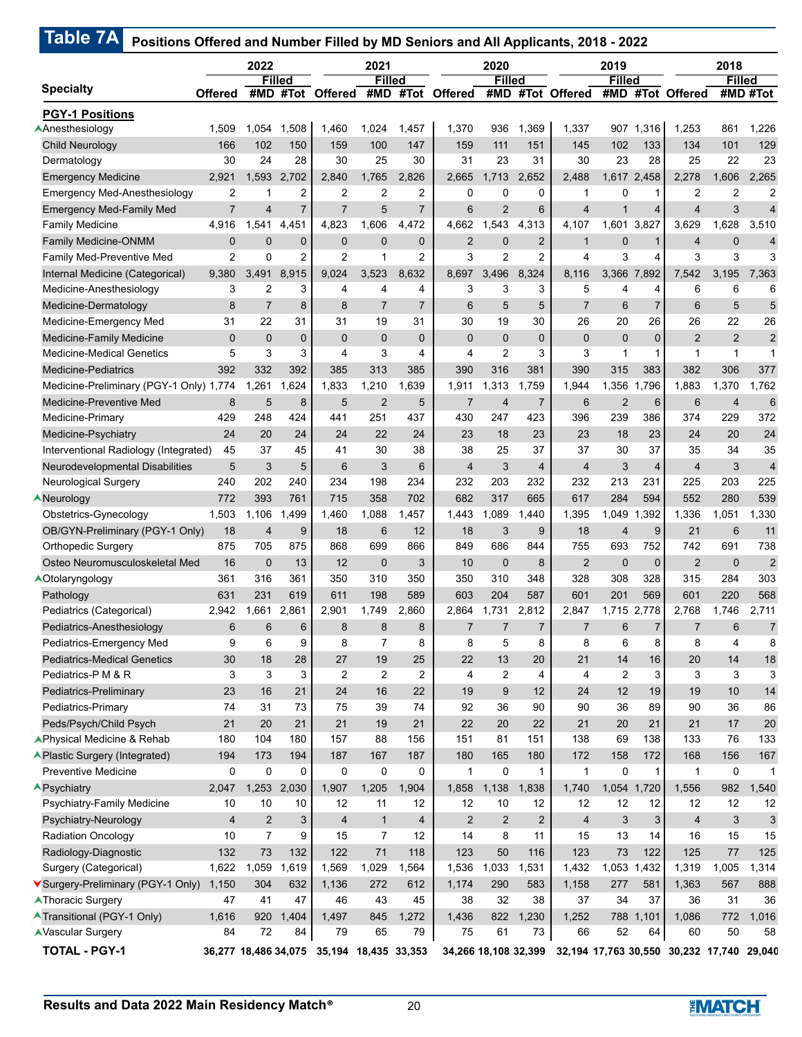## Table 7A Positions Offered and Number Filled by MD Seniors and All Applicants, 2018 - 2022

| Specialty | 2022 | | | 2021 | | | 2020 | | | 2019 | | | 2018 | | |
|---|---|---|---|---|---|---|---|---|---|---|---|---|---|---|---|
| | | Filled | | | Filled | | | Filled | | | Filled | | | Filled | |
| | Offered | #MD | #Tot | Offered | #MD | #Tot | Offered | #MD | #Tot | Offered | #MD | #Tot | Offered | #MD | #Tot |
| **PGY-1 Positions** | | | | | | | | | | | | | | | |
| ▲Anesthesiology | 1,509 | 1,054 | 1,508 | 1,460 | 1,024 | 1,457 | 1,370 | 936 | 1,369 | 1,337 | 907 | 1,316 | 1,253 | 861 | 1,226 |
| Child Neurology | 166 | 102 | 150 | 159 | 100 | 147 | 159 | 111 | 151 | 145 | 102 | 133 | 134 | 101 | 129 |
| Dermatology | 30 | 24 | 28 | 30 | 25 | 30 | 31 | 23 | 31 | 30 | 23 | 28 | 25 | 22 | 23 |
| Emergency Medicine | 2,921 | 1,593 | 2,702 | 2,840 | 1,765 | 2,826 | 2,665 | 1,713 | 2,652 | 2,488 | 1,617 | 2,458 | 2,278 | 1,606 | 2,265 |
| Emergency Med-Anesthesiology | 2 | 1 | 2 | 2 | 2 | 2 | 0 | 0 | 0 | 1 | 0 | 1 | 2 | 2 | 2 |
| Emergency Med-Family Med | 7 | 4 | 7 | 7 | 5 | 7 | 6 | 2 | 6 | 4 | 1 | 4 | 4 | 3 | 4 |
| Family Medicine | 4,916 | 1,541 | 4,451 | 4,823 | 1,606 | 4,472 | 4,662 | 1,543 | 4,313 | 4,107 | 1,601 | 3,827 | 3,629 | 1,628 | 3,510 |
| Family Medicine-ONMM | 0 | 0 | 0 | 0 | 0 | 0 | 2 | 0 | 2 | 1 | 0 | 1 | 4 | 0 | 4 |
| Family Med-Preventive Med | 2 | 0 | 2 | 2 | 1 | 2 | 3 | 2 | 2 | 4 | 3 | 4 | 3 | 3 | 3 |
| Internal Medicine (Categorical) | 9,380 | 3,491 | 8,915 | 9,024 | 3,523 | 8,632 | 8,697 | 3,496 | 8,324 | 8,116 | 3,366 | 7,892 | 7,542 | 3,195 | 7,363 |
| Medicine-Anesthesiology | 3 | 2 | 3 | 4 | 4 | 4 | 3 | 3 | 3 | 5 | 4 | 4 | 6 | 6 | 6 |
| Medicine-Dermatology | 8 | 7 | 8 | 8 | 7 | 7 | 6 | 5 | 5 | 7 | 6 | 7 | 6 | 5 | 5 |
| Medicine-Emergency Med | 31 | 22 | 31 | 31 | 19 | 31 | 30 | 19 | 30 | 26 | 20 | 26 | 26 | 22 | 26 |
| Medicine-Family Medicine | 0 | 0 | 0 | 0 | 0 | 0 | 0 | 0 | 0 | 0 | 0 | 0 | 2 | 2 | 2 |
| Medicine-Medical Genetics | 5 | 3 | 3 | 4 | 3 | 4 | 4 | 2 | 3 | 3 | 1 | 1 | 1 | 1 | 1 |
| Medicine-Pediatrics | 392 | 332 | 392 | 385 | 313 | 385 | 390 | 316 | 381 | 390 | 315 | 383 | 382 | 306 | 377 |
| Medicine-Preliminary (PGY-1 Only) | 1,774 | 1,261 | 1,624 | 1,833 | 1,210 | 1,639 | 1,911 | 1,313 | 1,759 | 1,944 | 1,356 | 1,796 | 1,883 | 1,370 | 1,762 |
| Medicine-Preventive Med | 8 | 5 | 8 | 5 | 2 | 5 | 7 | 4 | 7 | 6 | 2 | 6 | 6 | 4 | 6 |
| Medicine-Primary | 429 | 248 | 424 | 441 | 251 | 437 | 430 | 247 | 423 | 396 | 239 | 386 | 374 | 229 | 372 |
| Medicine-Psychiatry | 24 | 20 | 24 | 24 | 22 | 24 | 23 | 18 | 23 | 23 | 18 | 23 | 24 | 20 | 24 |
| Interventional Radiology (Integrated) | 45 | 37 | 45 | 41 | 30 | 38 | 38 | 25 | 37 | 37 | 30 | 37 | 35 | 34 | 35 |
| Neurodevelopmental Disabilities | 5 | 3 | 5 | 6 | 3 | 6 | 4 | 3 | 4 | 4 | 3 | 4 | 4 | 3 | 4 |
| Neurological Surgery | 240 | 202 | 240 | 234 | 198 | 234 | 232 | 203 | 232 | 232 | 213 | 231 | 225 | 203 | 225 |
| ▲Neurology | 772 | 393 | 761 | 715 | 358 | 702 | 682 | 317 | 665 | 617 | 284 | 594 | 552 | 280 | 539 |
| Obstetrics-Gynecology | 1,503 | 1,106 | 1,499 | 1,460 | 1,088 | 1,457 | 1,443 | 1,089 | 1,440 | 1,395 | 1,049 | 1,392 | 1,336 | 1,051 | 1,330 |
| OB/GYN-Preliminary (PGY-1 Only) | 18 | 4 | 9 | 18 | 6 | 12 | 18 | 3 | 9 | 18 | 4 | 9 | 21 | 6 | 11 |
| Orthopedic Surgery | 875 | 705 | 875 | 868 | 699 | 866 | 849 | 686 | 844 | 755 | 693 | 752 | 742 | 691 | 738 |
| Osteo Neuromusculoskeletal Med | 16 | 0 | 13 | 12 | 0 | 3 | 10 | 0 | 8 | 2 | 0 | 0 | 2 | 0 | 2 |
| ▲Otolaryngology | 361 | 316 | 361 | 350 | 310 | 350 | 350 | 310 | 348 | 328 | 308 | 328 | 315 | 284 | 303 |
| Pathology | 631 | 231 | 619 | 611 | 198 | 589 | 603 | 204 | 587 | 601 | 201 | 569 | 601 | 220 | 568 |
| Pediatrics (Categorical) | 2,942 | 1,661 | 2,861 | 2,901 | 1,749 | 2,860 | 2,864 | 1,731 | 2,812 | 2,847 | 1,715 | 2,778 | 2,768 | 1,746 | 2,711 |
| Pediatrics-Anesthesiology | 6 | 6 | 6 | 8 | 8 | 8 | 7 | 7 | 7 | 7 | 6 | 7 | 7 | 6 | 7 |
| Pediatrics-Emergency Med | 9 | 6 | 9 | 8 | 7 | 8 | 8 | 5 | 8 | 8 | 6 | 8 | 8 | 4 | 8 |
| Pediatrics-Medical Genetics | 30 | 18 | 28 | 27 | 19 | 25 | 22 | 13 | 20 | 21 | 14 | 16 | 20 | 14 | 18 |
| Pediatrics-P M & R | 3 | 3 | 3 | 2 | 2 | 2 | 4 | 2 | 4 | 4 | 2 | 3 | 3 | 3 | 3 |
| Pediatrics-Preliminary | 23 | 16 | 21 | 24 | 16 | 22 | 19 | 9 | 12 | 24 | 12 | 19 | 19 | 10 | 14 |
| Pediatrics-Primary | 74 | 31 | 73 | 75 | 39 | 74 | 92 | 36 | 90 | 90 | 36 | 89 | 90 | 36 | 86 |
| Peds/Psych/Child Psych | 21 | 20 | 21 | 21 | 19 | 21 | 22 | 20 | 22 | 21 | 20 | 21 | 21 | 17 | 20 |
| ▲Physical Medicine & Rehab | 180 | 104 | 180 | 157 | 88 | 156 | 151 | 81 | 151 | 138 | 69 | 138 | 133 | 76 | 133 |
| ▲Plastic Surgery (Integrated) | 194 | 173 | 194 | 187 | 167 | 187 | 180 | 165 | 180 | 172 | 158 | 172 | 168 | 156 | 167 |
| Preventive Medicine | 0 | 0 | 0 | 0 | 0 | 0 | 1 | 0 | 1 | 1 | 0 | 1 | 1 | 0 | 1 |
| ▲Psychiatry | 2,047 | 1,253 | 2,030 | 1,907 | 1,205 | 1,904 | 1,858 | 1,138 | 1,838 | 1,740 | 1,054 | 1,720 | 1,556 | 982 | 1,540 |
| Psychiatry-Family Medicine | 10 | 10 | 10 | 12 | 11 | 12 | 12 | 10 | 12 | 12 | 12 | 12 | 12 | 12 | 12 |
| Psychiatry-Neurology | 4 | 2 | 3 | 4 | 1 | 4 | 2 | 2 | 2 | 4 | 3 | 3 | 4 | 3 | 3 |
| Radiation Oncology | 10 | 7 | 9 | 15 | 7 | 12 | 14 | 8 | 11 | 15 | 13 | 14 | 16 | 15 | 15 |
| Radiology-Diagnostic | 132 | 73 | 132 | 122 | 71 | 118 | 123 | 50 | 116 | 123 | 73 | 122 | 125 | 77 | 125 |
| Surgery (Categorical) | 1,622 | 1,059 | 1,619 | 1,569 | 1,029 | 1,564 | 1,536 | 1,033 | 1,531 | 1,432 | 1,053 | 1,432 | 1,319 | 1,005 | 1,314 |
| ▼Surgery-Preliminary (PGY-1 Only) | 1,150 | 304 | 632 | 1,136 | 272 | 612 | 1,174 | 290 | 583 | 1,158 | 277 | 581 | 1,363 | 567 | 888 |
| ▲Thoracic Surgery | 47 | 41 | 47 | 46 | 43 | 45 | 38 | 32 | 38 | 37 | 34 | 37 | 36 | 31 | 36 |
| ▲Transitional (PGY-1 Only) | 1,616 | 920 | 1,404 | 1,497 | 845 | 1,272 | 1,436 | 822 | 1,230 | 1,252 | 788 | 1,101 | 1,086 | 772 | 1,016 |
| ▲Vascular Surgery | 84 | 72 | 84 | 79 | 65 | 79 | 75 | 61 | 73 | 66 | 52 | 64 | 60 | 50 | 58 |
| **TOTAL - PGY-1** | **36,277** | **18,486** | **34,075** | **35,194** | **18,435** | **33,353** | **34,266** | **18,108** | **32,399** | **32,194** | **17,763** | **30,550** | **30,232** | **17,740** | **29,040** |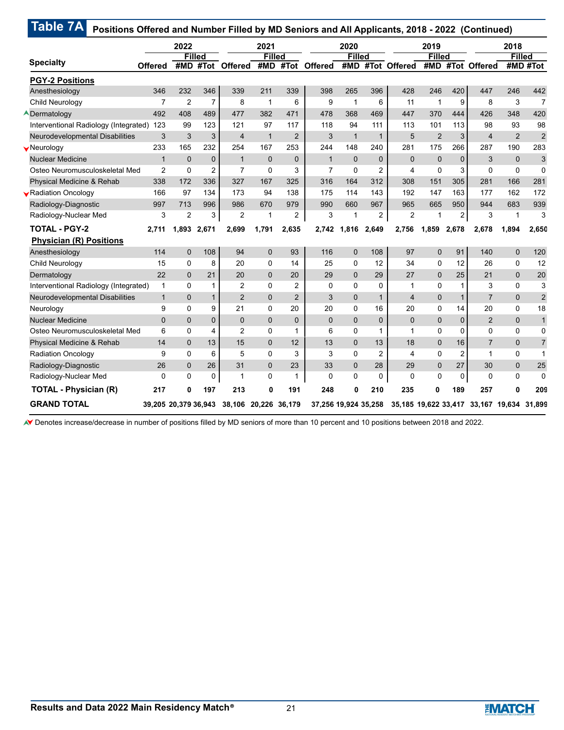## Table 7A Positions Offered and Number Filled by MD Seniors and All Applicants, 2018 - 2022 (Continued)

| Specialty | 2022 | | | 2021 | | | 2020 | | | 2019 | | | 2018 | | |
|---|---|---|---|---|---|---|---|---|---|---|---|---|---|---|---|
| | | Filled | | | Filled | | | Filled | | | Filled | | | Filled | |
| | Offered | #MD | #Tot | Offered | #MD | #Tot | Offered | #MD | #Tot | Offered | #MD | #Tot | Offered | #MD | #Tot |
| **PGY-2 Positions** | | | | | | | | | | | | | | | |
| Anesthesiology | 346 | 232 | 346 | 339 | 211 | 339 | 398 | 265 | 396 | 428 | 246 | 420 | 447 | 246 | 442 |
| Child Neurology | 7 | 2 | 7 | 8 | 1 | 6 | 9 | 1 | 6 | 11 | 1 | 9 | 8 | 3 | 7 |
| ▲Dermatology | 492 | 408 | 489 | 477 | 382 | 471 | 478 | 368 | 469 | 447 | 370 | 444 | 426 | 348 | 420 |
| Interventional Radiology (Integrated) | 123 | 99 | 123 | 121 | 97 | 117 | 118 | 94 | 111 | 113 | 101 | 113 | 98 | 93 | 98 |
| Neurodevelopmental Disabilities | 3 | 3 | 3 | 4 | 1 | 2 | 3 | 1 | 1 | 5 | 2 | 3 | 4 | 2 | 2 |
| ▼Neurology | 233 | 165 | 232 | 254 | 167 | 253 | 244 | 148 | 240 | 281 | 175 | 266 | 287 | 190 | 283 |
| Nuclear Medicine | 1 | 0 | 0 | 1 | 0 | 0 | 1 | 0 | 0 | 0 | 0 | 0 | 3 | 0 | 3 |
| Osteo Neuromusculoskeletal Med | 2 | 0 | 2 | 7 | 0 | 3 | 7 | 0 | 2 | 4 | 0 | 3 | 0 | 0 | 0 |
| Physical Medicine & Rehab | 338 | 172 | 336 | 327 | 167 | 325 | 316 | 164 | 312 | 308 | 151 | 305 | 281 | 166 | 281 |
| ▼Radiation Oncology | 166 | 97 | 134 | 173 | 94 | 138 | 175 | 114 | 143 | 192 | 147 | 163 | 177 | 162 | 172 |
| Radiology-Diagnostic | 997 | 713 | 996 | 986 | 670 | 979 | 990 | 660 | 967 | 965 | 665 | 950 | 944 | 683 | 939 |
| Radiology-Nuclear Med | 3 | 2 | 3 | 2 | 1 | 2 | 3 | 1 | 2 | 2 | 1 | 2 | 3 | 1 | 3 |
| **TOTAL - PGY-2** | **2,711** | **1,893** | **2,671** | **2,699** | **1,791** | **2,635** | **2,742** | **1,816** | **2,649** | **2,756** | **1,859** | **2,678** | **2,678** | **1,894** | **2,650** |
| **Physician (R) Positions** | | | | | | | | | | | | | | | |
| Anesthesiology | 114 | 0 | 108 | 94 | 0 | 93 | 116 | 0 | 108 | 97 | 0 | 91 | 140 | 0 | 120 |
| Child Neurology | 15 | 0 | 8 | 20 | 0 | 14 | 25 | 0 | 12 | 34 | 0 | 12 | 26 | 0 | 12 |
| Dermatology | 22 | 0 | 21 | 20 | 0 | 20 | 29 | 0 | 29 | 27 | 0 | 25 | 21 | 0 | 20 |
| Interventional Radiology (Integrated) | 1 | 0 | 1 | 2 | 0 | 2 | 0 | 0 | 0 | 1 | 0 | 1 | 3 | 0 | 3 |
| Neurodevelopmental Disabilities | 1 | 0 | 1 | 2 | 0 | 2 | 3 | 0 | 1 | 4 | 0 | 1 | 7 | 0 | 2 |
| Neurology | 9 | 0 | 9 | 21 | 0 | 20 | 20 | 0 | 16 | 20 | 0 | 14 | 20 | 0 | 18 |
| Nuclear Medicine | 0 | 0 | 0 | 0 | 0 | 0 | 0 | 0 | 0 | 0 | 0 | 0 | 2 | 0 | 1 |
| Osteo Neuromusculoskeletal Med | 6 | 0 | 4 | 2 | 0 | 1 | 6 | 0 | 1 | 1 | 0 | 0 | 0 | 0 | 0 |
| Physical Medicine & Rehab | 14 | 0 | 13 | 15 | 0 | 12 | 13 | 0 | 13 | 18 | 0 | 16 | 7 | 0 | 7 |
| Radiation Oncology | 9 | 0 | 6 | 5 | 0 | 3 | 3 | 0 | 2 | 4 | 0 | 2 | 1 | 0 | 1 |
| Radiology-Diagnostic | 26 | 0 | 26 | 31 | 0 | 23 | 33 | 0 | 28 | 29 | 0 | 27 | 30 | 0 | 25 |
| Radiology-Nuclear Med | 0 | 0 | 0 | 1 | 0 | 1 | 0 | 0 | 0 | 0 | 0 | 0 | 0 | 0 | 0 |
| **TOTAL - Physician (R)** | **217** | **0** | **197** | **213** | **0** | **191** | **248** | **0** | **210** | **235** | **0** | **189** | **257** | **0** | **209** |
| **GRAND TOTAL** | **39,205** | **20,379** | **36,943** | **38,106** | **20,226** | **36,179** | **37,256** | **19,924** | **35,258** | **35,185** | **19,622** | **33,417** | **33,167** | **19,634** | **31,899** |

▲▼ Denotes increase/decrease in number of positions filled by MD seniors of more than 10 percent and 10 positions between 2018 and 2022.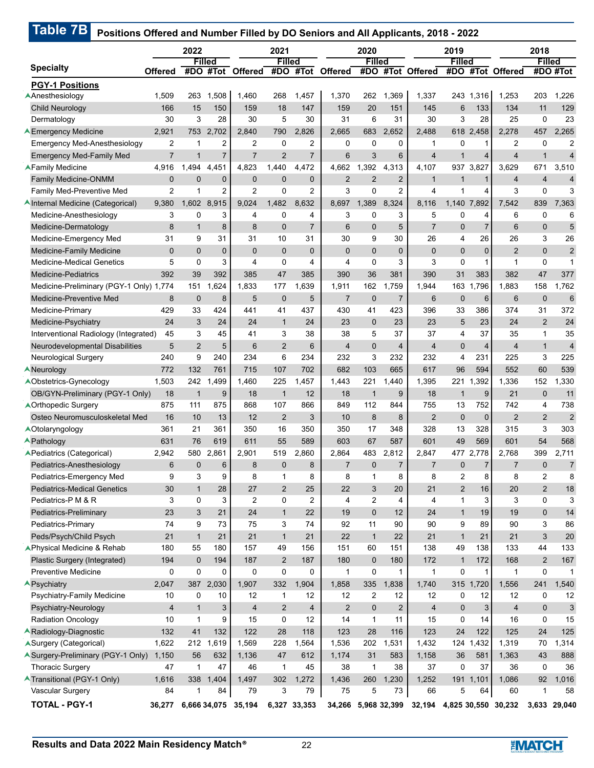## Table 7B Positions Offered and Number Filled by DO Seniors and All Applicants, 2018 - 2022

| Specialty | 2022 | | | 2021 | | | 2020 | | | 2019 | | | 2018 | | |
|---|---|---|---|---|---|---|---|---|---|---|---|---|---|---|---|
| | Offered | Filled #DO | Filled #Tot | Offered | Filled #DO | Filled #Tot | Offered | Filled #DO | Filled #Tot | Offered | Filled #DO | Filled #Tot | Offered | Filled #DO | Filled #Tot |
| **PGY-1 Positions** | | | | | | | | | | | | | | | |
| ^Anesthesiology | 1,509 | 263 | 1,508 | 1,460 | 268 | 1,457 | 1,370 | 262 | 1,369 | 1,337 | 243 | 1,316 | 1,253 | 203 | 1,226 |
| Child Neurology | 166 | 15 | 150 | 159 | 18 | 147 | 159 | 20 | 151 | 145 | 6 | 133 | 134 | 11 | 129 |
| Dermatology | 30 | 3 | 28 | 30 | 5 | 30 | 31 | 6 | 31 | 30 | 3 | 28 | 25 | 0 | 23 |
| ^Emergency Medicine | 2,921 | 753 | 2,702 | 2,840 | 790 | 2,826 | 2,665 | 683 | 2,652 | 2,488 | 618 | 2,458 | 2,278 | 457 | 2,265 |
| Emergency Med-Anesthesiology | 2 | 1 | 2 | 2 | 0 | 2 | 0 | 0 | 0 | 1 | 0 | 1 | 2 | 0 | 2 |
| Emergency Med-Family Med | 7 | 1 | 7 | 7 | 2 | 7 | 6 | 3 | 6 | 4 | 1 | 4 | 4 | 1 | 4 |
| ^Family Medicine | 4,916 | 1,494 | 4,451 | 4,823 | 1,440 | 4,472 | 4,662 | 1,392 | 4,313 | 4,107 | 937 | 3,827 | 3,629 | 671 | 3,510 |
| Family Medicine-ONMM | 0 | 0 | 0 | 0 | 0 | 0 | 2 | 2 | 2 | 1 | 1 | 1 | 4 | 4 | 4 |
| Family Med-Preventive Med | 2 | 1 | 2 | 2 | 0 | 2 | 3 | 0 | 2 | 4 | 1 | 4 | 3 | 0 | 3 |
| ^Internal Medicine (Categorical) | 9,380 | 1,602 | 8,915 | 9,024 | 1,482 | 8,632 | 8,697 | 1,389 | 8,324 | 8,116 | 1,140 | 7,892 | 7,542 | 839 | 7,363 |
| Medicine-Anesthesiology | 3 | 0 | 3 | 4 | 0 | 4 | 3 | 0 | 3 | 5 | 0 | 4 | 6 | 0 | 6 |
| Medicine-Dermatology | 8 | 1 | 8 | 8 | 0 | 7 | 6 | 0 | 5 | 7 | 0 | 7 | 6 | 0 | 5 |
| Medicine-Emergency Med | 31 | 9 | 31 | 31 | 10 | 31 | 30 | 9 | 30 | 26 | 4 | 26 | 26 | 3 | 26 |
| Medicine-Family Medicine | 0 | 0 | 0 | 0 | 0 | 0 | 0 | 0 | 0 | 0 | 0 | 0 | 2 | 0 | 2 |
| Medicine-Medical Genetics | 5 | 0 | 3 | 4 | 0 | 4 | 4 | 0 | 3 | 3 | 0 | 1 | 1 | 0 | 1 |
| Medicine-Pediatrics | 392 | 39 | 392 | 385 | 47 | 385 | 390 | 36 | 381 | 390 | 31 | 383 | 382 | 47 | 377 |
| Medicine-Preliminary (PGY-1 Only) | 1,774 | 151 | 1,624 | 1,833 | 177 | 1,639 | 1,911 | 162 | 1,759 | 1,944 | 163 | 1,796 | 1,883 | 158 | 1,762 |
| Medicine-Preventive Med | 8 | 0 | 8 | 5 | 0 | 5 | 7 | 0 | 7 | 6 | 0 | 6 | 6 | 0 | 6 |
| Medicine-Primary | 429 | 33 | 424 | 441 | 41 | 437 | 430 | 41 | 423 | 396 | 33 | 386 | 374 | 31 | 372 |
| Medicine-Psychiatry | 24 | 3 | 24 | 24 | 1 | 24 | 23 | 0 | 23 | 23 | 5 | 23 | 24 | 2 | 24 |
| Interventional Radiology (Integrated) | 45 | 3 | 45 | 41 | 3 | 38 | 38 | 5 | 37 | 37 | 4 | 37 | 35 | 1 | 35 |
| Neurodevelopmental Disabilities | 5 | 2 | 5 | 6 | 2 | 6 | 4 | 0 | 4 | 4 | 0 | 4 | 4 | 1 | 4 |
| Neurological Surgery | 240 | 9 | 240 | 234 | 6 | 234 | 232 | 3 | 232 | 232 | 4 | 231 | 225 | 3 | 225 |
| ^Neurology | 772 | 132 | 761 | 715 | 107 | 702 | 682 | 103 | 665 | 617 | 96 | 594 | 552 | 60 | 539 |
| ^Obstetrics-Gynecology | 1,503 | 242 | 1,499 | 1,460 | 225 | 1,457 | 1,443 | 221 | 1,440 | 1,395 | 221 | 1,392 | 1,336 | 152 | 1,330 |
| OB/GYN-Preliminary (PGY-1 Only) | 18 | 1 | 9 | 18 | 1 | 12 | 18 | 1 | 9 | 18 | 1 | 9 | 21 | 0 | 11 |
| ^Orthopedic Surgery | 875 | 111 | 875 | 868 | 107 | 866 | 849 | 112 | 844 | 755 | 13 | 752 | 742 | 4 | 738 |
| Osteo Neuromusculoskeletal Med | 16 | 10 | 13 | 12 | 2 | 3 | 10 | 8 | 8 | 2 | 0 | 0 | 2 | 2 | 2 |
| ^Otolaryngology | 361 | 21 | 361 | 350 | 16 | 350 | 350 | 17 | 348 | 328 | 13 | 328 | 315 | 3 | 303 |
| ^Pathology | 631 | 76 | 619 | 611 | 55 | 589 | 603 | 67 | 587 | 601 | 49 | 569 | 601 | 54 | 568 |
| ^Pediatrics (Categorical) | 2,942 | 580 | 2,861 | 2,901 | 519 | 2,860 | 2,864 | 483 | 2,812 | 2,847 | 477 | 2,778 | 2,768 | 399 | 2,711 |
| Pediatrics-Anesthesiology | 6 | 0 | 6 | 8 | 0 | 8 | 7 | 0 | 7 | 7 | 0 | 7 | 7 | 0 | 7 |
| Pediatrics-Emergency Med | 9 | 3 | 9 | 8 | 1 | 8 | 8 | 1 | 8 | 8 | 2 | 8 | 8 | 2 | 8 |
| Pediatrics-Medical Genetics | 30 | 1 | 28 | 27 | 2 | 25 | 22 | 3 | 20 | 21 | 2 | 16 | 20 | 2 | 18 |
| Pediatrics-P M & R | 3 | 0 | 3 | 2 | 0 | 2 | 4 | 2 | 4 | 4 | 1 | 3 | 3 | 0 | 3 |
| Pediatrics-Preliminary | 23 | 3 | 21 | 24 | 1 | 22 | 19 | 0 | 12 | 24 | 1 | 19 | 19 | 0 | 14 |
| Pediatrics-Primary | 74 | 9 | 73 | 75 | 3 | 74 | 92 | 11 | 90 | 90 | 9 | 89 | 90 | 3 | 86 |
| Peds/Psych/Child Psych | 21 | 1 | 21 | 21 | 1 | 21 | 22 | 1 | 22 | 21 | 1 | 21 | 21 | 3 | 20 |
| ^Physical Medicine & Rehab | 180 | 55 | 180 | 157 | 49 | 156 | 151 | 60 | 151 | 138 | 49 | 138 | 133 | 44 | 133 |
| Plastic Surgery (Integrated) | 194 | 0 | 194 | 187 | 2 | 187 | 180 | 0 | 180 | 172 | 1 | 172 | 168 | 2 | 167 |
| Preventive Medicine | 0 | 0 | 0 | 0 | 0 | 0 | 1 | 0 | 1 | 1 | 0 | 1 | 1 | 0 | 1 |
| ^Psychiatry | 2,047 | 387 | 2,030 | 1,907 | 332 | 1,904 | 1,858 | 335 | 1,838 | 1,740 | 315 | 1,720 | 1,556 | 241 | 1,540 |
| Psychiatry-Family Medicine | 10 | 0 | 10 | 12 | 1 | 12 | 12 | 2 | 12 | 12 | 0 | 12 | 12 | 0 | 12 |
| Psychiatry-Neurology | 4 | 1 | 3 | 4 | 2 | 4 | 2 | 0 | 2 | 4 | 0 | 3 | 4 | 0 | 3 |
| Radiation Oncology | 10 | 1 | 9 | 15 | 0 | 12 | 14 | 1 | 11 | 15 | 0 | 14 | 16 | 0 | 15 |
| ^Radiology-Diagnostic | 132 | 41 | 132 | 122 | 28 | 118 | 123 | 28 | 116 | 123 | 24 | 122 | 125 | 24 | 125 |
| ^Surgery (Categorical) | 1,622 | 212 | 1,619 | 1,569 | 228 | 1,564 | 1,536 | 202 | 1,531 | 1,432 | 124 | 1,432 | 1,319 | 70 | 1,314 |
| ^Surgery-Preliminary (PGY-1 Only) | 1,150 | 56 | 632 | 1,136 | 47 | 612 | 1,174 | 31 | 583 | 1,158 | 36 | 581 | 1,363 | 43 | 888 |
| Thoracic Surgery | 47 | 1 | 47 | 46 | 1 | 45 | 38 | 1 | 38 | 37 | 0 | 37 | 36 | 0 | 36 |
| ^Transitional (PGY-1 Only) | 1,616 | 338 | 1,404 | 1,497 | 302 | 1,272 | 1,436 | 260 | 1,230 | 1,252 | 191 | 1,101 | 1,086 | 92 | 1,016 |
| Vascular Surgery | 84 | 1 | 84 | 79 | 3 | 79 | 75 | 5 | 73 | 66 | 5 | 64 | 60 | 1 | 58 |
| **TOTAL - PGY-1** | **36,277** | **6,666** | **34,075** | **35,194** | **6,327** | **33,353** | **34,266** | **5,968** | **32,399** | **32,194** | **4,825** | **30,550** | **30,232** | **3,633** | **29,040** |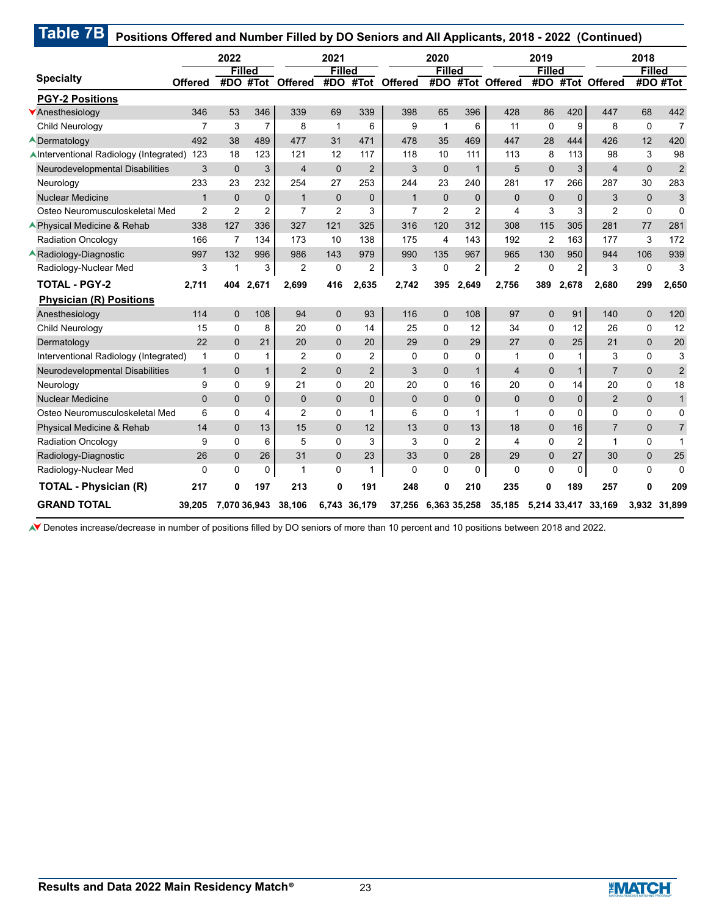## Table 7B Positions Offered and Number Filled by DO Seniors and All Applicants, 2018 - 2022 (Continued)

| Specialty | 2022 | | | 2021 | | | 2020 | | | 2019 | | | 2018 | | |
|---|---|---|---|---|---|---|---|---|---|---|---|---|---|---|---|
| | Offered | Filled #DO | Filled #Tot | Offered | Filled #DO | Filled #Tot | Offered | Filled #DO | Filled #Tot | Offered | Filled #DO | Filled #Tot | Offered | Filled #DO | Filled #Tot |
| **PGY-2 Positions** | | | | | | | | | | | | | | | |
| ▼Anesthesiology | 346 | 53 | 346 | 339 | 69 | 339 | 398 | 65 | 396 | 428 | 86 | 420 | 447 | 68 | 442 |
| Child Neurology | 7 | 3 | 7 | 8 | 1 | 6 | 9 | 1 | 6 | 11 | 0 | 9 | 8 | 0 | 7 |
| ▲Dermatology | 492 | 38 | 489 | 477 | 31 | 471 | 478 | 35 | 469 | 447 | 28 | 444 | 426 | 12 | 420 |
| ▲Interventional Radiology (Integrated) | 123 | 18 | 123 | 121 | 12 | 117 | 118 | 10 | 111 | 113 | 8 | 113 | 98 | 3 | 98 |
| Neurodevelopmental Disabilities | 3 | 0 | 3 | 4 | 0 | 2 | 3 | 0 | 1 | 5 | 0 | 3 | 4 | 0 | 2 |
| Neurology | 233 | 23 | 232 | 254 | 27 | 253 | 244 | 23 | 240 | 281 | 17 | 266 | 287 | 30 | 283 |
| Nuclear Medicine | 1 | 0 | 0 | 1 | 0 | 0 | 1 | 0 | 0 | 0 | 0 | 0 | 3 | 0 | 3 |
| Osteo Neuromusculoskeletal Med | 2 | 2 | 2 | 7 | 2 | 3 | 7 | 2 | 2 | 4 | 3 | 3 | 2 | 0 | 0 |
| ▲Physical Medicine & Rehab | 338 | 127 | 336 | 327 | 121 | 325 | 316 | 120 | 312 | 308 | 115 | 305 | 281 | 77 | 281 |
| Radiation Oncology | 166 | 7 | 134 | 173 | 10 | 138 | 175 | 4 | 143 | 192 | 2 | 163 | 177 | 3 | 172 |
| ▲Radiology-Diagnostic | 997 | 132 | 996 | 986 | 143 | 979 | 990 | 135 | 967 | 965 | 130 | 950 | 944 | 106 | 939 |
| Radiology-Nuclear Med | 3 | 1 | 3 | 2 | 0 | 2 | 3 | 0 | 2 | 2 | 0 | 2 | 3 | 0 | 3 |
| **TOTAL - PGY-2** | **2,711** | **404** | **2,671** | **2,699** | **416** | **2,635** | **2,742** | **395** | **2,649** | **2,756** | **389** | **2,678** | **2,680** | **299** | **2,650** |
| **Physician (R) Positions** | | | | | | | | | | | | | | | |
| Anesthesiology | 114 | 0 | 108 | 94 | 0 | 93 | 116 | 0 | 108 | 97 | 0 | 91 | 140 | 0 | 120 |
| Child Neurology | 15 | 0 | 8 | 20 | 0 | 14 | 25 | 0 | 12 | 34 | 0 | 12 | 26 | 0 | 12 |
| Dermatology | 22 | 0 | 21 | 20 | 0 | 20 | 29 | 0 | 29 | 27 | 0 | 25 | 21 | 0 | 20 |
| Interventional Radiology (Integrated) | 1 | 0 | 1 | 2 | 0 | 2 | 0 | 0 | 0 | 1 | 0 | 1 | 3 | 0 | 3 |
| Neurodevelopmental Disabilities | 1 | 0 | 1 | 2 | 0 | 2 | 3 | 0 | 1 | 4 | 0 | 1 | 7 | 0 | 2 |
| Neurology | 9 | 0 | 9 | 21 | 0 | 20 | 20 | 0 | 16 | 20 | 0 | 14 | 20 | 0 | 18 |
| Nuclear Medicine | 0 | 0 | 0 | 0 | 0 | 0 | 0 | 0 | 0 | 0 | 0 | 0 | 2 | 0 | 1 |
| Osteo Neuromusculoskeletal Med | 6 | 0 | 4 | 2 | 0 | 1 | 6 | 0 | 1 | 1 | 0 | 0 | 0 | 0 | 0 |
| Physical Medicine & Rehab | 14 | 0 | 13 | 15 | 0 | 12 | 13 | 0 | 13 | 18 | 0 | 16 | 7 | 0 | 7 |
| Radiation Oncology | 9 | 0 | 6 | 5 | 0 | 3 | 3 | 0 | 2 | 4 | 0 | 2 | 1 | 0 | 1 |
| Radiology-Diagnostic | 26 | 0 | 26 | 31 | 0 | 23 | 33 | 0 | 28 | 29 | 0 | 27 | 30 | 0 | 25 |
| Radiology-Nuclear Med | 0 | 0 | 0 | 1 | 0 | 1 | 0 | 0 | 0 | 0 | 0 | 0 | 0 | 0 | 0 |
| **TOTAL - Physician (R)** | **217** | **0** | **197** | **213** | **0** | **191** | **248** | **0** | **210** | **235** | **0** | **189** | **257** | **0** | **209** |
| **GRAND TOTAL** | **39,205** | **7,070** | **36,943** | **38,106** | **6,743** | **36,179** | **37,256** | **6,363** | **35,258** | **35,185** | **5,214** | **33,417** | **33,169** | **3,932** | **31,899** |

▲▼ Denotes increase/decrease in number of positions filled by DO seniors of more than 10 percent and 10 positions between 2018 and 2022.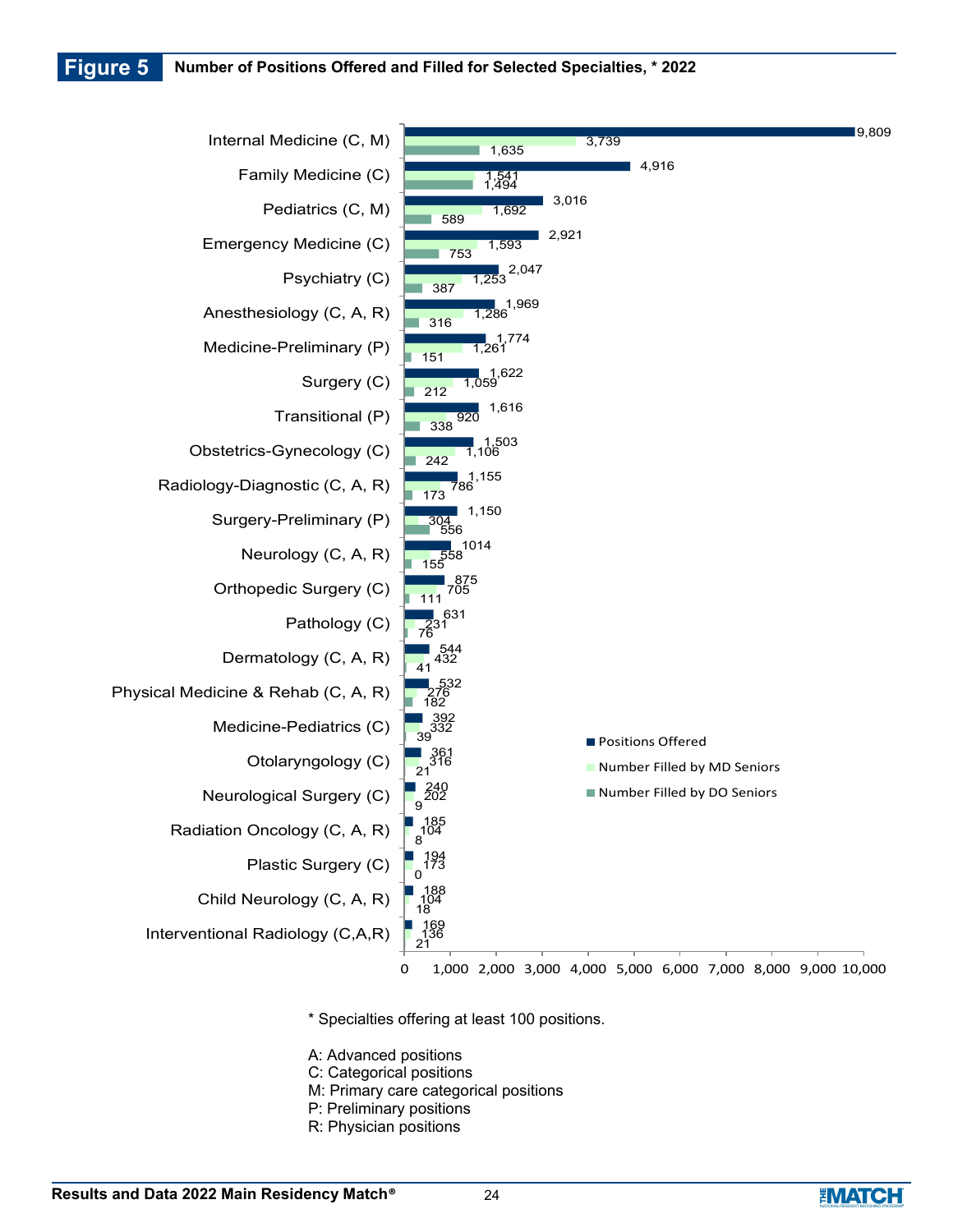# Figure 5 Number of Positions Offered and Filled for Selected Specialties, * 2022

| Specialty | Positions Offered | Number Filled by MD Seniors | Number Filled by DO Seniors |
|---|---|---|---|
| Internal Medicine (C, M) | 9,809 | 3,739 | 1,635 |
| Family Medicine (C) | 4,916 | 1,541 | 1,494 |
| Pediatrics (C, M) | 3,016 | 1,692 | 589 |
| Emergency Medicine (C) | 2,921 | 1,593 | 753 |
| Psychiatry (C) | 2,047 | 1,253 | 387 |
| Anesthesiology (C, A, R) | 1,969 | 1,286 | 316 |
| Medicine-Preliminary (P) | 1,774 | 1,261 | 151 |
| Surgery (C) | 1,622 | 1,059 | 212 |
| Transitional (P) | 1,616 | 920 | 338 |
| Obstetrics-Gynecology (C) | 1,503 | 1,106 | 242 |
| Radiology-Diagnostic (C, A, R) | 1,155 | 786 | 173 |
| Surgery-Preliminary (P) | 1,150 | 304 | 556 |
| Neurology (C, A, R) | 1014 | 558 | 155 |
| Orthopedic Surgery (C) | 875 | 705 | 111 |
| Pathology (C) | 631 | 231 | 76 |
| Dermatology (C, A, R) | 544 | 432 | 41 |
| Physical Medicine & Rehab (C, A, R) | 532 | 276 | 182 |
| Medicine-Pediatrics (C) | 392 | 332 | 39 |
| Otolaryngology (C) | 361 | 316 | 21 |
| Neurological Surgery (C) | 240 | 202 | 9 |
| Radiation Oncology (C, A, R) | 185 | 104 | 8 |
| Plastic Surgery (C) | 194 | 173 | 0 |
| Child Neurology (C, A, R) | 188 | 104 | 18 |
| Interventional Radiology (C,A,R) | 169 | 136 | 21 |

\* Specialties offering at least 100 positions.

A: Advanced positions
C: Categorical positions
M: Primary care categorical positions
P: Preliminary positions
R: Physician positions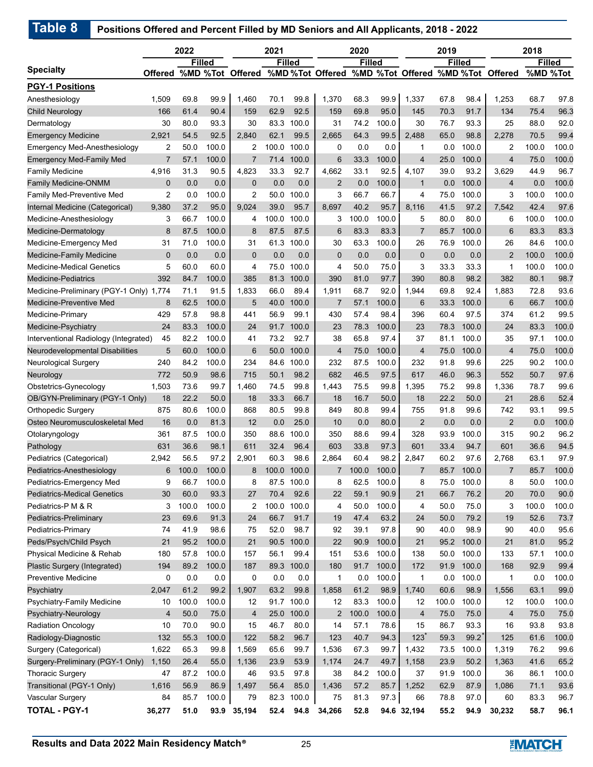## Table 8 Positions Offered and Percent Filled by MD Seniors and All Applicants, 2018 - 2022

| Specialty | 2022 | | | 2021 | | | 2020 | | | 2019 | | | 2018 | | |
|---|---|---|---|---|---|---|---|---|---|---|---|---|---|---|---|
| | | Filled | | | Filled | | | Filled | | | Filled | | | Filled | |
| | Offered | %MD | %Tot | Offered | %MD | %Tot | Offered | %MD | %Tot | Offered | %MD | %Tot | Offered | %MD | %Tot |
| **PGY-1 Positions** | | | | | | | | | | | | | | | |
| Anesthesiology | 1,509 | 69.8 | 99.9 | 1,460 | 70.1 | 99.8 | 1,370 | 68.3 | 99.9 | 1,337 | 67.8 | 98.4 | 1,253 | 68.7 | 97.8 |
| Child Neurology | 166 | 61.4 | 90.4 | 159 | 62.9 | 92.5 | 159 | 69.8 | 95.0 | 145 | 70.3 | 91.7 | 134 | 75.4 | 96.3 |
| Dermatology | 30 | 80.0 | 93.3 | 30 | 83.3 | 100.0 | 31 | 74.2 | 100.0 | 30 | 76.7 | 93.3 | 25 | 88.0 | 92.0 |
| Emergency Medicine | 2,921 | 54.5 | 92.5 | 2,840 | 62.1 | 99.5 | 2,665 | 64.3 | 99.5 | 2,488 | 65.0 | 98.8 | 2,278 | 70.5 | 99.4 |
| Emergency Med-Anesthesiology | 2 | 50.0 | 100.0 | 2 | 100.0 | 100.0 | 0 | 0.0 | 0.0 | 1 | 0.0 | 100.0 | 2 | 100.0 | 100.0 |
| Emergency Med-Family Med | 7 | 57.1 | 100.0 | 7 | 71.4 | 100.0 | 6 | 33.3 | 100.0 | 4 | 25.0 | 100.0 | 4 | 75.0 | 100.0 |
| Family Medicine | 4,916 | 31.3 | 90.5 | 4,823 | 33.3 | 92.7 | 4,662 | 33.1 | 92.5 | 4,107 | 39.0 | 93.2 | 3,629 | 44.9 | 96.7 |
| Family Medicine-ONMM | 0 | 0.0 | 0.0 | 0 | 0.0 | 0.0 | 2 | 0.0 | 100.0 | 1 | 0.0 | 100.0 | 4 | 0.0 | 100.0 |
| Family Med-Preventive Med | 2 | 0.0 | 100.0 | 2 | 50.0 | 100.0 | 3 | 66.7 | 66.7 | 4 | 75.0 | 100.0 | 3 | 100.0 | 100.0 |
| Internal Medicine (Categorical) | 9,380 | 37.2 | 95.0 | 9,024 | 39.0 | 95.7 | 8,697 | 40.2 | 95.7 | 8,116 | 41.5 | 97.2 | 7,542 | 42.4 | 97.6 |
| Medicine-Anesthesiology | 3 | 66.7 | 100.0 | 4 | 100.0 | 100.0 | 3 | 100.0 | 100.0 | 5 | 80.0 | 80.0 | 6 | 100.0 | 100.0 |
| Medicine-Dermatology | 8 | 87.5 | 100.0 | 8 | 87.5 | 87.5 | 6 | 83.3 | 83.3 | 7 | 85.7 | 100.0 | 6 | 83.3 | 83.3 |
| Medicine-Emergency Med | 31 | 71.0 | 100.0 | 31 | 61.3 | 100.0 | 30 | 63.3 | 100.0 | 26 | 76.9 | 100.0 | 26 | 84.6 | 100.0 |
| Medicine-Family Medicine | 0 | 0.0 | 0.0 | 0 | 0.0 | 0.0 | 0 | 0.0 | 0.0 | 0 | 0.0 | 0.0 | 2 | 100.0 | 100.0 |
| Medicine-Medical Genetics | 5 | 60.0 | 60.0 | 4 | 75.0 | 100.0 | 4 | 50.0 | 75.0 | 3 | 33.3 | 33.3 | 1 | 100.0 | 100.0 |
| Medicine-Pediatrics | 392 | 84.7 | 100.0 | 385 | 81.3 | 100.0 | 390 | 81.0 | 97.7 | 390 | 80.8 | 98.2 | 382 | 80.1 | 98.7 |
| Medicine-Preliminary (PGY-1 Only) | 1,774 | 71.1 | 91.5 | 1,833 | 66.0 | 89.4 | 1,911 | 68.7 | 92.0 | 1,944 | 69.8 | 92.4 | 1,883 | 72.8 | 93.6 |
| Medicine-Preventive Med | 8 | 62.5 | 100.0 | 5 | 40.0 | 100.0 | 7 | 57.1 | 100.0 | 6 | 33.3 | 100.0 | 6 | 66.7 | 100.0 |
| Medicine-Primary | 429 | 57.8 | 98.8 | 441 | 56.9 | 99.1 | 430 | 57.4 | 98.4 | 396 | 60.4 | 97.5 | 374 | 61.2 | 99.5 |
| Medicine-Psychiatry | 24 | 83.3 | 100.0 | 24 | 91.7 | 100.0 | 23 | 78.3 | 100.0 | 23 | 78.3 | 100.0 | 24 | 83.3 | 100.0 |
| Interventional Radiology (Integrated) | 45 | 82.2 | 100.0 | 41 | 73.2 | 92.7 | 38 | 65.8 | 97.4 | 37 | 81.1 | 100.0 | 35 | 97.1 | 100.0 |
| Neurodevelopmental Disabilities | 5 | 60.0 | 100.0 | 6 | 50.0 | 100.0 | 4 | 75.0 | 100.0 | 4 | 75.0 | 100.0 | 4 | 75.0 | 100.0 |
| Neurological Surgery | 240 | 84.2 | 100.0 | 234 | 84.6 | 100.0 | 232 | 87.5 | 100.0 | 232 | 91.8 | 99.6 | 225 | 90.2 | 100.0 |
| Neurology | 772 | 50.9 | 98.6 | 715 | 50.1 | 98.2 | 682 | 46.5 | 97.5 | 617 | 46.0 | 96.3 | 552 | 50.7 | 97.6 |
| Obstetrics-Gynecology | 1,503 | 73.6 | 99.7 | 1,460 | 74.5 | 99.8 | 1,443 | 75.5 | 99.8 | 1,395 | 75.2 | 99.8 | 1,336 | 78.7 | 99.6 |
| OB/GYN-Preliminary (PGY-1 Only) | 18 | 22.2 | 50.0 | 18 | 33.3 | 66.7 | 18 | 16.7 | 50.0 | 18 | 22.2 | 50.0 | 21 | 28.6 | 52.4 |
| Orthopedic Surgery | 875 | 80.6 | 100.0 | 868 | 80.5 | 99.8 | 849 | 80.8 | 99.4 | 755 | 91.8 | 99.6 | 742 | 93.1 | 99.5 |
| Osteo Neuromusculoskeletal Med | 16 | 0.0 | 81.3 | 12 | 0.0 | 25.0 | 10 | 0.0 | 80.0 | 2 | 0.0 | 0.0 | 2 | 0.0 | 100.0 |
| Otolaryngology | 361 | 87.5 | 100.0 | 350 | 88.6 | 100.0 | 350 | 88.6 | 99.4 | 328 | 93.9 | 100.0 | 315 | 90.2 | 96.2 |
| Pathology | 631 | 36.6 | 98.1 | 611 | 32.4 | 96.4 | 603 | 33.8 | 97.3 | 601 | 33.4 | 94.7 | 601 | 36.6 | 94.5 |
| Pediatrics (Categorical) | 2,942 | 56.5 | 97.2 | 2,901 | 60.3 | 98.6 | 2,864 | 60.4 | 98.2 | 2,847 | 60.2 | 97.6 | 2,768 | 63.1 | 97.9 |
| Pediatrics-Anesthesiology | 6 | 100.0 | 100.0 | 8 | 100.0 | 100.0 | 7 | 100.0 | 100.0 | 7 | 85.7 | 100.0 | 7 | 85.7 | 100.0 |
| Pediatrics-Emergency Med | 9 | 66.7 | 100.0 | 8 | 87.5 | 100.0 | 8 | 62.5 | 100.0 | 8 | 75.0 | 100.0 | 8 | 50.0 | 100.0 |
| Pediatrics-Medical Genetics | 30 | 60.0 | 93.3 | 27 | 70.4 | 92.6 | 22 | 59.1 | 90.9 | 21 | 66.7 | 76.2 | 20 | 70.0 | 90.0 |
| Pediatrics-P M & R | 3 | 100.0 | 100.0 | 2 | 100.0 | 100.0 | 4 | 50.0 | 100.0 | 4 | 50.0 | 75.0 | 3 | 100.0 | 100.0 |
| Pediatrics-Preliminary | 23 | 69.6 | 91.3 | 24 | 66.7 | 91.7 | 19 | 47.4 | 63.2 | 24 | 50.0 | 79.2 | 19 | 52.6 | 73.7 |
| Pediatrics-Primary | 74 | 41.9 | 98.6 | 75 | 52.0 | 98.7 | 92 | 39.1 | 97.8 | 90 | 40.0 | 98.9 | 90 | 40.0 | 95.6 |
| Peds/Psych/Child Psych | 21 | 95.2 | 100.0 | 21 | 90.5 | 100.0 | 22 | 90.9 | 100.0 | 21 | 95.2 | 100.0 | 21 | 81.0 | 95.2 |
| Physical Medicine & Rehab | 180 | 57.8 | 100.0 | 157 | 56.1 | 99.4 | 151 | 53.6 | 100.0 | 138 | 50.0 | 100.0 | 133 | 57.1 | 100.0 |
| Plastic Surgery (Integrated) | 194 | 89.2 | 100.0 | 187 | 89.3 | 100.0 | 180 | 91.7 | 100.0 | 172 | 91.9 | 100.0 | 168 | 92.9 | 99.4 |
| Preventive Medicine | 0 | 0.0 | 0.0 | 0 | 0.0 | 0.0 | 1 | 0.0 | 100.0 | 1 | 0.0 | 100.0 | 1 | 0.0 | 100.0 |
| Psychiatry | 2,047 | 61.2 | 99.2 | 1,907 | 63.2 | 99.8 | 1,858 | 61.2 | 98.9 | 1,740 | 60.6 | 98.9 | 1,556 | 63.1 | 99.0 |
| Psychiatry-Family Medicine | 10 | 100.0 | 100.0 | 12 | 91.7 | 100.0 | 12 | 83.3 | 100.0 | 12 | 100.0 | 100.0 | 12 | 100.0 | 100.0 |
| Psychiatry-Neurology | 4 | 50.0 | 75.0 | 4 | 25.0 | 100.0 | 2 | 100.0 | 100.0 | 4 | 75.0 | 75.0 | 4 | 75.0 | 75.0 |
| Radiation Oncology | 10 | 70.0 | 90.0 | 15 | 46.7 | 80.0 | 14 | 57.1 | 78.6 | 15 | 86.7 | 93.3 | 16 | 93.8 | 93.8 |
| Radiology-Diagnostic | 132 | 55.3 | 100.0 | 122 | 58.2 | 96.7 | 123 | 40.7 | 94.3 | 123* | 59.3 | 99.2* | 125 | 61.6 | 100.0 |
| Surgery (Categorical) | 1,622 | 65.3 | 99.8 | 1,569 | 65.6 | 99.7 | 1,536 | 67.3 | 99.7 | 1,432 | 73.5 | 100.0 | 1,319 | 76.2 | 99.6 |
| Surgery-Preliminary (PGY-1 Only) | 1,150 | 26.4 | 55.0 | 1,136 | 23.9 | 53.9 | 1,174 | 24.7 | 49.7 | 1,158 | 23.9 | 50.2 | 1,363 | 41.6 | 65.2 |
| Thoracic Surgery | 47 | 87.2 | 100.0 | 46 | 93.5 | 97.8 | 38 | 84.2 | 100.0 | 37 | 91.9 | 100.0 | 36 | 86.1 | 100.0 |
| Transitional (PGY-1 Only) | 1,616 | 56.9 | 86.9 | 1,497 | 56.4 | 85.0 | 1,436 | 57.2 | 85.7 | 1,252 | 62.9 | 87.9 | 1,086 | 71.1 | 93.6 |
| Vascular Surgery | 84 | 85.7 | 100.0 | 79 | 82.3 | 100.0 | 75 | 81.3 | 97.3 | 66 | 78.8 | 97.0 | 60 | 83.3 | 96.7 |
| **TOTAL - PGY-1** | **36,277** | **51.0** | **93.9** | **35,194** | **52.4** | **94.8** | **34,266** | **52.8** | **94.6** | **32,194** | **55.2** | **94.9** | **30,232** | **58.7** | **96.1** |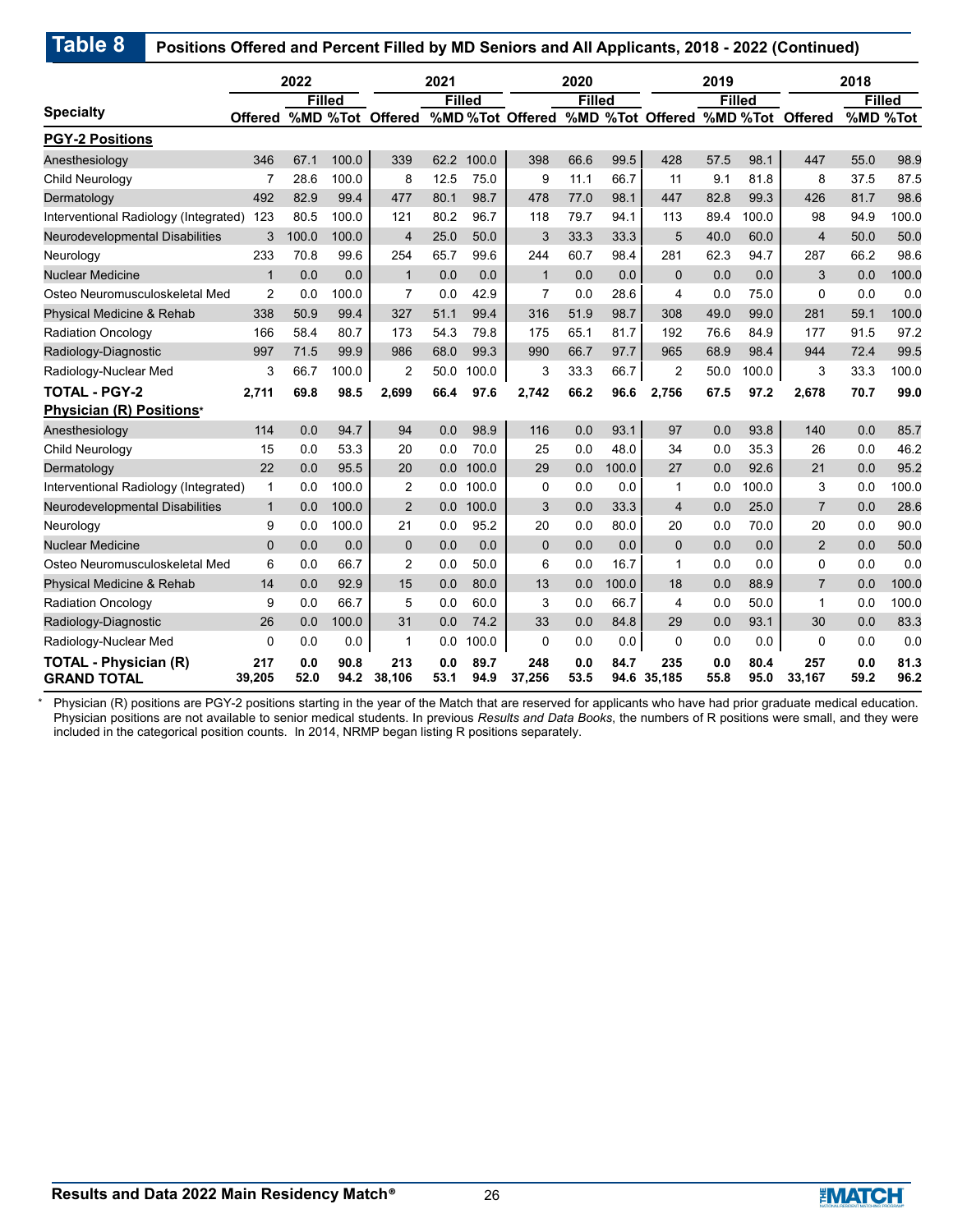## Table 8 Positions Offered and Percent Filled by MD Seniors and All Applicants, 2018 - 2022 (Continued)

| Specialty | 2022 | | | 2021 | | | 2020 | | | 2019 | | | 2018 | | |
|---|---|---|---|---|---|---|---|---|---|---|---|---|---|---|---|
| | | Filled | | | Filled | | | Filled | | | Filled | | | Filled | |
| | Offered | %MD | %Tot | Offered | %MD | %Tot | Offered | %MD | %Tot | Offered | %MD | %Tot | Offered | %MD | %Tot |
| **PGY-2 Positions** | | | | | | | | | | | | | | | |
| Anesthesiology | 346 | 67.1 | 100.0 | 339 | 62.2 | 100.0 | 398 | 66.6 | 99.5 | 428 | 57.5 | 98.1 | 447 | 55.0 | 98.9 |
| Child Neurology | 7 | 28.6 | 100.0 | 8 | 12.5 | 75.0 | 9 | 11.1 | 66.7 | 11 | 9.1 | 81.8 | 8 | 37.5 | 87.5 |
| Dermatology | 492 | 82.9 | 99.4 | 477 | 80.1 | 98.7 | 478 | 77.0 | 98.1 | 447 | 82.8 | 99.3 | 426 | 81.7 | 98.6 |
| Interventional Radiology (Integrated) | 123 | 80.5 | 100.0 | 121 | 80.2 | 96.7 | 118 | 79.7 | 94.1 | 113 | 89.4 | 100.0 | 98 | 94.9 | 100.0 |
| Neurodevelopmental Disabilities | 3 | 100.0 | 100.0 | 4 | 25.0 | 50.0 | 3 | 33.3 | 33.3 | 5 | 40.0 | 60.0 | 4 | 50.0 | 50.0 |
| Neurology | 233 | 70.8 | 99.6 | 254 | 65.7 | 99.6 | 244 | 60.7 | 98.4 | 281 | 62.3 | 94.7 | 287 | 66.2 | 98.6 |
| Nuclear Medicine | 1 | 0.0 | 0.0 | 1 | 0.0 | 0.0 | 1 | 0.0 | 0.0 | 0 | 0.0 | 0.0 | 3 | 0.0 | 100.0 |
| Osteo Neuromusculoskeletal Med | 2 | 0.0 | 100.0 | 7 | 0.0 | 42.9 | 7 | 0.0 | 28.6 | 4 | 0.0 | 75.0 | 0 | 0.0 | 0.0 |
| Physical Medicine & Rehab | 338 | 50.9 | 99.4 | 327 | 51.1 | 99.4 | 316 | 51.9 | 98.7 | 308 | 49.0 | 99.0 | 281 | 59.1 | 100.0 |
| Radiation Oncology | 166 | 58.4 | 80.7 | 173 | 54.3 | 79.8 | 175 | 65.1 | 81.7 | 192 | 76.6 | 84.9 | 177 | 91.5 | 97.2 |
| Radiology-Diagnostic | 997 | 71.5 | 99.9 | 986 | 68.0 | 99.3 | 990 | 66.7 | 97.7 | 965 | 68.9 | 98.4 | 944 | 72.4 | 99.5 |
| Radiology-Nuclear Med | 3 | 66.7 | 100.0 | 2 | 50.0 | 100.0 | 3 | 33.3 | 66.7 | 2 | 50.0 | 100.0 | 3 | 33.3 | 100.0 |
| **TOTAL - PGY-2** | **2,711** | **69.8** | **98.5** | **2,699** | **66.4** | **97.6** | **2,742** | **66.2** | **96.6** | **2,756** | **67.5** | **97.2** | **2,678** | **70.7** | **99.0** |
| **Physician (R) Positions*** | | | | | | | | | | | | | | | |
| Anesthesiology | 114 | 0.0 | 94.7 | 94 | 0.0 | 98.9 | 116 | 0.0 | 93.1 | 97 | 0.0 | 93.8 | 140 | 0.0 | 85.7 |
| Child Neurology | 15 | 0.0 | 53.3 | 20 | 0.0 | 70.0 | 25 | 0.0 | 48.0 | 34 | 0.0 | 35.3 | 26 | 0.0 | 46.2 |
| Dermatology | 22 | 0.0 | 95.5 | 20 | 0.0 | 100.0 | 29 | 0.0 | 100.0 | 27 | 0.0 | 92.6 | 21 | 0.0 | 95.2 |
| Interventional Radiology (Integrated) | 1 | 0.0 | 100.0 | 2 | 0.0 | 100.0 | 0 | 0.0 | 0.0 | 1 | 0.0 | 100.0 | 3 | 0.0 | 100.0 |
| Neurodevelopmental Disabilities | 1 | 0.0 | 100.0 | 2 | 0.0 | 100.0 | 3 | 0.0 | 33.3 | 4 | 0.0 | 25.0 | 7 | 0.0 | 28.6 |
| Neurology | 9 | 0.0 | 100.0 | 21 | 0.0 | 95.2 | 20 | 0.0 | 80.0 | 20 | 0.0 | 70.0 | 20 | 0.0 | 90.0 |
| Nuclear Medicine | 0 | 0.0 | 0.0 | 0 | 0.0 | 0.0 | 0 | 0.0 | 0.0 | 0 | 0.0 | 0.0 | 2 | 0.0 | 50.0 |
| Osteo Neuromusculoskeletal Med | 6 | 0.0 | 66.7 | 2 | 0.0 | 50.0 | 6 | 0.0 | 16.7 | 1 | 0.0 | 0.0 | 0 | 0.0 | 0.0 |
| Physical Medicine & Rehab | 14 | 0.0 | 92.9 | 15 | 0.0 | 80.0 | 13 | 0.0 | 100.0 | 18 | 0.0 | 88.9 | 7 | 0.0 | 100.0 |
| Radiation Oncology | 9 | 0.0 | 66.7 | 5 | 0.0 | 60.0 | 3 | 0.0 | 66.7 | 4 | 0.0 | 50.0 | 1 | 0.0 | 100.0 |
| Radiology-Diagnostic | 26 | 0.0 | 100.0 | 31 | 0.0 | 74.2 | 33 | 0.0 | 84.8 | 29 | 0.0 | 93.1 | 30 | 0.0 | 83.3 |
| Radiology-Nuclear Med | 0 | 0.0 | 0.0 | 1 | 0.0 | 100.0 | 0 | 0.0 | 0.0 | 0 | 0.0 | 0.0 | 0 | 0.0 | 0.0 |
| **TOTAL - Physician (R)** | **217** | **0.0** | **90.8** | **213** | **0.0** | **89.7** | **248** | **0.0** | **84.7** | **235** | **0.0** | **80.4** | **257** | **0.0** | **81.3** |
| **GRAND TOTAL** | **39,205** | **52.0** | **94.2** | **38,106** | **53.1** | **94.9** | **37,256** | **53.5** | **94.6** | **35,185** | **55.8** | **95.0** | **33,167** | **59.2** | **96.2** |

\* Physician (R) positions are PGY-2 positions starting in the year of the Match that are reserved for applicants who have had prior graduate medical education. Physician positions are not available to senior medical students. In previous *Results and Data Books*, the numbers of R positions were small, and they were included in the categorical position counts. In 2014, NRMP began listing R positions separately.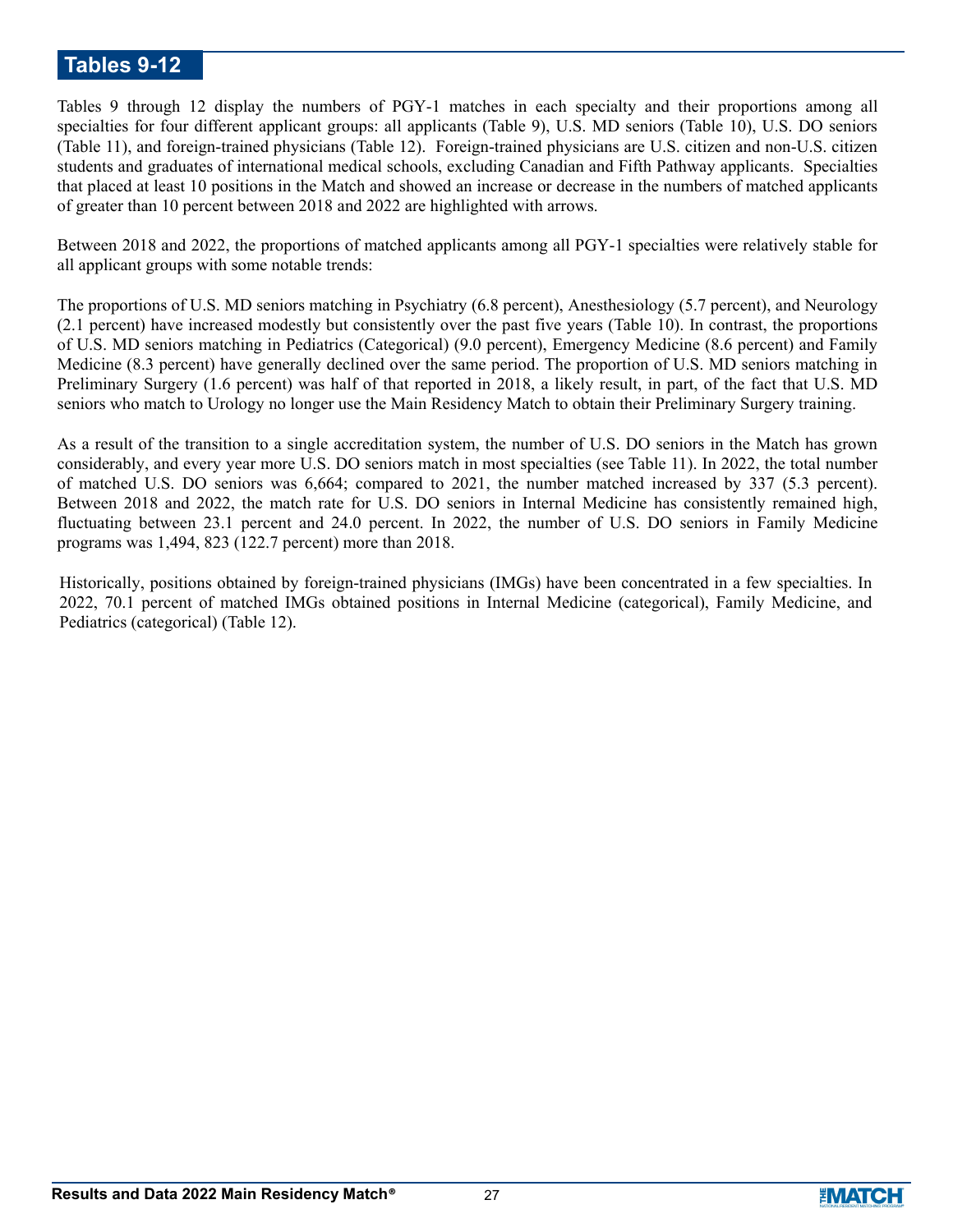## Tables 9-12

Tables 9 through 12 display the numbers of PGY-1 matches in each specialty and their proportions among all specialties for four different applicant groups: all applicants (Table 9), U.S. MD seniors (Table 10), U.S. DO seniors (Table 11), and foreign-trained physicians (Table 12). Foreign-trained physicians are U.S. citizen and non-U.S. citizen students and graduates of international medical schools, excluding Canadian and Fifth Pathway applicants. Specialties that placed at least 10 positions in the Match and showed an increase or decrease in the numbers of matched applicants of greater than 10 percent between 2018 and 2022 are highlighted with arrows.

Between 2018 and 2022, the proportions of matched applicants among all PGY-1 specialties were relatively stable for all applicant groups with some notable trends:

The proportions of U.S. MD seniors matching in Psychiatry (6.8 percent), Anesthesiology (5.7 percent), and Neurology (2.1 percent) have increased modestly but consistently over the past five years (Table 10). In contrast, the proportions of U.S. MD seniors matching in Pediatrics (Categorical) (9.0 percent), Emergency Medicine (8.6 percent) and Family Medicine (8.3 percent) have generally declined over the same period. The proportion of U.S. MD seniors matching in Preliminary Surgery (1.6 percent) was half of that reported in 2018, a likely result, in part, of the fact that U.S. MD seniors who match to Urology no longer use the Main Residency Match to obtain their Preliminary Surgery training.

As a result of the transition to a single accreditation system, the number of U.S. DO seniors in the Match has grown considerably, and every year more U.S. DO seniors match in most specialties (see Table 11). In 2022, the total number of matched U.S. DO seniors was 6,664; compared to 2021, the number matched increased by 337 (5.3 percent). Between 2018 and 2022, the match rate for U.S. DO seniors in Internal Medicine has consistently remained high, fluctuating between 23.1 percent and 24.0 percent. In 2022, the number of U.S. DO seniors in Family Medicine programs was 1,494, 823 (122.7 percent) more than 2018.

Historically, positions obtained by foreign-trained physicians (IMGs) have been concentrated in a few specialties. In 2022, 70.1 percent of matched IMGs obtained positions in Internal Medicine (categorical), Family Medicine, and Pediatrics (categorical) (Table 12).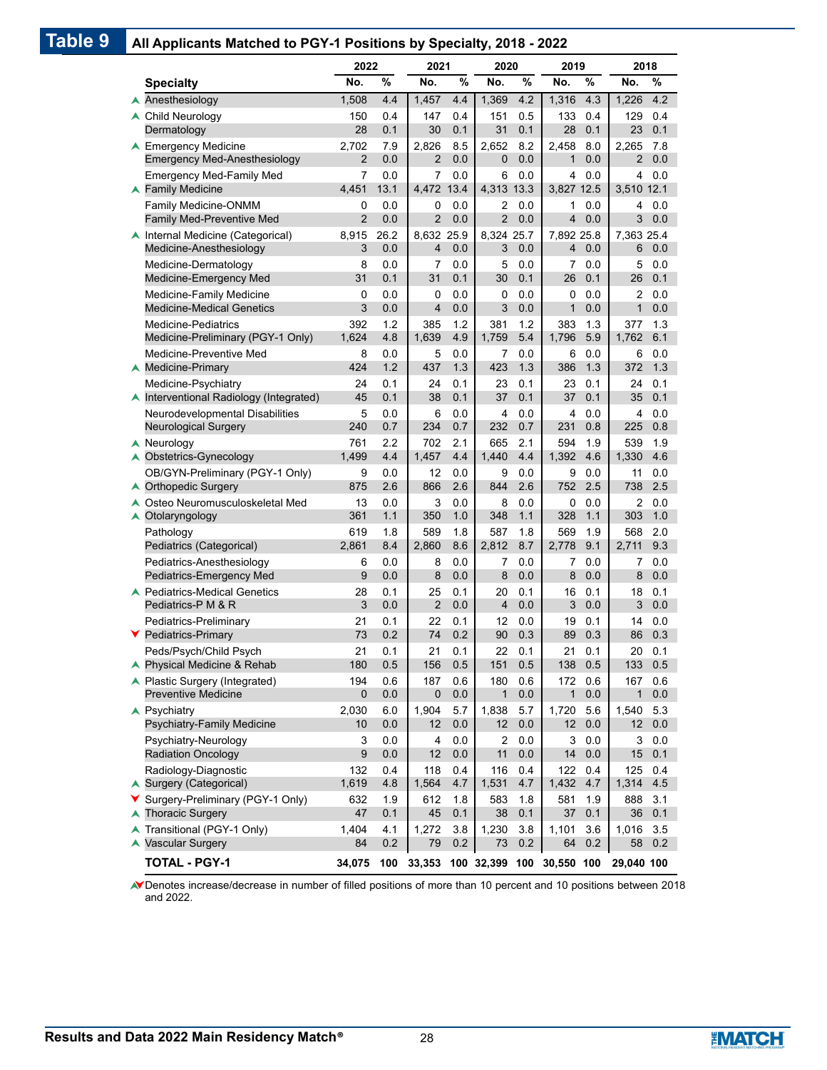# Table 9 All Applicants Matched to PGY-1 Positions by Specialty, 2018 - 2022

| | Specialty | 2022 | | 2021 | | 2020 | | 2019 | | 2018 | |
|---|---|---|---|---|---|---|---|---|---|---|---|
| | | No. | % | No. | % | No. | % | No. | % | No. | % |
| ▲ | Anesthesiology | 1,508 | 4.4 | 1,457 | 4.4 | 1,369 | 4.2 | 1,316 | 4.3 | 1,226 | 4.2 |
| ▲ | Child Neurology | 150 | 0.4 | 147 | 0.4 | 151 | 0.5 | 133 | 0.4 | 129 | 0.4 |
| | Dermatology | 28 | 0.1 | 30 | 0.1 | 31 | 0.1 | 28 | 0.1 | 23 | 0.1 |
| ▲ | Emergency Medicine | 2,702 | 7.9 | 2,826 | 8.5 | 2,652 | 8.2 | 2,458 | 8.0 | 2,265 | 7.8 |
| | Emergency Med-Anesthesiology | 2 | 0.0 | 2 | 0.0 | 0 | 0.0 | 1 | 0.0 | 2 | 0.0 |
| | Emergency Med-Family Med | 7 | 0.0 | 7 | 0.0 | 6 | 0.0 | 4 | 0.0 | 4 | 0.0 |
| ▲ | Family Medicine | 4,451 | 13.1 | 4,472 | 13.4 | 4,313 | 13.3 | 3,827 | 12.5 | 3,510 | 12.1 |
| | Family Medicine-ONMM | 0 | 0.0 | 0 | 0.0 | 2 | 0.0 | 1 | 0.0 | 4 | 0.0 |
| | Family Med-Preventive Med | 2 | 0.0 | 2 | 0.0 | 2 | 0.0 | 4 | 0.0 | 3 | 0.0 |
| ▲ | Internal Medicine (Categorical) | 8,915 | 26.2 | 8,632 | 25.9 | 8,324 | 25.7 | 7,892 | 25.8 | 7,363 | 25.4 |
| | Medicine-Anesthesiology | 3 | 0.0 | 4 | 0.0 | 3 | 0.0 | 4 | 0.0 | 6 | 0.0 |
| | Medicine-Dermatology | 8 | 0.0 | 7 | 0.0 | 5 | 0.0 | 7 | 0.0 | 5 | 0.0 |
| | Medicine-Emergency Med | 31 | 0.1 | 31 | 0.1 | 30 | 0.1 | 26 | 0.1 | 26 | 0.1 |
| | Medicine-Family Medicine | 0 | 0.0 | 0 | 0.0 | 0 | 0.0 | 0 | 0.0 | 2 | 0.0 |
| | Medicine-Medical Genetics | 3 | 0.0 | 4 | 0.0 | 3 | 0.0 | 1 | 0.0 | 1 | 0.0 |
| | Medicine-Pediatrics | 392 | 1.2 | 385 | 1.2 | 381 | 1.2 | 383 | 1.3 | 377 | 1.3 |
| | Medicine-Preliminary (PGY-1 Only) | 1,624 | 4.8 | 1,639 | 4.9 | 1,759 | 5.4 | 1,796 | 5.9 | 1,762 | 6.1 |
| | Medicine-Preventive Med | 8 | 0.0 | 5 | 0.0 | 7 | 0.0 | 6 | 0.0 | 6 | 0.0 |
| ▲ | Medicine-Primary | 424 | 1.2 | 437 | 1.3 | 423 | 1.3 | 386 | 1.3 | 372 | 1.3 |
| | Medicine-Psychiatry | 24 | 0.1 | 24 | 0.1 | 23 | 0.1 | 23 | 0.1 | 24 | 0.1 |
| ▲ | Interventional Radiology (Integrated) | 45 | 0.1 | 38 | 0.1 | 37 | 0.1 | 37 | 0.1 | 35 | 0.1 |
| | Neurodevelopmental Disabilities | 5 | 0.0 | 6 | 0.0 | 4 | 0.0 | 4 | 0.0 | 4 | 0.0 |
| | Neurological Surgery | 240 | 0.7 | 234 | 0.7 | 232 | 0.7 | 231 | 0.8 | 225 | 0.8 |
| ▲ | Neurology | 761 | 2.2 | 702 | 2.1 | 665 | 2.1 | 594 | 1.9 | 539 | 1.9 |
| ▲ | Obstetrics-Gynecology | 1,499 | 4.4 | 1,457 | 4.4 | 1,440 | 4.4 | 1,392 | 4.6 | 1,330 | 4.6 |
| | OB/GYN-Preliminary (PGY-1 Only) | 9 | 0.0 | 12 | 0.0 | 9 | 0.0 | 9 | 0.0 | 11 | 0.0 |
| ▲ | Orthopedic Surgery | 875 | 2.6 | 866 | 2.6 | 844 | 2.6 | 752 | 2.5 | 738 | 2.5 |
| ▲ | Osteo Neuromusculoskeletal Med | 13 | 0.0 | 3 | 0.0 | 8 | 0.0 | 0 | 0.0 | 2 | 0.0 |
| ▲ | Otolaryngology | 361 | 1.1 | 350 | 1.0 | 348 | 1.1 | 328 | 1.1 | 303 | 1.0 |
| | Pathology | 619 | 1.8 | 589 | 1.8 | 587 | 1.8 | 569 | 1.9 | 568 | 2.0 |
| | Pediatrics (Categorical) | 2,861 | 8.4 | 2,860 | 8.6 | 2,812 | 8.7 | 2,778 | 9.1 | 2,711 | 9.3 |
| | Pediatrics-Anesthesiology | 6 | 0.0 | 8 | 0.0 | 7 | 0.0 | 7 | 0.0 | 7 | 0.0 |
| | Pediatrics-Emergency Med | 9 | 0.0 | 8 | 0.0 | 8 | 0.0 | 8 | 0.0 | 8 | 0.0 |
| ▲ | Pediatrics-Medical Genetics | 28 | 0.1 | 25 | 0.1 | 20 | 0.1 | 16 | 0.1 | 18 | 0.1 |
| | Pediatrics-P M & R | 3 | 0.0 | 2 | 0.0 | 4 | 0.0 | 3 | 0.0 | 3 | 0.0 |
| | Pediatrics-Preliminary | 21 | 0.1 | 22 | 0.1 | 12 | 0.0 | 19 | 0.1 | 14 | 0.0 |
| ▼ | Pediatrics-Primary | 73 | 0.2 | 74 | 0.2 | 90 | 0.3 | 89 | 0.3 | 86 | 0.3 |
| | Peds/Psych/Child Psych | 21 | 0.1 | 21 | 0.1 | 22 | 0.1 | 21 | 0.1 | 20 | 0.1 |
| ▲ | Physical Medicine & Rehab | 180 | 0.5 | 156 | 0.5 | 151 | 0.5 | 138 | 0.5 | 133 | 0.5 |
| ▲ | Plastic Surgery (Integrated) | 194 | 0.6 | 187 | 0.6 | 180 | 0.6 | 172 | 0.6 | 167 | 0.6 |
| | Preventive Medicine | 0 | 0.0 | 0 | 0.0 | 1 | 0.0 | 1 | 0.0 | 1 | 0.0 |
| ▲ | Psychiatry | 2,030 | 6.0 | 1,904 | 5.7 | 1,838 | 5.7 | 1,720 | 5.6 | 1,540 | 5.3 |
| | Psychiatry-Family Medicine | 10 | 0.0 | 12 | 0.0 | 12 | 0.0 | 12 | 0.0 | 12 | 0.0 |
| | Psychiatry-Neurology | 3 | 0.0 | 4 | 0.0 | 2 | 0.0 | 3 | 0.0 | 3 | 0.0 |
| | Radiation Oncology | 9 | 0.0 | 12 | 0.0 | 11 | 0.0 | 14 | 0.0 | 15 | 0.1 |
| | Radiology-Diagnostic | 132 | 0.4 | 118 | 0.4 | 116 | 0.4 | 122 | 0.4 | 125 | 0.4 |
| ▲ | Surgery (Categorical) | 1,619 | 4.8 | 1,564 | 4.7 | 1,531 | 4.7 | 1,432 | 4.7 | 1,314 | 4.5 |
| ▼ | Surgery-Preliminary (PGY-1 Only) | 632 | 1.9 | 612 | 1.8 | 583 | 1.8 | 581 | 1.9 | 888 | 3.1 |
| ▲ | Thoracic Surgery | 47 | 0.1 | 45 | 0.1 | 38 | 0.1 | 37 | 0.1 | 36 | 0.1 |
| ▲ | Transitional (PGY-1 Only) | 1,404 | 4.1 | 1,272 | 3.8 | 1,230 | 3.8 | 1,101 | 3.6 | 1,016 | 3.5 |
| ▲ | Vascular Surgery | 84 | 0.2 | 79 | 0.2 | 73 | 0.2 | 64 | 0.2 | 58 | 0.2 |
| | **TOTAL - PGY-1** | **34,075** | **100** | **33,353** | **100** | **32,399** | **100** | **30,550** | **100** | **29,040** | **100** |

▲▼Denotes increase/decrease in number of filled positions of more than 10 percent and 10 positions between 2018 and 2022.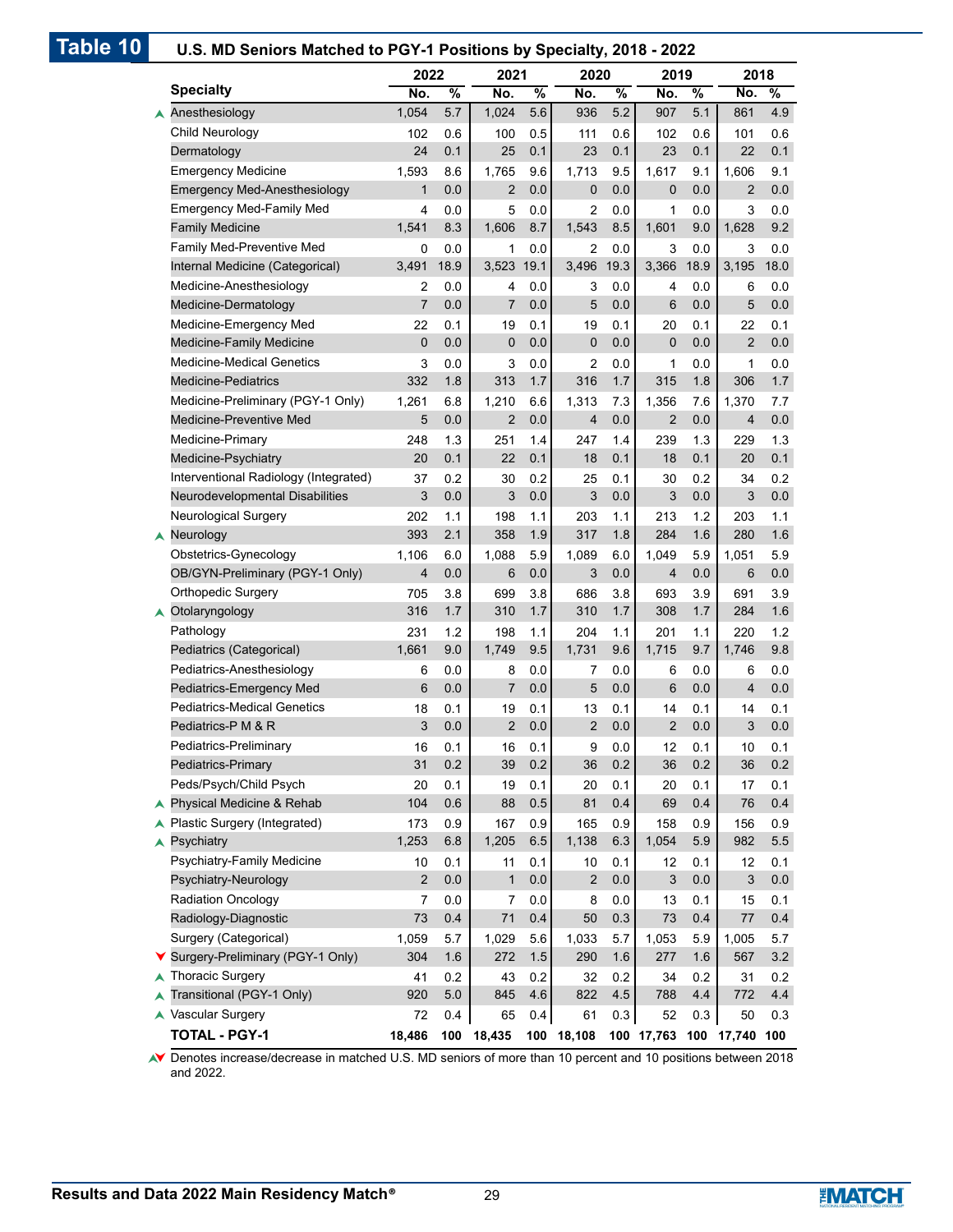## Table 10 U.S. MD Seniors Matched to PGY-1 Positions by Specialty, 2018 - 2022

| Specialty | 2022 | | 2021 | | 2020 | | 2019 | | 2018 | |
|---|---|---|---|---|---|---|---|---|---|---|
| | No. | % | No. | % | No. | % | No. | % | No. | % |
| ▲ Anesthesiology | 1,054 | 5.7 | 1,024 | 5.6 | 936 | 5.2 | 907 | 5.1 | 861 | 4.9 |
| Child Neurology | 102 | 0.6 | 100 | 0.5 | 111 | 0.6 | 102 | 0.6 | 101 | 0.6 |
| Dermatology | 24 | 0.1 | 25 | 0.1 | 23 | 0.1 | 23 | 0.1 | 22 | 0.1 |
| Emergency Medicine | 1,593 | 8.6 | 1,765 | 9.6 | 1,713 | 9.5 | 1,617 | 9.1 | 1,606 | 9.1 |
| Emergency Med-Anesthesiology | 1 | 0.0 | 2 | 0.0 | 0 | 0.0 | 0 | 0.0 | 2 | 0.0 |
| Emergency Med-Family Med | 4 | 0.0 | 5 | 0.0 | 2 | 0.0 | 1 | 0.0 | 3 | 0.0 |
| Family Medicine | 1,541 | 8.3 | 1,606 | 8.7 | 1,543 | 8.5 | 1,601 | 9.0 | 1,628 | 9.2 |
| Family Med-Preventive Med | 0 | 0.0 | 1 | 0.0 | 2 | 0.0 | 3 | 0.0 | 3 | 0.0 |
| Internal Medicine (Categorical) | 3,491 | 18.9 | 3,523 | 19.1 | 3,496 | 19.3 | 3,366 | 18.9 | 3,195 | 18.0 |
| Medicine-Anesthesiology | 2 | 0.0 | 4 | 0.0 | 3 | 0.0 | 4 | 0.0 | 6 | 0.0 |
| Medicine-Dermatology | 7 | 0.0 | 7 | 0.0 | 5 | 0.0 | 6 | 0.0 | 5 | 0.0 |
| Medicine-Emergency Med | 22 | 0.1 | 19 | 0.1 | 19 | 0.1 | 20 | 0.1 | 22 | 0.1 |
| Medicine-Family Medicine | 0 | 0.0 | 0 | 0.0 | 0 | 0.0 | 0 | 0.0 | 2 | 0.0 |
| Medicine-Medical Genetics | 3 | 0.0 | 3 | 0.0 | 2 | 0.0 | 1 | 0.0 | 1 | 0.0 |
| Medicine-Pediatrics | 332 | 1.8 | 313 | 1.7 | 316 | 1.7 | 315 | 1.8 | 306 | 1.7 |
| Medicine-Preliminary (PGY-1 Only) | 1,261 | 6.8 | 1,210 | 6.6 | 1,313 | 7.3 | 1,356 | 7.6 | 1,370 | 7.7 |
| Medicine-Preventive Med | 5 | 0.0 | 2 | 0.0 | 4 | 0.0 | 2 | 0.0 | 4 | 0.0 |
| Medicine-Primary | 248 | 1.3 | 251 | 1.4 | 247 | 1.4 | 239 | 1.3 | 229 | 1.3 |
| Medicine-Psychiatry | 20 | 0.1 | 22 | 0.1 | 18 | 0.1 | 18 | 0.1 | 20 | 0.1 |
| Interventional Radiology (Integrated) | 37 | 0.2 | 30 | 0.2 | 25 | 0.1 | 30 | 0.2 | 34 | 0.2 |
| Neurodevelopmental Disabilities | 3 | 0.0 | 3 | 0.0 | 3 | 0.0 | 3 | 0.0 | 3 | 0.0 |
| Neurological Surgery | 202 | 1.1 | 198 | 1.1 | 203 | 1.1 | 213 | 1.2 | 203 | 1.1 |
| ▲ Neurology | 393 | 2.1 | 358 | 1.9 | 317 | 1.8 | 284 | 1.6 | 280 | 1.6 |
| Obstetrics-Gynecology | 1,106 | 6.0 | 1,088 | 5.9 | 1,089 | 6.0 | 1,049 | 5.9 | 1,051 | 5.9 |
| OB/GYN-Preliminary (PGY-1 Only) | 4 | 0.0 | 6 | 0.0 | 3 | 0.0 | 4 | 0.0 | 6 | 0.0 |
| Orthopedic Surgery | 705 | 3.8 | 699 | 3.8 | 686 | 3.8 | 693 | 3.9 | 691 | 3.9 |
| ▲ Otolaryngology | 316 | 1.7 | 310 | 1.7 | 310 | 1.7 | 308 | 1.7 | 284 | 1.6 |
| Pathology | 231 | 1.2 | 198 | 1.1 | 204 | 1.1 | 201 | 1.1 | 220 | 1.2 |
| Pediatrics (Categorical) | 1,661 | 9.0 | 1,749 | 9.5 | 1,731 | 9.6 | 1,715 | 9.7 | 1,746 | 9.8 |
| Pediatrics-Anesthesiology | 6 | 0.0 | 8 | 0.0 | 7 | 0.0 | 6 | 0.0 | 6 | 0.0 |
| Pediatrics-Emergency Med | 6 | 0.0 | 7 | 0.0 | 5 | 0.0 | 6 | 0.0 | 4 | 0.0 |
| Pediatrics-Medical Genetics | 18 | 0.1 | 19 | 0.1 | 13 | 0.1 | 14 | 0.1 | 14 | 0.1 |
| Pediatrics-P M & R | 3 | 0.0 | 2 | 0.0 | 2 | 0.0 | 2 | 0.0 | 3 | 0.0 |
| Pediatrics-Preliminary | 16 | 0.1 | 16 | 0.1 | 9 | 0.0 | 12 | 0.1 | 10 | 0.1 |
| Pediatrics-Primary | 31 | 0.2 | 39 | 0.2 | 36 | 0.2 | 36 | 0.2 | 36 | 0.2 |
| Peds/Psych/Child Psych | 20 | 0.1 | 19 | 0.1 | 20 | 0.1 | 20 | 0.1 | 17 | 0.1 |
| ▲ Physical Medicine & Rehab | 104 | 0.6 | 88 | 0.5 | 81 | 0.4 | 69 | 0.4 | 76 | 0.4 |
| ▲ Plastic Surgery (Integrated) | 173 | 0.9 | 167 | 0.9 | 165 | 0.9 | 158 | 0.9 | 156 | 0.9 |
| ▲ Psychiatry | 1,253 | 6.8 | 1,205 | 6.5 | 1,138 | 6.3 | 1,054 | 5.9 | 982 | 5.5 |
| Psychiatry-Family Medicine | 10 | 0.1 | 11 | 0.1 | 10 | 0.1 | 12 | 0.1 | 12 | 0.1 |
| Psychiatry-Neurology | 2 | 0.0 | 1 | 0.0 | 2 | 0.0 | 3 | 0.0 | 3 | 0.0 |
| Radiation Oncology | 7 | 0.0 | 7 | 0.0 | 8 | 0.0 | 13 | 0.1 | 15 | 0.1 |
| Radiology-Diagnostic | 73 | 0.4 | 71 | 0.4 | 50 | 0.3 | 73 | 0.4 | 77 | 0.4 |
| Surgery (Categorical) | 1,059 | 5.7 | 1,029 | 5.6 | 1,033 | 5.7 | 1,053 | 5.9 | 1,005 | 5.7 |
| ▼ Surgery-Preliminary (PGY-1 Only) | 304 | 1.6 | 272 | 1.5 | 290 | 1.6 | 277 | 1.6 | 567 | 3.2 |
| ▲ Thoracic Surgery | 41 | 0.2 | 43 | 0.2 | 32 | 0.2 | 34 | 0.2 | 31 | 0.2 |
| ▲ Transitional (PGY-1 Only) | 920 | 5.0 | 845 | 4.6 | 822 | 4.5 | 788 | 4.4 | 772 | 4.4 |
| ▲ Vascular Surgery | 72 | 0.4 | 65 | 0.4 | 61 | 0.3 | 52 | 0.3 | 50 | 0.3 |
| **TOTAL - PGY-1** | **18,486** | **100** | **18,435** | **100** | **18,108** | **100** | **17,763** | **100** | **17,740** | **100** |

▲▼ Denotes increase/decrease in matched U.S. MD seniors of more than 10 percent and 10 positions between 2018 and 2022.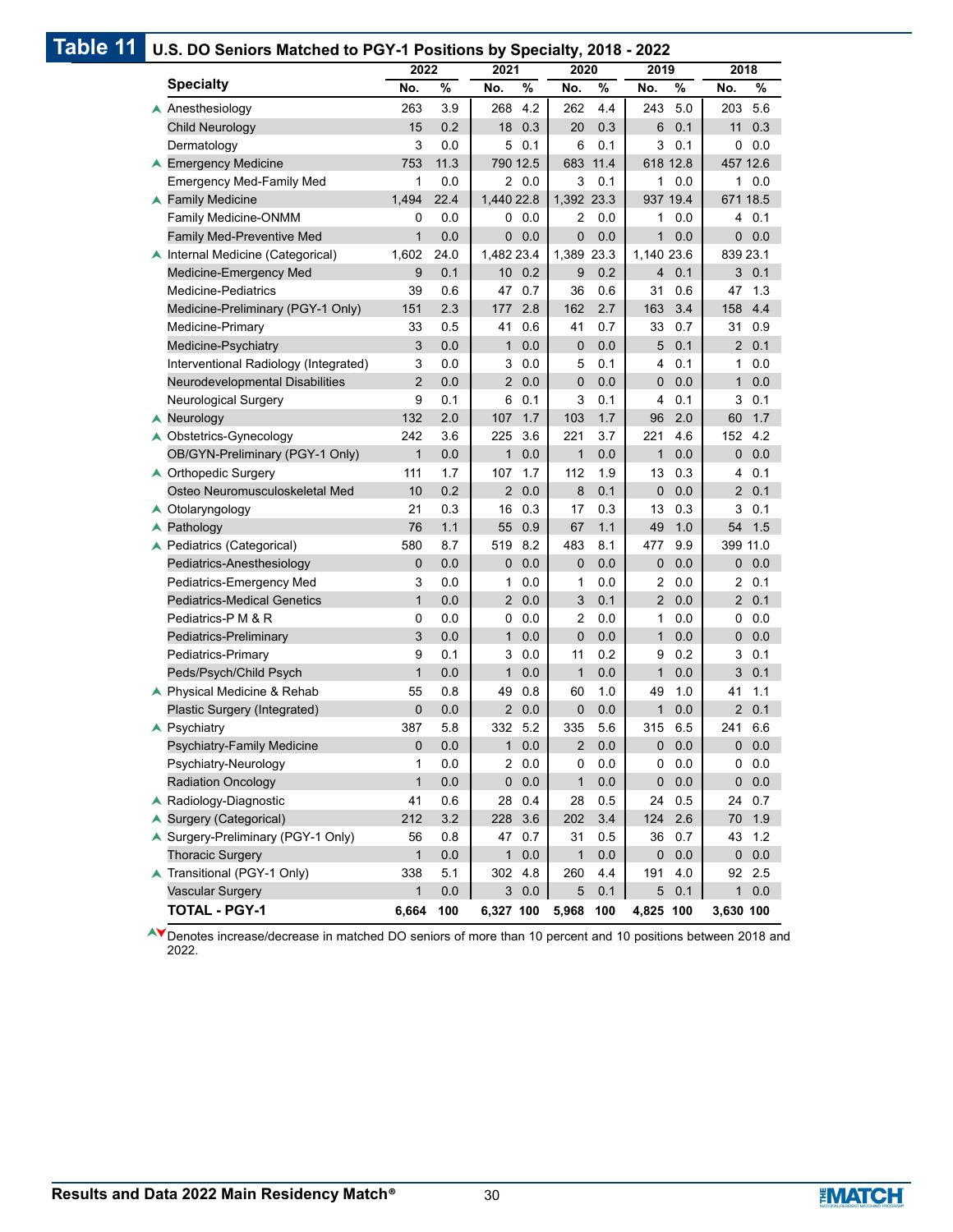## Table 11 U.S. DO Seniors Matched to PGY-1 Positions by Specialty, 2018 - 2022

| Specialty | 2022 | | 2021 | | 2020 | | 2019 | | 2018 | |
|---|---|---|---|---|---|---|---|---|---|---|
| | No. | % | No. | % | No. | % | No. | % | No. | % |
| ▲ Anesthesiology | 263 | 3.9 | 268 | 4.2 | 262 | 4.4 | 243 | 5.0 | 203 | 5.6 |
| Child Neurology | 15 | 0.2 | 18 | 0.3 | 20 | 0.3 | 6 | 0.1 | 11 | 0.3 |
| Dermatology | 3 | 0.0 | 5 | 0.1 | 6 | 0.1 | 3 | 0.1 | 0 | 0.0 |
| ▲ Emergency Medicine | 753 | 11.3 | 790 | 12.5 | 683 | 11.4 | 618 | 12.8 | 457 | 12.6 |
| Emergency Med-Family Med | 1 | 0.0 | 2 | 0.0 | 3 | 0.1 | 1 | 0.0 | 1 | 0.0 |
| ▲ Family Medicine | 1,494 | 22.4 | 1,440 | 22.8 | 1,392 | 23.3 | 937 | 19.4 | 671 | 18.5 |
| Family Medicine-ONMM | 0 | 0.0 | 0 | 0.0 | 2 | 0.0 | 1 | 0.0 | 4 | 0.1 |
| Family Med-Preventive Med | 1 | 0.0 | 0 | 0.0 | 0 | 0.0 | 1 | 0.0 | 0 | 0.0 |
| ▲ Internal Medicine (Categorical) | 1,602 | 24.0 | 1,482 | 23.4 | 1,389 | 23.3 | 1,140 | 23.6 | 839 | 23.1 |
| Medicine-Emergency Med | 9 | 0.1 | 10 | 0.2 | 9 | 0.2 | 4 | 0.1 | 3 | 0.1 |
| Medicine-Pediatrics | 39 | 0.6 | 47 | 0.7 | 36 | 0.6 | 31 | 0.6 | 47 | 1.3 |
| Medicine-Preliminary (PGY-1 Only) | 151 | 2.3 | 177 | 2.8 | 162 | 2.7 | 163 | 3.4 | 158 | 4.4 |
| Medicine-Primary | 33 | 0.5 | 41 | 0.6 | 41 | 0.7 | 33 | 0.7 | 31 | 0.9 |
| Medicine-Psychiatry | 3 | 0.0 | 1 | 0.0 | 0 | 0.0 | 5 | 0.1 | 2 | 0.1 |
| Interventional Radiology (Integrated) | 3 | 0.0 | 3 | 0.0 | 5 | 0.1 | 4 | 0.1 | 1 | 0.0 |
| Neurodevelopmental Disabilities | 2 | 0.0 | 2 | 0.0 | 0 | 0.0 | 0 | 0.0 | 1 | 0.0 |
| Neurological Surgery | 9 | 0.1 | 6 | 0.1 | 3 | 0.1 | 4 | 0.1 | 3 | 0.1 |
| ▲ Neurology | 132 | 2.0 | 107 | 1.7 | 103 | 1.7 | 96 | 2.0 | 60 | 1.7 |
| ▲ Obstetrics-Gynecology | 242 | 3.6 | 225 | 3.6 | 221 | 3.7 | 221 | 4.6 | 152 | 4.2 |
| OB/GYN-Preliminary (PGY-1 Only) | 1 | 0.0 | 1 | 0.0 | 1 | 0.0 | 1 | 0.0 | 0 | 0.0 |
| ▲ Orthopedic Surgery | 111 | 1.7 | 107 | 1.7 | 112 | 1.9 | 13 | 0.3 | 4 | 0.1 |
| Osteo Neuromusculoskeletal Med | 10 | 0.2 | 2 | 0.0 | 8 | 0.1 | 0 | 0.0 | 2 | 0.1 |
| ▲ Otolaryngology | 21 | 0.3 | 16 | 0.3 | 17 | 0.3 | 13 | 0.3 | 3 | 0.1 |
| ▲ Pathology | 76 | 1.1 | 55 | 0.9 | 67 | 1.1 | 49 | 1.0 | 54 | 1.5 |
| ▲ Pediatrics (Categorical) | 580 | 8.7 | 519 | 8.2 | 483 | 8.1 | 477 | 9.9 | 399 | 11.0 |
| Pediatrics-Anesthesiology | 0 | 0.0 | 0 | 0.0 | 0 | 0.0 | 0 | 0.0 | 0 | 0.0 |
| Pediatrics-Emergency Med | 3 | 0.0 | 1 | 0.0 | 1 | 0.0 | 2 | 0.0 | 2 | 0.1 |
| Pediatrics-Medical Genetics | 1 | 0.0 | 2 | 0.0 | 3 | 0.1 | 2 | 0.0 | 2 | 0.1 |
| Pediatrics-P M & R | 0 | 0.0 | 0 | 0.0 | 2 | 0.0 | 1 | 0.0 | 0 | 0.0 |
| Pediatrics-Preliminary | 3 | 0.0 | 1 | 0.0 | 0 | 0.0 | 1 | 0.0 | 0 | 0.0 |
| Pediatrics-Primary | 9 | 0.1 | 3 | 0.0 | 11 | 0.2 | 9 | 0.2 | 3 | 0.1 |
| Peds/Psych/Child Psych | 1 | 0.0 | 1 | 0.0 | 1 | 0.0 | 1 | 0.0 | 3 | 0.1 |
| ▲ Physical Medicine & Rehab | 55 | 0.8 | 49 | 0.8 | 60 | 1.0 | 49 | 1.0 | 41 | 1.1 |
| Plastic Surgery (Integrated) | 0 | 0.0 | 2 | 0.0 | 0 | 0.0 | 1 | 0.0 | 2 | 0.1 |
| ▲ Psychiatry | 387 | 5.8 | 332 | 5.2 | 335 | 5.6 | 315 | 6.5 | 241 | 6.6 |
| Psychiatry-Family Medicine | 0 | 0.0 | 1 | 0.0 | 2 | 0.0 | 0 | 0.0 | 0 | 0.0 |
| Psychiatry-Neurology | 1 | 0.0 | 2 | 0.0 | 0 | 0.0 | 0 | 0.0 | 0 | 0.0 |
| Radiation Oncology | 1 | 0.0 | 0 | 0.0 | 1 | 0.0 | 0 | 0.0 | 0 | 0.0 |
| ▲ Radiology-Diagnostic | 41 | 0.6 | 28 | 0.4 | 28 | 0.5 | 24 | 0.5 | 24 | 0.7 |
| ▲ Surgery (Categorical) | 212 | 3.2 | 228 | 3.6 | 202 | 3.4 | 124 | 2.6 | 70 | 1.9 |
| ▲ Surgery-Preliminary (PGY-1 Only) | 56 | 0.8 | 47 | 0.7 | 31 | 0.5 | 36 | 0.7 | 43 | 1.2 |
| Thoracic Surgery | 1 | 0.0 | 1 | 0.0 | 1 | 0.0 | 0 | 0.0 | 0 | 0.0 |
| ▲ Transitional (PGY-1 Only) | 338 | 5.1 | 302 | 4.8 | 260 | 4.4 | 191 | 4.0 | 92 | 2.5 |
| Vascular Surgery | 1 | 0.0 | 3 | 0.0 | 5 | 0.1 | 5 | 0.1 | 1 | 0.0 |
| **TOTAL - PGY-1** | **6,664** | **100** | **6,327** | **100** | **5,968** | **100** | **4,825** | **100** | **3,630** | **100** |

▲▼ Denotes increase/decrease in matched DO seniors of more than 10 percent and 10 positions between 2018 and 2022.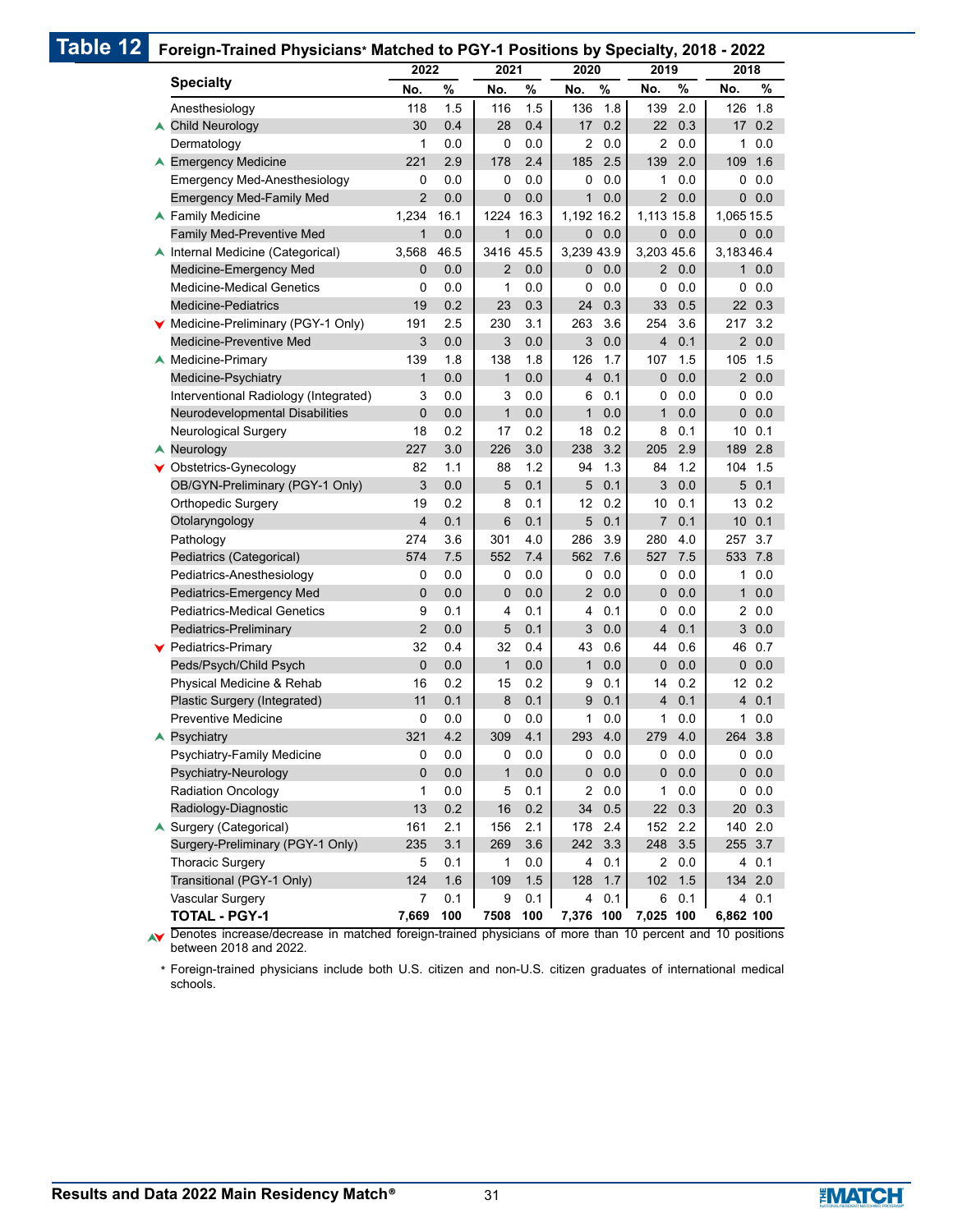## Table 12 Foreign-Trained Physicians* Matched to PGY-1 Positions by Specialty, 2018 - 2022

| Specialty | 2022 | | 2021 | | 2020 | | 2019 | | 2018 | |
|---|---|---|---|---|---|---|---|---|---|---|
| | No. | % | No. | % | No. | % | No. | % | No. | % |
| Anesthesiology | 118 | 1.5 | 116 | 1.5 | 136 | 1.8 | 139 | 2.0 | 126 | 1.8 |
| ▲ Child Neurology | 30 | 0.4 | 28 | 0.4 | 17 | 0.2 | 22 | 0.3 | 17 | 0.2 |
| Dermatology | 1 | 0.0 | 0 | 0.0 | 2 | 0.0 | 2 | 0.0 | 1 | 0.0 |
| ▲ Emergency Medicine | 221 | 2.9 | 178 | 2.4 | 185 | 2.5 | 139 | 2.0 | 109 | 1.6 |
| Emergency Med-Anesthesiology | 0 | 0.0 | 0 | 0.0 | 0 | 0.0 | 1 | 0.0 | 0 | 0.0 |
| Emergency Med-Family Med | 2 | 0.0 | 0 | 0.0 | 1 | 0.0 | 2 | 0.0 | 0 | 0.0 |
| ▲ Family Medicine | 1,234 | 16.1 | 1224 | 16.3 | 1,192 | 16.2 | 1,113 | 15.8 | 1,065 | 15.5 |
| Family Med-Preventive Med | 1 | 0.0 | 1 | 0.0 | 0 | 0.0 | 0 | 0.0 | 0 | 0.0 |
| ▲ Internal Medicine (Categorical) | 3,568 | 46.5 | 3416 | 45.5 | 3,239 | 43.9 | 3,203 | 45.6 | 3,183 | 46.4 |
| Medicine-Emergency Med | 0 | 0.0 | 2 | 0.0 | 0 | 0.0 | 2 | 0.0 | 1 | 0.0 |
| Medicine-Medical Genetics | 0 | 0.0 | 1 | 0.0 | 0 | 0.0 | 0 | 0.0 | 0 | 0.0 |
| Medicine-Pediatrics | 19 | 0.2 | 23 | 0.3 | 24 | 0.3 | 33 | 0.5 | 22 | 0.3 |
| ▼ Medicine-Preliminary (PGY-1 Only) | 191 | 2.5 | 230 | 3.1 | 263 | 3.6 | 254 | 3.6 | 217 | 3.2 |
| Medicine-Preventive Med | 3 | 0.0 | 3 | 0.0 | 3 | 0.0 | 4 | 0.1 | 2 | 0.0 |
| ▲ Medicine-Primary | 139 | 1.8 | 138 | 1.8 | 126 | 1.7 | 107 | 1.5 | 105 | 1.5 |
| Medicine-Psychiatry | 1 | 0.0 | 1 | 0.0 | 4 | 0.1 | 0 | 0.0 | 2 | 0.0 |
| Interventional Radiology (Integrated) | 3 | 0.0 | 3 | 0.0 | 6 | 0.1 | 0 | 0.0 | 0 | 0.0 |
| Neurodevelopmental Disabilities | 0 | 0.0 | 1 | 0.0 | 1 | 0.0 | 1 | 0.0 | 0 | 0.0 |
| Neurological Surgery | 18 | 0.2 | 17 | 0.2 | 18 | 0.2 | 8 | 0.1 | 10 | 0.1 |
| ▲ Neurology | 227 | 3.0 | 226 | 3.0 | 238 | 3.2 | 205 | 2.9 | 189 | 2.8 |
| ▼ Obstetrics-Gynecology | 82 | 1.1 | 88 | 1.2 | 94 | 1.3 | 84 | 1.2 | 104 | 1.5 |
| OB/GYN-Preliminary (PGY-1 Only) | 3 | 0.0 | 5 | 0.1 | 5 | 0.1 | 3 | 0.0 | 5 | 0.1 |
| Orthopedic Surgery | 19 | 0.2 | 8 | 0.1 | 12 | 0.2 | 10 | 0.1 | 13 | 0.2 |
| Otolaryngology | 4 | 0.1 | 6 | 0.1 | 5 | 0.1 | 7 | 0.1 | 10 | 0.1 |
| Pathology | 274 | 3.6 | 301 | 4.0 | 286 | 3.9 | 280 | 4.0 | 257 | 3.7 |
| Pediatrics (Categorical) | 574 | 7.5 | 552 | 7.4 | 562 | 7.6 | 527 | 7.5 | 533 | 7.8 |
| Pediatrics-Anesthesiology | 0 | 0.0 | 0 | 0.0 | 0 | 0.0 | 0 | 0.0 | 1 | 0.0 |
| Pediatrics-Emergency Med | 0 | 0.0 | 0 | 0.0 | 2 | 0.0 | 0 | 0.0 | 1 | 0.0 |
| Pediatrics-Medical Genetics | 9 | 0.1 | 4 | 0.1 | 4 | 0.1 | 0 | 0.0 | 2 | 0.0 |
| Pediatrics-Preliminary | 2 | 0.0 | 5 | 0.1 | 3 | 0.0 | 4 | 0.1 | 3 | 0.0 |
| ▼ Pediatrics-Primary | 32 | 0.4 | 32 | 0.4 | 43 | 0.6 | 44 | 0.6 | 46 | 0.7 |
| Peds/Psych/Child Psych | 0 | 0.0 | 1 | 0.0 | 1 | 0.0 | 0 | 0.0 | 0 | 0.0 |
| Physical Medicine & Rehab | 16 | 0.2 | 15 | 0.2 | 9 | 0.1 | 14 | 0.2 | 12 | 0.2 |
| Plastic Surgery (Integrated) | 11 | 0.1 | 8 | 0.1 | 9 | 0.1 | 4 | 0.1 | 4 | 0.1 |
| Preventive Medicine | 0 | 0.0 | 0 | 0.0 | 1 | 0.0 | 1 | 0.0 | 1 | 0.0 |
| ▲ Psychiatry | 321 | 4.2 | 309 | 4.1 | 293 | 4.0 | 279 | 4.0 | 264 | 3.8 |
| Psychiatry-Family Medicine | 0 | 0.0 | 0 | 0.0 | 0 | 0.0 | 0 | 0.0 | 0 | 0.0 |
| Psychiatry-Neurology | 0 | 0.0 | 1 | 0.0 | 0 | 0.0 | 0 | 0.0 | 0 | 0.0 |
| Radiation Oncology | 1 | 0.0 | 5 | 0.1 | 2 | 0.0 | 1 | 0.0 | 0 | 0.0 |
| Radiology-Diagnostic | 13 | 0.2 | 16 | 0.2 | 34 | 0.5 | 22 | 0.3 | 20 | 0.3 |
| ▲ Surgery (Categorical) | 161 | 2.1 | 156 | 2.1 | 178 | 2.4 | 152 | 2.2 | 140 | 2.0 |
| Surgery-Preliminary (PGY-1 Only) | 235 | 3.1 | 269 | 3.6 | 242 | 3.3 | 248 | 3.5 | 255 | 3.7 |
| Thoracic Surgery | 5 | 0.1 | 1 | 0.0 | 4 | 0.1 | 2 | 0.0 | 4 | 0.1 |
| Transitional (PGY-1 Only) | 124 | 1.6 | 109 | 1.5 | 128 | 1.7 | 102 | 1.5 | 134 | 2.0 |
| Vascular Surgery | 7 | 0.1 | 9 | 0.1 | 4 | 0.1 | 6 | 0.1 | 4 | 0.1 |
| **TOTAL - PGY-1** | **7,669** | **100** | **7508** | **100** | **7,376** | **100** | **7,025** | **100** | **6,862** | **100** |

▲▼ Denotes increase/decrease in matched foreign-trained physicians of more than 10 percent and 10 positions between 2018 and 2022.

* Foreign-trained physicians include both U.S. citizen and non-U.S. citizen graduates of international medical schools.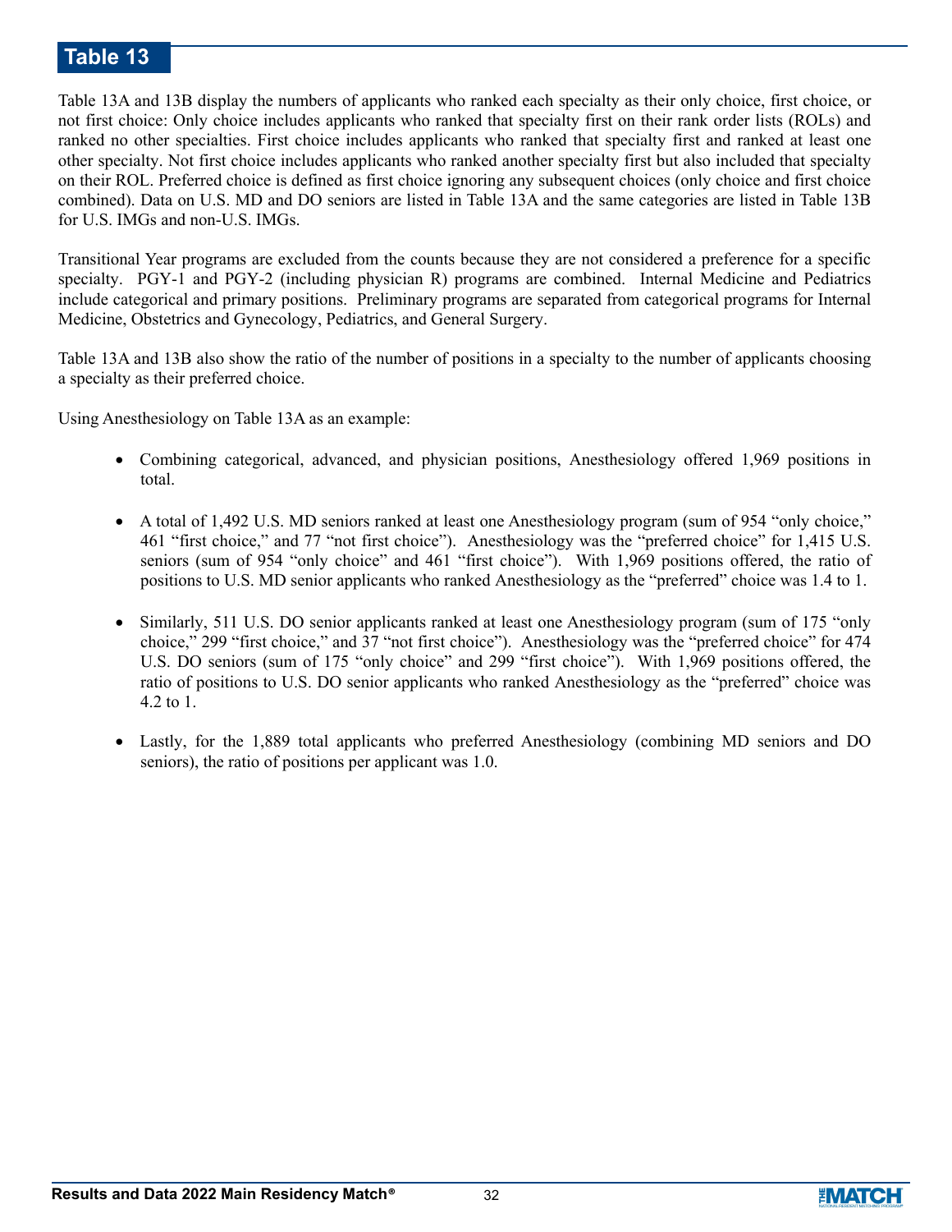# Table 13

Table 13A and 13B display the numbers of applicants who ranked each specialty as their only choice, first choice, or not first choice: Only choice includes applicants who ranked that specialty first on their rank order lists (ROLs) and ranked no other specialties. First choice includes applicants who ranked that specialty first and ranked at least one other specialty. Not first choice includes applicants who ranked another specialty first but also included that specialty on their ROL. Preferred choice is defined as first choice ignoring any subsequent choices (only choice and first choice combined). Data on U.S. MD and DO seniors are listed in Table 13A and the same categories are listed in Table 13B for U.S. IMGs and non-U.S. IMGs.

Transitional Year programs are excluded from the counts because they are not considered a preference for a specific specialty. PGY-1 and PGY-2 (including physician R) programs are combined. Internal Medicine and Pediatrics include categorical and primary positions. Preliminary programs are separated from categorical programs for Internal Medicine, Obstetrics and Gynecology, Pediatrics, and General Surgery.

Table 13A and 13B also show the ratio of the number of positions in a specialty to the number of applicants choosing a specialty as their preferred choice.

Using Anesthesiology on Table 13A as an example:

- Combining categorical, advanced, and physician positions, Anesthesiology offered 1,969 positions in total.

- A total of 1,492 U.S. MD seniors ranked at least one Anesthesiology program (sum of 954 "only choice," 461 "first choice," and 77 "not first choice"). Anesthesiology was the "preferred choice" for 1,415 U.S. seniors (sum of 954 "only choice" and 461 "first choice"). With 1,969 positions offered, the ratio of positions to U.S. MD senior applicants who ranked Anesthesiology as the "preferred" choice was 1.4 to 1.

- Similarly, 511 U.S. DO senior applicants ranked at least one Anesthesiology program (sum of 175 "only choice," 299 "first choice," and 37 "not first choice"). Anesthesiology was the "preferred choice" for 474 U.S. DO seniors (sum of 175 "only choice" and 299 "first choice"). With 1,969 positions offered, the ratio of positions to U.S. DO senior applicants who ranked Anesthesiology as the "preferred" choice was 4.2 to 1.

- Lastly, for the 1,889 total applicants who preferred Anesthesiology (combining MD seniors and DO seniors), the ratio of positions per applicant was 1.0.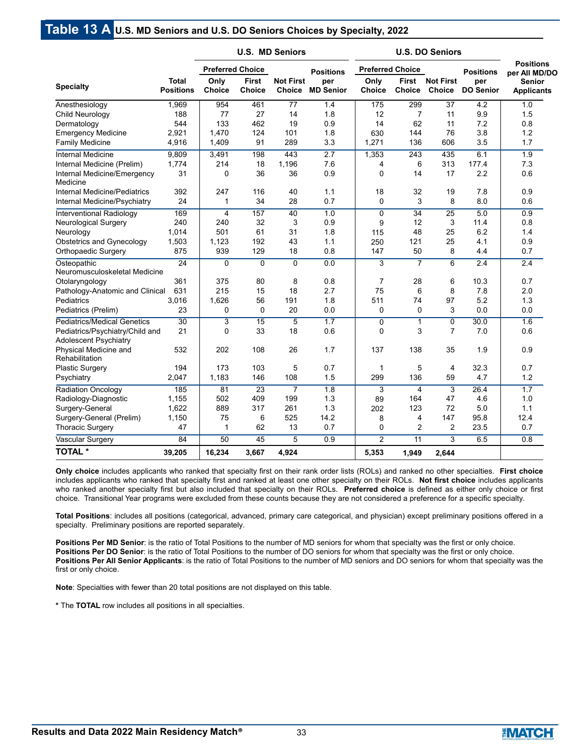## Table 13 A U.S. MD Seniors and U.S. DO Seniors Choices by Specialty, 2022

| Specialty | Total Positions | U.S. MD Seniors | | | | U.S. DO Seniors | | | | Positions per All MD/DO Senior Applicants |
|---|---|---|---|---|---|---|---|---|---|---|
| | | Preferred Choice | | Not First Choice | Positions per MD Senior | Preferred Choice | | Not First Choice | Positions per DO Senior | |
| | | Only Choice | First Choice | | | Only Choice | First Choice | | | |
| Anesthesiology | 1,969 | 954 | 461 | 77 | 1.4 | 175 | 299 | 37 | 4.2 | 1.0 |
| Child Neurology | 188 | 77 | 27 | 14 | 1.8 | 12 | 7 | 11 | 9.9 | 1.5 |
| Dermatology | 544 | 133 | 462 | 19 | 0.9 | 14 | 62 | 11 | 7.2 | 0.8 |
| Emergency Medicine | 2,921 | 1,470 | 124 | 101 | 1.8 | 630 | 144 | 76 | 3.8 | 1.2 |
| Family Medicine | 4,916 | 1,409 | 91 | 289 | 3.3 | 1,271 | 136 | 606 | 3.5 | 1.7 |
| Internal Medicine | 9,809 | 3,491 | 198 | 443 | 2.7 | 1,353 | 243 | 435 | 6.1 | 1.9 |
| Internal Medicine (Prelim) | 1,774 | 214 | 18 | 1,196 | 7.6 | 4 | 6 | 313 | 177.4 | 7.3 |
| Internal Medicine/Emergency Medicine | 31 | 0 | 36 | 36 | 0.9 | 0 | 14 | 17 | 2.2 | 0.6 |
| Internal Medicine/Pediatrics | 392 | 247 | 116 | 40 | 1.1 | 18 | 32 | 19 | 7.8 | 0.9 |
| Internal Medicine/Psychiatry | 24 | 1 | 34 | 28 | 0.7 | 0 | 3 | 8 | 8.0 | 0.6 |
| Interventional Radiology | 169 | 4 | 157 | 40 | 1.0 | 0 | 34 | 25 | 5.0 | 0.9 |
| Neurological Surgery | 240 | 240 | 32 | 3 | 0.9 | 9 | 12 | 3 | 11.4 | 0.8 |
| Neurology | 1,014 | 501 | 61 | 31 | 1.8 | 115 | 48 | 25 | 6.2 | 1.4 |
| Obstetrics and Gynecology | 1,503 | 1,123 | 192 | 43 | 1.1 | 250 | 121 | 25 | 4.1 | 0.9 |
| Orthopaedic Surgery | 875 | 939 | 129 | 18 | 0.8 | 147 | 50 | 8 | 4.4 | 0.7 |
| Osteopathic Neuromusculoskeletal Medicine | 24 | 0 | 0 | 0 | 0.0 | 3 | 7 | 6 | 2.4 | 2.4 |
| Otolaryngology | 361 | 375 | 80 | 8 | 0.8 | 7 | 28 | 6 | 10.3 | 0.7 |
| Pathology-Anatomic and Clinical | 631 | 215 | 15 | 18 | 2.7 | 75 | 6 | 8 | 7.8 | 2.0 |
| Pediatrics | 3,016 | 1,626 | 56 | 191 | 1.8 | 511 | 74 | 97 | 5.2 | 1.3 |
| Pediatrics (Prelim) | 23 | 0 | 0 | 20 | 0.0 | 0 | 0 | 3 | 0.0 | 0.0 |
| Pediatrics/Medical Genetics | 30 | 3 | 15 | 5 | 1.7 | 0 | 1 | 0 | 30.0 | 1.6 |
| Pediatrics/Psychiatry/Child and Adolescent Psychiatry | 21 | 0 | 33 | 18 | 0.6 | 0 | 3 | 7 | 7.0 | 0.6 |
| Physical Medicine and Rehabilitation | 532 | 202 | 108 | 26 | 1.7 | 137 | 138 | 35 | 1.9 | 0.9 |
| Plastic Surgery | 194 | 173 | 103 | 5 | 0.7 | 1 | 5 | 4 | 32.3 | 0.7 |
| Psychiatry | 2,047 | 1,183 | 146 | 108 | 1.5 | 299 | 136 | 59 | 4.7 | 1.2 |
| Radiation Oncology | 185 | 81 | 23 | 7 | 1.8 | 3 | 4 | 3 | 26.4 | 1.7 |
| Radiology-Diagnostic | 1,155 | 502 | 409 | 199 | 1.3 | 89 | 164 | 47 | 4.6 | 1.0 |
| Surgery-General | 1,622 | 889 | 317 | 261 | 1.3 | 202 | 123 | 72 | 5.0 | 1.1 |
| Surgery-General (Prelim) | 1,150 | 75 | 6 | 525 | 14.2 | 8 | 4 | 147 | 95.8 | 12.4 |
| Thoracic Surgery | 47 | 1 | 62 | 13 | 0.7 | 0 | 2 | 2 | 23.5 | 0.7 |
| Vascular Surgery | 84 | 50 | 45 | 5 | 0.9 | 2 | 11 | 3 | 6.5 | 0.8 |
| **TOTAL** * | **39,205** | **16,234** | **3,667** | **4,924** | | **5,353** | **1,949** | **2,644** | | |

**Only choice** includes applicants who ranked that specialty first on their rank order lists (ROLs) and ranked no other specialties. **First choice** includes applicants who ranked that specialty first and ranked at least one other specialty on their ROLs. **Not first choice** includes applicants who ranked another specialty first but also included that specialty on their ROLs. **Preferred choice** is defined as either only choice or first choice. Transitional Year programs were excluded from these counts because they are not considered a preference for a specific specialty.

**Total Positions**: includes all positions (categorical, advanced, primary care categorical, and physician) except preliminary positions offered in a specialty. Preliminary positions are reported separately.

**Positions Per MD Senior**: is the ratio of Total Positions to the number of MD seniors for whom that specialty was the first or only choice.
**Positions Per DO Senior**: is the ratio of Total Positions to the number of DO seniors for whom that specialty was the first or only choice.
**Positions Per All Senior Applicants**: is the ratio of Total Positions to the number of MD seniors and DO seniors for whom that specialty was the first or only choice.

**Note**: Specialties with fewer than 20 total positions are not displayed on this table.

* The **TOTAL** row includes all positions in all specialties.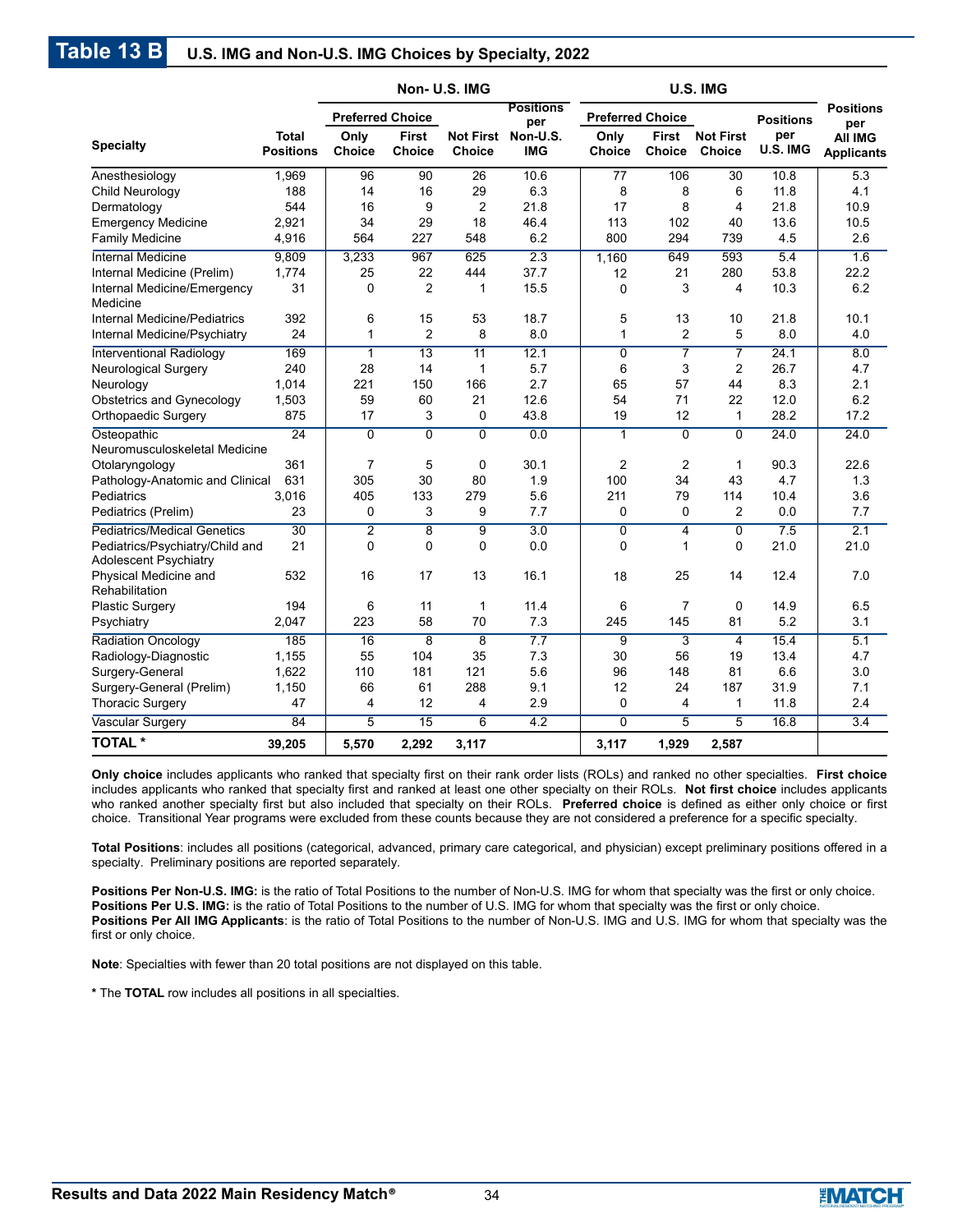## Table 13 B U.S. IMG and Non-U.S. IMG Choices by Specialty, 2022

| Specialty | Total Positions | Non- U.S. IMG | | | | U.S. IMG | | | | Positions per All IMG Applicants |
|---|---|---|---|---|---|---|---|---|---|---|
| | | Preferred Choice | | Not First Choice | Positions per Non-U.S. IMG | Preferred Choice | | Not First Choice | Positions per U.S. IMG | |
| | | Only Choice | First Choice | | | Only Choice | First Choice | | | |
| Anesthesiology | 1,969 | 96 | 90 | 26 | 10.6 | 77 | 106 | 30 | 10.8 | 5.3 |
| Child Neurology | 188 | 14 | 16 | 29 | 6.3 | 8 | 8 | 6 | 11.8 | 4.1 |
| Dermatology | 544 | 16 | 9 | 2 | 21.8 | 17 | 8 | 4 | 21.8 | 10.9 |
| Emergency Medicine | 2,921 | 34 | 29 | 18 | 46.4 | 113 | 102 | 40 | 13.6 | 10.5 |
| Family Medicine | 4,916 | 564 | 227 | 548 | 6.2 | 800 | 294 | 739 | 4.5 | 2.6 |
| Internal Medicine | 9,809 | 3,233 | 967 | 625 | 2.3 | 1,160 | 649 | 593 | 5.4 | 1.6 |
| Internal Medicine (Prelim) | 1,774 | 25 | 22 | 444 | 37.7 | 12 | 21 | 280 | 53.8 | 22.2 |
| Internal Medicine/Emergency Medicine | 31 | 0 | 2 | 1 | 15.5 | 0 | 3 | 4 | 10.3 | 6.2 |
| Internal Medicine/Pediatrics | 392 | 6 | 15 | 53 | 18.7 | 5 | 13 | 10 | 21.8 | 10.1 |
| Internal Medicine/Psychiatry | 24 | 1 | 2 | 8 | 8.0 | 1 | 2 | 5 | 8.0 | 4.0 |
| Interventional Radiology | 169 | 1 | 13 | 11 | 12.1 | 0 | 7 | 7 | 24.1 | 8.0 |
| Neurological Surgery | 240 | 28 | 14 | 1 | 5.7 | 6 | 3 | 2 | 26.7 | 4.7 |
| Neurology | 1,014 | 221 | 150 | 166 | 2.7 | 65 | 57 | 44 | 8.3 | 2.1 |
| Obstetrics and Gynecology | 1,503 | 59 | 60 | 21 | 12.6 | 54 | 71 | 22 | 12.0 | 6.2 |
| Orthopaedic Surgery | 875 | 17 | 3 | 0 | 43.8 | 19 | 12 | 1 | 28.2 | 17.2 |
| Osteopathic Neuromusculoskeletal Medicine | 24 | 0 | 0 | 0 | 0.0 | 1 | 0 | 0 | 24.0 | 24.0 |
| Otolaryngology | 361 | 7 | 5 | 0 | 30.1 | 2 | 2 | 1 | 90.3 | 22.6 |
| Pathology-Anatomic and Clinical | 631 | 305 | 30 | 80 | 1.9 | 100 | 34 | 43 | 4.7 | 1.3 |
| Pediatrics | 3,016 | 405 | 133 | 279 | 5.6 | 211 | 79 | 114 | 10.4 | 3.6 |
| Pediatrics (Prelim) | 23 | 0 | 3 | 9 | 7.7 | 0 | 0 | 2 | 0.0 | 7.7 |
| Pediatrics/Medical Genetics | 30 | 2 | 8 | 9 | 3.0 | 0 | 4 | 0 | 7.5 | 2.1 |
| Pediatrics/Psychiatry/Child and Adolescent Psychiatry | 21 | 0 | 0 | 0 | 0.0 | 0 | 1 | 0 | 21.0 | 21.0 |
| Physical Medicine and Rehabilitation | 532 | 16 | 17 | 13 | 16.1 | 18 | 25 | 14 | 12.4 | 7.0 |
| Plastic Surgery | 194 | 6 | 11 | 1 | 11.4 | 6 | 7 | 0 | 14.9 | 6.5 |
| Psychiatry | 2,047 | 223 | 58 | 70 | 7.3 | 245 | 145 | 81 | 5.2 | 3.1 |
| Radiation Oncology | 185 | 16 | 8 | 8 | 7.7 | 9 | 3 | 4 | 15.4 | 5.1 |
| Radiology-Diagnostic | 1,155 | 55 | 104 | 35 | 7.3 | 30 | 56 | 19 | 13.4 | 4.7 |
| Surgery-General | 1,622 | 110 | 181 | 121 | 5.6 | 96 | 148 | 81 | 6.6 | 3.0 |
| Surgery-General (Prelim) | 1,150 | 66 | 61 | 288 | 9.1 | 12 | 24 | 187 | 31.9 | 7.1 |
| Thoracic Surgery | 47 | 4 | 12 | 4 | 2.9 | 0 | 4 | 1 | 11.8 | 2.4 |
| Vascular Surgery | 84 | 5 | 15 | 6 | 4.2 | 0 | 5 | 5 | 16.8 | 3.4 |
| **TOTAL *** | **39,205** | **5,570** | **2,292** | **3,117** | | **3,117** | **1,929** | **2,587** | | |

**Only choice** includes applicants who ranked that specialty first on their rank order lists (ROLs) and ranked no other specialties. **First choice** includes applicants who ranked that specialty first and ranked at least one other specialty on their ROLs. **Not first choice** includes applicants who ranked another specialty first but also included that specialty on their ROLs. **Preferred choice** is defined as either only choice or first choice. Transitional Year programs were excluded from these counts because they are not considered a preference for a specific specialty.

**Total Positions**: includes all positions (categorical, advanced, primary care categorical, and physician) except preliminary positions offered in a specialty. Preliminary positions are reported separately.

**Positions Per Non-U.S. IMG:** is the ratio of Total Positions to the number of Non-U.S. IMG for whom that specialty was the first or only choice.
**Positions Per U.S. IMG:** is the ratio of Total Positions to the number of U.S. IMG for whom that specialty was the first or only choice.
**Positions Per All IMG Applicants**: is the ratio of Total Positions to the number of Non-U.S. IMG and U.S. IMG for whom that specialty was the first or only choice.

**Note**: Specialties with fewer than 20 total positions are not displayed on this table.

\* The **TOTAL** row includes all positions in all specialties.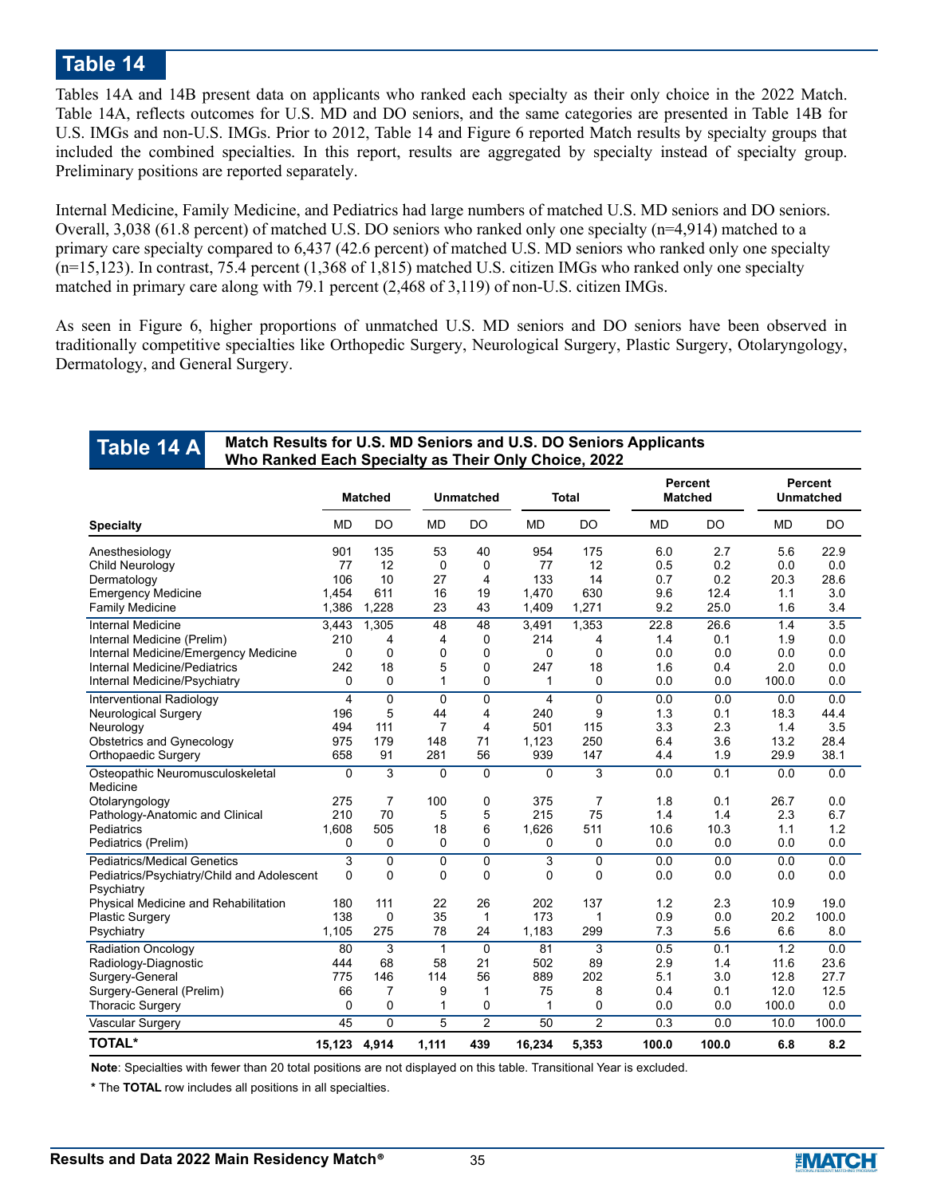# Table 14

Tables 14A and 14B present data on applicants who ranked each specialty as their only choice in the 2022 Match. Table 14A, reflects outcomes for U.S. MD and DO seniors, and the same categories are presented in Table 14B for U.S. IMGs and non-U.S. IMGs. Prior to 2012, Table 14 and Figure 6 reported Match results by specialty groups that included the combined specialties. In this report, results are aggregated by specialty instead of specialty group. Preliminary positions are reported separately.

Internal Medicine, Family Medicine, and Pediatrics had large numbers of matched U.S. MD seniors and DO seniors. Overall, 3,038 (61.8 percent) of matched U.S. DO seniors who ranked only one specialty (n=4,914) matched to a primary care specialty compared to 6,437 (42.6 percent) of matched U.S. MD seniors who ranked only one specialty (n=15,123). In contrast, 75.4 percent (1,368 of 1,815) matched U.S. citizen IMGs who ranked only one specialty matched in primary care along with 79.1 percent (2,468 of 3,119) of non-U.S. citizen IMGs.

As seen in Figure 6, higher proportions of unmatched U.S. MD seniors and DO seniors have been observed in traditionally competitive specialties like Orthopedic Surgery, Neurological Surgery, Plastic Surgery, Otolaryngology, Dermatology, and General Surgery.

## Table 14 A Match Results for U.S. MD Seniors and U.S. DO Seniors Applicants Who Ranked Each Specialty as Their Only Choice, 2022

| | Matched | | Unmatched | | Total | | Percent Matched | | Percent Unmatched | |
|---|---|---|---|---|---|---|---|---|---|---|
| **Specialty** | MD | DO | MD | DO | MD | DO | MD | DO | MD | DO |
| Anesthesiology | 901 | 135 | 53 | 40 | 954 | 175 | 6.0 | 2.7 | 5.6 | 22.9 |
| Child Neurology | 77 | 12 | 0 | 0 | 77 | 12 | 0.5 | 0.2 | 0.0 | 0.0 |
| Dermatology | 106 | 10 | 27 | 4 | 133 | 14 | 0.7 | 0.2 | 20.3 | 28.6 |
| Emergency Medicine | 1,454 | 611 | 16 | 19 | 1,470 | 630 | 9.6 | 12.4 | 1.1 | 3.0 |
| Family Medicine | 1,386 | 1,228 | 23 | 43 | 1,409 | 1,271 | 9.2 | 25.0 | 1.6 | 3.4 |
| Internal Medicine | 3,443 | 1,305 | 48 | 48 | 3,491 | 1,353 | 22.8 | 26.6 | 1.4 | 3.5 |
| Internal Medicine (Prelim) | 210 | 4 | 4 | 0 | 214 | 4 | 1.4 | 0.1 | 1.9 | 0.0 |
| Internal Medicine/Emergency Medicine | 0 | 0 | 0 | 0 | 0 | 0 | 0.0 | 0.0 | 0.0 | 0.0 |
| Internal Medicine/Pediatrics | 242 | 18 | 5 | 0 | 247 | 18 | 1.6 | 0.4 | 2.0 | 0.0 |
| Internal Medicine/Psychiatry | 0 | 0 | 1 | 0 | 1 | 0 | 0.0 | 0.0 | 100.0 | 0.0 |
| Interventional Radiology | 4 | 0 | 0 | 0 | 4 | 0 | 0.0 | 0.0 | 0.0 | 0.0 |
| Neurological Surgery | 196 | 5 | 44 | 4 | 240 | 9 | 1.3 | 0.1 | 18.3 | 44.4 |
| Neurology | 494 | 111 | 7 | 4 | 501 | 115 | 3.3 | 2.3 | 1.4 | 3.5 |
| Obstetrics and Gynecology | 975 | 179 | 148 | 71 | 1,123 | 250 | 6.4 | 3.6 | 13.2 | 28.4 |
| Orthopaedic Surgery | 658 | 91 | 281 | 56 | 939 | 147 | 4.4 | 1.9 | 29.9 | 38.1 |
| Osteopathic Neuromusculoskeletal Medicine | 0 | 3 | 0 | 0 | 0 | 3 | 0.0 | 0.1 | 0.0 | 0.0 |
| Otolaryngology | 275 | 7 | 100 | 0 | 375 | 7 | 1.8 | 0.1 | 26.7 | 0.0 |
| Pathology-Anatomic and Clinical | 210 | 70 | 5 | 5 | 215 | 75 | 1.4 | 1.4 | 2.3 | 6.7 |
| Pediatrics | 1,608 | 505 | 18 | 6 | 1,626 | 511 | 10.6 | 10.3 | 1.1 | 1.2 |
| Pediatrics (Prelim) | 0 | 0 | 0 | 0 | 0 | 0 | 0.0 | 0.0 | 0.0 | 0.0 |
| Pediatrics/Medical Genetics | 3 | 0 | 0 | 0 | 3 | 0 | 0.0 | 0.0 | 0.0 | 0.0 |
| Pediatrics/Psychiatry/Child and Adolescent Psychiatry | 0 | 0 | 0 | 0 | 0 | 0 | 0.0 | 0.0 | 0.0 | 0.0 |
| Physical Medicine and Rehabilitation | 180 | 111 | 22 | 26 | 202 | 137 | 1.2 | 2.3 | 10.9 | 19.0 |
| Plastic Surgery | 138 | 0 | 35 | 1 | 173 | 1 | 0.9 | 0.0 | 20.2 | 100.0 |
| Psychiatry | 1,105 | 275 | 78 | 24 | 1,183 | 299 | 7.3 | 5.6 | 6.6 | 8.0 |
| Radiation Oncology | 80 | 3 | 1 | 0 | 81 | 3 | 0.5 | 0.1 | 1.2 | 0.0 |
| Radiology-Diagnostic | 444 | 68 | 58 | 21 | 502 | 89 | 2.9 | 1.4 | 11.6 | 23.6 |
| Surgery-General | 775 | 146 | 114 | 56 | 889 | 202 | 5.1 | 3.0 | 12.8 | 27.7 |
| Surgery-General (Prelim) | 66 | 7 | 9 | 1 | 75 | 8 | 0.4 | 0.1 | 12.0 | 12.5 |
| Thoracic Surgery | 0 | 0 | 1 | 0 | 1 | 0 | 0.0 | 0.0 | 100.0 | 0.0 |
| Vascular Surgery | 45 | 0 | 5 | 2 | 50 | 2 | 0.3 | 0.0 | 10.0 | 100.0 |
| **TOTAL*** | **15,123** | **4,914** | **1,111** | **439** | **16,234** | **5,353** | **100.0** | **100.0** | **6.8** | **8.2** |

**Note**: Specialties with fewer than 20 total positions are not displayed on this table. Transitional Year is excluded.

* The **TOTAL** row includes all positions in all specialties.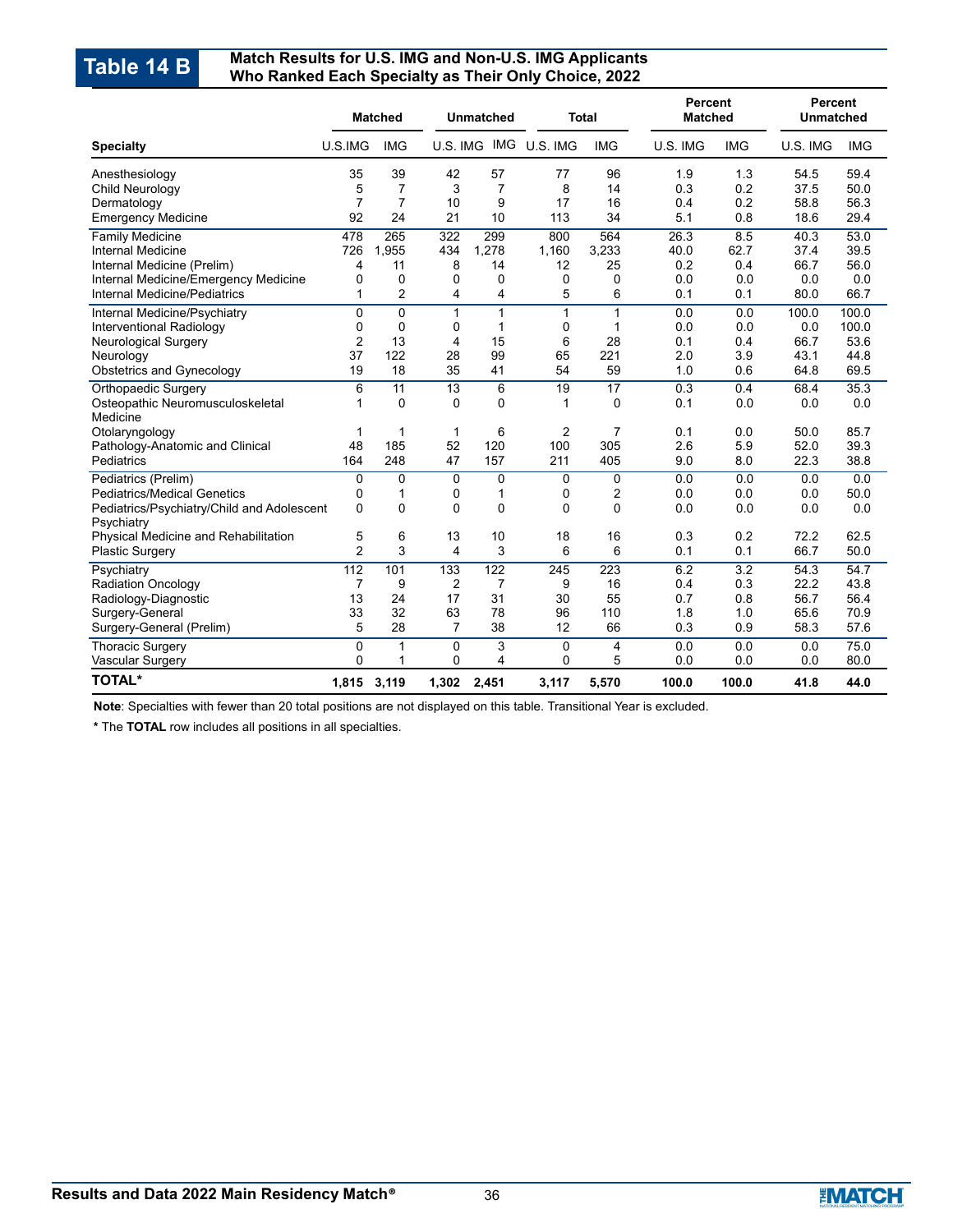# Table 14 B

## Match Results for U.S. IMG and Non-U.S. IMG Applicants Who Ranked Each Specialty as Their Only Choice, 2022

| | Matched | | Unmatched | | Total | | Percent Matched | | Percent Unmatched | |
|---|---|---|---|---|---|---|---|---|---|---|
| **Specialty** | U.S.IMG | IMG | U.S. IMG | IMG | U.S. IMG | IMG | U.S. IMG | IMG | U.S. IMG | IMG |
| Anesthesiology | 35 | 39 | 42 | 57 | 77 | 96 | 1.9 | 1.3 | 54.5 | 59.4 |
| Child Neurology | 5 | 7 | 3 | 7 | 8 | 14 | 0.3 | 0.2 | 37.5 | 50.0 |
| Dermatology | 7 | 7 | 10 | 9 | 17 | 16 | 0.4 | 0.2 | 58.8 | 56.3 |
| Emergency Medicine | 92 | 24 | 21 | 10 | 113 | 34 | 5.1 | 0.8 | 18.6 | 29.4 |
| Family Medicine | 478 | 265 | 322 | 299 | 800 | 564 | 26.3 | 8.5 | 40.3 | 53.0 |
| Internal Medicine | 726 | 1,955 | 434 | 1,278 | 1,160 | 3,233 | 40.0 | 62.7 | 37.4 | 39.5 |
| Internal Medicine (Prelim) | 4 | 11 | 8 | 14 | 12 | 25 | 0.2 | 0.4 | 66.7 | 56.0 |
| Internal Medicine/Emergency Medicine | 0 | 0 | 0 | 0 | 0 | 0 | 0.0 | 0.0 | 0.0 | 0.0 |
| Internal Medicine/Pediatrics | 1 | 2 | 4 | 4 | 5 | 6 | 0.1 | 0.1 | 80.0 | 66.7 |
| Internal Medicine/Psychiatry | 0 | 0 | 1 | 1 | 1 | 1 | 0.0 | 0.0 | 100.0 | 100.0 |
| Interventional Radiology | 0 | 0 | 0 | 1 | 0 | 1 | 0.0 | 0.0 | 0.0 | 100.0 |
| Neurological Surgery | 2 | 13 | 4 | 15 | 6 | 28 | 0.1 | 0.4 | 66.7 | 53.6 |
| Neurology | 37 | 122 | 28 | 99 | 65 | 221 | 2.0 | 3.9 | 43.1 | 44.8 |
| Obstetrics and Gynecology | 19 | 18 | 35 | 41 | 54 | 59 | 1.0 | 0.6 | 64.8 | 69.5 |
| Orthopaedic Surgery | 6 | 11 | 13 | 6 | 19 | 17 | 0.3 | 0.4 | 68.4 | 35.3 |
| Osteopathic Neuromusculoskeletal Medicine | 1 | 0 | 0 | 0 | 1 | 0 | 0.1 | 0.0 | 0.0 | 0.0 |
| Otolaryngology | 1 | 1 | 1 | 6 | 2 | 7 | 0.1 | 0.0 | 50.0 | 85.7 |
| Pathology-Anatomic and Clinical | 48 | 185 | 52 | 120 | 100 | 305 | 2.6 | 5.9 | 52.0 | 39.3 |
| Pediatrics | 164 | 248 | 47 | 157 | 211 | 405 | 9.0 | 8.0 | 22.3 | 38.8 |
| Pediatrics (Prelim) | 0 | 0 | 0 | 0 | 0 | 0 | 0.0 | 0.0 | 0.0 | 0.0 |
| Pediatrics/Medical Genetics | 0 | 1 | 0 | 1 | 0 | 2 | 0.0 | 0.0 | 0.0 | 50.0 |
| Pediatrics/Psychiatry/Child and Adolescent Psychiatry | 0 | 0 | 0 | 0 | 0 | 0 | 0.0 | 0.0 | 0.0 | 0.0 |
| Physical Medicine and Rehabilitation | 5 | 6 | 13 | 10 | 18 | 16 | 0.3 | 0.2 | 72.2 | 62.5 |
| Plastic Surgery | 2 | 3 | 4 | 3 | 6 | 6 | 0.1 | 0.1 | 66.7 | 50.0 |
| Psychiatry | 112 | 101 | 133 | 122 | 245 | 223 | 6.2 | 3.2 | 54.3 | 54.7 |
| Radiation Oncology | 7 | 9 | 2 | 7 | 9 | 16 | 0.4 | 0.3 | 22.2 | 43.8 |
| Radiology-Diagnostic | 13 | 24 | 17 | 31 | 30 | 55 | 0.7 | 0.8 | 56.7 | 56.4 |
| Surgery-General | 33 | 32 | 63 | 78 | 96 | 110 | 1.8 | 1.0 | 65.6 | 70.9 |
| Surgery-General (Prelim) | 5 | 28 | 7 | 38 | 12 | 66 | 0.3 | 0.9 | 58.3 | 57.6 |
| Thoracic Surgery | 0 | 1 | 0 | 3 | 0 | 4 | 0.0 | 0.0 | 0.0 | 75.0 |
| Vascular Surgery | 0 | 1 | 0 | 4 | 0 | 5 | 0.0 | 0.0 | 0.0 | 80.0 |
| **TOTAL*** | **1,815** | **3,119** | **1,302** | **2,451** | **3,117** | **5,570** | **100.0** | **100.0** | **41.8** | **44.0** |

**Note**: Specialties with fewer than 20 total positions are not displayed on this table. Transitional Year is excluded.

* The **TOTAL** row includes all positions in all specialties.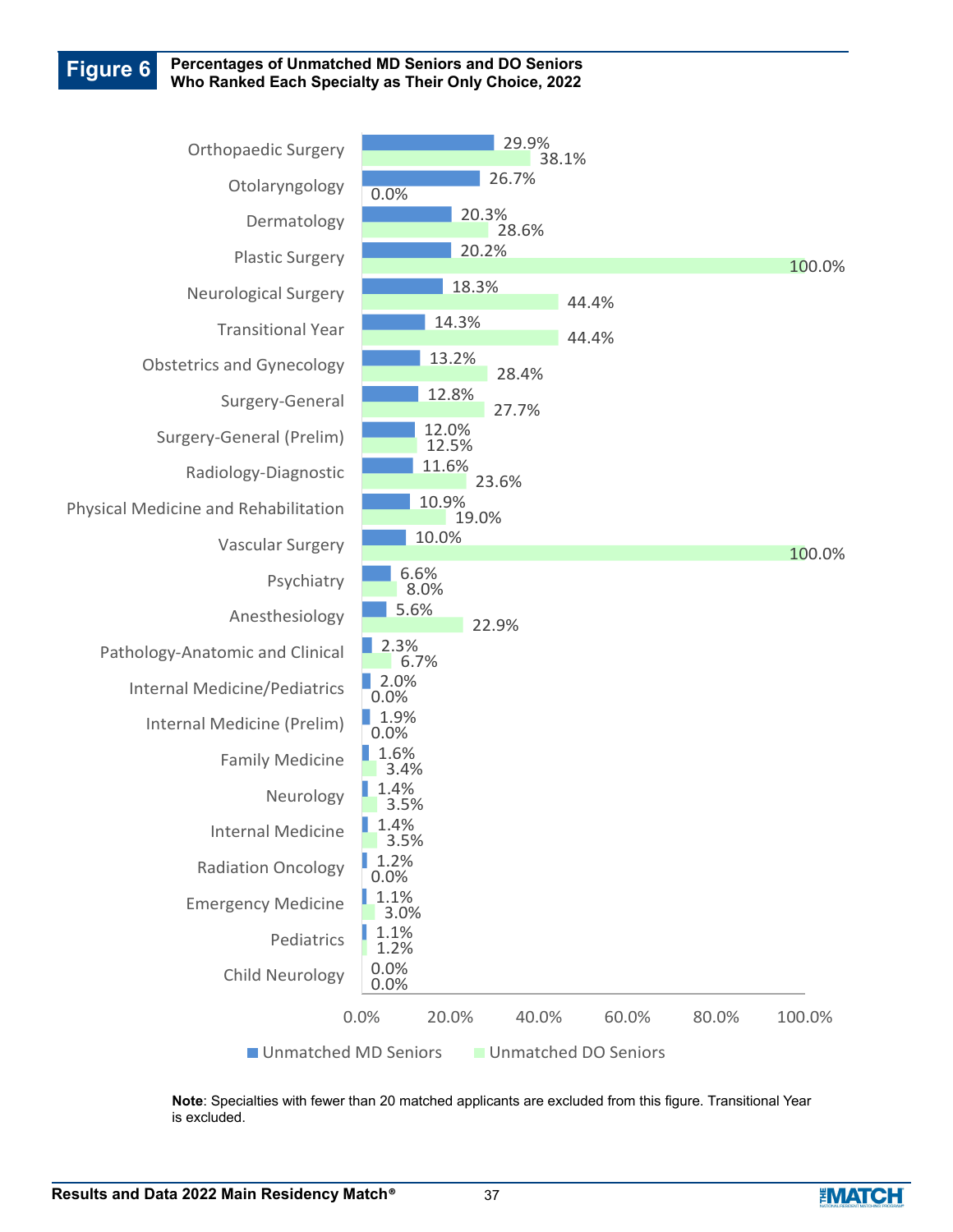**Figure 6** Percentages of Unmatched MD Seniors and DO Seniors Who Ranked Each Specialty as Their Only Choice, 2022

| Specialty | Unmatched MD Seniors | Unmatched DO Seniors |
| --- | --- | --- |
| Orthopaedic Surgery | 29.9% | 38.1% |
| Otolaryngology | 26.7% | 0.0% |
| Dermatology | 20.3% | 28.6% |
| Plastic Surgery | 20.2% | 100.0% |
| Neurological Surgery | 18.3% | 44.4% |
| Transitional Year | 14.3% | 44.4% |
| Obstetrics and Gynecology | 13.2% | 28.4% |
| Surgery-General | 12.8% | 27.7% |
| Surgery-General (Prelim) | 12.0% | 12.5% |
| Radiology-Diagnostic | 11.6% | 23.6% |
| Physical Medicine and Rehabilitation | 10.9% | 19.0% |
| Vascular Surgery | 10.0% | 100.0% |
| Psychiatry | 6.6% | 8.0% |
| Anesthesiology | 5.6% | 22.9% |
| Pathology-Anatomic and Clinical | 2.3% | 6.7% |
| Internal Medicine/Pediatrics | 2.0% | 0.0% |
| Internal Medicine (Prelim) | 1.9% | 0.0% |
| Family Medicine | 1.6% | 3.4% |
| Neurology | 1.4% | 3.5% |
| Internal Medicine | 1.4% | 3.5% |
| Radiation Oncology | 1.2% | 0.0% |
| Emergency Medicine | 1.1% | 3.0% |
| Pediatrics | 1.1% | 1.2% |
| Child Neurology | 0.0% | 0.0% |

**Note**: Specialties with fewer than 20 matched applicants are excluded from this figure. Transitional Year is excluded.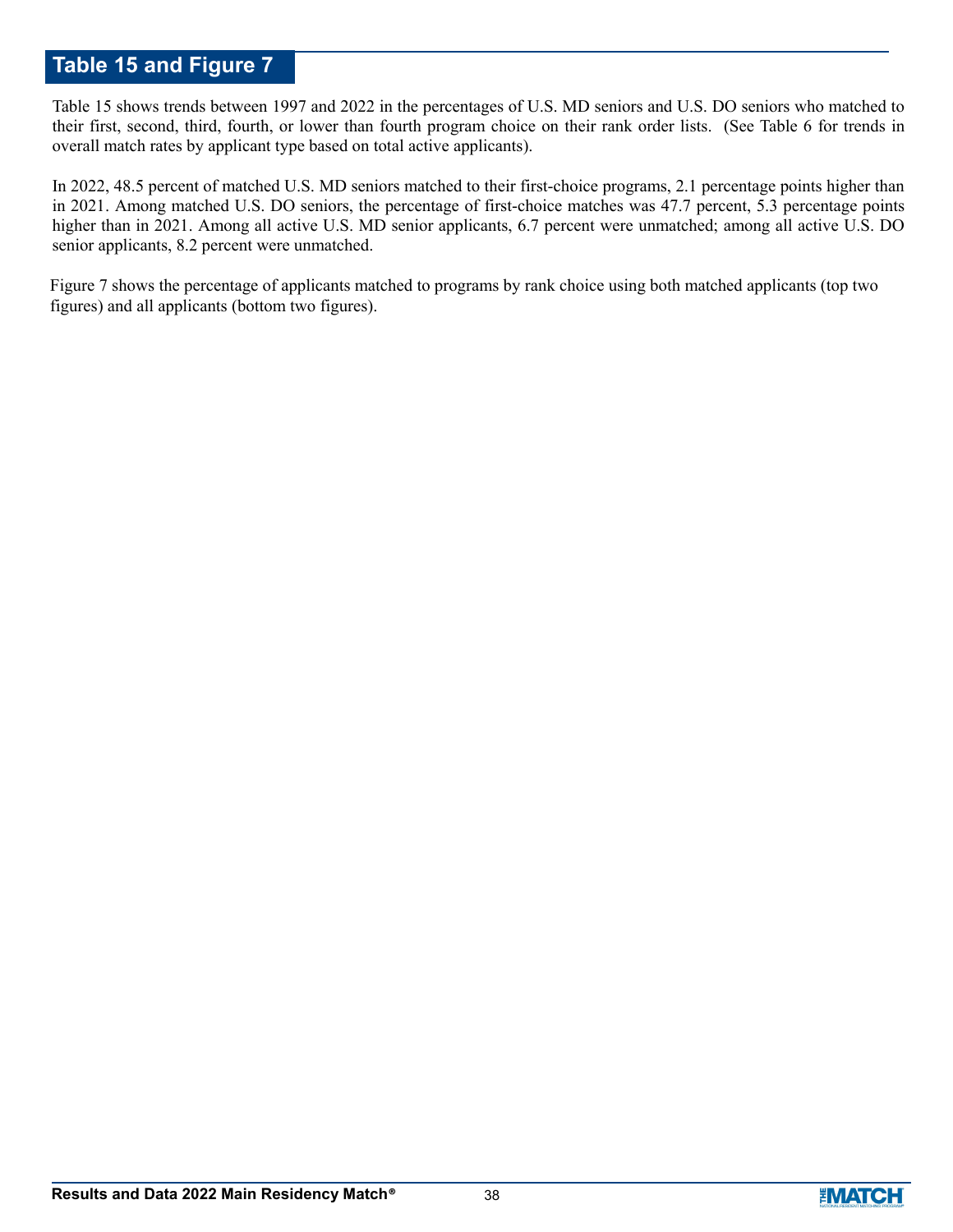## Table 15 and Figure 7

Table 15 shows trends between 1997 and 2022 in the percentages of U.S. MD seniors and U.S. DO seniors who matched to their first, second, third, fourth, or lower than fourth program choice on their rank order lists. (See Table 6 for trends in overall match rates by applicant type based on total active applicants).

In 2022, 48.5 percent of matched U.S. MD seniors matched to their first-choice programs, 2.1 percentage points higher than in 2021. Among matched U.S. DO seniors, the percentage of first-choice matches was 47.7 percent, 5.3 percentage points higher than in 2021. Among all active U.S. MD senior applicants, 6.7 percent were unmatched; among all active U.S. DO senior applicants, 8.2 percent were unmatched.

Figure 7 shows the percentage of applicants matched to programs by rank choice using both matched applicants (top two figures) and all applicants (bottom two figures).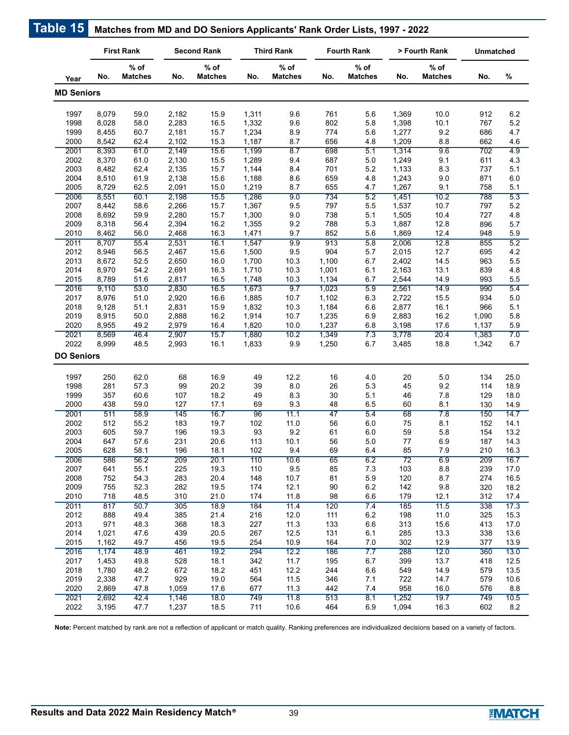## Table 15 Matches from MD and DO Seniors Applicants' Rank Order Lists, 1997 - 2022

| Year | First Rank | | Second Rank | | Third Rank | | Fourth Rank | | > Fourth Rank | | Unmatched | |
|---|---|---|---|---|---|---|---|---|---|---|---|---|
| | No. | % of Matches | No. | % of Matches | No. | % of Matches | No. | % of Matches | No. | % of Matches | No. | % |
| **MD Seniors** | | | | | | | | | | | | |
| 1997 | 8,079 | 59.0 | 2,182 | 15.9 | 1,311 | 9.6 | 761 | 5.6 | 1,369 | 10.0 | 912 | 6.2 |
| 1998 | 8,028 | 58.0 | 2,283 | 16.5 | 1,332 | 9.6 | 802 | 5.8 | 1,398 | 10.1 | 767 | 5.2 |
| 1999 | 8,455 | 60.7 | 2,181 | 15.7 | 1,234 | 8.9 | 774 | 5.6 | 1,277 | 9.2 | 686 | 4.7 |
| 2000 | 8,542 | 62.4 | 2,102 | 15.3 | 1,187 | 8.7 | 656 | 4.8 | 1,209 | 8.8 | 662 | 4.6 |
| 2001 | 8,393 | 61.0 | 2,149 | 15.6 | 1,199 | 8.7 | 698 | 5.1 | 1,314 | 9.6 | 702 | 4.9 |
| 2002 | 8,370 | 61.0 | 2,130 | 15.5 | 1,289 | 9.4 | 687 | 5.0 | 1,249 | 9.1 | 611 | 4.3 |
| 2003 | 8,482 | 62.4 | 2,135 | 15.7 | 1,144 | 8.4 | 701 | 5.2 | 1,133 | 8.3 | 737 | 5.1 |
| 2004 | 8,510 | 61.9 | 2,138 | 15.6 | 1,188 | 8.6 | 659 | 4.8 | 1,243 | 9.0 | 871 | 6.0 |
| 2005 | 8,729 | 62.5 | 2,091 | 15.0 | 1,219 | 8.7 | 655 | 4.7 | 1,267 | 9.1 | 758 | 5.1 |
| 2006 | 8,551 | 60.1 | 2,198 | 15.5 | 1,286 | 9.0 | 734 | 5.2 | 1,451 | 10.2 | 788 | 5.3 |
| 2007 | 8,442 | 58.6 | 2,266 | 15.7 | 1,367 | 9.5 | 797 | 5.5 | 1,537 | 10.7 | 797 | 5.2 |
| 2008 | 8,692 | 59.9 | 2,280 | 15.7 | 1,300 | 9.0 | 738 | 5.1 | 1,505 | 10.4 | 727 | 4.8 |
| 2009 | 8,318 | 56.4 | 2,394 | 16.2 | 1,355 | 9.2 | 788 | 5.3 | 1,887 | 12.8 | 896 | 5.7 |
| 2010 | 8,462 | 56.0 | 2,468 | 16.3 | 1,471 | 9.7 | 852 | 5.6 | 1,869 | 12.4 | 948 | 5.9 |
| 2011 | 8,707 | 55.4 | 2,531 | 16.1 | 1,547 | 9.9 | 913 | 5.8 | 2,006 | 12.8 | 855 | 5.2 |
| 2012 | 8,946 | 56.5 | 2,467 | 15.6 | 1,500 | 9.5 | 904 | 5.7 | 2,015 | 12.7 | 695 | 4.2 |
| 2013 | 8,672 | 52.5 | 2,650 | 16.0 | 1,700 | 10.3 | 1,100 | 6.7 | 2,402 | 14.5 | 963 | 5.5 |
| 2014 | 8,970 | 54.2 | 2,691 | 16.3 | 1,710 | 10.3 | 1,001 | 6.1 | 2,163 | 13.1 | 839 | 4.8 |
| 2015 | 8,789 | 51.6 | 2,817 | 16.5 | 1,748 | 10.3 | 1,134 | 6.7 | 2,544 | 14.9 | 993 | 5.5 |
| 2016 | 9,110 | 53.0 | 2,830 | 16.5 | 1,673 | 9.7 | 1,023 | 5.9 | 2,561 | 14.9 | 990 | 5.4 |
| 2017 | 8,976 | 51.0 | 2,920 | 16.6 | 1,885 | 10.7 | 1,102 | 6.3 | 2,722 | 15.5 | 934 | 5.0 |
| 2018 | 9,128 | 51.1 | 2,831 | 15.9 | 1,832 | 10.3 | 1,184 | 6.6 | 2,877 | 16.1 | 966 | 5.1 |
| 2019 | 8,915 | 50.0 | 2,888 | 16.2 | 1,914 | 10.7 | 1,235 | 6.9 | 2,883 | 16.2 | 1,090 | 5.8 |
| 2020 | 8,955 | 49.2 | 2,979 | 16.4 | 1,820 | 10.0 | 1,237 | 6.8 | 3,198 | 17.6 | 1,137 | 5.9 |
| 2021 | 8,569 | 46.4 | 2,907 | 15.7 | 1,880 | 10.2 | 1,349 | 7.3 | 3,778 | 20.4 | 1,383 | 7.0 |
| 2022 | 8,999 | 48.5 | 2,993 | 16.1 | 1,833 | 9.9 | 1,250 | 6.7 | 3,485 | 18.8 | 1,342 | 6.7 |
| **DO Seniors** | | | | | | | | | | | | |
| 1997 | 250 | 62.0 | 68 | 16.9 | 49 | 12.2 | 16 | 4.0 | 20 | 5.0 | 134 | 25.0 |
| 1998 | 281 | 57.3 | 99 | 20.2 | 39 | 8.0 | 26 | 5.3 | 45 | 9.2 | 114 | 18.9 |
| 1999 | 357 | 60.6 | 107 | 18.2 | 49 | 8.3 | 30 | 5.1 | 46 | 7.8 | 129 | 18.0 |
| 2000 | 438 | 59.0 | 127 | 17.1 | 69 | 9.3 | 48 | 6.5 | 60 | 8.1 | 130 | 14.9 |
| 2001 | 511 | 58.9 | 145 | 16.7 | 96 | 11.1 | 47 | 5.4 | 68 | 7.8 | 150 | 14.7 |
| 2002 | 512 | 55.2 | 183 | 19.7 | 102 | 11.0 | 56 | 6.0 | 75 | 8.1 | 152 | 14.1 |
| 2003 | 605 | 59.7 | 196 | 19.3 | 93 | 9.2 | 61 | 6.0 | 59 | 5.8 | 154 | 13.2 |
| 2004 | 647 | 57.6 | 231 | 20.6 | 113 | 10.1 | 56 | 5.0 | 77 | 6.9 | 187 | 14.3 |
| 2005 | 628 | 58.1 | 196 | 18.1 | 102 | 9.4 | 69 | 6.4 | 85 | 7.9 | 210 | 16.3 |
| 2006 | 586 | 56.2 | 209 | 20.1 | 110 | 10.6 | 65 | 6.2 | 72 | 6.9 | 209 | 16.7 |
| 2007 | 641 | 55.1 | 225 | 19.3 | 110 | 9.5 | 85 | 7.3 | 103 | 8.8 | 239 | 17.0 |
| 2008 | 752 | 54.3 | 283 | 20.4 | 148 | 10.7 | 81 | 5.9 | 120 | 8.7 | 274 | 16.5 |
| 2009 | 755 | 52.3 | 282 | 19.5 | 174 | 12.1 | 90 | 6.2 | 142 | 9.8 | 320 | 18.2 |
| 2010 | 718 | 48.5 | 310 | 21.0 | 174 | 11.8 | 98 | 6.6 | 179 | 12.1 | 312 | 17.4 |
| 2011 | 817 | 50.7 | 305 | 18.9 | 184 | 11.4 | 120 | 7.4 | 185 | 11.5 | 338 | 17.3 |
| 2012 | 888 | 49.4 | 385 | 21.4 | 216 | 12.0 | 111 | 6.2 | 198 | 11.0 | 325 | 15.3 |
| 2013 | 971 | 48.3 | 368 | 18.3 | 227 | 11.3 | 133 | 6.6 | 313 | 15.6 | 413 | 17.0 |
| 2014 | 1,021 | 47.6 | 439 | 20.5 | 267 | 12.5 | 131 | 6.1 | 285 | 13.3 | 338 | 13.6 |
| 2015 | 1,162 | 49.7 | 456 | 19.5 | 254 | 10.9 | 164 | 7.0 | 302 | 12.9 | 377 | 13.9 |
| 2016 | 1,174 | 48.9 | 461 | 19.2 | 294 | 12.2 | 186 | 7.7 | 288 | 12.0 | 360 | 13.0 |
| 2017 | 1,453 | 49.8 | 528 | 18.1 | 342 | 11.7 | 195 | 6.7 | 399 | 13.7 | 418 | 12.5 |
| 2018 | 1,780 | 48.2 | 672 | 18.2 | 451 | 12.2 | 244 | 6.6 | 549 | 14.9 | 579 | 13.5 |
| 2019 | 2,338 | 47.7 | 929 | 19.0 | 564 | 11.5 | 346 | 7.1 | 722 | 14.7 | 579 | 10.6 |
| 2020 | 2,869 | 47.8 | 1,059 | 17.6 | 677 | 11.3 | 442 | 7.4 | 958 | 16.0 | 576 | 8.8 |
| 2021 | 2,692 | 42.4 | 1,146 | 18.0 | 749 | 11.8 | 513 | 8.1 | 1,252 | 19.7 | 749 | 10.5 |
| 2022 | 3,195 | 47.7 | 1,237 | 18.5 | 711 | 10.6 | 464 | 6.9 | 1,094 | 16.3 | 602 | 8.2 |

**Note:** Percent matched by rank are not a reflection of applicant or match quality. Ranking preferences are individualized decisions based on a variety of factors.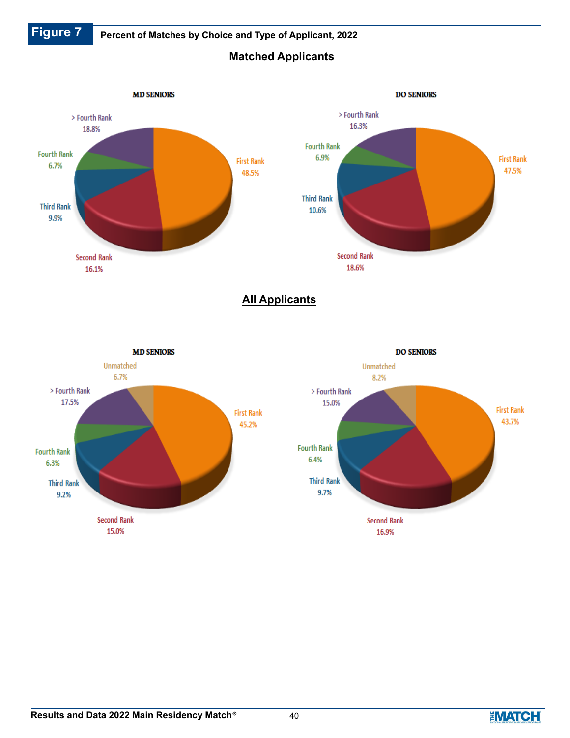**Figure 7** **Percent of Matches by Choice and Type of Applicant, 2022**

## Matched Applicants

**MD SENIORS**

| Choice | Percent |
| --- | --- |
| First Rank | 48.5% |
| Second Rank | 16.1% |
| Third Rank | 9.9% |
| Fourth Rank | 6.7% |
| > Fourth Rank | 18.8% |

**DO SENIORS**

| Choice | Percent |
| --- | --- |
| First Rank | 47.5% |
| Second Rank | 18.6% |
| Third Rank | 10.6% |
| Fourth Rank | 6.9% |
| > Fourth Rank | 16.3% |

## All Applicants

**MD SENIORS**

| Choice | Percent |
| --- | --- |
| First Rank | 45.2% |
| Second Rank | 15.0% |
| Third Rank | 9.2% |
| Fourth Rank | 6.3% |
| > Fourth Rank | 17.5% |
| Unmatched | 6.7% |

**DO SENIORS**

| Choice | Percent |
| --- | --- |
| First Rank | 43.7% |
| Second Rank | 16.9% |
| Third Rank | 9.7% |
| Fourth Rank | 6.4% |
| > Fourth Rank | 15.0% |
| Unmatched | 8.2% |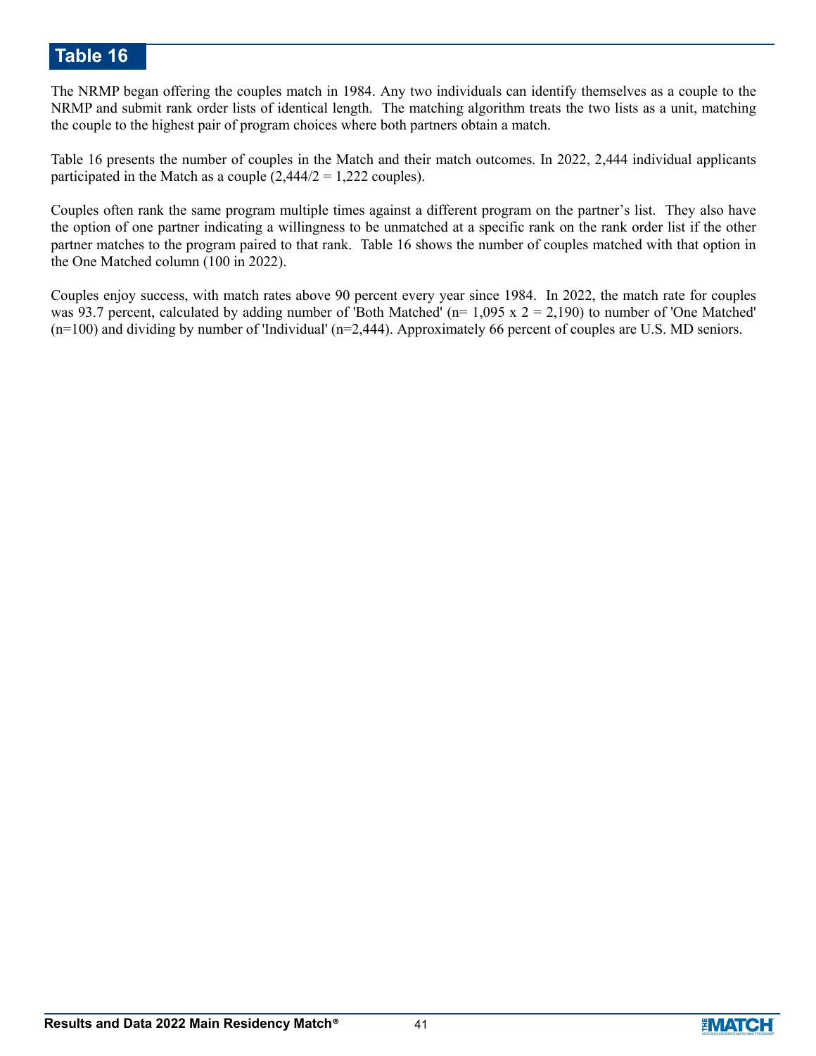# Table 16

The NRMP began offering the couples match in 1984. Any two individuals can identify themselves as a couple to the NRMP and submit rank order lists of identical length. The matching algorithm treats the two lists as a unit, matching the couple to the highest pair of program choices where both partners obtain a match.

Table 16 presents the number of couples in the Match and their match outcomes. In 2022, 2,444 individual applicants participated in the Match as a couple (2,444/2 = 1,222 couples).

Couples often rank the same program multiple times against a different program on the partner's list. They also have the option of one partner indicating a willingness to be unmatched at a specific rank on the rank order list if the other partner matches to the program paired to that rank. Table 16 shows the number of couples matched with that option in the One Matched column (100 in 2022).

Couples enjoy success, with match rates above 90 percent every year since 1984. In 2022, the match rate for couples was 93.7 percent, calculated by adding number of 'Both Matched' (n= 1,095 x 2 = 2,190) to number of 'One Matched' (n=100) and dividing by number of 'Individual' (n=2,444). Approximately 66 percent of couples are U.S. MD seniors.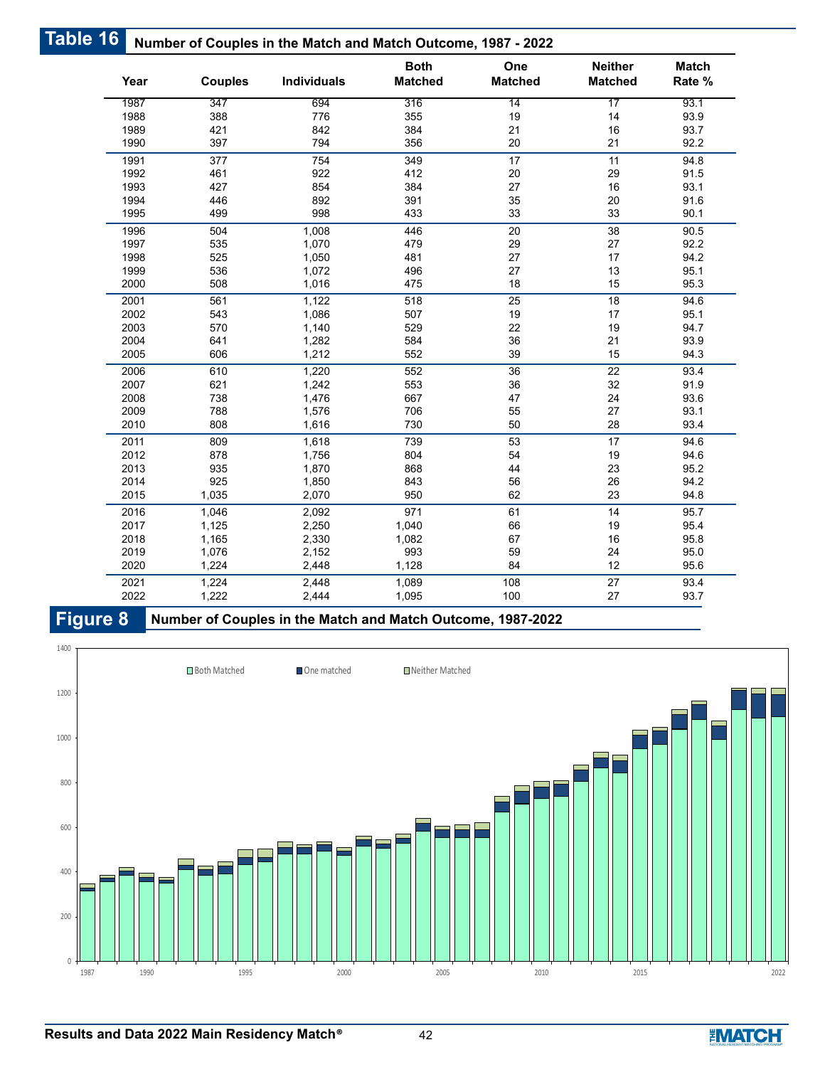## Table 16 Number of Couples in the Match and Match Outcome, 1987 - 2022

| Year | Couples | Individuals | Both Matched | One Matched | Neither Matched | Match Rate % |
|---|---|---|---|---|---|---|
| 1987 | 347 | 694 | 316 | 14 | 17 | 93.1 |
| 1988 | 388 | 776 | 355 | 19 | 14 | 93.9 |
| 1989 | 421 | 842 | 384 | 21 | 16 | 93.7 |
| 1990 | 397 | 794 | 356 | 20 | 21 | 92.2 |
| 1991 | 377 | 754 | 349 | 17 | 11 | 94.8 |
| 1992 | 461 | 922 | 412 | 20 | 29 | 91.5 |
| 1993 | 427 | 854 | 384 | 27 | 16 | 93.1 |
| 1994 | 446 | 892 | 391 | 35 | 20 | 91.6 |
| 1995 | 499 | 998 | 433 | 33 | 33 | 90.1 |
| 1996 | 504 | 1,008 | 446 | 20 | 38 | 90.5 |
| 1997 | 535 | 1,070 | 479 | 29 | 27 | 92.2 |
| 1998 | 525 | 1,050 | 481 | 27 | 17 | 94.2 |
| 1999 | 536 | 1,072 | 496 | 27 | 13 | 95.1 |
| 2000 | 508 | 1,016 | 475 | 18 | 15 | 95.3 |
| 2001 | 561 | 1,122 | 518 | 25 | 18 | 94.6 |
| 2002 | 543 | 1,086 | 507 | 19 | 17 | 95.1 |
| 2003 | 570 | 1,140 | 529 | 22 | 19 | 94.7 |
| 2004 | 641 | 1,282 | 584 | 36 | 21 | 93.9 |
| 2005 | 606 | 1,212 | 552 | 39 | 15 | 94.3 |
| 2006 | 610 | 1,220 | 552 | 36 | 22 | 93.4 |
| 2007 | 621 | 1,242 | 553 | 36 | 32 | 91.9 |
| 2008 | 738 | 1,476 | 667 | 47 | 24 | 93.6 |
| 2009 | 788 | 1,576 | 706 | 55 | 27 | 93.1 |
| 2010 | 808 | 1,616 | 730 | 50 | 28 | 93.4 |
| 2011 | 809 | 1,618 | 739 | 53 | 17 | 94.6 |
| 2012 | 878 | 1,756 | 804 | 54 | 19 | 94.6 |
| 2013 | 935 | 1,870 | 868 | 44 | 23 | 95.2 |
| 2014 | 925 | 1,850 | 843 | 56 | 26 | 94.2 |
| 2015 | 1,035 | 2,070 | 950 | 62 | 23 | 94.8 |
| 2016 | 1,046 | 2,092 | 971 | 61 | 14 | 95.7 |
| 2017 | 1,125 | 2,250 | 1,040 | 66 | 19 | 95.4 |
| 2018 | 1,165 | 2,330 | 1,082 | 67 | 16 | 95.8 |
| 2019 | 1,076 | 2,152 | 993 | 59 | 24 | 95.0 |
| 2020 | 1,224 | 2,448 | 1,128 | 84 | 12 | 95.6 |
| 2021 | 1,224 | 2,448 | 1,089 | 108 | 27 | 93.4 |
| 2022 | 1,222 | 2,444 | 1,095 | 100 | 27 | 93.7 |

## Figure 8 Number of Couples in the Match and Match Outcome, 1987-2022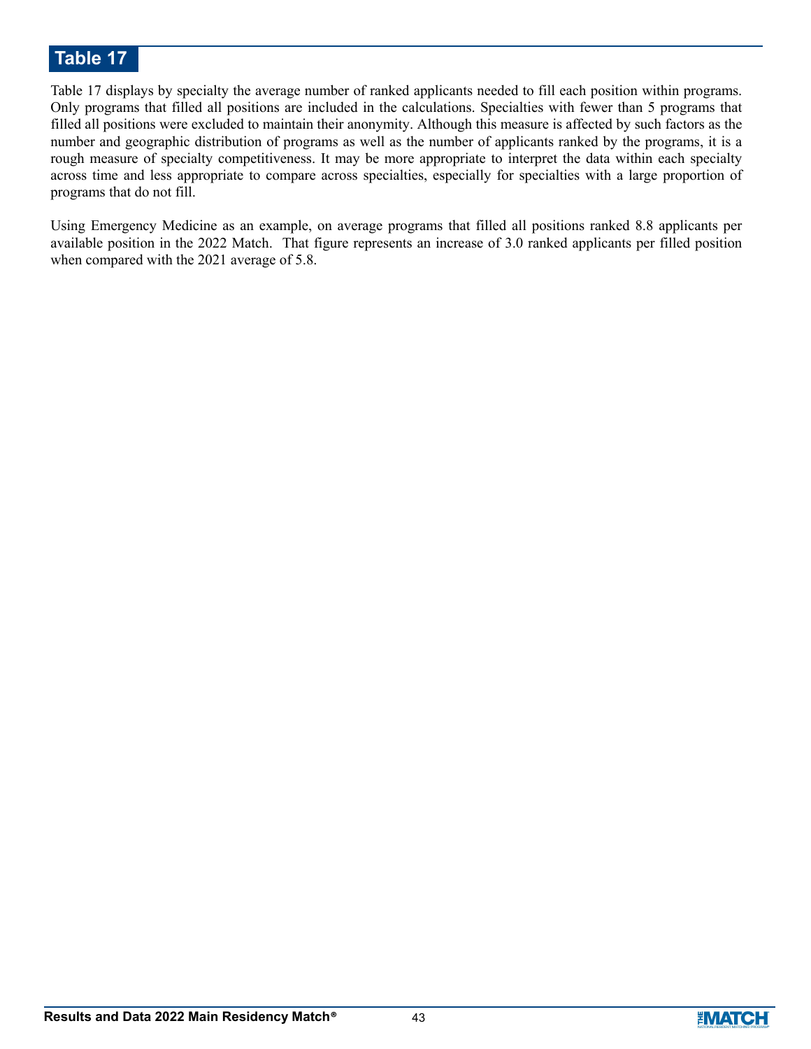# Table 17

Table 17 displays by specialty the average number of ranked applicants needed to fill each position within programs. Only programs that filled all positions are included in the calculations. Specialties with fewer than 5 programs that filled all positions were excluded to maintain their anonymity. Although this measure is affected by such factors as the number and geographic distribution of programs as well as the number of applicants ranked by the programs, it is a rough measure of specialty competitiveness. It may be more appropriate to interpret the data within each specialty across time and less appropriate to compare across specialties, especially for specialties with a large proportion of programs that do not fill.

Using Emergency Medicine as an example, on average programs that filled all positions ranked 8.8 applicants per available position in the 2022 Match. That figure represents an increase of 3.0 ranked applicants per filled position when compared with the 2021 average of 5.8.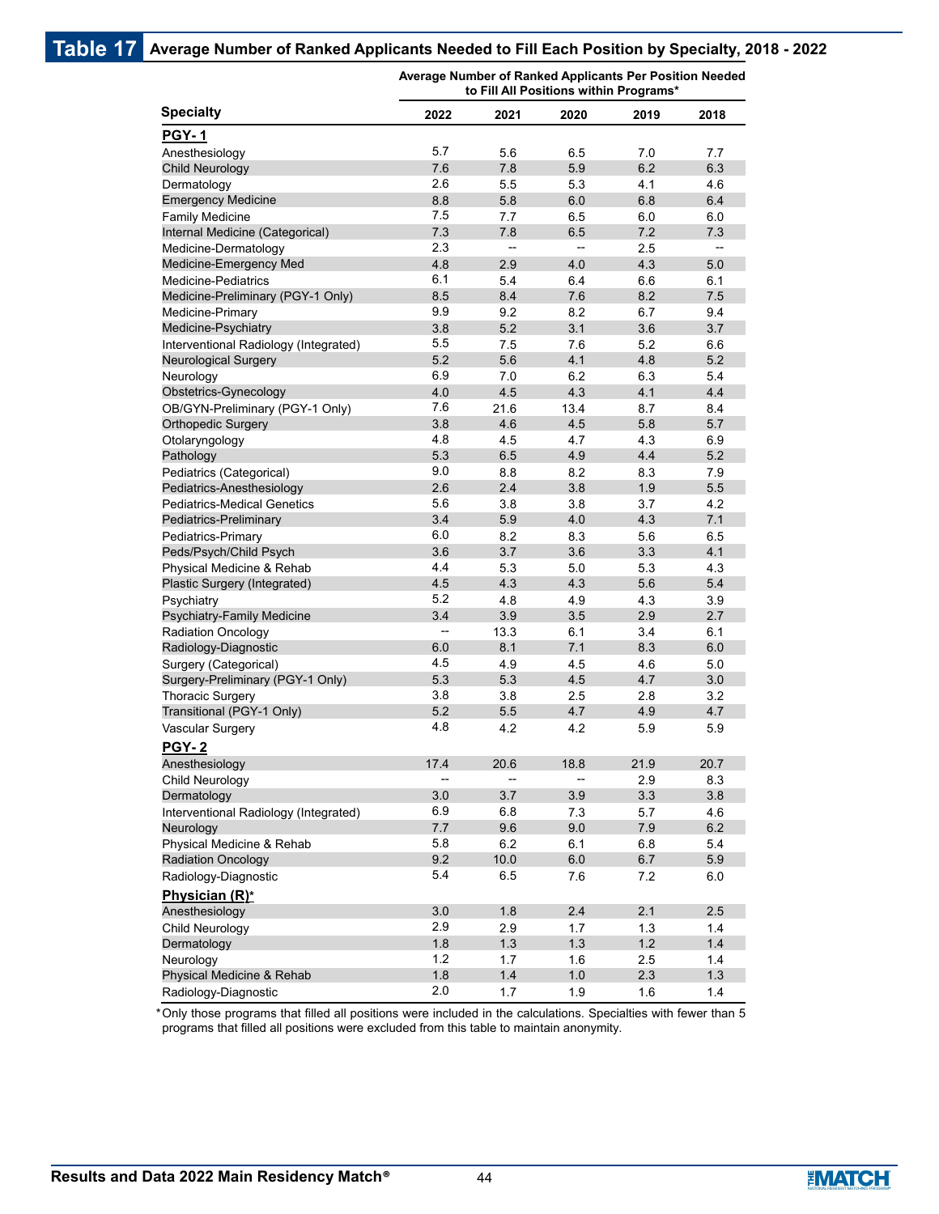## Table 17 Average Number of Ranked Applicants Needed to Fill Each Position by Specialty, 2018 - 2022

| Specialty | Average Number of Ranked Applicants Per Position Needed to Fill All Positions within Programs* | | | | |
|---|---|---|---|---|---|
| | 2022 | 2021 | 2020 | 2019 | 2018 |
| **PGY-1** | | | | | |
| Anesthesiology | 5.7 | 5.6 | 6.5 | 7.0 | 7.7 |
| Child Neurology | 7.6 | 7.8 | 5.9 | 6.2 | 6.3 |
| Dermatology | 2.6 | 5.5 | 5.3 | 4.1 | 4.6 |
| Emergency Medicine | 8.8 | 5.8 | 6.0 | 6.8 | 6.4 |
| Family Medicine | 7.5 | 7.7 | 6.5 | 6.0 | 6.0 |
| Internal Medicine (Categorical) | 7.3 | 7.8 | 6.5 | 7.2 | 7.3 |
| Medicine-Dermatology | 2.3 | -- | -- | 2.5 | -- |
| Medicine-Emergency Med | 4.8 | 2.9 | 4.0 | 4.3 | 5.0 |
| Medicine-Pediatrics | 6.1 | 5.4 | 6.4 | 6.6 | 6.1 |
| Medicine-Preliminary (PGY-1 Only) | 8.5 | 8.4 | 7.6 | 8.2 | 7.5 |
| Medicine-Primary | 9.9 | 9.2 | 8.2 | 6.7 | 9.4 |
| Medicine-Psychiatry | 3.8 | 5.2 | 3.1 | 3.6 | 3.7 |
| Interventional Radiology (Integrated) | 5.5 | 7.5 | 7.6 | 5.2 | 6.6 |
| Neurological Surgery | 5.2 | 5.6 | 4.1 | 4.8 | 5.2 |
| Neurology | 6.9 | 7.0 | 6.2 | 6.3 | 5.4 |
| Obstetrics-Gynecology | 4.0 | 4.5 | 4.3 | 4.1 | 4.4 |
| OB/GYN-Preliminary (PGY-1 Only) | 7.6 | 21.6 | 13.4 | 8.7 | 8.4 |
| Orthopedic Surgery | 3.8 | 4.6 | 4.5 | 5.8 | 5.7 |
| Otolaryngology | 4.8 | 4.5 | 4.7 | 4.3 | 6.9 |
| Pathology | 5.3 | 6.5 | 4.9 | 4.4 | 5.2 |
| Pediatrics (Categorical) | 9.0 | 8.8 | 8.2 | 8.3 | 7.9 |
| Pediatrics-Anesthesiology | 2.6 | 2.4 | 3.8 | 1.9 | 5.5 |
| Pediatrics-Medical Genetics | 5.6 | 3.8 | 3.8 | 3.7 | 4.2 |
| Pediatrics-Preliminary | 3.4 | 5.9 | 4.0 | 4.3 | 7.1 |
| Pediatrics-Primary | 6.0 | 8.2 | 8.3 | 5.6 | 6.5 |
| Peds/Psych/Child Psych | 3.6 | 3.7 | 3.6 | 3.3 | 4.1 |
| Physical Medicine & Rehab | 4.4 | 5.3 | 5.0 | 5.3 | 4.3 |
| Plastic Surgery (Integrated) | 4.5 | 4.3 | 4.3 | 5.6 | 5.4 |
| Psychiatry | 5.2 | 4.8 | 4.9 | 4.3 | 3.9 |
| Psychiatry-Family Medicine | 3.4 | 3.9 | 3.5 | 2.9 | 2.7 |
| Radiation Oncology | -- | 13.3 | 6.1 | 3.4 | 6.1 |
| Radiology-Diagnostic | 6.0 | 8.1 | 7.1 | 8.3 | 6.0 |
| Surgery (Categorical) | 4.5 | 4.9 | 4.5 | 4.6 | 5.0 |
| Surgery-Preliminary (PGY-1 Only) | 5.3 | 5.3 | 4.5 | 4.7 | 3.0 |
| Thoracic Surgery | 3.8 | 3.8 | 2.5 | 2.8 | 3.2 |
| Transitional (PGY-1 Only) | 5.2 | 5.5 | 4.7 | 4.9 | 4.7 |
| Vascular Surgery | 4.8 | 4.2 | 4.2 | 5.9 | 5.9 |
| **PGY-2** | | | | | |
| Anesthesiology | 17.4 | 20.6 | 18.8 | 21.9 | 20.7 |
| Child Neurology | -- | -- | -- | 2.9 | 8.3 |
| Dermatology | 3.0 | 3.7 | 3.9 | 3.3 | 3.8 |
| Interventional Radiology (Integrated) | 6.9 | 6.8 | 7.3 | 5.7 | 4.6 |
| Neurology | 7.7 | 9.6 | 9.0 | 7.9 | 6.2 |
| Physical Medicine & Rehab | 5.8 | 6.2 | 6.1 | 6.8 | 5.4 |
| Radiation Oncology | 9.2 | 10.0 | 6.0 | 6.7 | 5.9 |
| Radiology-Diagnostic | 5.4 | 6.5 | 7.6 | 7.2 | 6.0 |
| **Physician (R)*** | | | | | |
| Anesthesiology | 3.0 | 1.8 | 2.4 | 2.1 | 2.5 |
| Child Neurology | 2.9 | 2.9 | 1.7 | 1.3 | 1.4 |
| Dermatology | 1.8 | 1.3 | 1.3 | 1.2 | 1.4 |
| Neurology | 1.2 | 1.7 | 1.6 | 2.5 | 1.4 |
| Physical Medicine & Rehab | 1.8 | 1.4 | 1.0 | 2.3 | 1.3 |
| Radiology-Diagnostic | 2.0 | 1.7 | 1.9 | 1.6 | 1.4 |

*Only those programs that filled all positions were included in the calculations. Specialties with fewer than 5 programs that filled all positions were excluded from this table to maintain anonymity.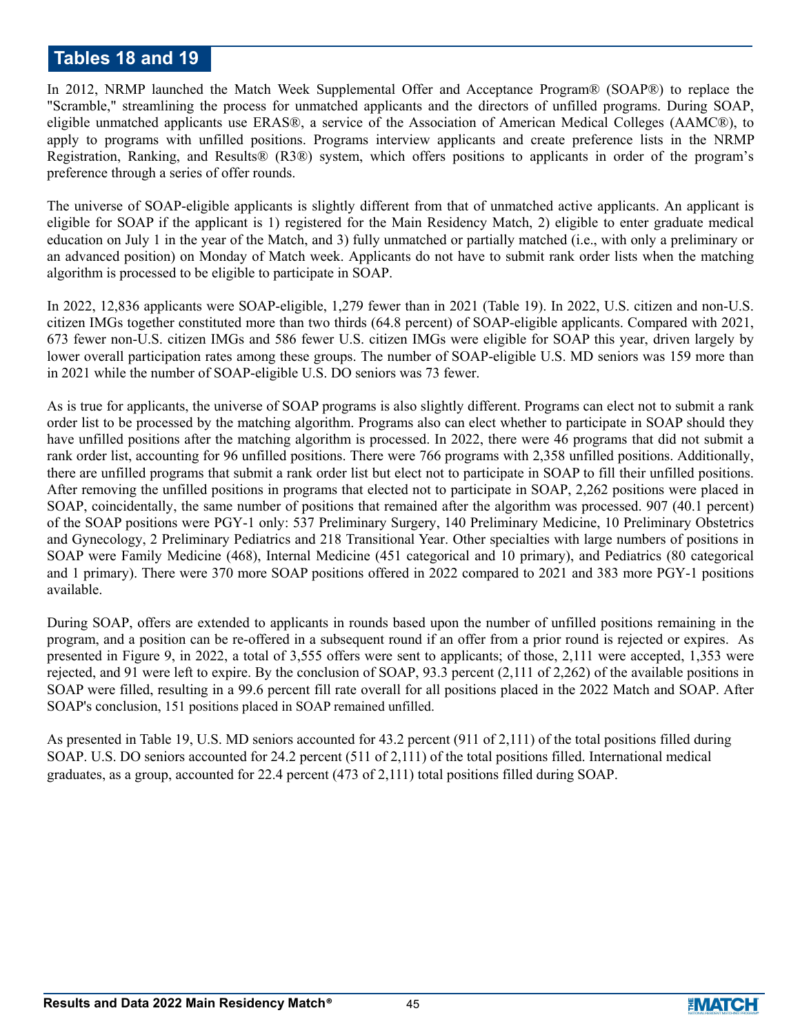## Tables 18 and 19

In 2012, NRMP launched the Match Week Supplemental Offer and Acceptance Program® (SOAP®) to replace the "Scramble," streamlining the process for unmatched applicants and the directors of unfilled programs. During SOAP, eligible unmatched applicants use ERAS®, a service of the Association of American Medical Colleges (AAMC®), to apply to programs with unfilled positions. Programs interview applicants and create preference lists in the NRMP Registration, Ranking, and Results® (R3®) system, which offers positions to applicants in order of the program's preference through a series of offer rounds.

The universe of SOAP-eligible applicants is slightly different from that of unmatched active applicants. An applicant is eligible for SOAP if the applicant is 1) registered for the Main Residency Match, 2) eligible to enter graduate medical education on July 1 in the year of the Match, and 3) fully unmatched or partially matched (i.e., with only a preliminary or an advanced position) on Monday of Match week. Applicants do not have to submit rank order lists when the matching algorithm is processed to be eligible to participate in SOAP.

In 2022, 12,836 applicants were SOAP-eligible, 1,279 fewer than in 2021 (Table 19). In 2022, U.S. citizen and non-U.S. citizen IMGs together constituted more than two thirds (64.8 percent) of SOAP-eligible applicants. Compared with 2021, 673 fewer non-U.S. citizen IMGs and 586 fewer U.S. citizen IMGs were eligible for SOAP this year, driven largely by lower overall participation rates among these groups. The number of SOAP-eligible U.S. MD seniors was 159 more than in 2021 while the number of SOAP-eligible U.S. DO seniors was 73 fewer.

As is true for applicants, the universe of SOAP programs is also slightly different. Programs can elect not to submit a rank order list to be processed by the matching algorithm. Programs also can elect whether to participate in SOAP should they have unfilled positions after the matching algorithm is processed. In 2022, there were 46 programs that did not submit a rank order list, accounting for 96 unfilled positions. There were 766 programs with 2,358 unfilled positions. Additionally, there are unfilled programs that submit a rank order list but elect not to participate in SOAP to fill their unfilled positions. After removing the unfilled positions in programs that elected not to participate in SOAP, 2,262 positions were placed in SOAP, coincidentally, the same number of positions that remained after the algorithm was processed. 907 (40.1 percent) of the SOAP positions were PGY-1 only: 537 Preliminary Surgery, 140 Preliminary Medicine, 10 Preliminary Obstetrics and Gynecology, 2 Preliminary Pediatrics and 218 Transitional Year. Other specialties with large numbers of positions in SOAP were Family Medicine (468), Internal Medicine (451 categorical and 10 primary), and Pediatrics (80 categorical and 1 primary). There were 370 more SOAP positions offered in 2022 compared to 2021 and 383 more PGY-1 positions available.

During SOAP, offers are extended to applicants in rounds based upon the number of unfilled positions remaining in the program, and a position can be re-offered in a subsequent round if an offer from a prior round is rejected or expires. As presented in Figure 9, in 2022, a total of 3,555 offers were sent to applicants; of those, 2,111 were accepted, 1,353 were rejected, and 91 were left to expire. By the conclusion of SOAP, 93.3 percent (2,111 of 2,262) of the available positions in SOAP were filled, resulting in a 99.6 percent fill rate overall for all positions placed in the 2022 Match and SOAP. After SOAP's conclusion, 151 positions placed in SOAP remained unfilled.

As presented in Table 19, U.S. MD seniors accounted for 43.2 percent (911 of 2,111) of the total positions filled during SOAP. U.S. DO seniors accounted for 24.2 percent (511 of 2,111) of the total positions filled. International medical graduates, as a group, accounted for 22.4 percent (473 of 2,111) total positions filled during SOAP.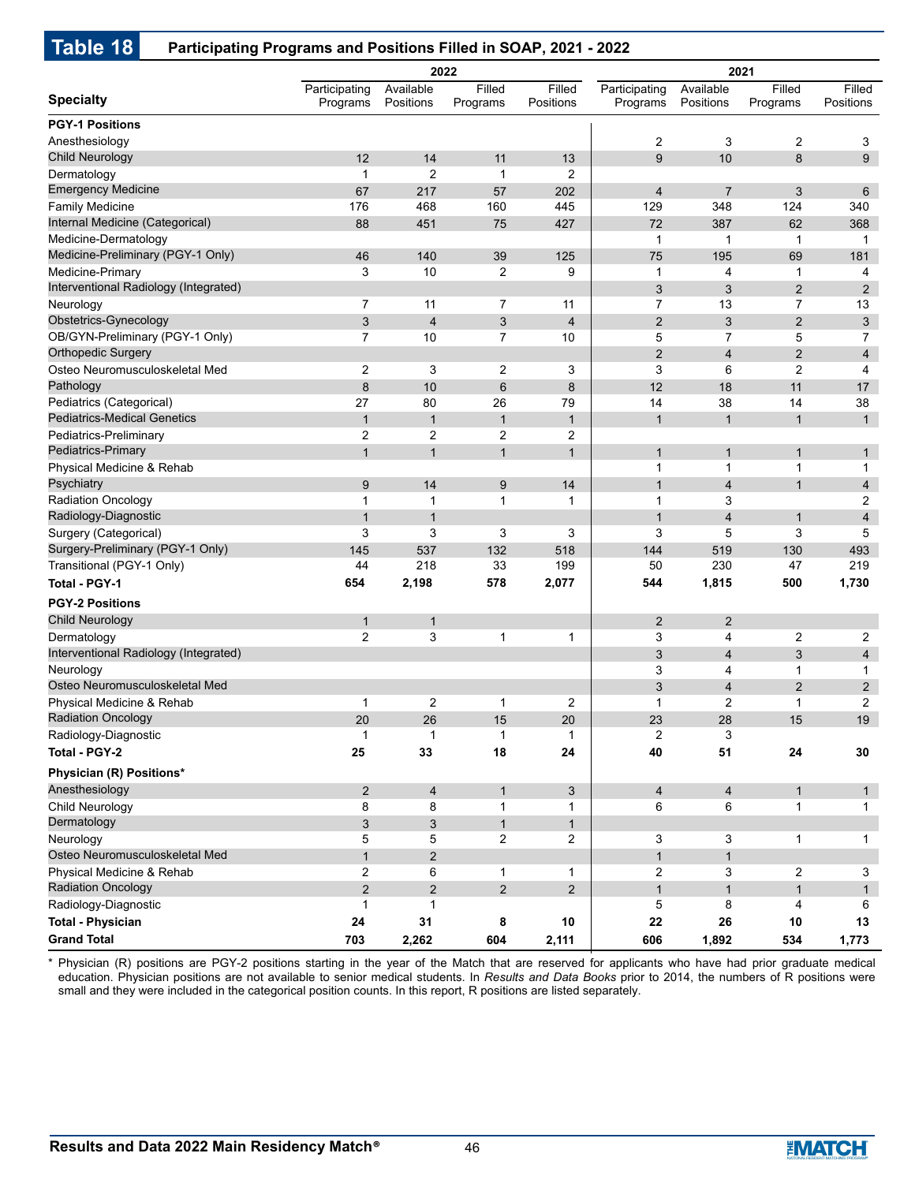# Table 18 Participating Programs and Positions Filled in SOAP, 2021 - 2022

| Specialty | 2022 | | | | 2021 | | | |
|---|---|---|---|---|---|---|---|---|
| | Participating Programs | Available Positions | Filled Programs | Filled Positions | Participating Programs | Available Positions | Filled Programs | Filled Positions |
| **PGY-1 Positions** | | | | | | | | |
| Anesthesiology | | | | | 2 | 3 | 2 | 3 |
| Child Neurology | 12 | 14 | 11 | 13 | 9 | 10 | 8 | 9 |
| Dermatology | 1 | 2 | 1 | 2 | | | | |
| Emergency Medicine | 67 | 217 | 57 | 202 | 4 | 7 | 3 | 6 |
| Family Medicine | 176 | 468 | 160 | 445 | 129 | 348 | 124 | 340 |
| Internal Medicine (Categorical) | 88 | 451 | 75 | 427 | 72 | 387 | 62 | 368 |
| Medicine-Dermatology | | | | | 1 | 1 | 1 | 1 |
| Medicine-Preliminary (PGY-1 Only) | 46 | 140 | 39 | 125 | 75 | 195 | 69 | 181 |
| Medicine-Primary | 3 | 10 | 2 | 9 | 1 | 4 | 1 | 4 |
| Interventional Radiology (Integrated) | | | | | 3 | 3 | 2 | 2 |
| Neurology | 7 | 11 | 7 | 11 | 7 | 13 | 7 | 13 |
| Obstetrics-Gynecology | 3 | 4 | 3 | 4 | 2 | 3 | 2 | 3 |
| OB/GYN-Preliminary (PGY-1 Only) | 7 | 10 | 7 | 10 | 5 | 7 | 5 | 7 |
| Orthopedic Surgery | | | | | 2 | 4 | 2 | 4 |
| Osteo Neuromusculoskeletal Med | 2 | 3 | 2 | 3 | 3 | 6 | 2 | 4 |
| Pathology | 8 | 10 | 6 | 8 | 12 | 18 | 11 | 17 |
| Pediatrics (Categorical) | 27 | 80 | 26 | 79 | 14 | 38 | 14 | 38 |
| Pediatrics-Medical Genetics | 1 | 1 | 1 | 1 | 1 | 1 | 1 | 1 |
| Pediatrics-Preliminary | 2 | 2 | 2 | 2 | | | | |
| Pediatrics-Primary | 1 | 1 | 1 | 1 | 1 | 1 | 1 | 1 |
| Physical Medicine & Rehab | | | | | 1 | 1 | 1 | 1 |
| Psychiatry | 9 | 14 | 9 | 14 | 1 | 4 | 1 | 4 |
| Radiation Oncology | 1 | 1 | 1 | 1 | 1 | 3 | | 2 |
| Radiology-Diagnostic | 1 | 1 | | | 1 | 4 | 1 | 4 |
| Surgery (Categorical) | 3 | 3 | 3 | 3 | 3 | 5 | 3 | 5 |
| Surgery-Preliminary (PGY-1 Only) | 145 | 537 | 132 | 518 | 144 | 519 | 130 | 493 |
| Transitional (PGY-1 Only) | 44 | 218 | 33 | 199 | 50 | 230 | 47 | 219 |
| **Total - PGY-1** | **654** | **2,198** | **578** | **2,077** | **544** | **1,815** | **500** | **1,730** |
| **PGY-2 Positions** | | | | | | | | |
| Child Neurology | 1 | 1 | | | 2 | 2 | | |
| Dermatology | 2 | 3 | 1 | 1 | 3 | 4 | 2 | 2 |
| Interventional Radiology (Integrated) | | | | | 3 | 4 | 3 | 4 |
| Neurology | | | | | 3 | 4 | 1 | 1 |
| Osteo Neuromusculoskeletal Med | | | | | 3 | 4 | 2 | 2 |
| Physical Medicine & Rehab | 1 | 2 | 1 | 2 | 1 | 2 | 1 | 2 |
| Radiation Oncology | 20 | 26 | 15 | 20 | 23 | 28 | 15 | 19 |
| Radiology-Diagnostic | 1 | 1 | 1 | 1 | 2 | 3 | | |
| **Total - PGY-2** | **25** | **33** | **18** | **24** | **40** | **51** | **24** | **30** |
| **Physician (R) Positions*** | | | | | | | | |
| Anesthesiology | 2 | 4 | 1 | 3 | 4 | 4 | 1 | 1 |
| Child Neurology | 8 | 8 | 1 | 1 | 6 | 6 | 1 | 1 |
| Dermatology | 3 | 3 | 1 | 1 | | | | |
| Neurology | 5 | 5 | 2 | 2 | 3 | 3 | 1 | 1 |
| Osteo Neuromusculoskeletal Med | 1 | 2 | | | 1 | 1 | | |
| Physical Medicine & Rehab | 2 | 6 | 1 | 1 | 2 | 3 | 2 | 3 |
| Radiation Oncology | 2 | 2 | 2 | 2 | 1 | 1 | 1 | 1 |
| Radiology-Diagnostic | 1 | 1 | | | 5 | 8 | 4 | 6 |
| **Total - Physician** | **24** | **31** | **8** | **10** | **22** | **26** | **10** | **13** |
| **Grand Total** | **703** | **2,262** | **604** | **2,111** | **606** | **1,892** | **534** | **1,773** |

* Physician (R) positions are PGY-2 positions starting in the year of the Match that are reserved for applicants who have had prior graduate medical education. Physician positions are not available to senior medical students. In *Results and Data Books* prior to 2014, the numbers of R positions were small and they were included in the categorical position counts. In this report, R positions are listed separately.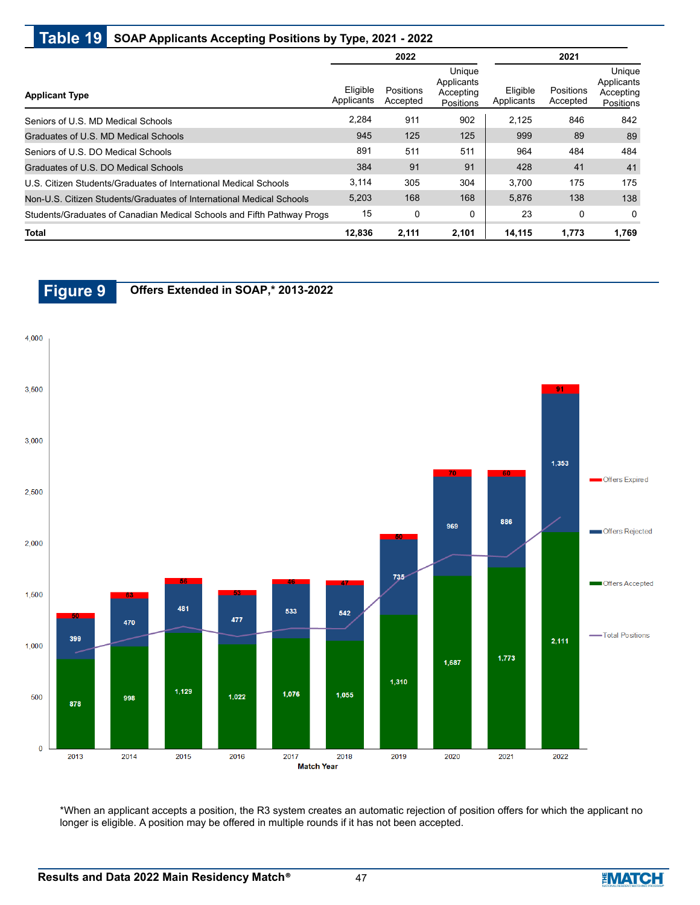## Table 19 SOAP Applicants Accepting Positions by Type, 2021 - 2022

| Applicant Type | 2022 | | | 2021 | | |
|---|---|---|---|---|---|---|
| | Eligible Applicants | Positions Accepted | Unique Applicants Accepting Positions | Eligible Applicants | Positions Accepted | Unique Applicants Accepting Positions |
| Seniors of U.S. MD Medical Schools | 2,284 | 911 | 902 | 2,125 | 846 | 842 |
| Graduates of U.S. MD Medical Schools | 945 | 125 | 125 | 999 | 89 | 89 |
| Seniors of U.S. DO Medical Schools | 891 | 511 | 511 | 964 | 484 | 484 |
| Graduates of U.S. DO Medical Schools | 384 | 91 | 91 | 428 | 41 | 41 |
| U.S. Citizen Students/Graduates of International Medical Schools | 3,114 | 305 | 304 | 3,700 | 175 | 175 |
| Non-U.S. Citizen Students/Graduates of International Medical Schools | 5,203 | 168 | 168 | 5,876 | 138 | 138 |
| Students/Graduates of Canadian Medical Schools and Fifth Pathway Progs | 15 | 0 | 0 | 23 | 0 | 0 |
| **Total** | **12,836** | **2,111** | **2,101** | **14,115** | **1,773** | **1,769** |

## Figure 9 Offers Extended in SOAP,* 2013-2022

| Match Year | Offers Accepted | Offers Rejected | Offers Expired |
|---|---|---|---|
| 2013 | 878 | 399 | 50 |
| 2014 | 998 | 470 | 53 |
| 2015 | 1,129 | 481 | 55 |
| 2016 | 1,022 | 477 | 53 |
| 2017 | 1,076 | 533 | 46 |
| 2018 | 1,055 | 542 | 47 |
| 2019 | 1,310 | 735 | 50 |
| 2020 | 1,687 | 969 | 70 |
| 2021 | 1,773 | 886 | 60 |
| 2022 | 2,111 | 1,353 | 91 |

*When an applicant accepts a position, the R3 system creates an automatic rejection of position offers for which the applicant no longer is eligible. A position may be offered in multiple rounds if it has not been accepted.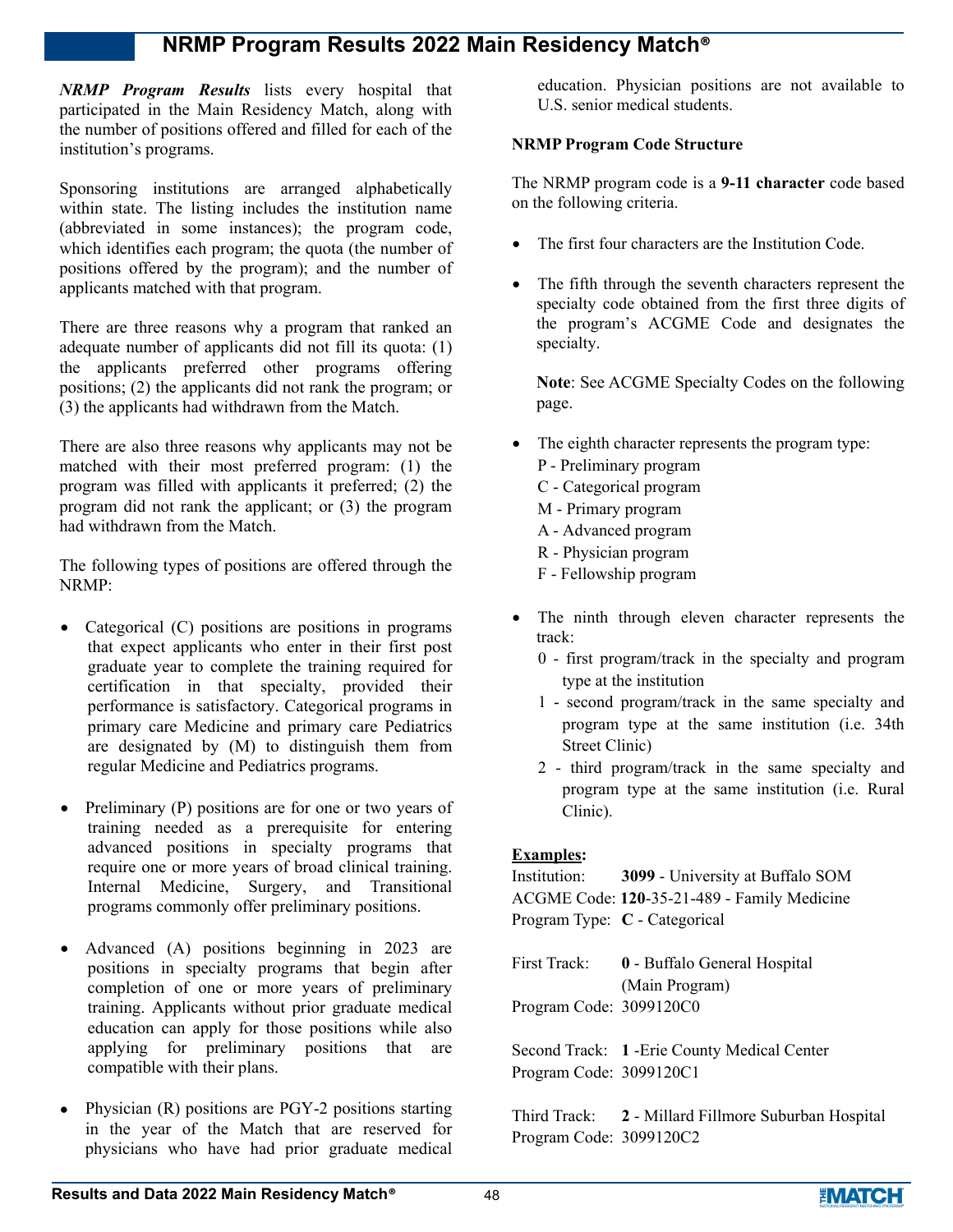# NRMP Program Results 2022 Main Residency Match®

***NRMP Program Results*** lists every hospital that participated in the Main Residency Match, along with the number of positions offered and filled for each of the institution's programs.

Sponsoring institutions are arranged alphabetically within state. The listing includes the institution name (abbreviated in some instances); the program code, which identifies each program; the quota (the number of positions offered by the program); and the number of applicants matched with that program.

There are three reasons why a program that ranked an adequate number of applicants did not fill its quota: (1) the applicants preferred other programs offering positions; (2) the applicants did not rank the program; or (3) the applicants had withdrawn from the Match.

There are also three reasons why applicants may not be matched with their most preferred program: (1) the program was filled with applicants it preferred; (2) the program did not rank the applicant; or (3) the program had withdrawn from the Match.

The following types of positions are offered through the NRMP:

- Categorical (C) positions are positions in programs that expect applicants who enter in their first post graduate year to complete the training required for certification in that specialty, provided their performance is satisfactory. Categorical programs in primary care Medicine and primary care Pediatrics are designated by (M) to distinguish them from regular Medicine and Pediatrics programs.
- Preliminary (P) positions are for one or two years of training needed as a prerequisite for entering advanced positions in specialty programs that require one or more years of broad clinical training. Internal Medicine, Surgery, and Transitional programs commonly offer preliminary positions.
- Advanced (A) positions beginning in 2023 are positions in specialty programs that begin after completion of one or more years of preliminary training. Applicants without prior graduate medical education can apply for those positions while also applying for preliminary positions that are compatible with their plans.
- Physician (R) positions are PGY-2 positions starting in the year of the Match that are reserved for physicians who have had prior graduate medical education. Physician positions are not available to U.S. senior medical students.

**NRMP Program Code Structure**

The NRMP program code is a **9-11 character** code based on the following criteria.

- The first four characters are the Institution Code.
- The fifth through the seventh characters represent the specialty code obtained from the first three digits of the program's ACGME Code and designates the specialty.

  **Note**: See ACGME Specialty Codes on the following page.

- The eighth character represents the program type:
  - P - Preliminary program
  - C - Categorical program
  - M - Primary program
  - A - Advanced program
  - R - Physician program
  - F - Fellowship program
- The ninth through eleven character represents the track:
  - 0 - first program/track in the specialty and program type at the institution
  - 1 - second program/track in the same specialty and program type at the same institution (i.e. 34th Street Clinic)
  - 2 - third program/track in the same specialty and program type at the same institution (i.e. Rural Clinic).

**Examples:**

Institution: **3099** - University at Buffalo SOM
ACGME Code: **120**-35-21-489 - Family Medicine
Program Type: **C** - Categorical

First Track: **0** - Buffalo General Hospital (Main Program)
Program Code: 3099120C0

Second Track: **1** -Erie County Medical Center
Program Code: 3099120C1

Third Track: **2** - Millard Fillmore Suburban Hospital
Program Code: 3099120C2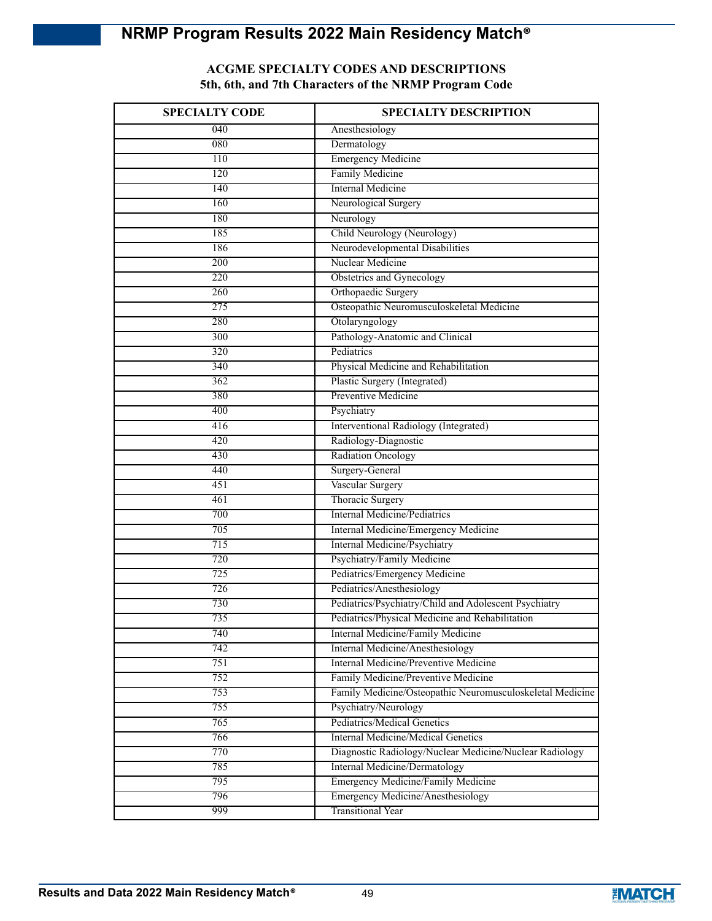## ACGME SPECIALTY CODES AND DESCRIPTIONS
## 5th, 6th, and 7th Characters of the NRMP Program Code

| SPECIALTY CODE | SPECIALTY DESCRIPTION |
|---|---|
| 040 | Anesthesiology |
| 080 | Dermatology |
| 110 | Emergency Medicine |
| 120 | Family Medicine |
| 140 | Internal Medicine |
| 160 | Neurological Surgery |
| 180 | Neurology |
| 185 | Child Neurology (Neurology) |
| 186 | Neurodevelopmental Disabilities |
| 200 | Nuclear Medicine |
| 220 | Obstetrics and Gynecology |
| 260 | Orthopaedic Surgery |
| 275 | Osteopathic Neuromusculoskeletal Medicine |
| 280 | Otolaryngology |
| 300 | Pathology-Anatomic and Clinical |
| 320 | Pediatrics |
| 340 | Physical Medicine and Rehabilitation |
| 362 | Plastic Surgery (Integrated) |
| 380 | Preventive Medicine |
| 400 | Psychiatry |
| 416 | Interventional Radiology (Integrated) |
| 420 | Radiology-Diagnostic |
| 430 | Radiation Oncology |
| 440 | Surgery-General |
| 451 | Vascular Surgery |
| 461 | Thoracic Surgery |
| 700 | Internal Medicine/Pediatrics |
| 705 | Internal Medicine/Emergency Medicine |
| 715 | Internal Medicine/Psychiatry |
| 720 | Psychiatry/Family Medicine |
| 725 | Pediatrics/Emergency Medicine |
| 726 | Pediatrics/Anesthesiology |
| 730 | Pediatrics/Psychiatry/Child and Adolescent Psychiatry |
| 735 | Pediatrics/Physical Medicine and Rehabilitation |
| 740 | Internal Medicine/Family Medicine |
| 742 | Internal Medicine/Anesthesiology |
| 751 | Internal Medicine/Preventive Medicine |
| 752 | Family Medicine/Preventive Medicine |
| 753 | Family Medicine/Osteopathic Neuromusculoskeletal Medicine |
| 755 | Psychiatry/Neurology |
| 765 | Pediatrics/Medical Genetics |
| 766 | Internal Medicine/Medical Genetics |
| 770 | Diagnostic Radiology/Nuclear Medicine/Nuclear Radiology |
| 785 | Internal Medicine/Dermatology |
| 795 | Emergency Medicine/Family Medicine |
| 796 | Emergency Medicine/Anesthesiology |
| 999 | Transitional Year |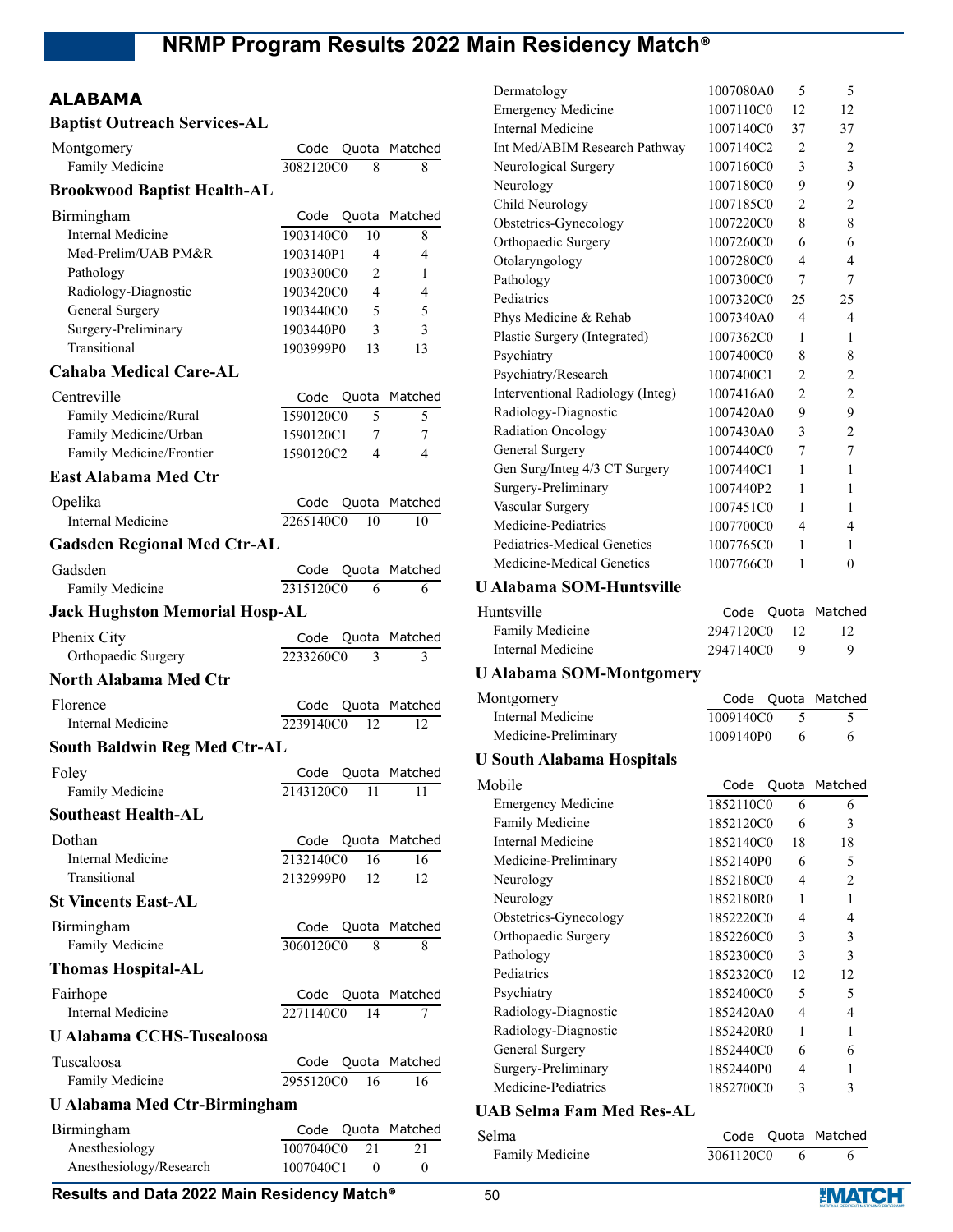## ALABAMA

### Baptist Outreach Services-AL

| Montgomery | Code | Quota | Matched |
|---|---|---|---|
| Family Medicine | 3082120C0 | 8 | 8 |

### Brookwood Baptist Health-AL

| Birmingham | Code | Quota | Matched |
|---|---|---|---|
| Internal Medicine | 1903140C0 | 10 | 8 |
| Med-Prelim/UAB PM&R | 1903140P1 | 4 | 4 |
| Pathology | 1903300C0 | 2 | 1 |
| Radiology-Diagnostic | 1903420C0 | 4 | 4 |
| General Surgery | 1903440C0 | 5 | 5 |
| Surgery-Preliminary | 1903440P0 | 3 | 3 |
| Transitional | 1903999P0 | 13 | 13 |

### Cahaba Medical Care-AL

| Centreville | Code | Quota | Matched |
|---|---|---|---|
| Family Medicine/Rural | 1590120C0 | 5 | 5 |
| Family Medicine/Urban | 1590120C1 | 7 | 7 |
| Family Medicine/Frontier | 1590120C2 | 4 | 4 |

### East Alabama Med Ctr

| Opelika | Code | Quota | Matched |
|---|---|---|---|
| Internal Medicine | 2265140C0 | 10 | 10 |

### Gadsden Regional Med Ctr-AL

| Gadsden | Code | Quota | Matched |
|---|---|---|---|
| Family Medicine | 2315120C0 | 6 | 6 |

### Jack Hughston Memorial Hosp-AL

| Phenix City | Code | Quota | Matched |
|---|---|---|---|
| Orthopaedic Surgery | 2233260C0 | 3 | 3 |

### North Alabama Med Ctr

| Florence | Code | Quota | Matched |
|---|---|---|---|
| Internal Medicine | 2239140C0 | 12 | 12 |

### South Baldwin Reg Med Ctr-AL

| Foley | Code | Quota | Matched |
|---|---|---|---|
| Family Medicine | 2143120C0 | 11 | 11 |

### Southeast Health-AL

| Dothan | Code | Quota | Matched |
|---|---|---|---|
| Internal Medicine | 2132140C0 | 16 | 16 |
| Transitional | 2132999P0 | 12 | 12 |

### St Vincents East-AL

| Birmingham | Code | Quota | Matched |
|---|---|---|---|
| Family Medicine | 3060120C0 | 8 | 8 |

### Thomas Hospital-AL

| Fairhope | Code | Quota | Matched |
|---|---|---|---|
| Internal Medicine | 2271140C0 | 14 | 7 |

### U Alabama CCHS-Tuscaloosa

| Tuscaloosa | Code | Quota | Matched |
|---|---|---|---|
| Family Medicine | 2955120C0 | 16 | 16 |

### U Alabama Med Ctr-Birmingham

| Birmingham | Code | Quota | Matched |
|---|---|---|---|
| Anesthesiology | 1007040C0 | 21 | 21 |
| Anesthesiology/Research | 1007040C1 | 0 | 0 |
| Dermatology | 1007080A0 | 5 | 5 |
| Emergency Medicine | 1007110C0 | 12 | 12 |
| Internal Medicine | 1007140C0 | 37 | 37 |
| Int Med/ABIM Research Pathway | 1007140C2 | 2 | 2 |
| Neurological Surgery | 1007160C0 | 3 | 3 |
| Neurology | 1007180C0 | 9 | 9 |
| Child Neurology | 1007185C0 | 2 | 2 |
| Obstetrics-Gynecology | 1007220C0 | 8 | 8 |
| Orthopaedic Surgery | 1007260C0 | 6 | 6 |
| Otolaryngology | 1007280C0 | 4 | 4 |
| Pathology | 1007300C0 | 7 | 7 |
| Pediatrics | 1007320C0 | 25 | 25 |
| Phys Medicine & Rehab | 1007340A0 | 4 | 4 |
| Plastic Surgery (Integrated) | 1007362C0 | 1 | 1 |
| Psychiatry | 1007400C0 | 8 | 8 |
| Psychiatry/Research | 1007400C1 | 2 | 2 |
| Interventional Radiology (Integ) | 1007416A0 | 2 | 2 |
| Radiology-Diagnostic | 1007420A0 | 9 | 9 |
| Radiation Oncology | 1007430A0 | 3 | 2 |
| General Surgery | 1007440C0 | 7 | 7 |
| Gen Surg/Integ 4/3 CT Surgery | 1007440C1 | 1 | 1 |
| Surgery-Preliminary | 1007440P2 | 1 | 1 |
| Vascular Surgery | 1007451C0 | 1 | 1 |
| Medicine-Pediatrics | 1007700C0 | 4 | 4 |
| Pediatrics-Medical Genetics | 1007765C0 | 1 | 1 |
| Medicine-Medical Genetics | 1007766C0 | 1 | 0 |

### U Alabama SOM-Huntsville

| Huntsville | Code | Quota | Matched |
|---|---|---|---|
| Family Medicine | 2947120C0 | 12 | 12 |
| Internal Medicine | 2947140C0 | 9 | 9 |

### U Alabama SOM-Montgomery

| Montgomery | Code | Quota | Matched |
|---|---|---|---|
| Internal Medicine | 1009140C0 | 5 | 5 |
| Medicine-Preliminary | 1009140P0 | 6 | 6 |

### U South Alabama Hospitals

| Mobile | Code | Quota | Matched |
|---|---|---|---|
| Emergency Medicine | 1852110C0 | 6 | 6 |
| Family Medicine | 1852120C0 | 6 | 3 |
| Internal Medicine | 1852140C0 | 18 | 18 |
| Medicine-Preliminary | 1852140P0 | 6 | 5 |
| Neurology | 1852180C0 | 4 | 2 |
| Neurology | 1852180R0 | 1 | 1 |
| Obstetrics-Gynecology | 1852220C0 | 4 | 4 |
| Orthopaedic Surgery | 1852260C0 | 3 | 3 |
| Pathology | 1852300C0 | 3 | 3 |
| Pediatrics | 1852320C0 | 12 | 12 |
| Psychiatry | 1852400C0 | 5 | 5 |
| Radiology-Diagnostic | 1852420A0 | 4 | 4 |
| Radiology-Diagnostic | 1852420R0 | 1 | 1 |
| General Surgery | 1852440C0 | 6 | 6 |
| Surgery-Preliminary | 1852440P0 | 4 | 1 |
| Medicine-Pediatrics | 1852700C0 | 3 | 3 |

### UAB Selma Fam Med Res-AL

| Selma | Code | Quota | Matched |
|---|---|---|---|
| Family Medicine | 3061120C0 | 6 | 6 |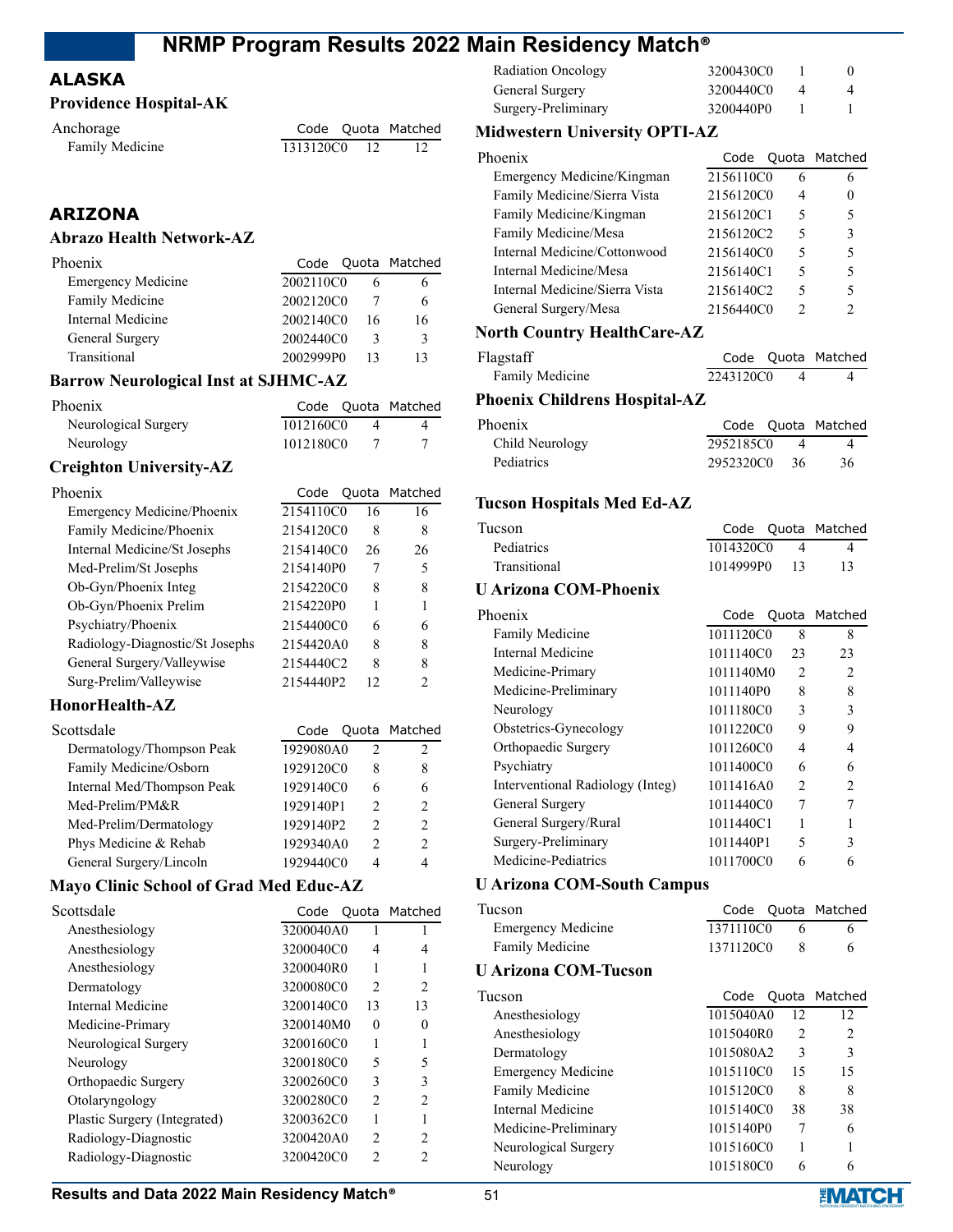## ALASKA

### Providence Hospital-AK

| Anchorage | Code | Quota | Matched |
|---|---|---|---|
| Family Medicine | 1313120C0 | 12 | 12 |

## ARIZONA

### Abrazo Health Network-AZ

| Phoenix | Code | Quota | Matched |
|---|---|---|---|
| Emergency Medicine | 2002110C0 | 6 | 6 |
| Family Medicine | 2002120C0 | 7 | 6 |
| Internal Medicine | 2002140C0 | 16 | 16 |
| General Surgery | 2002440C0 | 3 | 3 |
| Transitional | 2002999P0 | 13 | 13 |

### Barrow Neurological Inst at SJHMC-AZ

| Phoenix | Code | Quota | Matched |
|---|---|---|---|
| Neurological Surgery | 1012160C0 | 4 | 4 |
| Neurology | 1012180C0 | 7 | 7 |

### Creighton University-AZ

| Phoenix | Code | Quota | Matched |
|---|---|---|---|
| Emergency Medicine/Phoenix | 2154110C0 | 16 | 16 |
| Family Medicine/Phoenix | 2154120C0 | 8 | 8 |
| Internal Medicine/St Josephs | 2154140C0 | 26 | 26 |
| Med-Prelim/St Josephs | 2154140P0 | 7 | 5 |
| Ob-Gyn/Phoenix Integ | 2154220C0 | 8 | 8 |
| Ob-Gyn/Phoenix Prelim | 2154220P0 | 1 | 1 |
| Psychiatry/Phoenix | 2154400C0 | 6 | 6 |
| Radiology-Diagnostic/St Josephs | 2154420A0 | 8 | 8 |
| General Surgery/Valleywise | 2154440C2 | 8 | 8 |
| Surg-Prelim/Valleywise | 2154440P2 | 12 | 2 |

### HonorHealth-AZ

| Scottsdale | Code | Quota | Matched |
|---|---|---|---|
| Dermatology/Thompson Peak | 1929080A0 | 2 | 2 |
| Family Medicine/Osborn | 1929120C0 | 8 | 8 |
| Internal Med/Thompson Peak | 1929140C0 | 6 | 6 |
| Med-Prelim/PM&R | 1929140P1 | 2 | 2 |
| Med-Prelim/Dermatology | 1929140P2 | 2 | 2 |
| Phys Medicine & Rehab | 1929340A0 | 2 | 2 |
| General Surgery/Lincoln | 1929440C0 | 4 | 4 |

### Mayo Clinic School of Grad Med Educ-AZ

| Scottsdale | Code | Quota | Matched |
|---|---|---|---|
| Anesthesiology | 3200040A0 | 1 | 1 |
| Anesthesiology | 3200040C0 | 4 | 4 |
| Anesthesiology | 3200040R0 | 1 | 1 |
| Dermatology | 3200080C0 | 2 | 2 |
| Internal Medicine | 3200140C0 | 13 | 13 |
| Medicine-Primary | 3200140M0 | 0 | 0 |
| Neurological Surgery | 3200160C0 | 1 | 1 |
| Neurology | 3200180C0 | 5 | 5 |
| Orthopaedic Surgery | 3200260C0 | 3 | 3 |
| Otolaryngology | 3200280C0 | 2 | 2 |
| Plastic Surgery (Integrated) | 3200362C0 | 1 | 1 |
| Radiology-Diagnostic | 3200420A0 | 2 | 2 |
| Radiology-Diagnostic | 3200420C0 | 2 | 2 |
| Radiation Oncology | 3200430C0 | 1 | 0 |
| General Surgery | 3200440C0 | 4 | 4 |
| Surgery-Preliminary | 3200440P0 | 1 | 1 |

### Midwestern University OPTI-AZ

| Phoenix | Code | Quota | Matched |
|---|---|---|---|
| Emergency Medicine/Kingman | 2156110C0 | 6 | 6 |
| Family Medicine/Sierra Vista | 2156120C0 | 4 | 0 |
| Family Medicine/Kingman | 2156120C1 | 5 | 5 |
| Family Medicine/Mesa | 2156120C2 | 5 | 3 |
| Internal Medicine/Cottonwood | 2156140C0 | 5 | 5 |
| Internal Medicine/Mesa | 2156140C1 | 5 | 5 |
| Internal Medicine/Sierra Vista | 2156140C2 | 5 | 5 |
| General Surgery/Mesa | 2156440C0 | 2 | 2 |

### North Country HealthCare-AZ

| Flagstaff | Code | Quota | Matched |
|---|---|---|---|
| Family Medicine | 2243120C0 | 4 | 4 |

### Phoenix Childrens Hospital-AZ

| Phoenix | Code | Quota | Matched |
|---|---|---|---|
| Child Neurology | 2952185C0 | 4 | 4 |
| Pediatrics | 2952320C0 | 36 | 36 |

### Tucson Hospitals Med Ed-AZ

| Tucson | Code | Quota | Matched |
|---|---|---|---|
| Pediatrics | 1014320C0 | 4 | 4 |
| Transitional | 1014999P0 | 13 | 13 |

### U Arizona COM-Phoenix

| Phoenix | Code | Quota | Matched |
|---|---|---|---|
| Family Medicine | 1011120C0 | 8 | 8 |
| Internal Medicine | 1011140C0 | 23 | 23 |
| Medicine-Primary | 1011140M0 | 2 | 2 |
| Medicine-Preliminary | 1011140P0 | 8 | 8 |
| Neurology | 1011180C0 | 3 | 3 |
| Obstetrics-Gynecology | 1011220C0 | 9 | 9 |
| Orthopaedic Surgery | 1011260C0 | 4 | 4 |
| Psychiatry | 1011400C0 | 6 | 6 |
| Interventional Radiology (Integ) | 1011416A0 | 2 | 2 |
| General Surgery | 1011440C0 | 7 | 7 |
| General Surgery/Rural | 1011440C1 | 1 | 1 |
| Surgery-Preliminary | 1011440P1 | 5 | 3 |
| Medicine-Pediatrics | 1011700C0 | 6 | 6 |

### U Arizona COM-South Campus

| Tucson | Code | Quota | Matched |
|---|---|---|---|
| Emergency Medicine | 1371110C0 | 6 | 6 |
| Family Medicine | 1371120C0 | 8 | 6 |

### U Arizona COM-Tucson

| Tucson | Code | Quota | Matched |
|---|---|---|---|
| Anesthesiology | 1015040A0 | 12 | 12 |
| Anesthesiology | 1015040R0 | 2 | 2 |
| Dermatology | 1015080A2 | 3 | 3 |
| Emergency Medicine | 1015110C0 | 15 | 15 |
| Family Medicine | 1015120C0 | 8 | 8 |
| Internal Medicine | 1015140C0 | 38 | 38 |
| Medicine-Preliminary | 1015140P0 | 7 | 6 |
| Neurological Surgery | 1015160C0 | 1 | 1 |
| Neurology | 1015180C0 | 6 | 6 |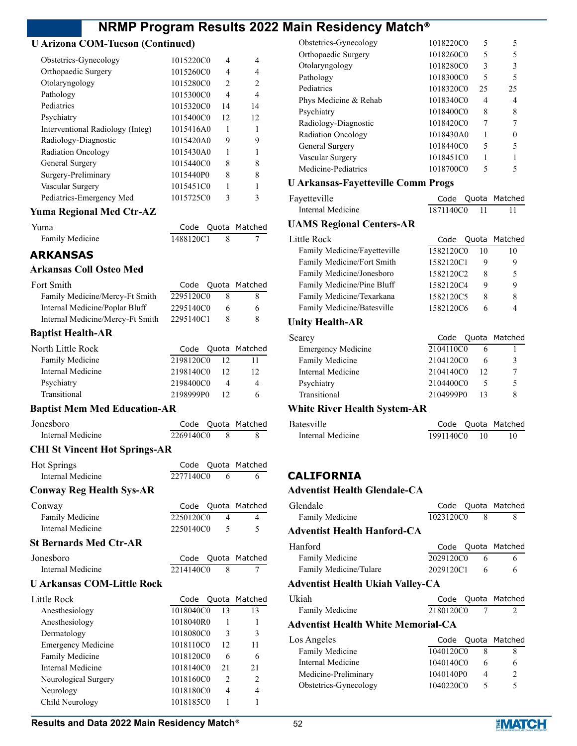### U Arizona COM-Tucson (Continued)

| | Code | Quota | Matched |
|---|---|---|---|
| Obstetrics-Gynecology | 1015220C0 | 4 | 4 |
| Orthopaedic Surgery | 1015260C0 | 4 | 4 |
| Otolaryngology | 1015280C0 | 2 | 2 |
| Pathology | 1015300C0 | 4 | 4 |
| Pediatrics | 1015320C0 | 14 | 14 |
| Psychiatry | 1015400C0 | 12 | 12 |
| Interventional Radiology (Integ) | 1015416A0 | 1 | 1 |
| Radiology-Diagnostic | 1015420A0 | 9 | 9 |
| Radiation Oncology | 1015430A0 | 1 | 1 |
| General Surgery | 1015440C0 | 8 | 8 |
| Surgery-Preliminary | 1015440P0 | 8 | 8 |
| Vascular Surgery | 1015451C0 | 1 | 1 |
| Pediatrics-Emergency Med | 1015725C0 | 3 | 3 |

### Yuma Regional Med Ctr-AZ

| Yuma | Code | Quota | Matched |
|---|---|---|---|
| Family Medicine | 1488120C1 | 8 | 7 |

## ARKANSAS

### Arkansas Coll Osteo Med

| Fort Smith | Code | Quota | Matched |
|---|---|---|---|
| Family Medicine/Mercy-Ft Smith | 2295120C0 | 8 | 8 |
| Internal Medicine/Poplar Bluff | 2295140C0 | 6 | 6 |
| Internal Medicine/Mercy-Ft Smith | 2295140C1 | 8 | 8 |

### Baptist Health-AR

| North Little Rock | Code | Quota | Matched |
|---|---|---|---|
| Family Medicine | 2198120C0 | 12 | 11 |
| Internal Medicine | 2198140C0 | 12 | 12 |
| Psychiatry | 2198400C0 | 4 | 4 |
| Transitional | 2198999P0 | 12 | 6 |

### Baptist Mem Med Education-AR

| Jonesboro | Code | Quota | Matched |
|---|---|---|---|
| Internal Medicine | 2269140C0 | 8 | 8 |

### CHI St Vincent Hot Springs-AR

| Hot Springs | Code | Quota | Matched |
|---|---|---|---|
| Internal Medicine | 2277140C0 | 6 | 6 |

### Conway Reg Health Sys-AR

| Conway | Code | Quota | Matched |
|---|---|---|---|
| Family Medicine | 2250120C0 | 4 | 4 |
| Internal Medicine | 2250140C0 | 5 | 5 |

### St Bernards Med Ctr-AR

| Jonesboro | Code | Quota | Matched |
|---|---|---|---|
| Internal Medicine | 2214140C0 | 8 | 7 |

### U Arkansas COM-Little Rock

| Little Rock | Code | Quota | Matched |
|---|---|---|---|
| Anesthesiology | 1018040C0 | 13 | 13 |
| Anesthesiology | 1018040R0 | 1 | 1 |
| Dermatology | 1018080C0 | 3 | 3 |
| Emergency Medicine | 1018110C0 | 12 | 11 |
| Family Medicine | 1018120C0 | 6 | 6 |
| Internal Medicine | 1018140C0 | 21 | 21 |
| Neurological Surgery | 1018160C0 | 2 | 2 |
| Neurology | 1018180C0 | 4 | 4 |
| Child Neurology | 1018185C0 | 1 | 1 |
| Obstetrics-Gynecology | 1018220C0 | 5 | 5 |
| Orthopaedic Surgery | 1018260C0 | 5 | 5 |
| Otolaryngology | 1018280C0 | 3 | 3 |
| Pathology | 1018300C0 | 5 | 5 |
| Pediatrics | 1018320C0 | 25 | 25 |
| Phys Medicine & Rehab | 1018340C0 | 4 | 4 |
| Psychiatry | 1018400C0 | 8 | 8 |
| Radiology-Diagnostic | 1018420C0 | 7 | 7 |
| Radiation Oncology | 1018430A0 | 1 | 0 |
| General Surgery | 1018440C0 | 5 | 5 |
| Vascular Surgery | 1018451C0 | 1 | 1 |
| Medicine-Pediatrics | 1018700C0 | 5 | 5 |

### U Arkansas-Fayetteville Comm Progs

| Fayetteville | Code | Quota | Matched |
|---|---|---|---|
| Internal Medicine | 1871140C0 | 11 | 11 |

### UAMS Regional Centers-AR

| Little Rock | Code | Quota | Matched |
|---|---|---|---|
| Family Medicine/Fayetteville | 1582120C0 | 10 | 10 |
| Family Medicine/Fort Smith | 1582120C1 | 9 | 9 |
| Family Medicine/Jonesboro | 1582120C2 | 8 | 5 |
| Family Medicine/Pine Bluff | 1582120C4 | 9 | 9 |
| Family Medicine/Texarkana | 1582120C5 | 8 | 8 |
| Family Medicine/Batesville | 1582120C6 | 6 | 4 |

### Unity Health-AR

| Searcy | Code | Quota | Matched |
|---|---|---|---|
| Emergency Medicine | 2104110C0 | 6 | 1 |
| Family Medicine | 2104120C0 | 6 | 3 |
| Internal Medicine | 2104140C0 | 12 | 7 |
| Psychiatry | 2104400C0 | 5 | 5 |
| Transitional | 2104999P0 | 13 | 8 |

### White River Health System-AR

| Batesville | Code | Quota | Matched |
|---|---|---|---|
| Internal Medicine | 1991140C0 | 10 | 10 |

## CALIFORNIA

### Adventist Health Glendale-CA

| Glendale | Code | Quota | Matched |
|---|---|---|---|
| Family Medicine | 1023120C0 | 8 | 8 |

### Adventist Health Hanford-CA

| Hanford | Code | Quota | Matched |
|---|---|---|---|
| Family Medicine | 2029120C0 | 6 | 6 |
| Family Medicine/Tulare | 2029120C1 | 6 | 6 |

### Adventist Health Ukiah Valley-CA

| Ukiah | Code | Quota | Matched |
|---|---|---|---|
| Family Medicine | 2180120C0 | 7 | 2 |

### Adventist Health White Memorial-CA

| Los Angeles | Code | Quota | Matched |
|---|---|---|---|
| Family Medicine | 1040120C0 | 8 | 8 |
| Internal Medicine | 1040140C0 | 6 | 6 |
| Medicine-Preliminary | 1040140P0 | 4 | 2 |
| Obstetrics-Gynecology | 1040220C0 | 5 | 5 |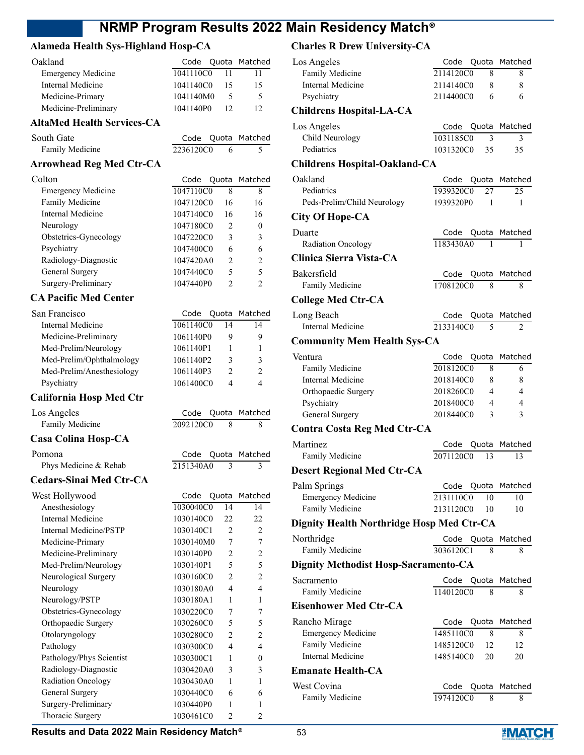# NRMP Program Results 2022 Main Residency Match®

## Alameda Health Sys-Highland Hosp-CA

| Oakland | Code | Quota | Matched |
|---|---|---|---|
| Emergency Medicine | 1041110C0 | 11 | 11 |
| Internal Medicine | 1041140C0 | 15 | 15 |
| Medicine-Primary | 1041140M0 | 5 | 5 |
| Medicine-Preliminary | 1041140P0 | 12 | 12 |

## AltaMed Health Services-CA

| South Gate | Code | Quota | Matched |
|---|---|---|---|
| Family Medicine | 2236120C0 | 6 | 5 |

## Arrowhead Reg Med Ctr-CA

| Colton | Code | Quota | Matched |
|---|---|---|---|
| Emergency Medicine | 1047110C0 | 8 | 8 |
| Family Medicine | 1047120C0 | 16 | 16 |
| Internal Medicine | 1047140C0 | 16 | 16 |
| Neurology | 1047180C0 | 2 | 0 |
| Obstetrics-Gynecology | 1047220C0 | 3 | 3 |
| Psychiatry | 1047400C0 | 6 | 6 |
| Radiology-Diagnostic | 1047420A0 | 2 | 2 |
| General Surgery | 1047440C0 | 5 | 5 |
| Surgery-Preliminary | 1047440P0 | 2 | 2 |

## CA Pacific Med Center

| San Francisco | Code | Quota | Matched |
|---|---|---|---|
| Internal Medicine | 1061140C0 | 14 | 14 |
| Medicine-Preliminary | 1061140P0 | 9 | 9 |
| Med-Prelim/Neurology | 1061140P1 | 1 | 1 |
| Med-Prelim/Ophthalmology | 1061140P2 | 3 | 3 |
| Med-Prelim/Anesthesiology | 1061140P3 | 2 | 2 |
| Psychiatry | 1061400C0 | 4 | 4 |

## California Hosp Med Ctr

| Los Angeles | Code | Quota | Matched |
|---|---|---|---|
| Family Medicine | 2092120C0 | 8 | 8 |

## Casa Colina Hosp-CA

| Pomona | Code | Quota | Matched |
|---|---|---|---|
| Phys Medicine & Rehab | 2151340A0 | 3 | 3 |

## Cedars-Sinai Med Ctr-CA

| West Hollywood | Code | Quota | Matched |
|---|---|---|---|
| Anesthesiology | 1030040C0 | 14 | 14 |
| Internal Medicine | 1030140C0 | 22 | 22 |
| Internal Medicine/PSTP | 1030140C1 | 2 | 2 |
| Medicine-Primary | 1030140M0 | 7 | 7 |
| Medicine-Preliminary | 1030140P0 | 2 | 2 |
| Med-Prelim/Neurology | 1030140P1 | 5 | 5 |
| Neurological Surgery | 1030160C0 | 2 | 2 |
| Neurology | 1030180A0 | 4 | 4 |
| Neurology/PSTP | 1030180A1 | 1 | 1 |
| Obstetrics-Gynecology | 1030220C0 | 7 | 7 |
| Orthopaedic Surgery | 1030260C0 | 5 | 5 |
| Otolaryngology | 1030280C0 | 2 | 2 |
| Pathology | 1030300C0 | 4 | 4 |
| Pathology/Phys Scientist | 1030300C1 | 1 | 0 |
| Radiology-Diagnostic | 1030420A0 | 3 | 3 |
| Radiation Oncology | 1030430A0 | 1 | 1 |
| General Surgery | 1030440C0 | 6 | 6 |
| Surgery-Preliminary | 1030440P0 | 1 | 1 |
| Thoracic Surgery | 1030461C0 | 2 | 2 |

## Charles R Drew University-CA

| Los Angeles | Code | Quota | Matched |
|---|---|---|---|
| Family Medicine | 2114120C0 | 8 | 8 |
| Internal Medicine | 2114140C0 | 8 | 8 |
| Psychiatry | 2114400C0 | 6 | 6 |

## Childrens Hospital-LA-CA

| Los Angeles | Code | Quota | Matched |
|---|---|---|---|
| Child Neurology | 1031185C0 | 3 | 3 |
| Pediatrics | 1031320C0 | 35 | 35 |

## Childrens Hospital-Oakland-CA

| Oakland | Code | Quota | Matched |
|---|---|---|---|
| Pediatrics | 1939320C0 | 27 | 25 |
| Peds-Prelim/Child Neurology | 1939320P0 | 1 | 1 |

## City Of Hope-CA

| Duarte | Code | Quota | Matched |
|---|---|---|---|
| Radiation Oncology | 1183430A0 | 1 | 1 |

## Clinica Sierra Vista-CA

| Bakersfield | Code | Quota | Matched |
|---|---|---|---|
| Family Medicine | 1708120C0 | 8 | 8 |

## College Med Ctr-CA

| Long Beach | Code | Quota | Matched |
|---|---|---|---|
| Internal Medicine | 2133140C0 | 5 | 2 |

## Community Mem Health Sys-CA

| Ventura | Code | Quota | Matched |
|---|---|---|---|
| Family Medicine | 2018120C0 | 8 | 6 |
| Internal Medicine | 2018140C0 | 8 | 8 |
| Orthopaedic Surgery | 2018260C0 | 4 | 4 |
| Psychiatry | 2018400C0 | 4 | 4 |
| General Surgery | 2018440C0 | 3 | 3 |

## Contra Costa Reg Med Ctr-CA

| Martinez | Code | Quota | Matched |
|---|---|---|---|
| Family Medicine | 2071120C0 | 13 | 13 |

## Desert Regional Med Ctr-CA

| Palm Springs | Code | Quota | Matched |
|---|---|---|---|
| Emergency Medicine | 2131110C0 | 10 | 10 |
| Family Medicine | 2131120C0 | 10 | 10 |

## Dignity Health Northridge Hosp Med Ctr-CA

| Northridge | Code | Quota | Matched |
|---|---|---|---|
| Family Medicine | 3036120C1 | 8 | 8 |

## Dignity Methodist Hosp-Sacramento-CA

| Sacramento | Code | Quota | Matched |
|---|---|---|---|
| Family Medicine | 1140120C0 | 8 | 8 |

## Eisenhower Med Ctr-CA

| Rancho Mirage | Code | Quota | Matched |
|---|---|---|---|
| Emergency Medicine | 1485110C0 | 8 | 8 |
| Family Medicine | 1485120C0 | 12 | 12 |
| Internal Medicine | 1485140C0 | 20 | 20 |

## Emanate Health-CA

| West Covina | Code | Quota | Matched |
|---|---|---|---|
| Family Medicine | 1974120C0 | 8 | 8 |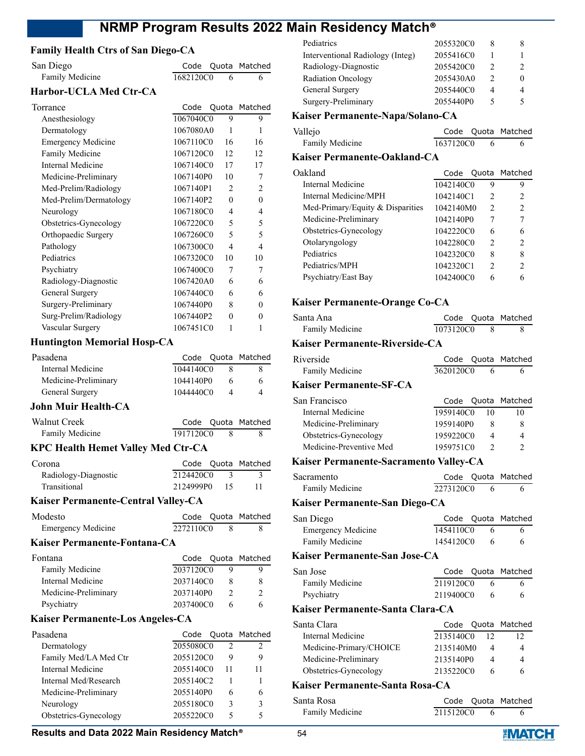## Family Health Ctrs of San Diego-CA

| San Diego | Code | Quota | Matched |
|---|---|---|---|
| Family Medicine | 1682120C0 | 6 | 6 |

## Harbor-UCLA Med Ctr-CA

| Torrance | Code | Quota | Matched |
|---|---|---|---|
| Anesthesiology | 1067040C0 | 9 | 9 |
| Dermatology | 1067080A0 | 1 | 1 |
| Emergency Medicine | 1067110C0 | 16 | 16 |
| Family Medicine | 1067120C0 | 12 | 12 |
| Internal Medicine | 1067140C0 | 17 | 17 |
| Medicine-Preliminary | 1067140P0 | 10 | 7 |
| Med-Prelim/Radiology | 1067140P1 | 2 | 2 |
| Med-Prelim/Dermatology | 1067140P2 | 0 | 0 |
| Neurology | 1067180C0 | 4 | 4 |
| Obstetrics-Gynecology | 1067220C0 | 5 | 5 |
| Orthopaedic Surgery | 1067260C0 | 5 | 5 |
| Pathology | 1067300C0 | 4 | 4 |
| Pediatrics | 1067320C0 | 10 | 10 |
| Psychiatry | 1067400C0 | 7 | 7 |
| Radiology-Diagnostic | 1067420A0 | 6 | 6 |
| General Surgery | 1067440C0 | 6 | 6 |
| Surgery-Preliminary | 1067440P0 | 8 | 0 |
| Surg-Prelim/Radiology | 1067440P2 | 0 | 0 |
| Vascular Surgery | 1067451C0 | 1 | 1 |

## Huntington Memorial Hosp-CA

| Pasadena | Code | Quota | Matched |
|---|---|---|---|
| Internal Medicine | 1044140C0 | 8 | 8 |
| Medicine-Preliminary | 1044140P0 | 6 | 6 |
| General Surgery | 1044440C0 | 4 | 4 |

## John Muir Health-CA

| Walnut Creek | Code | Quota | Matched |
|---|---|---|---|
| Family Medicine | 1917120C0 | 8 | 8 |

## KPC Health Hemet Valley Med Ctr-CA

| Corona | Code | Quota | Matched |
|---|---|---|---|
| Radiology-Diagnostic | 2124420C0 | 3 | 3 |
| Transitional | 2124999P0 | 15 | 11 |

## Kaiser Permanente-Central Valley-CA

| Modesto | Code | Quota | Matched |
|---|---|---|---|
| Emergency Medicine | 2272110C0 | 8 | 8 |

## Kaiser Permanente-Fontana-CA

| Fontana | Code | Quota | Matched |
|---|---|---|---|
| Family Medicine | 2037120C0 | 9 | 9 |
| Internal Medicine | 2037140C0 | 8 | 8 |
| Medicine-Preliminary | 2037140P0 | 2 | 2 |
| Psychiatry | 2037400C0 | 6 | 6 |

## Kaiser Permanente-Los Angeles-CA

| Pasadena | Code | Quota | Matched |
|---|---|---|---|
| Dermatology | 2055080C0 | 2 | 2 |
| Family Med/LA Med Ctr | 2055120C0 | 9 | 9 |
| Internal Medicine | 2055140C0 | 11 | 11 |
| Internal Med/Research | 2055140C2 | 1 | 1 |
| Medicine-Preliminary | 2055140P0 | 6 | 6 |
| Neurology | 2055180C0 | 3 | 3 |
| Obstetrics-Gynecology | 2055220C0 | 5 | 5 |
| Pediatrics | 2055320C0 | 8 | 8 |
| Interventional Radiology (Integ) | 2055416C0 | 1 | 1 |
| Radiology-Diagnostic | 2055420C0 | 2 | 2 |
| Radiation Oncology | 2055430A0 | 2 | 0 |
| General Surgery | 2055440C0 | 4 | 4 |
| Surgery-Preliminary | 2055440P0 | 5 | 5 |

## Kaiser Permanente-Napa/Solano-CA

| Vallejo | Code | Quota | Matched |
|---|---|---|---|
| Family Medicine | 1637120C0 | 6 | 6 |

## Kaiser Permanente-Oakland-CA

| Oakland | Code | Quota | Matched |
|---|---|---|---|
| Internal Medicine | 1042140C0 | 9 | 9 |
| Internal Medicine/MPH | 1042140C1 | 2 | 2 |
| Med-Primary/Equity & Disparities | 1042140M0 | 2 | 2 |
| Medicine-Preliminary | 1042140P0 | 7 | 7 |
| Obstetrics-Gynecology | 1042220C0 | 6 | 6 |
| Otolaryngology | 1042280C0 | 2 | 2 |
| Pediatrics | 1042320C0 | 8 | 8 |
| Pediatrics/MPH | 1042320C1 | 2 | 2 |
| Psychiatry/East Bay | 1042400C0 | 6 | 6 |

## Kaiser Permanente-Orange Co-CA

| Santa Ana | Code | Quota | Matched |
|---|---|---|---|
| Family Medicine | 1073120C0 | 8 | 8 |

## Kaiser Permanente-Riverside-CA

| Riverside | Code | Quota | Matched |
|---|---|---|---|
| Family Medicine | 3620120C0 | 6 | 6 |

## Kaiser Permanente-SF-CA

| San Francisco | Code | Quota | Matched |
|---|---|---|---|
| Internal Medicine | 1959140C0 | 10 | 10 |
| Medicine-Preliminary | 1959140P0 | 8 | 8 |
| Obstetrics-Gynecology | 1959220C0 | 4 | 4 |
| Medicine-Preventive Med | 1959751C0 | 2 | 2 |

## Kaiser Permanente-Sacramento Valley-CA

| Sacramento | Code | Quota | Matched |
|---|---|---|---|
| Family Medicine | 2273120C0 | 6 | 6 |

## Kaiser Permanente-San Diego-CA

| San Diego | Code | Quota | Matched |
|---|---|---|---|
| Emergency Medicine | 1454110C0 | 6 | 6 |
| Family Medicine | 1454120C0 | 6 | 6 |

## Kaiser Permanente-San Jose-CA

| San Jose | Code | Quota | Matched |
|---|---|---|---|
| Family Medicine | 2119120C0 | 6 | 6 |
| Psychiatry | 2119400C0 | 6 | 6 |

## Kaiser Permanente-Santa Clara-CA

| Santa Clara | Code | Quota | Matched |
|---|---|---|---|
| Internal Medicine | 2135140C0 | 12 | 12 |
| Medicine-Primary/CHOICE | 2135140M0 | 4 | 4 |
| Medicine-Preliminary | 2135140P0 | 4 | 4 |
| Obstetrics-Gynecology | 2135220C0 | 6 | 6 |

## Kaiser Permanente-Santa Rosa-CA

| Santa Rosa | Code | Quota | Matched |
|---|---|---|---|
| Family Medicine | 2115120C0 | 6 | 6 |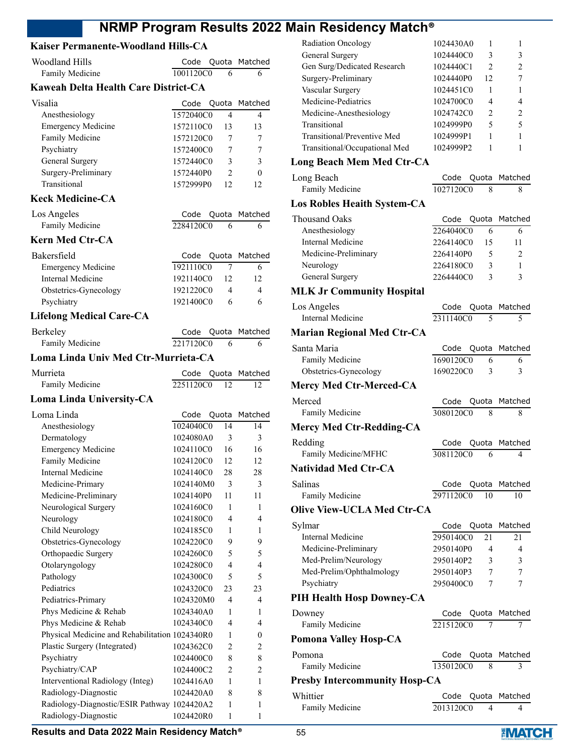## Kaiser Permanente-Woodland Hills-CA

| Woodland Hills | Code | Quota | Matched |
|---|---|---|---|
| Family Medicine | 1001120C0 | 6 | 6 |

## Kaweah Delta Health Care District-CA

| Visalia | Code | Quota | Matched |
|---|---|---|---|
| Anesthesiology | 1572040C0 | 4 | 4 |
| Emergency Medicine | 1572110C0 | 13 | 13 |
| Family Medicine | 1572120C0 | 7 | 7 |
| Psychiatry | 1572400C0 | 7 | 7 |
| General Surgery | 1572440C0 | 3 | 3 |
| Surgery-Preliminary | 1572440P0 | 2 | 0 |
| Transitional | 1572999P0 | 12 | 12 |

## Keck Medicine-CA

| Los Angeles | Code | Quota | Matched |
|---|---|---|---|
| Family Medicine | 2284120C0 | 6 | 6 |

## Kern Med Ctr-CA

| Bakersfield | Code | Quota | Matched |
|---|---|---|---|
| Emergency Medicine | 1921110C0 | 7 | 6 |
| Internal Medicine | 1921140C0 | 12 | 12 |
| Obstetrics-Gynecology | 1921220C0 | 4 | 4 |
| Psychiatry | 1921400C0 | 6 | 6 |

## Lifelong Medical Care-CA

| Berkeley | Code | Quota | Matched |
|---|---|---|---|
| Family Medicine | 2217120C0 | 6 | 6 |

## Loma Linda Univ Med Ctr-Murrieta-CA

| Murrieta | Code | Quota | Matched |
|---|---|---|---|
| Family Medicine | 2251120C0 | 12 | 12 |

## Loma Linda University-CA

| Loma Linda | Code | Quota | Matched |
|---|---|---|---|
| Anesthesiology | 1024040C0 | 14 | 14 |
| Dermatology | 1024080A0 | 3 | 3 |
| Emergency Medicine | 1024110C0 | 16 | 16 |
| Family Medicine | 1024120C0 | 12 | 12 |
| Internal Medicine | 1024140C0 | 28 | 28 |
| Medicine-Primary | 1024140M0 | 3 | 3 |
| Medicine-Preliminary | 1024140P0 | 11 | 11 |
| Neurological Surgery | 1024160C0 | 1 | 1 |
| Neurology | 1024180C0 | 4 | 4 |
| Child Neurology | 1024185C0 | 1 | 1 |
| Obstetrics-Gynecology | 1024220C0 | 9 | 9 |
| Orthopaedic Surgery | 1024260C0 | 5 | 5 |
| Otolaryngology | 1024280C0 | 4 | 4 |
| Pathology | 1024300C0 | 5 | 5 |
| Pediatrics | 1024320C0 | 23 | 23 |
| Pediatrics-Primary | 1024320M0 | 4 | 4 |
| Phys Medicine & Rehab | 1024340A0 | 1 | 1 |
| Phys Medicine & Rehab | 1024340C0 | 4 | 4 |
| Physical Medicine and Rehabilitation | 1024340R0 | 1 | 0 |
| Plastic Surgery (Integrated) | 1024362C0 | 2 | 2 |
| Psychiatry | 1024400C0 | 8 | 8 |
| Psychiatry/CAP | 1024400C2 | 2 | 2 |
| Interventional Radiology (Integ) | 1024416A0 | 1 | 1 |
| Radiology-Diagnostic | 1024420A0 | 8 | 8 |
| Radiology-Diagnostic/ESIR Pathway | 1024420A2 | 1 | 1 |
| Radiology-Diagnostic | 1024420R0 | 1 | 1 |
| Radiation Oncology | 1024430A0 | 1 | 1 |
| General Surgery | 1024440C0 | 3 | 3 |
| Gen Surg/Dedicated Research | 1024440C1 | 2 | 2 |
| Surgery-Preliminary | 1024440P0 | 12 | 7 |
| Vascular Surgery | 1024451C0 | 1 | 1 |
| Medicine-Pediatrics | 1024700C0 | 4 | 4 |
| Medicine-Anesthesiology | 1024742C0 | 2 | 2 |
| Transitional | 1024999P0 | 5 | 5 |
| Transitional/Preventive Med | 1024999P1 | 1 | 1 |
| Transitional/Occupational Med | 1024999P2 | 1 | 1 |

## Long Beach Mem Med Ctr-CA

| Long Beach | Code | Quota | Matched |
|---|---|---|---|
| Family Medicine | 1027120C0 | 8 | 8 |

## Los Robles Heaith System-CA

| Thousand Oaks | Code | Quota | Matched |
|---|---|---|---|
| Anesthesiology | 2264040C0 | 6 | 6 |
| Internal Medicine | 2264140C0 | 15 | 11 |
| Medicine-Preliminary | 2264140P0 | 5 | 2 |
| Neurology | 2264180C0 | 3 | 1 |
| General Surgery | 2264440C0 | 3 | 3 |

## MLK Jr Community Hospital

| Los Angeles | Code | Quota | Matched |
|---|---|---|---|
| Internal Medicine | 2311140C0 | 5 | 5 |

## Marian Regional Med Ctr-CA

| Santa Maria | Code | Quota | Matched |
|---|---|---|---|
| Family Medicine | 1690120C0 | 6 | 6 |
| Obstetrics-Gynecology | 1690220C0 | 3 | 3 |

## Mercy Med Ctr-Merced-CA

| Merced | Code | Quota | Matched |
|---|---|---|---|
| Family Medicine | 3080120C0 | 8 | 8 |

## Mercy Med Ctr-Redding-CA

| Redding | Code | Quota | Matched |
|---|---|---|---|
| Family Medicine/MFHC | 3081120C0 | 6 | 4 |

## Natividad Med Ctr-CA

| Salinas | Code | Quota | Matched |
|---|---|---|---|
| Family Medicine | 2971120C0 | 10 | 10 |

## Olive View-UCLA Med Ctr-CA

| Sylmar | Code | Quota | Matched |
|---|---|---|---|
| Internal Medicine | 2950140C0 | 21 | 21 |
| Medicine-Preliminary | 2950140P0 | 4 | 4 |
| Med-Prelim/Neurology | 2950140P2 | 3 | 3 |
| Med-Prelim/Ophthalmology | 2950140P3 | 7 | 7 |
| Psychiatry | 2950400C0 | 7 | 7 |

## PIH Health Hosp Downey-CA

| Downey | Code | Quota | Matched |
|---|---|---|---|
| Family Medicine | 2215120C0 | 7 | 7 |

## Pomona Valley Hosp-CA

| Pomona | Code | Quota | Matched |
|---|---|---|---|
| Family Medicine | 1350120C0 | 8 | 3 |

## Presby Intercommunity Hosp-CA

| Whittier | Code | Quota | Matched |
|---|---|---|---|
| Family Medicine | 2013120C0 | 4 | 4 |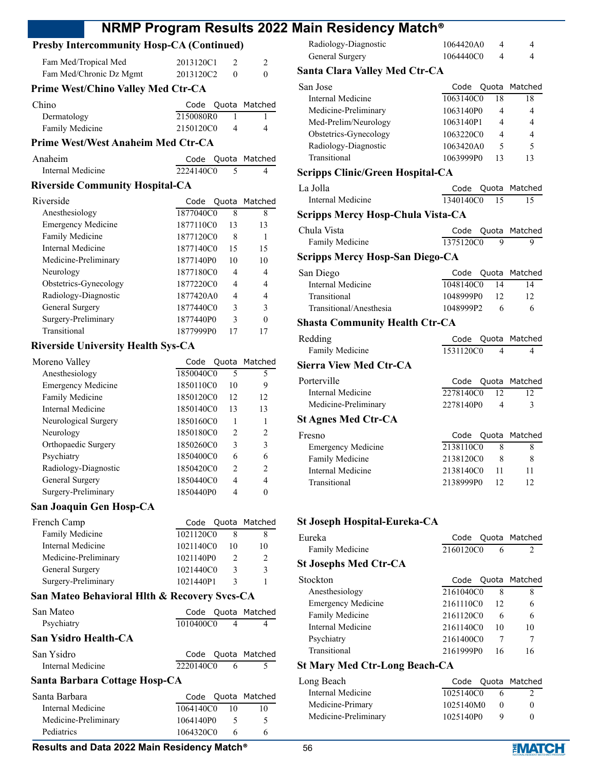### Presby Intercommunity Hosp-CA (Continued)

| | Code | Quota | Matched |
|---|---|---|---|
| Fam Med/Tropical Med | 2013120C1 | 2 | 2 |
| Fam Med/Chronic Dz Mgmt | 2013120C2 | 0 | 0 |

### Prime West/Chino Valley Med Ctr-CA

| Chino | Code | Quota | Matched |
|---|---|---|---|
| Dermatology | 2150080R0 | 1 | 1 |
| Family Medicine | 2150120C0 | 4 | 4 |

### Prime West/West Anaheim Med Ctr-CA

| Anaheim | Code | Quota | Matched |
|---|---|---|---|
| Internal Medicine | 2224140C0 | 5 | 4 |

### Riverside Community Hospital-CA

| Riverside | Code | Quota | Matched |
|---|---|---|---|
| Anesthesiology | 1877040C0 | 8 | 8 |
| Emergency Medicine | 1877110C0 | 13 | 13 |
| Family Medicine | 1877120C0 | 8 | 1 |
| Internal Medicine | 1877140C0 | 15 | 15 |
| Medicine-Preliminary | 1877140P0 | 10 | 10 |
| Neurology | 1877180C0 | 4 | 4 |
| Obstetrics-Gynecology | 1877220C0 | 4 | 4 |
| Radiology-Diagnostic | 1877420A0 | 4 | 4 |
| General Surgery | 1877440C0 | 3 | 3 |
| Surgery-Preliminary | 1877440P0 | 3 | 0 |
| Transitional | 1877999P0 | 17 | 17 |

### Riverside University Health Sys-CA

| Moreno Valley | Code | Quota | Matched |
|---|---|---|---|
| Anesthesiology | 1850040C0 | 5 | 5 |
| Emergency Medicine | 1850110C0 | 10 | 9 |
| Family Medicine | 1850120C0 | 12 | 12 |
| Internal Medicine | 1850140C0 | 13 | 13 |
| Neurological Surgery | 1850160C0 | 1 | 1 |
| Neurology | 1850180C0 | 2 | 2 |
| Orthopaedic Surgery | 1850260C0 | 3 | 3 |
| Psychiatry | 1850400C0 | 6 | 6 |
| Radiology-Diagnostic | 1850420C0 | 2 | 2 |
| General Surgery | 1850440C0 | 4 | 4 |
| Surgery-Preliminary | 1850440P0 | 4 | 0 |

### San Joaquin Gen Hosp-CA

| French Camp | Code | Quota | Matched |
|---|---|---|---|
| Family Medicine | 1021120C0 | 8 | 8 |
| Internal Medicine | 1021140C0 | 10 | 10 |
| Medicine-Preliminary | 1021140P0 | 2 | 2 |
| General Surgery | 1021440C0 | 3 | 3 |
| Surgery-Preliminary | 1021440P1 | 3 | 1 |

### San Mateo Behavioral Hlth & Recovery Svcs-CA

| San Mateo | Code | Quota | Matched |
|---|---|---|---|
| Psychiatry | 1010400C0 | 4 | 4 |

### San Ysidro Health-CA

| San Ysidro | Code | Quota | Matched |
|---|---|---|---|
| Internal Medicine | 2220140C0 | 6 | 5 |

### Santa Barbara Cottage Hosp-CA

| Santa Barbara | Code | Quota | Matched |
|---|---|---|---|
| Internal Medicine | 1064140C0 | 10 | 10 |
| Medicine-Preliminary | 1064140P0 | 5 | 5 |
| Pediatrics | 1064320C0 | 6 | 6 |
| Radiology-Diagnostic | 1064420A0 | 4 | 4 |
| General Surgery | 1064440C0 | 4 | 4 |

### Santa Clara Valley Med Ctr-CA

| San Jose | Code | Quota | Matched |
|---|---|---|---|
| Internal Medicine | 1063140C0 | 18 | 18 |
| Medicine-Preliminary | 1063140P0 | 4 | 4 |
| Med-Prelim/Neurology | 1063140P1 | 4 | 4 |
| Obstetrics-Gynecology | 1063220C0 | 4 | 4 |
| Radiology-Diagnostic | 1063420A0 | 5 | 5 |
| Transitional | 1063999P0 | 13 | 13 |

### Scripps Clinic/Green Hospital-CA

| La Jolla | Code | Quota | Matched |
|---|---|---|---|
| Internal Medicine | 1340140C0 | 15 | 15 |

### Scripps Mercy Hosp-Chula Vista-CA

| Chula Vista | Code | Quota | Matched |
|---|---|---|---|
| Family Medicine | 1375120C0 | 9 | 9 |

### Scripps Mercy Hosp-San Diego-CA

| San Diego | Code | Quota | Matched |
|---|---|---|---|
| Internal Medicine | 1048140C0 | 14 | 14 |
| Transitional | 1048999P0 | 12 | 12 |
| Transitional/Anesthesia | 1048999P2 | 6 | 6 |

### Shasta Community Health Ctr-CA

| Redding | Code | Quota | Matched |
|---|---|---|---|
| Family Medicine | 1531120C0 | 4 | 4 |

### Sierra View Med Ctr-CA

| Porterville | Code | Quota | Matched |
|---|---|---|---|
| Internal Medicine | 2278140C0 | 12 | 12 |
| Medicine-Preliminary | 2278140P0 | 4 | 3 |

### St Agnes Med Ctr-CA

| Fresno | Code | Quota | Matched |
|---|---|---|---|
| Emergency Medicine | 2138110C0 | 8 | 8 |
| Family Medicine | 2138120C0 | 8 | 8 |
| Internal Medicine | 2138140C0 | 11 | 11 |
| Transitional | 2138999P0 | 12 | 12 |

### St Joseph Hospital-Eureka-CA

| Eureka | Code | Quota | Matched |
|---|---|---|---|
| Family Medicine | 2160120C0 | 6 | 2 |

### St Josephs Med Ctr-CA

| Stockton | Code | Quota | Matched |
|---|---|---|---|
| Anesthesiology | 2161040C0 | 8 | 8 |
| Emergency Medicine | 2161110C0 | 12 | 6 |
| Family Medicine | 2161120C0 | 6 | 6 |
| Internal Medicine | 2161140C0 | 10 | 10 |
| Psychiatry | 2161400C0 | 7 | 7 |
| Transitional | 2161999P0 | 16 | 16 |

### St Mary Med Ctr-Long Beach-CA

| Long Beach | Code | Quota | Matched |
|---|---|---|---|
| Internal Medicine | 1025140C0 | 6 | 2 |
| Medicine-Primary | 1025140M0 | 0 | 0 |
| Medicine-Preliminary | 1025140P0 | 9 | 0 |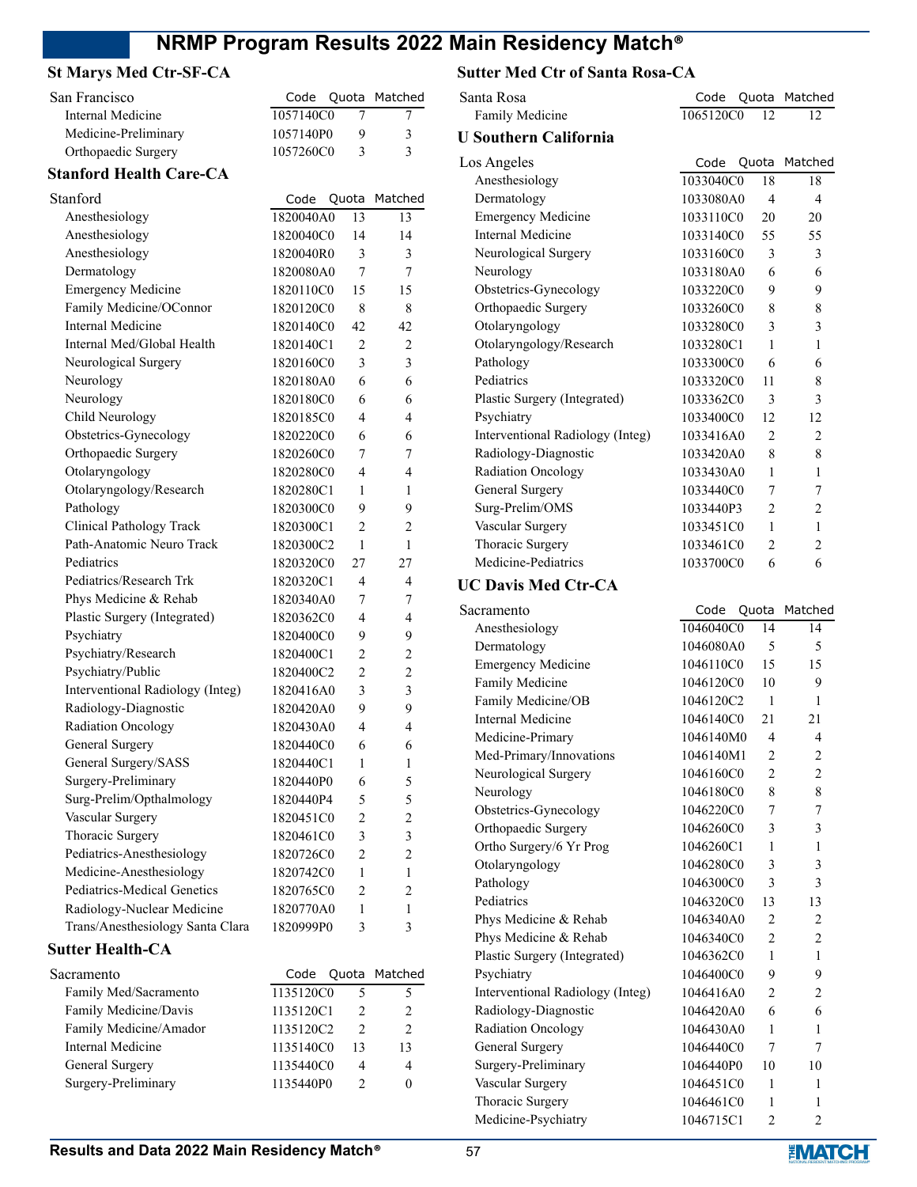## St Marys Med Ctr-SF-CA

| San Francisco | Code | Quota | Matched |
|---|---|---|---|
| Internal Medicine | 1057140C0 | 7 | 7 |
| Medicine-Preliminary | 1057140P0 | 9 | 3 |
| Orthopaedic Surgery | 1057260C0 | 3 | 3 |

## Stanford Health Care-CA

| Stanford | Code | Quota | Matched |
|---|---|---|---|
| Anesthesiology | 1820040A0 | 13 | 13 |
| Anesthesiology | 1820040C0 | 14 | 14 |
| Anesthesiology | 1820040R0 | 3 | 3 |
| Dermatology | 1820080A0 | 7 | 7 |
| Emergency Medicine | 1820110C0 | 15 | 15 |
| Family Medicine/OConnor | 1820120C0 | 8 | 8 |
| Internal Medicine | 1820140C0 | 42 | 42 |
| Internal Med/Global Health | 1820140C1 | 2 | 2 |
| Neurological Surgery | 1820160C0 | 3 | 3 |
| Neurology | 1820180A0 | 6 | 6 |
| Neurology | 1820180C0 | 6 | 6 |
| Child Neurology | 1820185C0 | 4 | 4 |
| Obstetrics-Gynecology | 1820220C0 | 6 | 6 |
| Orthopaedic Surgery | 1820260C0 | 7 | 7 |
| Otolaryngology | 1820280C0 | 4 | 4 |
| Otolaryngology/Research | 1820280C1 | 1 | 1 |
| Pathology | 1820300C0 | 9 | 9 |
| Clinical Pathology Track | 1820300C1 | 2 | 2 |
| Path-Anatomic Neuro Track | 1820300C2 | 1 | 1 |
| Pediatrics | 1820320C0 | 27 | 27 |
| Pediatrics/Research Trk | 1820320C1 | 4 | 4 |
| Phys Medicine & Rehab | 1820340A0 | 7 | 7 |
| Plastic Surgery (Integrated) | 1820362C0 | 4 | 4 |
| Psychiatry | 1820400C0 | 9 | 9 |
| Psychiatry/Research | 1820400C1 | 2 | 2 |
| Psychiatry/Public | 1820400C2 | 2 | 2 |
| Interventional Radiology (Integ) | 1820416A0 | 3 | 3 |
| Radiology-Diagnostic | 1820420A0 | 9 | 9 |
| Radiation Oncology | 1820430A0 | 4 | 4 |
| General Surgery | 1820440C0 | 6 | 6 |
| General Surgery/SASS | 1820440C1 | 1 | 1 |
| Surgery-Preliminary | 1820440P0 | 6 | 5 |
| Surg-Prelim/Opthalmology | 1820440P4 | 5 | 5 |
| Vascular Surgery | 1820451C0 | 2 | 2 |
| Thoracic Surgery | 1820461C0 | 3 | 3 |
| Pediatrics-Anesthesiology | 1820726C0 | 2 | 2 |
| Medicine-Anesthesiology | 1820742C0 | 1 | 1 |
| Pediatrics-Medical Genetics | 1820765C0 | 2 | 2 |
| Radiology-Nuclear Medicine | 1820770A0 | 1 | 1 |
| Trans/Anesthesiology Santa Clara | 1820999P0 | 3 | 3 |

## Sutter Health-CA

| Sacramento | Code | Quota | Matched |
|---|---|---|---|
| Family Med/Sacramento | 1135120C0 | 5 | 5 |
| Family Medicine/Davis | 1135120C1 | 2 | 2 |
| Family Medicine/Amador | 1135120C2 | 2 | 2 |
| Internal Medicine | 1135140C0 | 13 | 13 |
| General Surgery | 1135440C0 | 4 | 4 |
| Surgery-Preliminary | 1135440P0 | 2 | 0 |

## Sutter Med Ctr of Santa Rosa-CA

| Santa Rosa | Code | Quota | Matched |
|---|---|---|---|
| Family Medicine | 1065120C0 | 12 | 12 |

## U Southern California

| Los Angeles | Code | Quota | Matched |
|---|---|---|---|
| Anesthesiology | 1033040C0 | 18 | 18 |
| Dermatology | 1033080A0 | 4 | 4 |
| Emergency Medicine | 1033110C0 | 20 | 20 |
| Internal Medicine | 1033140C0 | 55 | 55 |
| Neurological Surgery | 1033160C0 | 3 | 3 |
| Neurology | 1033180A0 | 6 | 6 |
| Obstetrics-Gynecology | 1033220C0 | 9 | 9 |
| Orthopaedic Surgery | 1033260C0 | 8 | 8 |
| Otolaryngology | 1033280C0 | 3 | 3 |
| Otolaryngology/Research | 1033280C1 | 1 | 1 |
| Pathology | 1033300C0 | 6 | 6 |
| Pediatrics | 1033320C0 | 11 | 8 |
| Plastic Surgery (Integrated) | 1033362C0 | 3 | 3 |
| Psychiatry | 1033400C0 | 12 | 12 |
| Interventional Radiology (Integ) | 1033416A0 | 2 | 2 |
| Radiology-Diagnostic | 1033420A0 | 8 | 8 |
| Radiation Oncology | 1033430A0 | 1 | 1 |
| General Surgery | 1033440C0 | 7 | 7 |
| Surg-Prelim/OMS | 1033440P3 | 2 | 2 |
| Vascular Surgery | 1033451C0 | 1 | 1 |
| Thoracic Surgery | 1033461C0 | 2 | 2 |
| Medicine-Pediatrics | 1033700C0 | 6 | 6 |

## UC Davis Med Ctr-CA

| Sacramento | Code | Quota | Matched |
|---|---|---|---|
| Anesthesiology | 1046040C0 | 14 | 14 |
| Dermatology | 1046080A0 | 5 | 5 |
| Emergency Medicine | 1046110C0 | 15 | 15 |
| Family Medicine | 1046120C0 | 10 | 9 |
| Family Medicine/OB | 1046120C2 | 1 | 1 |
| Internal Medicine | 1046140C0 | 21 | 21 |
| Medicine-Primary | 1046140M0 | 4 | 4 |
| Med-Primary/Innovations | 1046140M1 | 2 | 2 |
| Neurological Surgery | 1046160C0 | 2 | 2 |
| Neurology | 1046180C0 | 8 | 8 |
| Obstetrics-Gynecology | 1046220C0 | 7 | 7 |
| Orthopaedic Surgery | 1046260C0 | 3 | 3 |
| Ortho Surgery/6 Yr Prog | 1046260C1 | 1 | 1 |
| Otolaryngology | 1046280C0 | 3 | 3 |
| Pathology | 1046300C0 | 3 | 3 |
| Pediatrics | 1046320C0 | 13 | 13 |
| Phys Medicine & Rehab | 1046340A0 | 2 | 2 |
| Phys Medicine & Rehab | 1046340C0 | 2 | 2 |
| Plastic Surgery (Integrated) | 1046362C0 | 1 | 1 |
| Psychiatry | 1046400C0 | 9 | 9 |
| Interventional Radiology (Integ) | 1046416A0 | 2 | 2 |
| Radiology-Diagnostic | 1046420A0 | 6 | 6 |
| Radiation Oncology | 1046430A0 | 1 | 1 |
| General Surgery | 1046440C0 | 7 | 7 |
| Surgery-Preliminary | 1046440P0 | 10 | 10 |
| Vascular Surgery | 1046451C0 | 1 | 1 |
| Thoracic Surgery | 1046461C0 | 1 | 1 |
| Medicine-Psychiatry | 1046715C1 | 2 | 2 |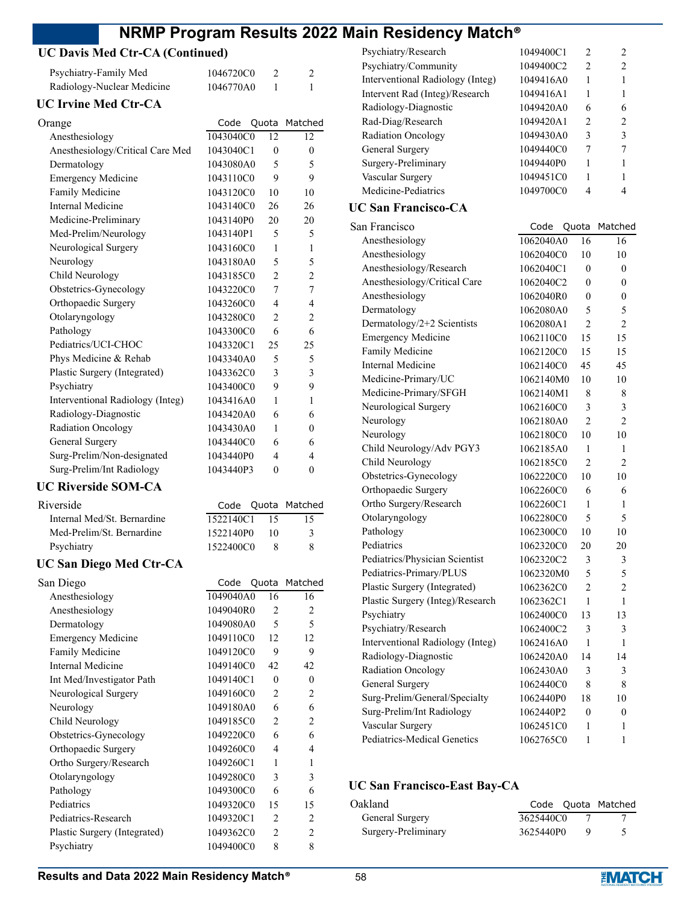## UC Davis Med Ctr-CA (Continued)

| Program | Code | Quota | Matched |
|---|---|---|---|
| Psychiatry-Family Med | 1046720C0 | 2 | 2 |
| Radiology-Nuclear Medicine | 1046770A0 | 1 | 1 |

## UC Irvine Med Ctr-CA

| Orange | Code | Quota | Matched |
|---|---|---|---|
| Anesthesiology | 1043040C0 | 12 | 12 |
| Anesthesiology/Critical Care Med | 1043040C1 | 0 | 0 |
| Dermatology | 1043080A0 | 5 | 5 |
| Emergency Medicine | 1043110C0 | 9 | 9 |
| Family Medicine | 1043120C0 | 10 | 10 |
| Internal Medicine | 1043140C0 | 26 | 26 |
| Medicine-Preliminary | 1043140P0 | 20 | 20 |
| Med-Prelim/Neurology | 1043140P1 | 5 | 5 |
| Neurological Surgery | 1043160C0 | 1 | 1 |
| Neurology | 1043180A0 | 5 | 5 |
| Child Neurology | 1043185C0 | 2 | 2 |
| Obstetrics-Gynecology | 1043220C0 | 7 | 7 |
| Orthopaedic Surgery | 1043260C0 | 4 | 4 |
| Otolaryngology | 1043280C0 | 2 | 2 |
| Pathology | 1043300C0 | 6 | 6 |
| Pediatrics/UCI-CHOC | 1043320C1 | 25 | 25 |
| Phys Medicine & Rehab | 1043340A0 | 5 | 5 |
| Plastic Surgery (Integrated) | 1043362C0 | 3 | 3 |
| Psychiatry | 1043400C0 | 9 | 9 |
| Interventional Radiology (Integ) | 1043416A0 | 1 | 1 |
| Radiology-Diagnostic | 1043420A0 | 6 | 6 |
| Radiation Oncology | 1043430A0 | 1 | 0 |
| General Surgery | 1043440C0 | 6 | 6 |
| Surg-Prelim/Non-designated | 1043440P0 | 4 | 4 |
| Surg-Prelim/Int Radiology | 1043440P3 | 0 | 0 |

## UC Riverside SOM-CA

| Riverside | Code | Quota | Matched |
|---|---|---|---|
| Internal Med/St. Bernardine | 1522140C1 | 15 | 15 |
| Med-Prelim/St. Bernardine | 1522140P0 | 10 | 3 |
| Psychiatry | 1522400C0 | 8 | 8 |

## UC San Diego Med Ctr-CA

| San Diego | Code | Quota | Matched |
|---|---|---|---|
| Anesthesiology | 1049040A0 | 16 | 16 |
| Anesthesiology | 1049040R0 | 2 | 2 |
| Dermatology | 1049080A0 | 5 | 5 |
| Emergency Medicine | 1049110C0 | 12 | 12 |
| Family Medicine | 1049120C0 | 9 | 9 |
| Internal Medicine | 1049140C0 | 42 | 42 |
| Int Med/Investigator Path | 1049140C1 | 0 | 0 |
| Neurological Surgery | 1049160C0 | 2 | 2 |
| Neurology | 1049180A0 | 6 | 6 |
| Child Neurology | 1049185C0 | 2 | 2 |
| Obstetrics-Gynecology | 1049220C0 | 6 | 6 |
| Orthopaedic Surgery | 1049260C0 | 4 | 4 |
| Ortho Surgery/Research | 1049260C1 | 1 | 1 |
| Otolaryngology | 1049280C0 | 3 | 3 |
| Pathology | 1049300C0 | 6 | 6 |
| Pediatrics | 1049320C0 | 15 | 15 |
| Pediatrics-Research | 1049320C1 | 2 | 2 |
| Plastic Surgery (Integrated) | 1049362C0 | 2 | 2 |
| Psychiatry | 1049400C0 | 8 | 8 |
| Psychiatry/Research | 1049400C1 | 2 | 2 |
| Psychiatry/Community | 1049400C2 | 2 | 2 |
| Interventional Radiology (Integ) | 1049416A0 | 1 | 1 |
| Intervent Rad (Integ)/Research | 1049416A1 | 1 | 1 |
| Radiology-Diagnostic | 1049420A0 | 6 | 6 |
| Rad-Diag/Research | 1049420A1 | 2 | 2 |
| Radiation Oncology | 1049430A0 | 3 | 3 |
| General Surgery | 1049440C0 | 7 | 7 |
| Surgery-Preliminary | 1049440P0 | 1 | 1 |
| Vascular Surgery | 1049451C0 | 1 | 1 |
| Medicine-Pediatrics | 1049700C0 | 4 | 4 |

## UC San Francisco-CA

| San Francisco | Code | Quota | Matched |
|---|---|---|---|
| Anesthesiology | 1062040A0 | 16 | 16 |
| Anesthesiology | 1062040C0 | 10 | 10 |
| Anesthesiology/Research | 1062040C1 | 0 | 0 |
| Anesthesiology/Critical Care | 1062040C2 | 0 | 0 |
| Anesthesiology | 1062040R0 | 0 | 0 |
| Dermatology | 1062080A0 | 5 | 5 |
| Dermatology/2+2 Scientists | 1062080A1 | 2 | 2 |
| Emergency Medicine | 1062110C0 | 15 | 15 |
| Family Medicine | 1062120C0 | 15 | 15 |
| Internal Medicine | 1062140C0 | 45 | 45 |
| Medicine-Primary/UC | 1062140M0 | 10 | 10 |
| Medicine-Primary/SFGH | 1062140M1 | 8 | 8 |
| Neurological Surgery | 1062160C0 | 3 | 3 |
| Neurology | 1062180A0 | 2 | 2 |
| Neurology | 1062180C0 | 10 | 10 |
| Child Neurology/Adv PGY3 | 1062185A0 | 1 | 1 |
| Child Neurology | 1062185C0 | 2 | 2 |
| Obstetrics-Gynecology | 1062220C0 | 10 | 10 |
| Orthopaedic Surgery | 1062260C0 | 6 | 6 |
| Ortho Surgery/Research | 1062260C1 | 1 | 1 |
| Otolaryngology | 1062280C0 | 5 | 5 |
| Pathology | 1062300C0 | 10 | 10 |
| Pediatrics | 1062320C0 | 20 | 20 |
| Pediatrics/Physician Scientist | 1062320C2 | 3 | 3 |
| Pediatrics-Primary/PLUS | 1062320M0 | 5 | 5 |
| Plastic Surgery (Integrated) | 1062362C0 | 2 | 2 |
| Plastic Surgery (Integ)/Research | 1062362C1 | 1 | 1 |
| Psychiatry | 1062400C0 | 13 | 13 |
| Psychiatry/Research | 1062400C2 | 3 | 3 |
| Interventional Radiology (Integ) | 1062416A0 | 1 | 1 |
| Radiology-Diagnostic | 1062420A0 | 14 | 14 |
| Radiation Oncology | 1062430A0 | 3 | 3 |
| General Surgery | 1062440C0 | 8 | 8 |
| Surg-Prelim/General/Specialty | 1062440P0 | 18 | 10 |
| Surg-Prelim/Int Radiology | 1062440P2 | 0 | 0 |
| Vascular Surgery | 1062451C0 | 1 | 1 |
| Pediatrics-Medical Genetics | 1062765C0 | 1 | 1 |

## UC San Francisco-East Bay-CA

| Oakland | Code | Quota | Matched |
|---|---|---|---|
| General Surgery | 3625440C0 | 7 | 7 |
| Surgery-Preliminary | 3625440P0 | 9 | 5 |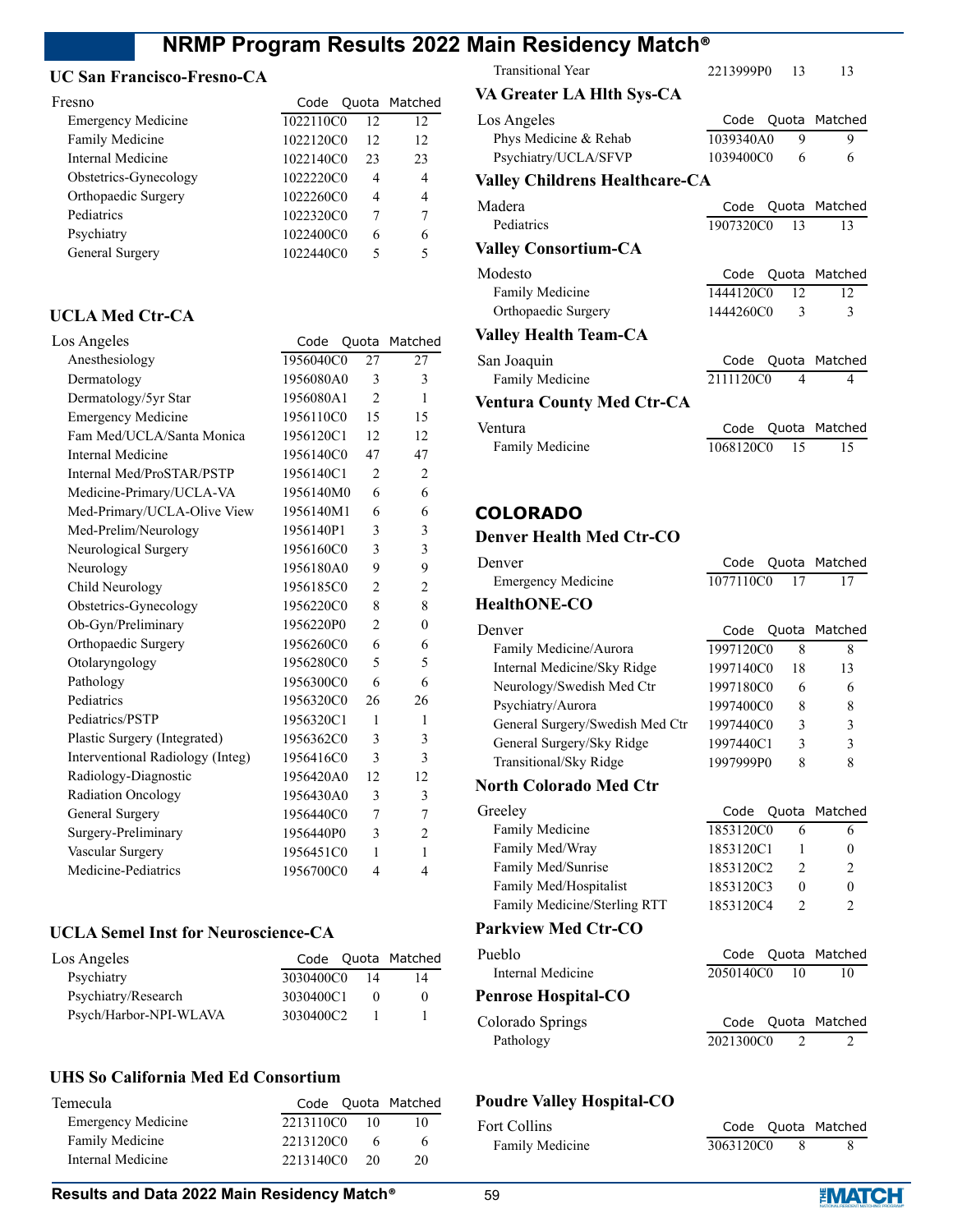### UC San Francisco-Fresno-CA

| Fresno | Code | Quota | Matched |
|---|---|---|---|
| Emergency Medicine | 1022110C0 | 12 | 12 |
| Family Medicine | 1022120C0 | 12 | 12 |
| Internal Medicine | 1022140C0 | 23 | 23 |
| Obstetrics-Gynecology | 1022220C0 | 4 | 4 |
| Orthopaedic Surgery | 1022260C0 | 4 | 4 |
| Pediatrics | 1022320C0 | 7 | 7 |
| Psychiatry | 1022400C0 | 6 | 6 |
| General Surgery | 1022440C0 | 5 | 5 |

### UCLA Med Ctr-CA

| Los Angeles | Code | Quota | Matched |
|---|---|---|---|
| Anesthesiology | 1956040C0 | 27 | 27 |
| Dermatology | 1956080A0 | 3 | 3 |
| Dermatology/5yr Star | 1956080A1 | 2 | 1 |
| Emergency Medicine | 1956110C0 | 15 | 15 |
| Fam Med/UCLA/Santa Monica | 1956120C1 | 12 | 12 |
| Internal Medicine | 1956140C0 | 47 | 47 |
| Internal Med/ProSTAR/PSTP | 1956140C1 | 2 | 2 |
| Medicine-Primary/UCLA-VA | 1956140M0 | 6 | 6 |
| Med-Primary/UCLA-Olive View | 1956140M1 | 6 | 6 |
| Med-Prelim/Neurology | 1956140P1 | 3 | 3 |
| Neurological Surgery | 1956160C0 | 3 | 3 |
| Neurology | 1956180A0 | 9 | 9 |
| Child Neurology | 1956185C0 | 2 | 2 |
| Obstetrics-Gynecology | 1956220C0 | 8 | 8 |
| Ob-Gyn/Preliminary | 1956220P0 | 2 | 0 |
| Orthopaedic Surgery | 1956260C0 | 6 | 6 |
| Otolaryngology | 1956280C0 | 5 | 5 |
| Pathology | 1956300C0 | 6 | 6 |
| Pediatrics | 1956320C0 | 26 | 26 |
| Pediatrics/PSTP | 1956320C1 | 1 | 1 |
| Plastic Surgery (Integrated) | 1956362C0 | 3 | 3 |
| Interventional Radiology (Integ) | 1956416C0 | 3 | 3 |
| Radiology-Diagnostic | 1956420A0 | 12 | 12 |
| Radiation Oncology | 1956430A0 | 3 | 3 |
| General Surgery | 1956440C0 | 7 | 7 |
| Surgery-Preliminary | 1956440P0 | 3 | 2 |
| Vascular Surgery | 1956451C0 | 1 | 1 |
| Medicine-Pediatrics | 1956700C0 | 4 | 4 |

### UCLA Semel Inst for Neuroscience-CA

| Los Angeles | Code | Quota | Matched |
|---|---|---|---|
| Psychiatry | 3030400C0 | 14 | 14 |
| Psychiatry/Research | 3030400C1 | 0 | 0 |
| Psych/Harbor-NPI-WLAVA | 3030400C2 | 1 | 1 |

### UHS So California Med Ed Consortium

| Temecula | Code | Quota | Matched |
|---|---|---|---|
| Emergency Medicine | 2213110C0 | 10 | 10 |
| Family Medicine | 2213120C0 | 6 | 6 |
| Internal Medicine | 2213140C0 | 20 | 20 |
| Transitional Year | 2213999P0 | 13 | 13 |

### VA Greater LA Hlth Sys-CA

| Los Angeles | Code | Quota | Matched |
|---|---|---|---|
| Phys Medicine & Rehab | 1039340A0 | 9 | 9 |
| Psychiatry/UCLA/SFVP | 1039400C0 | 6 | 6 |

### Valley Childrens Healthcare-CA

| Madera | Code | Quota | Matched |
|---|---|---|---|
| Pediatrics | 1907320C0 | 13 | 13 |

### Valley Consortium-CA

| Modesto | Code | Quota | Matched |
|---|---|---|---|
| Family Medicine | 1444120C0 | 12 | 12 |
| Orthopaedic Surgery | 1444260C0 | 3 | 3 |

### Valley Health Team-CA

| San Joaquin | Code | Quota | Matched |
|---|---|---|---|
| Family Medicine | 2111120C0 | 4 | 4 |

### Ventura County Med Ctr-CA

| Ventura | Code | Quota | Matched |
|---|---|---|---|
| Family Medicine | 1068120C0 | 15 | 15 |

## COLORADO

### Denver Health Med Ctr-CO

| Denver | Code | Quota | Matched |
|---|---|---|---|
| Emergency Medicine | 1077110C0 | 17 | 17 |

### HealthONE-CO

| Denver | Code | Quota | Matched |
|---|---|---|---|
| Family Medicine/Aurora | 1997120C0 | 8 | 8 |
| Internal Medicine/Sky Ridge | 1997140C0 | 18 | 13 |
| Neurology/Swedish Med Ctr | 1997180C0 | 6 | 6 |
| Psychiatry/Aurora | 1997400C0 | 8 | 8 |
| General Surgery/Swedish Med Ctr | 1997440C0 | 3 | 3 |
| General Surgery/Sky Ridge | 1997440C1 | 3 | 3 |
| Transitional/Sky Ridge | 1997999P0 | 8 | 8 |

### North Colorado Med Ctr

| Greeley | Code | Quota | Matched |
|---|---|---|---|
| Family Medicine | 1853120C0 | 6 | 6 |
| Family Med/Wray | 1853120C1 | 1 | 0 |
| Family Med/Sunrise | 1853120C2 | 2 | 2 |
| Family Med/Hospitalist | 1853120C3 | 0 | 0 |
| Family Medicine/Sterling RTT | 1853120C4 | 2 | 2 |

### Parkview Med Ctr-CO

| Pueblo | Code | Quota | Matched |
|---|---|---|---|
| Internal Medicine | 2050140C0 | 10 | 10 |

### Penrose Hospital-CO

| Colorado Springs | Code | Quota | Matched |
|---|---|---|---|
| Pathology | 2021300C0 | 2 | 2 |

### Poudre Valley Hospital-CO

| Fort Collins | Code | Quota | Matched |
|---|---|---|---|
| Family Medicine | 3063120C0 | 8 | 8 |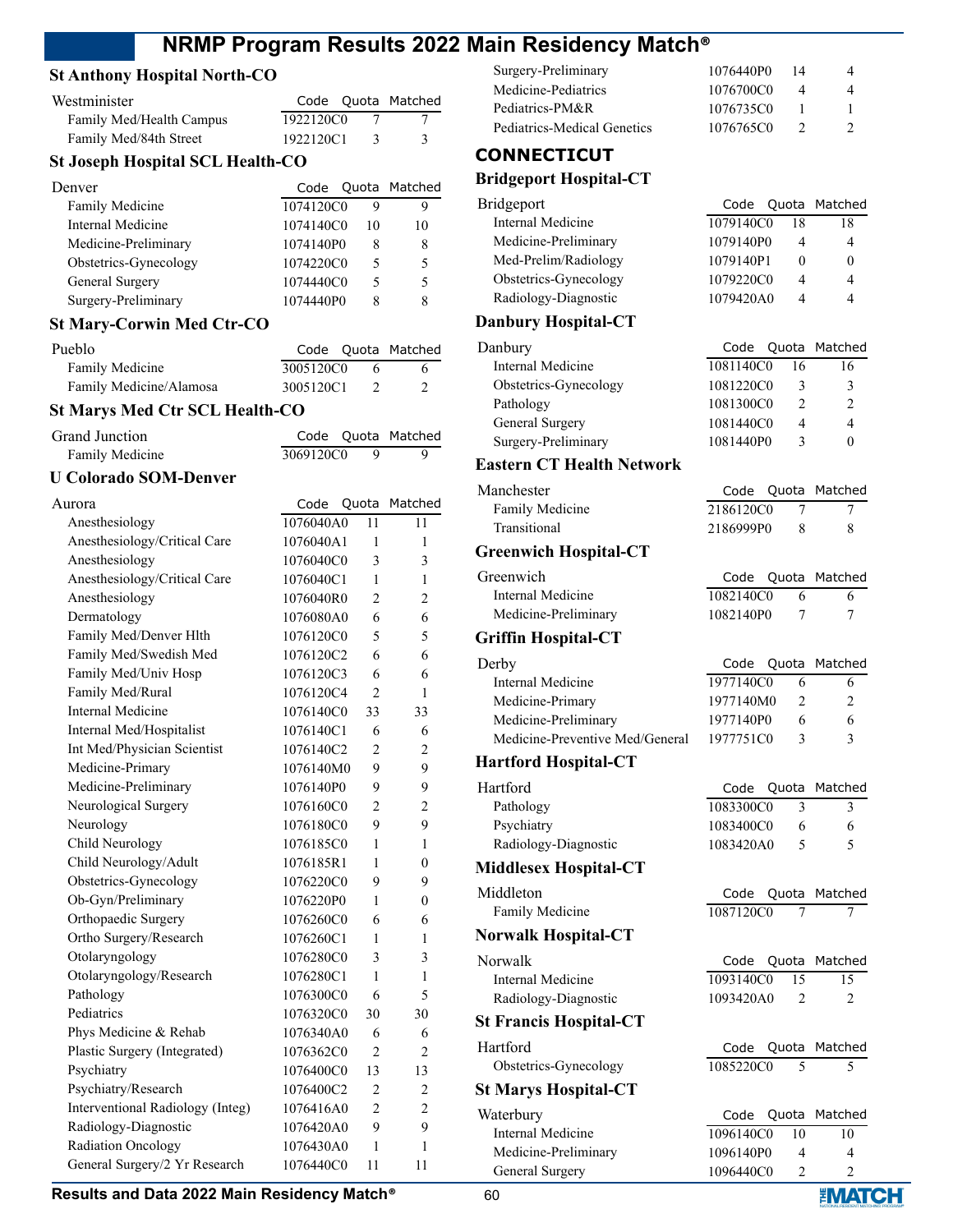### St Anthony Hospital North-CO

| Westminister | Code | Quota | Matched |
|---|---|---|---|
| Family Med/Health Campus | 1922120C0 | 7 | 7 |
| Family Med/84th Street | 1922120C1 | 3 | 3 |

### St Joseph Hospital SCL Health-CO

| Denver | Code | Quota | Matched |
|---|---|---|---|
| Family Medicine | 1074120C0 | 9 | 9 |
| Internal Medicine | 1074140C0 | 10 | 10 |
| Medicine-Preliminary | 1074140P0 | 8 | 8 |
| Obstetrics-Gynecology | 1074220C0 | 5 | 5 |
| General Surgery | 1074440C0 | 5 | 5 |
| Surgery-Preliminary | 1074440P0 | 8 | 8 |

### St Mary-Corwin Med Ctr-CO

| Pueblo | Code | Quota | Matched |
|---|---|---|---|
| Family Medicine | 3005120C0 | 6 | 6 |
| Family Medicine/Alamosa | 3005120C1 | 2 | 2 |

### St Marys Med Ctr SCL Health-CO

| Grand Junction | Code | Quota | Matched |
|---|---|---|---|
| Family Medicine | 3069120C0 | 9 | 9 |

### U Colorado SOM-Denver

| Aurora | Code | Quota | Matched |
|---|---|---|---|
| Anesthesiology | 1076040A0 | 11 | 11 |
| Anesthesiology/Critical Care | 1076040A1 | 1 | 1 |
| Anesthesiology | 1076040C0 | 3 | 3 |
| Anesthesiology/Critical Care | 1076040C1 | 1 | 1 |
| Anesthesiology | 1076040R0 | 2 | 2 |
| Dermatology | 1076080A0 | 6 | 6 |
| Family Med/Denver Hlth | 1076120C0 | 5 | 5 |
| Family Med/Swedish Med | 1076120C2 | 6 | 6 |
| Family Med/Univ Hosp | 1076120C3 | 6 | 6 |
| Family Med/Rural | 1076120C4 | 2 | 1 |
| Internal Medicine | 1076140C0 | 33 | 33 |
| Internal Med/Hospitalist | 1076140C1 | 6 | 6 |
| Int Med/Physician Scientist | 1076140C2 | 2 | 2 |
| Medicine-Primary | 1076140M0 | 9 | 9 |
| Medicine-Preliminary | 1076140P0 | 9 | 9 |
| Neurological Surgery | 1076160C0 | 2 | 2 |
| Neurology | 1076180C0 | 9 | 9 |
| Child Neurology | 1076185C0 | 1 | 1 |
| Child Neurology/Adult | 1076185R1 | 1 | 0 |
| Obstetrics-Gynecology | 1076220C0 | 9 | 9 |
| Ob-Gyn/Preliminary | 1076220P0 | 1 | 0 |
| Orthopaedic Surgery | 1076260C0 | 6 | 6 |
| Ortho Surgery/Research | 1076260C1 | 1 | 1 |
| Otolaryngology | 1076280C0 | 3 | 3 |
| Otolaryngology/Research | 1076280C1 | 1 | 1 |
| Pathology | 1076300C0 | 6 | 5 |
| Pediatrics | 1076320C0 | 30 | 30 |
| Phys Medicine & Rehab | 1076340A0 | 6 | 6 |
| Plastic Surgery (Integrated) | 1076362C0 | 2 | 2 |
| Psychiatry | 1076400C0 | 13 | 13 |
| Psychiatry/Research | 1076400C2 | 2 | 2 |
| Interventional Radiology (Integ) | 1076416A0 | 2 | 2 |
| Radiology-Diagnostic | 1076420A0 | 9 | 9 |
| Radiation Oncology | 1076430A0 | 1 | 1 |
| General Surgery/2 Yr Research | 1076440C0 | 11 | 11 |
| Surgery-Preliminary | 1076440P0 | 14 | 4 |
| Medicine-Pediatrics | 1076700C0 | 4 | 4 |
| Pediatrics-PM&R | 1076735C0 | 1 | 1 |
| Pediatrics-Medical Genetics | 1076765C0 | 2 | 2 |

## CONNECTICUT

### Bridgeport Hospital-CT

| Bridgeport | Code | Quota | Matched |
|---|---|---|---|
| Internal Medicine | 1079140C0 | 18 | 18 |
| Medicine-Preliminary | 1079140P0 | 4 | 4 |
| Med-Prelim/Radiology | 1079140P1 | 0 | 0 |
| Obstetrics-Gynecology | 1079220C0 | 4 | 4 |
| Radiology-Diagnostic | 1079420A0 | 4 | 4 |

### Danbury Hospital-CT

| Danbury | Code | Quota | Matched |
|---|---|---|---|
| Internal Medicine | 1081140C0 | 16 | 16 |
| Obstetrics-Gynecology | 1081220C0 | 3 | 3 |
| Pathology | 1081300C0 | 2 | 2 |
| General Surgery | 1081440C0 | 4 | 4 |
| Surgery-Preliminary | 1081440P0 | 3 | 0 |

### Eastern CT Health Network

| Manchester | Code | Quota | Matched |
|---|---|---|---|
| Family Medicine | 2186120C0 | 7 | 7 |
| Transitional | 2186999P0 | 8 | 8 |

### Greenwich Hospital-CT

| Greenwich | Code | Quota | Matched |
|---|---|---|---|
| Internal Medicine | 1082140C0 | 6 | 6 |
| Medicine-Preliminary | 1082140P0 | 7 | 7 |

### Griffin Hospital-CT

| Derby | Code | Quota | Matched |
|---|---|---|---|
| Internal Medicine | 1977140C0 | 6 | 6 |
| Medicine-Primary | 1977140M0 | 2 | 2 |
| Medicine-Preliminary | 1977140P0 | 6 | 6 |
| Medicine-Preventive Med/General | 1977751C0 | 3 | 3 |

### Hartford Hospital-CT

| Hartford | Code | Quota | Matched |
|---|---|---|---|
| Pathology | 1083300C0 | 3 | 3 |
| Psychiatry | 1083400C0 | 6 | 6 |
| Radiology-Diagnostic | 1083420A0 | 5 | 5 |

### Middlesex Hospital-CT

| Middleton | Code | Quota | Matched |
|---|---|---|---|
| Family Medicine | 1087120C0 | 7 | 7 |

### Norwalk Hospital-CT

| Norwalk | Code | Quota | Matched |
|---|---|---|---|
| Internal Medicine | 1093140C0 | 15 | 15 |
| Radiology-Diagnostic | 1093420A0 | 2 | 2 |

### St Francis Hospital-CT

| Hartford | Code | Quota | Matched |
|---|---|---|---|
| Obstetrics-Gynecology | 1085220C0 | 5 | 5 |

### St Marys Hospital-CT

| Waterbury | Code | Quota | Matched |
|---|---|---|---|
| Internal Medicine | 1096140C0 | 10 | 10 |
| Medicine-Preliminary | 1096140P0 | 4 | 4 |
| General Surgery | 1096440C0 | 2 | 2 |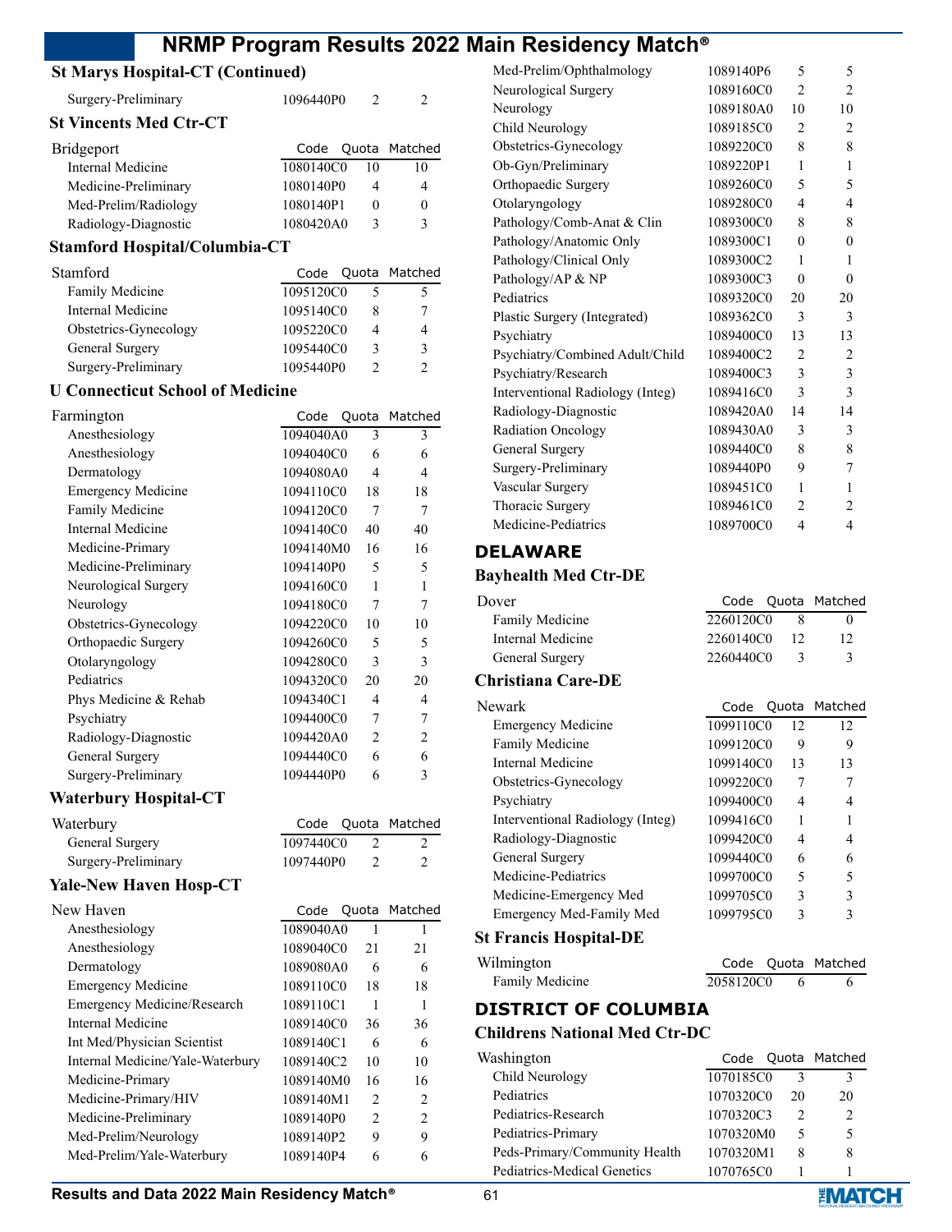### St Marys Hospital-CT (Continued)

| | Code | Quota | Matched |
|---|---|---|---|
| Surgery-Preliminary | 1096440P0 | 2 | 2 |

### St Vincents Med Ctr-CT

| Bridgeport | Code | Quota | Matched |
|---|---|---|---|
| Internal Medicine | 1080140C0 | 10 | 10 |
| Medicine-Preliminary | 1080140P0 | 4 | 4 |
| Med-Prelim/Radiology | 1080140P1 | 0 | 0 |
| Radiology-Diagnostic | 1080420A0 | 3 | 3 |

### Stamford Hospital/Columbia-CT

| Stamford | Code | Quota | Matched |
|---|---|---|---|
| Family Medicine | 1095120C0 | 5 | 5 |
| Internal Medicine | 1095140C0 | 8 | 7 |
| Obstetrics-Gynecology | 1095220C0 | 4 | 4 |
| General Surgery | 1095440C0 | 3 | 3 |
| Surgery-Preliminary | 1095440P0 | 2 | 2 |

### U Connecticut School of Medicine

| Farmington | Code | Quota | Matched |
|---|---|---|---|
| Anesthesiology | 1094040A0 | 3 | 3 |
| Anesthesiology | 1094040C0 | 6 | 6 |
| Dermatology | 1094080A0 | 4 | 4 |
| Emergency Medicine | 1094110C0 | 18 | 18 |
| Family Medicine | 1094120C0 | 7 | 7 |
| Internal Medicine | 1094140C0 | 40 | 40 |
| Medicine-Primary | 1094140M0 | 16 | 16 |
| Medicine-Preliminary | 1094140P0 | 5 | 5 |
| Neurological Surgery | 1094160C0 | 1 | 1 |
| Neurology | 1094180C0 | 7 | 7 |
| Obstetrics-Gynecology | 1094220C0 | 10 | 10 |
| Orthopaedic Surgery | 1094260C0 | 5 | 5 |
| Otolaryngology | 1094280C0 | 3 | 3 |
| Pediatrics | 1094320C0 | 20 | 20 |
| Phys Medicine & Rehab | 1094340C1 | 4 | 4 |
| Psychiatry | 1094400C0 | 7 | 7 |
| Radiology-Diagnostic | 1094420A0 | 2 | 2 |
| General Surgery | 1094440C0 | 6 | 6 |
| Surgery-Preliminary | 1094440P0 | 6 | 3 |

### Waterbury Hospital-CT

| Waterbury | Code | Quota | Matched |
|---|---|---|---|
| General Surgery | 1097440C0 | 2 | 2 |
| Surgery-Preliminary | 1097440P0 | 2 | 2 |

### Yale-New Haven Hosp-CT

| New Haven | Code | Quota | Matched |
|---|---|---|---|
| Anesthesiology | 1089040A0 | 1 | 1 |
| Anesthesiology | 1089040C0 | 21 | 21 |
| Dermatology | 1089080A0 | 6 | 6 |
| Emergency Medicine | 1089110C0 | 18 | 18 |
| Emergency Medicine/Research | 1089110C1 | 1 | 1 |
| Internal Medicine | 1089140C0 | 36 | 36 |
| Int Med/Physician Scientist | 1089140C1 | 6 | 6 |
| Internal Medicine/Yale-Waterbury | 1089140C2 | 10 | 10 |
| Medicine-Primary | 1089140M0 | 16 | 16 |
| Medicine-Primary/HIV | 1089140M1 | 2 | 2 |
| Medicine-Preliminary | 1089140P0 | 2 | 2 |
| Med-Prelim/Neurology | 1089140P2 | 9 | 9 |
| Med-Prelim/Yale-Waterbury | 1089140P4 | 6 | 6 |
| Med-Prelim/Ophthalmology | 1089140P6 | 5 | 5 |
| Neurological Surgery | 1089160C0 | 2 | 2 |
| Neurology | 1089180A0 | 10 | 10 |
| Child Neurology | 1089185C0 | 2 | 2 |
| Obstetrics-Gynecology | 1089220C0 | 8 | 8 |
| Ob-Gyn/Preliminary | 1089220P1 | 1 | 1 |
| Orthopaedic Surgery | 1089260C0 | 5 | 5 |
| Otolaryngology | 1089280C0 | 4 | 4 |
| Pathology/Comb-Anat & Clin | 1089300C0 | 8 | 8 |
| Pathology/Anatomic Only | 1089300C1 | 0 | 0 |
| Pathology/Clinical Only | 1089300C2 | 1 | 1 |
| Pathology/AP & NP | 1089300C3 | 0 | 0 |
| Pediatrics | 1089320C0 | 20 | 20 |
| Plastic Surgery (Integrated) | 1089362C0 | 3 | 3 |
| Psychiatry | 1089400C0 | 13 | 13 |
| Psychiatry/Combined Adult/Child | 1089400C2 | 2 | 2 |
| Psychiatry/Research | 1089400C3 | 3 | 3 |
| Interventional Radiology (Integ) | 1089416C0 | 3 | 3 |
| Radiology-Diagnostic | 1089420A0 | 14 | 14 |
| Radiation Oncology | 1089430A0 | 3 | 3 |
| General Surgery | 1089440C0 | 8 | 8 |
| Surgery-Preliminary | 1089440P0 | 9 | 7 |
| Vascular Surgery | 1089451C0 | 1 | 1 |
| Thoracic Surgery | 1089461C0 | 2 | 2 |
| Medicine-Pediatrics | 1089700C0 | 4 | 4 |

## DELAWARE

### Bayhealth Med Ctr-DE

| Dover | Code | Quota | Matched |
|---|---|---|---|
| Family Medicine | 2260120C0 | 8 | 0 |
| Internal Medicine | 2260140C0 | 12 | 12 |
| General Surgery | 2260440C0 | 3 | 3 |

### Christiana Care-DE

| Newark | Code | Quota | Matched |
|---|---|---|---|
| Emergency Medicine | 1099110C0 | 12 | 12 |
| Family Medicine | 1099120C0 | 9 | 9 |
| Internal Medicine | 1099140C0 | 13 | 13 |
| Obstetrics-Gynecology | 1099220C0 | 7 | 7 |
| Psychiatry | 1099400C0 | 4 | 4 |
| Interventional Radiology (Integ) | 1099416C0 | 1 | 1 |
| Radiology-Diagnostic | 1099420C0 | 4 | 4 |
| General Surgery | 1099440C0 | 6 | 6 |
| Medicine-Pediatrics | 1099700C0 | 5 | 5 |
| Medicine-Emergency Med | 1099705C0 | 3 | 3 |
| Emergency Med-Family Med | 1099795C0 | 3 | 3 |

### St Francis Hospital-DE

| Wilmington | Code | Quota | Matched |
|---|---|---|---|
| Family Medicine | 2058120C0 | 6 | 6 |

## DISTRICT OF COLUMBIA

### Childrens National Med Ctr-DC

| Washington | Code | Quota | Matched |
|---|---|---|---|
| Child Neurology | 1070185C0 | 3 | 3 |
| Pediatrics | 1070320C0 | 20 | 20 |
| Pediatrics-Research | 1070320C3 | 2 | 2 |
| Pediatrics-Primary | 1070320M0 | 5 | 5 |
| Peds-Primary/Community Health | 1070320M1 | 8 | 8 |
| Pediatrics-Medical Genetics | 1070765C0 | 1 | 1 |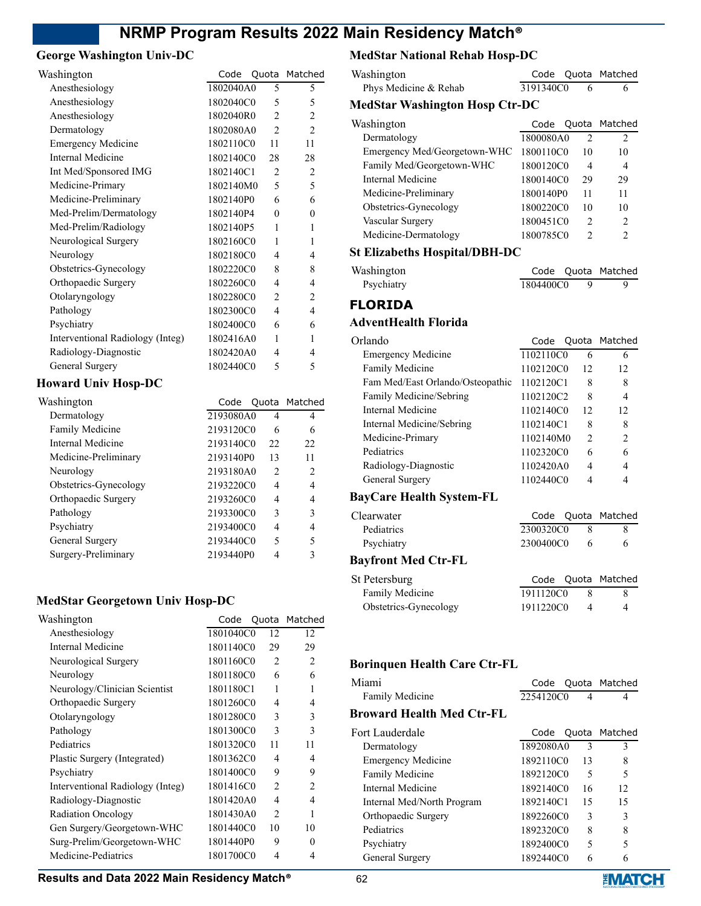## George Washington Univ-DC

| Washington | Code | Quota | Matched |
|---|---|---|---|
| Anesthesiology | 1802040A0 | 5 | 5 |
| Anesthesiology | 1802040C0 | 5 | 5 |
| Anesthesiology | 1802040R0 | 2 | 2 |
| Dermatology | 1802080A0 | 2 | 2 |
| Emergency Medicine | 1802110C0 | 11 | 11 |
| Internal Medicine | 1802140C0 | 28 | 28 |
| Int Med/Sponsored IMG | 1802140C1 | 2 | 2 |
| Medicine-Primary | 1802140M0 | 5 | 5 |
| Medicine-Preliminary | 1802140P0 | 6 | 6 |
| Med-Prelim/Dermatology | 1802140P4 | 0 | 0 |
| Med-Prelim/Radiology | 1802140P5 | 1 | 1 |
| Neurological Surgery | 1802160C0 | 1 | 1 |
| Neurology | 1802180C0 | 4 | 4 |
| Obstetrics-Gynecology | 1802220C0 | 8 | 8 |
| Orthopaedic Surgery | 1802260C0 | 4 | 4 |
| Otolaryngology | 1802280C0 | 2 | 2 |
| Pathology | 1802300C0 | 4 | 4 |
| Psychiatry | 1802400C0 | 6 | 6 |
| Interventional Radiology (Integ) | 1802416A0 | 1 | 1 |
| Radiology-Diagnostic | 1802420A0 | 4 | 4 |
| General Surgery | 1802440C0 | 5 | 5 |

## Howard Univ Hosp-DC

| Washington | Code | Quota | Matched |
|---|---|---|---|
| Dermatology | 2193080A0 | 4 | 4 |
| Family Medicine | 2193120C0 | 6 | 6 |
| Internal Medicine | 2193140C0 | 22 | 22 |
| Medicine-Preliminary | 2193140P0 | 13 | 11 |
| Neurology | 2193180A0 | 2 | 2 |
| Obstetrics-Gynecology | 2193220C0 | 4 | 4 |
| Orthopaedic Surgery | 2193260C0 | 4 | 4 |
| Pathology | 2193300C0 | 3 | 3 |
| Psychiatry | 2193400C0 | 4 | 4 |
| General Surgery | 2193440C0 | 5 | 5 |
| Surgery-Preliminary | 2193440P0 | 4 | 3 |

## MedStar Georgetown Univ Hosp-DC

| Washington | Code | Quota | Matched |
|---|---|---|---|
| Anesthesiology | 1801040C0 | 12 | 12 |
| Internal Medicine | 1801140C0 | 29 | 29 |
| Neurological Surgery | 1801160C0 | 2 | 2 |
| Neurology | 1801180C0 | 6 | 6 |
| Neurology/Clinician Scientist | 1801180C1 | 1 | 1 |
| Orthopaedic Surgery | 1801260C0 | 4 | 4 |
| Otolaryngology | 1801280C0 | 3 | 3 |
| Pathology | 1801300C0 | 3 | 3 |
| Pediatrics | 1801320C0 | 11 | 11 |
| Plastic Surgery (Integrated) | 1801362C0 | 4 | 4 |
| Psychiatry | 1801400C0 | 9 | 9 |
| Interventional Radiology (Integ) | 1801416C0 | 2 | 2 |
| Radiology-Diagnostic | 1801420A0 | 4 | 4 |
| Radiation Oncology | 1801430A0 | 2 | 1 |
| Gen Surgery/Georgetown-WHC | 1801440C0 | 10 | 10 |
| Surg-Prelim/Georgetown-WHC | 1801440P0 | 9 | 0 |
| Medicine-Pediatrics | 1801700C0 | 4 | 4 |

## MedStar National Rehab Hosp-DC

| Washington | Code | Quota | Matched |
|---|---|---|---|
| Phys Medicine & Rehab | 3191340C0 | 6 | 6 |

## MedStar Washington Hosp Ctr-DC

| Washington | Code | Quota | Matched |
|---|---|---|---|
| Dermatology | 1800080A0 | 2 | 2 |
| Emergency Med/Georgetown-WHC | 1800110C0 | 10 | 10 |
| Family Med/Georgetown-WHC | 1800120C0 | 4 | 4 |
| Internal Medicine | 1800140C0 | 29 | 29 |
| Medicine-Preliminary | 1800140P0 | 11 | 11 |
| Obstetrics-Gynecology | 1800220C0 | 10 | 10 |
| Vascular Surgery | 1800451C0 | 2 | 2 |
| Medicine-Dermatology | 1800785C0 | 2 | 2 |

## St Elizabeths Hospital/DBH-DC

| Washington | Code | Quota | Matched |
|---|---|---|---|
| Psychiatry | 1804400C0 | 9 | 9 |

# FLORIDA

## AdventHealth Florida

| Orlando | Code | Quota | Matched |
|---|---|---|---|
| Emergency Medicine | 1102110C0 | 6 | 6 |
| Family Medicine | 1102120C0 | 12 | 12 |
| Fam Med/East Orlando/Osteopathic | 1102120C1 | 8 | 8 |
| Family Medicine/Sebring | 1102120C2 | 8 | 4 |
| Internal Medicine | 1102140C0 | 12 | 12 |
| Internal Medicine/Sebring | 1102140C1 | 8 | 8 |
| Medicine-Primary | 1102140M0 | 2 | 2 |
| Pediatrics | 1102320C0 | 6 | 6 |
| Radiology-Diagnostic | 1102420A0 | 4 | 4 |
| General Surgery | 1102440C0 | 4 | 4 |

## BayCare Health System-FL

| Clearwater | Code | Quota | Matched |
|---|---|---|---|
| Pediatrics | 2300320C0 | 8 | 8 |
| Psychiatry | 2300400C0 | 6 | 6 |

## Bayfront Med Ctr-FL

| St Petersburg | Code | Quota | Matched |
|---|---|---|---|
| Family Medicine | 1911120C0 | 8 | 8 |
| Obstetrics-Gynecology | 1911220C0 | 4 | 4 |

## Borinquen Health Care Ctr-FL

| Miami | Code | Quota | Matched |
|---|---|---|---|
| Family Medicine | 2254120C0 | 4 | 4 |

## Broward Health Med Ctr-FL

| Fort Lauderdale | Code | Quota | Matched |
|---|---|---|---|
| Dermatology | 1892080A0 | 3 | 3 |
| Emergency Medicine | 1892110C0 | 13 | 8 |
| Family Medicine | 1892120C0 | 5 | 5 |
| Internal Medicine | 1892140C0 | 16 | 12 |
| Internal Med/North Program | 1892140C1 | 15 | 15 |
| Orthopaedic Surgery | 1892260C0 | 3 | 3 |
| Pediatrics | 1892320C0 | 8 | 8 |
| Psychiatry | 1892400C0 | 5 | 5 |
| General Surgery | 1892440C0 | 6 | 6 |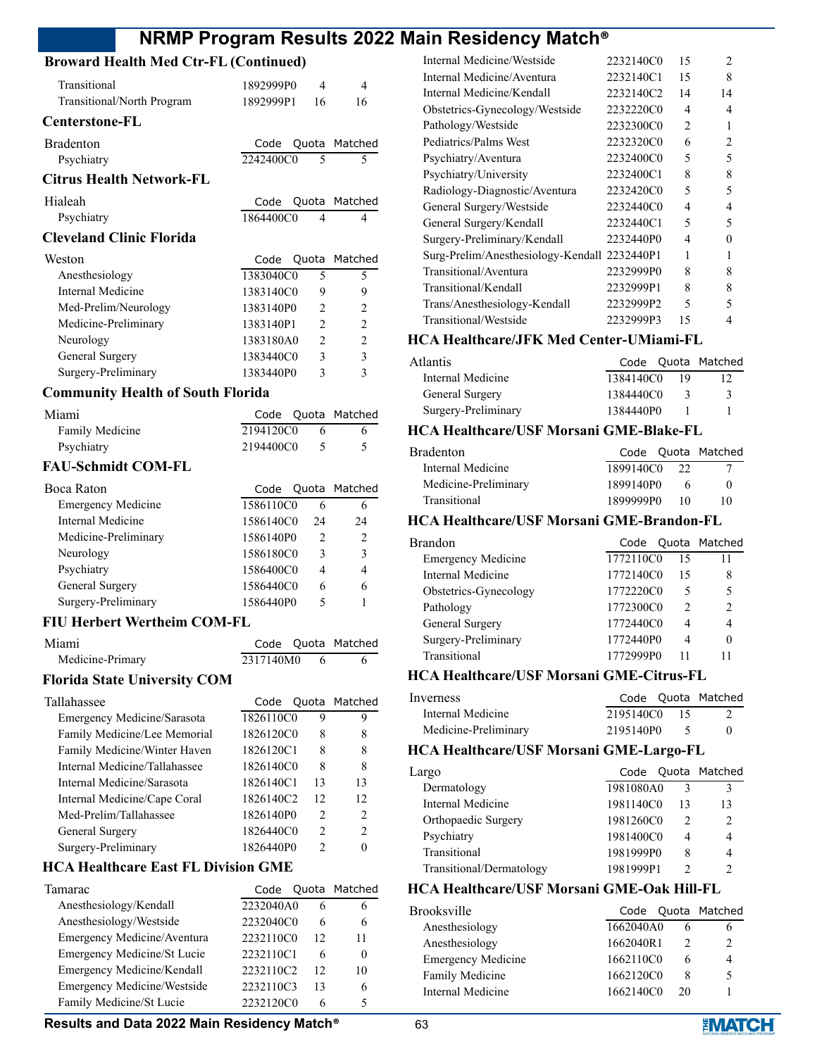## Broward Health Med Ctr-FL (Continued)

| | Code | Quota | Matched |
|---|---|---|---|
| Transitional | 1892999P0 | 4 | 4 |
| Transitional/North Program | 1892999P1 | 16 | 16 |

## Centerstone-FL

| Bradenton | Code | Quota | Matched |
|---|---|---|---|
| Psychiatry | 2242400C0 | 5 | 5 |

## Citrus Health Network-FL

| Hialeah | Code | Quota | Matched |
|---|---|---|---|
| Psychiatry | 1864400C0 | 4 | 4 |

## Cleveland Clinic Florida

| Weston | Code | Quota | Matched |
|---|---|---|---|
| Anesthesiology | 1383040C0 | 5 | 5 |
| Internal Medicine | 1383140C0 | 9 | 9 |
| Med-Prelim/Neurology | 1383140P0 | 2 | 2 |
| Medicine-Preliminary | 1383140P1 | 2 | 2 |
| Neurology | 1383180A0 | 2 | 2 |
| General Surgery | 1383440C0 | 3 | 3 |
| Surgery-Preliminary | 1383440P0 | 3 | 3 |

## Community Health of South Florida

| Miami | Code | Quota | Matched |
|---|---|---|---|
| Family Medicine | 2194120C0 | 6 | 6 |
| Psychiatry | 2194400C0 | 5 | 5 |

## FAU-Schmidt COM-FL

| Boca Raton | Code | Quota | Matched |
|---|---|---|---|
| Emergency Medicine | 1586110C0 | 6 | 6 |
| Internal Medicine | 1586140C0 | 24 | 24 |
| Medicine-Preliminary | 1586140P0 | 2 | 2 |
| Neurology | 1586180C0 | 3 | 3 |
| Psychiatry | 1586400C0 | 4 | 4 |
| General Surgery | 1586440C0 | 6 | 6 |
| Surgery-Preliminary | 1586440P0 | 5 | 1 |

## FIU Herbert Wertheim COM-FL

| Miami | Code | Quota | Matched |
|---|---|---|---|
| Medicine-Primary | 2317140M0 | 6 | 6 |

## Florida State University COM

| Tallahassee | Code | Quota | Matched |
|---|---|---|---|
| Emergency Medicine/Sarasota | 1826110C0 | 9 | 9 |
| Family Medicine/Lee Memorial | 1826120C0 | 8 | 8 |
| Family Medicine/Winter Haven | 1826120C1 | 8 | 8 |
| Internal Medicine/Tallahassee | 1826140C0 | 8 | 8 |
| Internal Medicine/Sarasota | 1826140C1 | 13 | 13 |
| Internal Medicine/Cape Coral | 1826140C2 | 12 | 12 |
| Med-Prelim/Tallahassee | 1826140P0 | 2 | 2 |
| General Surgery | 1826440C0 | 2 | 2 |
| Surgery-Preliminary | 1826440P0 | 2 | 0 |

## HCA Healthcare East FL Division GME

| Tamarac | Code | Quota | Matched |
|---|---|---|---|
| Anesthesiology/Kendall | 2232040A0 | 6 | 6 |
| Anesthesiology/Westside | 2232040C0 | 6 | 6 |
| Emergency Medicine/Aventura | 2232110C0 | 12 | 11 |
| Emergency Medicine/St Lucie | 2232110C1 | 6 | 0 |
| Emergency Medicine/Kendall | 2232110C2 | 12 | 10 |
| Emergency Medicine/Westside | 2232110C3 | 13 | 6 |
| Family Medicine/St Lucie | 2232120C0 | 6 | 5 |
| Internal Medicine/Westside | 2232140C0 | 15 | 2 |
| Internal Medicine/Aventura | 2232140C1 | 15 | 8 |
| Internal Medicine/Kendall | 2232140C2 | 14 | 14 |
| Obstetrics-Gynecology/Westside | 2232220C0 | 4 | 4 |
| Pathology/Westside | 2232300C0 | 2 | 1 |
| Pediatrics/Palms West | 2232320C0 | 6 | 2 |
| Psychiatry/Aventura | 2232400C0 | 5 | 5 |
| Psychiatry/University | 2232400C1 | 8 | 8 |
| Radiology-Diagnostic/Aventura | 2232420C0 | 5 | 5 |
| General Surgery/Westside | 2232440C0 | 4 | 4 |
| General Surgery/Kendall | 2232440C1 | 5 | 5 |
| Surgery-Preliminary/Kendall | 2232440P0 | 4 | 0 |
| Surg-Prelim/Anesthesiology-Kendall | 2232440P1 | 1 | 1 |
| Transitional/Aventura | 2232999P0 | 8 | 8 |
| Transitional/Kendall | 2232999P1 | 8 | 8 |
| Trans/Anesthesiology-Kendall | 2232999P2 | 5 | 5 |
| Transitional/Westside | 2232999P3 | 15 | 4 |

## HCA Healthcare/JFK Med Center-UMiami-FL

| Atlantis | Code | Quota | Matched |
|---|---|---|---|
| Internal Medicine | 1384140C0 | 19 | 12 |
| General Surgery | 1384440C0 | 3 | 3 |
| Surgery-Preliminary | 1384440P0 | 1 | 1 |

## HCA Healthcare/USF Morsani GME-Blake-FL

| Bradenton | Code | Quota | Matched |
|---|---|---|---|
| Internal Medicine | 1899140C0 | 22 | 7 |
| Medicine-Preliminary | 1899140P0 | 6 | 0 |
| Transitional | 1899999P0 | 10 | 10 |

## HCA Healthcare/USF Morsani GME-Brandon-FL

| Brandon | Code | Quota | Matched |
|---|---|---|---|
| Emergency Medicine | 1772110C0 | 15 | 11 |
| Internal Medicine | 1772140C0 | 15 | 8 |
| Obstetrics-Gynecology | 1772220C0 | 5 | 5 |
| Pathology | 1772300C0 | 2 | 2 |
| General Surgery | 1772440C0 | 4 | 4 |
| Surgery-Preliminary | 1772440P0 | 4 | 0 |
| Transitional | 1772999P0 | 11 | 11 |

## HCA Healthcare/USF Morsani GME-Citrus-FL

| Inverness | Code | Quota | Matched |
|---|---|---|---|
| Internal Medicine | 2195140C0 | 15 | 2 |
| Medicine-Preliminary | 2195140P0 | 5 | 0 |

## HCA Healthcare/USF Morsani GME-Largo-FL

| Largo | Code | Quota | Matched |
|---|---|---|---|
| Dermatology | 1981080A0 | 3 | 3 |
| Internal Medicine | 1981140C0 | 13 | 13 |
| Orthopaedic Surgery | 1981260C0 | 2 | 2 |
| Psychiatry | 1981400C0 | 4 | 4 |
| Transitional | 1981999P0 | 8 | 4 |
| Transitional/Dermatology | 1981999P1 | 2 | 2 |

## HCA Healthcare/USF Morsani GME-Oak Hill-FL

| Brooksville | Code | Quota | Matched |
|---|---|---|---|
| Anesthesiology | 1662040A0 | 6 | 6 |
| Anesthesiology | 1662040R1 | 2 | 2 |
| Emergency Medicine | 1662110C0 | 6 | 4 |
| Family Medicine | 1662120C0 | 8 | 5 |
| Internal Medicine | 1662140C0 | 20 | 1 |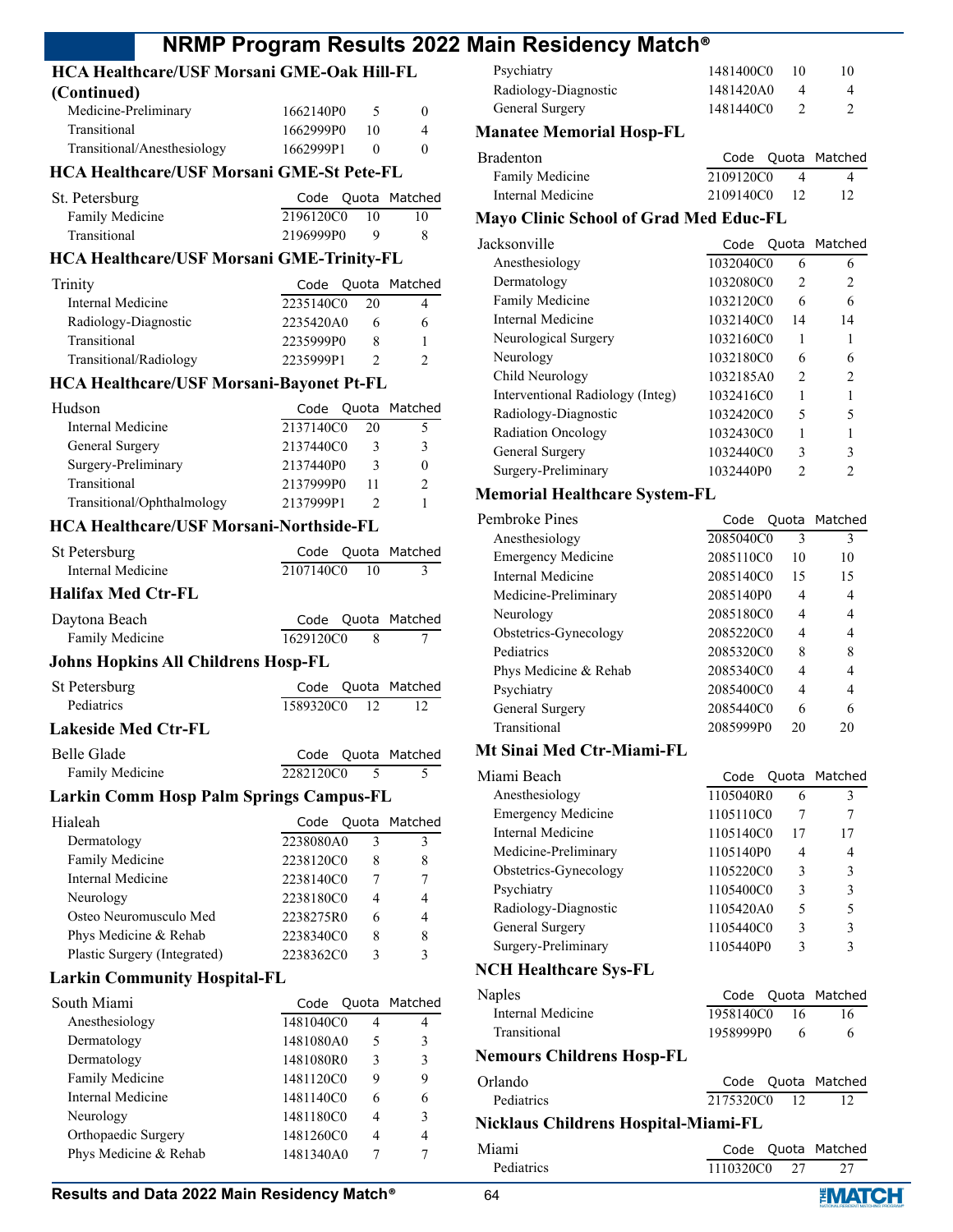## HCA Healthcare/USF Morsani GME-Oak Hill-FL (Continued)

| | Code | Quota | Matched |
|---|---|---|---|
| Medicine-Preliminary | 1662140P0 | 5 | 0 |
| Transitional | 1662999P0 | 10 | 4 |
| Transitional/Anesthesiology | 1662999P1 | 0 | 0 |

## HCA Healthcare/USF Morsani GME-St Pete-FL

| St. Petersburg | Code | Quota | Matched |
|---|---|---|---|
| Family Medicine | 2196120C0 | 10 | 10 |
| Transitional | 2196999P0 | 9 | 8 |

## HCA Healthcare/USF Morsani GME-Trinity-FL

| Trinity | Code | Quota | Matched |
|---|---|---|---|
| Internal Medicine | 2235140C0 | 20 | 4 |
| Radiology-Diagnostic | 2235420A0 | 6 | 6 |
| Transitional | 2235999P0 | 8 | 1 |
| Transitional/Radiology | 2235999P1 | 2 | 2 |

## HCA Healthcare/USF Morsani-Bayonet Pt-FL

| Hudson | Code | Quota | Matched |
|---|---|---|---|
| Internal Medicine | 2137140C0 | 20 | 5 |
| General Surgery | 2137440C0 | 3 | 3 |
| Surgery-Preliminary | 2137440P0 | 3 | 0 |
| Transitional | 2137999P0 | 11 | 2 |
| Transitional/Ophthalmology | 2137999P1 | 2 | 1 |

## HCA Healthcare/USF Morsani-Northside-FL

| St Petersburg | Code | Quota | Matched |
|---|---|---|---|
| Internal Medicine | 2107140C0 | 10 | 3 |

## Halifax Med Ctr-FL

| Daytona Beach | Code | Quota | Matched |
|---|---|---|---|
| Family Medicine | 1629120C0 | 8 | 7 |

## Johns Hopkins All Childrens Hosp-FL

| St Petersburg | Code | Quota | Matched |
|---|---|---|---|
| Pediatrics | 1589320C0 | 12 | 12 |

## Lakeside Med Ctr-FL

| Belle Glade | Code | Quota | Matched |
|---|---|---|---|
| Family Medicine | 2282120C0 | 5 | 5 |

## Larkin Comm Hosp Palm Springs Campus-FL

| Hialeah | Code | Quota | Matched |
|---|---|---|---|
| Dermatology | 2238080A0 | 3 | 3 |
| Family Medicine | 2238120C0 | 8 | 8 |
| Internal Medicine | 2238140C0 | 7 | 7 |
| Neurology | 2238180C0 | 4 | 4 |
| Osteo Neuromusculo Med | 2238275R0 | 6 | 4 |
| Phys Medicine & Rehab | 2238340C0 | 8 | 8 |
| Plastic Surgery (Integrated) | 2238362C0 | 3 | 3 |

## Larkin Community Hospital-FL

| South Miami | Code | Quota | Matched |
|---|---|---|---|
| Anesthesiology | 1481040C0 | 4 | 4 |
| Dermatology | 1481080A0 | 5 | 3 |
| Dermatology | 1481080R0 | 3 | 3 |
| Family Medicine | 1481120C0 | 9 | 9 |
| Internal Medicine | 1481140C0 | 6 | 6 |
| Neurology | 1481180C0 | 4 | 3 |
| Orthopaedic Surgery | 1481260C0 | 4 | 4 |
| Phys Medicine & Rehab | 1481340A0 | 7 | 7 |
| Psychiatry | 1481400C0 | 10 | 10 |
| Radiology-Diagnostic | 1481420A0 | 4 | 4 |
| General Surgery | 1481440C0 | 2 | 2 |

## Manatee Memorial Hosp-FL

| Bradenton | Code | Quota | Matched |
|---|---|---|---|
| Family Medicine | 2109120C0 | 4 | 4 |
| Internal Medicine | 2109140C0 | 12 | 12 |

## Mayo Clinic School of Grad Med Educ-FL

| Jacksonville | Code | Quota | Matched |
|---|---|---|---|
| Anesthesiology | 1032040C0 | 6 | 6 |
| Dermatology | 1032080C0 | 2 | 2 |
| Family Medicine | 1032120C0 | 6 | 6 |
| Internal Medicine | 1032140C0 | 14 | 14 |
| Neurological Surgery | 1032160C0 | 1 | 1 |
| Neurology | 1032180C0 | 6 | 6 |
| Child Neurology | 1032185A0 | 2 | 2 |
| Interventional Radiology (Integ) | 1032416C0 | 1 | 1 |
| Radiology-Diagnostic | 1032420C0 | 5 | 5 |
| Radiation Oncology | 1032430C0 | 1 | 1 |
| General Surgery | 1032440C0 | 3 | 3 |
| Surgery-Preliminary | 1032440P0 | 2 | 2 |

## Memorial Healthcare System-FL

| Pembroke Pines | Code | Quota | Matched |
|---|---|---|---|
| Anesthesiology | 2085040C0 | 3 | 3 |
| Emergency Medicine | 2085110C0 | 10 | 10 |
| Internal Medicine | 2085140C0 | 15 | 15 |
| Medicine-Preliminary | 2085140P0 | 4 | 4 |
| Neurology | 2085180C0 | 4 | 4 |
| Obstetrics-Gynecology | 2085220C0 | 4 | 4 |
| Pediatrics | 2085320C0 | 8 | 8 |
| Phys Medicine & Rehab | 2085340C0 | 4 | 4 |
| Psychiatry | 2085400C0 | 4 | 4 |
| General Surgery | 2085440C0 | 6 | 6 |
| Transitional | 2085999P0 | 20 | 20 |

## Mt Sinai Med Ctr-Miami-FL

| Miami Beach | Code | Quota | Matched |
|---|---|---|---|
| Anesthesiology | 1105040R0 | 6 | 3 |
| Emergency Medicine | 1105110C0 | 7 | 7 |
| Internal Medicine | 1105140C0 | 17 | 17 |
| Medicine-Preliminary | 1105140P0 | 4 | 4 |
| Obstetrics-Gynecology | 1105220C0 | 3 | 3 |
| Psychiatry | 1105400C0 | 3 | 3 |
| Radiology-Diagnostic | 1105420A0 | 5 | 5 |
| General Surgery | 1105440C0 | 3 | 3 |
| Surgery-Preliminary | 1105440P0 | 3 | 3 |

## NCH Healthcare Sys-FL

| Naples | Code | Quota | Matched |
|---|---|---|---|
| Internal Medicine | 1958140C0 | 16 | 16 |
| Transitional | 1958999P0 | 6 | 6 |

## Nemours Childrens Hosp-FL

| Orlando | Code | Quota | Matched |
|---|---|---|---|
| Pediatrics | 2175320C0 | 12 | 12 |

## Nicklaus Childrens Hospital-Miami-FL

| Miami | Code | Quota | Matched |
|---|---|---|---|
| Pediatrics | 1110320C0 | 27 | 27 |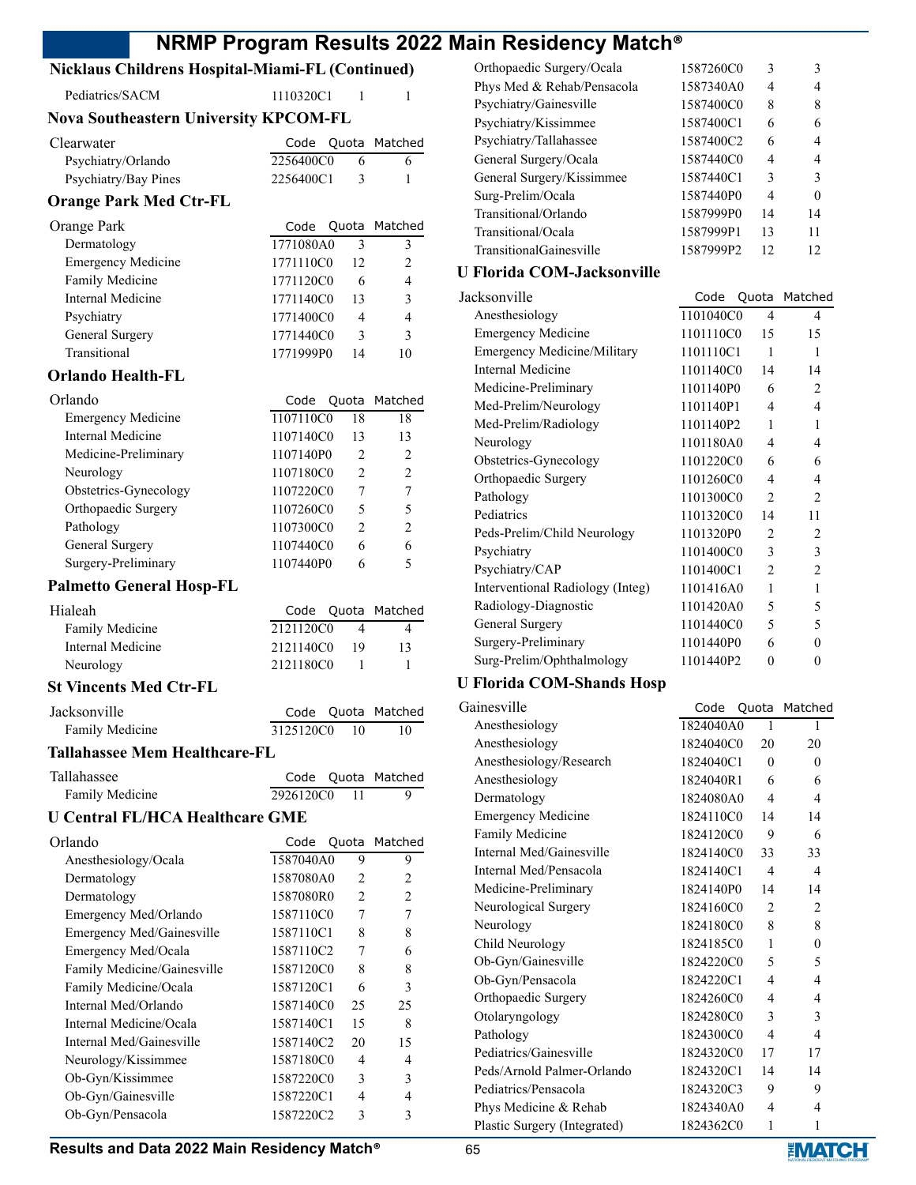## Nicklaus Childrens Hospital-Miami-FL (Continued)

| | Code | Quota | Matched |
|---|---|---|---|
| Pediatrics/SACM | 1110320C1 | 1 | 1 |

## Nova Southeastern University KPCOM-FL

| Clearwater | Code | Quota | Matched |
|---|---|---|---|
| Psychiatry/Orlando | 2256400C0 | 6 | 6 |
| Psychiatry/Bay Pines | 2256400C1 | 3 | 1 |

## Orange Park Med Ctr-FL

| Orange Park | Code | Quota | Matched |
|---|---|---|---|
| Dermatology | 1771080A0 | 3 | 3 |
| Emergency Medicine | 1771110C0 | 12 | 2 |
| Family Medicine | 1771120C0 | 6 | 4 |
| Internal Medicine | 1771140C0 | 13 | 3 |
| Psychiatry | 1771400C0 | 4 | 4 |
| General Surgery | 1771440C0 | 3 | 3 |
| Transitional | 1771999P0 | 14 | 10 |

## Orlando Health-FL

| Orlando | Code | Quota | Matched |
|---|---|---|---|
| Emergency Medicine | 1107110C0 | 18 | 18 |
| Internal Medicine | 1107140C0 | 13 | 13 |
| Medicine-Preliminary | 1107140P0 | 2 | 2 |
| Neurology | 1107180C0 | 2 | 2 |
| Obstetrics-Gynecology | 1107220C0 | 7 | 7 |
| Orthopaedic Surgery | 1107260C0 | 5 | 5 |
| Pathology | 1107300C0 | 2 | 2 |
| General Surgery | 1107440C0 | 6 | 6 |
| Surgery-Preliminary | 1107440P0 | 6 | 5 |

## Palmetto General Hosp-FL

| Hialeah | Code | Quota | Matched |
|---|---|---|---|
| Family Medicine | 2121120C0 | 4 | 4 |
| Internal Medicine | 2121140C0 | 19 | 13 |
| Neurology | 2121180C0 | 1 | 1 |

## St Vincents Med Ctr-FL

| Jacksonville | Code | Quota | Matched |
|---|---|---|---|
| Family Medicine | 3125120C0 | 10 | 10 |

## Tallahassee Mem Healthcare-FL

| Tallahassee | Code | Quota | Matched |
|---|---|---|---|
| Family Medicine | 2926120C0 | 11 | 9 |

## U Central FL/HCA Healthcare GME

| Orlando | Code | Quota | Matched |
|---|---|---|---|
| Anesthesiology/Ocala | 1587040A0 | 9 | 9 |
| Dermatology | 1587080A0 | 2 | 2 |
| Dermatology | 1587080R0 | 2 | 2 |
| Emergency Med/Orlando | 1587110C0 | 7 | 7 |
| Emergency Med/Gainesville | 1587110C1 | 8 | 8 |
| Emergency Med/Ocala | 1587110C2 | 7 | 6 |
| Family Medicine/Gainesville | 1587120C0 | 8 | 8 |
| Family Medicine/Ocala | 1587120C1 | 6 | 3 |
| Internal Med/Orlando | 1587140C0 | 25 | 25 |
| Internal Medicine/Ocala | 1587140C1 | 15 | 8 |
| Internal Med/Gainesville | 1587140C2 | 20 | 15 |
| Neurology/Kissimmee | 1587180C0 | 4 | 4 |
| Ob-Gyn/Kissimmee | 1587220C0 | 3 | 3 |
| Ob-Gyn/Gainesville | 1587220C1 | 4 | 4 |
| Ob-Gyn/Pensacola | 1587220C2 | 3 | 3 |
| Orthopaedic Surgery/Ocala | 1587260C0 | 3 | 3 |
| Phys Med & Rehab/Pensacola | 1587340A0 | 4 | 4 |
| Psychiatry/Gainesville | 1587400C0 | 8 | 8 |
| Psychiatry/Kissimmee | 1587400C1 | 6 | 6 |
| Psychiatry/Tallahassee | 1587400C2 | 6 | 4 |
| General Surgery/Ocala | 1587440C0 | 4 | 4 |
| General Surgery/Kissimmee | 1587440C1 | 3 | 3 |
| Surg-Prelim/Ocala | 1587440P0 | 4 | 0 |
| Transitional/Orlando | 1587999P0 | 14 | 14 |
| Transitional/Ocala | 1587999P1 | 13 | 11 |
| TransitionalGainesville | 1587999P2 | 12 | 12 |

## U Florida COM-Jacksonville

| Jacksonville | Code | Quota | Matched |
|---|---|---|---|
| Anesthesiology | 1101040C0 | 4 | 4 |
| Emergency Medicine | 1101110C0 | 15 | 15 |
| Emergency Medicine/Military | 1101110C1 | 1 | 1 |
| Internal Medicine | 1101140C0 | 14 | 14 |
| Medicine-Preliminary | 1101140P0 | 6 | 2 |
| Med-Prelim/Neurology | 1101140P1 | 4 | 4 |
| Med-Prelim/Radiology | 1101140P2 | 1 | 1 |
| Neurology | 1101180A0 | 4 | 4 |
| Obstetrics-Gynecology | 1101220C0 | 6 | 6 |
| Orthopaedic Surgery | 1101260C0 | 4 | 4 |
| Pathology | 1101300C0 | 2 | 2 |
| Pediatrics | 1101320C0 | 14 | 11 |
| Peds-Prelim/Child Neurology | 1101320P0 | 2 | 2 |
| Psychiatry | 1101400C0 | 3 | 3 |
| Psychiatry/CAP | 1101400C1 | 2 | 2 |
| Interventional Radiology (Integ) | 1101416A0 | 1 | 1 |
| Radiology-Diagnostic | 1101420A0 | 5 | 5 |
| General Surgery | 1101440C0 | 5 | 5 |
| Surgery-Preliminary | 1101440P0 | 6 | 0 |
| Surg-Prelim/Ophthalmology | 1101440P2 | 0 | 0 |

## U Florida COM-Shands Hosp

| Gainesville | Code | Quota | Matched |
|---|---|---|---|
| Anesthesiology | 1824040A0 | 1 | 1 |
| Anesthesiology | 1824040C0 | 20 | 20 |
| Anesthesiology/Research | 1824040C1 | 0 | 0 |
| Anesthesiology | 1824040R1 | 6 | 6 |
| Dermatology | 1824080A0 | 4 | 4 |
| Emergency Medicine | 1824110C0 | 14 | 14 |
| Family Medicine | 1824120C0 | 9 | 6 |
| Internal Med/Gainesville | 1824140C0 | 33 | 33 |
| Internal Med/Pensacola | 1824140C1 | 4 | 4 |
| Medicine-Preliminary | 1824140P0 | 14 | 14 |
| Neurological Surgery | 1824160C0 | 2 | 2 |
| Neurology | 1824180C0 | 8 | 8 |
| Child Neurology | 1824185C0 | 1 | 0 |
| Ob-Gyn/Gainesville | 1824220C0 | 5 | 5 |
| Ob-Gyn/Pensacola | 1824220C1 | 4 | 4 |
| Orthopaedic Surgery | 1824260C0 | 4 | 4 |
| Otolaryngology | 1824280C0 | 3 | 3 |
| Pathology | 1824300C0 | 4 | 4 |
| Pediatrics/Gainesville | 1824320C0 | 17 | 17 |
| Peds/Arnold Palmer-Orlando | 1824320C1 | 14 | 14 |
| Pediatrics/Pensacola | 1824320C3 | 9 | 9 |
| Phys Medicine & Rehab | 1824340A0 | 4 | 4 |
| Plastic Surgery (Integrated) | 1824362C0 | 1 | 1 |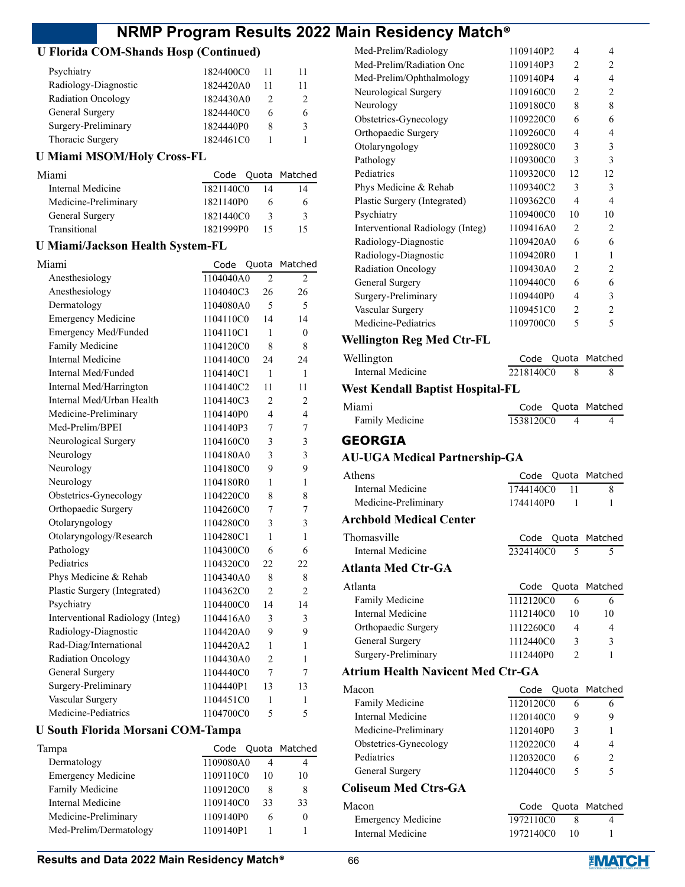### U Florida COM-Shands Hosp (Continued)

| | Code | Quota | Matched |
|---|---|---|---|
| Psychiatry | 1824400C0 | 11 | 11 |
| Radiology-Diagnostic | 1824420A0 | 11 | 11 |
| Radiation Oncology | 1824430A0 | 2 | 2 |
| General Surgery | 1824440C0 | 6 | 6 |
| Surgery-Preliminary | 1824440P0 | 8 | 3 |
| Thoracic Surgery | 1824461C0 | 1 | 1 |

### U Miami MSOM/Holy Cross-FL

| Miami | Code | Quota | Matched |
|---|---|---|---|
| Internal Medicine | 1821140C0 | 14 | 14 |
| Medicine-Preliminary | 1821140P0 | 6 | 6 |
| General Surgery | 1821440C0 | 3 | 3 |
| Transitional | 1821999P0 | 15 | 15 |

### U Miami/Jackson Health System-FL

| Miami | Code | Quota | Matched |
|---|---|---|---|
| Anesthesiology | 1104040A0 | 2 | 2 |
| Anesthesiology | 1104040C3 | 26 | 26 |
| Dermatology | 1104080A0 | 5 | 5 |
| Emergency Medicine | 1104110C0 | 14 | 14 |
| Emergency Med/Funded | 1104110C1 | 1 | 0 |
| Family Medicine | 1104120C0 | 8 | 8 |
| Internal Medicine | 1104140C0 | 24 | 24 |
| Internal Med/Funded | 1104140C1 | 1 | 1 |
| Internal Med/Harrington | 1104140C2 | 11 | 11 |
| Internal Med/Urban Health | 1104140C3 | 2 | 2 |
| Medicine-Preliminary | 1104140P0 | 4 | 4 |
| Med-Prelim/BPEI | 1104140P3 | 7 | 7 |
| Neurological Surgery | 1104160C0 | 3 | 3 |
| Neurology | 1104180A0 | 3 | 3 |
| Neurology | 1104180C0 | 9 | 9 |
| Neurology | 1104180R0 | 1 | 1 |
| Obstetrics-Gynecology | 1104220C0 | 8 | 8 |
| Orthopaedic Surgery | 1104260C0 | 7 | 7 |
| Otolaryngology | 1104280C0 | 3 | 3 |
| Otolaryngology/Research | 1104280C1 | 1 | 1 |
| Pathology | 1104300C0 | 6 | 6 |
| Pediatrics | 1104320C0 | 22 | 22 |
| Phys Medicine & Rehab | 1104340A0 | 8 | 8 |
| Plastic Surgery (Integrated) | 1104362C0 | 2 | 2 |
| Psychiatry | 1104400C0 | 14 | 14 |
| Interventional Radiology (Integ) | 1104416A0 | 3 | 3 |
| Radiology-Diagnostic | 1104420A0 | 9 | 9 |
| Rad-Diag/International | 1104420A2 | 1 | 1 |
| Radiation Oncology | 1104430A0 | 2 | 1 |
| General Surgery | 1104440C0 | 7 | 7 |
| Surgery-Preliminary | 1104440P1 | 13 | 13 |
| Vascular Surgery | 1104451C0 | 1 | 1 |
| Medicine-Pediatrics | 1104700C0 | 5 | 5 |

### U South Florida Morsani COM-Tampa

| Tampa | Code | Quota | Matched |
|---|---|---|---|
| Dermatology | 1109080A0 | 4 | 4 |
| Emergency Medicine | 1109110C0 | 10 | 10 |
| Family Medicine | 1109120C0 | 8 | 8 |
| Internal Medicine | 1109140C0 | 33 | 33 |
| Medicine-Preliminary | 1109140P0 | 6 | 0 |
| Med-Prelim/Dermatology | 1109140P1 | 1 | 1 |
| Med-Prelim/Radiology | 1109140P2 | 4 | 4 |
| Med-Prelim/Radiation Onc | 1109140P3 | 2 | 2 |
| Med-Prelim/Ophthalmology | 1109140P4 | 4 | 4 |
| Neurological Surgery | 1109160C0 | 2 | 2 |
| Neurology | 1109180C0 | 8 | 8 |
| Obstetrics-Gynecology | 1109220C0 | 6 | 6 |
| Orthopaedic Surgery | 1109260C0 | 4 | 4 |
| Otolaryngology | 1109280C0 | 3 | 3 |
| Pathology | 1109300C0 | 3 | 3 |
| Pediatrics | 1109320C0 | 12 | 12 |
| Phys Medicine & Rehab | 1109340C2 | 3 | 3 |
| Plastic Surgery (Integrated) | 1109362C0 | 4 | 4 |
| Psychiatry | 1109400C0 | 10 | 10 |
| Interventional Radiology (Integ) | 1109416A0 | 2 | 2 |
| Radiology-Diagnostic | 1109420A0 | 6 | 6 |
| Radiology-Diagnostic | 1109420R0 | 1 | 1 |
| Radiation Oncology | 1109430A0 | 2 | 2 |
| General Surgery | 1109440C0 | 6 | 6 |
| Surgery-Preliminary | 1109440P0 | 4 | 3 |
| Vascular Surgery | 1109451C0 | 2 | 2 |
| Medicine-Pediatrics | 1109700C0 | 5 | 5 |

### Wellington Reg Med Ctr-FL

| Wellington | Code | Quota | Matched |
|---|---|---|---|
| Internal Medicine | 2218140C0 | 8 | 8 |

### West Kendall Baptist Hospital-FL

| Miami | Code | Quota | Matched |
|---|---|---|---|
| Family Medicine | 1538120C0 | 4 | 4 |

## GEORGIA

### AU-UGA Medical Partnership-GA

| Athens | Code | Quota | Matched |
|---|---|---|---|
| Internal Medicine | 1744140C0 | 11 | 8 |
| Medicine-Preliminary | 1744140P0 | 1 | 1 |

### Archbold Medical Center

| Thomasville | Code | Quota | Matched |
|---|---|---|---|
| Internal Medicine | 2324140C0 | 5 | 5 |

### Atlanta Med Ctr-GA

| Atlanta | Code | Quota | Matched |
|---|---|---|---|
| Family Medicine | 1112120C0 | 6 | 6 |
| Internal Medicine | 1112140C0 | 10 | 10 |
| Orthopaedic Surgery | 1112260C0 | 4 | 4 |
| General Surgery | 1112440C0 | 3 | 3 |
| Surgery-Preliminary | 1112440P0 | 2 | 1 |

### Atrium Health Navicent Med Ctr-GA

| Macon | Code | Quota | Matched |
|---|---|---|---|
| Family Medicine | 1120120C0 | 6 | 6 |
| Internal Medicine | 1120140C0 | 9 | 9 |
| Medicine-Preliminary | 1120140P0 | 3 | 1 |
| Obstetrics-Gynecology | 1120220C0 | 4 | 4 |
| Pediatrics | 1120320C0 | 6 | 2 |
| General Surgery | 1120440C0 | 5 | 5 |

### Coliseum Med Ctrs-GA

| Macon | Code | Quota | Matched |
|---|---|---|---|
| Emergency Medicine | 1972110C0 | 8 | 4 |
| Internal Medicine | 1972140C0 | 10 | 1 |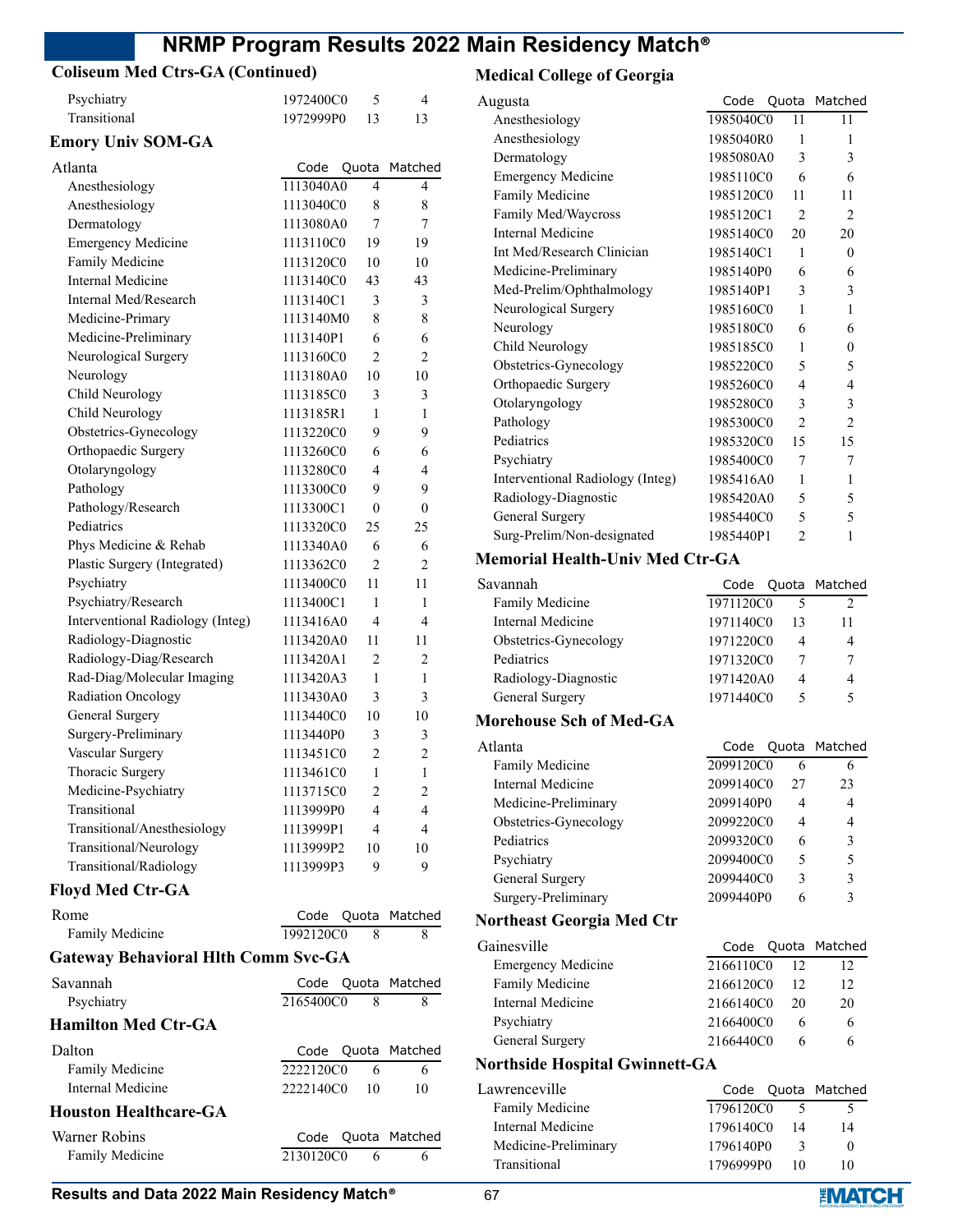## Coliseum Med Ctrs-GA (Continued)

| | Code | Quota | Matched |
|---|---|---|---|
| Psychiatry | 1972400C0 | 5 | 4 |
| Transitional | 1972999P0 | 13 | 13 |

## Emory Univ SOM-GA

| Atlanta | Code | Quota | Matched |
|---|---|---|---|
| Anesthesiology | 1113040A0 | 4 | 4 |
| Anesthesiology | 1113040C0 | 8 | 8 |
| Dermatology | 1113080A0 | 7 | 7 |
| Emergency Medicine | 1113110C0 | 19 | 19 |
| Family Medicine | 1113120C0 | 10 | 10 |
| Internal Medicine | 1113140C0 | 43 | 43 |
| Internal Med/Research | 1113140C1 | 3 | 3 |
| Medicine-Primary | 1113140M0 | 8 | 8 |
| Medicine-Preliminary | 1113140P1 | 6 | 6 |
| Neurological Surgery | 1113160C0 | 2 | 2 |
| Neurology | 1113180A0 | 10 | 10 |
| Child Neurology | 1113185C0 | 3 | 3 |
| Child Neurology | 1113185R1 | 1 | 1 |
| Obstetrics-Gynecology | 1113220C0 | 9 | 9 |
| Orthopaedic Surgery | 1113260C0 | 6 | 6 |
| Otolaryngology | 1113280C0 | 4 | 4 |
| Pathology | 1113300C0 | 9 | 9 |
| Pathology/Research | 1113300C1 | 0 | 0 |
| Pediatrics | 1113320C0 | 25 | 25 |
| Phys Medicine & Rehab | 1113340A0 | 6 | 6 |
| Plastic Surgery (Integrated) | 1113362C0 | 2 | 2 |
| Psychiatry | 1113400C0 | 11 | 11 |
| Psychiatry/Research | 1113400C1 | 1 | 1 |
| Interventional Radiology (Integ) | 1113416A0 | 4 | 4 |
| Radiology-Diagnostic | 1113420A0 | 11 | 11 |
| Radiology-Diag/Research | 1113420A1 | 2 | 2 |
| Rad-Diag/Molecular Imaging | 1113420A3 | 1 | 1 |
| Radiation Oncology | 1113430A0 | 3 | 3 |
| General Surgery | 1113440C0 | 10 | 10 |
| Surgery-Preliminary | 1113440P0 | 3 | 3 |
| Vascular Surgery | 1113451C0 | 2 | 2 |
| Thoracic Surgery | 1113461C0 | 1 | 1 |
| Medicine-Psychiatry | 1113715C0 | 2 | 2 |
| Transitional | 1113999P0 | 4 | 4 |
| Transitional/Anesthesiology | 1113999P1 | 4 | 4 |
| Transitional/Neurology | 1113999P2 | 10 | 10 |
| Transitional/Radiology | 1113999P3 | 9 | 9 |

## Floyd Med Ctr-GA

| Rome | Code | Quota | Matched |
|---|---|---|---|
| Family Medicine | 1992120C0 | 8 | 8 |

## Gateway Behavioral Hlth Comm Svc-GA

| Savannah | Code | Quota | Matched |
|---|---|---|---|
| Psychiatry | 2165400C0 | 8 | 8 |

## Hamilton Med Ctr-GA

| Dalton | Code | Quota | Matched |
|---|---|---|---|
| Family Medicine | 2222120C0 | 6 | 6 |
| Internal Medicine | 2222140C0 | 10 | 10 |

## Houston Healthcare-GA

| Warner Robins | Code | Quota | Matched |
|---|---|---|---|
| Family Medicine | 2130120C0 | 6 | 6 |

## Medical College of Georgia

| Augusta | Code | Quota | Matched |
|---|---|---|---|
| Anesthesiology | 1985040C0 | 11 | 11 |
| Anesthesiology | 1985040R0 | 1 | 1 |
| Dermatology | 1985080A0 | 3 | 3 |
| Emergency Medicine | 1985110C0 | 6 | 6 |
| Family Medicine | 1985120C0 | 11 | 11 |
| Family Med/Waycross | 1985120C1 | 2 | 2 |
| Internal Medicine | 1985140C0 | 20 | 20 |
| Int Med/Research Clinician | 1985140C1 | 1 | 0 |
| Medicine-Preliminary | 1985140P0 | 6 | 6 |
| Med-Prelim/Ophthalmology | 1985140P1 | 3 | 3 |
| Neurological Surgery | 1985160C0 | 1 | 1 |
| Neurology | 1985180C0 | 6 | 6 |
| Child Neurology | 1985185C0 | 1 | 0 |
| Obstetrics-Gynecology | 1985220C0 | 5 | 5 |
| Orthopaedic Surgery | 1985260C0 | 4 | 4 |
| Otolaryngology | 1985280C0 | 3 | 3 |
| Pathology | 1985300C0 | 2 | 2 |
| Pediatrics | 1985320C0 | 15 | 15 |
| Psychiatry | 1985400C0 | 7 | 7 |
| Interventional Radiology (Integ) | 1985416A0 | 1 | 1 |
| Radiology-Diagnostic | 1985420A0 | 5 | 5 |
| General Surgery | 1985440C0 | 5 | 5 |
| Surg-Prelim/Non-designated | 1985440P1 | 2 | 1 |

## Memorial Health-Univ Med Ctr-GA

| Savannah | Code | Quota | Matched |
|---|---|---|---|
| Family Medicine | 1971120C0 | 5 | 2 |
| Internal Medicine | 1971140C0 | 13 | 11 |
| Obstetrics-Gynecology | 1971220C0 | 4 | 4 |
| Pediatrics | 1971320C0 | 7 | 7 |
| Radiology-Diagnostic | 1971420A0 | 4 | 4 |
| General Surgery | 1971440C0 | 5 | 5 |

## Morehouse Sch of Med-GA

| Atlanta | Code | Quota | Matched |
|---|---|---|---|
| Family Medicine | 2099120C0 | 6 | 6 |
| Internal Medicine | 2099140C0 | 27 | 23 |
| Medicine-Preliminary | 2099140P0 | 4 | 4 |
| Obstetrics-Gynecology | 2099220C0 | 4 | 4 |
| Pediatrics | 2099320C0 | 6 | 3 |
| Psychiatry | 2099400C0 | 5 | 5 |
| General Surgery | 2099440C0 | 3 | 3 |
| Surgery-Preliminary | 2099440P0 | 6 | 3 |

## Northeast Georgia Med Ctr

| Gainesville | Code | Quota | Matched |
|---|---|---|---|
| Emergency Medicine | 2166110C0 | 12 | 12 |
| Family Medicine | 2166120C0 | 12 | 12 |
| Internal Medicine | 2166140C0 | 20 | 20 |
| Psychiatry | 2166400C0 | 6 | 6 |
| General Surgery | 2166440C0 | 6 | 6 |

## Northside Hospital Gwinnett-GA

| Lawrenceville | Code | Quota | Matched |
|---|---|---|---|
| Family Medicine | 1796120C0 | 5 | 5 |
| Internal Medicine | 1796140C0 | 14 | 14 |
| Medicine-Preliminary | 1796140P0 | 3 | 0 |
| Transitional | 1796999P0 | 10 | 10 |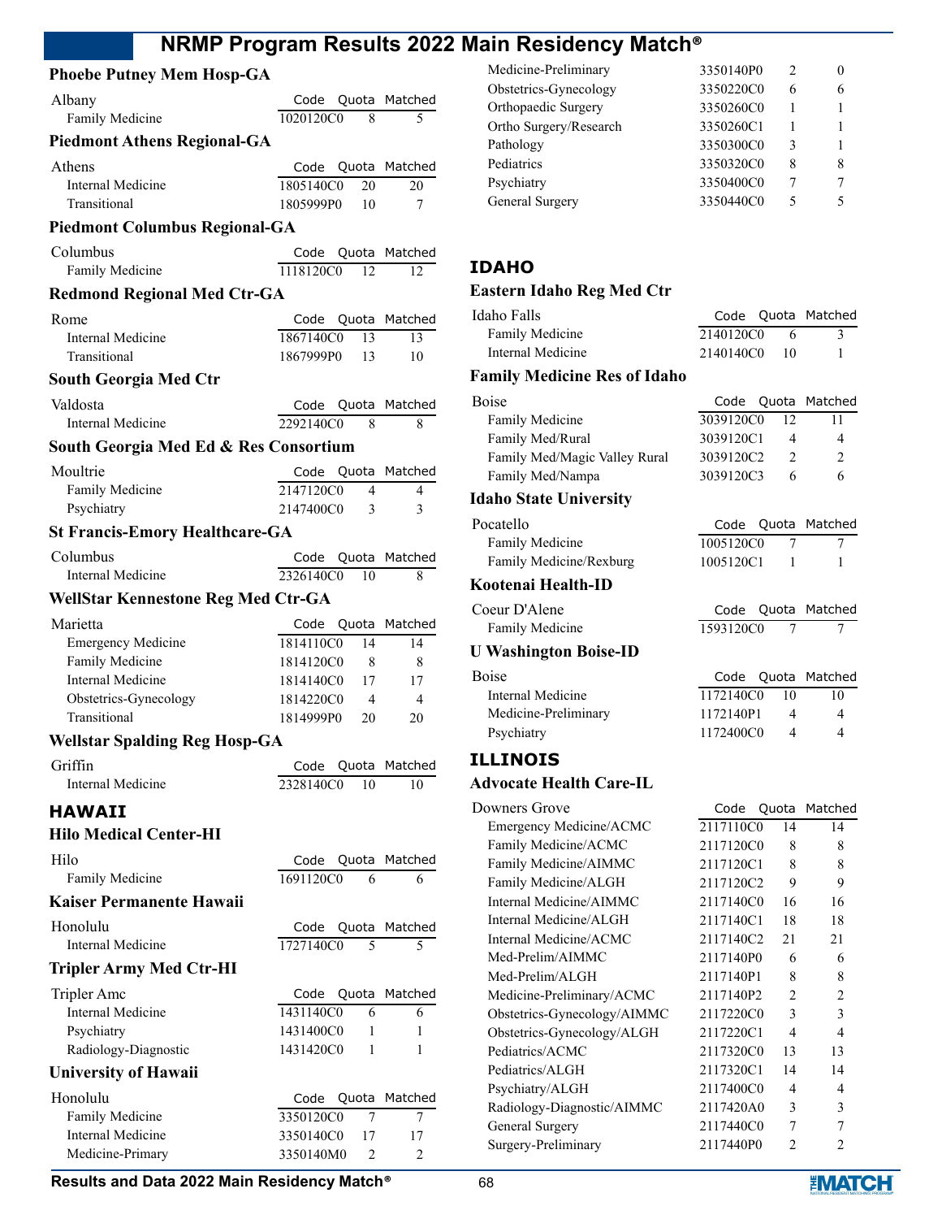### Phoebe Putney Mem Hosp-GA

| Albany | Code | Quota | Matched |
|---|---|---|---|
| Family Medicine | 1020120C0 | 8 | 5 |

### Piedmont Athens Regional-GA

| Athens | Code | Quota | Matched |
|---|---|---|---|
| Internal Medicine | 1805140C0 | 20 | 20 |
| Transitional | 1805999P0 | 10 | 7 |

### Piedmont Columbus Regional-GA

| Columbus | Code | Quota | Matched |
|---|---|---|---|
| Family Medicine | 1118120C0 | 12 | 12 |

### Redmond Regional Med Ctr-GA

| Rome | Code | Quota | Matched |
|---|---|---|---|
| Internal Medicine | 1867140C0 | 13 | 13 |
| Transitional | 1867999P0 | 13 | 10 |

### South Georgia Med Ctr

| Valdosta | Code | Quota | Matched |
|---|---|---|---|
| Internal Medicine | 2292140C0 | 8 | 8 |

### South Georgia Med Ed & Res Consortium

| Moultrie | Code | Quota | Matched |
|---|---|---|---|
| Family Medicine | 2147120C0 | 4 | 4 |
| Psychiatry | 2147400C0 | 3 | 3 |

### St Francis-Emory Healthcare-GA

| Columbus | Code | Quota | Matched |
|---|---|---|---|
| Internal Medicine | 2326140C0 | 10 | 8 |

### WellStar Kennestone Reg Med Ctr-GA

| Marietta | Code | Quota | Matched |
|---|---|---|---|
| Emergency Medicine | 1814110C0 | 14 | 14 |
| Family Medicine | 1814120C0 | 8 | 8 |
| Internal Medicine | 1814140C0 | 17 | 17 |
| Obstetrics-Gynecology | 1814220C0 | 4 | 4 |
| Transitional | 1814999P0 | 20 | 20 |

### Wellstar Spalding Reg Hosp-GA

| Griffin | Code | Quota | Matched |
|---|---|---|---|
| Internal Medicine | 2328140C0 | 10 | 10 |

## HAWAII

### Hilo Medical Center-HI

| Hilo | Code | Quota | Matched |
|---|---|---|---|
| Family Medicine | 1691120C0 | 6 | 6 |

### Kaiser Permanente Hawaii

| Honolulu | Code | Quota | Matched |
|---|---|---|---|
| Internal Medicine | 1727140C0 | 5 | 5 |

### Tripler Army Med Ctr-HI

| Tripler Amc | Code | Quota | Matched |
|---|---|---|---|
| Internal Medicine | 1431140C0 | 6 | 6 |
| Psychiatry | 1431400C0 | 1 | 1 |
| Radiology-Diagnostic | 1431420C0 | 1 | 1 |

### University of Hawaii

| Honolulu | Code | Quota | Matched |
|---|---|---|---|
| Family Medicine | 3350120C0 | 7 | 7 |
| Internal Medicine | 3350140C0 | 17 | 17 |
| Medicine-Primary | 3350140M0 | 2 | 2 |
| Medicine-Preliminary | 3350140P0 | 2 | 0 |
| Obstetrics-Gynecology | 3350220C0 | 6 | 6 |
| Orthopaedic Surgery | 3350260C0 | 1 | 1 |
| Ortho Surgery/Research | 3350260C1 | 1 | 1 |
| Pathology | 3350300C0 | 3 | 1 |
| Pediatrics | 3350320C0 | 8 | 8 |
| Psychiatry | 3350400C0 | 7 | 7 |
| General Surgery | 3350440C0 | 5 | 5 |

## IDAHO

### Eastern Idaho Reg Med Ctr

| Idaho Falls | Code | Quota | Matched |
|---|---|---|---|
| Family Medicine | 2140120C0 | 6 | 3 |
| Internal Medicine | 2140140C0 | 10 | 1 |

### Family Medicine Res of Idaho

| Boise | Code | Quota | Matched |
|---|---|---|---|
| Family Medicine | 3039120C0 | 12 | 11 |
| Family Med/Rural | 3039120C1 | 4 | 4 |
| Family Med/Magic Valley Rural | 3039120C2 | 2 | 2 |
| Family Med/Nampa | 3039120C3 | 6 | 6 |

### Idaho State University

| Pocatello | Code | Quota | Matched |
|---|---|---|---|
| Family Medicine | 1005120C0 | 7 | 7 |
| Family Medicine/Rexburg | 1005120C1 | 1 | 1 |

### Kootenai Health-ID

| Coeur D'Alene | Code | Quota | Matched |
|---|---|---|---|
| Family Medicine | 1593120C0 | 7 | 7 |

### U Washington Boise-ID

| Boise | Code | Quota | Matched |
|---|---|---|---|
| Internal Medicine | 1172140C0 | 10 | 10 |
| Medicine-Preliminary | 1172140P1 | 4 | 4 |
| Psychiatry | 1172400C0 | 4 | 4 |

## ILLINOIS

### Advocate Health Care-IL

| Downers Grove | Code | Quota | Matched |
|---|---|---|---|
| Emergency Medicine/ACMC | 2117110C0 | 14 | 14 |
| Family Medicine/ACMC | 2117120C0 | 8 | 8 |
| Family Medicine/AIMMC | 2117120C1 | 8 | 8 |
| Family Medicine/ALGH | 2117120C2 | 9 | 9 |
| Internal Medicine/AIMMC | 2117140C0 | 16 | 16 |
| Internal Medicine/ALGH | 2117140C1 | 18 | 18 |
| Internal Medicine/ACMC | 2117140C2 | 21 | 21 |
| Med-Prelim/AIMMC | 2117140P0 | 6 | 6 |
| Med-Prelim/ALGH | 2117140P1 | 8 | 8 |
| Medicine-Preliminary/ACMC | 2117140P2 | 2 | 2 |
| Obstetrics-Gynecology/AIMMC | 2117220C0 | 3 | 3 |
| Obstetrics-Gynecology/ALGH | 2117220C1 | 4 | 4 |
| Pediatrics/ACMC | 2117320C0 | 13 | 13 |
| Pediatrics/ALGH | 2117320C1 | 14 | 14 |
| Psychiatry/ALGH | 2117400C0 | 4 | 4 |
| Radiology-Diagnostic/AIMMC | 2117420A0 | 3 | 3 |
| General Surgery | 2117440C0 | 7 | 7 |
| Surgery-Preliminary | 2117440P0 | 2 | 2 |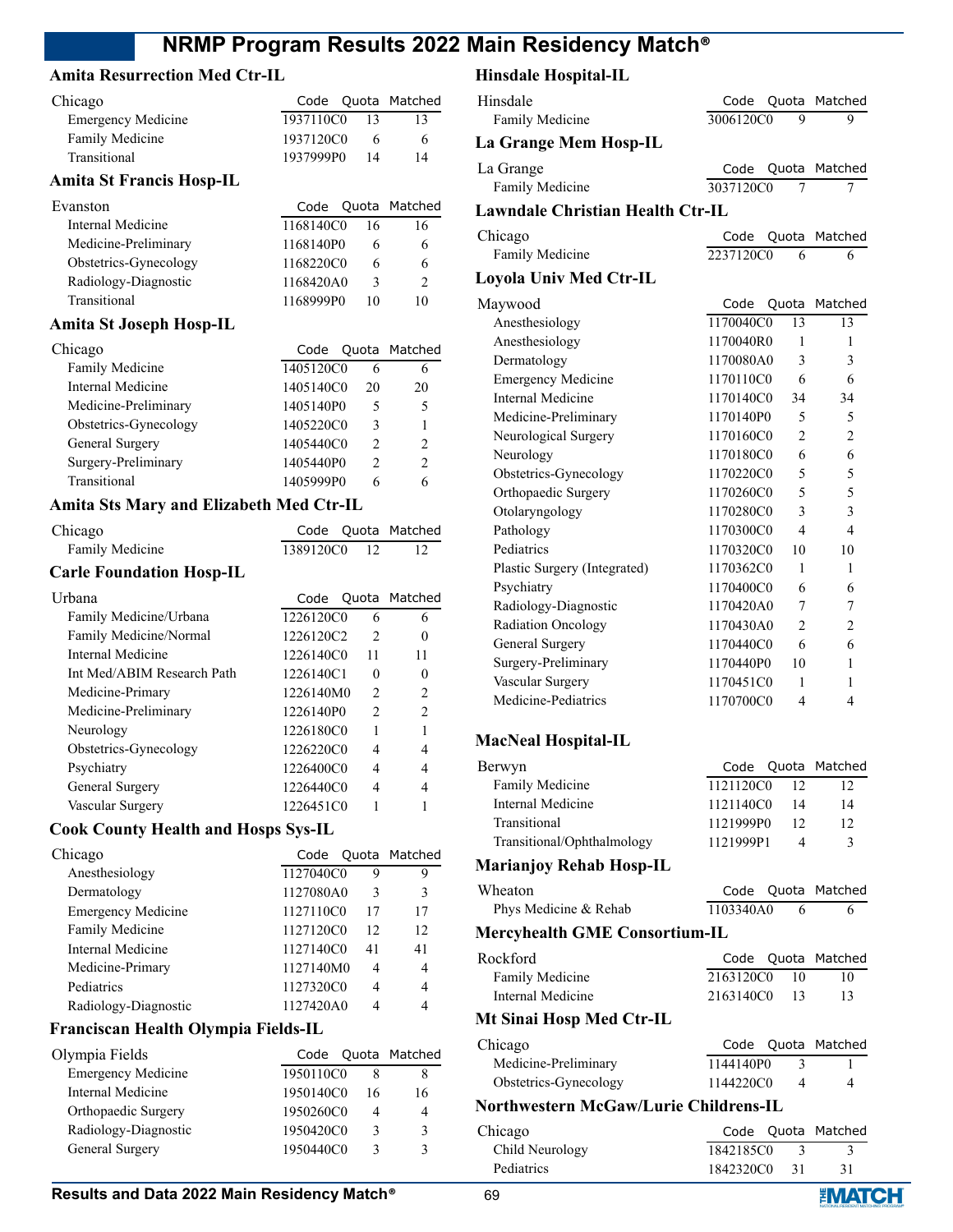## Amita Resurrection Med Ctr-IL

| Chicago | Code | Quota | Matched |
|---|---|---|---|
| Emergency Medicine | 1937110C0 | 13 | 13 |
| Family Medicine | 1937120C0 | 6 | 6 |
| Transitional | 1937999P0 | 14 | 14 |

## Amita St Francis Hosp-IL

| Evanston | Code | Quota | Matched |
|---|---|---|---|
| Internal Medicine | 1168140C0 | 16 | 16 |
| Medicine-Preliminary | 1168140P0 | 6 | 6 |
| Obstetrics-Gynecology | 1168220C0 | 6 | 6 |
| Radiology-Diagnostic | 1168420A0 | 3 | 2 |
| Transitional | 1168999P0 | 10 | 10 |

## Amita St Joseph Hosp-IL

| Chicago | Code | Quota | Matched |
|---|---|---|---|
| Family Medicine | 1405120C0 | 6 | 6 |
| Internal Medicine | 1405140C0 | 20 | 20 |
| Medicine-Preliminary | 1405140P0 | 5 | 5 |
| Obstetrics-Gynecology | 1405220C0 | 3 | 1 |
| General Surgery | 1405440C0 | 2 | 2 |
| Surgery-Preliminary | 1405440P0 | 2 | 2 |
| Transitional | 1405999P0 | 6 | 6 |

## Amita Sts Mary and Elizabeth Med Ctr-IL

| Chicago | Code | Quota | Matched |
|---|---|---|---|
| Family Medicine | 1389120C0 | 12 | 12 |

## Carle Foundation Hosp-IL

| Urbana | Code | Quota | Matched |
|---|---|---|---|
| Family Medicine/Urbana | 1226120C0 | 6 | 6 |
| Family Medicine/Normal | 1226120C2 | 2 | 0 |
| Internal Medicine | 1226140C0 | 11 | 11 |
| Int Med/ABIM Research Path | 1226140C1 | 0 | 0 |
| Medicine-Primary | 1226140M0 | 2 | 2 |
| Medicine-Preliminary | 1226140P0 | 2 | 2 |
| Neurology | 1226180C0 | 1 | 1 |
| Obstetrics-Gynecology | 1226220C0 | 4 | 4 |
| Psychiatry | 1226400C0 | 4 | 4 |
| General Surgery | 1226440C0 | 4 | 4 |
| Vascular Surgery | 1226451C0 | 1 | 1 |

## Cook County Health and Hosps Sys-IL

| Chicago | Code | Quota | Matched |
|---|---|---|---|
| Anesthesiology | 1127040C0 | 9 | 9 |
| Dermatology | 1127080A0 | 3 | 3 |
| Emergency Medicine | 1127110C0 | 17 | 17 |
| Family Medicine | 1127120C0 | 12 | 12 |
| Internal Medicine | 1127140C0 | 41 | 41 |
| Medicine-Primary | 1127140M0 | 4 | 4 |
| Pediatrics | 1127320C0 | 4 | 4 |
| Radiology-Diagnostic | 1127420A0 | 4 | 4 |

## Franciscan Health Olympia Fields-IL

| Olympia Fields | Code | Quota | Matched |
|---|---|---|---|
| Emergency Medicine | 1950110C0 | 8 | 8 |
| Internal Medicine | 1950140C0 | 16 | 16 |
| Orthopaedic Surgery | 1950260C0 | 4 | 4 |
| Radiology-Diagnostic | 1950420C0 | 3 | 3 |
| General Surgery | 1950440C0 | 3 | 3 |

## Hinsdale Hospital-IL

| Hinsdale | Code | Quota | Matched |
|---|---|---|---|
| Family Medicine | 3006120C0 | 9 | 9 |

## La Grange Mem Hosp-IL

| La Grange | Code | Quota | Matched |
|---|---|---|---|
| Family Medicine | 3037120C0 | 7 | 7 |

## Lawndale Christian Health Ctr-IL

| Chicago | Code | Quota | Matched |
|---|---|---|---|
| Family Medicine | 2237120C0 | 6 | 6 |

## Loyola Univ Med Ctr-IL

| Maywood | Code | Quota | Matched |
|---|---|---|---|
| Anesthesiology | 1170040C0 | 13 | 13 |
| Anesthesiology | 1170040R0 | 1 | 1 |
| Dermatology | 1170080A0 | 3 | 3 |
| Emergency Medicine | 1170110C0 | 6 | 6 |
| Internal Medicine | 1170140C0 | 34 | 34 |
| Medicine-Preliminary | 1170140P0 | 5 | 5 |
| Neurological Surgery | 1170160C0 | 2 | 2 |
| Neurology | 1170180C0 | 6 | 6 |
| Obstetrics-Gynecology | 1170220C0 | 5 | 5 |
| Orthopaedic Surgery | 1170260C0 | 5 | 5 |
| Otolaryngology | 1170280C0 | 3 | 3 |
| Pathology | 1170300C0 | 4 | 4 |
| Pediatrics | 1170320C0 | 10 | 10 |
| Plastic Surgery (Integrated) | 1170362C0 | 1 | 1 |
| Psychiatry | 1170400C0 | 6 | 6 |
| Radiology-Diagnostic | 1170420A0 | 7 | 7 |
| Radiation Oncology | 1170430A0 | 2 | 2 |
| General Surgery | 1170440C0 | 6 | 6 |
| Surgery-Preliminary | 1170440P0 | 10 | 1 |
| Vascular Surgery | 1170451C0 | 1 | 1 |
| Medicine-Pediatrics | 1170700C0 | 4 | 4 |

## MacNeal Hospital-IL

| Berwyn | Code | Quota | Matched |
|---|---|---|---|
| Family Medicine | 1121120C0 | 12 | 12 |
| Internal Medicine | 1121140C0 | 14 | 14 |
| Transitional | 1121999P0 | 12 | 12 |
| Transitional/Ophthalmology | 1121999P1 | 4 | 3 |

## Marianjoy Rehab Hosp-IL

| Wheaton | Code | Quota | Matched |
|---|---|---|---|
| Phys Medicine & Rehab | 1103340A0 | 6 | 6 |

## Mercyhealth GME Consortium-IL

| Rockford | Code | Quota | Matched |
|---|---|---|---|
| Family Medicine | 2163120C0 | 10 | 10 |
| Internal Medicine | 2163140C0 | 13 | 13 |

## Mt Sinai Hosp Med Ctr-IL

| Chicago | Code | Quota | Matched |
|---|---|---|---|
| Medicine-Preliminary | 1144140P0 | 3 | 1 |
| Obstetrics-Gynecology | 1144220C0 | 4 | 4 |

## Northwestern McGaw/Lurie Childrens-IL

| Chicago | Code | Quota | Matched |
|---|---|---|---|
| Child Neurology | 1842185C0 | 3 | 3 |
| Pediatrics | 1842320C0 | 31 | 31 |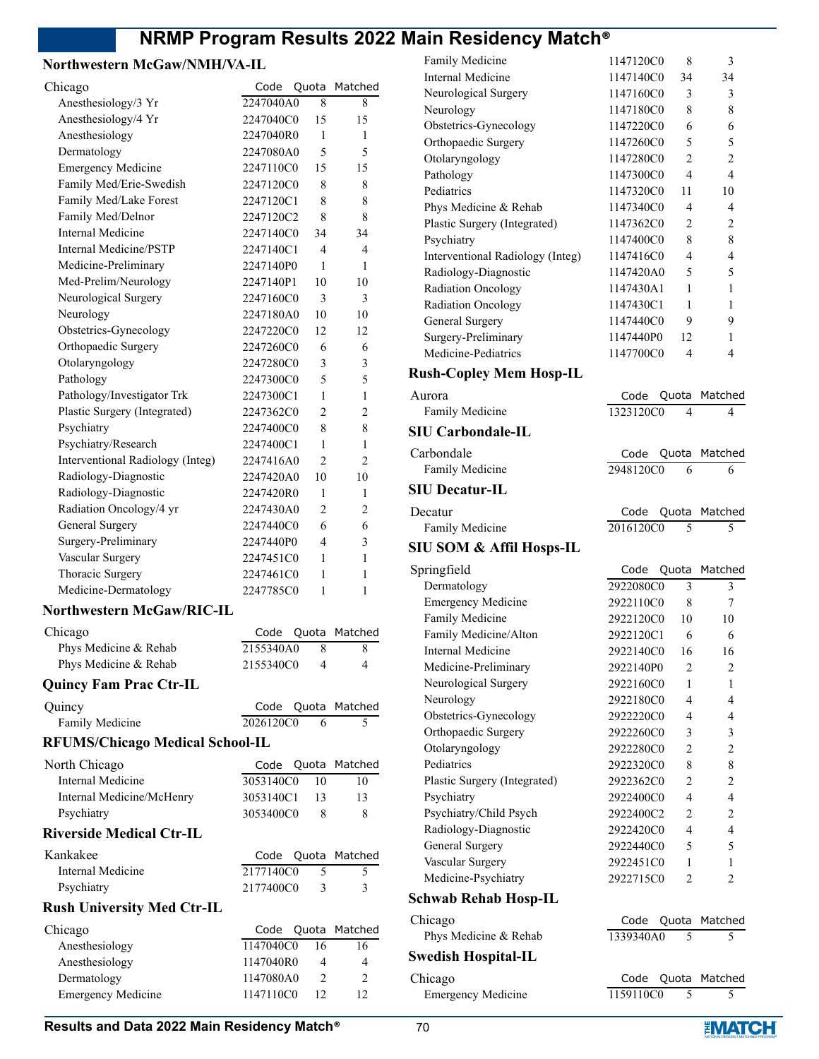## Northwestern McGaw/NMH/VA-IL

| Chicago | Code | Quota | Matched |
|---|---|---|---|
| Anesthesiology/3 Yr | 2247040A0 | 8 | 8 |
| Anesthesiology/4 Yr | 2247040C0 | 15 | 15 |
| Anesthesiology | 2247040R0 | 1 | 1 |
| Dermatology | 2247080A0 | 5 | 5 |
| Emergency Medicine | 2247110C0 | 15 | 15 |
| Family Med/Erie-Swedish | 2247120C0 | 8 | 8 |
| Family Med/Lake Forest | 2247120C1 | 8 | 8 |
| Family Med/Delnor | 2247120C2 | 8 | 8 |
| Internal Medicine | 2247140C0 | 34 | 34 |
| Internal Medicine/PSTP | 2247140C1 | 4 | 4 |
| Medicine-Preliminary | 2247140P0 | 1 | 1 |
| Med-Prelim/Neurology | 2247140P1 | 10 | 10 |
| Neurological Surgery | 2247160C0 | 3 | 3 |
| Neurology | 2247180A0 | 10 | 10 |
| Obstetrics-Gynecology | 2247220C0 | 12 | 12 |
| Orthopaedic Surgery | 2247260C0 | 6 | 6 |
| Otolaryngology | 2247280C0 | 3 | 3 |
| Pathology | 2247300C0 | 5 | 5 |
| Pathology/Investigator Trk | 2247300C1 | 1 | 1 |
| Plastic Surgery (Integrated) | 2247362C0 | 2 | 2 |
| Psychiatry | 2247400C0 | 8 | 8 |
| Psychiatry/Research | 2247400C1 | 1 | 1 |
| Interventional Radiology (Integ) | 2247416A0 | 2 | 2 |
| Radiology-Diagnostic | 2247420A0 | 10 | 10 |
| Radiology-Diagnostic | 2247420R0 | 1 | 1 |
| Radiation Oncology/4 yr | 2247430A0 | 2 | 2 |
| General Surgery | 2247440C0 | 6 | 6 |
| Surgery-Preliminary | 2247440P0 | 4 | 3 |
| Vascular Surgery | 2247451C0 | 1 | 1 |
| Thoracic Surgery | 2247461C0 | 1 | 1 |
| Medicine-Dermatology | 2247785C0 | 1 | 1 |

## Northwestern McGaw/RIC-IL

| Chicago | Code | Quota | Matched |
|---|---|---|---|
| Phys Medicine & Rehab | 2155340A0 | 8 | 8 |
| Phys Medicine & Rehab | 2155340C0 | 4 | 4 |

## Quincy Fam Prac Ctr-IL

| Quincy | Code | Quota | Matched |
|---|---|---|---|
| Family Medicine | 2026120C0 | 6 | 5 |

## RFUMS/Chicago Medical School-IL

| North Chicago | Code | Quota | Matched |
|---|---|---|---|
| Internal Medicine | 3053140C0 | 10 | 10 |
| Internal Medicine/McHenry | 3053140C1 | 13 | 13 |
| Psychiatry | 3053400C0 | 8 | 8 |

## Riverside Medical Ctr-IL

| Kankakee | Code | Quota | Matched |
|---|---|---|---|
| Internal Medicine | 2177140C0 | 5 | 5 |
| Psychiatry | 2177400C0 | 3 | 3 |

## Rush University Med Ctr-IL

| Chicago | Code | Quota | Matched |
|---|---|---|---|
| Anesthesiology | 1147040C0 | 16 | 16 |
| Anesthesiology | 1147040R0 | 4 | 4 |
| Dermatology | 1147080A0 | 2 | 2 |
| Emergency Medicine | 1147110C0 | 12 | 12 |
| Family Medicine | 1147120C0 | 8 | 3 |
| Internal Medicine | 1147140C0 | 34 | 34 |
| Neurological Surgery | 1147160C0 | 3 | 3 |
| Neurology | 1147180C0 | 8 | 8 |
| Obstetrics-Gynecology | 1147220C0 | 6 | 6 |
| Orthopaedic Surgery | 1147260C0 | 5 | 5 |
| Otolaryngology | 1147280C0 | 2 | 2 |
| Pathology | 1147300C0 | 4 | 4 |
| Pediatrics | 1147320C0 | 11 | 10 |
| Phys Medicine & Rehab | 1147340C0 | 4 | 4 |
| Plastic Surgery (Integrated) | 1147362C0 | 2 | 2 |
| Psychiatry | 1147400C0 | 8 | 8 |
| Interventional Radiology (Integ) | 1147416C0 | 4 | 4 |
| Radiology-Diagnostic | 1147420A0 | 5 | 5 |
| Radiation Oncology | 1147430A1 | 1 | 1 |
| Radiation Oncology | 1147430C1 | 1 | 1 |
| General Surgery | 1147440C0 | 9 | 9 |
| Surgery-Preliminary | 1147440P0 | 12 | 1 |
| Medicine-Pediatrics | 1147700C0 | 4 | 4 |

## Rush-Copley Mem Hosp-IL

| Aurora | Code | Quota | Matched |
|---|---|---|---|
| Family Medicine | 1323120C0 | 4 | 4 |

## SIU Carbondale-IL

| Carbondale | Code | Quota | Matched |
|---|---|---|---|
| Family Medicine | 2948120C0 | 6 | 6 |

## SIU Decatur-IL

| Decatur | Code | Quota | Matched |
|---|---|---|---|
| Family Medicine | 2016120C0 | 5 | 5 |

## SIU SOM & Affil Hosps-IL

| Springfield | Code | Quota | Matched |
|---|---|---|---|
| Dermatology | 2922080C0 | 3 | 3 |
| Emergency Medicine | 2922110C0 | 8 | 7 |
| Family Medicine | 2922120C0 | 10 | 10 |
| Family Medicine/Alton | 2922120C1 | 6 | 6 |
| Internal Medicine | 2922140C0 | 16 | 16 |
| Medicine-Preliminary | 2922140P0 | 2 | 2 |
| Neurological Surgery | 2922160C0 | 1 | 1 |
| Neurology | 2922180C0 | 4 | 4 |
| Obstetrics-Gynecology | 2922220C0 | 4 | 4 |
| Orthopaedic Surgery | 2922260C0 | 3 | 3 |
| Otolaryngology | 2922280C0 | 2 | 2 |
| Pediatrics | 2922320C0 | 8 | 8 |
| Plastic Surgery (Integrated) | 2922362C0 | 2 | 2 |
| Psychiatry | 2922400C0 | 4 | 4 |
| Psychiatry/Child Psych | 2922400C2 | 2 | 2 |
| Radiology-Diagnostic | 2922420C0 | 4 | 4 |
| General Surgery | 2922440C0 | 5 | 5 |
| Vascular Surgery | 2922451C0 | 1 | 1 |
| Medicine-Psychiatry | 2922715C0 | 2 | 2 |

## Schwab Rehab Hosp-IL

| Chicago | Code | Quota | Matched |
|---|---|---|---|
| Phys Medicine & Rehab | 1339340A0 | 5 | 5 |

## Swedish Hospital-IL

| Chicago | Code | Quota | Matched |
|---|---|---|---|
| Emergency Medicine | 1159110C0 | 5 | 5 |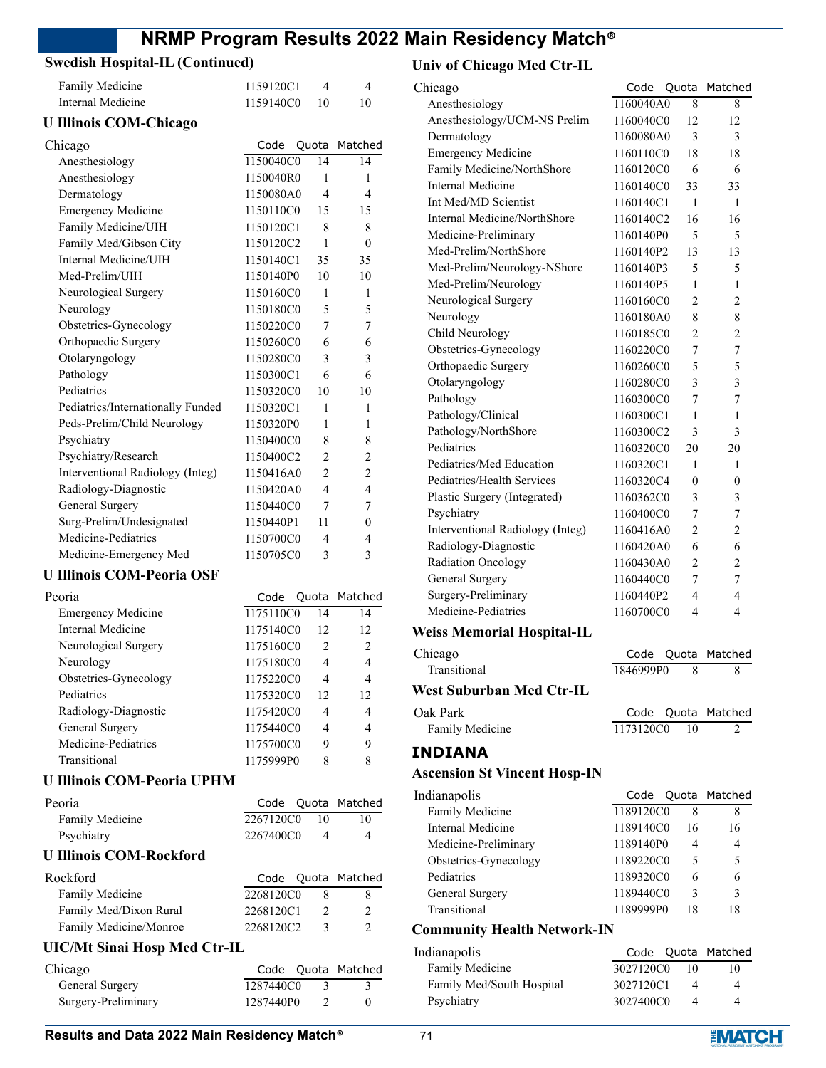### Swedish Hospital-IL (Continued)

| | Code | Quota | Matched |
|---|---|---|---|
| Family Medicine | 1159120C1 | 4 | 4 |
| Internal Medicine | 1159140C0 | 10 | 10 |

### U Illinois COM-Chicago

| Chicago | Code | Quota | Matched |
|---|---|---|---|
| Anesthesiology | 1150040C0 | 14 | 14 |
| Anesthesiology | 1150040R0 | 1 | 1 |
| Dermatology | 1150080A0 | 4 | 4 |
| Emergency Medicine | 1150110C0 | 15 | 15 |
| Family Medicine/UIH | 1150120C1 | 8 | 8 |
| Family Med/Gibson City | 1150120C2 | 1 | 0 |
| Internal Medicine/UIH | 1150140C1 | 35 | 35 |
| Med-Prelim/UIH | 1150140P0 | 10 | 10 |
| Neurological Surgery | 1150160C0 | 1 | 1 |
| Neurology | 1150180C0 | 5 | 5 |
| Obstetrics-Gynecology | 1150220C0 | 7 | 7 |
| Orthopaedic Surgery | 1150260C0 | 6 | 6 |
| Otolaryngology | 1150280C0 | 3 | 3 |
| Pathology | 1150300C1 | 6 | 6 |
| Pediatrics | 1150320C0 | 10 | 10 |
| Pediatrics/Internationally Funded | 1150320C1 | 1 | 1 |
| Peds-Prelim/Child Neurology | 1150320P0 | 1 | 1 |
| Psychiatry | 1150400C0 | 8 | 8 |
| Psychiatry/Research | 1150400C2 | 2 | 2 |
| Interventional Radiology (Integ) | 1150416A0 | 2 | 2 |
| Radiology-Diagnostic | 1150420A0 | 4 | 4 |
| General Surgery | 1150440C0 | 7 | 7 |
| Surg-Prelim/Undesignated | 1150440P1 | 11 | 0 |
| Medicine-Pediatrics | 1150700C0 | 4 | 4 |
| Medicine-Emergency Med | 1150705C0 | 3 | 3 |

### U Illinois COM-Peoria OSF

| Peoria | Code | Quota | Matched |
|---|---|---|---|
| Emergency Medicine | 1175110C0 | 14 | 14 |
| Internal Medicine | 1175140C0 | 12 | 12 |
| Neurological Surgery | 1175160C0 | 2 | 2 |
| Neurology | 1175180C0 | 4 | 4 |
| Obstetrics-Gynecology | 1175220C0 | 4 | 4 |
| Pediatrics | 1175320C0 | 12 | 12 |
| Radiology-Diagnostic | 1175420C0 | 4 | 4 |
| General Surgery | 1175440C0 | 4 | 4 |
| Medicine-Pediatrics | 1175700C0 | 9 | 9 |
| Transitional | 1175999P0 | 8 | 8 |

### U Illinois COM-Peoria UPHM

| Peoria | Code | Quota | Matched |
|---|---|---|---|
| Family Medicine | 2267120C0 | 10 | 10 |
| Psychiatry | 2267400C0 | 4 | 4 |

### U Illinois COM-Rockford

| Rockford | Code | Quota | Matched |
|---|---|---|---|
| Family Medicine | 2268120C0 | 8 | 8 |
| Family Med/Dixon Rural | 2268120C1 | 2 | 2 |
| Family Medicine/Monroe | 2268120C2 | 3 | 2 |

### UIC/Mt Sinai Hosp Med Ctr-IL

| Chicago | Code | Quota | Matched |
|---|---|---|---|
| General Surgery | 1287440C0 | 3 | 3 |
| Surgery-Preliminary | 1287440P0 | 2 | 0 |

### Univ of Chicago Med Ctr-IL

| Chicago | Code | Quota | Matched |
|---|---|---|---|
| Anesthesiology | 1160040A0 | 8 | 8 |
| Anesthesiology/UCM-NS Prelim | 1160040C0 | 12 | 12 |
| Dermatology | 1160080A0 | 3 | 3 |
| Emergency Medicine | 1160110C0 | 18 | 18 |
| Family Medicine/NorthShore | 1160120C0 | 6 | 6 |
| Internal Medicine | 1160140C0 | 33 | 33 |
| Int Med/MD Scientist | 1160140C1 | 1 | 1 |
| Internal Medicine/NorthShore | 1160140C2 | 16 | 16 |
| Medicine-Preliminary | 1160140P0 | 5 | 5 |
| Med-Prelim/NorthShore | 1160140P2 | 13 | 13 |
| Med-Prelim/Neurology-NShore | 1160140P3 | 5 | 5 |
| Med-Prelim/Neurology | 1160140P5 | 1 | 1 |
| Neurological Surgery | 1160160C0 | 2 | 2 |
| Neurology | 1160180A0 | 8 | 8 |
| Child Neurology | 1160185C0 | 2 | 2 |
| Obstetrics-Gynecology | 1160220C0 | 7 | 7 |
| Orthopaedic Surgery | 1160260C0 | 5 | 5 |
| Otolaryngology | 1160280C0 | 3 | 3 |
| Pathology | 1160300C0 | 7 | 7 |
| Pathology/Clinical | 1160300C1 | 1 | 1 |
| Pathology/NorthShore | 1160300C2 | 3 | 3 |
| Pediatrics | 1160320C0 | 20 | 20 |
| Pediatrics/Med Education | 1160320C1 | 1 | 1 |
| Pediatrics/Health Services | 1160320C4 | 0 | 0 |
| Plastic Surgery (Integrated) | 1160362C0 | 3 | 3 |
| Psychiatry | 1160400C0 | 7 | 7 |
| Interventional Radiology (Integ) | 1160416A0 | 2 | 2 |
| Radiology-Diagnostic | 1160420A0 | 6 | 6 |
| Radiation Oncology | 1160430A0 | 2 | 2 |
| General Surgery | 1160440C0 | 7 | 7 |
| Surgery-Preliminary | 1160440P2 | 4 | 4 |
| Medicine-Pediatrics | 1160700C0 | 4 | 4 |

### Weiss Memorial Hospital-IL

| Chicago | Code | Quota | Matched |
|---|---|---|---|
| Transitional | 1846999P0 | 8 | 8 |

### West Suburban Med Ctr-IL

| Oak Park | Code | Quota | Matched |
|---|---|---|---|
| Family Medicine | 1173120C0 | 10 | 2 |

## INDIANA

### Ascension St Vincent Hosp-IN

| Indianapolis | Code | Quota | Matched |
|---|---|---|---|
| Family Medicine | 1189120C0 | 8 | 8 |
| Internal Medicine | 1189140C0 | 16 | 16 |
| Medicine-Preliminary | 1189140P0 | 4 | 4 |
| Obstetrics-Gynecology | 1189220C0 | 5 | 5 |
| Pediatrics | 1189320C0 | 6 | 6 |
| General Surgery | 1189440C0 | 3 | 3 |
| Transitional | 1189999P0 | 18 | 18 |

### Community Health Network-IN

| Indianapolis | Code | Quota | Matched |
|---|---|---|---|
| Family Medicine | 3027120C0 | 10 | 10 |
| Family Med/South Hospital | 3027120C1 | 4 | 4 |
| Psychiatry | 3027400C0 | 4 | 4 |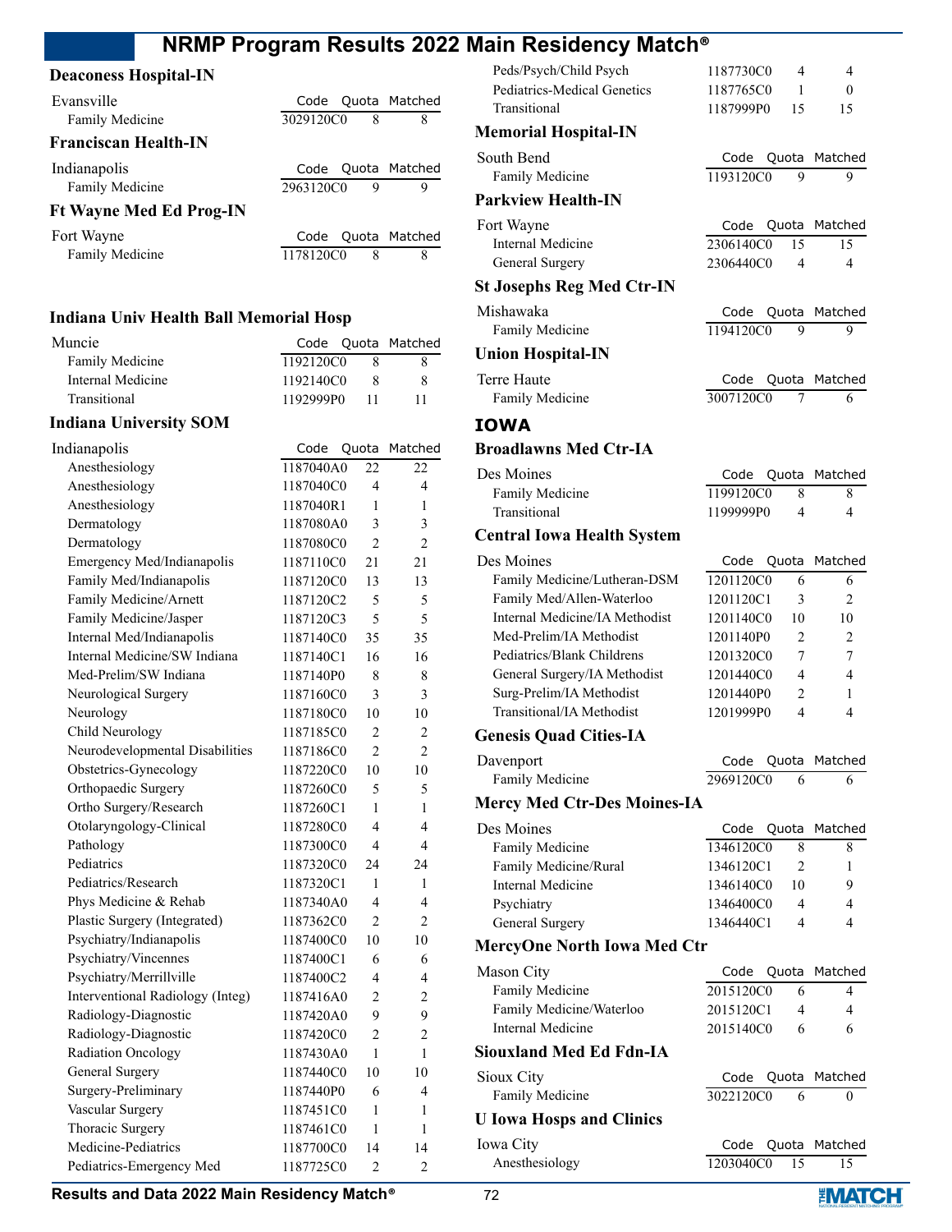### Deaconess Hospital-IN

| Evansville | Code | Quota | Matched |
|---|---|---|---|
| Family Medicine | 3029120C0 | 8 | 8 |

### Franciscan Health-IN

| Indianapolis | Code | Quota | Matched |
|---|---|---|---|
| Family Medicine | 2963120C0 | 9 | 9 |

### Ft Wayne Med Ed Prog-IN

| Fort Wayne | Code | Quota | Matched |
|---|---|---|---|
| Family Medicine | 1178120C0 | 8 | 8 |

### Indiana Univ Health Ball Memorial Hosp

| Muncie | Code | Quota | Matched |
|---|---|---|---|
| Family Medicine | 1192120C0 | 8 | 8 |
| Internal Medicine | 1192140C0 | 8 | 8 |
| Transitional | 1192999P0 | 11 | 11 |

### Indiana University SOM

| Indianapolis | Code | Quota | Matched |
|---|---|---|---|
| Anesthesiology | 1187040A0 | 22 | 22 |
| Anesthesiology | 1187040C0 | 4 | 4 |
| Anesthesiology | 1187040R1 | 1 | 1 |
| Dermatology | 1187080A0 | 3 | 3 |
| Dermatology | 1187080C0 | 2 | 2 |
| Emergency Med/Indianapolis | 1187110C0 | 21 | 21 |
| Family Med/Indianapolis | 1187120C0 | 13 | 13 |
| Family Medicine/Arnett | 1187120C2 | 5 | 5 |
| Family Medicine/Jasper | 1187120C3 | 5 | 5 |
| Internal Med/Indianapolis | 1187140C0 | 35 | 35 |
| Internal Medicine/SW Indiana | 1187140C1 | 16 | 16 |
| Med-Prelim/SW Indiana | 1187140P0 | 8 | 8 |
| Neurological Surgery | 1187160C0 | 3 | 3 |
| Neurology | 1187180C0 | 10 | 10 |
| Child Neurology | 1187185C0 | 2 | 2 |
| Neurodevelopmental Disabilities | 1187186C0 | 2 | 2 |
| Obstetrics-Gynecology | 1187220C0 | 10 | 10 |
| Orthopaedic Surgery | 1187260C0 | 5 | 5 |
| Ortho Surgery/Research | 1187260C1 | 1 | 1 |
| Otolaryngology-Clinical | 1187280C0 | 4 | 4 |
| Pathology | 1187300C0 | 4 | 4 |
| Pediatrics | 1187320C0 | 24 | 24 |
| Pediatrics/Research | 1187320C1 | 1 | 1 |
| Phys Medicine & Rehab | 1187340A0 | 4 | 4 |
| Plastic Surgery (Integrated) | 1187362C0 | 2 | 2 |
| Psychiatry/Indianapolis | 1187400C0 | 10 | 10 |
| Psychiatry/Vincennes | 1187400C1 | 6 | 6 |
| Psychiatry/Merrillville | 1187400C2 | 4 | 4 |
| Interventional Radiology (Integ) | 1187416A0 | 2 | 2 |
| Radiology-Diagnostic | 1187420A0 | 9 | 9 |
| Radiology-Diagnostic | 1187420C0 | 2 | 2 |
| Radiation Oncology | 1187430A0 | 1 | 1 |
| General Surgery | 1187440C0 | 10 | 10 |
| Surgery-Preliminary | 1187440P0 | 6 | 4 |
| Vascular Surgery | 1187451C0 | 1 | 1 |
| Thoracic Surgery | 1187461C0 | 1 | 1 |
| Medicine-Pediatrics | 1187700C0 | 14 | 14 |
| Pediatrics-Emergency Med | 1187725C0 | 2 | 2 |
| Peds/Psych/Child Psych | 1187730C0 | 4 | 4 |
| Pediatrics-Medical Genetics | 1187765C0 | 1 | 0 |
| Transitional | 1187999P0 | 15 | 15 |

### Memorial Hospital-IN

| South Bend | Code | Quota | Matched |
|---|---|---|---|
| Family Medicine | 1193120C0 | 9 | 9 |

### Parkview Health-IN

| Fort Wayne | Code | Quota | Matched |
|---|---|---|---|
| Internal Medicine | 2306140C0 | 15 | 15 |
| General Surgery | 2306440C0 | 4 | 4 |

### St Josephs Reg Med Ctr-IN

| Mishawaka | Code | Quota | Matched |
|---|---|---|---|
| Family Medicine | 1194120C0 | 9 | 9 |

### Union Hospital-IN

| Terre Haute | Code | Quota | Matched |
|---|---|---|---|
| Family Medicine | 3007120C0 | 7 | 6 |

## IOWA

### Broadlawns Med Ctr-IA

| Des Moines | Code | Quota | Matched |
|---|---|---|---|
| Family Medicine | 1199120C0 | 8 | 8 |
| Transitional | 1199999P0 | 4 | 4 |

### Central Iowa Health System

| Des Moines | Code | Quota | Matched |
|---|---|---|---|
| Family Medicine/Lutheran-DSM | 1201120C0 | 6 | 6 |
| Family Med/Allen-Waterloo | 1201120C1 | 3 | 2 |
| Internal Medicine/IA Methodist | 1201140C0 | 10 | 10 |
| Med-Prelim/IA Methodist | 1201140P0 | 2 | 2 |
| Pediatrics/Blank Childrens | 1201320C0 | 7 | 7 |
| General Surgery/IA Methodist | 1201440C0 | 4 | 4 |
| Surg-Prelim/IA Methodist | 1201440P0 | 2 | 1 |
| Transitional/IA Methodist | 1201999P0 | 4 | 4 |

### Genesis Quad Cities-IA

| Davenport | Code | Quota | Matched |
|---|---|---|---|
| Family Medicine | 2969120C0 | 6 | 6 |

### Mercy Med Ctr-Des Moines-IA

| Des Moines | Code | Quota | Matched |
|---|---|---|---|
| Family Medicine | 1346120C0 | 8 | 8 |
| Family Medicine/Rural | 1346120C1 | 2 | 1 |
| Internal Medicine | 1346140C0 | 10 | 9 |
| Psychiatry | 1346400C0 | 4 | 4 |
| General Surgery | 1346440C1 | 4 | 4 |

### MercyOne North Iowa Med Ctr

| Mason City | Code | Quota | Matched |
|---|---|---|---|
| Family Medicine | 2015120C0 | 6 | 4 |
| Family Medicine/Waterloo | 2015120C1 | 4 | 4 |
| Internal Medicine | 2015140C0 | 6 | 6 |

### Siouxland Med Ed Fdn-IA

| Sioux City | Code | Quota | Matched |
|---|---|---|---|
| Family Medicine | 3022120C0 | 6 | 0 |

### U Iowa Hosps and Clinics

| Iowa City | Code | Quota | Matched |
|---|---|---|---|
| Anesthesiology | 1203040C0 | 15 | 15 |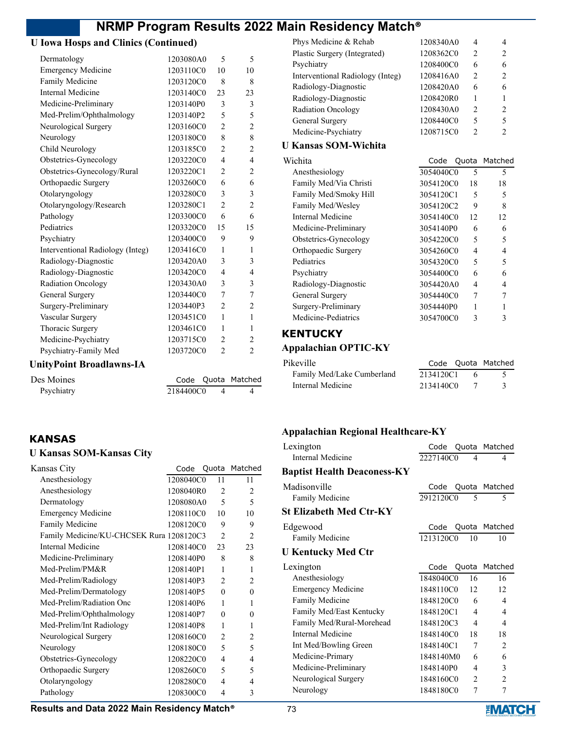## U Iowa Hosps and Clinics (Continued)

| | Code | Quota | Matched |
|---|---|---|---|
| Dermatology | 1203080A0 | 5 | 5 |
| Emergency Medicine | 1203110C0 | 10 | 10 |
| Family Medicine | 1203120C0 | 8 | 8 |
| Internal Medicine | 1203140C0 | 23 | 23 |
| Medicine-Preliminary | 1203140P0 | 3 | 3 |
| Med-Prelim/Ophthalmology | 1203140P2 | 5 | 5 |
| Neurological Surgery | 1203160C0 | 2 | 2 |
| Neurology | 1203180C0 | 8 | 8 |
| Child Neurology | 1203185C0 | 2 | 2 |
| Obstetrics-Gynecology | 1203220C0 | 4 | 4 |
| Obstetrics-Gynecology/Rural | 1203220C1 | 2 | 2 |
| Orthopaedic Surgery | 1203260C0 | 6 | 6 |
| Otolaryngology | 1203280C0 | 3 | 3 |
| Otolaryngology/Research | 1203280C1 | 2 | 2 |
| Pathology | 1203300C0 | 6 | 6 |
| Pediatrics | 1203320C0 | 15 | 15 |
| Psychiatry | 1203400C0 | 9 | 9 |
| Interventional Radiology (Integ) | 1203416C0 | 1 | 1 |
| Radiology-Diagnostic | 1203420A0 | 3 | 3 |
| Radiology-Diagnostic | 1203420C0 | 4 | 4 |
| Radiation Oncology | 1203430A0 | 3 | 3 |
| General Surgery | 1203440C0 | 7 | 7 |
| Surgery-Preliminary | 1203440P3 | 2 | 2 |
| Vascular Surgery | 1203451C0 | 1 | 1 |
| Thoracic Surgery | 1203461C0 | 1 | 1 |
| Medicine-Psychiatry | 1203715C0 | 2 | 2 |
| Psychiatry-Family Med | 1203720C0 | 2 | 2 |

## UnityPoint Broadlawns-IA

| Des Moines | Code | Quota | Matched |
|---|---|---|---|
| Psychiatry | 2184400C0 | 4 | 4 |

# KANSAS

## U Kansas SOM-Kansas City

| Kansas City | Code | Quota | Matched |
|---|---|---|---|
| Anesthesiology | 1208040C0 | 11 | 11 |
| Anesthesiology | 1208040R0 | 2 | 2 |
| Dermatology | 1208080A0 | 5 | 5 |
| Emergency Medicine | 1208110C0 | 10 | 10 |
| Family Medicine | 1208120C0 | 9 | 9 |
| Family Medicine/KU-CHCSEK Rura | 1208120C3 | 2 | 2 |
| Internal Medicine | 1208140C0 | 23 | 23 |
| Medicine-Preliminary | 1208140P0 | 8 | 8 |
| Med-Prelim/PM&R | 1208140P1 | 1 | 1 |
| Med-Prelim/Radiology | 1208140P3 | 2 | 2 |
| Med-Prelim/Dermatology | 1208140P5 | 0 | 0 |
| Med-Prelim/Radiation Onc | 1208140P6 | 1 | 1 |
| Med-Prelim/Ophthalmology | 1208140P7 | 0 | 0 |
| Med-Prelim/Int Radiology | 1208140P8 | 1 | 1 |
| Neurological Surgery | 1208160C0 | 2 | 2 |
| Neurology | 1208180C0 | 5 | 5 |
| Obstetrics-Gynecology | 1208220C0 | 4 | 4 |
| Orthopaedic Surgery | 1208260C0 | 5 | 5 |
| Otolaryngology | 1208280C0 | 4 | 4 |
| Pathology | 1208300C0 | 4 | 3 |
| Phys Medicine & Rehab | 1208340A0 | 4 | 4 |
| Plastic Surgery (Integrated) | 1208362C0 | 2 | 2 |
| Psychiatry | 1208400C0 | 6 | 6 |
| Interventional Radiology (Integ) | 1208416A0 | 2 | 2 |
| Radiology-Diagnostic | 1208420A0 | 6 | 6 |
| Radiology-Diagnostic | 1208420R0 | 1 | 1 |
| Radiation Oncology | 1208430A0 | 2 | 2 |
| General Surgery | 1208440C0 | 5 | 5 |
| Medicine-Psychiatry | 1208715C0 | 2 | 2 |

## U Kansas SOM-Wichita

| Wichita | Code | Quota | Matched |
|---|---|---|---|
| Anesthesiology | 3054040C0 | 5 | 5 |
| Family Med/Via Christi | 3054120C0 | 18 | 18 |
| Family Med/Smoky Hill | 3054120C1 | 5 | 5 |
| Family Med/Wesley | 3054120C2 | 9 | 8 |
| Internal Medicine | 3054140C0 | 12 | 12 |
| Medicine-Preliminary | 3054140P0 | 6 | 6 |
| Obstetrics-Gynecology | 3054220C0 | 5 | 5 |
| Orthopaedic Surgery | 3054260C0 | 4 | 4 |
| Pediatrics | 3054320C0 | 5 | 5 |
| Psychiatry | 3054400C0 | 6 | 6 |
| Radiology-Diagnostic | 3054420A0 | 4 | 4 |
| General Surgery | 3054440C0 | 7 | 7 |
| Surgery-Preliminary | 3054440P0 | 1 | 1 |
| Medicine-Pediatrics | 3054700C0 | 3 | 3 |

# KENTUCKY

## Appalachian OPTIC-KY

| Pikeville | Code | Quota | Matched |
|---|---|---|---|
| Family Med/Lake Cumberland | 2134120C1 | 6 | 5 |
| Internal Medicine | 2134140C0 | 7 | 3 |

## Appalachian Regional Healthcare-KY

| Lexington | Code | Quota | Matched |
|---|---|---|---|
| Internal Medicine | 2227140C0 | 4 | 4 |

## Baptist Health Deaconess-KY

| Madisonville | Code | Quota | Matched |
|---|---|---|---|
| Family Medicine | 2912120C0 | 5 | 5 |

## St Elizabeth Med Ctr-KY

| Edgewood | Code | Quota | Matched |
|---|---|---|---|
| Family Medicine | 1213120C0 | 10 | 10 |

## U Kentucky Med Ctr

| Lexington | Code | Quota | Matched |
|---|---|---|---|
| Anesthesiology | 1848040C0 | 16 | 16 |
| Emergency Medicine | 1848110C0 | 12 | 12 |
| Family Medicine | 1848120C0 | 6 | 4 |
| Family Med/East Kentucky | 1848120C1 | 4 | 4 |
| Family Med/Rural-Morehead | 1848120C3 | 4 | 4 |
| Internal Medicine | 1848140C0 | 18 | 18 |
| Int Med/Bowling Green | 1848140C1 | 7 | 2 |
| Medicine-Primary | 1848140M0 | 6 | 6 |
| Medicine-Preliminary | 1848140P0 | 4 | 3 |
| Neurological Surgery | 1848160C0 | 2 | 2 |
| Neurology | 1848180C0 | 7 | 7 |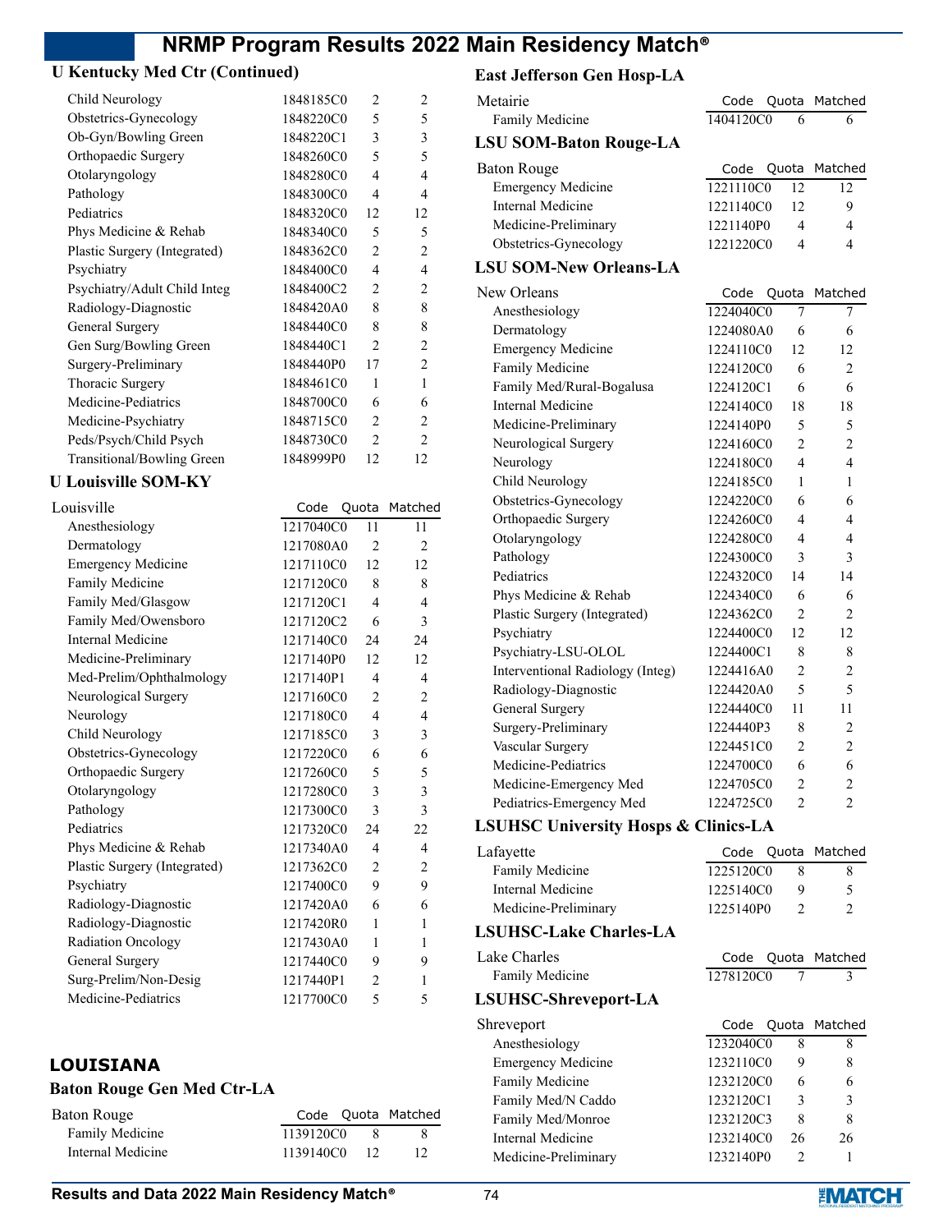### U Kentucky Med Ctr (Continued)

| | Code | Quota | Matched |
|---|---|---|---|
| Child Neurology | 1848185C0 | 2 | 2 |
| Obstetrics-Gynecology | 1848220C0 | 5 | 5 |
| Ob-Gyn/Bowling Green | 1848220C1 | 3 | 3 |
| Orthopaedic Surgery | 1848260C0 | 5 | 5 |
| Otolaryngology | 1848280C0 | 4 | 4 |
| Pathology | 1848300C0 | 4 | 4 |
| Pediatrics | 1848320C0 | 12 | 12 |
| Phys Medicine & Rehab | 1848340C0 | 5 | 5 |
| Plastic Surgery (Integrated) | 1848362C0 | 2 | 2 |
| Psychiatry | 1848400C0 | 4 | 4 |
| Psychiatry/Adult Child Integ | 1848400C2 | 2 | 2 |
| Radiology-Diagnostic | 1848420A0 | 8 | 8 |
| General Surgery | 1848440C0 | 8 | 8 |
| Gen Surg/Bowling Green | 1848440C1 | 2 | 2 |
| Surgery-Preliminary | 1848440P0 | 17 | 2 |
| Thoracic Surgery | 1848461C0 | 1 | 1 |
| Medicine-Pediatrics | 1848700C0 | 6 | 6 |
| Medicine-Psychiatry | 1848715C0 | 2 | 2 |
| Peds/Psych/Child Psych | 1848730C0 | 2 | 2 |
| Transitional/Bowling Green | 1848999P0 | 12 | 12 |

### U Louisville SOM-KY

| Louisville | Code | Quota | Matched |
|---|---|---|---|
| Anesthesiology | 1217040C0 | 11 | 11 |
| Dermatology | 1217080A0 | 2 | 2 |
| Emergency Medicine | 1217110C0 | 12 | 12 |
| Family Medicine | 1217120C0 | 8 | 8 |
| Family Med/Glasgow | 1217120C1 | 4 | 4 |
| Family Med/Owensboro | 1217120C2 | 6 | 3 |
| Internal Medicine | 1217140C0 | 24 | 24 |
| Medicine-Preliminary | 1217140P0 | 12 | 12 |
| Med-Prelim/Ophthalmology | 1217140P1 | 4 | 4 |
| Neurological Surgery | 1217160C0 | 2 | 2 |
| Neurology | 1217180C0 | 4 | 4 |
| Child Neurology | 1217185C0 | 3 | 3 |
| Obstetrics-Gynecology | 1217220C0 | 6 | 6 |
| Orthopaedic Surgery | 1217260C0 | 5 | 5 |
| Otolaryngology | 1217280C0 | 3 | 3 |
| Pathology | 1217300C0 | 3 | 3 |
| Pediatrics | 1217320C0 | 24 | 22 |
| Phys Medicine & Rehab | 1217340A0 | 4 | 4 |
| Plastic Surgery (Integrated) | 1217362C0 | 2 | 2 |
| Psychiatry | 1217400C0 | 9 | 9 |
| Radiology-Diagnostic | 1217420A0 | 6 | 6 |
| Radiology-Diagnostic | 1217420R0 | 1 | 1 |
| Radiation Oncology | 1217430A0 | 1 | 1 |
| General Surgery | 1217440C0 | 9 | 9 |
| Surg-Prelim/Non-Desig | 1217440P1 | 2 | 1 |
| Medicine-Pediatrics | 1217700C0 | 5 | 5 |

## LOUISIANA

### Baton Rouge Gen Med Ctr-LA

| Baton Rouge | Code | Quota | Matched |
|---|---|---|---|
| Family Medicine | 1139120C0 | 8 | 8 |
| Internal Medicine | 1139140C0 | 12 | 12 |

### East Jefferson Gen Hosp-LA

| Metairie | Code | Quota | Matched |
|---|---|---|---|
| Family Medicine | 1404120C0 | 6 | 6 |

### LSU SOM-Baton Rouge-LA

| Baton Rouge | Code | Quota | Matched |
|---|---|---|---|
| Emergency Medicine | 1221110C0 | 12 | 12 |
| Internal Medicine | 1221140C0 | 12 | 9 |
| Medicine-Preliminary | 1221140P0 | 4 | 4 |
| Obstetrics-Gynecology | 1221220C0 | 4 | 4 |

### LSU SOM-New Orleans-LA

| New Orleans | Code | Quota | Matched |
|---|---|---|---|
| Anesthesiology | 1224040C0 | 7 | 7 |
| Dermatology | 1224080A0 | 6 | 6 |
| Emergency Medicine | 1224110C0 | 12 | 12 |
| Family Medicine | 1224120C0 | 6 | 2 |
| Family Med/Rural-Bogalusa | 1224120C1 | 6 | 6 |
| Internal Medicine | 1224140C0 | 18 | 18 |
| Medicine-Preliminary | 1224140P0 | 5 | 5 |
| Neurological Surgery | 1224160C0 | 2 | 2 |
| Neurology | 1224180C0 | 4 | 4 |
| Child Neurology | 1224185C0 | 1 | 1 |
| Obstetrics-Gynecology | 1224220C0 | 6 | 6 |
| Orthopaedic Surgery | 1224260C0 | 4 | 4 |
| Otolaryngology | 1224280C0 | 4 | 4 |
| Pathology | 1224300C0 | 3 | 3 |
| Pediatrics | 1224320C0 | 14 | 14 |
| Phys Medicine & Rehab | 1224340C0 | 6 | 6 |
| Plastic Surgery (Integrated) | 1224362C0 | 2 | 2 |
| Psychiatry | 1224400C0 | 12 | 12 |
| Psychiatry-LSU-OLOL | 1224400C1 | 8 | 8 |
| Interventional Radiology (Integ) | 1224416A0 | 2 | 2 |
| Radiology-Diagnostic | 1224420A0 | 5 | 5 |
| General Surgery | 1224440C0 | 11 | 11 |
| Surgery-Preliminary | 1224440P3 | 8 | 2 |
| Vascular Surgery | 1224451C0 | 2 | 2 |
| Medicine-Pediatrics | 1224700C0 | 6 | 6 |
| Medicine-Emergency Med | 1224705C0 | 2 | 2 |
| Pediatrics-Emergency Med | 1224725C0 | 2 | 2 |

### LSUHSC University Hosps & Clinics-LA

| Lafayette | Code | Quota | Matched |
|---|---|---|---|
| Family Medicine | 1225120C0 | 8 | 8 |
| Internal Medicine | 1225140C0 | 9 | 5 |
| Medicine-Preliminary | 1225140P0 | 2 | 2 |

### LSUHSC-Lake Charles-LA

| Lake Charles | Code | Quota | Matched |
|---|---|---|---|
| Family Medicine | 1278120C0 | 7 | 3 |

### LSUHSC-Shreveport-LA

| Shreveport | Code | Quota | Matched |
|---|---|---|---|
| Anesthesiology | 1232040C0 | 8 | 8 |
| Emergency Medicine | 1232110C0 | 9 | 8 |
| Family Medicine | 1232120C0 | 6 | 6 |
| Family Med/N Caddo | 1232120C1 | 3 | 3 |
| Family Med/Monroe | 1232120C3 | 8 | 8 |
| Internal Medicine | 1232140C0 | 26 | 26 |
| Medicine-Preliminary | 1232140P0 | 2 | 1 |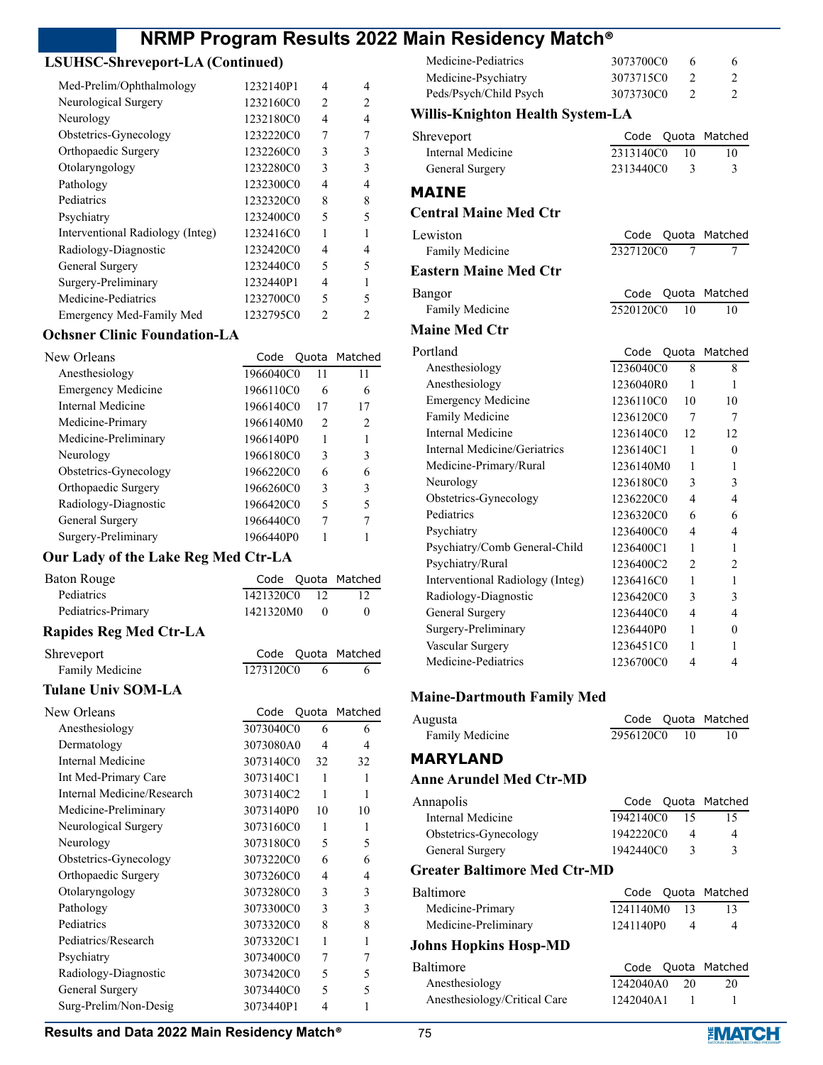### LSUHSC-Shreveport-LA (Continued)

| Program | Code | Quota | Matched |
|---|---|---|---|
| Med-Prelim/Ophthalmology | 1232140P1 | 4 | 4 |
| Neurological Surgery | 1232160C0 | 2 | 2 |
| Neurology | 1232180C0 | 4 | 4 |
| Obstetrics-Gynecology | 1232220C0 | 7 | 7 |
| Orthopaedic Surgery | 1232260C0 | 3 | 3 |
| Otolaryngology | 1232280C0 | 3 | 3 |
| Pathology | 1232300C0 | 4 | 4 |
| Pediatrics | 1232320C0 | 8 | 8 |
| Psychiatry | 1232400C0 | 5 | 5 |
| Interventional Radiology (Integ) | 1232416C0 | 1 | 1 |
| Radiology-Diagnostic | 1232420C0 | 4 | 4 |
| General Surgery | 1232440C0 | 5 | 5 |
| Surgery-Preliminary | 1232440P1 | 4 | 1 |
| Medicine-Pediatrics | 1232700C0 | 5 | 5 |
| Emergency Med-Family Med | 1232795C0 | 2 | 2 |

### Ochsner Clinic Foundation-LA

| New Orleans | Code | Quota | Matched |
|---|---|---|---|
| Anesthesiology | 1966040C0 | 11 | 11 |
| Emergency Medicine | 1966110C0 | 6 | 6 |
| Internal Medicine | 1966140C0 | 17 | 17 |
| Medicine-Primary | 1966140M0 | 2 | 2 |
| Medicine-Preliminary | 1966140P0 | 1 | 1 |
| Neurology | 1966180C0 | 3 | 3 |
| Obstetrics-Gynecology | 1966220C0 | 6 | 6 |
| Orthopaedic Surgery | 1966260C0 | 3 | 3 |
| Radiology-Diagnostic | 1966420C0 | 5 | 5 |
| General Surgery | 1966440C0 | 7 | 7 |
| Surgery-Preliminary | 1966440P0 | 1 | 1 |

### Our Lady of the Lake Reg Med Ctr-LA

| Baton Rouge | Code | Quota | Matched |
|---|---|---|---|
| Pediatrics | 1421320C0 | 12 | 12 |
| Pediatrics-Primary | 1421320M0 | 0 | 0 |

### Rapides Reg Med Ctr-LA

| Shreveport | Code | Quota | Matched |
|---|---|---|---|
| Family Medicine | 1273120C0 | 6 | 6 |

### Tulane Univ SOM-LA

| New Orleans | Code | Quota | Matched |
|---|---|---|---|
| Anesthesiology | 3073040C0 | 6 | 6 |
| Dermatology | 3073080A0 | 4 | 4 |
| Internal Medicine | 3073140C0 | 32 | 32 |
| Int Med-Primary Care | 3073140C1 | 1 | 1 |
| Internal Medicine/Research | 3073140C2 | 1 | 1 |
| Medicine-Preliminary | 3073140P0 | 10 | 10 |
| Neurological Surgery | 3073160C0 | 1 | 1 |
| Neurology | 3073180C0 | 5 | 5 |
| Obstetrics-Gynecology | 3073220C0 | 6 | 6 |
| Orthopaedic Surgery | 3073260C0 | 4 | 4 |
| Otolaryngology | 3073280C0 | 3 | 3 |
| Pathology | 3073300C0 | 3 | 3 |
| Pediatrics | 3073320C0 | 8 | 8 |
| Pediatrics/Research | 3073320C1 | 1 | 1 |
| Psychiatry | 3073400C0 | 7 | 7 |
| Radiology-Diagnostic | 3073420C0 | 5 | 5 |
| General Surgery | 3073440C0 | 5 | 5 |
| Surg-Prelim/Non-Desig | 3073440P1 | 4 | 1 |
| Medicine-Pediatrics | 3073700C0 | 6 | 6 |
| Medicine-Psychiatry | 3073715C0 | 2 | 2 |
| Peds/Psych/Child Psych | 3073730C0 | 2 | 2 |

### Willis-Knighton Health System-LA

| Shreveport | Code | Quota | Matched |
|---|---|---|---|
| Internal Medicine | 2313140C0 | 10 | 10 |
| General Surgery | 2313440C0 | 3 | 3 |

## MAINE

### Central Maine Med Ctr

| Lewiston | Code | Quota | Matched |
|---|---|---|---|
| Family Medicine | 2327120C0 | 7 | 7 |

### Eastern Maine Med Ctr

| Bangor | Code | Quota | Matched |
|---|---|---|---|
| Family Medicine | 2520120C0 | 10 | 10 |

### Maine Med Ctr

| Portland | Code | Quota | Matched |
|---|---|---|---|
| Anesthesiology | 1236040C0 | 8 | 8 |
| Anesthesiology | 1236040R0 | 1 | 1 |
| Emergency Medicine | 1236110C0 | 10 | 10 |
| Family Medicine | 1236120C0 | 7 | 7 |
| Internal Medicine | 1236140C0 | 12 | 12 |
| Internal Medicine/Geriatrics | 1236140C1 | 1 | 0 |
| Medicine-Primary/Rural | 1236140M0 | 1 | 1 |
| Neurology | 1236180C0 | 3 | 3 |
| Obstetrics-Gynecology | 1236220C0 | 4 | 4 |
| Pediatrics | 1236320C0 | 6 | 6 |
| Psychiatry | 1236400C0 | 4 | 4 |
| Psychiatry/Comb General-Child | 1236400C1 | 1 | 1 |
| Psychiatry/Rural | 1236400C2 | 2 | 2 |
| Interventional Radiology (Integ) | 1236416C0 | 1 | 1 |
| Radiology-Diagnostic | 1236420C0 | 3 | 3 |
| General Surgery | 1236440C0 | 4 | 4 |
| Surgery-Preliminary | 1236440P0 | 1 | 0 |
| Vascular Surgery | 1236451C0 | 1 | 1 |
| Medicine-Pediatrics | 1236700C0 | 4 | 4 |

### Maine-Dartmouth Family Med

| Augusta | Code | Quota | Matched |
|---|---|---|---|
| Family Medicine | 2956120C0 | 10 | 10 |

## MARYLAND

### Anne Arundel Med Ctr-MD

| Annapolis | Code | Quota | Matched |
|---|---|---|---|
| Internal Medicine | 1942140C0 | 15 | 15 |
| Obstetrics-Gynecology | 1942220C0 | 4 | 4 |
| General Surgery | 1942440C0 | 3 | 3 |

### Greater Baltimore Med Ctr-MD

| Baltimore | Code | Quota | Matched |
|---|---|---|---|
| Medicine-Primary | 1241140M0 | 13 | 13 |
| Medicine-Preliminary | 1241140P0 | 4 | 4 |

### Johns Hopkins Hosp-MD

| Baltimore | Code | Quota | Matched |
|---|---|---|---|
| Anesthesiology | 1242040A0 | 20 | 20 |
| Anesthesiology/Critical Care | 1242040A1 | 1 | 1 |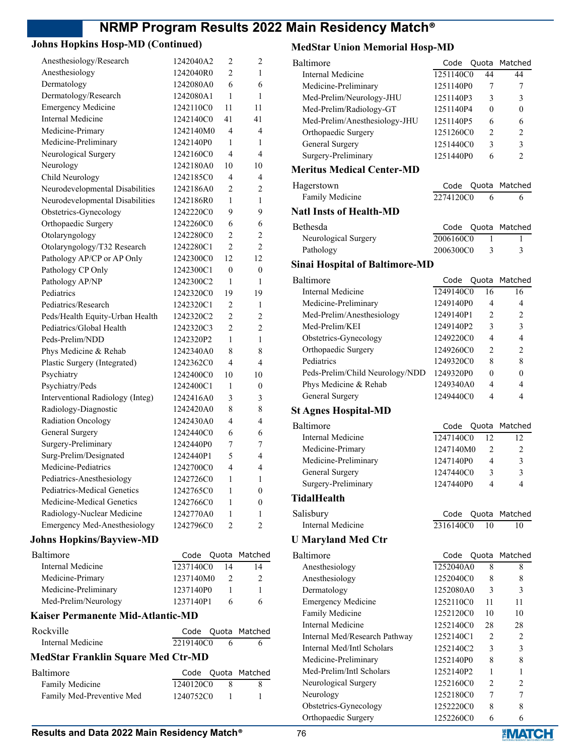## Johns Hopkins Hosp-MD (Continued)

| Program | Code | Quota | Matched |
|---|---|---|---|
| Anesthesiology/Research | 1242040A2 | 2 | 2 |
| Anesthesiology | 1242040R0 | 2 | 1 |
| Dermatology | 1242080A0 | 6 | 6 |
| Dermatology/Research | 1242080A1 | 1 | 1 |
| Emergency Medicine | 1242110C0 | 11 | 11 |
| Internal Medicine | 1242140C0 | 41 | 41 |
| Medicine-Primary | 1242140M0 | 4 | 4 |
| Medicine-Preliminary | 1242140P0 | 1 | 1 |
| Neurological Surgery | 1242160C0 | 4 | 4 |
| Neurology | 1242180A0 | 10 | 10 |
| Child Neurology | 1242185C0 | 4 | 4 |
| Neurodevelopmental Disabilities | 1242186A0 | 2 | 2 |
| Neurodevelopmental Disabilities | 1242186R0 | 1 | 1 |
| Obstetrics-Gynecology | 1242220C0 | 9 | 9 |
| Orthopaedic Surgery | 1242260C0 | 6 | 6 |
| Otolaryngology | 1242280C0 | 2 | 2 |
| Otolaryngology/T32 Research | 1242280C1 | 2 | 2 |
| Pathology AP/CP or AP Only | 1242300C0 | 12 | 12 |
| Pathology CP Only | 1242300C1 | 0 | 0 |
| Pathology AP/NP | 1242300C2 | 1 | 1 |
| Pediatrics | 1242320C0 | 19 | 19 |
| Pediatrics/Research | 1242320C1 | 2 | 1 |
| Peds/Health Equity-Urban Health | 1242320C2 | 2 | 2 |
| Pediatrics/Global Health | 1242320C3 | 2 | 2 |
| Peds-Prelim/NDD | 1242320P2 | 1 | 1 |
| Phys Medicine & Rehab | 1242340A0 | 8 | 8 |
| Plastic Surgery (Integrated) | 1242362C0 | 4 | 4 |
| Psychiatry | 1242400C0 | 10 | 10 |
| Psychiatry/Peds | 1242400C1 | 1 | 0 |
| Interventional Radiology (Integ) | 1242416A0 | 3 | 3 |
| Radiology-Diagnostic | 1242420A0 | 8 | 8 |
| Radiation Oncology | 1242430A0 | 4 | 4 |
| General Surgery | 1242440C0 | 6 | 6 |
| Surgery-Preliminary | 1242440P0 | 7 | 7 |
| Surg-Prelim/Designated | 1242440P1 | 5 | 4 |
| Medicine-Pediatrics | 1242700C0 | 4 | 4 |
| Pediatrics-Anesthesiology | 1242726C0 | 1 | 1 |
| Pediatrics-Medical Genetics | 1242765C0 | 1 | 0 |
| Medicine-Medical Genetics | 1242766C0 | 1 | 0 |
| Radiology-Nuclear Medicine | 1242770A0 | 1 | 1 |
| Emergency Med-Anesthesiology | 1242796C0 | 2 | 2 |

## Johns Hopkins/Bayview-MD

| Baltimore | Code | Quota | Matched |
|---|---|---|---|
| Internal Medicine | 1237140C0 | 14 | 14 |
| Medicine-Primary | 1237140M0 | 2 | 2 |
| Medicine-Preliminary | 1237140P0 | 1 | 1 |
| Med-Prelim/Neurology | 1237140P1 | 6 | 6 |

## Kaiser Permanente Mid-Atlantic-MD

| Rockville | Code | Quota | Matched |
|---|---|---|---|
| Internal Medicine | 2219140C0 | 6 | 6 |

## MedStar Franklin Square Med Ctr-MD

| Baltimore | Code | Quota | Matched |
|---|---|---|---|
| Family Medicine | 1240120C0 | 8 | 8 |
| Family Med-Preventive Med | 1240752C0 | 1 | 1 |

## MedStar Union Memorial Hosp-MD

| Baltimore | Code | Quota | Matched |
|---|---|---|---|
| Internal Medicine | 1251140C0 | 44 | 44 |
| Medicine-Preliminary | 1251140P0 | 7 | 7 |
| Med-Prelim/Neurology-JHU | 1251140P3 | 3 | 3 |
| Med-Prelim/Radiology-GT | 1251140P4 | 0 | 0 |
| Med-Prelim/Anesthesiology-JHU | 1251140P5 | 6 | 6 |
| Orthopaedic Surgery | 1251260C0 | 2 | 2 |
| General Surgery | 1251440C0 | 3 | 3 |
| Surgery-Preliminary | 1251440P0 | 6 | 2 |

## Meritus Medical Center-MD

| Hagerstown | Code | Quota | Matched |
|---|---|---|---|
| Family Medicine | 2274120C0 | 6 | 6 |

## Natl Insts of Health-MD

| Bethesda | Code | Quota | Matched |
|---|---|---|---|
| Neurological Surgery | 2006160C0 | 1 | 1 |
| Pathology | 2006300C0 | 3 | 3 |

## Sinai Hospital of Baltimore-MD

| Baltimore | Code | Quota | Matched |
|---|---|---|---|
| Internal Medicine | 1249140C0 | 16 | 16 |
| Medicine-Preliminary | 1249140P0 | 4 | 4 |
| Med-Prelim/Anesthesiology | 1249140P1 | 2 | 2 |
| Med-Prelim/KEI | 1249140P2 | 3 | 3 |
| Obstetrics-Gynecology | 1249220C0 | 4 | 4 |
| Orthopaedic Surgery | 1249260C0 | 2 | 2 |
| Pediatrics | 1249320C0 | 8 | 8 |
| Peds-Prelim/Child Neurology/NDD | 1249320P0 | 0 | 0 |
| Phys Medicine & Rehab | 1249340A0 | 4 | 4 |
| General Surgery | 1249440C0 | 4 | 4 |

## St Agnes Hospital-MD

| Baltimore | Code | Quota | Matched |
|---|---|---|---|
| Internal Medicine | 1247140C0 | 12 | 12 |
| Medicine-Primary | 1247140M0 | 2 | 2 |
| Medicine-Preliminary | 1247140P0 | 4 | 3 |
| General Surgery | 1247440C0 | 3 | 3 |
| Surgery-Preliminary | 1247440P0 | 4 | 4 |

## TidalHealth

| Salisbury | Code | Quota | Matched |
|---|---|---|---|
| Internal Medicine | 2316140C0 | 10 | 10 |

## U Maryland Med Ctr

| Baltimore | Code | Quota | Matched |
|---|---|---|---|
| Anesthesiology | 1252040A0 | 8 | 8 |
| Anesthesiology | 1252040C0 | 8 | 8 |
| Dermatology | 1252080A0 | 3 | 3 |
| Emergency Medicine | 1252110C0 | 11 | 11 |
| Family Medicine | 1252120C0 | 10 | 10 |
| Internal Medicine | 1252140C0 | 28 | 28 |
| Internal Med/Research Pathway | 1252140C1 | 2 | 2 |
| Internal Med/Intl Scholars | 1252140C2 | 3 | 3 |
| Medicine-Preliminary | 1252140P0 | 8 | 8 |
| Med-Prelim/Intl Scholars | 1252140P2 | 1 | 1 |
| Neurological Surgery | 1252160C0 | 2 | 2 |
| Neurology | 1252180C0 | 7 | 7 |
| Obstetrics-Gynecology | 1252220C0 | 8 | 8 |
| Orthopaedic Surgery | 1252260C0 | 6 | 6 |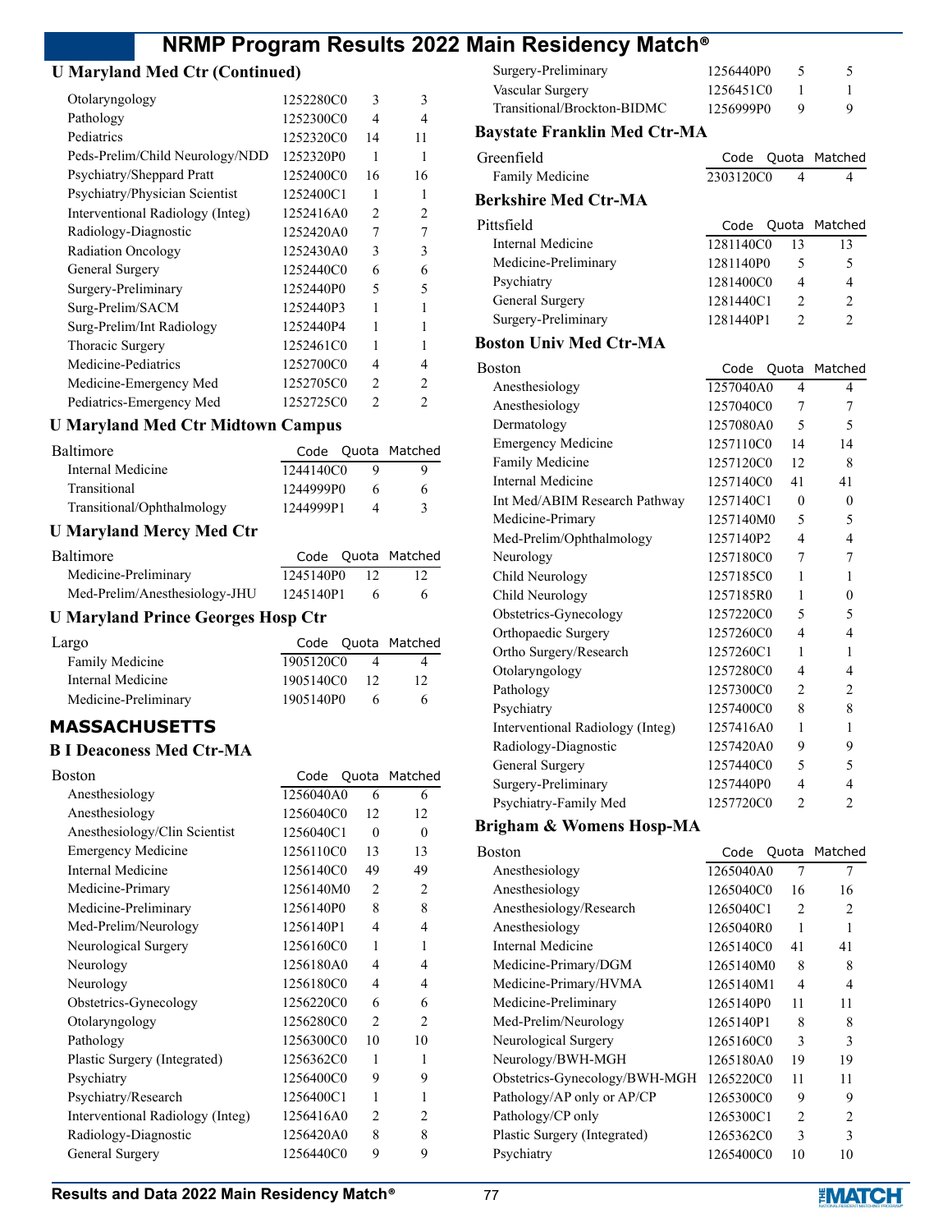## U Maryland Med Ctr (Continued)

| | Code | Quota | Matched |
|---|---|---|---|
| Otolaryngology | 1252280C0 | 3 | 3 |
| Pathology | 1252300C0 | 4 | 4 |
| Pediatrics | 1252320C0 | 14 | 11 |
| Peds-Prelim/Child Neurology/NDD | 1252320P0 | 1 | 1 |
| Psychiatry/Sheppard Pratt | 1252400C0 | 16 | 16 |
| Psychiatry/Physician Scientist | 1252400C1 | 1 | 1 |
| Interventional Radiology (Integ) | 1252416A0 | 2 | 2 |
| Radiology-Diagnostic | 1252420A0 | 7 | 7 |
| Radiation Oncology | 1252430A0 | 3 | 3 |
| General Surgery | 1252440C0 | 6 | 6 |
| Surgery-Preliminary | 1252440P0 | 5 | 5 |
| Surg-Prelim/SACM | 1252440P3 | 1 | 1 |
| Surg-Prelim/Int Radiology | 1252440P4 | 1 | 1 |
| Thoracic Surgery | 1252461C0 | 1 | 1 |
| Medicine-Pediatrics | 1252700C0 | 4 | 4 |
| Medicine-Emergency Med | 1252705C0 | 2 | 2 |
| Pediatrics-Emergency Med | 1252725C0 | 2 | 2 |

## U Maryland Med Ctr Midtown Campus

| Baltimore | Code | Quota | Matched |
|---|---|---|---|
| Internal Medicine | 1244140C0 | 9 | 9 |
| Transitional | 1244999P0 | 6 | 6 |
| Transitional/Ophthalmology | 1244999P1 | 4 | 3 |

## U Maryland Mercy Med Ctr

| Baltimore | Code | Quota | Matched |
|---|---|---|---|
| Medicine-Preliminary | 1245140P0 | 12 | 12 |
| Med-Prelim/Anesthesiology-JHU | 1245140P1 | 6 | 6 |

## U Maryland Prince Georges Hosp Ctr

| Largo | Code | Quota | Matched |
|---|---|---|---|
| Family Medicine | 1905120C0 | 4 | 4 |
| Internal Medicine | 1905140C0 | 12 | 12 |
| Medicine-Preliminary | 1905140P0 | 6 | 6 |

# MASSACHUSETTS

## B I Deaconess Med Ctr-MA

| Boston | Code | Quota | Matched |
|---|---|---|---|
| Anesthesiology | 1256040A0 | 6 | 6 |
| Anesthesiology | 1256040C0 | 12 | 12 |
| Anesthesiology/Clin Scientist | 1256040C1 | 0 | 0 |
| Emergency Medicine | 1256110C0 | 13 | 13 |
| Internal Medicine | 1256140C0 | 49 | 49 |
| Medicine-Primary | 1256140M0 | 2 | 2 |
| Medicine-Preliminary | 1256140P0 | 8 | 8 |
| Med-Prelim/Neurology | 1256140P1 | 4 | 4 |
| Neurological Surgery | 1256160C0 | 1 | 1 |
| Neurology | 1256180A0 | 4 | 4 |
| Neurology | 1256180C0 | 4 | 4 |
| Obstetrics-Gynecology | 1256220C0 | 6 | 6 |
| Otolaryngology | 1256280C0 | 2 | 2 |
| Pathology | 1256300C0 | 10 | 10 |
| Plastic Surgery (Integrated) | 1256362C0 | 1 | 1 |
| Psychiatry | 1256400C0 | 9 | 9 |
| Psychiatry/Research | 1256400C1 | 1 | 1 |
| Interventional Radiology (Integ) | 1256416A0 | 2 | 2 |
| Radiology-Diagnostic | 1256420A0 | 8 | 8 |
| General Surgery | 1256440C0 | 9 | 9 |
| Surgery-Preliminary | 1256440P0 | 5 | 5 |
| Vascular Surgery | 1256451C0 | 1 | 1 |
| Transitional/Brockton-BIDMC | 1256999P0 | 9 | 9 |

## Baystate Franklin Med Ctr-MA

| Greenfield | Code | Quota | Matched |
|---|---|---|---|
| Family Medicine | 2303120C0 | 4 | 4 |

## Berkshire Med Ctr-MA

| Pittsfield | Code | Quota | Matched |
|---|---|---|---|
| Internal Medicine | 1281140C0 | 13 | 13 |
| Medicine-Preliminary | 1281140P0 | 5 | 5 |
| Psychiatry | 1281400C0 | 4 | 4 |
| General Surgery | 1281440C1 | 2 | 2 |
| Surgery-Preliminary | 1281440P1 | 2 | 2 |

## Boston Univ Med Ctr-MA

| Boston | Code | Quota | Matched |
|---|---|---|---|
| Anesthesiology | 1257040A0 | 4 | 4 |
| Anesthesiology | 1257040C0 | 7 | 7 |
| Dermatology | 1257080A0 | 5 | 5 |
| Emergency Medicine | 1257110C0 | 14 | 14 |
| Family Medicine | 1257120C0 | 12 | 8 |
| Internal Medicine | 1257140C0 | 41 | 41 |
| Int Med/ABIM Research Pathway | 1257140C1 | 0 | 0 |
| Medicine-Primary | 1257140M0 | 5 | 5 |
| Med-Prelim/Ophthalmology | 1257140P2 | 4 | 4 |
| Neurology | 1257180C0 | 7 | 7 |
| Child Neurology | 1257185C0 | 1 | 1 |
| Child Neurology | 1257185R0 | 1 | 0 |
| Obstetrics-Gynecology | 1257220C0 | 5 | 5 |
| Orthopaedic Surgery | 1257260C0 | 4 | 4 |
| Ortho Surgery/Research | 1257260C1 | 1 | 1 |
| Otolaryngology | 1257280C0 | 4 | 4 |
| Pathology | 1257300C0 | 2 | 2 |
| Psychiatry | 1257400C0 | 8 | 8 |
| Interventional Radiology (Integ) | 1257416A0 | 1 | 1 |
| Radiology-Diagnostic | 1257420A0 | 9 | 9 |
| General Surgery | 1257440C0 | 5 | 5 |
| Surgery-Preliminary | 1257440P0 | 4 | 4 |
| Psychiatry-Family Med | 1257720C0 | 2 | 2 |

## Brigham & Womens Hosp-MA

| Boston | Code | Quota | Matched |
|---|---|---|---|
| Anesthesiology | 1265040A0 | 7 | 7 |
| Anesthesiology | 1265040C0 | 16 | 16 |
| Anesthesiology/Research | 1265040C1 | 2 | 2 |
| Anesthesiology | 1265040R0 | 1 | 1 |
| Internal Medicine | 1265140C0 | 41 | 41 |
| Medicine-Primary/DGM | 1265140M0 | 8 | 8 |
| Medicine-Primary/HVMA | 1265140M1 | 4 | 4 |
| Medicine-Preliminary | 1265140P0 | 11 | 11 |
| Med-Prelim/Neurology | 1265140P1 | 8 | 8 |
| Neurological Surgery | 1265160C0 | 3 | 3 |
| Neurology/BWH-MGH | 1265180A0 | 19 | 19 |
| Obstetrics-Gynecology/BWH-MGH | 1265220C0 | 11 | 11 |
| Pathology/AP only or AP/CP | 1265300C0 | 9 | 9 |
| Pathology/CP only | 1265300C1 | 2 | 2 |
| Plastic Surgery (Integrated) | 1265362C0 | 3 | 3 |
| Psychiatry | 1265400C0 | 10 | 10 |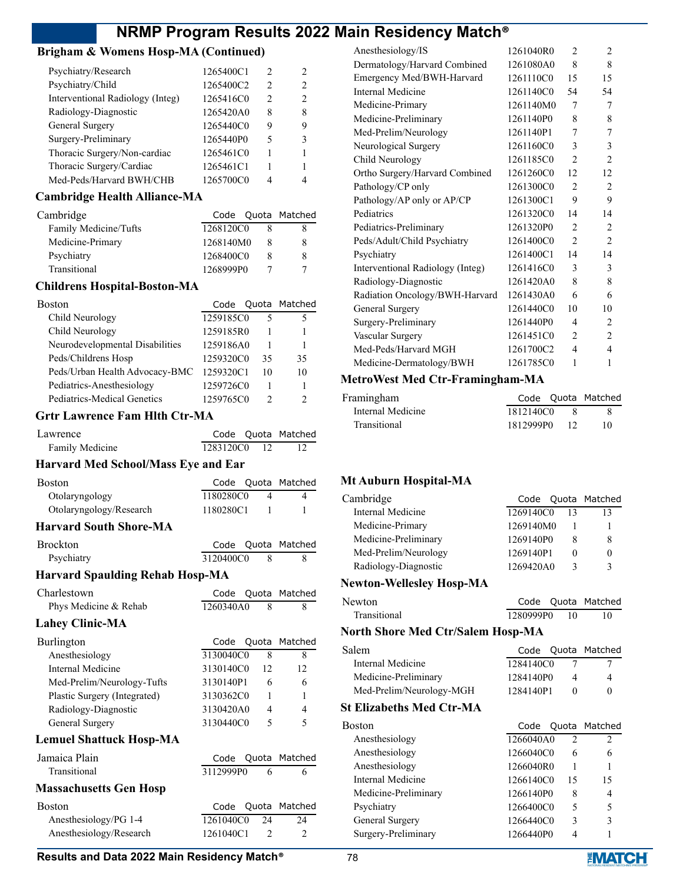## Brigham & Womens Hosp-MA (Continued)

| | Code | Quota | Matched |
|---|---|---|---|
| Psychiatry/Research | 1265400C1 | 2 | 2 |
| Psychiatry/Child | 1265400C2 | 2 | 2 |
| Interventional Radiology (Integ) | 1265416C0 | 2 | 2 |
| Radiology-Diagnostic | 1265420A0 | 8 | 8 |
| General Surgery | 1265440C0 | 9 | 9 |
| Surgery-Preliminary | 1265440P0 | 5 | 3 |
| Thoracic Surgery/Non-cardiac | 1265461C0 | 1 | 1 |
| Thoracic Surgery/Cardiac | 1265461C1 | 1 | 1 |
| Med-Peds/Harvard BWH/CHB | 1265700C0 | 4 | 4 |

## Cambridge Health Alliance-MA

| Cambridge | Code | Quota | Matched |
|---|---|---|---|
| Family Medicine/Tufts | 1268120C0 | 8 | 8 |
| Medicine-Primary | 1268140M0 | 8 | 8 |
| Psychiatry | 1268400C0 | 8 | 8 |
| Transitional | 1268999P0 | 7 | 7 |

## Childrens Hospital-Boston-MA

| Boston | Code | Quota | Matched |
|---|---|---|---|
| Child Neurology | 1259185C0 | 5 | 5 |
| Child Neurology | 1259185R0 | 1 | 1 |
| Neurodevelopmental Disabilities | 1259186A0 | 1 | 1 |
| Peds/Childrens Hosp | 1259320C0 | 35 | 35 |
| Peds/Urban Health Advocacy-BMC | 1259320C1 | 10 | 10 |
| Pediatrics-Anesthesiology | 1259726C0 | 1 | 1 |
| Pediatrics-Medical Genetics | 1259765C0 | 2 | 2 |

## Grtr Lawrence Fam Hlth Ctr-MA

| Lawrence | Code | Quota | Matched |
|---|---|---|---|
| Family Medicine | 1283120C0 | 12 | 12 |

## Harvard Med School/Mass Eye and Ear

| Boston | Code | Quota | Matched |
|---|---|---|---|
| Otolaryngology | 1180280C0 | 4 | 4 |
| Otolaryngology/Research | 1180280C1 | 1 | 1 |

## Harvard South Shore-MA

| Brockton | Code | Quota | Matched |
|---|---|---|---|
| Psychiatry | 3120400C0 | 8 | 8 |

## Harvard Spaulding Rehab Hosp-MA

| Charlestown | Code | Quota | Matched |
|---|---|---|---|
| Phys Medicine & Rehab | 1260340A0 | 8 | 8 |

## Lahey Clinic-MA

| Burlington | Code | Quota | Matched |
|---|---|---|---|
| Anesthesiology | 3130040C0 | 8 | 8 |
| Internal Medicine | 3130140C0 | 12 | 12 |
| Med-Prelim/Neurology-Tufts | 3130140P1 | 6 | 6 |
| Plastic Surgery (Integrated) | 3130362C0 | 1 | 1 |
| Radiology-Diagnostic | 3130420A0 | 4 | 4 |
| General Surgery | 3130440C0 | 5 | 5 |

## Lemuel Shattuck Hosp-MA

| Jamaica Plain | Code | Quota | Matched |
|---|---|---|---|
| Transitional | 3112999P0 | 6 | 6 |

## Massachusetts Gen Hosp

| Boston | Code | Quota | Matched |
|---|---|---|---|
| Anesthesiology/PG 1-4 | 1261040C0 | 24 | 24 |
| Anesthesiology/Research | 1261040C1 | 2 | 2 |
| Anesthesiology/IS | 1261040R0 | 2 | 2 |
| Dermatology/Harvard Combined | 1261080A0 | 8 | 8 |
| Emergency Med/BWH-Harvard | 1261110C0 | 15 | 15 |
| Internal Medicine | 1261140C0 | 54 | 54 |
| Medicine-Primary | 1261140M0 | 7 | 7 |
| Medicine-Preliminary | 1261140P0 | 8 | 8 |
| Med-Prelim/Neurology | 1261140P1 | 7 | 7 |
| Neurological Surgery | 1261160C0 | 3 | 3 |
| Child Neurology | 1261185C0 | 2 | 2 |
| Ortho Surgery/Harvard Combined | 1261260C0 | 12 | 12 |
| Pathology/CP only | 1261300C0 | 2 | 2 |
| Pathology/AP only or AP/CP | 1261300C1 | 9 | 9 |
| Pediatrics | 1261320C0 | 14 | 14 |
| Pediatrics-Preliminary | 1261320P0 | 2 | 2 |
| Peds/Adult/Child Psychiatry | 1261400C0 | 2 | 2 |
| Psychiatry | 1261400C1 | 14 | 14 |
| Interventional Radiology (Integ) | 1261416C0 | 3 | 3 |
| Radiology-Diagnostic | 1261420A0 | 8 | 8 |
| Radiation Oncology/BWH-Harvard | 1261430A0 | 6 | 6 |
| General Surgery | 1261440C0 | 10 | 10 |
| Surgery-Preliminary | 1261440P0 | 4 | 2 |
| Vascular Surgery | 1261451C0 | 2 | 2 |
| Med-Peds/Harvard MGH | 1261700C2 | 4 | 4 |
| Medicine-Dermatology/BWH | 1261785C0 | 1 | 1 |

## MetroWest Med Ctr-Framingham-MA

| Framingham | Code | Quota | Matched |
|---|---|---|---|
| Internal Medicine | 1812140C0 | 8 | 8 |
| Transitional | 1812999P0 | 12 | 10 |

## Mt Auburn Hospital-MA

| Cambridge | Code | Quota | Matched |
|---|---|---|---|
| Internal Medicine | 1269140C0 | 13 | 13 |
| Medicine-Primary | 1269140M0 | 1 | 1 |
| Medicine-Preliminary | 1269140P0 | 8 | 8 |
| Med-Prelim/Neurology | 1269140P1 | 0 | 0 |
| Radiology-Diagnostic | 1269420A0 | 3 | 3 |

## Newton-Wellesley Hosp-MA

| Newton | Code | Quota | Matched |
|---|---|---|---|
| Transitional | 1280999P0 | 10 | 10 |

## North Shore Med Ctr/Salem Hosp-MA

| Salem | Code | Quota | Matched |
|---|---|---|---|
| Internal Medicine | 1284140C0 | 7 | 7 |
| Medicine-Preliminary | 1284140P0 | 4 | 4 |
| Med-Prelim/Neurology-MGH | 1284140P1 | 0 | 0 |

## St Elizabeths Med Ctr-MA

| Boston | Code | Quota | Matched |
|---|---|---|---|
| Anesthesiology | 1266040A0 | 2 | 2 |
| Anesthesiology | 1266040C0 | 6 | 6 |
| Anesthesiology | 1266040R0 | 1 | 1 |
| Internal Medicine | 1266140C0 | 15 | 15 |
| Medicine-Preliminary | 1266140P0 | 8 | 4 |
| Psychiatry | 1266400C0 | 5 | 5 |
| General Surgery | 1266440C0 | 3 | 3 |
| Surgery-Preliminary | 1266440P0 | 4 | 1 |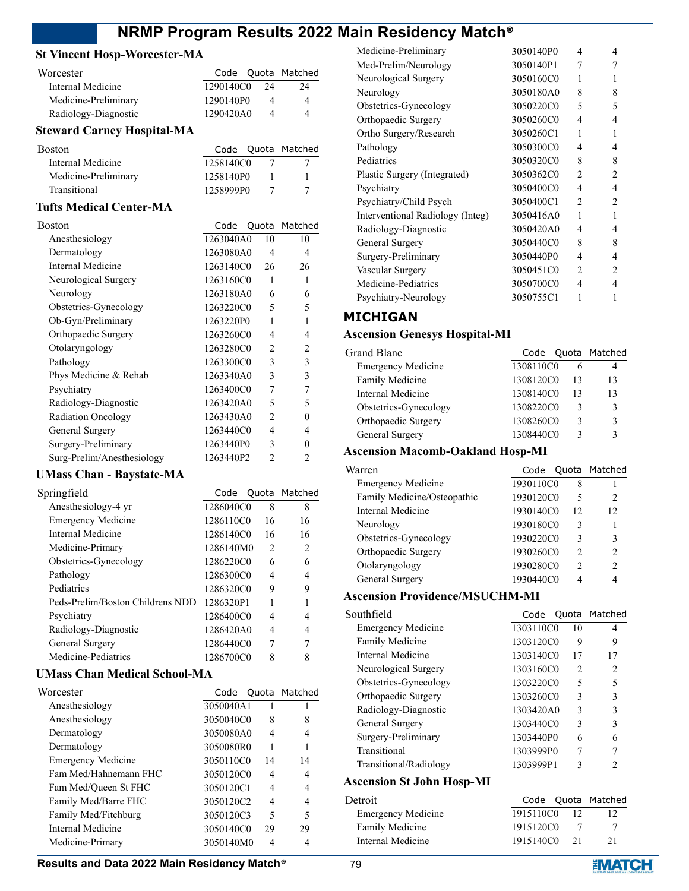### St Vincent Hosp-Worcester-MA

| Worcester | Code | Quota | Matched |
|---|---|---|---|
| Internal Medicine | 1290140C0 | 24 | 24 |
| Medicine-Preliminary | 1290140P0 | 4 | 4 |
| Radiology-Diagnostic | 1290420A0 | 4 | 4 |

### Steward Carney Hospital-MA

| Boston | Code | Quota | Matched |
|---|---|---|---|
| Internal Medicine | 1258140C0 | 7 | 7 |
| Medicine-Preliminary | 1258140P0 | 1 | 1 |
| Transitional | 1258999P0 | 7 | 7 |

### Tufts Medical Center-MA

| Boston | Code | Quota | Matched |
|---|---|---|---|
| Anesthesiology | 1263040A0 | 10 | 10 |
| Dermatology | 1263080A0 | 4 | 4 |
| Internal Medicine | 1263140C0 | 26 | 26 |
| Neurological Surgery | 1263160C0 | 1 | 1 |
| Neurology | 1263180A0 | 6 | 6 |
| Obstetrics-Gynecology | 1263220C0 | 5 | 5 |
| Ob-Gyn/Preliminary | 1263220P0 | 1 | 1 |
| Orthopaedic Surgery | 1263260C0 | 4 | 4 |
| Otolaryngology | 1263280C0 | 2 | 2 |
| Pathology | 1263300C0 | 3 | 3 |
| Phys Medicine & Rehab | 1263340A0 | 3 | 3 |
| Psychiatry | 1263400C0 | 7 | 7 |
| Radiology-Diagnostic | 1263420A0 | 5 | 5 |
| Radiation Oncology | 1263430A0 | 2 | 0 |
| General Surgery | 1263440C0 | 4 | 4 |
| Surgery-Preliminary | 1263440P0 | 3 | 0 |
| Surg-Prelim/Anesthesiology | 1263440P2 | 2 | 2 |

### UMass Chan - Baystate-MA

| Springfield | Code | Quota | Matched |
|---|---|---|---|
| Anesthesiology-4 yr | 1286040C0 | 8 | 8 |
| Emergency Medicine | 1286110C0 | 16 | 16 |
| Internal Medicine | 1286140C0 | 16 | 16 |
| Medicine-Primary | 1286140M0 | 2 | 2 |
| Obstetrics-Gynecology | 1286220C0 | 6 | 6 |
| Pathology | 1286300C0 | 4 | 4 |
| Pediatrics | 1286320C0 | 9 | 9 |
| Peds-Prelim/Boston Childrens NDD | 1286320P1 | 1 | 1 |
| Psychiatry | 1286400C0 | 4 | 4 |
| Radiology-Diagnostic | 1286420A0 | 4 | 4 |
| General Surgery | 1286440C0 | 7 | 7 |
| Medicine-Pediatrics | 1286700C0 | 8 | 8 |

### UMass Chan Medical School-MA

| Worcester | Code | Quota | Matched |
|---|---|---|---|
| Anesthesiology | 3050040A1 | 1 | 1 |
| Anesthesiology | 3050040C0 | 8 | 8 |
| Dermatology | 3050080A0 | 4 | 4 |
| Dermatology | 3050080R0 | 1 | 1 |
| Emergency Medicine | 3050110C0 | 14 | 14 |
| Fam Med/Hahnemann FHC | 3050120C0 | 4 | 4 |
| Fam Med/Queen St FHC | 3050120C1 | 4 | 4 |
| Family Med/Barre FHC | 3050120C2 | 4 | 4 |
| Family Med/Fitchburg | 3050120C3 | 5 | 5 |
| Internal Medicine | 3050140C0 | 29 | 29 |
| Medicine-Primary | 3050140M0 | 4 | 4 |
| Medicine-Preliminary | 3050140P0 | 4 | 4 |
| Med-Prelim/Neurology | 3050140P1 | 7 | 7 |
| Neurological Surgery | 3050160C0 | 1 | 1 |
| Neurology | 3050180A0 | 8 | 8 |
| Obstetrics-Gynecology | 3050220C0 | 5 | 5 |
| Orthopaedic Surgery | 3050260C0 | 4 | 4 |
| Ortho Surgery/Research | 3050260C1 | 1 | 1 |
| Pathology | 3050300C0 | 4 | 4 |
| Pediatrics | 3050320C0 | 8 | 8 |
| Plastic Surgery (Integrated) | 3050362C0 | 2 | 2 |
| Psychiatry | 3050400C0 | 4 | 4 |
| Psychiatry/Child Psych | 3050400C1 | 2 | 2 |
| Interventional Radiology (Integ) | 3050416A0 | 1 | 1 |
| Radiology-Diagnostic | 3050420A0 | 4 | 4 |
| General Surgery | 3050440C0 | 8 | 8 |
| Surgery-Preliminary | 3050440P0 | 4 | 4 |
| Vascular Surgery | 3050451C0 | 2 | 2 |
| Medicine-Pediatrics | 3050700C0 | 4 | 4 |
| Psychiatry-Neurology | 3050755C1 | 1 | 1 |

## MICHIGAN

### Ascension Genesys Hospital-MI

| Grand Blanc | Code | Quota | Matched |
|---|---|---|---|
| Emergency Medicine | 1308110C0 | 6 | 4 |
| Family Medicine | 1308120C0 | 13 | 13 |
| Internal Medicine | 1308140C0 | 13 | 13 |
| Obstetrics-Gynecology | 1308220C0 | 3 | 3 |
| Orthopaedic Surgery | 1308260C0 | 3 | 3 |
| General Surgery | 1308440C0 | 3 | 3 |

### Ascension Macomb-Oakland Hosp-MI

| Warren | Code | Quota | Matched |
|---|---|---|---|
| Emergency Medicine | 1930110C0 | 8 | 1 |
| Family Medicine/Osteopathic | 1930120C0 | 5 | 2 |
| Internal Medicine | 1930140C0 | 12 | 12 |
| Neurology | 1930180C0 | 3 | 1 |
| Obstetrics-Gynecology | 1930220C0 | 3 | 3 |
| Orthopaedic Surgery | 1930260C0 | 2 | 2 |
| Otolaryngology | 1930280C0 | 2 | 2 |
| General Surgery | 1930440C0 | 4 | 4 |

### Ascension Providence/MSUCHM-MI

| Southfield | Code | Quota | Matched |
|---|---|---|---|
| Emergency Medicine | 1303110C0 | 10 | 4 |
| Family Medicine | 1303120C0 | 9 | 9 |
| Internal Medicine | 1303140C0 | 17 | 17 |
| Neurological Surgery | 1303160C0 | 2 | 2 |
| Obstetrics-Gynecology | 1303220C0 | 5 | 5 |
| Orthopaedic Surgery | 1303260C0 | 3 | 3 |
| Radiology-Diagnostic | 1303420A0 | 3 | 3 |
| General Surgery | 1303440C0 | 3 | 3 |
| Surgery-Preliminary | 1303440P0 | 6 | 6 |
| Transitional | 1303999P0 | 7 | 7 |
| Transitional/Radiology | 1303999P1 | 3 | 2 |

### Ascension St John Hosp-MI

| Detroit | Code | Quota | Matched |
|---|---|---|---|
| Emergency Medicine | 1915110C0 | 12 | 12 |
| Family Medicine | 1915120C0 | 7 | 7 |
| Internal Medicine | 1915140C0 | 21 | 21 |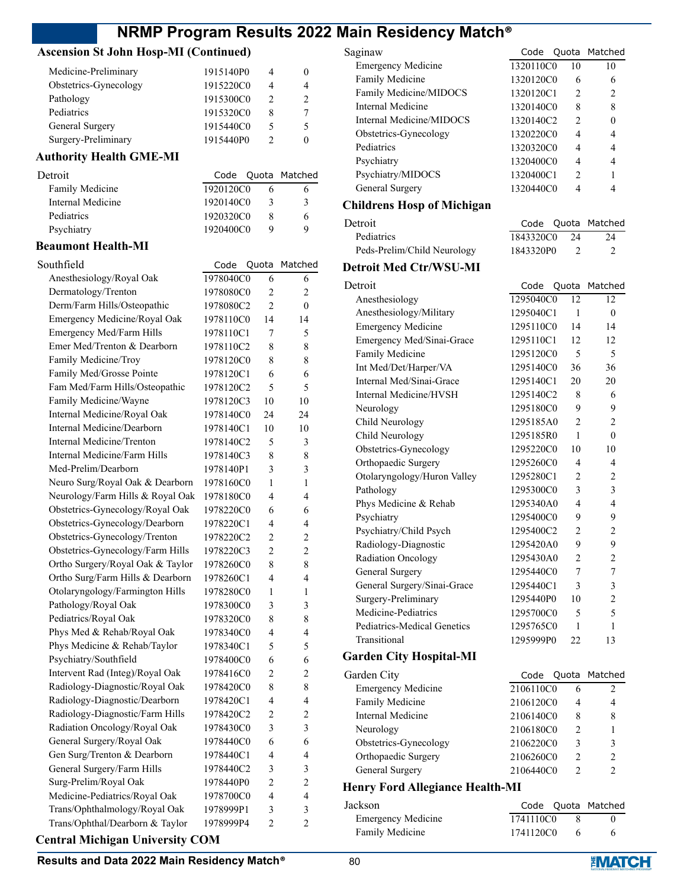## Ascension St John Hosp-MI (Continued)

| | Code | Quota | Matched |
|---|---|---|---|
| Medicine-Preliminary | 1915140P0 | 4 | 0 |
| Obstetrics-Gynecology | 1915220C0 | 4 | 4 |
| Pathology | 1915300C0 | 2 | 2 |
| Pediatrics | 1915320C0 | 8 | 7 |
| General Surgery | 1915440C0 | 5 | 5 |
| Surgery-Preliminary | 1915440P0 | 2 | 0 |

## Authority Health GME-MI

| Detroit | Code | Quota | Matched |
|---|---|---|---|
| Family Medicine | 1920120C0 | 6 | 6 |
| Internal Medicine | 1920140C0 | 3 | 3 |
| Pediatrics | 1920320C0 | 8 | 6 |
| Psychiatry | 1920400C0 | 9 | 9 |

## Beaumont Health-MI

| Southfield | Code | Quota | Matched |
|---|---|---|---|
| Anesthesiology/Royal Oak | 1978040C0 | 6 | 6 |
| Dermatology/Trenton | 1978080C0 | 2 | 2 |
| Derm/Farm Hills/Osteopathic | 1978080C2 | 2 | 0 |
| Emergency Medicine/Royal Oak | 1978110C0 | 14 | 14 |
| Emergency Med/Farm Hills | 1978110C1 | 7 | 5 |
| Emer Med/Trenton & Dearborn | 1978110C2 | 8 | 8 |
| Family Medicine/Troy | 1978120C0 | 8 | 8 |
| Family Med/Grosse Pointe | 1978120C1 | 6 | 6 |
| Fam Med/Farm Hills/Osteopathic | 1978120C2 | 5 | 5 |
| Family Medicine/Wayne | 1978120C3 | 10 | 10 |
| Internal Medicine/Royal Oak | 1978140C0 | 24 | 24 |
| Internal Medicine/Dearborn | 1978140C1 | 10 | 10 |
| Internal Medicine/Trenton | 1978140C2 | 5 | 3 |
| Internal Medicine/Farm Hills | 1978140C3 | 8 | 8 |
| Med-Prelim/Dearborn | 1978140P1 | 3 | 3 |
| Neuro Surg/Royal Oak & Dearborn | 1978160C0 | 1 | 1 |
| Neurology/Farm Hills & Royal Oak | 1978180C0 | 4 | 4 |
| Obstetrics-Gynecology/Royal Oak | 1978220C0 | 6 | 6 |
| Obstetrics-Gynecology/Dearborn | 1978220C1 | 4 | 4 |
| Obstetrics-Gynecology/Trenton | 1978220C2 | 2 | 2 |
| Obstetrics-Gynecology/Farm Hills | 1978220C3 | 2 | 2 |
| Ortho Surgery/Royal Oak & Taylor | 1978260C0 | 8 | 8 |
| Ortho Surg/Farm Hills & Dearborn | 1978260C1 | 4 | 4 |
| Otolaryngology/Farmington Hills | 1978280C0 | 1 | 1 |
| Pathology/Royal Oak | 1978300C0 | 3 | 3 |
| Pediatrics/Royal Oak | 1978320C0 | 8 | 8 |
| Phys Med & Rehab/Royal Oak | 1978340C0 | 4 | 4 |
| Phys Medicine & Rehab/Taylor | 1978340C1 | 5 | 5 |
| Psychiatry/Southfield | 1978400C0 | 6 | 6 |
| Intervent Rad (Integ)/Royal Oak | 1978416C0 | 2 | 2 |
| Radiology-Diagnostic/Royal Oak | 1978420C0 | 8 | 8 |
| Radiology-Diagnostic/Dearborn | 1978420C1 | 4 | 4 |
| Radiology-Diagnostic/Farm Hills | 1978420C2 | 2 | 2 |
| Radiation Oncology/Royal Oak | 1978430C0 | 3 | 3 |
| General Surgery/Royal Oak | 1978440C0 | 6 | 6 |
| Gen Surg/Trenton & Dearborn | 1978440C1 | 4 | 4 |
| General Surgery/Farm Hills | 1978440C2 | 3 | 3 |
| Surg-Prelim/Royal Oak | 1978440P0 | 2 | 2 |
| Medicine-Pediatrics/Royal Oak | 1978700C0 | 4 | 4 |
| Trans/Ophthalmology/Royal Oak | 1978999P1 | 3 | 3 |
| Trans/Ophthal/Dearborn & Taylor | 1978999P4 | 2 | 2 |

## Central Michigan University COM

| Saginaw | Code | Quota | Matched |
|---|---|---|---|
| Emergency Medicine | 1320110C0 | 10 | 10 |
| Family Medicine | 1320120C0 | 6 | 6 |
| Family Medicine/MIDOCS | 1320120C1 | 2 | 2 |
| Internal Medicine | 1320140C0 | 8 | 8 |
| Internal Medicine/MIDOCS | 1320140C2 | 2 | 0 |
| Obstetrics-Gynecology | 1320220C0 | 4 | 4 |
| Pediatrics | 1320320C0 | 4 | 4 |
| Psychiatry | 1320400C0 | 4 | 4 |
| Psychiatry/MIDOCS | 1320400C1 | 2 | 1 |
| General Surgery | 1320440C0 | 4 | 4 |

## Childrens Hosp of Michigan

| Detroit | Code | Quota | Matched |
|---|---|---|---|
| Pediatrics | 1843320C0 | 24 | 24 |
| Peds-Prelim/Child Neurology | 1843320P0 | 2 | 2 |

## Detroit Med Ctr/WSU-MI

| Detroit | Code | Quota | Matched |
|---|---|---|---|
| Anesthesiology | 1295040C0 | 12 | 12 |
| Anesthesiology/Military | 1295040C1 | 1 | 0 |
| Emergency Medicine | 1295110C0 | 14 | 14 |
| Emergency Med/Sinai-Grace | 1295110C1 | 12 | 12 |
| Family Medicine | 1295120C0 | 5 | 5 |
| Int Med/Det/Harper/VA | 1295140C0 | 36 | 36 |
| Internal Med/Sinai-Grace | 1295140C1 | 20 | 20 |
| Internal Medicine/HVSH | 1295140C2 | 8 | 6 |
| Neurology | 1295180C0 | 9 | 9 |
| Child Neurology | 1295185A0 | 2 | 2 |
| Child Neurology | 1295185R0 | 1 | 0 |
| Obstetrics-Gynecology | 1295220C0 | 10 | 10 |
| Orthopaedic Surgery | 1295260C0 | 4 | 4 |
| Otolaryngology/Huron Valley | 1295280C1 | 2 | 2 |
| Pathology | 1295300C0 | 3 | 3 |
| Phys Medicine & Rehab | 1295340A0 | 4 | 4 |
| Psychiatry | 1295400C0 | 9 | 9 |
| Psychiatry/Child Psych | 1295400C2 | 2 | 2 |
| Radiology-Diagnostic | 1295420A0 | 9 | 9 |
| Radiation Oncology | 1295430A0 | 2 | 2 |
| General Surgery | 1295440C0 | 7 | 7 |
| General Surgery/Sinai-Grace | 1295440C1 | 3 | 3 |
| Surgery-Preliminary | 1295440P0 | 10 | 2 |
| Medicine-Pediatrics | 1295700C0 | 5 | 5 |
| Pediatrics-Medical Genetics | 1295765C0 | 1 | 1 |
| Transitional | 1295999P0 | 22 | 13 |

## Garden City Hospital-MI

| Garden City | Code | Quota | Matched |
|---|---|---|---|
| Emergency Medicine | 2106110C0 | 6 | 2 |
| Family Medicine | 2106120C0 | 4 | 4 |
| Internal Medicine | 2106140C0 | 8 | 8 |
| Neurology | 2106180C0 | 2 | 1 |
| Obstetrics-Gynecology | 2106220C0 | 3 | 3 |
| Orthopaedic Surgery | 2106260C0 | 2 | 2 |
| General Surgery | 2106440C0 | 2 | 2 |

## Henry Ford Allegiance Health-MI

| Jackson | Code | Quota | Matched |
|---|---|---|---|
| Emergency Medicine | 1741110C0 | 8 | 0 |
| Family Medicine | 1741120C0 | 6 | 6 |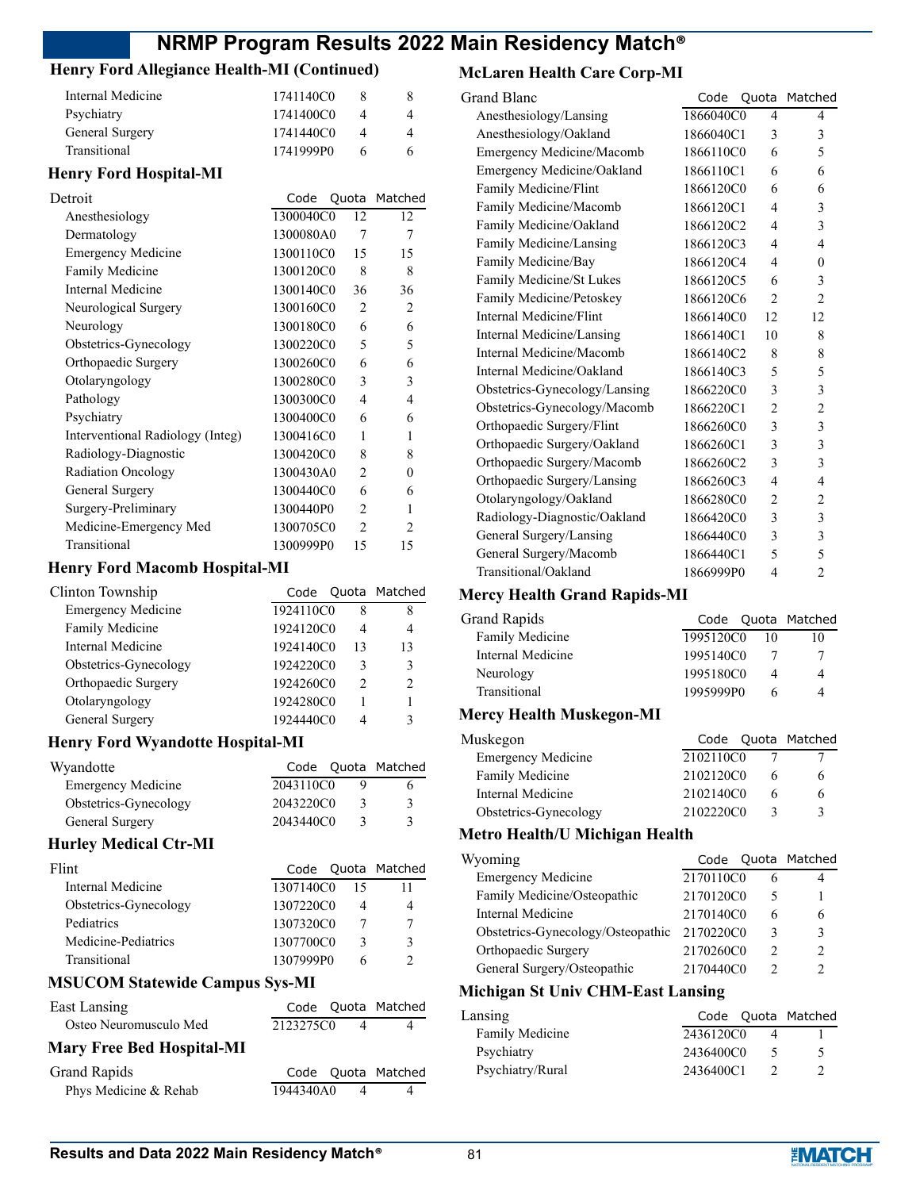## Henry Ford Allegiance Health-MI (Continued)

| | Code | Quota | Matched |
|---|---|---|---|
| Internal Medicine | 1741140C0 | 8 | 8 |
| Psychiatry | 1741400C0 | 4 | 4 |
| General Surgery | 1741440C0 | 4 | 4 |
| Transitional | 1741999P0 | 6 | 6 |

## Henry Ford Hospital-MI

| Detroit | Code | Quota | Matched |
|---|---|---|---|
| Anesthesiology | 1300040C0 | 12 | 12 |
| Dermatology | 1300080A0 | 7 | 7 |
| Emergency Medicine | 1300110C0 | 15 | 15 |
| Family Medicine | 1300120C0 | 8 | 8 |
| Internal Medicine | 1300140C0 | 36 | 36 |
| Neurological Surgery | 1300160C0 | 2 | 2 |
| Neurology | 1300180C0 | 6 | 6 |
| Obstetrics-Gynecology | 1300220C0 | 5 | 5 |
| Orthopaedic Surgery | 1300260C0 | 6 | 6 |
| Otolaryngology | 1300280C0 | 3 | 3 |
| Pathology | 1300300C0 | 4 | 4 |
| Psychiatry | 1300400C0 | 6 | 6 |
| Interventional Radiology (Integ) | 1300416C0 | 1 | 1 |
| Radiology-Diagnostic | 1300420C0 | 8 | 8 |
| Radiation Oncology | 1300430A0 | 2 | 0 |
| General Surgery | 1300440C0 | 6 | 6 |
| Surgery-Preliminary | 1300440P0 | 2 | 1 |
| Medicine-Emergency Med | 1300705C0 | 2 | 2 |
| Transitional | 1300999P0 | 15 | 15 |

## Henry Ford Macomb Hospital-MI

| Clinton Township | Code | Quota | Matched |
|---|---|---|---|
| Emergency Medicine | 1924110C0 | 8 | 8 |
| Family Medicine | 1924120C0 | 4 | 4 |
| Internal Medicine | 1924140C0 | 13 | 13 |
| Obstetrics-Gynecology | 1924220C0 | 3 | 3 |
| Orthopaedic Surgery | 1924260C0 | 2 | 2 |
| Otolaryngology | 1924280C0 | 1 | 1 |
| General Surgery | 1924440C0 | 4 | 3 |

## Henry Ford Wyandotte Hospital-MI

| Wyandotte | Code | Quota | Matched |
|---|---|---|---|
| Emergency Medicine | 2043110C0 | 9 | 6 |
| Obstetrics-Gynecology | 2043220C0 | 3 | 3 |
| General Surgery | 2043440C0 | 3 | 3 |

## Hurley Medical Ctr-MI

| Flint | Code | Quota | Matched |
|---|---|---|---|
| Internal Medicine | 1307140C0 | 15 | 11 |
| Obstetrics-Gynecology | 1307220C0 | 4 | 4 |
| Pediatrics | 1307320C0 | 7 | 7 |
| Medicine-Pediatrics | 1307700C0 | 3 | 3 |
| Transitional | 1307999P0 | 6 | 2 |

## MSUCOM Statewide Campus Sys-MI

| East Lansing | Code | Quota | Matched |
|---|---|---|---|
| Osteo Neuromusculo Med | 2123275C0 | 4 | 4 |

## Mary Free Bed Hospital-MI

| Grand Rapids | Code | Quota | Matched |
|---|---|---|---|
| Phys Medicine & Rehab | 1944340A0 | 4 | 4 |

## McLaren Health Care Corp-MI

| Grand Blanc | Code | Quota | Matched |
|---|---|---|---|
| Anesthesiology/Lansing | 1866040C0 | 4 | 4 |
| Anesthesiology/Oakland | 1866040C1 | 3 | 3 |
| Emergency Medicine/Macomb | 1866110C0 | 6 | 5 |
| Emergency Medicine/Oakland | 1866110C1 | 6 | 6 |
| Family Medicine/Flint | 1866120C0 | 6 | 6 |
| Family Medicine/Macomb | 1866120C1 | 4 | 3 |
| Family Medicine/Oakland | 1866120C2 | 4 | 3 |
| Family Medicine/Lansing | 1866120C3 | 4 | 4 |
| Family Medicine/Bay | 1866120C4 | 4 | 0 |
| Family Medicine/St Lukes | 1866120C5 | 6 | 3 |
| Family Medicine/Petoskey | 1866120C6 | 2 | 2 |
| Internal Medicine/Flint | 1866140C0 | 12 | 12 |
| Internal Medicine/Lansing | 1866140C1 | 10 | 8 |
| Internal Medicine/Macomb | 1866140C2 | 8 | 8 |
| Internal Medicine/Oakland | 1866140C3 | 5 | 5 |
| Obstetrics-Gynecology/Lansing | 1866220C0 | 3 | 3 |
| Obstetrics-Gynecology/Macomb | 1866220C1 | 2 | 2 |
| Orthopaedic Surgery/Flint | 1866260C0 | 3 | 3 |
| Orthopaedic Surgery/Oakland | 1866260C1 | 3 | 3 |
| Orthopaedic Surgery/Macomb | 1866260C2 | 3 | 3 |
| Orthopaedic Surgery/Lansing | 1866260C3 | 4 | 4 |
| Otolaryngology/Oakland | 1866280C0 | 2 | 2 |
| Radiology-Diagnostic/Oakland | 1866420C0 | 3 | 3 |
| General Surgery/Lansing | 1866440C0 | 3 | 3 |
| General Surgery/Macomb | 1866440C1 | 5 | 5 |
| Transitional/Oakland | 1866999P0 | 4 | 2 |

## Mercy Health Grand Rapids-MI

| Grand Rapids | Code | Quota | Matched |
|---|---|---|---|
| Family Medicine | 1995120C0 | 10 | 10 |
| Internal Medicine | 1995140C0 | 7 | 7 |
| Neurology | 1995180C0 | 4 | 4 |
| Transitional | 1995999P0 | 6 | 4 |

## Mercy Health Muskegon-MI

| Muskegon | Code | Quota | Matched |
|---|---|---|---|
| Emergency Medicine | 2102110C0 | 7 | 7 |
| Family Medicine | 2102120C0 | 6 | 6 |
| Internal Medicine | 2102140C0 | 6 | 6 |
| Obstetrics-Gynecology | 2102220C0 | 3 | 3 |

## Metro Health/U Michigan Health

| Wyoming | Code | Quota | Matched |
|---|---|---|---|
| Emergency Medicine | 2170110C0 | 6 | 4 |
| Family Medicine/Osteopathic | 2170120C0 | 5 | 1 |
| Internal Medicine | 2170140C0 | 6 | 6 |
| Obstetrics-Gynecology/Osteopathic | 2170220C0 | 3 | 3 |
| Orthopaedic Surgery | 2170260C0 | 2 | 2 |
| General Surgery/Osteopathic | 2170440C0 | 2 | 2 |

## Michigan St Univ CHM-East Lansing

| Lansing | Code | Quota | Matched |
|---|---|---|---|
| Family Medicine | 2436120C0 | 4 | 1 |
| Psychiatry | 2436400C0 | 5 | 5 |
| Psychiatry/Rural | 2436400C1 | 2 | 2 |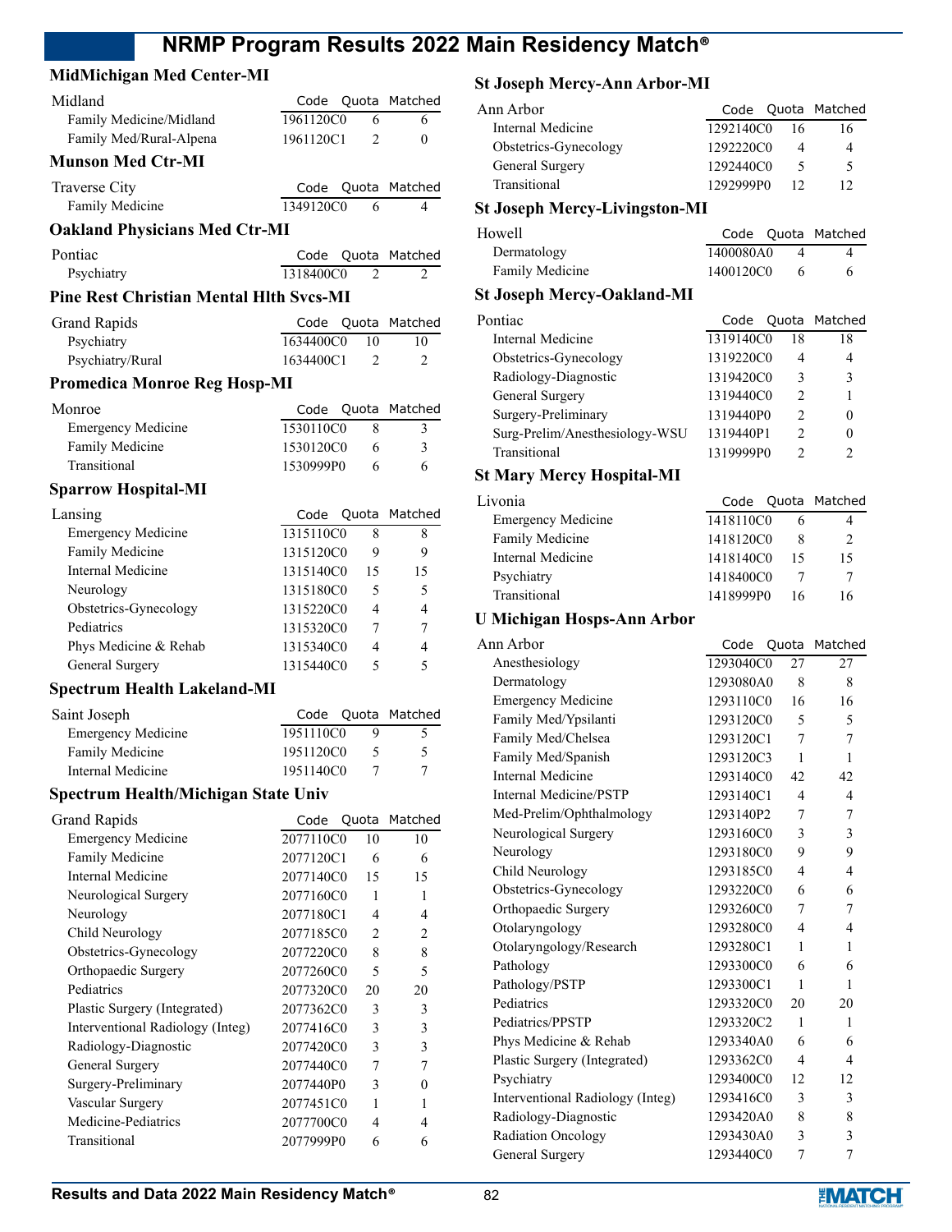### MidMichigan Med Center-MI

| Midland | Code | Quota | Matched |
|---|---|---|---|
| Family Medicine/Midland | 1961120C0 | 6 | 6 |
| Family Med/Rural-Alpena | 1961120C1 | 2 | 0 |

### Munson Med Ctr-MI

| Traverse City | Code | Quota | Matched |
|---|---|---|---|
| Family Medicine | 1349120C0 | 6 | 4 |

### Oakland Physicians Med Ctr-MI

| Pontiac | Code | Quota | Matched |
|---|---|---|---|
| Psychiatry | 1318400C0 | 2 | 2 |

### Pine Rest Christian Mental Hlth Svcs-MI

| Grand Rapids | Code | Quota | Matched |
|---|---|---|---|
| Psychiatry | 1634400C0 | 10 | 10 |
| Psychiatry/Rural | 1634400C1 | 2 | 2 |

### Promedica Monroe Reg Hosp-MI

| Monroe | Code | Quota | Matched |
|---|---|---|---|
| Emergency Medicine | 1530110C0 | 8 | 3 |
| Family Medicine | 1530120C0 | 6 | 3 |
| Transitional | 1530999P0 | 6 | 6 |

### Sparrow Hospital-MI

| Lansing | Code | Quota | Matched |
|---|---|---|---|
| Emergency Medicine | 1315110C0 | 8 | 8 |
| Family Medicine | 1315120C0 | 9 | 9 |
| Internal Medicine | 1315140C0 | 15 | 15 |
| Neurology | 1315180C0 | 5 | 5 |
| Obstetrics-Gynecology | 1315220C0 | 4 | 4 |
| Pediatrics | 1315320C0 | 7 | 7 |
| Phys Medicine & Rehab | 1315340C0 | 4 | 4 |
| General Surgery | 1315440C0 | 5 | 5 |

### Spectrum Health Lakeland-MI

| Saint Joseph | Code | Quota | Matched |
|---|---|---|---|
| Emergency Medicine | 1951110C0 | 9 | 5 |
| Family Medicine | 1951120C0 | 5 | 5 |
| Internal Medicine | 1951140C0 | 7 | 7 |

### Spectrum Health/Michigan State Univ

| Grand Rapids | Code | Quota | Matched |
|---|---|---|---|
| Emergency Medicine | 2077110C0 | 10 | 10 |
| Family Medicine | 2077120C1 | 6 | 6 |
| Internal Medicine | 2077140C0 | 15 | 15 |
| Neurological Surgery | 2077160C0 | 1 | 1 |
| Neurology | 2077180C1 | 4 | 4 |
| Child Neurology | 2077185C0 | 2 | 2 |
| Obstetrics-Gynecology | 2077220C0 | 8 | 8 |
| Orthopaedic Surgery | 2077260C0 | 5 | 5 |
| Pediatrics | 2077320C0 | 20 | 20 |
| Plastic Surgery (Integrated) | 2077362C0 | 3 | 3 |
| Interventional Radiology (Integ) | 2077416C0 | 3 | 3 |
| Radiology-Diagnostic | 2077420C0 | 3 | 3 |
| General Surgery | 2077440C0 | 7 | 7 |
| Surgery-Preliminary | 2077440P0 | 3 | 0 |
| Vascular Surgery | 2077451C0 | 1 | 1 |
| Medicine-Pediatrics | 2077700C0 | 4 | 4 |
| Transitional | 2077999P0 | 6 | 6 |

### St Joseph Mercy-Ann Arbor-MI

| Ann Arbor | Code | Quota | Matched |
|---|---|---|---|
| Internal Medicine | 1292140C0 | 16 | 16 |
| Obstetrics-Gynecology | 1292220C0 | 4 | 4 |
| General Surgery | 1292440C0 | 5 | 5 |
| Transitional | 1292999P0 | 12 | 12 |

### St Joseph Mercy-Livingston-MI

| Howell | Code | Quota | Matched |
|---|---|---|---|
| Dermatology | 1400080A0 | 4 | 4 |
| Family Medicine | 1400120C0 | 6 | 6 |

### St Joseph Mercy-Oakland-MI

| Pontiac | Code | Quota | Matched |
|---|---|---|---|
| Internal Medicine | 1319140C0 | 18 | 18 |
| Obstetrics-Gynecology | 1319220C0 | 4 | 4 |
| Radiology-Diagnostic | 1319420C0 | 3 | 3 |
| General Surgery | 1319440C0 | 2 | 1 |
| Surgery-Preliminary | 1319440P0 | 2 | 0 |
| Surg-Prelim/Anesthesiology-WSU | 1319440P1 | 2 | 0 |
| Transitional | 1319999P0 | 2 | 2 |

### St Mary Mercy Hospital-MI

| Livonia | Code | Quota | Matched |
|---|---|---|---|
| Emergency Medicine | 1418110C0 | 6 | 4 |
| Family Medicine | 1418120C0 | 8 | 2 |
| Internal Medicine | 1418140C0 | 15 | 15 |
| Psychiatry | 1418400C0 | 7 | 7 |
| Transitional | 1418999P0 | 16 | 16 |

### U Michigan Hosps-Ann Arbor

| Ann Arbor | Code | Quota | Matched |
|---|---|---|---|
| Anesthesiology | 1293040C0 | 27 | 27 |
| Dermatology | 1293080A0 | 8 | 8 |
| Emergency Medicine | 1293110C0 | 16 | 16 |
| Family Med/Ypsilanti | 1293120C0 | 5 | 5 |
| Family Med/Chelsea | 1293120C1 | 7 | 7 |
| Family Med/Spanish | 1293120C3 | 1 | 1 |
| Internal Medicine | 1293140C0 | 42 | 42 |
| Internal Medicine/PSTP | 1293140C1 | 4 | 4 |
| Med-Prelim/Ophthalmology | 1293140P2 | 7 | 7 |
| Neurological Surgery | 1293160C0 | 3 | 3 |
| Neurology | 1293180C0 | 9 | 9 |
| Child Neurology | 1293185C0 | 4 | 4 |
| Obstetrics-Gynecology | 1293220C0 | 6 | 6 |
| Orthopaedic Surgery | 1293260C0 | 7 | 7 |
| Otolaryngology | 1293280C0 | 4 | 4 |
| Otolaryngology/Research | 1293280C1 | 1 | 1 |
| Pathology | 1293300C0 | 6 | 6 |
| Pathology/PSTP | 1293300C1 | 1 | 1 |
| Pediatrics | 1293320C0 | 20 | 20 |
| Pediatrics/PPSTP | 1293320C2 | 1 | 1 |
| Phys Medicine & Rehab | 1293340A0 | 6 | 6 |
| Plastic Surgery (Integrated) | 1293362C0 | 4 | 4 |
| Psychiatry | 1293400C0 | 12 | 12 |
| Interventional Radiology (Integ) | 1293416C0 | 3 | 3 |
| Radiology-Diagnostic | 1293420A0 | 8 | 8 |
| Radiation Oncology | 1293430A0 | 3 | 3 |
| General Surgery | 1293440C0 | 7 | 7 |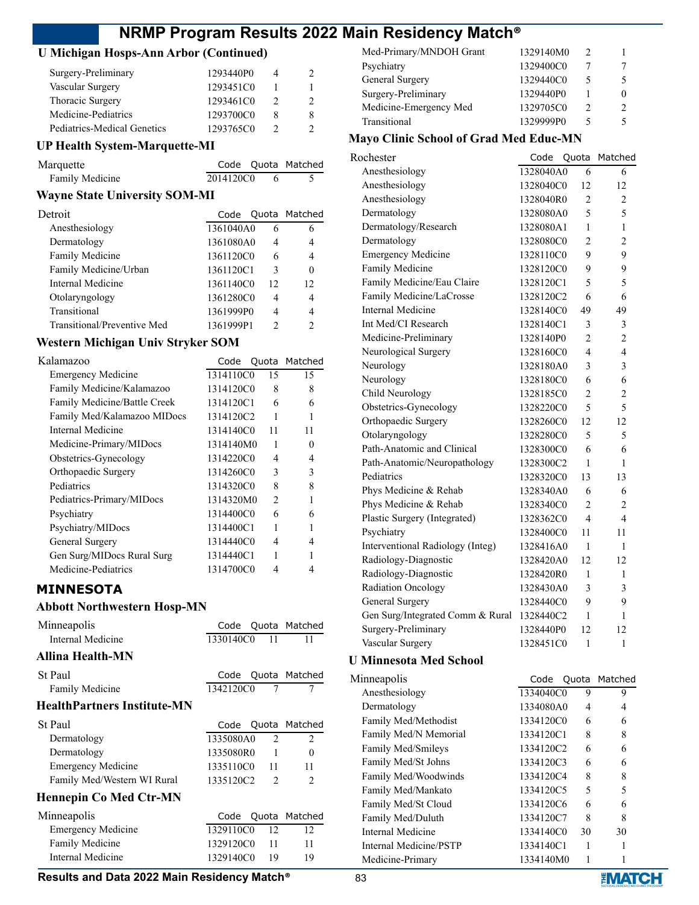### U Michigan Hosps-Ann Arbor (Continued)

| | Code | Quota | Matched |
|---|---|---|---|
| Surgery-Preliminary | 1293440P0 | 4 | 2 |
| Vascular Surgery | 1293451C0 | 1 | 1 |
| Thoracic Surgery | 1293461C0 | 2 | 2 |
| Medicine-Pediatrics | 1293700C0 | 8 | 8 |
| Pediatrics-Medical Genetics | 1293765C0 | 2 | 2 |

### UP Health System-Marquette-MI

| Marquette | Code | Quota | Matched |
|---|---|---|---|
| Family Medicine | 2014120C0 | 6 | 5 |

### Wayne State University SOM-MI

| Detroit | Code | Quota | Matched |
|---|---|---|---|
| Anesthesiology | 1361040A0 | 6 | 6 |
| Dermatology | 1361080A0 | 4 | 4 |
| Family Medicine | 1361120C0 | 6 | 4 |
| Family Medicine/Urban | 1361120C1 | 3 | 0 |
| Internal Medicine | 1361140C0 | 12 | 12 |
| Otolaryngology | 1361280C0 | 4 | 4 |
| Transitional | 1361999P0 | 4 | 4 |
| Transitional/Preventive Med | 1361999P1 | 2 | 2 |

### Western Michigan Univ Stryker SOM

| Kalamazoo | Code | Quota | Matched |
|---|---|---|---|
| Emergency Medicine | 1314110C0 | 15 | 15 |
| Family Medicine/Kalamazoo | 1314120C0 | 8 | 8 |
| Family Medicine/Battle Creek | 1314120C1 | 6 | 6 |
| Family Med/Kalamazoo MIDocs | 1314120C2 | 1 | 1 |
| Internal Medicine | 1314140C0 | 11 | 11 |
| Medicine-Primary/MIDocs | 1314140M0 | 1 | 0 |
| Obstetrics-Gynecology | 1314220C0 | 4 | 4 |
| Orthopaedic Surgery | 1314260C0 | 3 | 3 |
| Pediatrics | 1314320C0 | 8 | 8 |
| Pediatrics-Primary/MIDocs | 1314320M0 | 2 | 1 |
| Psychiatry | 1314400C0 | 6 | 6 |
| Psychiatry/MIDocs | 1314400C1 | 1 | 1 |
| General Surgery | 1314440C0 | 4 | 4 |
| Gen Surg/MIDocs Rural Surg | 1314440C1 | 1 | 1 |
| Medicine-Pediatrics | 1314700C0 | 4 | 4 |

## MINNESOTA

### Abbott Northwestern Hosp-MN

| Minneapolis | Code | Quota | Matched |
|---|---|---|---|
| Internal Medicine | 1330140C0 | 11 | 11 |

### Allina Health-MN

| St Paul | Code | Quota | Matched |
|---|---|---|---|
| Family Medicine | 1342120C0 | 7 | 7 |

### HealthPartners Institute-MN

| St Paul | Code | Quota | Matched |
|---|---|---|---|
| Dermatology | 1335080A0 | 2 | 2 |
| Dermatology | 1335080R0 | 1 | 0 |
| Emergency Medicine | 1335110C0 | 11 | 11 |
| Family Med/Western WI Rural | 1335120C2 | 2 | 2 |

### Hennepin Co Med Ctr-MN

| Minneapolis | Code | Quota | Matched |
|---|---|---|---|
| Emergency Medicine | 1329110C0 | 12 | 12 |
| Family Medicine | 1329120C0 | 11 | 11 |
| Internal Medicine | 1329140C0 | 19 | 19 |
| Med-Primary/MNDOH Grant | 1329140M0 | 2 | 1 |
| Psychiatry | 1329400C0 | 7 | 7 |
| General Surgery | 1329440C0 | 5 | 5 |
| Surgery-Preliminary | 1329440P0 | 1 | 0 |
| Medicine-Emergency Med | 1329705C0 | 2 | 2 |
| Transitional | 1329999P0 | 5 | 5 |

### Mayo Clinic School of Grad Med Educ-MN

| Rochester | Code | Quota | Matched |
|---|---|---|---|
| Anesthesiology | 1328040A0 | 6 | 6 |
| Anesthesiology | 1328040C0 | 12 | 12 |
| Anesthesiology | 1328040R0 | 2 | 2 |
| Dermatology | 1328080A0 | 5 | 5 |
| Dermatology/Research | 1328080A1 | 1 | 1 |
| Dermatology | 1328080C0 | 2 | 2 |
| Emergency Medicine | 1328110C0 | 9 | 9 |
| Family Medicine | 1328120C0 | 9 | 9 |
| Family Medicine/Eau Claire | 1328120C1 | 5 | 5 |
| Family Medicine/LaCrosse | 1328120C2 | 6 | 6 |
| Internal Medicine | 1328140C0 | 49 | 49 |
| Int Med/CI Research | 1328140C1 | 3 | 3 |
| Medicine-Preliminary | 1328140P0 | 2 | 2 |
| Neurological Surgery | 1328160C0 | 4 | 4 |
| Neurology | 1328180A0 | 3 | 3 |
| Neurology | 1328180C0 | 6 | 6 |
| Child Neurology | 1328185C0 | 2 | 2 |
| Obstetrics-Gynecology | 1328220C0 | 5 | 5 |
| Orthopaedic Surgery | 1328260C0 | 12 | 12 |
| Otolaryngology | 1328280C0 | 5 | 5 |
| Path-Anatomic and Clinical | 1328300C0 | 6 | 6 |
| Path-Anatomic/Neuropathology | 1328300C2 | 1 | 1 |
| Pediatrics | 1328320C0 | 13 | 13 |
| Phys Medicine & Rehab | 1328340A0 | 6 | 6 |
| Phys Medicine & Rehab | 1328340C0 | 2 | 2 |
| Plastic Surgery (Integrated) | 1328362C0 | 4 | 4 |
| Psychiatry | 1328400C0 | 11 | 11 |
| Interventional Radiology (Integ) | 1328416A0 | 1 | 1 |
| Radiology-Diagnostic | 1328420A0 | 12 | 12 |
| Radiology-Diagnostic | 1328420R0 | 1 | 1 |
| Radiation Oncology | 1328430A0 | 3 | 3 |
| General Surgery | 1328440C0 | 9 | 9 |
| Gen Surg/Integrated Comm & Rural | 1328440C2 | 1 | 1 |
| Surgery-Preliminary | 1328440P0 | 12 | 12 |
| Vascular Surgery | 1328451C0 | 1 | 1 |

### U Minnesota Med School

| Minneapolis | Code | Quota | Matched |
|---|---|---|---|
| Anesthesiology | 1334040C0 | 9 | 9 |
| Dermatology | 1334080A0 | 4 | 4 |
| Family Med/Methodist | 1334120C0 | 6 | 6 |
| Family Med/N Memorial | 1334120C1 | 8 | 8 |
| Family Med/Smileys | 1334120C2 | 6 | 6 |
| Family Med/St Johns | 1334120C3 | 6 | 6 |
| Family Med/Woodwinds | 1334120C4 | 8 | 8 |
| Family Med/Mankato | 1334120C5 | 5 | 5 |
| Family Med/St Cloud | 1334120C6 | 6 | 6 |
| Family Med/Duluth | 1334120C7 | 8 | 8 |
| Internal Medicine | 1334140C0 | 30 | 30 |
| Internal Medicine/PSTP | 1334140C1 | 1 | 1 |
| Medicine-Primary | 1334140M0 | 1 | 1 |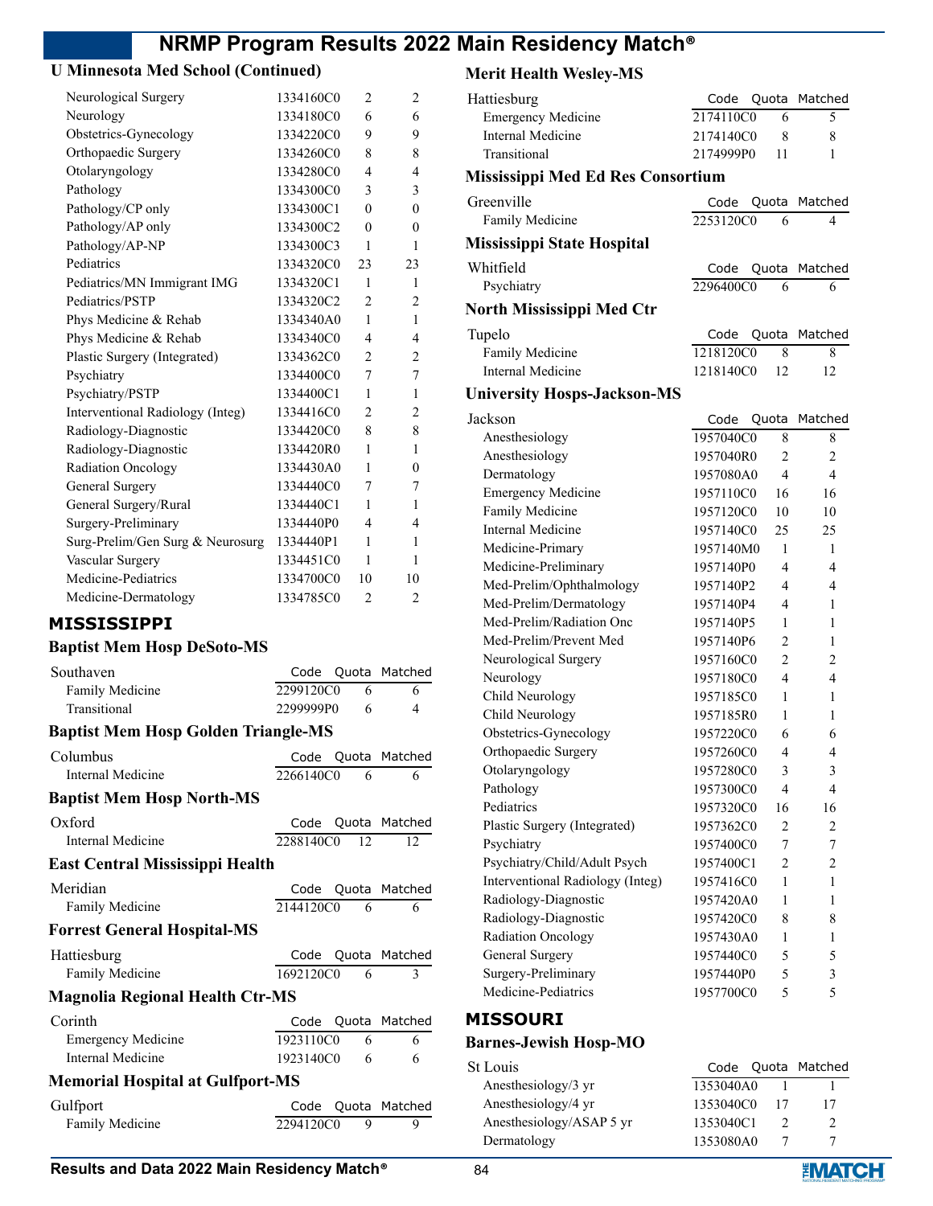## U Minnesota Med School (Continued)

| | Code | Quota | Matched |
|---|---|---|---|
| Neurological Surgery | 1334160C0 | 2 | 2 |
| Neurology | 1334180C0 | 6 | 6 |
| Obstetrics-Gynecology | 1334220C0 | 9 | 9 |
| Orthopaedic Surgery | 1334260C0 | 8 | 8 |
| Otolaryngology | 1334280C0 | 4 | 4 |
| Pathology | 1334300C0 | 3 | 3 |
| Pathology/CP only | 1334300C1 | 0 | 0 |
| Pathology/AP only | 1334300C2 | 0 | 0 |
| Pathology/AP-NP | 1334300C3 | 1 | 1 |
| Pediatrics | 1334320C0 | 23 | 23 |
| Pediatrics/MN Immigrant IMG | 1334320C1 | 1 | 1 |
| Pediatrics/PSTP | 1334320C2 | 2 | 2 |
| Phys Medicine & Rehab | 1334340A0 | 1 | 1 |
| Phys Medicine & Rehab | 1334340C0 | 4 | 4 |
| Plastic Surgery (Integrated) | 1334362C0 | 2 | 2 |
| Psychiatry | 1334400C0 | 7 | 7 |
| Psychiatry/PSTP | 1334400C1 | 1 | 1 |
| Interventional Radiology (Integ) | 1334416C0 | 2 | 2 |
| Radiology-Diagnostic | 1334420C0 | 8 | 8 |
| Radiology-Diagnostic | 1334420R0 | 1 | 1 |
| Radiation Oncology | 1334430A0 | 1 | 0 |
| General Surgery | 1334440C0 | 7 | 7 |
| General Surgery/Rural | 1334440C1 | 1 | 1 |
| Surgery-Preliminary | 1334440P0 | 4 | 4 |
| Surg-Prelim/Gen Surg & Neurosurg | 1334440P1 | 1 | 1 |
| Vascular Surgery | 1334451C0 | 1 | 1 |
| Medicine-Pediatrics | 1334700C0 | 10 | 10 |
| Medicine-Dermatology | 1334785C0 | 2 | 2 |

# MISSISSIPPI

## Baptist Mem Hosp DeSoto-MS

| Southaven | Code | Quota | Matched |
|---|---|---|---|
| Family Medicine | 2299120C0 | 6 | 6 |
| Transitional | 2299999P0 | 6 | 4 |

## Baptist Mem Hosp Golden Triangle-MS

| Columbus | Code | Quota | Matched |
|---|---|---|---|
| Internal Medicine | 2266140C0 | 6 | 6 |

## Baptist Mem Hosp North-MS

| Oxford | Code | Quota | Matched |
|---|---|---|---|
| Internal Medicine | 2288140C0 | 12 | 12 |

## East Central Mississippi Health

| Meridian | Code | Quota | Matched |
|---|---|---|---|
| Family Medicine | 2144120C0 | 6 | 6 |

## Forrest General Hospital-MS

| Hattiesburg | Code | Quota | Matched |
|---|---|---|---|
| Family Medicine | 1692120C0 | 6 | 3 |

## Magnolia Regional Health Ctr-MS

| Corinth | Code | Quota | Matched |
|---|---|---|---|
| Emergency Medicine | 1923110C0 | 6 | 6 |
| Internal Medicine | 1923140C0 | 6 | 6 |

## Memorial Hospital at Gulfport-MS

| Gulfport | Code | Quota | Matched |
|---|---|---|---|
| Family Medicine | 2294120C0 | 9 | 9 |

## Merit Health Wesley-MS

| Hattiesburg | Code | Quota | Matched |
|---|---|---|---|
| Emergency Medicine | 2174110C0 | 6 | 5 |
| Internal Medicine | 2174140C0 | 8 | 8 |
| Transitional | 2174999P0 | 11 | 1 |

## Mississippi Med Ed Res Consortium

| Greenville | Code | Quota | Matched |
|---|---|---|---|
| Family Medicine | 2253120C0 | 6 | 4 |

## Mississippi State Hospital

| Whitfield | Code | Quota | Matched |
|---|---|---|---|
| Psychiatry | 2296400C0 | 6 | 6 |

## North Mississippi Med Ctr

| Tupelo | Code | Quota | Matched |
|---|---|---|---|
| Family Medicine | 1218120C0 | 8 | 8 |
| Internal Medicine | 1218140C0 | 12 | 12 |

## University Hosps-Jackson-MS

| Jackson | Code | Quota | Matched |
|---|---|---|---|
| Anesthesiology | 1957040C0 | 8 | 8 |
| Anesthesiology | 1957040R0 | 2 | 2 |
| Dermatology | 1957080A0 | 4 | 4 |
| Emergency Medicine | 1957110C0 | 16 | 16 |
| Family Medicine | 1957120C0 | 10 | 10 |
| Internal Medicine | 1957140C0 | 25 | 25 |
| Medicine-Primary | 1957140M0 | 1 | 1 |
| Medicine-Preliminary | 1957140P0 | 4 | 4 |
| Med-Prelim/Ophthalmology | 1957140P2 | 4 | 4 |
| Med-Prelim/Dermatology | 1957140P4 | 4 | 1 |
| Med-Prelim/Radiation Onc | 1957140P5 | 1 | 1 |
| Med-Prelim/Prevent Med | 1957140P6 | 2 | 1 |
| Neurological Surgery | 1957160C0 | 2 | 2 |
| Neurology | 1957180C0 | 4 | 4 |
| Child Neurology | 1957185C0 | 1 | 1 |
| Child Neurology | 1957185R0 | 1 | 1 |
| Obstetrics-Gynecology | 1957220C0 | 6 | 6 |
| Orthopaedic Surgery | 1957260C0 | 4 | 4 |
| Otolaryngology | 1957280C0 | 3 | 3 |
| Pathology | 1957300C0 | 4 | 4 |
| Pediatrics | 1957320C0 | 16 | 16 |
| Plastic Surgery (Integrated) | 1957362C0 | 2 | 2 |
| Psychiatry | 1957400C0 | 7 | 7 |
| Psychiatry/Child/Adult Psych | 1957400C1 | 2 | 2 |
| Interventional Radiology (Integ) | 1957416C0 | 1 | 1 |
| Radiology-Diagnostic | 1957420A0 | 1 | 1 |
| Radiology-Diagnostic | 1957420C0 | 8 | 8 |
| Radiation Oncology | 1957430A0 | 1 | 1 |
| General Surgery | 1957440C0 | 5 | 5 |
| Surgery-Preliminary | 1957440P0 | 5 | 3 |
| Medicine-Pediatrics | 1957700C0 | 5 | 5 |

# MISSOURI

## Barnes-Jewish Hosp-MO

| St Louis | Code | Quota | Matched |
|---|---|---|---|
| Anesthesiology/3 yr | 1353040A0 | 1 | 1 |
| Anesthesiology/4 yr | 1353040C0 | 17 | 17 |
| Anesthesiology/ASAP 5 yr | 1353040C1 | 2 | 2 |
| Dermatology | 1353080A0 | 7 | 7 |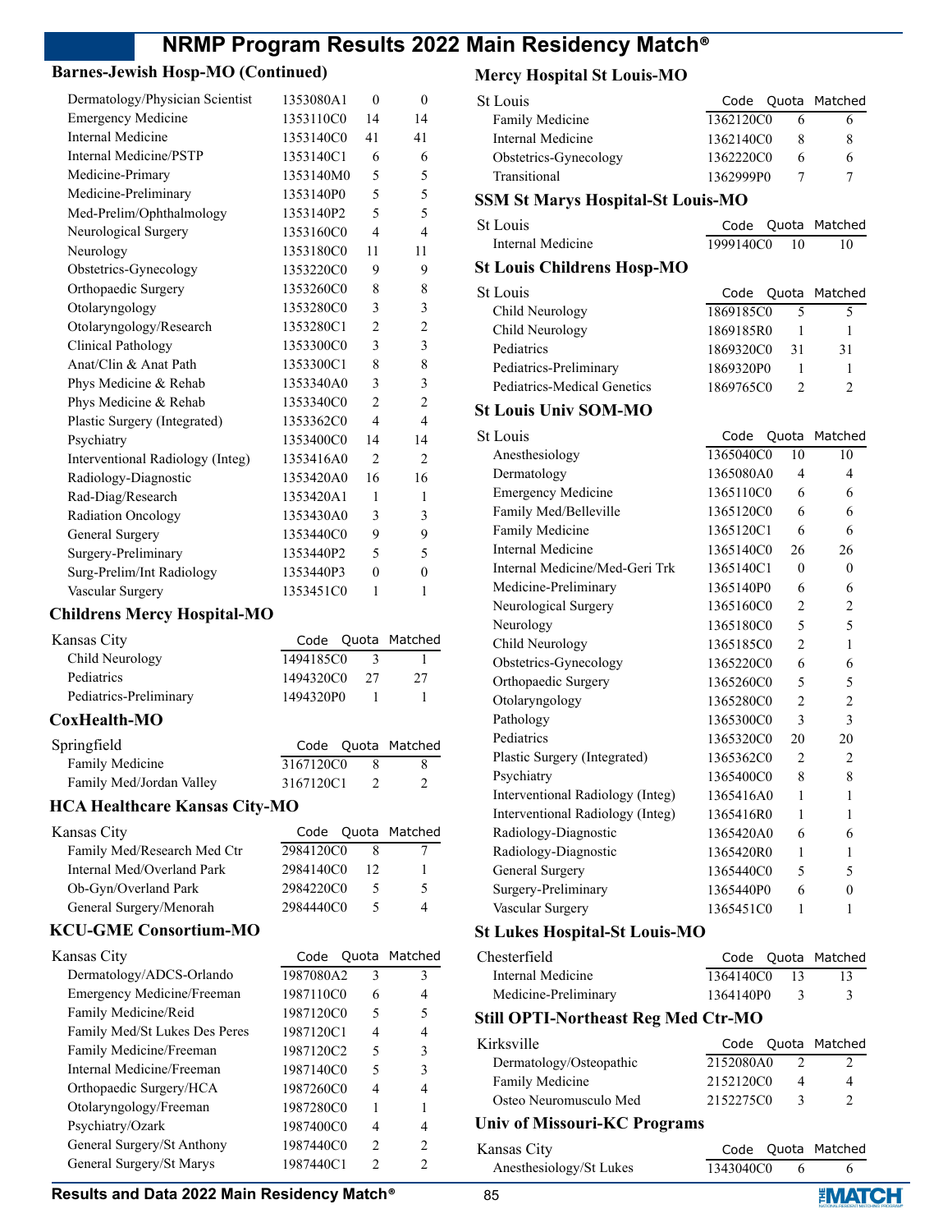## Barnes-Jewish Hosp-MO (Continued)

| Program | Code | Quota | Matched |
|---|---|---|---|
| Dermatology/Physician Scientist | 1353080A1 | 0 | 0 |
| Emergency Medicine | 1353110C0 | 14 | 14 |
| Internal Medicine | 1353140C0 | 41 | 41 |
| Internal Medicine/PSTP | 1353140C1 | 6 | 6 |
| Medicine-Primary | 1353140M0 | 5 | 5 |
| Medicine-Preliminary | 1353140P0 | 5 | 5 |
| Med-Prelim/Ophthalmology | 1353140P2 | 5 | 5 |
| Neurological Surgery | 1353160C0 | 4 | 4 |
| Neurology | 1353180C0 | 11 | 11 |
| Obstetrics-Gynecology | 1353220C0 | 9 | 9 |
| Orthopaedic Surgery | 1353260C0 | 8 | 8 |
| Otolaryngology | 1353280C0 | 3 | 3 |
| Otolaryngology/Research | 1353280C1 | 2 | 2 |
| Clinical Pathology | 1353300C0 | 3 | 3 |
| Anat/Clin & Anat Path | 1353300C1 | 8 | 8 |
| Phys Medicine & Rehab | 1353340A0 | 3 | 3 |
| Phys Medicine & Rehab | 1353340C0 | 2 | 2 |
| Plastic Surgery (Integrated) | 1353362C0 | 4 | 4 |
| Psychiatry | 1353400C0 | 14 | 14 |
| Interventional Radiology (Integ) | 1353416A0 | 2 | 2 |
| Radiology-Diagnostic | 1353420A0 | 16 | 16 |
| Rad-Diag/Research | 1353420A1 | 1 | 1 |
| Radiation Oncology | 1353430A0 | 3 | 3 |
| General Surgery | 1353440C0 | 9 | 9 |
| Surgery-Preliminary | 1353440P2 | 5 | 5 |
| Surg-Prelim/Int Radiology | 1353440P3 | 0 | 0 |
| Vascular Surgery | 1353451C0 | 1 | 1 |

## Childrens Mercy Hospital-MO

| Kansas City | Code | Quota | Matched |
|---|---|---|---|
| Child Neurology | 1494185C0 | 3 | 1 |
| Pediatrics | 1494320C0 | 27 | 27 |
| Pediatrics-Preliminary | 1494320P0 | 1 | 1 |

## CoxHealth-MO

| Springfield | Code | Quota | Matched |
|---|---|---|---|
| Family Medicine | 3167120C0 | 8 | 8 |
| Family Med/Jordan Valley | 3167120C1 | 2 | 2 |

## HCA Healthcare Kansas City-MO

| Kansas City | Code | Quota | Matched |
|---|---|---|---|
| Family Med/Research Med Ctr | 2984120C0 | 8 | 7 |
| Internal Med/Overland Park | 2984140C0 | 12 | 1 |
| Ob-Gyn/Overland Park | 2984220C0 | 5 | 5 |
| General Surgery/Menorah | 2984440C0 | 5 | 4 |

## KCU-GME Consortium-MO

| Kansas City | Code | Quota | Matched |
|---|---|---|---|
| Dermatology/ADCS-Orlando | 1987080A2 | 3 | 3 |
| Emergency Medicine/Freeman | 1987110C0 | 6 | 4 |
| Family Medicine/Reid | 1987120C0 | 5 | 5 |
| Family Med/St Lukes Des Peres | 1987120C1 | 4 | 4 |
| Family Medicine/Freeman | 1987120C2 | 5 | 3 |
| Internal Medicine/Freeman | 1987140C0 | 5 | 3 |
| Orthopaedic Surgery/HCA | 1987260C0 | 4 | 4 |
| Otolaryngology/Freeman | 1987280C0 | 1 | 1 |
| Psychiatry/Ozark | 1987400C0 | 4 | 4 |
| General Surgery/St Anthony | 1987440C0 | 2 | 2 |
| General Surgery/St Marys | 1987440C1 | 2 | 2 |

## Mercy Hospital St Louis-MO

| St Louis | Code | Quota | Matched |
|---|---|---|---|
| Family Medicine | 1362120C0 | 6 | 6 |
| Internal Medicine | 1362140C0 | 8 | 8 |
| Obstetrics-Gynecology | 1362220C0 | 6 | 6 |
| Transitional | 1362999P0 | 7 | 7 |

## SSM St Marys Hospital-St Louis-MO

| St Louis | Code | Quota | Matched |
|---|---|---|---|
| Internal Medicine | 1999140C0 | 10 | 10 |

## St Louis Childrens Hosp-MO

| St Louis | Code | Quota | Matched |
|---|---|---|---|
| Child Neurology | 1869185C0 | 5 | 5 |
| Child Neurology | 1869185R0 | 1 | 1 |
| Pediatrics | 1869320C0 | 31 | 31 |
| Pediatrics-Preliminary | 1869320P0 | 1 | 1 |
| Pediatrics-Medical Genetics | 1869765C0 | 2 | 2 |

## St Louis Univ SOM-MO

| St Louis | Code | Quota | Matched |
|---|---|---|---|
| Anesthesiology | 1365040C0 | 10 | 10 |
| Dermatology | 1365080A0 | 4 | 4 |
| Emergency Medicine | 1365110C0 | 6 | 6 |
| Family Med/Belleville | 1365120C0 | 6 | 6 |
| Family Medicine | 1365120C1 | 6 | 6 |
| Internal Medicine | 1365140C0 | 26 | 26 |
| Internal Medicine/Med-Geri Trk | 1365140C1 | 0 | 0 |
| Medicine-Preliminary | 1365140P0 | 6 | 6 |
| Neurological Surgery | 1365160C0 | 2 | 2 |
| Neurology | 1365180C0 | 5 | 5 |
| Child Neurology | 1365185C0 | 2 | 1 |
| Obstetrics-Gynecology | 1365220C0 | 6 | 6 |
| Orthopaedic Surgery | 1365260C0 | 5 | 5 |
| Otolaryngology | 1365280C0 | 2 | 2 |
| Pathology | 1365300C0 | 3 | 3 |
| Pediatrics | 1365320C0 | 20 | 20 |
| Plastic Surgery (Integrated) | 1365362C0 | 2 | 2 |
| Psychiatry | 1365400C0 | 8 | 8 |
| Interventional Radiology (Integ) | 1365416A0 | 1 | 1 |
| Interventional Radiology (Integ) | 1365416R0 | 1 | 1 |
| Radiology-Diagnostic | 1365420A0 | 6 | 6 |
| Radiology-Diagnostic | 1365420R0 | 1 | 1 |
| General Surgery | 1365440C0 | 5 | 5 |
| Surgery-Preliminary | 1365440P0 | 6 | 0 |
| Vascular Surgery | 1365451C0 | 1 | 1 |

## St Lukes Hospital-St Louis-MO

| Chesterfield | Code | Quota | Matched |
|---|---|---|---|
| Internal Medicine | 1364140C0 | 13 | 13 |
| Medicine-Preliminary | 1364140P0 | 3 | 3 |

## Still OPTI-Northeast Reg Med Ctr-MO

| Kirksville | Code | Quota | Matched |
|---|---|---|---|
| Dermatology/Osteopathic | 2152080A0 | 2 | 2 |
| Family Medicine | 2152120C0 | 4 | 4 |
| Osteo Neuromusculo Med | 2152275C0 | 3 | 2 |

## Univ of Missouri-KC Programs

| Kansas City | Code | Quota | Matched |
|---|---|---|---|
| Anesthesiology/St Lukes | 1343040C0 | 6 | 6 |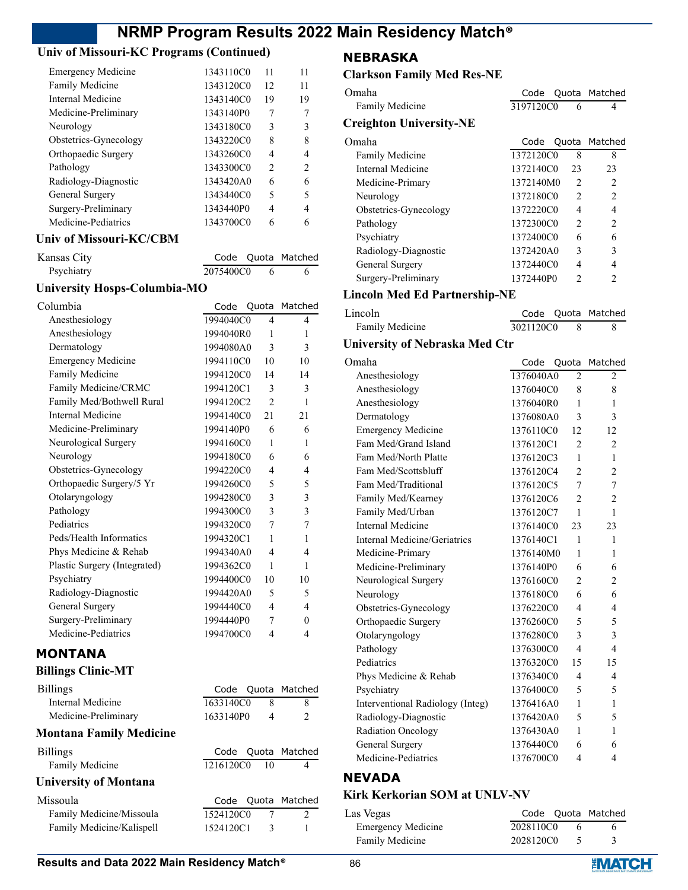### Univ of Missouri-KC Programs (Continued)

| | Code | Quota | Matched |
|---|---|---|---|
| Emergency Medicine | 1343110C0 | 11 | 11 |
| Family Medicine | 1343120C0 | 12 | 11 |
| Internal Medicine | 1343140C0 | 19 | 19 |
| Medicine-Preliminary | 1343140P0 | 7 | 7 |
| Neurology | 1343180C0 | 3 | 3 |
| Obstetrics-Gynecology | 1343220C0 | 8 | 8 |
| Orthopaedic Surgery | 1343260C0 | 4 | 4 |
| Pathology | 1343300C0 | 2 | 2 |
| Radiology-Diagnostic | 1343420A0 | 6 | 6 |
| General Surgery | 1343440C0 | 5 | 5 |
| Surgery-Preliminary | 1343440P0 | 4 | 4 |
| Medicine-Pediatrics | 1343700C0 | 6 | 6 |

### Univ of Missouri-KC/CBM

| Kansas City | Code | Quota | Matched |
|---|---|---|---|
| Psychiatry | 2075400C0 | 6 | 6 |

### University Hosps-Columbia-MO

| Columbia | Code | Quota | Matched |
|---|---|---|---|
| Anesthesiology | 1994040C0 | 4 | 4 |
| Anesthesiology | 1994040R0 | 1 | 1 |
| Dermatology | 1994080A0 | 3 | 3 |
| Emergency Medicine | 1994110C0 | 10 | 10 |
| Family Medicine | 1994120C0 | 14 | 14 |
| Family Medicine/CRMC | 1994120C1 | 3 | 3 |
| Family Med/Bothwell Rural | 1994120C2 | 2 | 1 |
| Internal Medicine | 1994140C0 | 21 | 21 |
| Medicine-Preliminary | 1994140P0 | 6 | 6 |
| Neurological Surgery | 1994160C0 | 1 | 1 |
| Neurology | 1994180C0 | 6 | 6 |
| Obstetrics-Gynecology | 1994220C0 | 4 | 4 |
| Orthopaedic Surgery/5 Yr | 1994260C0 | 5 | 5 |
| Otolaryngology | 1994280C0 | 3 | 3 |
| Pathology | 1994300C0 | 3 | 3 |
| Pediatrics | 1994320C0 | 7 | 7 |
| Peds/Health Informatics | 1994320C1 | 1 | 1 |
| Phys Medicine & Rehab | 1994340A0 | 4 | 4 |
| Plastic Surgery (Integrated) | 1994362C0 | 1 | 1 |
| Psychiatry | 1994400C0 | 10 | 10 |
| Radiology-Diagnostic | 1994420A0 | 5 | 5 |
| General Surgery | 1994440C0 | 4 | 4 |
| Surgery-Preliminary | 1994440P0 | 7 | 0 |
| Medicine-Pediatrics | 1994700C0 | 4 | 4 |

## MONTANA

### Billings Clinic-MT

| Billings | Code | Quota | Matched |
|---|---|---|---|
| Internal Medicine | 1633140C0 | 8 | 8 |
| Medicine-Preliminary | 1633140P0 | 4 | 2 |

### Montana Family Medicine

| Billings | Code | Quota | Matched |
|---|---|---|---|
| Family Medicine | 1216120C0 | 10 | 4 |

### University of Montana

| Missoula | Code | Quota | Matched |
|---|---|---|---|
| Family Medicine/Missoula | 1524120C0 | 7 | 2 |
| Family Medicine/Kalispell | 1524120C1 | 3 | 1 |

## NEBRASKA

### Clarkson Family Med Res-NE

| Omaha | Code | Quota | Matched |
|---|---|---|---|
| Family Medicine | 3197120C0 | 6 | 4 |

### Creighton University-NE

| Omaha | Code | Quota | Matched |
|---|---|---|---|
| Family Medicine | 1372120C0 | 8 | 8 |
| Internal Medicine | 1372140C0 | 23 | 23 |
| Medicine-Primary | 1372140M0 | 2 | 2 |
| Neurology | 1372180C0 | 2 | 2 |
| Obstetrics-Gynecology | 1372220C0 | 4 | 4 |
| Pathology | 1372300C0 | 2 | 2 |
| Psychiatry | 1372400C0 | 6 | 6 |
| Radiology-Diagnostic | 1372420A0 | 3 | 3 |
| General Surgery | 1372440C0 | 4 | 4 |
| Surgery-Preliminary | 1372440P0 | 2 | 2 |

### Lincoln Med Ed Partnership-NE

| Lincoln | Code | Quota | Matched |
|---|---|---|---|
| Family Medicine | 3021120C0 | 8 | 8 |

### University of Nebraska Med Ctr

| Omaha | Code | Quota | Matched |
|---|---|---|---|
| Anesthesiology | 1376040A0 | 2 | 2 |
| Anesthesiology | 1376040C0 | 8 | 8 |
| Anesthesiology | 1376040R0 | 1 | 1 |
| Dermatology | 1376080A0 | 3 | 3 |
| Emergency Medicine | 1376110C0 | 12 | 12 |
| Fam Med/Grand Island | 1376120C1 | 2 | 2 |
| Fam Med/North Platte | 1376120C3 | 1 | 1 |
| Fam Med/Scottsbluff | 1376120C4 | 2 | 2 |
| Fam Med/Traditional | 1376120C5 | 7 | 7 |
| Family Med/Kearney | 1376120C6 | 2 | 2 |
| Family Med/Urban | 1376120C7 | 1 | 1 |
| Internal Medicine | 1376140C0 | 23 | 23 |
| Internal Medicine/Geriatrics | 1376140C1 | 1 | 1 |
| Medicine-Primary | 1376140M0 | 1 | 1 |
| Medicine-Preliminary | 1376140P0 | 6 | 6 |
| Neurological Surgery | 1376160C0 | 2 | 2 |
| Neurology | 1376180C0 | 6 | 6 |
| Obstetrics-Gynecology | 1376220C0 | 4 | 4 |
| Orthopaedic Surgery | 1376260C0 | 5 | 5 |
| Otolaryngology | 1376280C0 | 3 | 3 |
| Pathology | 1376300C0 | 4 | 4 |
| Pediatrics | 1376320C0 | 15 | 15 |
| Phys Medicine & Rehab | 1376340C0 | 4 | 4 |
| Psychiatry | 1376400C0 | 5 | 5 |
| Interventional Radiology (Integ) | 1376416A0 | 1 | 1 |
| Radiology-Diagnostic | 1376420A0 | 5 | 5 |
| Radiation Oncology | 1376430A0 | 1 | 1 |
| General Surgery | 1376440C0 | 6 | 6 |
| Medicine-Pediatrics | 1376700C0 | 4 | 4 |

## NEVADA

### Kirk Kerkorian SOM at UNLV-NV

| Las Vegas | Code | Quota | Matched |
|---|---|---|---|
| Emergency Medicine | 2028110C0 | 6 | 6 |
| Family Medicine | 2028120C0 | 5 | 3 |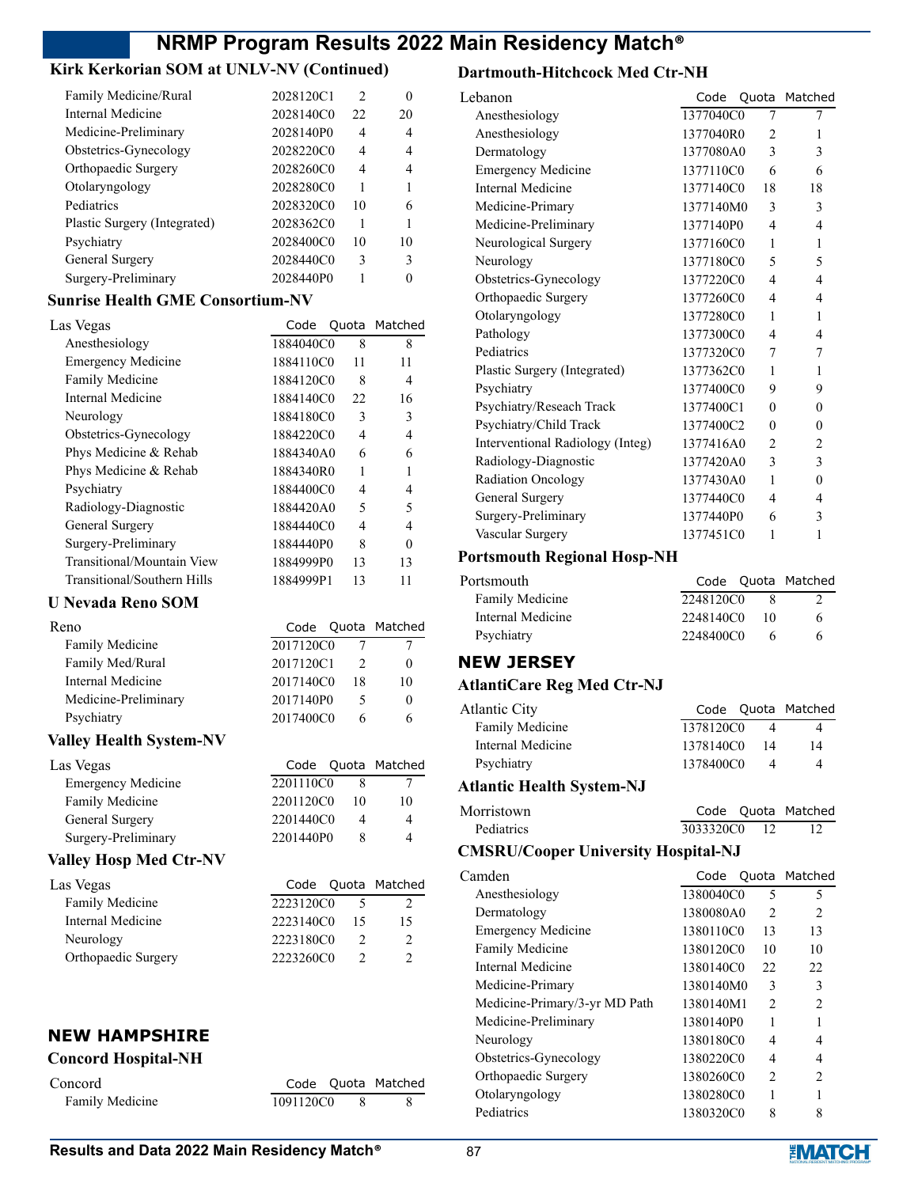### Kirk Kerkorian SOM at UNLV-NV (Continued)

| | Code | Quota | Matched |
|---|---|---|---|
| Family Medicine/Rural | 2028120C1 | 2 | 0 |
| Internal Medicine | 2028140C0 | 22 | 20 |
| Medicine-Preliminary | 2028140P0 | 4 | 4 |
| Obstetrics-Gynecology | 2028220C0 | 4 | 4 |
| Orthopaedic Surgery | 2028260C0 | 4 | 4 |
| Otolaryngology | 2028280C0 | 1 | 1 |
| Pediatrics | 2028320C0 | 10 | 6 |
| Plastic Surgery (Integrated) | 2028362C0 | 1 | 1 |
| Psychiatry | 2028400C0 | 10 | 10 |
| General Surgery | 2028440C0 | 3 | 3 |
| Surgery-Preliminary | 2028440P0 | 1 | 0 |

### Sunrise Health GME Consortium-NV

| Las Vegas | Code | Quota | Matched |
|---|---|---|---|
| Anesthesiology | 1884040C0 | 8 | 8 |
| Emergency Medicine | 1884110C0 | 11 | 11 |
| Family Medicine | 1884120C0 | 8 | 4 |
| Internal Medicine | 1884140C0 | 22 | 16 |
| Neurology | 1884180C0 | 3 | 3 |
| Obstetrics-Gynecology | 1884220C0 | 4 | 4 |
| Phys Medicine & Rehab | 1884340A0 | 6 | 6 |
| Phys Medicine & Rehab | 1884340R0 | 1 | 1 |
| Psychiatry | 1884400C0 | 4 | 4 |
| Radiology-Diagnostic | 1884420A0 | 5 | 5 |
| General Surgery | 1884440C0 | 4 | 4 |
| Surgery-Preliminary | 1884440P0 | 8 | 0 |
| Transitional/Mountain View | 1884999P0 | 13 | 13 |
| Transitional/Southern Hills | 1884999P1 | 13 | 11 |

### U Nevada Reno SOM

| Reno | Code | Quota | Matched |
|---|---|---|---|
| Family Medicine | 2017120C0 | 7 | 7 |
| Family Med/Rural | 2017120C1 | 2 | 0 |
| Internal Medicine | 2017140C0 | 18 | 10 |
| Medicine-Preliminary | 2017140P0 | 5 | 0 |
| Psychiatry | 2017400C0 | 6 | 6 |

### Valley Health System-NV

| Las Vegas | Code | Quota | Matched |
|---|---|---|---|
| Emergency Medicine | 2201110C0 | 8 | 7 |
| Family Medicine | 2201120C0 | 10 | 10 |
| General Surgery | 2201440C0 | 4 | 4 |
| Surgery-Preliminary | 2201440P0 | 8 | 4 |

### Valley Hosp Med Ctr-NV

| Las Vegas | Code | Quota | Matched |
|---|---|---|---|
| Family Medicine | 2223120C0 | 5 | 2 |
| Internal Medicine | 2223140C0 | 15 | 15 |
| Neurology | 2223180C0 | 2 | 2 |
| Orthopaedic Surgery | 2223260C0 | 2 | 2 |

## NEW HAMPSHIRE

### Concord Hospital-NH

| Concord | Code | Quota | Matched |
|---|---|---|---|
| Family Medicine | 1091120C0 | 8 | 8 |

### Dartmouth-Hitchcock Med Ctr-NH

| Lebanon | Code | Quota | Matched |
|---|---|---|---|
| Anesthesiology | 1377040C0 | 7 | 7 |
| Anesthesiology | 1377040R0 | 2 | 1 |
| Dermatology | 1377080A0 | 3 | 3 |
| Emergency Medicine | 1377110C0 | 6 | 6 |
| Internal Medicine | 1377140C0 | 18 | 18 |
| Medicine-Primary | 1377140M0 | 3 | 3 |
| Medicine-Preliminary | 1377140P0 | 4 | 4 |
| Neurological Surgery | 1377160C0 | 1 | 1 |
| Neurology | 1377180C0 | 5 | 5 |
| Obstetrics-Gynecology | 1377220C0 | 4 | 4 |
| Orthopaedic Surgery | 1377260C0 | 4 | 4 |
| Otolaryngology | 1377280C0 | 1 | 1 |
| Pathology | 1377300C0 | 4 | 4 |
| Pediatrics | 1377320C0 | 7 | 7 |
| Plastic Surgery (Integrated) | 1377362C0 | 1 | 1 |
| Psychiatry | 1377400C0 | 9 | 9 |
| Psychiatry/Reseach Track | 1377400C1 | 0 | 0 |
| Psychiatry/Child Track | 1377400C2 | 0 | 0 |
| Interventional Radiology (Integ) | 1377416A0 | 2 | 2 |
| Radiology-Diagnostic | 1377420A0 | 3 | 3 |
| Radiation Oncology | 1377430A0 | 1 | 0 |
| General Surgery | 1377440C0 | 4 | 4 |
| Surgery-Preliminary | 1377440P0 | 6 | 3 |
| Vascular Surgery | 1377451C0 | 1 | 1 |

### Portsmouth Regional Hosp-NH

| Portsmouth | Code | Quota | Matched |
|---|---|---|---|
| Family Medicine | 2248120C0 | 8 | 2 |
| Internal Medicine | 2248140C0 | 10 | 6 |
| Psychiatry | 2248400C0 | 6 | 6 |

## NEW JERSEY

### AtlantiCare Reg Med Ctr-NJ

| Atlantic City | Code | Quota | Matched |
|---|---|---|---|
| Family Medicine | 1378120C0 | 4 | 4 |
| Internal Medicine | 1378140C0 | 14 | 14 |
| Psychiatry | 1378400C0 | 4 | 4 |

### Atlantic Health System-NJ

| Morristown | Code | Quota | Matched |
|---|---|---|---|
| Pediatrics | 3033320C0 | 12 | 12 |

### CMSRU/Cooper University Hospital-NJ

| Camden | Code | Quota | Matched |
|---|---|---|---|
| Anesthesiology | 1380040C0 | 5 | 5 |
| Dermatology | 1380080A0 | 2 | 2 |
| Emergency Medicine | 1380110C0 | 13 | 13 |
| Family Medicine | 1380120C0 | 10 | 10 |
| Internal Medicine | 1380140C0 | 22 | 22 |
| Medicine-Primary | 1380140M0 | 3 | 3 |
| Medicine-Primary/3-yr MD Path | 1380140M1 | 2 | 2 |
| Medicine-Preliminary | 1380140P0 | 1 | 1 |
| Neurology | 1380180C0 | 4 | 4 |
| Obstetrics-Gynecology | 1380220C0 | 4 | 4 |
| Orthopaedic Surgery | 1380260C0 | 2 | 2 |
| Otolaryngology | 1380280C0 | 1 | 1 |
| Pediatrics | 1380320C0 | 8 | 8 |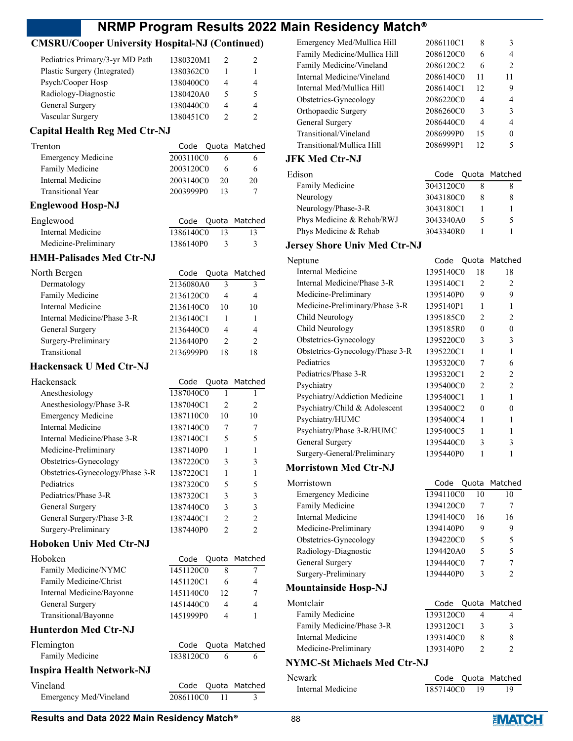## CMSRU/Cooper University Hospital-NJ (Continued)

| | Code | Quota | Matched |
|---|---|---|---|
| Pediatrics Primary/3-yr MD Path | 1380320M1 | 2 | 2 |
| Plastic Surgery (Integrated) | 1380362C0 | 1 | 1 |
| Psych/Cooper Hosp | 1380400C0 | 4 | 4 |
| Radiology-Diagnostic | 1380420A0 | 5 | 5 |
| General Surgery | 1380440C0 | 4 | 4 |
| Vascular Surgery | 1380451C0 | 2 | 2 |

## Capital Health Reg Med Ctr-NJ

| Trenton | Code | Quota | Matched |
|---|---|---|---|
| Emergency Medicine | 2003110C0 | 6 | 6 |
| Family Medicine | 2003120C0 | 6 | 6 |
| Internal Medicine | 2003140C0 | 20 | 20 |
| Transitional Year | 2003999P0 | 13 | 7 |

## Englewood Hosp-NJ

| Englewood | Code | Quota | Matched |
|---|---|---|---|
| Internal Medicine | 1386140C0 | 13 | 13 |
| Medicine-Preliminary | 1386140P0 | 3 | 3 |

## HMH-Palisades Med Ctr-NJ

| North Bergen | Code | Quota | Matched |
|---|---|---|---|
| Dermatology | 2136080A0 | 3 | 3 |
| Family Medicine | 2136120C0 | 4 | 4 |
| Internal Medicine | 2136140C0 | 10 | 10 |
| Internal Medicine/Phase 3-R | 2136140C1 | 1 | 1 |
| General Surgery | 2136440C0 | 4 | 4 |
| Surgery-Preliminary | 2136440P0 | 2 | 2 |
| Transitional | 2136999P0 | 18 | 18 |

## Hackensack U Med Ctr-NJ

| Hackensack | Code | Quota | Matched |
|---|---|---|---|
| Anesthesiology | 1387040C0 | 1 | 1 |
| Anesthesiology/Phase 3-R | 1387040C1 | 2 | 2 |
| Emergency Medicine | 1387110C0 | 10 | 10 |
| Internal Medicine | 1387140C0 | 7 | 7 |
| Internal Medicine/Phase 3-R | 1387140C1 | 5 | 5 |
| Medicine-Preliminary | 1387140P0 | 1 | 1 |
| Obstetrics-Gynecology | 1387220C0 | 3 | 3 |
| Obstetrics-Gynecology/Phase 3-R | 1387220C1 | 1 | 1 |
| Pediatrics | 1387320C0 | 5 | 5 |
| Pediatrics/Phase 3-R | 1387320C1 | 3 | 3 |
| General Surgery | 1387440C0 | 3 | 3 |
| General Surgery/Phase 3-R | 1387440C1 | 2 | 2 |
| Surgery-Preliminary | 1387440P0 | 2 | 2 |

## Hoboken Univ Med Ctr-NJ

| Hoboken | Code | Quota | Matched |
|---|---|---|---|
| Family Medicine/NYMC | 1451120C0 | 8 | 7 |
| Family Medicine/Christ | 1451120C1 | 6 | 4 |
| Internal Medicine/Bayonne | 1451140C0 | 12 | 7 |
| General Surgery | 1451440C0 | 4 | 4 |
| Transitional/Bayonne | 1451999P0 | 4 | 1 |

## Hunterdon Med Ctr-NJ

| Flemington | Code | Quota | Matched |
|---|---|---|---|
| Family Medicine | 1838120C0 | 6 | 6 |

## Inspira Health Network-NJ

| Vineland | Code | Quota | Matched |
|---|---|---|---|
| Emergency Med/Vineland | 2086110C0 | 11 | 3 |
| Emergency Med/Mullica Hill | 2086110C1 | 8 | 3 |
| Family Medicine/Mullica Hill | 2086120C0 | 6 | 4 |
| Family Medicine/Vineland | 2086120C2 | 6 | 2 |
| Internal Medicine/Vineland | 2086140C0 | 11 | 11 |
| Internal Med/Mullica Hill | 2086140C1 | 12 | 9 |
| Obstetrics-Gynecology | 2086220C0 | 4 | 4 |
| Orthopaedic Surgery | 2086260C0 | 3 | 3 |
| General Surgery | 2086440C0 | 4 | 4 |
| Transitional/Vineland | 2086999P0 | 15 | 0 |
| Transitional/Mullica Hill | 2086999P1 | 12 | 5 |

## JFK Med Ctr-NJ

| Edison | Code | Quota | Matched |
|---|---|---|---|
| Family Medicine | 3043120C0 | 8 | 8 |
| Neurology | 3043180C0 | 8 | 8 |
| Neurology/Phase-3-R | 3043180C1 | 1 | 1 |
| Phys Medicine & Rehab/RWJ | 3043340A0 | 5 | 5 |
| Phys Medicine & Rehab | 3043340R0 | 1 | 1 |

## Jersey Shore Univ Med Ctr-NJ

| Neptune | Code | Quota | Matched |
|---|---|---|---|
| Internal Medicine | 1395140C0 | 18 | 18 |
| Internal Medicine/Phase 3-R | 1395140C1 | 2 | 2 |
| Medicine-Preliminary | 1395140P0 | 9 | 9 |
| Medicine-Preliminary/Phase 3-R | 1395140P1 | 1 | 1 |
| Child Neurology | 1395185C0 | 2 | 2 |
| Child Neurology | 1395185R0 | 0 | 0 |
| Obstetrics-Gynecology | 1395220C0 | 3 | 3 |
| Obstetrics-Gynecology/Phase 3-R | 1395220C1 | 1 | 1 |
| Pediatrics | 1395320C0 | 7 | 6 |
| Pediatrics/Phase 3-R | 1395320C1 | 2 | 2 |
| Psychiatry | 1395400C0 | 2 | 2 |
| Psychiatry/Addiction Medicine | 1395400C1 | 1 | 1 |
| Psychiatry/Child & Adolescent | 1395400C2 | 0 | 0 |
| Psychiatry/HUMC | 1395400C4 | 1 | 1 |
| Psychiatry/Phase 3-R/HUMC | 1395400C5 | 1 | 1 |
| General Surgery | 1395440C0 | 3 | 3 |
| Surgery-General/Preliminary | 1395440P0 | 1 | 1 |

## Morristown Med Ctr-NJ

| Morristown | Code | Quota | Matched |
|---|---|---|---|
| Emergency Medicine | 1394110C0 | 10 | 10 |
| Family Medicine | 1394120C0 | 7 | 7 |
| Internal Medicine | 1394140C0 | 16 | 16 |
| Medicine-Preliminary | 1394140P0 | 9 | 9 |
| Obstetrics-Gynecology | 1394220C0 | 5 | 5 |
| Radiology-Diagnostic | 1394420A0 | 5 | 5 |
| General Surgery | 1394440C0 | 7 | 7 |
| Surgery-Preliminary | 1394440P0 | 3 | 2 |

## Mountainside Hosp-NJ

| Montclair | Code | Quota | Matched |
|---|---|---|---|
| Family Medicine | 1393120C0 | 4 | 4 |
| Family Medicine/Phase 3-R | 1393120C1 | 3 | 3 |
| Internal Medicine | 1393140C0 | 8 | 8 |
| Medicine-Preliminary | 1393140P0 | 2 | 2 |

## NYMC-St Michaels Med Ctr-NJ

| Newark | Code | Quota | Matched |
|---|---|---|---|
| Internal Medicine | 1857140C0 | 19 | 19 |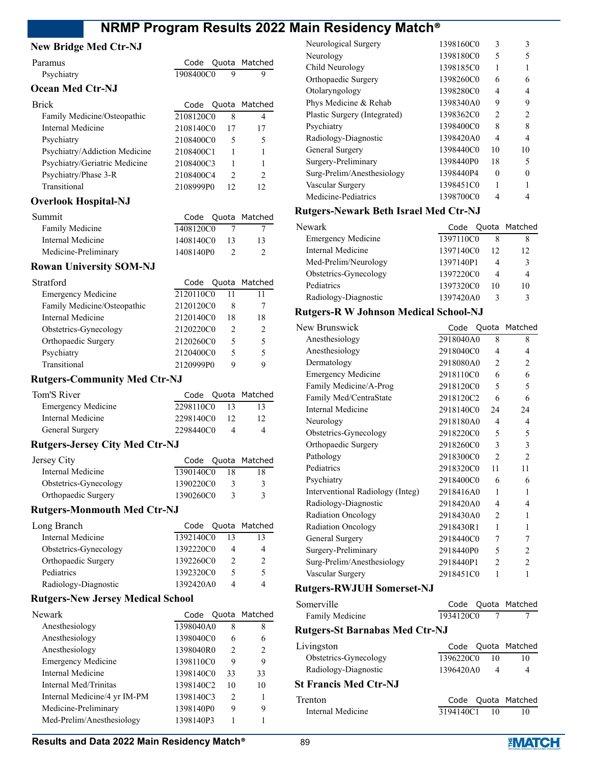## New Bridge Med Ctr-NJ

| Paramus | Code | Quota | Matched |
|---|---|---|---|
| Psychiatry | 1908400C0 | 9 | 9 |

## Ocean Med Ctr-NJ

| Brick | Code | Quota | Matched |
|---|---|---|---|
| Family Medicine/Osteopathic | 2108120C0 | 8 | 4 |
| Internal Medicine | 2108140C0 | 17 | 17 |
| Psychiatry | 2108400C0 | 5 | 5 |
| Psychiatry/Addiction Medicine | 2108400C1 | 1 | 1 |
| Psychiatry/Geriatric Medicine | 2108400C3 | 1 | 1 |
| Psychiatry/Phase 3-R | 2108400C4 | 2 | 2 |
| Transitional | 2108999P0 | 12 | 12 |

## Overlook Hospital-NJ

| Summit | Code | Quota | Matched |
|---|---|---|---|
| Family Medicine | 1408120C0 | 7 | 7 |
| Internal Medicine | 1408140C0 | 13 | 13 |
| Medicine-Preliminary | 1408140P0 | 2 | 2 |

## Rowan University SOM-NJ

| Stratford | Code | Quota | Matched |
|---|---|---|---|
| Emergency Medicine | 2120110C0 | 11 | 11 |
| Family Medicine/Osteopathic | 2120120C0 | 8 | 7 |
| Internal Medicine | 2120140C0 | 18 | 18 |
| Obstetrics-Gynecology | 2120220C0 | 2 | 2 |
| Orthopaedic Surgery | 2120260C0 | 5 | 5 |
| Psychiatry | 2120400C0 | 5 | 5 |
| Transitional | 2120999P0 | 9 | 9 |

## Rutgers-Community Med Ctr-NJ

| Tom'S River | Code | Quota | Matched |
|---|---|---|---|
| Emergency Medicine | 2298110C0 | 13 | 13 |
| Internal Medicine | 2298140C0 | 12 | 12 |
| General Surgery | 2298440C0 | 4 | 4 |

## Rutgers-Jersey City Med Ctr-NJ

| Jersey City | Code | Quota | Matched |
|---|---|---|---|
| Internal Medicine | 1390140C0 | 18 | 18 |
| Obstetrics-Gynecology | 1390220C0 | 3 | 3 |
| Orthopaedic Surgery | 1390260C0 | 3 | 3 |

## Rutgers-Monmouth Med Ctr-NJ

| Long Branch | Code | Quota | Matched |
|---|---|---|---|
| Internal Medicine | 1392140C0 | 13 | 13 |
| Obstetrics-Gynecology | 1392220C0 | 4 | 4 |
| Orthopaedic Surgery | 1392260C0 | 2 | 2 |
| Pediatrics | 1392320C0 | 5 | 5 |
| Radiology-Diagnostic | 1392420A0 | 4 | 4 |

## Rutgers-New Jersey Medical School

| Newark | Code | Quota | Matched |
|---|---|---|---|
| Anesthesiology | 1398040A0 | 8 | 8 |
| Anesthesiology | 1398040C0 | 6 | 6 |
| Anesthesiology | 1398040R0 | 2 | 2 |
| Emergency Medicine | 1398110C0 | 9 | 9 |
| Internal Medicine | 1398140C0 | 33 | 33 |
| Internal Med/Trinitas | 1398140C2 | 10 | 10 |
| Internal Medicine/4 yr IM-PM | 1398140C3 | 2 | 1 |
| Medicine-Preliminary | 1398140P0 | 9 | 9 |
| Med-Prelim/Anesthesiology | 1398140P3 | 1 | 1 |
| Neurological Surgery | 1398160C0 | 3 | 3 |
| Neurology | 1398180C0 | 5 | 5 |
| Child Neurology | 1398185C0 | 1 | 1 |
| Orthopaedic Surgery | 1398260C0 | 6 | 6 |
| Otolaryngology | 1398280C0 | 4 | 4 |
| Phys Medicine & Rehab | 1398340A0 | 9 | 9 |
| Plastic Surgery (Integrated) | 1398362C0 | 2 | 2 |
| Psychiatry | 1398400C0 | 8 | 8 |
| Radiology-Diagnostic | 1398420A0 | 4 | 4 |
| General Surgery | 1398440C0 | 10 | 10 |
| Surgery-Preliminary | 1398440P0 | 18 | 5 |
| Surg-Prelim/Anesthesiology | 1398440P4 | 0 | 0 |
| Vascular Surgery | 1398451C0 | 1 | 1 |
| Medicine-Pediatrics | 1398700C0 | 4 | 4 |

## Rutgers-Newark Beth Israel Med Ctr-NJ

| Newark | Code | Quota | Matched |
|---|---|---|---|
| Emergency Medicine | 1397110C0 | 8 | 8 |
| Internal Medicine | 1397140C0 | 12 | 12 |
| Med-Prelim/Neurology | 1397140P1 | 4 | 3 |
| Obstetrics-Gynecology | 1397220C0 | 4 | 4 |
| Pediatrics | 1397320C0 | 10 | 10 |
| Radiology-Diagnostic | 1397420A0 | 3 | 3 |

## Rutgers-R W Johnson Medical School-NJ

| New Brunswick | Code | Quota | Matched |
|---|---|---|---|
| Anesthesiology | 2918040A0 | 8 | 8 |
| Anesthesiology | 2918040C0 | 4 | 4 |
| Dermatology | 2918080A0 | 2 | 2 |
| Emergency Medicine | 2918110C0 | 6 | 6 |
| Family Medicine/A-Prog | 2918120C0 | 5 | 5 |
| Family Med/CentraState | 2918120C2 | 6 | 6 |
| Internal Medicine | 2918140C0 | 24 | 24 |
| Neurology | 2918180A0 | 4 | 4 |
| Obstetrics-Gynecology | 2918220C0 | 5 | 5 |
| Orthopaedic Surgery | 2918260C0 | 3 | 3 |
| Pathology | 2918300C0 | 2 | 2 |
| Pediatrics | 2918320C0 | 11 | 11 |
| Psychiatry | 2918400C0 | 6 | 6 |
| Interventional Radiology (Integ) | 2918416A0 | 1 | 1 |
| Radiology-Diagnostic | 2918420A0 | 4 | 4 |
| Radiation Oncology | 2918430A0 | 2 | 1 |
| Radiation Oncology | 2918430R1 | 1 | 1 |
| General Surgery | 2918440C0 | 7 | 7 |
| Surgery-Preliminary | 2918440P0 | 5 | 2 |
| Surg-Prelim/Anesthesiology | 2918440P1 | 2 | 2 |
| Vascular Surgery | 2918451C0 | 1 | 1 |

## Rutgers-RWJUH Somerset-NJ

| Somerville | Code | Quota | Matched |
|---|---|---|---|
| Family Medicine | 1934120C0 | 7 | 7 |

## Rutgers-St Barnabas Med Ctr-NJ

| Livingston | Code | Quota | Matched |
|---|---|---|---|
| Obstetrics-Gynecology | 1396220C0 | 10 | 10 |
| Radiology-Diagnostic | 1396420A0 | 4 | 4 |

## St Francis Med Ctr-NJ

| Trenton | Code | Quota | Matched |
|---|---|---|---|
| Internal Medicine | 3194140C1 | 10 | 10 |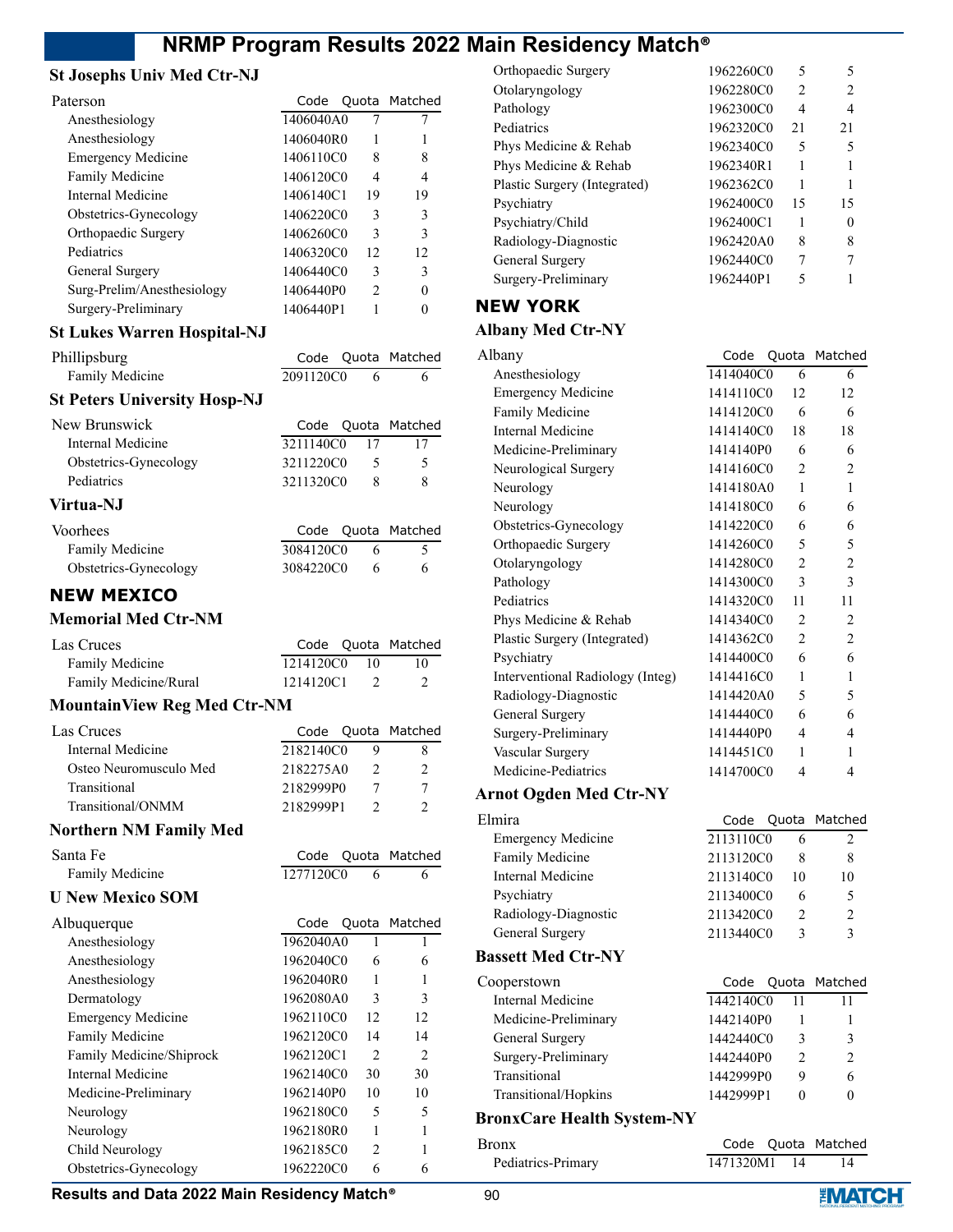### St Josephs Univ Med Ctr-NJ

| Paterson | Code | Quota | Matched |
|---|---|---|---|
| Anesthesiology | 1406040A0 | 7 | 7 |
| Anesthesiology | 1406040R0 | 1 | 1 |
| Emergency Medicine | 1406110C0 | 8 | 8 |
| Family Medicine | 1406120C0 | 4 | 4 |
| Internal Medicine | 1406140C1 | 19 | 19 |
| Obstetrics-Gynecology | 1406220C0 | 3 | 3 |
| Orthopaedic Surgery | 1406260C0 | 3 | 3 |
| Pediatrics | 1406320C0 | 12 | 12 |
| General Surgery | 1406440C0 | 3 | 3 |
| Surg-Prelim/Anesthesiology | 1406440P0 | 2 | 0 |
| Surgery-Preliminary | 1406440P1 | 1 | 0 |

### St Lukes Warren Hospital-NJ

| Phillipsburg | Code | Quota | Matched |
|---|---|---|---|
| Family Medicine | 2091120C0 | 6 | 6 |

### St Peters University Hosp-NJ

| New Brunswick | Code | Quota | Matched |
|---|---|---|---|
| Internal Medicine | 3211140C0 | 17 | 17 |
| Obstetrics-Gynecology | 3211220C0 | 5 | 5 |
| Pediatrics | 3211320C0 | 8 | 8 |

### Virtua-NJ

| Voorhees | Code | Quota | Matched |
|---|---|---|---|
| Family Medicine | 3084120C0 | 6 | 5 |
| Obstetrics-Gynecology | 3084220C0 | 6 | 6 |

## NEW MEXICO

### Memorial Med Ctr-NM

| Las Cruces | Code | Quota | Matched |
|---|---|---|---|
| Family Medicine | 1214120C0 | 10 | 10 |
| Family Medicine/Rural | 1214120C1 | 2 | 2 |

### MountainView Reg Med Ctr-NM

| Las Cruces | Code | Quota | Matched |
|---|---|---|---|
| Internal Medicine | 2182140C0 | 9 | 8 |
| Osteo Neuromusculo Med | 2182275A0 | 2 | 2 |
| Transitional | 2182999P0 | 7 | 7 |
| Transitional/ONMM | 2182999P1 | 2 | 2 |

### Northern NM Family Med

| Santa Fe | Code | Quota | Matched |
|---|---|---|---|
| Family Medicine | 1277120C0 | 6 | 6 |

### U New Mexico SOM

| Albuquerque | Code | Quota | Matched |
|---|---|---|---|
| Anesthesiology | 1962040A0 | 1 | 1 |
| Anesthesiology | 1962040C0 | 6 | 6 |
| Anesthesiology | 1962040R0 | 1 | 1 |
| Dermatology | 1962080A0 | 3 | 3 |
| Emergency Medicine | 1962110C0 | 12 | 12 |
| Family Medicine | 1962120C0 | 14 | 14 |
| Family Medicine/Shiprock | 1962120C1 | 2 | 2 |
| Internal Medicine | 1962140C0 | 30 | 30 |
| Medicine-Preliminary | 1962140P0 | 10 | 10 |
| Neurology | 1962180C0 | 5 | 5 |
| Neurology | 1962180R0 | 1 | 1 |
| Child Neurology | 1962185C0 | 2 | 1 |
| Obstetrics-Gynecology | 1962220C0 | 6 | 6 |
| Orthopaedic Surgery | 1962260C0 | 5 | 5 |
| Otolaryngology | 1962280C0 | 2 | 2 |
| Pathology | 1962300C0 | 4 | 4 |
| Pediatrics | 1962320C0 | 21 | 21 |
| Phys Medicine & Rehab | 1962340C0 | 5 | 5 |
| Phys Medicine & Rehab | 1962340R1 | 1 | 1 |
| Plastic Surgery (Integrated) | 1962362C0 | 1 | 1 |
| Psychiatry | 1962400C0 | 15 | 15 |
| Psychiatry/Child | 1962400C1 | 1 | 0 |
| Radiology-Diagnostic | 1962420A0 | 8 | 8 |
| General Surgery | 1962440C0 | 7 | 7 |
| Surgery-Preliminary | 1962440P1 | 5 | 1 |

## NEW YORK

### Albany Med Ctr-NY

| Albany | Code | Quota | Matched |
|---|---|---|---|
| Anesthesiology | 1414040C0 | 6 | 6 |
| Emergency Medicine | 1414110C0 | 12 | 12 |
| Family Medicine | 1414120C0 | 6 | 6 |
| Internal Medicine | 1414140C0 | 18 | 18 |
| Medicine-Preliminary | 1414140P0 | 6 | 6 |
| Neurological Surgery | 1414160C0 | 2 | 2 |
| Neurology | 1414180A0 | 1 | 1 |
| Neurology | 1414180C0 | 6 | 6 |
| Obstetrics-Gynecology | 1414220C0 | 6 | 6 |
| Orthopaedic Surgery | 1414260C0 | 5 | 5 |
| Otolaryngology | 1414280C0 | 2 | 2 |
| Pathology | 1414300C0 | 3 | 3 |
| Pediatrics | 1414320C0 | 11 | 11 |
| Phys Medicine & Rehab | 1414340C0 | 2 | 2 |
| Plastic Surgery (Integrated) | 1414362C0 | 2 | 2 |
| Psychiatry | 1414400C0 | 6 | 6 |
| Interventional Radiology (Integ) | 1414416C0 | 1 | 1 |
| Radiology-Diagnostic | 1414420A0 | 5 | 5 |
| General Surgery | 1414440C0 | 6 | 6 |
| Surgery-Preliminary | 1414440P0 | 4 | 4 |
| Vascular Surgery | 1414451C0 | 1 | 1 |
| Medicine-Pediatrics | 1414700C0 | 4 | 4 |

### Arnot Ogden Med Ctr-NY

| Elmira | Code | Quota | Matched |
|---|---|---|---|
| Emergency Medicine | 2113110C0 | 6 | 2 |
| Family Medicine | 2113120C0 | 8 | 8 |
| Internal Medicine | 2113140C0 | 10 | 10 |
| Psychiatry | 2113400C0 | 6 | 5 |
| Radiology-Diagnostic | 2113420C0 | 2 | 2 |
| General Surgery | 2113440C0 | 3 | 3 |

### Bassett Med Ctr-NY

| Cooperstown | Code | Quota | Matched |
|---|---|---|---|
| Internal Medicine | 1442140C0 | 11 | 11 |
| Medicine-Preliminary | 1442140P0 | 1 | 1 |
| General Surgery | 1442440C0 | 3 | 3 |
| Surgery-Preliminary | 1442440P0 | 2 | 2 |
| Transitional | 1442999P0 | 9 | 6 |
| Transitional/Hopkins | 1442999P1 | 0 | 0 |

### BronxCare Health System-NY

| Bronx | Code | Quota | Matched |
|---|---|---|---|
| Pediatrics-Primary | 1471320M1 | 14 | 14 |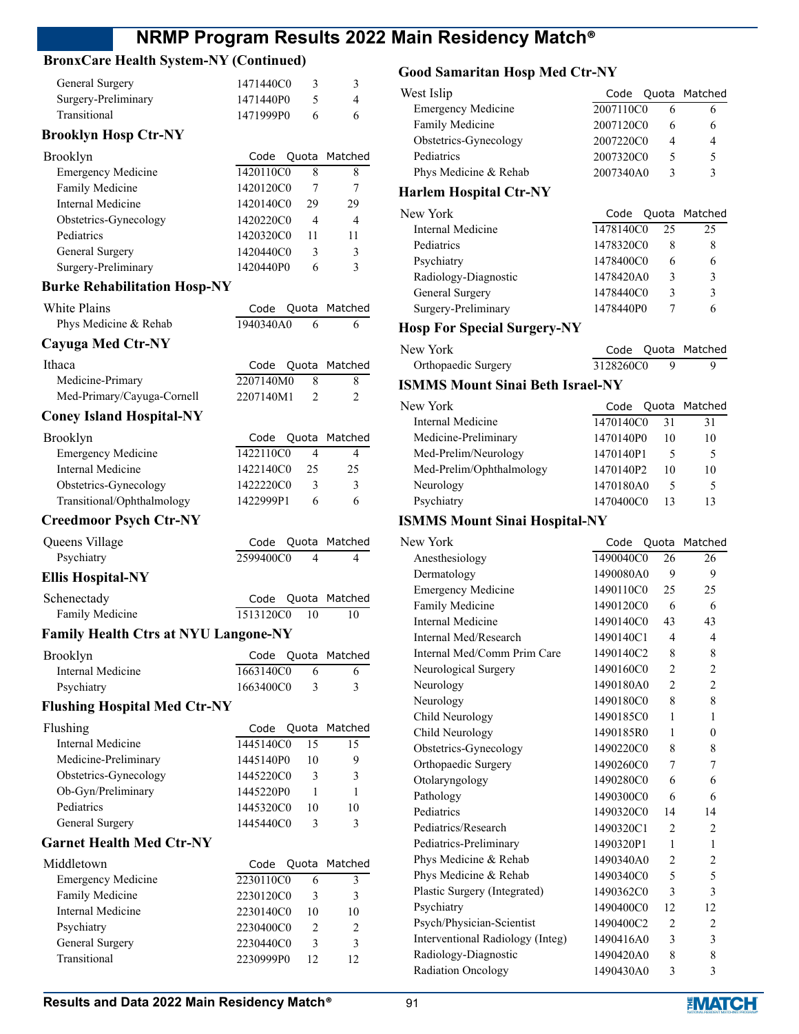### BronxCare Health System-NY (Continued)

| | Code | Quota | Matched |
|---|---|---|---|
| General Surgery | 1471440C0 | 3 | 3 |
| Surgery-Preliminary | 1471440P0 | 5 | 4 |
| Transitional | 1471999P0 | 6 | 6 |

### Brooklyn Hosp Ctr-NY

| Brooklyn | Code | Quota | Matched |
|---|---|---|---|
| Emergency Medicine | 1420110C0 | 8 | 8 |
| Family Medicine | 1420120C0 | 7 | 7 |
| Internal Medicine | 1420140C0 | 29 | 29 |
| Obstetrics-Gynecology | 1420220C0 | 4 | 4 |
| Pediatrics | 1420320C0 | 11 | 11 |
| General Surgery | 1420440C0 | 3 | 3 |
| Surgery-Preliminary | 1420440P0 | 6 | 3 |

### Burke Rehabilitation Hosp-NY

| White Plains | Code | Quota | Matched |
|---|---|---|---|
| Phys Medicine & Rehab | 1940340A0 | 6 | 6 |

### Cayuga Med Ctr-NY

| Ithaca | Code | Quota | Matched |
|---|---|---|---|
| Medicine-Primary | 2207140M0 | 8 | 8 |
| Med-Primary/Cayuga-Cornell | 2207140M1 | 2 | 2 |

### Coney Island Hospital-NY

| Brooklyn | Code | Quota | Matched |
|---|---|---|---|
| Emergency Medicine | 1422110C0 | 4 | 4 |
| Internal Medicine | 1422140C0 | 25 | 25 |
| Obstetrics-Gynecology | 1422220C0 | 3 | 3 |
| Transitional/Ophthalmology | 1422999P1 | 6 | 6 |

### Creedmoor Psych Ctr-NY

| Queens Village | Code | Quota | Matched |
|---|---|---|---|
| Psychiatry | 2599400C0 | 4 | 4 |

### Ellis Hospital-NY

| Schenectady | Code | Quota | Matched |
|---|---|---|---|
| Family Medicine | 1513120C0 | 10 | 10 |

### Family Health Ctrs at NYU Langone-NY

| Brooklyn | Code | Quota | Matched |
|---|---|---|---|
| Internal Medicine | 1663140C0 | 6 | 6 |
| Psychiatry | 1663400C0 | 3 | 3 |

### Flushing Hospital Med Ctr-NY

| Flushing | Code | Quota | Matched |
|---|---|---|---|
| Internal Medicine | 1445140C0 | 15 | 15 |
| Medicine-Preliminary | 1445140P0 | 10 | 9 |
| Obstetrics-Gynecology | 1445220C0 | 3 | 3 |
| Ob-Gyn/Preliminary | 1445220P0 | 1 | 1 |
| Pediatrics | 1445320C0 | 10 | 10 |
| General Surgery | 1445440C0 | 3 | 3 |

### Garnet Health Med Ctr-NY

| Middletown | Code | Quota | Matched |
|---|---|---|---|
| Emergency Medicine | 2230110C0 | 6 | 3 |
| Family Medicine | 2230120C0 | 3 | 3 |
| Internal Medicine | 2230140C0 | 10 | 10 |
| Psychiatry | 2230400C0 | 2 | 2 |
| General Surgery | 2230440C0 | 3 | 3 |
| Transitional | 2230999P0 | 12 | 12 |

### Good Samaritan Hosp Med Ctr-NY

| West Islip | Code | Quota | Matched |
|---|---|---|---|
| Emergency Medicine | 2007110C0 | 6 | 6 |
| Family Medicine | 2007120C0 | 6 | 6 |
| Obstetrics-Gynecology | 2007220C0 | 4 | 4 |
| Pediatrics | 2007320C0 | 5 | 5 |
| Phys Medicine & Rehab | 2007340A0 | 3 | 3 |

### Harlem Hospital Ctr-NY

| New York | Code | Quota | Matched |
|---|---|---|---|
| Internal Medicine | 1478140C0 | 25 | 25 |
| Pediatrics | 1478320C0 | 8 | 8 |
| Psychiatry | 1478400C0 | 6 | 6 |
| Radiology-Diagnostic | 1478420A0 | 3 | 3 |
| General Surgery | 1478440C0 | 3 | 3 |
| Surgery-Preliminary | 1478440P0 | 7 | 6 |

### Hosp For Special Surgery-NY

| New York | Code | Quota | Matched |
|---|---|---|---|
| Orthopaedic Surgery | 3128260C0 | 9 | 9 |

### ISMMS Mount Sinai Beth Israel-NY

| New York | Code | Quota | Matched |
|---|---|---|---|
| Internal Medicine | 1470140C0 | 31 | 31 |
| Medicine-Preliminary | 1470140P0 | 10 | 10 |
| Med-Prelim/Neurology | 1470140P1 | 5 | 5 |
| Med-Prelim/Ophthalmology | 1470140P2 | 10 | 10 |
| Neurology | 1470180A0 | 5 | 5 |
| Psychiatry | 1470400C0 | 13 | 13 |

### ISMMS Mount Sinai Hospital-NY

| New York | Code | Quota | Matched |
|---|---|---|---|
| Anesthesiology | 1490040C0 | 26 | 26 |
| Dermatology | 1490080A0 | 9 | 9 |
| Emergency Medicine | 1490110C0 | 25 | 25 |
| Family Medicine | 1490120C0 | 6 | 6 |
| Internal Medicine | 1490140C0 | 43 | 43 |
| Internal Med/Research | 1490140C1 | 4 | 4 |
| Internal Med/Comm Prim Care | 1490140C2 | 8 | 8 |
| Neurological Surgery | 1490160C0 | 2 | 2 |
| Neurology | 1490180A0 | 2 | 2 |
| Neurology | 1490180C0 | 8 | 8 |
| Child Neurology | 1490185C0 | 1 | 1 |
| Child Neurology | 1490185R0 | 1 | 0 |
| Obstetrics-Gynecology | 1490220C0 | 8 | 8 |
| Orthopaedic Surgery | 1490260C0 | 7 | 7 |
| Otolaryngology | 1490280C0 | 6 | 6 |
| Pathology | 1490300C0 | 6 | 6 |
| Pediatrics | 1490320C0 | 14 | 14 |
| Pediatrics/Research | 1490320C1 | 2 | 2 |
| Pediatrics-Preliminary | 1490320P1 | 1 | 1 |
| Phys Medicine & Rehab | 1490340A0 | 2 | 2 |
| Phys Medicine & Rehab | 1490340C0 | 5 | 5 |
| Plastic Surgery (Integrated) | 1490362C0 | 3 | 3 |
| Psychiatry | 1490400C0 | 12 | 12 |
| Psych/Physician-Scientist | 1490400C2 | 2 | 2 |
| Interventional Radiology (Integ) | 1490416A0 | 3 | 3 |
| Radiology-Diagnostic | 1490420A0 | 8 | 8 |
| Radiation Oncology | 1490430A0 | 3 | 3 |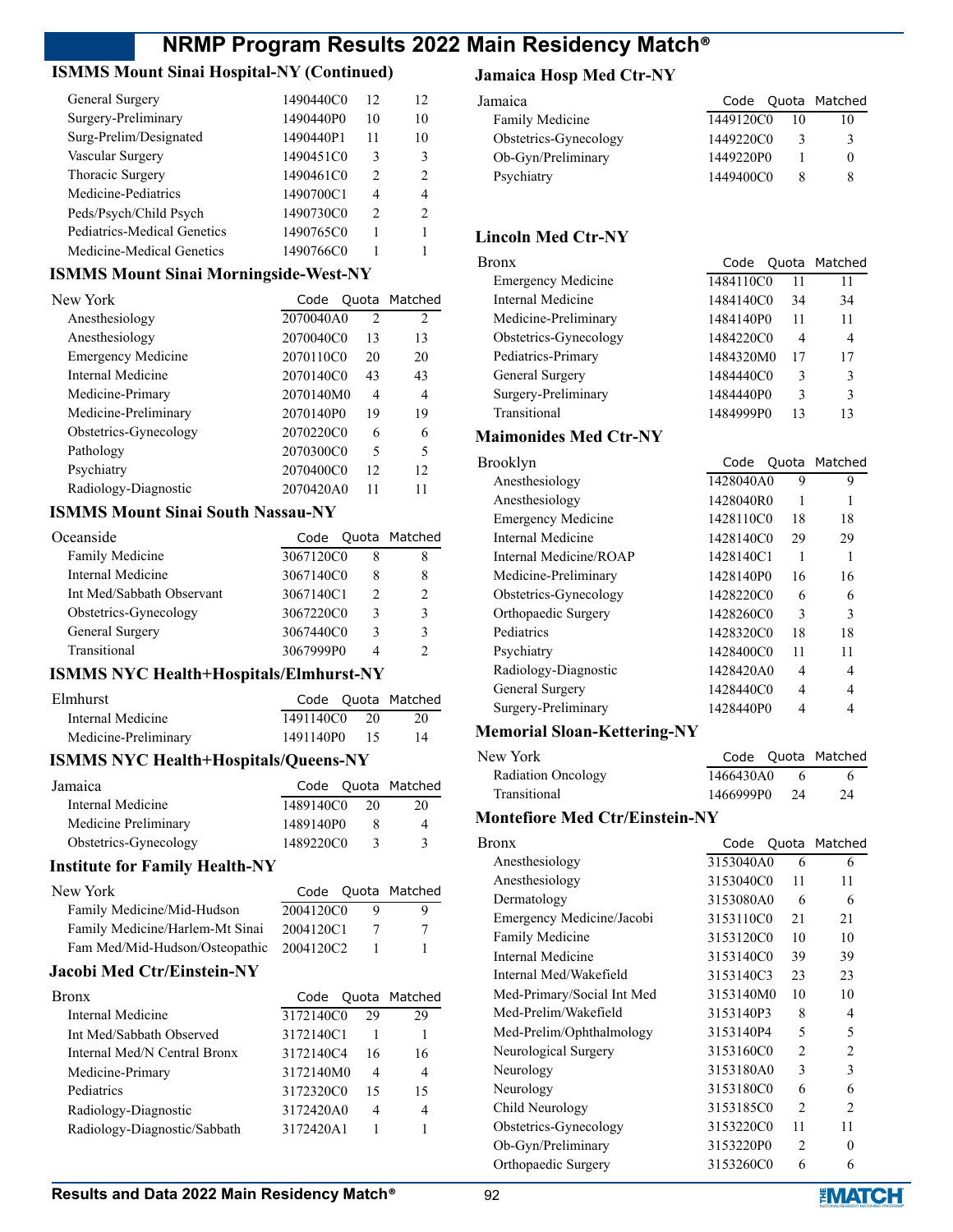# NRMP Program Results 2022 Main Residency Match®

## ISMMS Mount Sinai Hospital-NY (Continued)

| | Code | Quota | Matched |
|---|---|---|---|
| General Surgery | 1490440C0 | 12 | 12 |
| Surgery-Preliminary | 1490440P0 | 10 | 10 |
| Surg-Prelim/Designated | 1490440P1 | 11 | 10 |
| Vascular Surgery | 1490451C0 | 3 | 3 |
| Thoracic Surgery | 1490461C0 | 2 | 2 |
| Medicine-Pediatrics | 1490700C1 | 4 | 4 |
| Peds/Psych/Child Psych | 1490730C0 | 2 | 2 |
| Pediatrics-Medical Genetics | 1490765C0 | 1 | 1 |
| Medicine-Medical Genetics | 1490766C0 | 1 | 1 |

## ISMMS Mount Sinai Morningside-West-NY

| New York | Code | Quota | Matched |
|---|---|---|---|
| Anesthesiology | 2070040A0 | 2 | 2 |
| Anesthesiology | 2070040C0 | 13 | 13 |
| Emergency Medicine | 2070110C0 | 20 | 20 |
| Internal Medicine | 2070140C0 | 43 | 43 |
| Medicine-Primary | 2070140M0 | 4 | 4 |
| Medicine-Preliminary | 2070140P0 | 19 | 19 |
| Obstetrics-Gynecology | 2070220C0 | 6 | 6 |
| Pathology | 2070300C0 | 5 | 5 |
| Psychiatry | 2070400C0 | 12 | 12 |
| Radiology-Diagnostic | 2070420A0 | 11 | 11 |

## ISMMS Mount Sinai South Nassau-NY

| Oceanside | Code | Quota | Matched |
|---|---|---|---|
| Family Medicine | 3067120C0 | 8 | 8 |
| Internal Medicine | 3067140C0 | 8 | 8 |
| Int Med/Sabbath Observant | 3067140C1 | 2 | 2 |
| Obstetrics-Gynecology | 3067220C0 | 3 | 3 |
| General Surgery | 3067440C0 | 3 | 3 |
| Transitional | 3067999P0 | 4 | 2 |

## ISMMS NYC Health+Hospitals/Elmhurst-NY

| Elmhurst | Code | Quota | Matched |
|---|---|---|---|
| Internal Medicine | 1491140C0 | 20 | 20 |
| Medicine-Preliminary | 1491140P0 | 15 | 14 |

## ISMMS NYC Health+Hospitals/Queens-NY

| Jamaica | Code | Quota | Matched |
|---|---|---|---|
| Internal Medicine | 1489140C0 | 20 | 20 |
| Medicine Preliminary | 1489140P0 | 8 | 4 |
| Obstetrics-Gynecology | 1489220C0 | 3 | 3 |

## Institute for Family Health-NY

| New York | Code | Quota | Matched |
|---|---|---|---|
| Family Medicine/Mid-Hudson | 2004120C0 | 9 | 9 |
| Family Medicine/Harlem-Mt Sinai | 2004120C1 | 7 | 7 |
| Fam Med/Mid-Hudson/Osteopathic | 2004120C2 | 1 | 1 |

## Jacobi Med Ctr/Einstein-NY

| Bronx | Code | Quota | Matched |
|---|---|---|---|
| Internal Medicine | 3172140C0 | 29 | 29 |
| Int Med/Sabbath Observed | 3172140C1 | 1 | 1 |
| Internal Med/N Central Bronx | 3172140C4 | 16 | 16 |
| Medicine-Primary | 3172140M0 | 4 | 4 |
| Pediatrics | 3172320C0 | 15 | 15 |
| Radiology-Diagnostic | 3172420A0 | 4 | 4 |
| Radiology-Diagnostic/Sabbath | 3172420A1 | 1 | 1 |

## Jamaica Hosp Med Ctr-NY

| Jamaica | Code | Quota | Matched |
|---|---|---|---|
| Family Medicine | 1449120C0 | 10 | 10 |
| Obstetrics-Gynecology | 1449220C0 | 3 | 3 |
| Ob-Gyn/Preliminary | 1449220P0 | 1 | 0 |
| Psychiatry | 1449400C0 | 8 | 8 |

## Lincoln Med Ctr-NY

| Bronx | Code | Quota | Matched |
|---|---|---|---|
| Emergency Medicine | 1484110C0 | 11 | 11 |
| Internal Medicine | 1484140C0 | 34 | 34 |
| Medicine-Preliminary | 1484140P0 | 11 | 11 |
| Obstetrics-Gynecology | 1484220C0 | 4 | 4 |
| Pediatrics-Primary | 1484320M0 | 17 | 17 |
| General Surgery | 1484440C0 | 3 | 3 |
| Surgery-Preliminary | 1484440P0 | 3 | 3 |
| Transitional | 1484999P0 | 13 | 13 |

## Maimonides Med Ctr-NY

| Brooklyn | Code | Quota | Matched |
|---|---|---|---|
| Anesthesiology | 1428040A0 | 9 | 9 |
| Anesthesiology | 1428040R0 | 1 | 1 |
| Emergency Medicine | 1428110C0 | 18 | 18 |
| Internal Medicine | 1428140C0 | 29 | 29 |
| Internal Medicine/ROAP | 1428140C1 | 1 | 1 |
| Medicine-Preliminary | 1428140P0 | 16 | 16 |
| Obstetrics-Gynecology | 1428220C0 | 6 | 6 |
| Orthopaedic Surgery | 1428260C0 | 3 | 3 |
| Pediatrics | 1428320C0 | 18 | 18 |
| Psychiatry | 1428400C0 | 11 | 11 |
| Radiology-Diagnostic | 1428420A0 | 4 | 4 |
| General Surgery | 1428440C0 | 4 | 4 |
| Surgery-Preliminary | 1428440P0 | 4 | 4 |

## Memorial Sloan-Kettering-NY

| New York | Code | Quota | Matched |
|---|---|---|---|
| Radiation Oncology | 1466430A0 | 6 | 6 |
| Transitional | 1466999P0 | 24 | 24 |

## Montefiore Med Ctr/Einstein-NY

| Bronx | Code | Quota | Matched |
|---|---|---|---|
| Anesthesiology | 3153040A0 | 6 | 6 |
| Anesthesiology | 3153040C0 | 11 | 11 |
| Dermatology | 3153080A0 | 6 | 6 |
| Emergency Medicine/Jacobi | 3153110C0 | 21 | 21 |
| Family Medicine | 3153120C0 | 10 | 10 |
| Internal Medicine | 3153140C0 | 39 | 39 |
| Internal Med/Wakefield | 3153140C3 | 23 | 23 |
| Med-Primary/Social Int Med | 3153140M0 | 10 | 10 |
| Med-Prelim/Wakefield | 3153140P3 | 8 | 4 |
| Med-Prelim/Ophthalmology | 3153140P4 | 5 | 5 |
| Neurological Surgery | 3153160C0 | 2 | 2 |
| Neurology | 3153180A0 | 3 | 3 |
| Neurology | 3153180C0 | 6 | 6 |
| Child Neurology | 3153185C0 | 2 | 2 |
| Obstetrics-Gynecology | 3153220C0 | 11 | 11 |
| Ob-Gyn/Preliminary | 3153220P0 | 2 | 0 |
| Orthopaedic Surgery | 3153260C0 | 6 | 6 |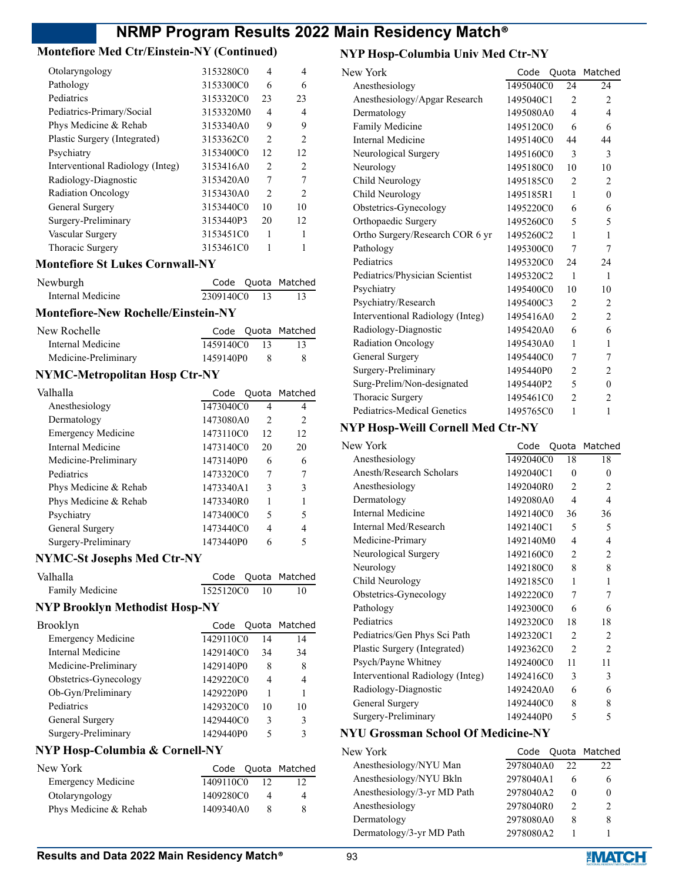## Montefiore Med Ctr/Einstein-NY (Continued)

| | Code | Quota | Matched |
|---|---|---|---|
| Otolaryngology | 3153280C0 | 4 | 4 |
| Pathology | 3153300C0 | 6 | 6 |
| Pediatrics | 3153320C0 | 23 | 23 |
| Pediatrics-Primary/Social | 3153320M0 | 4 | 4 |
| Phys Medicine & Rehab | 3153340A0 | 9 | 9 |
| Plastic Surgery (Integrated) | 3153362C0 | 2 | 2 |
| Psychiatry | 3153400C0 | 12 | 12 |
| Interventional Radiology (Integ) | 3153416A0 | 2 | 2 |
| Radiology-Diagnostic | 3153420A0 | 7 | 7 |
| Radiation Oncology | 3153430A0 | 2 | 2 |
| General Surgery | 3153440C0 | 10 | 10 |
| Surgery-Preliminary | 3153440P3 | 20 | 12 |
| Vascular Surgery | 3153451C0 | 1 | 1 |
| Thoracic Surgery | 3153461C0 | 1 | 1 |

## Montefiore St Lukes Cornwall-NY

| Newburgh | Code | Quota | Matched |
|---|---|---|---|
| Internal Medicine | 2309140C0 | 13 | 13 |

## Montefiore-New Rochelle/Einstein-NY

| New Rochelle | Code | Quota | Matched |
|---|---|---|---|
| Internal Medicine | 1459140C0 | 13 | 13 |
| Medicine-Preliminary | 1459140P0 | 8 | 8 |

## NYMC-Metropolitan Hosp Ctr-NY

| Valhalla | Code | Quota | Matched |
|---|---|---|---|
| Anesthesiology | 1473040C0 | 4 | 4 |
| Dermatology | 1473080A0 | 2 | 2 |
| Emergency Medicine | 1473110C0 | 12 | 12 |
| Internal Medicine | 1473140C0 | 20 | 20 |
| Medicine-Preliminary | 1473140P0 | 6 | 6 |
| Pediatrics | 1473320C0 | 7 | 7 |
| Phys Medicine & Rehab | 1473340A1 | 3 | 3 |
| Phys Medicine & Rehab | 1473340R0 | 1 | 1 |
| Psychiatry | 1473400C0 | 5 | 5 |
| General Surgery | 1473440C0 | 4 | 4 |
| Surgery-Preliminary | 1473440P0 | 6 | 5 |

## NYMC-St Josephs Med Ctr-NY

| Valhalla | Code | Quota | Matched |
|---|---|---|---|
| Family Medicine | 1525120C0 | 10 | 10 |

## NYP Brooklyn Methodist Hosp-NY

| Brooklyn | Code | Quota | Matched |
|---|---|---|---|
| Emergency Medicine | 1429110C0 | 14 | 14 |
| Internal Medicine | 1429140C0 | 34 | 34 |
| Medicine-Preliminary | 1429140P0 | 8 | 8 |
| Obstetrics-Gynecology | 1429220C0 | 4 | 4 |
| Ob-Gyn/Preliminary | 1429220P0 | 1 | 1 |
| Pediatrics | 1429320C0 | 10 | 10 |
| General Surgery | 1429440C0 | 3 | 3 |
| Surgery-Preliminary | 1429440P0 | 5 | 3 |

## NYP Hosp-Columbia & Cornell-NY

| New York | Code | Quota | Matched |
|---|---|---|---|
| Emergency Medicine | 1409110C0 | 12 | 12 |
| Otolaryngology | 1409280C0 | 4 | 4 |
| Phys Medicine & Rehab | 1409340A0 | 8 | 8 |

## NYP Hosp-Columbia Univ Med Ctr-NY

| New York | Code | Quota | Matched |
|---|---|---|---|
| Anesthesiology | 1495040C0 | 24 | 24 |
| Anesthesiology/Apgar Research | 1495040C1 | 2 | 2 |
| Dermatology | 1495080A0 | 4 | 4 |
| Family Medicine | 1495120C0 | 6 | 6 |
| Internal Medicine | 1495140C0 | 44 | 44 |
| Neurological Surgery | 1495160C0 | 3 | 3 |
| Neurology | 1495180C0 | 10 | 10 |
| Child Neurology | 1495185C0 | 2 | 2 |
| Child Neurology | 1495185R1 | 1 | 0 |
| Obstetrics-Gynecology | 1495220C0 | 6 | 6 |
| Orthopaedic Surgery | 1495260C0 | 5 | 5 |
| Ortho Surgery/Research COR 6 yr | 1495260C2 | 1 | 1 |
| Pathology | 1495300C0 | 7 | 7 |
| Pediatrics | 1495320C0 | 24 | 24 |
| Pediatrics/Physician Scientist | 1495320C2 | 1 | 1 |
| Psychiatry | 1495400C0 | 10 | 10 |
| Psychiatry/Research | 1495400C3 | 2 | 2 |
| Interventional Radiology (Integ) | 1495416A0 | 2 | 2 |
| Radiology-Diagnostic | 1495420A0 | 6 | 6 |
| Radiation Oncology | 1495430A0 | 1 | 1 |
| General Surgery | 1495440C0 | 7 | 7 |
| Surgery-Preliminary | 1495440P0 | 2 | 2 |
| Surg-Prelim/Non-designated | 1495440P2 | 5 | 0 |
| Thoracic Surgery | 1495461C0 | 2 | 2 |
| Pediatrics-Medical Genetics | 1495765C0 | 1 | 1 |

## NYP Hosp-Weill Cornell Med Ctr-NY

| New York | Code | Quota | Matched |
|---|---|---|---|
| Anesthesiology | 1492040C0 | 18 | 18 |
| Anesth/Research Scholars | 1492040C1 | 0 | 0 |
| Anesthesiology | 1492040R0 | 2 | 2 |
| Dermatology | 1492080A0 | 4 | 4 |
| Internal Medicine | 1492140C0 | 36 | 36 |
| Internal Med/Research | 1492140C1 | 5 | 5 |
| Medicine-Primary | 1492140M0 | 4 | 4 |
| Neurological Surgery | 1492160C0 | 2 | 2 |
| Neurology | 1492180C0 | 8 | 8 |
| Child Neurology | 1492185C0 | 1 | 1 |
| Obstetrics-Gynecology | 1492220C0 | 7 | 7 |
| Pathology | 1492300C0 | 6 | 6 |
| Pediatrics | 1492320C0 | 18 | 18 |
| Pediatrics/Gen Phys Sci Path | 1492320C1 | 2 | 2 |
| Plastic Surgery (Integrated) | 1492362C0 | 2 | 2 |
| Psych/Payne Whitney | 1492400C0 | 11 | 11 |
| Interventional Radiology (Integ) | 1492416C0 | 3 | 3 |
| Radiology-Diagnostic | 1492420A0 | 6 | 6 |
| General Surgery | 1492440C0 | 8 | 8 |
| Surgery-Preliminary | 1492440P0 | 5 | 5 |

## NYU Grossman School Of Medicine-NY

| New York | Code | Quota | Matched |
|---|---|---|---|
| Anesthesiology/NYU Man | 2978040A0 | 22 | 22 |
| Anesthesiology/NYU Bkln | 2978040A1 | 6 | 6 |
| Anesthesiology/3-yr MD Path | 2978040A2 | 0 | 0 |
| Anesthesiology | 2978040R0 | 2 | 2 |
| Dermatology | 2978080A0 | 8 | 8 |
| Dermatology/3-yr MD Path | 2978080A2 | 1 | 1 |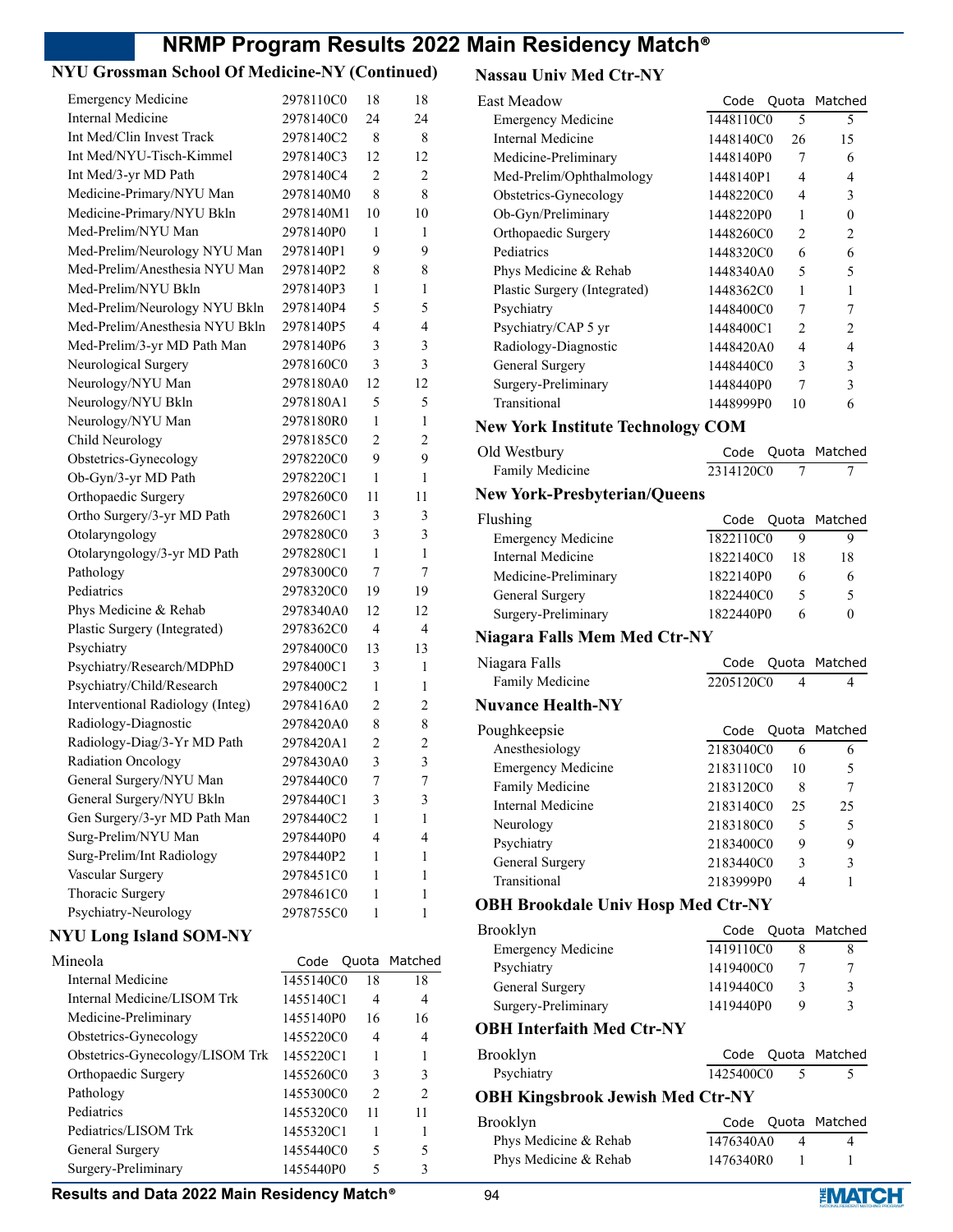## NYU Grossman School Of Medicine-NY (Continued)

| | Code | Quota | Matched |
|---|---|---|---|
| Emergency Medicine | 2978110C0 | 18 | 18 |
| Internal Medicine | 2978140C0 | 24 | 24 |
| Int Med/Clin Invest Track | 2978140C2 | 8 | 8 |
| Int Med/NYU-Tisch-Kimmel | 2978140C3 | 12 | 12 |
| Int Med/3-yr MD Path | 2978140C4 | 2 | 2 |
| Medicine-Primary/NYU Man | 2978140M0 | 8 | 8 |
| Medicine-Primary/NYU Bkln | 2978140M1 | 10 | 10 |
| Med-Prelim/NYU Man | 2978140P0 | 1 | 1 |
| Med-Prelim/Neurology NYU Man | 2978140P1 | 9 | 9 |
| Med-Prelim/Anesthesia NYU Man | 2978140P2 | 8 | 8 |
| Med-Prelim/NYU Bkln | 2978140P3 | 1 | 1 |
| Med-Prelim/Neurology NYU Bkln | 2978140P4 | 5 | 5 |
| Med-Prelim/Anesthesia NYU Bkln | 2978140P5 | 4 | 4 |
| Med-Prelim/3-yr MD Path Man | 2978140P6 | 3 | 3 |
| Neurological Surgery | 2978160C0 | 3 | 3 |
| Neurology/NYU Man | 2978180A0 | 12 | 12 |
| Neurology/NYU Bkln | 2978180A1 | 5 | 5 |
| Neurology/NYU Man | 2978180R0 | 1 | 1 |
| Child Neurology | 2978185C0 | 2 | 2 |
| Obstetrics-Gynecology | 2978220C0 | 9 | 9 |
| Ob-Gyn/3-yr MD Path | 2978220C1 | 1 | 1 |
| Orthopaedic Surgery | 2978260C0 | 11 | 11 |
| Ortho Surgery/3-yr MD Path | 2978260C1 | 3 | 3 |
| Otolaryngology | 2978280C0 | 3 | 3 |
| Otolaryngology/3-yr MD Path | 2978280C1 | 1 | 1 |
| Pathology | 2978300C0 | 7 | 7 |
| Pediatrics | 2978320C0 | 19 | 19 |
| Phys Medicine & Rehab | 2978340A0 | 12 | 12 |
| Plastic Surgery (Integrated) | 2978362C0 | 4 | 4 |
| Psychiatry | 2978400C0 | 13 | 13 |
| Psychiatry/Research/MDPhD | 2978400C1 | 3 | 1 |
| Psychiatry/Child/Research | 2978400C2 | 1 | 1 |
| Interventional Radiology (Integ) | 2978416A0 | 2 | 2 |
| Radiology-Diagnostic | 2978420A0 | 8 | 8 |
| Radiology-Diag/3-Yr MD Path | 2978420A1 | 2 | 2 |
| Radiation Oncology | 2978430A0 | 3 | 3 |
| General Surgery/NYU Man | 2978440C0 | 7 | 7 |
| General Surgery/NYU Bkln | 2978440C1 | 3 | 3 |
| Gen Surgery/3-yr MD Path Man | 2978440C2 | 1 | 1 |
| Surg-Prelim/NYU Man | 2978440P0 | 4 | 4 |
| Surg-Prelim/Int Radiology | 2978440P2 | 1 | 1 |
| Vascular Surgery | 2978451C0 | 1 | 1 |
| Thoracic Surgery | 2978461C0 | 1 | 1 |
| Psychiatry-Neurology | 2978755C0 | 1 | 1 |

## NYU Long Island SOM-NY

| Mineola | Code | Quota | Matched |
|---|---|---|---|
| Internal Medicine | 1455140C0 | 18 | 18 |
| Internal Medicine/LISOM Trk | 1455140C1 | 4 | 4 |
| Medicine-Preliminary | 1455140P0 | 16 | 16 |
| Obstetrics-Gynecology | 1455220C0 | 4 | 4 |
| Obstetrics-Gynecology/LISOM Trk | 1455220C1 | 1 | 1 |
| Orthopaedic Surgery | 1455260C0 | 3 | 3 |
| Pathology | 1455300C0 | 2 | 2 |
| Pediatrics | 1455320C0 | 11 | 11 |
| Pediatrics/LISOM Trk | 1455320C1 | 1 | 1 |
| General Surgery | 1455440C0 | 5 | 5 |
| Surgery-Preliminary | 1455440P0 | 5 | 3 |

## Nassau Univ Med Ctr-NY

| East Meadow | Code | Quota | Matched |
|---|---|---|---|
| Emergency Medicine | 1448110C0 | 5 | 5 |
| Internal Medicine | 1448140C0 | 26 | 15 |
| Medicine-Preliminary | 1448140P0 | 7 | 6 |
| Med-Prelim/Ophthalmology | 1448140P1 | 4 | 4 |
| Obstetrics-Gynecology | 1448220C0 | 4 | 3 |
| Ob-Gyn/Preliminary | 1448220P0 | 1 | 0 |
| Orthopaedic Surgery | 1448260C0 | 2 | 2 |
| Pediatrics | 1448320C0 | 6 | 6 |
| Phys Medicine & Rehab | 1448340A0 | 5 | 5 |
| Plastic Surgery (Integrated) | 1448362C0 | 1 | 1 |
| Psychiatry | 1448400C0 | 7 | 7 |
| Psychiatry/CAP 5 yr | 1448400C1 | 2 | 2 |
| Radiology-Diagnostic | 1448420A0 | 4 | 4 |
| General Surgery | 1448440C0 | 3 | 3 |
| Surgery-Preliminary | 1448440P0 | 7 | 3 |
| Transitional | 1448999P0 | 10 | 6 |

## New York Institute Technology COM

| Old Westbury | Code | Quota | Matched |
|---|---|---|---|
| Family Medicine | 2314120C0 | 7 | 7 |

## New York-Presbyterian/Queens

| Flushing | Code | Quota | Matched |
|---|---|---|---|
| Emergency Medicine | 1822110C0 | 9 | 9 |
| Internal Medicine | 1822140C0 | 18 | 18 |
| Medicine-Preliminary | 1822140P0 | 6 | 6 |
| General Surgery | 1822440C0 | 5 | 5 |
| Surgery-Preliminary | 1822440P0 | 6 | 0 |

## Niagara Falls Mem Med Ctr-NY

| Niagara Falls | Code | Quota | Matched |
|---|---|---|---|
| Family Medicine | 2205120C0 | 4 | 4 |

## Nuvance Health-NY

| Poughkeepsie | Code | Quota | Matched |
|---|---|---|---|
| Anesthesiology | 2183040C0 | 6 | 6 |
| Emergency Medicine | 2183110C0 | 10 | 5 |
| Family Medicine | 2183120C0 | 8 | 7 |
| Internal Medicine | 2183140C0 | 25 | 25 |
| Neurology | 2183180C0 | 5 | 5 |
| Psychiatry | 2183400C0 | 9 | 9 |
| General Surgery | 2183440C0 | 3 | 3 |
| Transitional | 2183999P0 | 4 | 1 |

## OBH Brookdale Univ Hosp Med Ctr-NY

| Brooklyn | Code | Quota | Matched |
|---|---|---|---|
| Emergency Medicine | 1419110C0 | 8 | 8 |
| Psychiatry | 1419400C0 | 7 | 7 |
| General Surgery | 1419440C0 | 3 | 3 |
| Surgery-Preliminary | 1419440P0 | 9 | 3 |

## OBH Interfaith Med Ctr-NY

| Brooklyn | Code | Quota | Matched |
|---|---|---|---|
| Psychiatry | 1425400C0 | 5 | 5 |

## OBH Kingsbrook Jewish Med Ctr-NY

| Brooklyn | Code | Quota | Matched |
|---|---|---|---|
| Phys Medicine & Rehab | 1476340A0 | 4 | 4 |
| Phys Medicine & Rehab | 1476340R0 | 1 | 1 |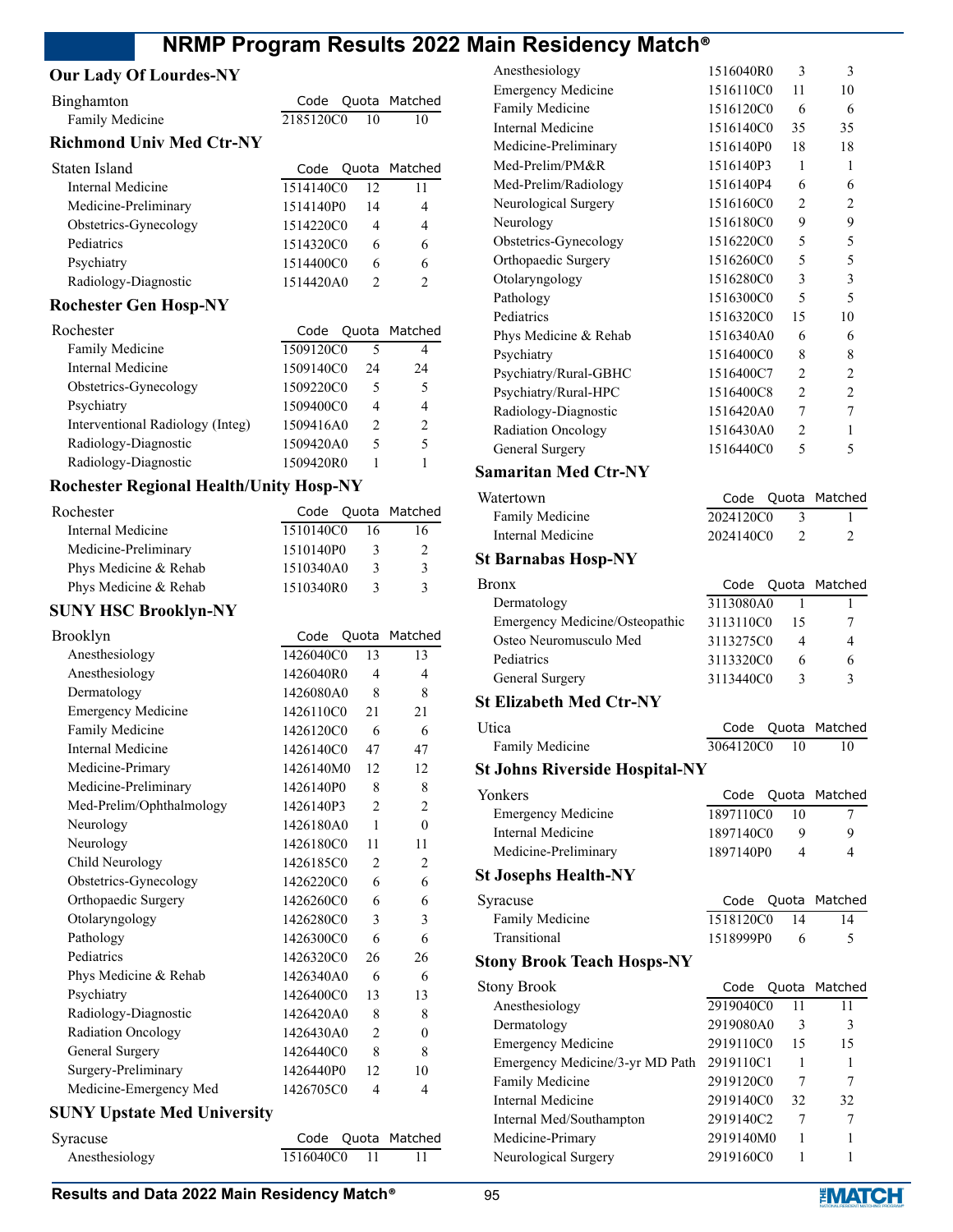## Our Lady Of Lourdes-NY

| Binghamton | Code | Quota | Matched |
|---|---|---|---|
| Family Medicine | 2185120C0 | 10 | 10 |

## Richmond Univ Med Ctr-NY

| Staten Island | Code | Quota | Matched |
|---|---|---|---|
| Internal Medicine | 1514140C0 | 12 | 11 |
| Medicine-Preliminary | 1514140P0 | 14 | 4 |
| Obstetrics-Gynecology | 1514220C0 | 4 | 4 |
| Pediatrics | 1514320C0 | 6 | 6 |
| Psychiatry | 1514400C0 | 6 | 6 |
| Radiology-Diagnostic | 1514420A0 | 2 | 2 |

## Rochester Gen Hosp-NY

| Rochester | Code | Quota | Matched |
|---|---|---|---|
| Family Medicine | 1509120C0 | 5 | 4 |
| Internal Medicine | 1509140C0 | 24 | 24 |
| Obstetrics-Gynecology | 1509220C0 | 5 | 5 |
| Psychiatry | 1509400C0 | 4 | 4 |
| Interventional Radiology (Integ) | 1509416A0 | 2 | 2 |
| Radiology-Diagnostic | 1509420A0 | 5 | 5 |
| Radiology-Diagnostic | 1509420R0 | 1 | 1 |

## Rochester Regional Health/Unity Hosp-NY

| Rochester | Code | Quota | Matched |
|---|---|---|---|
| Internal Medicine | 1510140C0 | 16 | 16 |
| Medicine-Preliminary | 1510140P0 | 3 | 2 |
| Phys Medicine & Rehab | 1510340A0 | 3 | 3 |
| Phys Medicine & Rehab | 1510340R0 | 3 | 3 |

## SUNY HSC Brooklyn-NY

| Brooklyn | Code | Quota | Matched |
|---|---|---|---|
| Anesthesiology | 1426040C0 | 13 | 13 |
| Anesthesiology | 1426040R0 | 4 | 4 |
| Dermatology | 1426080A0 | 8 | 8 |
| Emergency Medicine | 1426110C0 | 21 | 21 |
| Family Medicine | 1426120C0 | 6 | 6 |
| Internal Medicine | 1426140C0 | 47 | 47 |
| Medicine-Primary | 1426140M0 | 12 | 12 |
| Medicine-Preliminary | 1426140P0 | 8 | 8 |
| Med-Prelim/Ophthalmology | 1426140P3 | 2 | 2 |
| Neurology | 1426180A0 | 1 | 0 |
| Neurology | 1426180C0 | 11 | 11 |
| Child Neurology | 1426185C0 | 2 | 2 |
| Obstetrics-Gynecology | 1426220C0 | 6 | 6 |
| Orthopaedic Surgery | 1426260C0 | 6 | 6 |
| Otolaryngology | 1426280C0 | 3 | 3 |
| Pathology | 1426300C0 | 6 | 6 |
| Pediatrics | 1426320C0 | 26 | 26 |
| Phys Medicine & Rehab | 1426340A0 | 6 | 6 |
| Psychiatry | 1426400C0 | 13 | 13 |
| Radiology-Diagnostic | 1426420A0 | 8 | 8 |
| Radiation Oncology | 1426430A0 | 2 | 0 |
| General Surgery | 1426440C0 | 8 | 8 |
| Surgery-Preliminary | 1426440P0 | 12 | 10 |
| Medicine-Emergency Med | 1426705C0 | 4 | 4 |

## SUNY Upstate Med University

| Syracuse | Code | Quota | Matched |
|---|---|---|---|
| Anesthesiology | 1516040C0 | 11 | 11 |
| Anesthesiology | 1516040R0 | 3 | 3 |
| Emergency Medicine | 1516110C0 | 11 | 10 |
| Family Medicine | 1516120C0 | 6 | 6 |
| Internal Medicine | 1516140C0 | 35 | 35 |
| Medicine-Preliminary | 1516140P0 | 18 | 18 |
| Med-Prelim/PM&R | 1516140P3 | 1 | 1 |
| Med-Prelim/Radiology | 1516140P4 | 6 | 6 |
| Neurological Surgery | 1516160C0 | 2 | 2 |
| Neurology | 1516180C0 | 9 | 9 |
| Obstetrics-Gynecology | 1516220C0 | 5 | 5 |
| Orthopaedic Surgery | 1516260C0 | 5 | 5 |
| Otolaryngology | 1516280C0 | 3 | 3 |
| Pathology | 1516300C0 | 5 | 5 |
| Pediatrics | 1516320C0 | 15 | 10 |
| Phys Medicine & Rehab | 1516340A0 | 6 | 6 |
| Psychiatry | 1516400C0 | 8 | 8 |
| Psychiatry/Rural-GBHC | 1516400C7 | 2 | 2 |
| Psychiatry/Rural-HPC | 1516400C8 | 2 | 2 |
| Radiology-Diagnostic | 1516420A0 | 7 | 7 |
| Radiation Oncology | 1516430A0 | 2 | 1 |
| General Surgery | 1516440C0 | 5 | 5 |

## Samaritan Med Ctr-NY

| Watertown | Code | Quota | Matched |
|---|---|---|---|
| Family Medicine | 2024120C0 | 3 | 1 |
| Internal Medicine | 2024140C0 | 2 | 2 |

## St Barnabas Hosp-NY

| Bronx | Code | Quota | Matched |
|---|---|---|---|
| Dermatology | 3113080A0 | 1 | 1 |
| Emergency Medicine/Osteopathic | 3113110C0 | 15 | 7 |
| Osteo Neuromusculo Med | 3113275C0 | 4 | 4 |
| Pediatrics | 3113320C0 | 6 | 6 |
| General Surgery | 3113440C0 | 3 | 3 |

## St Elizabeth Med Ctr-NY

| Utica | Code | Quota | Matched |
|---|---|---|---|
| Family Medicine | 3064120C0 | 10 | 10 |

## St Johns Riverside Hospital-NY

| Yonkers | Code | Quota | Matched |
|---|---|---|---|
| Emergency Medicine | 1897110C0 | 10 | 7 |
| Internal Medicine | 1897140C0 | 9 | 9 |
| Medicine-Preliminary | 1897140P0 | 4 | 4 |

## St Josephs Health-NY

| Syracuse | Code | Quota | Matched |
|---|---|---|---|
| Family Medicine | 1518120C0 | 14 | 14 |
| Transitional | 1518999P0 | 6 | 5 |

## Stony Brook Teach Hosps-NY

| Stony Brook | Code | Quota | Matched |
|---|---|---|---|
| Anesthesiology | 2919040C0 | 11 | 11 |
| Dermatology | 2919080A0 | 3 | 3 |
| Emergency Medicine | 2919110C0 | 15 | 15 |
| Emergency Medicine/3-yr MD Path | 2919110C1 | 1 | 1 |
| Family Medicine | 2919120C0 | 7 | 7 |
| Internal Medicine | 2919140C0 | 32 | 32 |
| Internal Med/Southampton | 2919140C2 | 7 | 7 |
| Medicine-Primary | 2919140M0 | 1 | 1 |
| Neurological Surgery | 2919160C0 | 1 | 1 |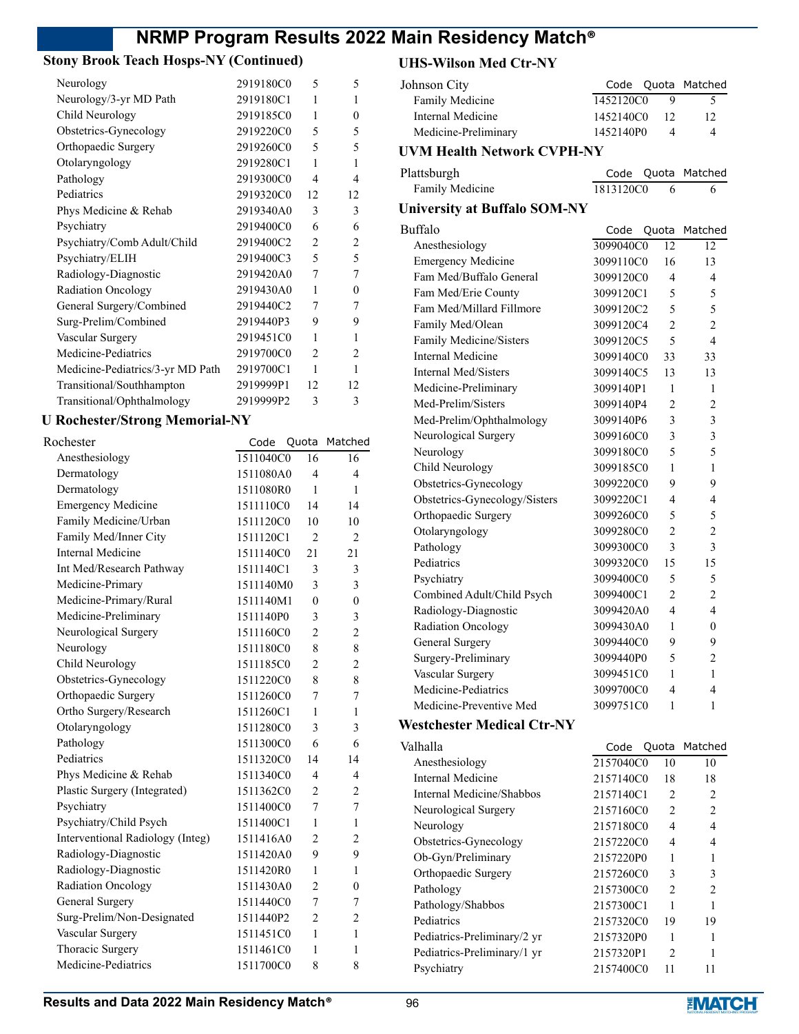## Stony Brook Teach Hosps-NY (Continued)

| | Code | Quota | Matched |
|---|---|---|---|
| Neurology | 2919180C0 | 5 | 5 |
| Neurology/3-yr MD Path | 2919180C1 | 1 | 1 |
| Child Neurology | 2919185C0 | 1 | 0 |
| Obstetrics-Gynecology | 2919220C0 | 5 | 5 |
| Orthopaedic Surgery | 2919260C0 | 5 | 5 |
| Otolaryngology | 2919280C1 | 1 | 1 |
| Pathology | 2919300C0 | 4 | 4 |
| Pediatrics | 2919320C0 | 12 | 12 |
| Phys Medicine & Rehab | 2919340A0 | 3 | 3 |
| Psychiatry | 2919400C0 | 6 | 6 |
| Psychiatry/Comb Adult/Child | 2919400C2 | 2 | 2 |
| Psychiatry/ELIH | 2919400C3 | 5 | 5 |
| Radiology-Diagnostic | 2919420A0 | 7 | 7 |
| Radiation Oncology | 2919430A0 | 1 | 0 |
| General Surgery/Combined | 2919440C2 | 7 | 7 |
| Surg-Prelim/Combined | 2919440P3 | 9 | 9 |
| Vascular Surgery | 2919451C0 | 1 | 1 |
| Medicine-Pediatrics | 2919700C0 | 2 | 2 |
| Medicine-Pediatrics/3-yr MD Path | 2919700C1 | 1 | 1 |
| Transitional/Southhampton | 2919999P1 | 12 | 12 |
| Transitional/Ophthalmology | 2919999P2 | 3 | 3 |

## U Rochester/Strong Memorial-NY

| Rochester | Code | Quota | Matched |
|---|---|---|---|
| Anesthesiology | 1511040C0 | 16 | 16 |
| Dermatology | 1511080A0 | 4 | 4 |
| Dermatology | 1511080R0 | 1 | 1 |
| Emergency Medicine | 1511110C0 | 14 | 14 |
| Family Medicine/Urban | 1511120C0 | 10 | 10 |
| Family Med/Inner City | 1511120C1 | 2 | 2 |
| Internal Medicine | 1511140C0 | 21 | 21 |
| Int Med/Research Pathway | 1511140C1 | 3 | 3 |
| Medicine-Primary | 1511140M0 | 3 | 3 |
| Medicine-Primary/Rural | 1511140M1 | 0 | 0 |
| Medicine-Preliminary | 1511140P0 | 3 | 3 |
| Neurological Surgery | 1511160C0 | 2 | 2 |
| Neurology | 1511180C0 | 8 | 8 |
| Child Neurology | 1511185C0 | 2 | 2 |
| Obstetrics-Gynecology | 1511220C0 | 8 | 8 |
| Orthopaedic Surgery | 1511260C0 | 7 | 7 |
| Ortho Surgery/Research | 1511260C1 | 1 | 1 |
| Otolaryngology | 1511280C0 | 3 | 3 |
| Pathology | 1511300C0 | 6 | 6 |
| Pediatrics | 1511320C0 | 14 | 14 |
| Phys Medicine & Rehab | 1511340C0 | 4 | 4 |
| Plastic Surgery (Integrated) | 1511362C0 | 2 | 2 |
| Psychiatry | 1511400C0 | 7 | 7 |
| Psychiatry/Child Psych | 1511400C1 | 1 | 1 |
| Interventional Radiology (Integ) | 1511416A0 | 2 | 2 |
| Radiology-Diagnostic | 1511420A0 | 9 | 9 |
| Radiology-Diagnostic | 1511420R0 | 1 | 1 |
| Radiation Oncology | 1511430A0 | 2 | 0 |
| General Surgery | 1511440C0 | 7 | 7 |
| Surg-Prelim/Non-Designated | 1511440P2 | 2 | 2 |
| Vascular Surgery | 1511451C0 | 1 | 1 |
| Thoracic Surgery | 1511461C0 | 1 | 1 |
| Medicine-Pediatrics | 1511700C0 | 8 | 8 |

## UHS-Wilson Med Ctr-NY

| Johnson City | Code | Quota | Matched |
|---|---|---|---|
| Family Medicine | 1452120C0 | 9 | 5 |
| Internal Medicine | 1452140C0 | 12 | 12 |
| Medicine-Preliminary | 1452140P0 | 4 | 4 |

## UVM Health Network CVPH-NY

| Plattsburgh | Code | Quota | Matched |
|---|---|---|---|
| Family Medicine | 1813120C0 | 6 | 6 |

## University at Buffalo SOM-NY

| Buffalo | Code | Quota | Matched |
|---|---|---|---|
| Anesthesiology | 3099040C0 | 12 | 12 |
| Emergency Medicine | 3099110C0 | 16 | 13 |
| Fam Med/Buffalo General | 3099120C0 | 4 | 4 |
| Fam Med/Erie County | 3099120C1 | 5 | 5 |
| Fam Med/Millard Fillmore | 3099120C2 | 5 | 5 |
| Family Med/Olean | 3099120C4 | 2 | 2 |
| Family Medicine/Sisters | 3099120C5 | 5 | 4 |
| Internal Medicine | 3099140C0 | 33 | 33 |
| Internal Med/Sisters | 3099140C5 | 13 | 13 |
| Medicine-Preliminary | 3099140P1 | 1 | 1 |
| Med-Prelim/Sisters | 3099140P4 | 2 | 2 |
| Med-Prelim/Ophthalmology | 3099140P6 | 3 | 3 |
| Neurological Surgery | 3099160C0 | 3 | 3 |
| Neurology | 3099180C0 | 5 | 5 |
| Child Neurology | 3099185C0 | 1 | 1 |
| Obstetrics-Gynecology | 3099220C0 | 9 | 9 |
| Obstetrics-Gynecology/Sisters | 3099220C1 | 4 | 4 |
| Orthopaedic Surgery | 3099260C0 | 5 | 5 |
| Otolaryngology | 3099280C0 | 2 | 2 |
| Pathology | 3099300C0 | 3 | 3 |
| Pediatrics | 3099320C0 | 15 | 15 |
| Psychiatry | 3099400C0 | 5 | 5 |
| Combined Adult/Child Psych | 3099400C1 | 2 | 2 |
| Radiology-Diagnostic | 3099420A0 | 4 | 4 |
| Radiation Oncology | 3099430A0 | 1 | 0 |
| General Surgery | 3099440C0 | 9 | 9 |
| Surgery-Preliminary | 3099440P0 | 5 | 2 |
| Vascular Surgery | 3099451C0 | 1 | 1 |
| Medicine-Pediatrics | 3099700C0 | 4 | 4 |
| Medicine-Preventive Med | 3099751C0 | 1 | 1 |

## Westchester Medical Ctr-NY

| Valhalla | Code | Quota | Matched |
|---|---|---|---|
| Anesthesiology | 2157040C0 | 10 | 10 |
| Internal Medicine | 2157140C0 | 18 | 18 |
| Internal Medicine/Shabbos | 2157140C1 | 2 | 2 |
| Neurological Surgery | 2157160C0 | 2 | 2 |
| Neurology | 2157180C0 | 4 | 4 |
| Obstetrics-Gynecology | 2157220C0 | 4 | 4 |
| Ob-Gyn/Preliminary | 2157220P0 | 1 | 1 |
| Orthopaedic Surgery | 2157260C0 | 3 | 3 |
| Pathology | 2157300C0 | 2 | 2 |
| Pathology/Shabbos | 2157300C1 | 1 | 1 |
| Pediatrics | 2157320C0 | 19 | 19 |
| Pediatrics-Preliminary/2 yr | 2157320P0 | 1 | 1 |
| Pediatrics-Preliminary/1 yr | 2157320P1 | 2 | 1 |
| Psychiatry | 2157400C0 | 11 | 11 |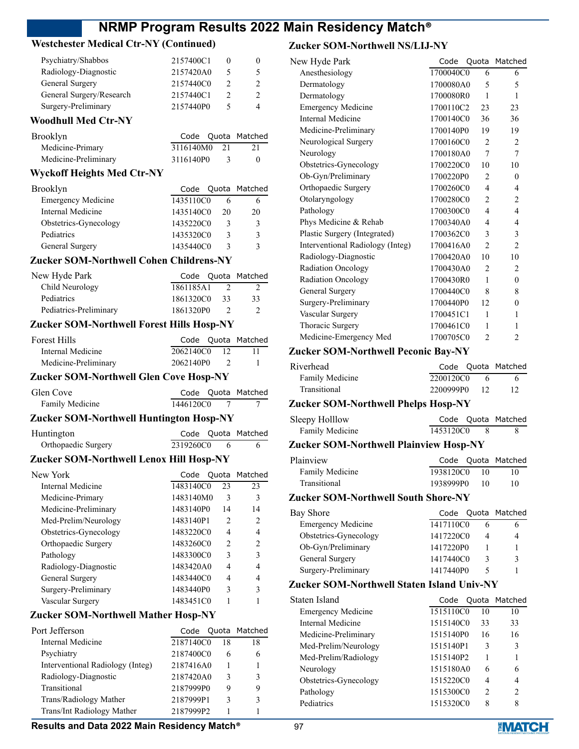## Westchester Medical Ctr-NY (Continued)

| | Code | Quota | Matched |
|---|---|---|---|
| Psychiatry/Shabbos | 2157400C1 | 0 | 0 |
| Radiology-Diagnostic | 2157420A0 | 5 | 5 |
| General Surgery | 2157440C0 | 2 | 2 |
| General Surgery/Research | 2157440C1 | 2 | 2 |
| Surgery-Preliminary | 2157440P0 | 5 | 4 |

## Woodhull Med Ctr-NY

| Brooklyn | Code | Quota | Matched |
|---|---|---|---|
| Medicine-Primary | 3116140M0 | 21 | 21 |
| Medicine-Preliminary | 3116140P0 | 3 | 0 |

## Wyckoff Heights Med Ctr-NY

| Brooklyn | Code | Quota | Matched |
|---|---|---|---|
| Emergency Medicine | 1435110C0 | 6 | 6 |
| Internal Medicine | 1435140C0 | 20 | 20 |
| Obstetrics-Gynecology | 1435220C0 | 3 | 3 |
| Pediatrics | 1435320C0 | 3 | 3 |
| General Surgery | 1435440C0 | 3 | 3 |

## Zucker SOM-Northwell Cohen Childrens-NY

| New Hyde Park | Code | Quota | Matched |
|---|---|---|---|
| Child Neurology | 1861185A1 | 2 | 2 |
| Pediatrics | 1861320C0 | 33 | 33 |
| Pediatrics-Preliminary | 1861320P0 | 2 | 2 |

## Zucker SOM-Northwell Forest Hills Hosp-NY

| Forest Hills | Code | Quota | Matched |
|---|---|---|---|
| Internal Medicine | 2062140C0 | 12 | 11 |
| Medicine-Preliminary | 2062140P0 | 2 | 1 |

## Zucker SOM-Northwell Glen Cove Hosp-NY

| Glen Cove | Code | Quota | Matched |
|---|---|---|---|
| Family Medicine | 1446120C0 | 7 | 7 |

## Zucker SOM-Northwell Huntington Hosp-NY

| Huntington | Code | Quota | Matched |
|---|---|---|---|
| Orthopaedic Surgery | 2319260C0 | 6 | 6 |

## Zucker SOM-Northwell Lenox Hill Hosp-NY

| New York | Code | Quota | Matched |
|---|---|---|---|
| Internal Medicine | 1483140C0 | 23 | 23 |
| Medicine-Primary | 1483140M0 | 3 | 3 |
| Medicine-Preliminary | 1483140P0 | 14 | 14 |
| Med-Prelim/Neurology | 1483140P1 | 2 | 2 |
| Obstetrics-Gynecology | 1483220C0 | 4 | 4 |
| Orthopaedic Surgery | 1483260C0 | 2 | 2 |
| Pathology | 1483300C0 | 3 | 3 |
| Radiology-Diagnostic | 1483420A0 | 4 | 4 |
| General Surgery | 1483440C0 | 4 | 4 |
| Surgery-Preliminary | 1483440P0 | 3 | 3 |
| Vascular Surgery | 1483451C0 | 1 | 1 |

## Zucker SOM-Northwell Mather Hosp-NY

| Port Jefferson | Code | Quota | Matched |
|---|---|---|---|
| Internal Medicine | 2187140C0 | 18 | 18 |
| Psychiatry | 2187400C0 | 6 | 6 |
| Interventional Radiology (Integ) | 2187416A0 | 1 | 1 |
| Radiology-Diagnostic | 2187420A0 | 3 | 3 |
| Transitional | 2187999P0 | 9 | 9 |
| Trans/Radiology Mather | 2187999P1 | 3 | 3 |
| Trans/Int Radiology Mather | 2187999P2 | 1 | 1 |

## Zucker SOM-Northwell NS/LIJ-NY

| New Hyde Park | Code | Quota | Matched |
|---|---|---|---|
| Anesthesiology | 1700040C0 | 6 | 6 |
| Dermatology | 1700080A0 | 5 | 5 |
| Dermatology | 1700080R0 | 1 | 1 |
| Emergency Medicine | 1700110C2 | 23 | 23 |
| Internal Medicine | 1700140C0 | 36 | 36 |
| Medicine-Preliminary | 1700140P0 | 19 | 19 |
| Neurological Surgery | 1700160C0 | 2 | 2 |
| Neurology | 1700180A0 | 7 | 7 |
| Obstetrics-Gynecology | 1700220C0 | 10 | 10 |
| Ob-Gyn/Preliminary | 1700220P0 | 2 | 0 |
| Orthopaedic Surgery | 1700260C0 | 4 | 4 |
| Otolaryngology | 1700280C0 | 2 | 2 |
| Pathology | 1700300C0 | 4 | 4 |
| Phys Medicine & Rehab | 1700340A0 | 4 | 4 |
| Plastic Surgery (Integrated) | 1700362C0 | 3 | 3 |
| Interventional Radiology (Integ) | 1700416A0 | 2 | 2 |
| Radiology-Diagnostic | 1700420A0 | 10 | 10 |
| Radiation Oncology | 1700430A0 | 2 | 2 |
| Radiation Oncology | 1700430R0 | 1 | 0 |
| General Surgery | 1700440C0 | 8 | 8 |
| Surgery-Preliminary | 1700440P0 | 12 | 0 |
| Vascular Surgery | 1700451C1 | 1 | 1 |
| Thoracic Surgery | 1700461C0 | 1 | 1 |
| Medicine-Emergency Med | 1700705C0 | 2 | 2 |

## Zucker SOM-Northwell Peconic Bay-NY

| Riverhead | Code | Quota | Matched |
|---|---|---|---|
| Family Medicine | 2200120C0 | 6 | 6 |
| Transitional | 2200999P0 | 12 | 12 |

## Zucker SOM-Northwell Phelps Hosp-NY

| Sleepy Holllow | Code | Quota | Matched |
|---|---|---|---|
| Family Medicine | 1453120C0 | 8 | 8 |

## Zucker SOM-Northwell Plainview Hosp-NY

| Plainview | Code | Quota | Matched |
|---|---|---|---|
| Family Medicine | 1938120C0 | 10 | 10 |
| Transitional | 1938999P0 | 10 | 10 |

## Zucker SOM-Northwell South Shore-NY

| Bay Shore | Code | Quota | Matched |
|---|---|---|---|
| Emergency Medicine | 1417110C0 | 6 | 6 |
| Obstetrics-Gynecology | 1417220C0 | 4 | 4 |
| Ob-Gyn/Preliminary | 1417220P0 | 1 | 1 |
| General Surgery | 1417440C0 | 3 | 3 |
| Surgery-Preliminary | 1417440P0 | 5 | 1 |

## Zucker SOM-Northwell Staten Island Univ-NY

| Staten Island | Code | Quota | Matched |
|---|---|---|---|
| Emergency Medicine | 1515110C0 | 10 | 10 |
| Internal Medicine | 1515140C0 | 33 | 33 |
| Medicine-Preliminary | 1515140P0 | 16 | 16 |
| Med-Prelim/Neurology | 1515140P1 | 3 | 3 |
| Med-Prelim/Radiology | 1515140P2 | 1 | 1 |
| Neurology | 1515180A0 | 6 | 6 |
| Obstetrics-Gynecology | 1515220C0 | 4 | 4 |
| Pathology | 1515300C0 | 2 | 2 |
| Pediatrics | 1515320C0 | 8 | 8 |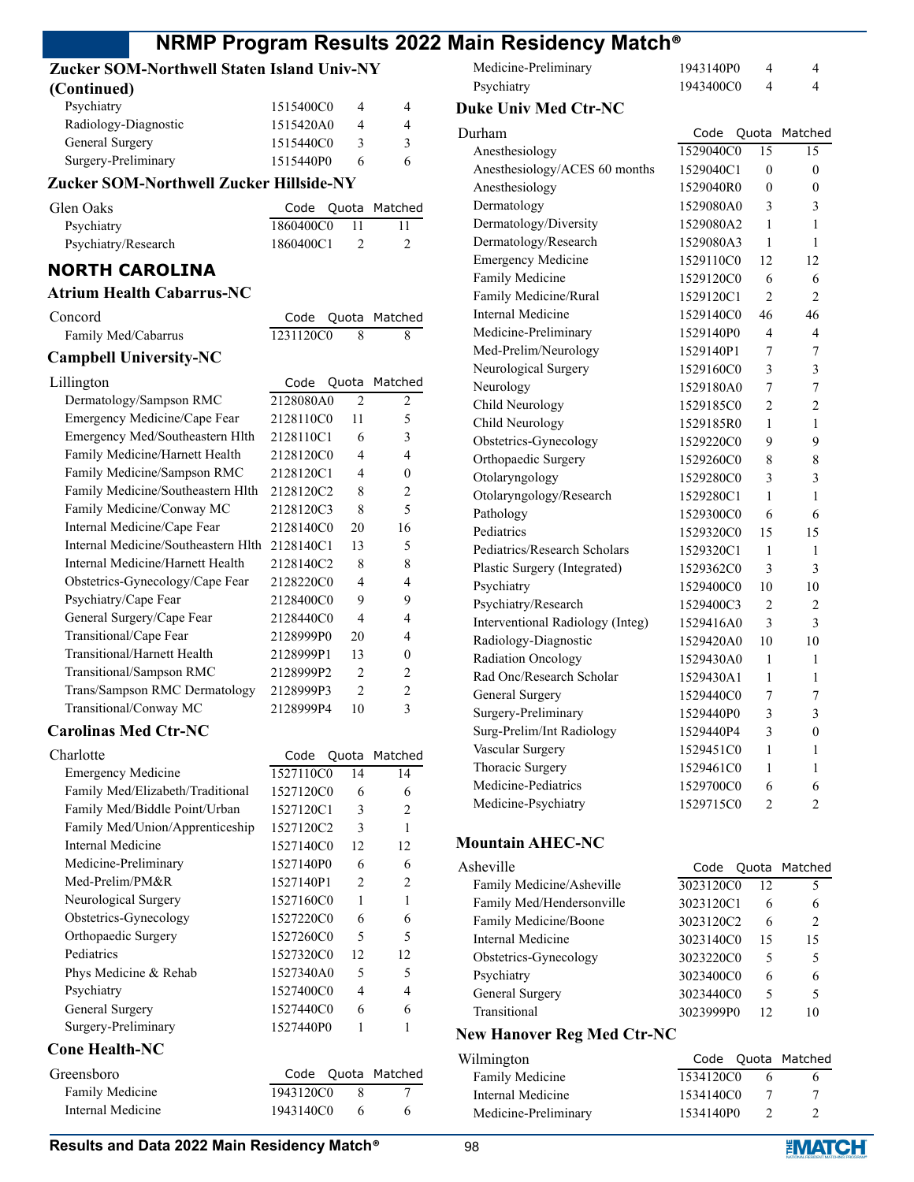### Zucker SOM-Northwell Staten Island Univ-NY (Continued)

| | Code | Quota | Matched |
|---|---|---|---|
| Psychiatry | 1515400C0 | 4 | 4 |
| Radiology-Diagnostic | 1515420A0 | 4 | 4 |
| General Surgery | 1515440C0 | 3 | 3 |
| Surgery-Preliminary | 1515440P0 | 6 | 6 |

### Zucker SOM-Northwell Zucker Hillside-NY

| Glen Oaks | Code | Quota | Matched |
|---|---|---|---|
| Psychiatry | 1860400C0 | 11 | 11 |
| Psychiatry/Research | 1860400C1 | 2 | 2 |

## NORTH CAROLINA

### Atrium Health Cabarrus-NC

| Concord | Code | Quota | Matched |
|---|---|---|---|
| Family Med/Cabarrus | 1231120C0 | 8 | 8 |

### Campbell University-NC

| Lillington | Code | Quota | Matched |
|---|---|---|---|
| Dermatology/Sampson RMC | 2128080A0 | 2 | 2 |
| Emergency Medicine/Cape Fear | 2128110C0 | 11 | 5 |
| Emergency Med/Southeastern Hlth | 2128110C1 | 6 | 3 |
| Family Medicine/Harnett Health | 2128120C0 | 4 | 4 |
| Family Medicine/Sampson RMC | 2128120C1 | 4 | 0 |
| Family Medicine/Southeastern Hlth | 2128120C2 | 8 | 2 |
| Family Medicine/Conway MC | 2128120C3 | 8 | 5 |
| Internal Medicine/Cape Fear | 2128140C0 | 20 | 16 |
| Internal Medicine/Southeastern Hlth | 2128140C1 | 13 | 5 |
| Internal Medicine/Harnett Health | 2128140C2 | 8 | 8 |
| Obstetrics-Gynecology/Cape Fear | 2128220C0 | 4 | 4 |
| Psychiatry/Cape Fear | 2128400C0 | 9 | 9 |
| General Surgery/Cape Fear | 2128440C0 | 4 | 4 |
| Transitional/Cape Fear | 2128999P0 | 20 | 4 |
| Transitional/Harnett Health | 2128999P1 | 13 | 0 |
| Transitional/Sampson RMC | 2128999P2 | 2 | 2 |
| Trans/Sampson RMC Dermatology | 2128999P3 | 2 | 2 |
| Transitional/Conway MC | 2128999P4 | 10 | 3 |

### Carolinas Med Ctr-NC

| Charlotte | Code | Quota | Matched |
|---|---|---|---|
| Emergency Medicine | 1527110C0 | 14 | 14 |
| Family Med/Elizabeth/Traditional | 1527120C0 | 6 | 6 |
| Family Med/Biddle Point/Urban | 1527120C1 | 3 | 2 |
| Family Med/Union/Apprenticeship | 1527120C2 | 3 | 1 |
| Internal Medicine | 1527140C0 | 12 | 12 |
| Medicine-Preliminary | 1527140P0 | 6 | 6 |
| Med-Prelim/PM&R | 1527140P1 | 2 | 2 |
| Neurological Surgery | 1527160C0 | 1 | 1 |
| Obstetrics-Gynecology | 1527220C0 | 6 | 6 |
| Orthopaedic Surgery | 1527260C0 | 5 | 5 |
| Pediatrics | 1527320C0 | 12 | 12 |
| Phys Medicine & Rehab | 1527340A0 | 5 | 5 |
| Psychiatry | 1527400C0 | 4 | 4 |
| General Surgery | 1527440C0 | 6 | 6 |
| Surgery-Preliminary | 1527440P0 | 1 | 1 |

### Cone Health-NC

| Greensboro | Code | Quota | Matched |
|---|---|---|---|
| Family Medicine | 1943120C0 | 8 | 7 |
| Internal Medicine | 1943140C0 | 6 | 6 |
| Medicine-Preliminary | 1943140P0 | 4 | 4 |
| Psychiatry | 1943400C0 | 4 | 4 |

### Duke Univ Med Ctr-NC

| Durham | Code | Quota | Matched |
|---|---|---|---|
| Anesthesiology | 1529040C0 | 15 | 15 |
| Anesthesiology/ACES 60 months | 1529040C1 | 0 | 0 |
| Anesthesiology | 1529040R0 | 0 | 0 |
| Dermatology | 1529080A0 | 3 | 3 |
| Dermatology/Diversity | 1529080A2 | 1 | 1 |
| Dermatology/Research | 1529080A3 | 1 | 1 |
| Emergency Medicine | 1529110C0 | 12 | 12 |
| Family Medicine | 1529120C0 | 6 | 6 |
| Family Medicine/Rural | 1529120C1 | 2 | 2 |
| Internal Medicine | 1529140C0 | 46 | 46 |
| Medicine-Preliminary | 1529140P0 | 4 | 4 |
| Med-Prelim/Neurology | 1529140P1 | 7 | 7 |
| Neurological Surgery | 1529160C0 | 3 | 3 |
| Neurology | 1529180A0 | 7 | 7 |
| Child Neurology | 1529185C0 | 2 | 2 |
| Child Neurology | 1529185R0 | 1 | 1 |
| Obstetrics-Gynecology | 1529220C0 | 9 | 9 |
| Orthopaedic Surgery | 1529260C0 | 8 | 8 |
| Otolaryngology | 1529280C0 | 3 | 3 |
| Otolaryngology/Research | 1529280C1 | 1 | 1 |
| Pathology | 1529300C0 | 6 | 6 |
| Pediatrics | 1529320C0 | 15 | 15 |
| Pediatrics/Research Scholars | 1529320C1 | 1 | 1 |
| Plastic Surgery (Integrated) | 1529362C0 | 3 | 3 |
| Psychiatry | 1529400C0 | 10 | 10 |
| Psychiatry/Research | 1529400C3 | 2 | 2 |
| Interventional Radiology (Integ) | 1529416A0 | 3 | 3 |
| Radiology-Diagnostic | 1529420A0 | 10 | 10 |
| Radiation Oncology | 1529430A0 | 1 | 1 |
| Rad Onc/Research Scholar | 1529430A1 | 1 | 1 |
| General Surgery | 1529440C0 | 7 | 7 |
| Surgery-Preliminary | 1529440P0 | 3 | 3 |
| Surg-Prelim/Int Radiology | 1529440P4 | 3 | 0 |
| Vascular Surgery | 1529451C0 | 1 | 1 |
| Thoracic Surgery | 1529461C0 | 1 | 1 |
| Medicine-Pediatrics | 1529700C0 | 6 | 6 |
| Medicine-Psychiatry | 1529715C0 | 2 | 2 |

### Mountain AHEC-NC

| Asheville | Code | Quota | Matched |
|---|---|---|---|
| Family Medicine/Asheville | 3023120C0 | 12 | 5 |
| Family Med/Hendersonville | 3023120C1 | 6 | 6 |
| Family Medicine/Boone | 3023120C2 | 6 | 2 |
| Internal Medicine | 3023140C0 | 15 | 15 |
| Obstetrics-Gynecology | 3023220C0 | 5 | 5 |
| Psychiatry | 3023400C0 | 6 | 6 |
| General Surgery | 3023440C0 | 5 | 5 |
| Transitional | 3023999P0 | 12 | 10 |

### New Hanover Reg Med Ctr-NC

| Wilmington | Code | Quota | Matched |
|---|---|---|---|
| Family Medicine | 1534120C0 | 6 | 6 |
| Internal Medicine | 1534140C0 | 7 | 7 |
| Medicine-Preliminary | 1534140P0 | 2 | 2 |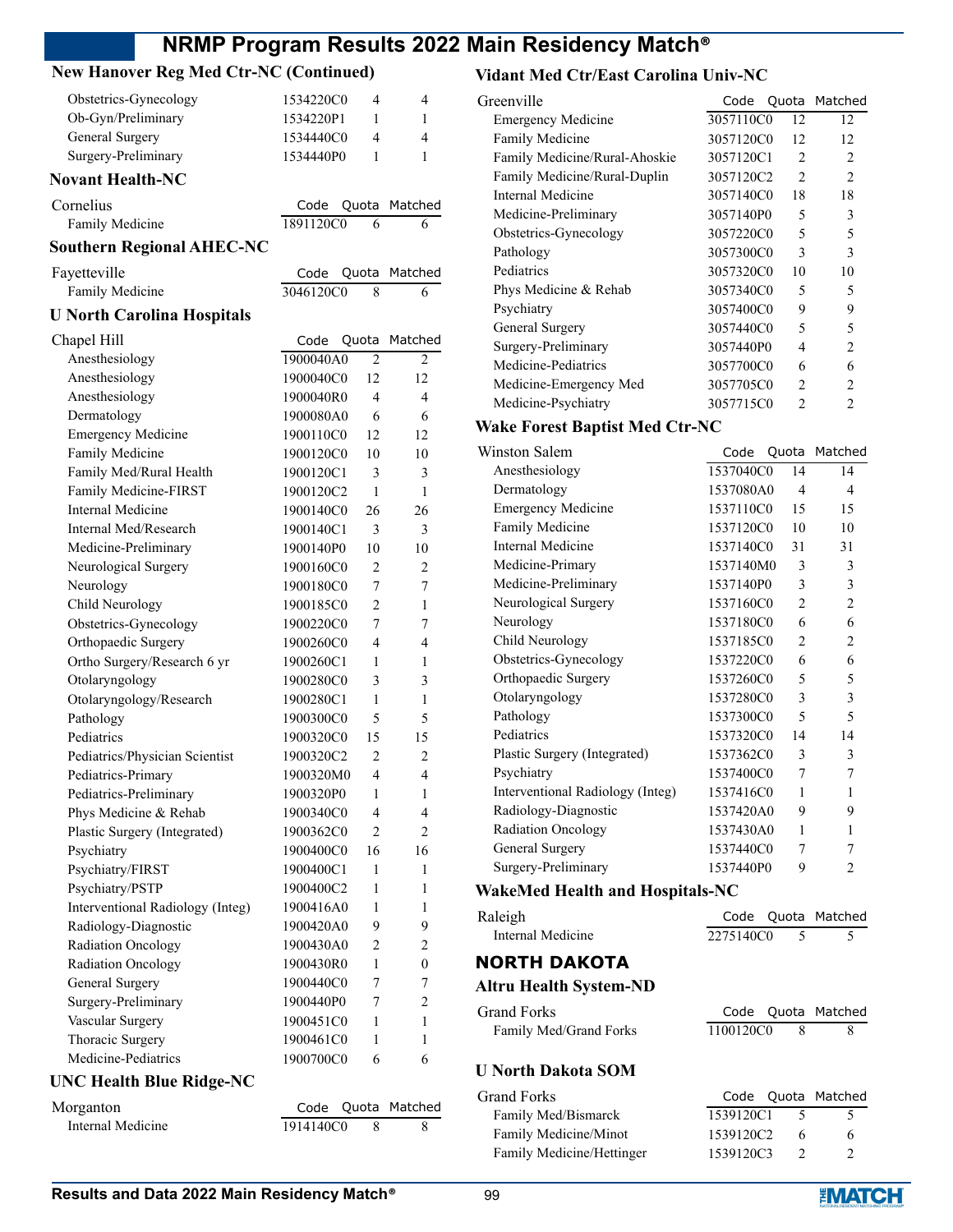## New Hanover Reg Med Ctr-NC (Continued)

| | Code | Quota | Matched |
|---|---|---|---|
| Obstetrics-Gynecology | 1534220C0 | 4 | 4 |
| Ob-Gyn/Preliminary | 1534220P1 | 1 | 1 |
| General Surgery | 1534440C0 | 4 | 4 |
| Surgery-Preliminary | 1534440P0 | 1 | 1 |

## Novant Health-NC

| Cornelius | Code | Quota | Matched |
|---|---|---|---|
| Family Medicine | 1891120C0 | 6 | 6 |

## Southern Regional AHEC-NC

| Fayetteville | Code | Quota | Matched |
|---|---|---|---|
| Family Medicine | 3046120C0 | 8 | 6 |

## U North Carolina Hospitals

| Chapel Hill | Code | Quota | Matched |
|---|---|---|---|
| Anesthesiology | 1900040A0 | 2 | 2 |
| Anesthesiology | 1900040C0 | 12 | 12 |
| Anesthesiology | 1900040R0 | 4 | 4 |
| Dermatology | 1900080A0 | 6 | 6 |
| Emergency Medicine | 1900110C0 | 12 | 12 |
| Family Medicine | 1900120C0 | 10 | 10 |
| Family Med/Rural Health | 1900120C1 | 3 | 3 |
| Family Medicine-FIRST | 1900120C2 | 1 | 1 |
| Internal Medicine | 1900140C0 | 26 | 26 |
| Internal Med/Research | 1900140C1 | 3 | 3 |
| Medicine-Preliminary | 1900140P0 | 10 | 10 |
| Neurological Surgery | 1900160C0 | 2 | 2 |
| Neurology | 1900180C0 | 7 | 7 |
| Child Neurology | 1900185C0 | 2 | 1 |
| Obstetrics-Gynecology | 1900220C0 | 7 | 7 |
| Orthopaedic Surgery | 1900260C0 | 4 | 4 |
| Ortho Surgery/Research 6 yr | 1900260C1 | 1 | 1 |
| Otolaryngology | 1900280C0 | 3 | 3 |
| Otolaryngology/Research | 1900280C1 | 1 | 1 |
| Pathology | 1900300C0 | 5 | 5 |
| Pediatrics | 1900320C0 | 15 | 15 |
| Pediatrics/Physician Scientist | 1900320C2 | 2 | 2 |
| Pediatrics-Primary | 1900320M0 | 4 | 4 |
| Pediatrics-Preliminary | 1900320P0 | 1 | 1 |
| Phys Medicine & Rehab | 1900340C0 | 4 | 4 |
| Plastic Surgery (Integrated) | 1900362C0 | 2 | 2 |
| Psychiatry | 1900400C0 | 16 | 16 |
| Psychiatry/FIRST | 1900400C1 | 1 | 1 |
| Psychiatry/PSTP | 1900400C2 | 1 | 1 |
| Interventional Radiology (Integ) | 1900416A0 | 1 | 1 |
| Radiology-Diagnostic | 1900420A0 | 9 | 9 |
| Radiation Oncology | 1900430A0 | 2 | 2 |
| Radiation Oncology | 1900430R0 | 1 | 0 |
| General Surgery | 1900440C0 | 7 | 7 |
| Surgery-Preliminary | 1900440P0 | 7 | 2 |
| Vascular Surgery | 1900451C0 | 1 | 1 |
| Thoracic Surgery | 1900461C0 | 1 | 1 |
| Medicine-Pediatrics | 1900700C0 | 6 | 6 |

## UNC Health Blue Ridge-NC

| Morganton | Code | Quota | Matched |
|---|---|---|---|
| Internal Medicine | 1914140C0 | 8 | 8 |

## Vidant Med Ctr/East Carolina Univ-NC

| Greenville | Code | Quota | Matched |
|---|---|---|---|
| Emergency Medicine | 3057110C0 | 12 | 12 |
| Family Medicine | 3057120C0 | 12 | 12 |
| Family Medicine/Rural-Ahoskie | 3057120C1 | 2 | 2 |
| Family Medicine/Rural-Duplin | 3057120C2 | 2 | 2 |
| Internal Medicine | 3057140C0 | 18 | 18 |
| Medicine-Preliminary | 3057140P0 | 5 | 3 |
| Obstetrics-Gynecology | 3057220C0 | 5 | 5 |
| Pathology | 3057300C0 | 3 | 3 |
| Pediatrics | 3057320C0 | 10 | 10 |
| Phys Medicine & Rehab | 3057340C0 | 5 | 5 |
| Psychiatry | 3057400C0 | 9 | 9 |
| General Surgery | 3057440C0 | 5 | 5 |
| Surgery-Preliminary | 3057440P0 | 4 | 2 |
| Medicine-Pediatrics | 3057700C0 | 6 | 6 |
| Medicine-Emergency Med | 3057705C0 | 2 | 2 |
| Medicine-Psychiatry | 3057715C0 | 2 | 2 |

## Wake Forest Baptist Med Ctr-NC

| Winston Salem | Code | Quota | Matched |
|---|---|---|---|
| Anesthesiology | 1537040C0 | 14 | 14 |
| Dermatology | 1537080A0 | 4 | 4 |
| Emergency Medicine | 1537110C0 | 15 | 15 |
| Family Medicine | 1537120C0 | 10 | 10 |
| Internal Medicine | 1537140C0 | 31 | 31 |
| Medicine-Primary | 1537140M0 | 3 | 3 |
| Medicine-Preliminary | 1537140P0 | 3 | 3 |
| Neurological Surgery | 1537160C0 | 2 | 2 |
| Neurology | 1537180C0 | 6 | 6 |
| Child Neurology | 1537185C0 | 2 | 2 |
| Obstetrics-Gynecology | 1537220C0 | 6 | 6 |
| Orthopaedic Surgery | 1537260C0 | 5 | 5 |
| Otolaryngology | 1537280C0 | 3 | 3 |
| Pathology | 1537300C0 | 5 | 5 |
| Pediatrics | 1537320C0 | 14 | 14 |
| Plastic Surgery (Integrated) | 1537362C0 | 3 | 3 |
| Psychiatry | 1537400C0 | 7 | 7 |
| Interventional Radiology (Integ) | 1537416C0 | 1 | 1 |
| Radiology-Diagnostic | 1537420A0 | 9 | 9 |
| Radiation Oncology | 1537430A0 | 1 | 1 |
| General Surgery | 1537440C0 | 7 | 7 |
| Surgery-Preliminary | 1537440P0 | 9 | 2 |

## WakeMed Health and Hospitals-NC

| Raleigh | Code | Quota | Matched |
|---|---|---|---|
| Internal Medicine | 2275140C0 | 5 | 5 |

# NORTH DAKOTA

## Altru Health System-ND

| Grand Forks | Code | Quota | Matched |
|---|---|---|---|
| Family Med/Grand Forks | 1100120C0 | 8 | 8 |

## U North Dakota SOM

| Grand Forks | Code | Quota | Matched |
|---|---|---|---|
| Family Med/Bismarck | 1539120C1 | 5 | 5 |
| Family Medicine/Minot | 1539120C2 | 6 | 6 |
| Family Medicine/Hettinger | 1539120C3 | 2 | 2 |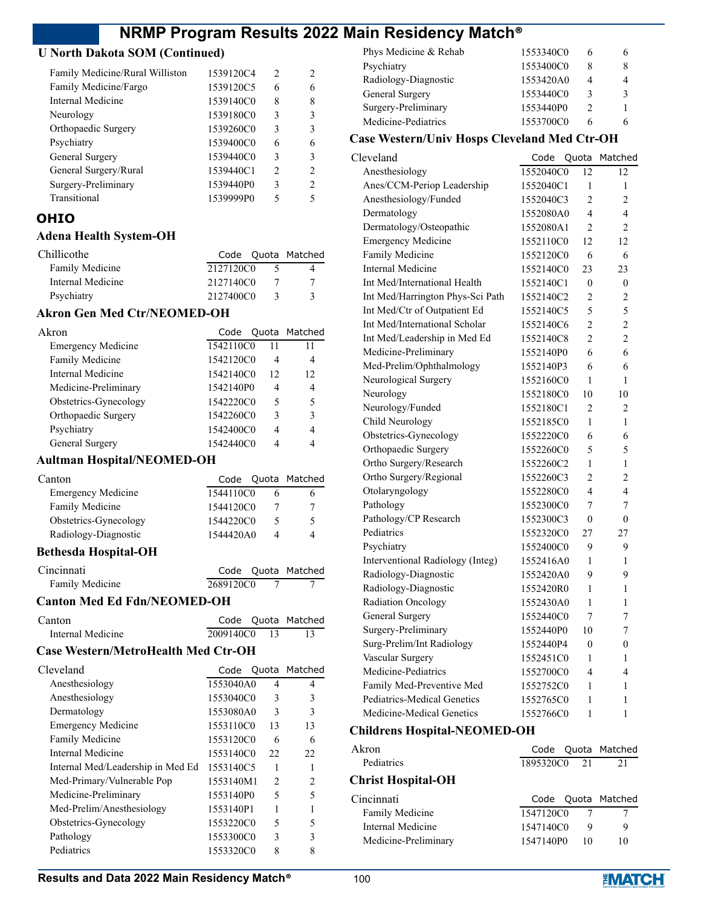### U North Dakota SOM (Continued)

| | Code | Quota | Matched |
|---|---|---|---|
| Family Medicine/Rural Williston | 1539120C4 | 2 | 2 |
| Family Medicine/Fargo | 1539120C5 | 6 | 6 |
| Internal Medicine | 1539140C0 | 8 | 8 |
| Neurology | 1539180C0 | 3 | 3 |
| Orthopaedic Surgery | 1539260C0 | 3 | 3 |
| Psychiatry | 1539400C0 | 6 | 6 |
| General Surgery | 1539440C0 | 3 | 3 |
| General Surgery/Rural | 1539440C1 | 2 | 2 |
| Surgery-Preliminary | 1539440P0 | 3 | 2 |
| Transitional | 1539999P0 | 5 | 5 |

## OHIO

### Adena Health System-OH

| Chillicothe | Code | Quota | Matched |
|---|---|---|---|
| Family Medicine | 2127120C0 | 5 | 4 |
| Internal Medicine | 2127140C0 | 7 | 7 |
| Psychiatry | 2127400C0 | 3 | 3 |

### Akron Gen Med Ctr/NEOMED-OH

| Akron | Code | Quota | Matched |
|---|---|---|---|
| Emergency Medicine | 1542110C0 | 11 | 11 |
| Family Medicine | 1542120C0 | 4 | 4 |
| Internal Medicine | 1542140C0 | 12 | 12 |
| Medicine-Preliminary | 1542140P0 | 4 | 4 |
| Obstetrics-Gynecology | 1542220C0 | 5 | 5 |
| Orthopaedic Surgery | 1542260C0 | 3 | 3 |
| Psychiatry | 1542400C0 | 4 | 4 |
| General Surgery | 1542440C0 | 4 | 4 |

### Aultman Hospital/NEOMED-OH

| Canton | Code | Quota | Matched |
|---|---|---|---|
| Emergency Medicine | 1544110C0 | 6 | 6 |
| Family Medicine | 1544120C0 | 7 | 7 |
| Obstetrics-Gynecology | 1544220C0 | 5 | 5 |
| Radiology-Diagnostic | 1544420A0 | 4 | 4 |

### Bethesda Hospital-OH

| Cincinnati | Code | Quota | Matched |
|---|---|---|---|
| Family Medicine | 2689120C0 | 7 | 7 |

### Canton Med Ed Fdn/NEOMED-OH

| Canton | Code | Quota | Matched |
|---|---|---|---|
| Internal Medicine | 2009140C0 | 13 | 13 |

### Case Western/MetroHealth Med Ctr-OH

| Cleveland | Code | Quota | Matched |
|---|---|---|---|
| Anesthesiology | 1553040A0 | 4 | 4 |
| Anesthesiology | 1553040C0 | 3 | 3 |
| Dermatology | 1553080A0 | 3 | 3 |
| Emergency Medicine | 1553110C0 | 13 | 13 |
| Family Medicine | 1553120C0 | 6 | 6 |
| Internal Medicine | 1553140C0 | 22 | 22 |
| Internal Med/Leadership in Med Ed | 1553140C5 | 1 | 1 |
| Med-Primary/Vulnerable Pop | 1553140M1 | 2 | 2 |
| Medicine-Preliminary | 1553140P0 | 5 | 5 |
| Med-Prelim/Anesthesiology | 1553140P1 | 1 | 1 |
| Obstetrics-Gynecology | 1553220C0 | 5 | 5 |
| Pathology | 1553300C0 | 3 | 3 |
| Pediatrics | 1553320C0 | 8 | 8 |
| Phys Medicine & Rehab | 1553340C0 | 6 | 6 |
| Psychiatry | 1553400C0 | 8 | 8 |
| Radiology-Diagnostic | 1553420A0 | 4 | 4 |
| General Surgery | 1553440C0 | 3 | 3 |
| Surgery-Preliminary | 1553440P0 | 2 | 1 |
| Medicine-Pediatrics | 1553700C0 | 6 | 6 |

### Case Western/Univ Hosps Cleveland Med Ctr-OH

| Cleveland | Code | Quota | Matched |
|---|---|---|---|
| Anesthesiology | 1552040C0 | 12 | 12 |
| Anes/CCM-Periop Leadership | 1552040C1 | 1 | 1 |
| Anesthesiology/Funded | 1552040C3 | 2 | 2 |
| Dermatology | 1552080A0 | 4 | 4 |
| Dermatology/Osteopathic | 1552080A1 | 2 | 2 |
| Emergency Medicine | 1552110C0 | 12 | 12 |
| Family Medicine | 1552120C0 | 6 | 6 |
| Internal Medicine | 1552140C0 | 23 | 23 |
| Int Med/International Health | 1552140C1 | 0 | 0 |
| Int Med/Harrington Phys-Sci Path | 1552140C2 | 2 | 2 |
| Int Med/Ctr of Outpatient Ed | 1552140C5 | 5 | 5 |
| Int Med/International Scholar | 1552140C6 | 2 | 2 |
| Int Med/Leadership in Med Ed | 1552140C8 | 2 | 2 |
| Medicine-Preliminary | 1552140P0 | 6 | 6 |
| Med-Prelim/Ophthalmology | 1552140P3 | 6 | 6 |
| Neurological Surgery | 1552160C0 | 1 | 1 |
| Neurology | 1552180C0 | 10 | 10 |
| Neurology/Funded | 1552180C1 | 2 | 2 |
| Child Neurology | 1552185C0 | 1 | 1 |
| Obstetrics-Gynecology | 1552220C0 | 6 | 6 |
| Orthopaedic Surgery | 1552260C0 | 5 | 5 |
| Ortho Surgery/Research | 1552260C2 | 1 | 1 |
| Ortho Surgery/Regional | 1552260C3 | 2 | 2 |
| Otolaryngology | 1552280C0 | 4 | 4 |
| Pathology | 1552300C0 | 7 | 7 |
| Pathology/CP Research | 1552300C3 | 0 | 0 |
| Pediatrics | 1552320C0 | 27 | 27 |
| Psychiatry | 1552400C0 | 9 | 9 |
| Interventional Radiology (Integ) | 1552416A0 | 1 | 1 |
| Radiology-Diagnostic | 1552420A0 | 9 | 9 |
| Radiology-Diagnostic | 1552420R0 | 1 | 1 |
| Radiation Oncology | 1552430A0 | 1 | 1 |
| General Surgery | 1552440C0 | 7 | 7 |
| Surgery-Preliminary | 1552440P0 | 10 | 7 |
| Surg-Prelim/Int Radiology | 1552440P4 | 0 | 0 |
| Vascular Surgery | 1552451C0 | 1 | 1 |
| Medicine-Pediatrics | 1552700C0 | 4 | 4 |
| Family Med-Preventive Med | 1552752C0 | 1 | 1 |
| Pediatrics-Medical Genetics | 1552765C0 | 1 | 1 |
| Medicine-Medical Genetics | 1552766C0 | 1 | 1 |

### Childrens Hospital-NEOMED-OH

| Akron | Code | Quota | Matched |
|---|---|---|---|
| Pediatrics | 1895320C0 | 21 | 21 |

### Christ Hospital-OH

| Cincinnati | Code | Quota | Matched |
|---|---|---|---|
| Family Medicine | 1547120C0 | 7 | 7 |
| Internal Medicine | 1547140C0 | 9 | 9 |
| Medicine-Preliminary | 1547140P0 | 10 | 10 |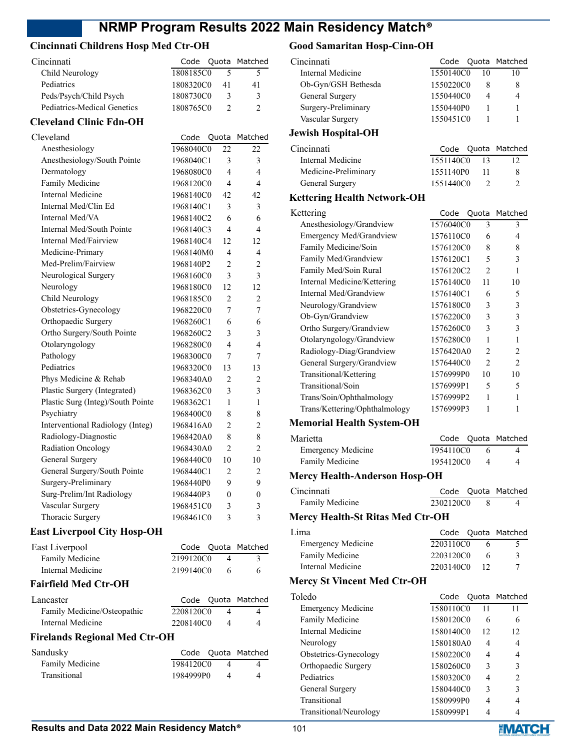## Cincinnati Childrens Hosp Med Ctr-OH

| Cincinnati | Code | Quota | Matched |
|---|---|---|---|
| Child Neurology | 1808185C0 | 5 | 5 |
| Pediatrics | 1808320C0 | 41 | 41 |
| Peds/Psych/Child Psych | 1808730C0 | 3 | 3 |
| Pediatrics-Medical Genetics | 1808765C0 | 2 | 2 |

## Cleveland Clinic Fdn-OH

| Cleveland | Code | Quota | Matched |
|---|---|---|---|
| Anesthesiology | 1968040C0 | 22 | 22 |
| Anesthesiology/South Pointe | 1968040C1 | 3 | 3 |
| Dermatology | 1968080C0 | 4 | 4 |
| Family Medicine | 1968120C0 | 4 | 4 |
| Internal Medicine | 1968140C0 | 42 | 42 |
| Internal Med/Clin Ed | 1968140C1 | 3 | 3 |
| Internal Med/VA | 1968140C2 | 6 | 6 |
| Internal Med/South Pointe | 1968140C3 | 4 | 4 |
| Internal Med/Fairview | 1968140C4 | 12 | 12 |
| Medicine-Primary | 1968140M0 | 4 | 4 |
| Med-Prelim/Fairview | 1968140P2 | 2 | 2 |
| Neurological Surgery | 1968160C0 | 3 | 3 |
| Neurology | 1968180C0 | 12 | 12 |
| Child Neurology | 1968185C0 | 2 | 2 |
| Obstetrics-Gynecology | 1968220C0 | 7 | 7 |
| Orthopaedic Surgery | 1968260C1 | 6 | 6 |
| Ortho Surgery/South Pointe | 1968260C2 | 3 | 3 |
| Otolaryngology | 1968280C0 | 4 | 4 |
| Pathology | 1968300C0 | 7 | 7 |
| Pediatrics | 1968320C0 | 13 | 13 |
| Phys Medicine & Rehab | 1968340A0 | 2 | 2 |
| Plastic Surgery (Integrated) | 1968362C0 | 3 | 3 |
| Plastic Surg (Integ)/South Pointe | 1968362C1 | 1 | 1 |
| Psychiatry | 1968400C0 | 8 | 8 |
| Interventional Radiology (Integ) | 1968416A0 | 2 | 2 |
| Radiology-Diagnostic | 1968420A0 | 8 | 8 |
| Radiation Oncology | 1968430A0 | 2 | 2 |
| General Surgery | 1968440C0 | 10 | 10 |
| General Surgery/South Pointe | 1968440C1 | 2 | 2 |
| Surgery-Preliminary | 1968440P0 | 9 | 9 |
| Surg-Prelim/Int Radiology | 1968440P3 | 0 | 0 |
| Vascular Surgery | 1968451C0 | 3 | 3 |
| Thoracic Surgery | 1968461C0 | 3 | 3 |

## East Liverpool City Hosp-OH

| East Liverpool | Code | Quota | Matched |
|---|---|---|---|
| Family Medicine | 2199120C0 | 4 | 3 |
| Internal Medicine | 2199140C0 | 6 | 6 |

## Fairfield Med Ctr-OH

| Lancaster | Code | Quota | Matched |
|---|---|---|---|
| Family Medicine/Osteopathic | 2208120C0 | 4 | 4 |
| Internal Medicine | 2208140C0 | 4 | 4 |

## Firelands Regional Med Ctr-OH

| Sandusky | Code | Quota | Matched |
|---|---|---|---|
| Family Medicine | 1984120C0 | 4 | 4 |
| Transitional | 1984999P0 | 4 | 4 |

## Good Samaritan Hosp-Cinn-OH

| Cincinnati | Code | Quota | Matched |
|---|---|---|---|
| Internal Medicine | 1550140C0 | 10 | 10 |
| Ob-Gyn/GSH Bethesda | 1550220C0 | 8 | 8 |
| General Surgery | 1550440C0 | 4 | 4 |
| Surgery-Preliminary | 1550440P0 | 1 | 1 |
| Vascular Surgery | 1550451C0 | 1 | 1 |

## Jewish Hospital-OH

| Cincinnati | Code | Quota | Matched |
|---|---|---|---|
| Internal Medicine | 1551140C0 | 13 | 12 |
| Medicine-Preliminary | 1551140P0 | 11 | 8 |
| General Surgery | 1551440C0 | 2 | 2 |

## Kettering Health Network-OH

| Kettering | Code | Quota | Matched |
|---|---|---|---|
| Anesthesiology/Grandview | 1576040C0 | 3 | 3 |
| Emergency Med/Grandview | 1576110C0 | 6 | 4 |
| Family Medicine/Soin | 1576120C0 | 8 | 8 |
| Family Med/Grandview | 1576120C1 | 5 | 3 |
| Family Med/Soin Rural | 1576120C2 | 2 | 1 |
| Internal Medicine/Kettering | 1576140C0 | 11 | 10 |
| Internal Med/Grandview | 1576140C1 | 6 | 5 |
| Neurology/Grandview | 1576180C0 | 3 | 3 |
| Ob-Gyn/Grandview | 1576220C0 | 3 | 3 |
| Ortho Surgery/Grandview | 1576260C0 | 3 | 3 |
| Otolaryngology/Grandview | 1576280C0 | 1 | 1 |
| Radiology-Diag/Grandview | 1576420A0 | 2 | 2 |
| General Surgery/Grandview | 1576440C0 | 2 | 2 |
| Transitional/Kettering | 1576999P0 | 10 | 10 |
| Transitional/Soin | 1576999P1 | 5 | 5 |
| Trans/Soin/Ophthalmology | 1576999P2 | 1 | 1 |
| Trans/Kettering/Ophthalmology | 1576999P3 | 1 | 1 |

## Memorial Health System-OH

| Marietta | Code | Quota | Matched |
|---|---|---|---|
| Emergency Medicine | 1954110C0 | 6 | 4 |
| Family Medicine | 1954120C0 | 4 | 4 |

## Mercy Health-Anderson Hosp-OH

| Cincinnati | Code | Quota | Matched |
|---|---|---|---|
| Family Medicine | 2302120C0 | 8 | 4 |

## Mercy Health-St Ritas Med Ctr-OH

| Lima | Code | Quota | Matched |
|---|---|---|---|
| Emergency Medicine | 2203110C0 | 6 | 5 |
| Family Medicine | 2203120C0 | 6 | 3 |
| Internal Medicine | 2203140C0 | 12 | 7 |

## Mercy St Vincent Med Ctr-OH

| Toledo | Code | Quota | Matched |
|---|---|---|---|
| Emergency Medicine | 1580110C0 | 11 | 11 |
| Family Medicine | 1580120C0 | 6 | 6 |
| Internal Medicine | 1580140C0 | 12 | 12 |
| Neurology | 1580180A0 | 4 | 4 |
| Obstetrics-Gynecology | 1580220C0 | 4 | 4 |
| Orthopaedic Surgery | 1580260C0 | 3 | 3 |
| Pediatrics | 1580320C0 | 4 | 2 |
| General Surgery | 1580440C0 | 3 | 3 |
| Transitional | 1580999P0 | 4 | 4 |
| Transitional/Neurology | 1580999P1 | 4 | 4 |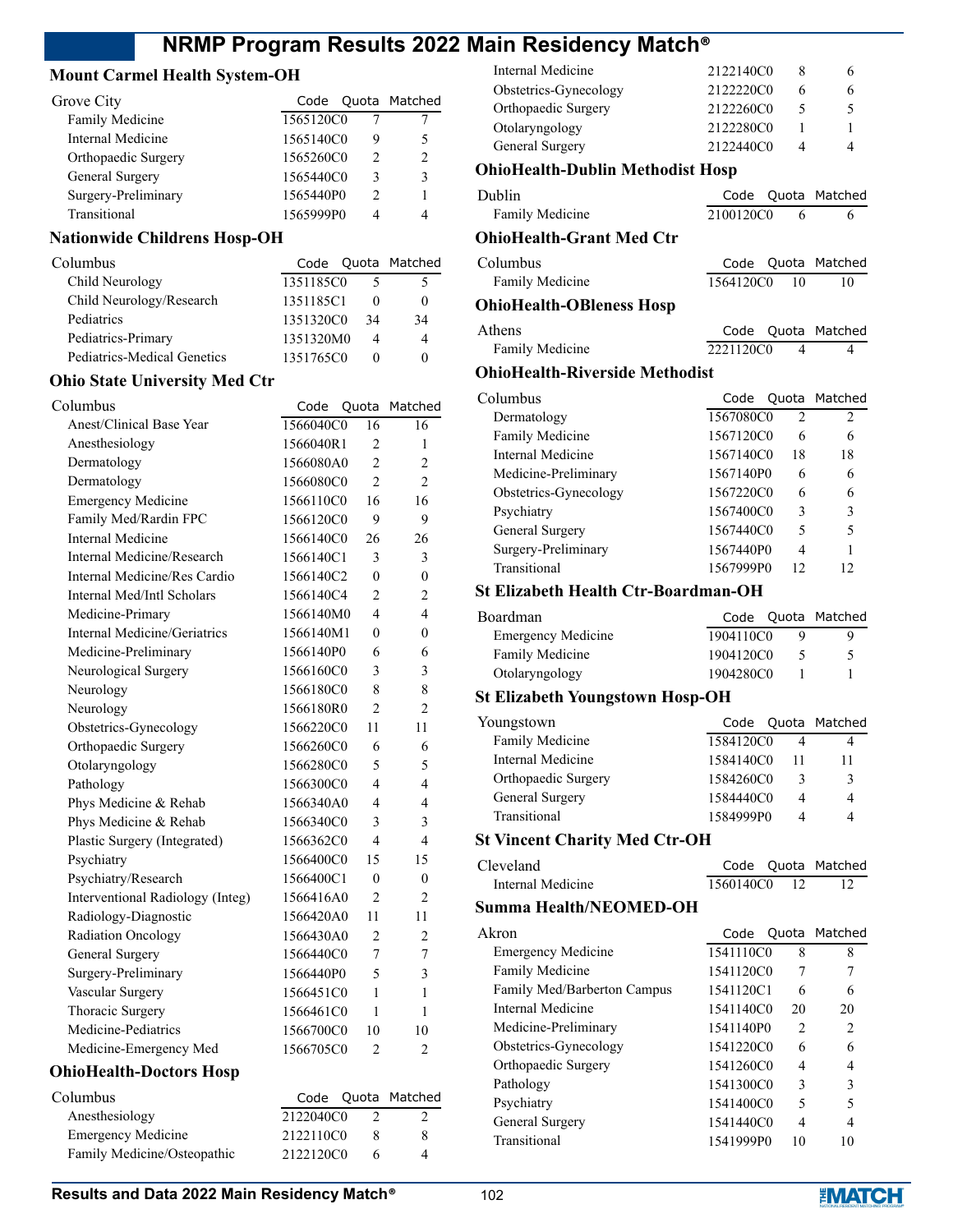## Mount Carmel Health System-OH

| Grove City | Code | Quota | Matched |
|---|---|---|---|
| Family Medicine | 1565120C0 | 7 | 7 |
| Internal Medicine | 1565140C0 | 9 | 5 |
| Orthopaedic Surgery | 1565260C0 | 2 | 2 |
| General Surgery | 1565440C0 | 3 | 3 |
| Surgery-Preliminary | 1565440P0 | 2 | 1 |
| Transitional | 1565999P0 | 4 | 4 |

## Nationwide Childrens Hosp-OH

| Columbus | Code | Quota | Matched |
|---|---|---|---|
| Child Neurology | 1351185C0 | 5 | 5 |
| Child Neurology/Research | 1351185C1 | 0 | 0 |
| Pediatrics | 1351320C0 | 34 | 34 |
| Pediatrics-Primary | 1351320M0 | 4 | 4 |
| Pediatrics-Medical Genetics | 1351765C0 | 0 | 0 |

## Ohio State University Med Ctr

| Columbus | Code | Quota | Matched |
|---|---|---|---|
| Anest/Clinical Base Year | 1566040C0 | 16 | 16 |
| Anesthesiology | 1566040R1 | 2 | 1 |
| Dermatology | 1566080A0 | 2 | 2 |
| Dermatology | 1566080C0 | 2 | 2 |
| Emergency Medicine | 1566110C0 | 16 | 16 |
| Family Med/Rardin FPC | 1566120C0 | 9 | 9 |
| Internal Medicine | 1566140C0 | 26 | 26 |
| Internal Medicine/Research | 1566140C1 | 3 | 3 |
| Internal Medicine/Res Cardio | 1566140C2 | 0 | 0 |
| Internal Med/Intl Scholars | 1566140C4 | 2 | 2 |
| Medicine-Primary | 1566140M0 | 4 | 4 |
| Internal Medicine/Geriatrics | 1566140M1 | 0 | 0 |
| Medicine-Preliminary | 1566140P0 | 6 | 6 |
| Neurological Surgery | 1566160C0 | 3 | 3 |
| Neurology | 1566180C0 | 8 | 8 |
| Neurology | 1566180R0 | 2 | 2 |
| Obstetrics-Gynecology | 1566220C0 | 11 | 11 |
| Orthopaedic Surgery | 1566260C0 | 6 | 6 |
| Otolaryngology | 1566280C0 | 5 | 5 |
| Pathology | 1566300C0 | 4 | 4 |
| Phys Medicine & Rehab | 1566340A0 | 4 | 4 |
| Phys Medicine & Rehab | 1566340C0 | 3 | 3 |
| Plastic Surgery (Integrated) | 1566362C0 | 4 | 4 |
| Psychiatry | 1566400C0 | 15 | 15 |
| Psychiatry/Research | 1566400C1 | 0 | 0 |
| Interventional Radiology (Integ) | 1566416A0 | 2 | 2 |
| Radiology-Diagnostic | 1566420A0 | 11 | 11 |
| Radiation Oncology | 1566430A0 | 2 | 2 |
| General Surgery | 1566440C0 | 7 | 7 |
| Surgery-Preliminary | 1566440P0 | 5 | 3 |
| Vascular Surgery | 1566451C0 | 1 | 1 |
| Thoracic Surgery | 1566461C0 | 1 | 1 |
| Medicine-Pediatrics | 1566700C0 | 10 | 10 |
| Medicine-Emergency Med | 1566705C0 | 2 | 2 |

## OhioHealth-Doctors Hosp

| Columbus | Code | Quota | Matched |
|---|---|---|---|
| Anesthesiology | 2122040C0 | 2 | 2 |
| Emergency Medicine | 2122110C0 | 8 | 8 |
| Family Medicine/Osteopathic | 2122120C0 | 6 | 4 |
| Internal Medicine | 2122140C0 | 8 | 6 |
| Obstetrics-Gynecology | 2122220C0 | 6 | 6 |
| Orthopaedic Surgery | 2122260C0 | 5 | 5 |
| Otolaryngology | 2122280C0 | 1 | 1 |
| General Surgery | 2122440C0 | 4 | 4 |

## OhioHealth-Dublin Methodist Hosp

| Dublin | Code | Quota | Matched |
|---|---|---|---|
| Family Medicine | 2100120C0 | 6 | 6 |

## OhioHealth-Grant Med Ctr

| Columbus | Code | Quota | Matched |
|---|---|---|---|
| Family Medicine | 1564120C0 | 10 | 10 |

## OhioHealth-OBleness Hosp

| Athens | Code | Quota | Matched |
|---|---|---|---|
| Family Medicine | 2221120C0 | 4 | 4 |

## OhioHealth-Riverside Methodist

| Columbus | Code | Quota | Matched |
|---|---|---|---|
| Dermatology | 1567080C0 | 2 | 2 |
| Family Medicine | 1567120C0 | 6 | 6 |
| Internal Medicine | 1567140C0 | 18 | 18 |
| Medicine-Preliminary | 1567140P0 | 6 | 6 |
| Obstetrics-Gynecology | 1567220C0 | 6 | 6 |
| Psychiatry | 1567400C0 | 3 | 3 |
| General Surgery | 1567440C0 | 5 | 5 |
| Surgery-Preliminary | 1567440P0 | 4 | 1 |
| Transitional | 1567999P0 | 12 | 12 |

## St Elizabeth Health Ctr-Boardman-OH

| Boardman | Code | Quota | Matched |
|---|---|---|---|
| Emergency Medicine | 1904110C0 | 9 | 9 |
| Family Medicine | 1904120C0 | 5 | 5 |
| Otolaryngology | 1904280C0 | 1 | 1 |

## St Elizabeth Youngstown Hosp-OH

| Youngstown | Code | Quota | Matched |
|---|---|---|---|
| Family Medicine | 1584120C0 | 4 | 4 |
| Internal Medicine | 1584140C0 | 11 | 11 |
| Orthopaedic Surgery | 1584260C0 | 3 | 3 |
| General Surgery | 1584440C0 | 4 | 4 |
| Transitional | 1584999P0 | 4 | 4 |

## St Vincent Charity Med Ctr-OH

| Cleveland | Code | Quota | Matched |
|---|---|---|---|
| Internal Medicine | 1560140C0 | 12 | 12 |

## Summa Health/NEOMED-OH

| Akron | Code | Quota | Matched |
|---|---|---|---|
| Emergency Medicine | 1541110C0 | 8 | 8 |
| Family Medicine | 1541120C0 | 7 | 7 |
| Family Med/Barberton Campus | 1541120C1 | 6 | 6 |
| Internal Medicine | 1541140C0 | 20 | 20 |
| Medicine-Preliminary | 1541140P0 | 2 | 2 |
| Obstetrics-Gynecology | 1541220C0 | 6 | 6 |
| Orthopaedic Surgery | 1541260C0 | 4 | 4 |
| Pathology | 1541300C0 | 3 | 3 |
| Psychiatry | 1541400C0 | 5 | 5 |
| General Surgery | 1541440C0 | 4 | 4 |
| Transitional | 1541999P0 | 10 | 10 |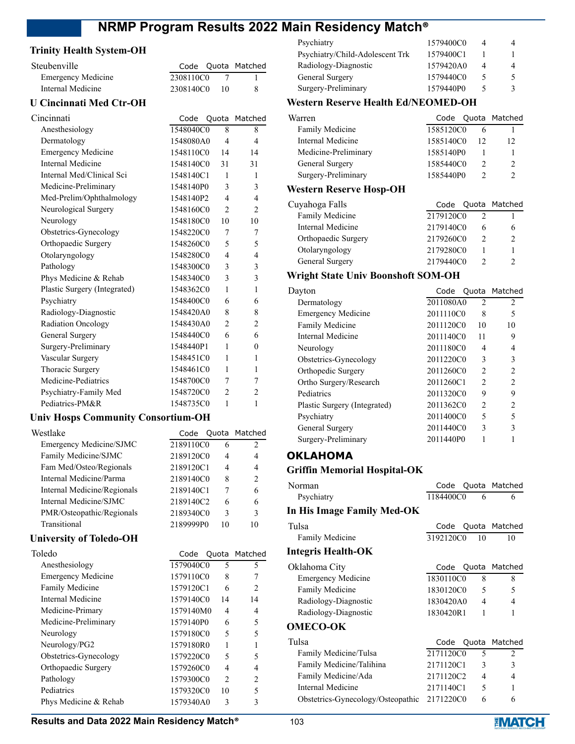### Trinity Health System-OH

| Steubenville | Code | Quota | Matched |
|---|---|---|---|
| Emergency Medicine | 2308110C0 | 7 | 1 |
| Internal Medicine | 2308140C0 | 10 | 8 |

### U Cincinnati Med Ctr-OH

| Cincinnati | Code | Quota | Matched |
|---|---|---|---|
| Anesthesiology | 1548040C0 | 8 | 8 |
| Dermatology | 1548080A0 | 4 | 4 |
| Emergency Medicine | 1548110C0 | 14 | 14 |
| Internal Medicine | 1548140C0 | 31 | 31 |
| Internal Med/Clinical Sci | 1548140C1 | 1 | 1 |
| Medicine-Preliminary | 1548140P0 | 3 | 3 |
| Med-Prelim/Ophthalmology | 1548140P2 | 4 | 4 |
| Neurological Surgery | 1548160C0 | 2 | 2 |
| Neurology | 1548180C0 | 10 | 10 |
| Obstetrics-Gynecology | 1548220C0 | 7 | 7 |
| Orthopaedic Surgery | 1548260C0 | 5 | 5 |
| Otolaryngology | 1548280C0 | 4 | 4 |
| Pathology | 1548300C0 | 3 | 3 |
| Phys Medicine & Rehab | 1548340C0 | 3 | 3 |
| Plastic Surgery (Integrated) | 1548362C0 | 1 | 1 |
| Psychiatry | 1548400C0 | 6 | 6 |
| Radiology-Diagnostic | 1548420A0 | 8 | 8 |
| Radiation Oncology | 1548430A0 | 2 | 2 |
| General Surgery | 1548440C0 | 6 | 6 |
| Surgery-Preliminary | 1548440P1 | 1 | 0 |
| Vascular Surgery | 1548451C0 | 1 | 1 |
| Thoracic Surgery | 1548461C0 | 1 | 1 |
| Medicine-Pediatrics | 1548700C0 | 7 | 7 |
| Psychiatry-Family Med | 1548720C0 | 2 | 2 |
| Pediatrics-PM&R | 1548735C0 | 1 | 1 |

### Univ Hosps Community Consortium-OH

| Westlake | Code | Quota | Matched |
|---|---|---|---|
| Emergency Medicine/SJMC | 2189110C0 | 6 | 2 |
| Family Medicine/SJMC | 2189120C0 | 4 | 4 |
| Fam Med/Osteo/Regionals | 2189120C1 | 4 | 4 |
| Internal Medicine/Parma | 2189140C0 | 8 | 2 |
| Internal Medicine/Regionals | 2189140C1 | 7 | 6 |
| Internal Medicine/SJMC | 2189140C2 | 6 | 6 |
| PMR/Osteopathic/Regionals | 2189340C0 | 3 | 3 |
| Transitional | 2189999P0 | 10 | 10 |

### University of Toledo-OH

| Toledo | Code | Quota | Matched |
|---|---|---|---|
| Anesthesiology | 1579040C0 | 5 | 5 |
| Emergency Medicine | 1579110C0 | 8 | 7 |
| Family Medicine | 1579120C1 | 6 | 2 |
| Internal Medicine | 1579140C0 | 14 | 14 |
| Medicine-Primary | 1579140M0 | 4 | 4 |
| Medicine-Preliminary | 1579140P0 | 6 | 5 |
| Neurology | 1579180C0 | 5 | 5 |
| Neurology/PG2 | 1579180R0 | 1 | 1 |
| Obstetrics-Gynecology | 1579220C0 | 5 | 5 |
| Orthopaedic Surgery | 1579260C0 | 4 | 4 |
| Pathology | 1579300C0 | 2 | 2 |
| Pediatrics | 1579320C0 | 10 | 5 |
| Phys Medicine & Rehab | 1579340A0 | 3 | 3 |
| Psychiatry | 1579400C0 | 4 | 4 |
| Psychiatry/Child-Adolescent Trk | 1579400C1 | 1 | 1 |
| Radiology-Diagnostic | 1579420A0 | 4 | 4 |
| General Surgery | 1579440C0 | 5 | 5 |
| Surgery-Preliminary | 1579440P0 | 5 | 3 |

### Western Reserve Health Ed/NEOMED-OH

| Warren | Code | Quota | Matched |
|---|---|---|---|
| Family Medicine | 1585120C0 | 6 | 1 |
| Internal Medicine | 1585140C0 | 12 | 12 |
| Medicine-Preliminary | 1585140P0 | 1 | 1 |
| General Surgery | 1585440C0 | 2 | 2 |
| Surgery-Preliminary | 1585440P0 | 2 | 2 |

### Western Reserve Hosp-OH

| Cuyahoga Falls | Code | Quota | Matched |
|---|---|---|---|
| Family Medicine | 2179120C0 | 2 | 1 |
| Internal Medicine | 2179140C0 | 6 | 6 |
| Orthopaedic Surgery | 2179260C0 | 2 | 2 |
| Otolaryngology | 2179280C0 | 1 | 1 |
| General Surgery | 2179440C0 | 2 | 2 |

### Wright State Univ Boonshoft SOM-OH

| Dayton | Code | Quota | Matched |
|---|---|---|---|
| Dermatology | 2011080A0 | 2 | 2 |
| Emergency Medicine | 2011110C0 | 8 | 5 |
| Family Medicine | 2011120C0 | 10 | 10 |
| Internal Medicine | 2011140C0 | 11 | 9 |
| Neurology | 2011180C0 | 4 | 4 |
| Obstetrics-Gynecology | 2011220C0 | 3 | 3 |
| Orthopedic Surgery | 2011260C0 | 2 | 2 |
| Ortho Surgery/Research | 2011260C1 | 2 | 2 |
| Pediatrics | 2011320C0 | 9 | 9 |
| Plastic Surgery (Integrated) | 2011362C0 | 2 | 2 |
| Psychiatry | 2011400C0 | 5 | 5 |
| General Surgery | 2011440C0 | 3 | 3 |
| Surgery-Preliminary | 2011440P0 | 1 | 1 |

## OKLAHOMA

### Griffin Memorial Hospital-OK

| Norman | Code | Quota | Matched |
|---|---|---|---|
| Psychiatry | 1184400C0 | 6 | 6 |

### In His Image Family Med-OK

| Tulsa | Code | Quota | Matched |
|---|---|---|---|
| Family Medicine | 3192120C0 | 10 | 10 |

### Integris Health-OK

| Oklahoma City | Code | Quota | Matched |
|---|---|---|---|
| Emergency Medicine | 1830110C0 | 8 | 8 |
| Family Medicine | 1830120C0 | 5 | 5 |
| Radiology-Diagnostic | 1830420A0 | 4 | 4 |
| Radiology-Diagnostic | 1830420R1 | 1 | 1 |

### OMECO-OK

| Tulsa | Code | Quota | Matched |
|---|---|---|---|
| Family Medicine/Tulsa | 2171120C0 | 5 | 2 |
| Family Medicine/Talihina | 2171120C1 | 3 | 3 |
| Family Medicine/Ada | 2171120C2 | 4 | 4 |
| Internal Medicine | 2171140C1 | 5 | 1 |
| Obstetrics-Gynecology/Osteopathic | 2171220C0 | 6 | 6 |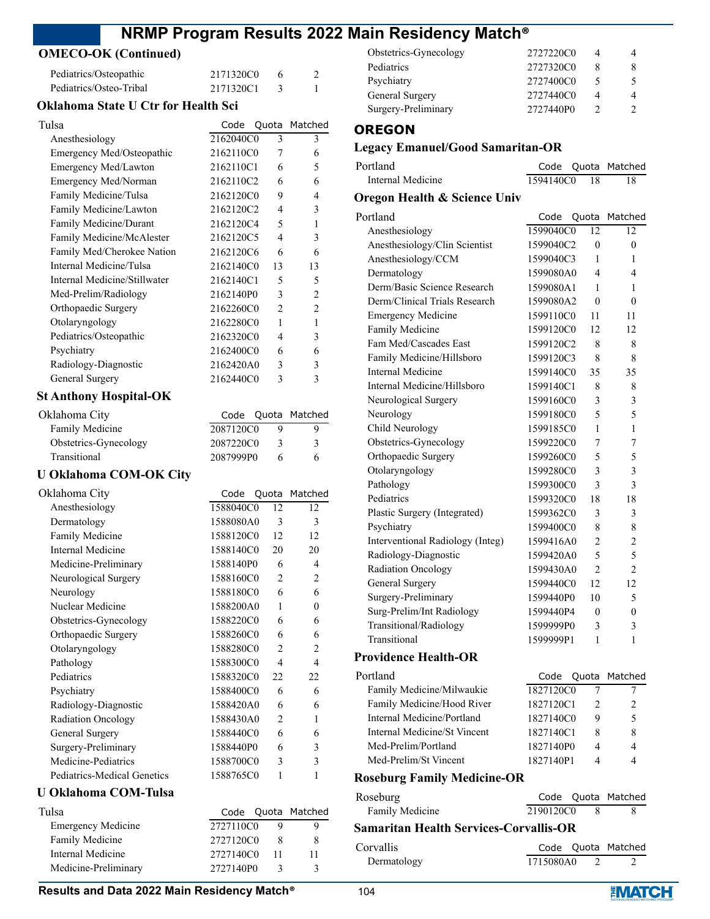### OMECO-OK (Continued)

| | Code | Quota | Matched |
|---|---|---|---|
| Pediatrics/Osteopathic | 2171320C0 | 6 | 2 |
| Pediatrics/Osteo-Tribal | 2171320C1 | 3 | 1 |

### Oklahoma State U Ctr for Health Sci

| Tulsa | Code | Quota | Matched |
|---|---|---|---|
| Anesthesiology | 2162040C0 | 3 | 3 |
| Emergency Med/Osteopathic | 2162110C0 | 7 | 6 |
| Emergency Med/Lawton | 2162110C1 | 6 | 5 |
| Emergency Med/Norman | 2162110C2 | 6 | 6 |
| Family Medicine/Tulsa | 2162120C0 | 9 | 4 |
| Family Medicine/Lawton | 2162120C2 | 4 | 3 |
| Family Medicine/Durant | 2162120C4 | 5 | 1 |
| Family Medicine/McAlester | 2162120C5 | 4 | 3 |
| Family Med/Cherokee Nation | 2162120C6 | 6 | 6 |
| Internal Medicine/Tulsa | 2162140C0 | 13 | 13 |
| Internal Medicine/Stillwater | 2162140C1 | 5 | 5 |
| Med-Prelim/Radiology | 2162140P0 | 3 | 2 |
| Orthopaedic Surgery | 2162260C0 | 2 | 2 |
| Otolaryngology | 2162280C0 | 1 | 1 |
| Pediatrics/Osteopathic | 2162320C0 | 4 | 3 |
| Psychiatry | 2162400C0 | 6 | 6 |
| Radiology-Diagnostic | 2162420A0 | 3 | 3 |
| General Surgery | 2162440C0 | 3 | 3 |

### St Anthony Hospital-OK

| Oklahoma City | Code | Quota | Matched |
|---|---|---|---|
| Family Medicine | 2087120C0 | 9 | 9 |
| Obstetrics-Gynecology | 2087220C0 | 3 | 3 |
| Transitional | 2087999P0 | 6 | 6 |

### U Oklahoma COM-OK City

| Oklahoma City | Code | Quota | Matched |
|---|---|---|---|
| Anesthesiology | 1588040C0 | 12 | 12 |
| Dermatology | 1588080A0 | 3 | 3 |
| Family Medicine | 1588120C0 | 12 | 12 |
| Internal Medicine | 1588140C0 | 20 | 20 |
| Medicine-Preliminary | 1588140P0 | 6 | 4 |
| Neurological Surgery | 1588160C0 | 2 | 2 |
| Neurology | 1588180C0 | 6 | 6 |
| Nuclear Medicine | 1588200A0 | 1 | 0 |
| Obstetrics-Gynecology | 1588220C0 | 6 | 6 |
| Orthopaedic Surgery | 1588260C0 | 6 | 6 |
| Otolaryngology | 1588280C0 | 2 | 2 |
| Pathology | 1588300C0 | 4 | 4 |
| Pediatrics | 1588320C0 | 22 | 22 |
| Psychiatry | 1588400C0 | 6 | 6 |
| Radiology-Diagnostic | 1588420A0 | 6 | 6 |
| Radiation Oncology | 1588430A0 | 2 | 1 |
| General Surgery | 1588440C0 | 6 | 6 |
| Surgery-Preliminary | 1588440P0 | 6 | 3 |
| Medicine-Pediatrics | 1588700C0 | 3 | 3 |
| Pediatrics-Medical Genetics | 1588765C0 | 1 | 1 |

### U Oklahoma COM-Tulsa

| Tulsa | Code | Quota | Matched |
|---|---|---|---|
| Emergency Medicine | 2727110C0 | 9 | 9 |
| Family Medicine | 2727120C0 | 8 | 8 |
| Internal Medicine | 2727140C0 | 11 | 11 |
| Medicine-Preliminary | 2727140P0 | 3 | 3 |
| Obstetrics-Gynecology | 2727220C0 | 4 | 4 |
| Pediatrics | 2727320C0 | 8 | 8 |
| Psychiatry | 2727400C0 | 5 | 5 |
| General Surgery | 2727440C0 | 4 | 4 |
| Surgery-Preliminary | 2727440P0 | 2 | 2 |

## OREGON

### Legacy Emanuel/Good Samaritan-OR

| Portland | Code | Quota | Matched |
|---|---|---|---|
| Internal Medicine | 1594140C0 | 18 | 18 |

### Oregon Health & Science Univ

| Portland | Code | Quota | Matched |
|---|---|---|---|
| Anesthesiology | 1599040C0 | 12 | 12 |
| Anesthesiology/Clin Scientist | 1599040C2 | 0 | 0 |
| Anesthesiology/CCM | 1599040C3 | 1 | 1 |
| Dermatology | 1599080A0 | 4 | 4 |
| Derm/Basic Science Research | 1599080A1 | 1 | 1 |
| Derm/Clinical Trials Research | 1599080A2 | 0 | 0 |
| Emergency Medicine | 1599110C0 | 11 | 11 |
| Family Medicine | 1599120C0 | 12 | 12 |
| Fam Med/Cascades East | 1599120C2 | 8 | 8 |
| Family Medicine/Hillsboro | 1599120C3 | 8 | 8 |
| Internal Medicine | 1599140C0 | 35 | 35 |
| Internal Medicine/Hillsboro | 1599140C1 | 8 | 8 |
| Neurological Surgery | 1599160C0 | 3 | 3 |
| Neurology | 1599180C0 | 5 | 5 |
| Child Neurology | 1599185C0 | 1 | 1 |
| Obstetrics-Gynecology | 1599220C0 | 7 | 7 |
| Orthopaedic Surgery | 1599260C0 | 5 | 5 |
| Otolaryngology | 1599280C0 | 3 | 3 |
| Pathology | 1599300C0 | 3 | 3 |
| Pediatrics | 1599320C0 | 18 | 18 |
| Plastic Surgery (Integrated) | 1599362C0 | 3 | 3 |
| Psychiatry | 1599400C0 | 8 | 8 |
| Interventional Radiology (Integ) | 1599416A0 | 2 | 2 |
| Radiology-Diagnostic | 1599420A0 | 5 | 5 |
| Radiation Oncology | 1599430A0 | 2 | 2 |
| General Surgery | 1599440C0 | 12 | 12 |
| Surgery-Preliminary | 1599440P0 | 10 | 5 |
| Surg-Prelim/Int Radiology | 1599440P4 | 0 | 0 |
| Transitional/Radiology | 1599999P0 | 3 | 3 |
| Transitional | 1599999P1 | 1 | 1 |

### Providence Health-OR

| Portland | Code | Quota | Matched |
|---|---|---|---|
| Family Medicine/Milwaukie | 1827120C0 | 7 | 7 |
| Family Medicine/Hood River | 1827120C1 | 2 | 2 |
| Internal Medicine/Portland | 1827140C0 | 9 | 5 |
| Internal Medicine/St Vincent | 1827140C1 | 8 | 8 |
| Med-Prelim/Portland | 1827140P0 | 4 | 4 |
| Med-Prelim/St Vincent | 1827140P1 | 4 | 4 |

### Roseburg Family Medicine-OR

| Roseburg | Code | Quota | Matched |
|---|---|---|---|
| Family Medicine | 2190120C0 | 8 | 8 |

### Samaritan Health Services-Corvallis-OR

| Corvallis | Code | Quota | Matched |
|---|---|---|---|
| Dermatology | 1715080A0 | 2 | 2 |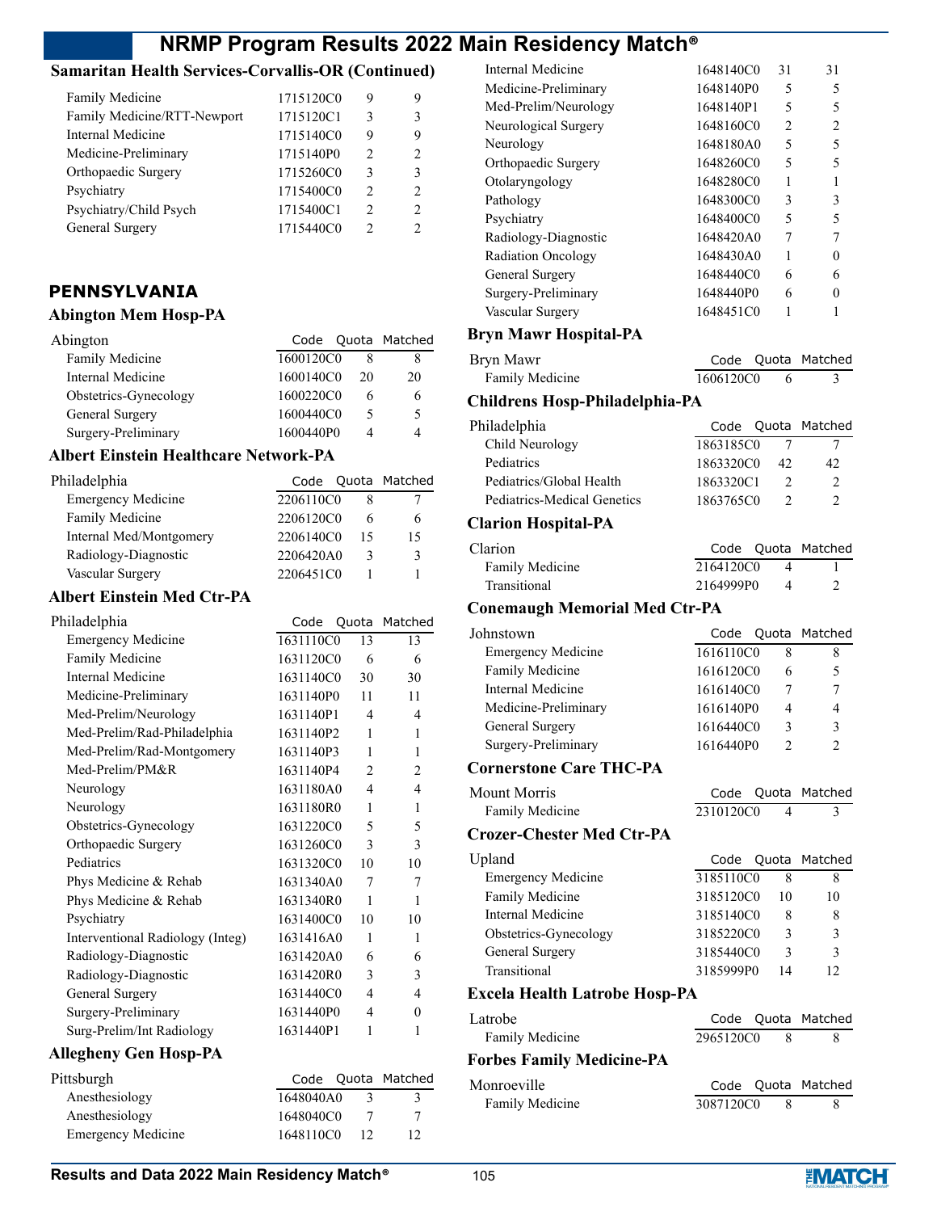### Samaritan Health Services-Corvallis-OR (Continued)

| | Code | Quota | Matched |
|---|---|---|---|
| Family Medicine | 1715120C0 | 9 | 9 |
| Family Medicine/RTT-Newport | 1715120C1 | 3 | 3 |
| Internal Medicine | 1715140C0 | 9 | 9 |
| Medicine-Preliminary | 1715140P0 | 2 | 2 |
| Orthopaedic Surgery | 1715260C0 | 3 | 3 |
| Psychiatry | 1715400C0 | 2 | 2 |
| Psychiatry/Child Psych | 1715400C1 | 2 | 2 |
| General Surgery | 1715440C0 | 2 | 2 |

## PENNSYLVANIA

### Abington Mem Hosp-PA

| Abington | Code | Quota | Matched |
|---|---|---|---|
| Family Medicine | 1600120C0 | 8 | 8 |
| Internal Medicine | 1600140C0 | 20 | 20 |
| Obstetrics-Gynecology | 1600220C0 | 6 | 6 |
| General Surgery | 1600440C0 | 5 | 5 |
| Surgery-Preliminary | 1600440P0 | 4 | 4 |

### Albert Einstein Healthcare Network-PA

| Philadelphia | Code | Quota | Matched |
|---|---|---|---|
| Emergency Medicine | 2206110C0 | 8 | 7 |
| Family Medicine | 2206120C0 | 6 | 6 |
| Internal Med/Montgomery | 2206140C0 | 15 | 15 |
| Radiology-Diagnostic | 2206420A0 | 3 | 3 |
| Vascular Surgery | 2206451C0 | 1 | 1 |

### Albert Einstein Med Ctr-PA

| Philadelphia | Code | Quota | Matched |
|---|---|---|---|
| Emergency Medicine | 1631110C0 | 13 | 13 |
| Family Medicine | 1631120C0 | 6 | 6 |
| Internal Medicine | 1631140C0 | 30 | 30 |
| Medicine-Preliminary | 1631140P0 | 11 | 11 |
| Med-Prelim/Neurology | 1631140P1 | 4 | 4 |
| Med-Prelim/Rad-Philadelphia | 1631140P2 | 1 | 1 |
| Med-Prelim/Rad-Montgomery | 1631140P3 | 1 | 1 |
| Med-Prelim/PM&R | 1631140P4 | 2 | 2 |
| Neurology | 1631180A0 | 4 | 4 |
| Neurology | 1631180R0 | 1 | 1 |
| Obstetrics-Gynecology | 1631220C0 | 5 | 5 |
| Orthopaedic Surgery | 1631260C0 | 3 | 3 |
| Pediatrics | 1631320C0 | 10 | 10 |
| Phys Medicine & Rehab | 1631340A0 | 7 | 7 |
| Phys Medicine & Rehab | 1631340R0 | 1 | 1 |
| Psychiatry | 1631400C0 | 10 | 10 |
| Interventional Radiology (Integ) | 1631416A0 | 1 | 1 |
| Radiology-Diagnostic | 1631420A0 | 6 | 6 |
| Radiology-Diagnostic | 1631420R0 | 3 | 3 |
| General Surgery | 1631440C0 | 4 | 4 |
| Surgery-Preliminary | 1631440P0 | 4 | 0 |
| Surg-Prelim/Int Radiology | 1631440P1 | 1 | 1 |

### Allegheny Gen Hosp-PA

| Pittsburgh | Code | Quota | Matched |
|---|---|---|---|
| Anesthesiology | 1648040A0 | 3 | 3 |
| Anesthesiology | 1648040C0 | 7 | 7 |
| Emergency Medicine | 1648110C0 | 12 | 12 |
| Internal Medicine | 1648140C0 | 31 | 31 |
| Medicine-Preliminary | 1648140P0 | 5 | 5 |
| Med-Prelim/Neurology | 1648140P1 | 5 | 5 |
| Neurological Surgery | 1648160C0 | 2 | 2 |
| Neurology | 1648180A0 | 5 | 5 |
| Orthopaedic Surgery | 1648260C0 | 5 | 5 |
| Otolaryngology | 1648280C0 | 1 | 1 |
| Pathology | 1648300C0 | 3 | 3 |
| Psychiatry | 1648400C0 | 5 | 5 |
| Radiology-Diagnostic | 1648420A0 | 7 | 7 |
| Radiation Oncology | 1648430A0 | 1 | 0 |
| General Surgery | 1648440C0 | 6 | 6 |
| Surgery-Preliminary | 1648440P0 | 6 | 0 |
| Vascular Surgery | 1648451C0 | 1 | 1 |

### Bryn Mawr Hospital-PA

| Bryn Mawr | Code | Quota | Matched |
|---|---|---|---|
| Family Medicine | 1606120C0 | 6 | 3 |

### Childrens Hosp-Philadelphia-PA

| Philadelphia | Code | Quota | Matched |
|---|---|---|---|
| Child Neurology | 1863185C0 | 7 | 7 |
| Pediatrics | 1863320C0 | 42 | 42 |
| Pediatrics/Global Health | 1863320C1 | 2 | 2 |
| Pediatrics-Medical Genetics | 1863765C0 | 2 | 2 |

### Clarion Hospital-PA

| Clarion | Code | Quota | Matched |
|---|---|---|---|
| Family Medicine | 2164120C0 | 4 | 1 |
| Transitional | 2164999P0 | 4 | 2 |

### Conemaugh Memorial Med Ctr-PA

| Johnstown | Code | Quota | Matched |
|---|---|---|---|
| Emergency Medicine | 1616110C0 | 8 | 8 |
| Family Medicine | 1616120C0 | 6 | 5 |
| Internal Medicine | 1616140C0 | 7 | 7 |
| Medicine-Preliminary | 1616140P0 | 4 | 4 |
| General Surgery | 1616440C0 | 3 | 3 |
| Surgery-Preliminary | 1616440P0 | 2 | 2 |

### Cornerstone Care THC-PA

| Mount Morris | Code | Quota | Matched |
|---|---|---|---|
| Family Medicine | 2310120C0 | 4 | 3 |

### Crozer-Chester Med Ctr-PA

| Upland | Code | Quota | Matched |
|---|---|---|---|
| Emergency Medicine | 3185110C0 | 8 | 8 |
| Family Medicine | 3185120C0 | 10 | 10 |
| Internal Medicine | 3185140C0 | 8 | 8 |
| Obstetrics-Gynecology | 3185220C0 | 3 | 3 |
| General Surgery | 3185440C0 | 3 | 3 |
| Transitional | 3185999P0 | 14 | 12 |

### Excela Health Latrobe Hosp-PA

| Latrobe | Code | Quota | Matched |
|---|---|---|---|
| Family Medicine | 2965120C0 | 8 | 8 |

### Forbes Family Medicine-PA

| Monroeville | Code | Quota | Matched |
|---|---|---|---|
| Family Medicine | 3087120C0 | 8 | 8 |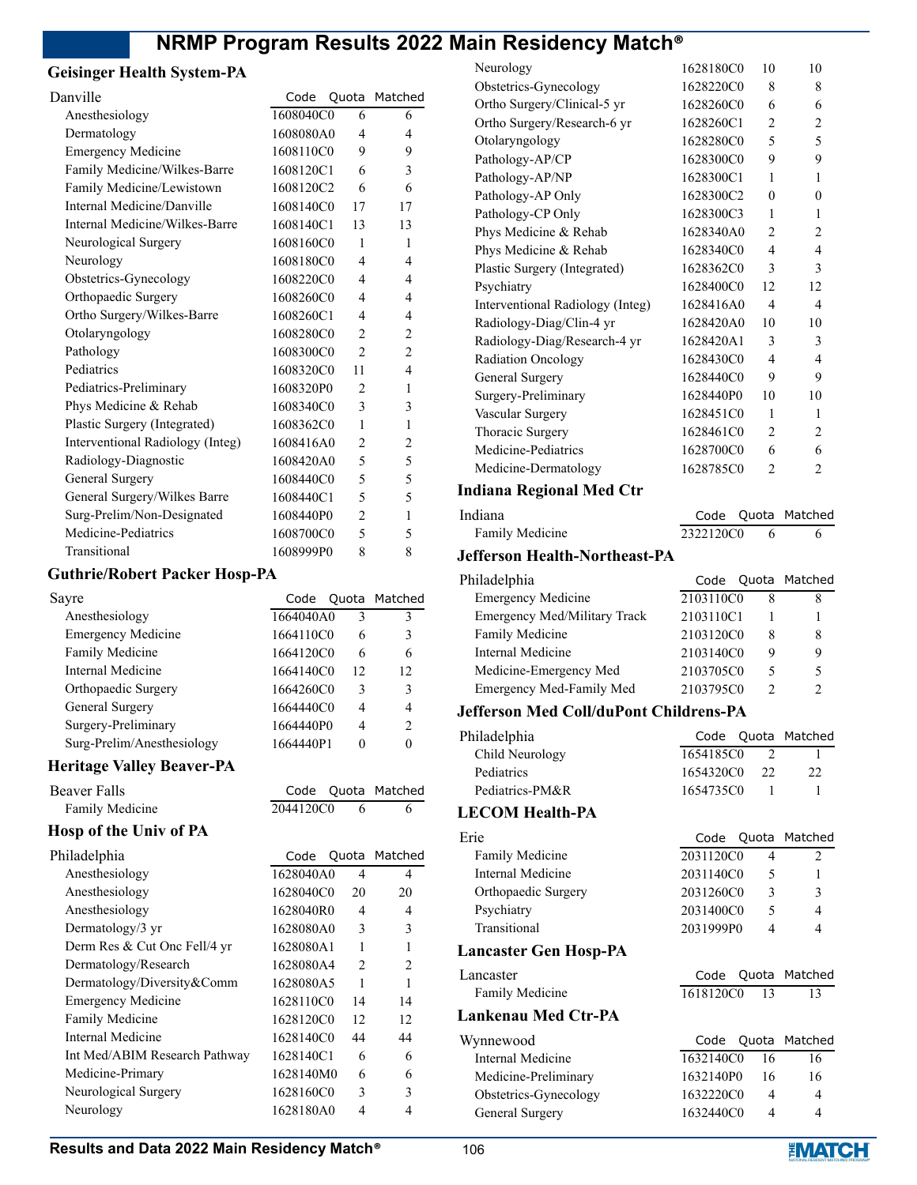## Geisinger Health System-PA

| Danville | Code | Quota | Matched |
|---|---|---|---|
| Anesthesiology | 1608040C0 | 6 | 6 |
| Dermatology | 1608080A0 | 4 | 4 |
| Emergency Medicine | 1608110C0 | 9 | 9 |
| Family Medicine/Wilkes-Barre | 1608120C1 | 6 | 3 |
| Family Medicine/Lewistown | 1608120C2 | 6 | 6 |
| Internal Medicine/Danville | 1608140C0 | 17 | 17 |
| Internal Medicine/Wilkes-Barre | 1608140C1 | 13 | 13 |
| Neurological Surgery | 1608160C0 | 1 | 1 |
| Neurology | 1608180C0 | 4 | 4 |
| Obstetrics-Gynecology | 1608220C0 | 4 | 4 |
| Orthopaedic Surgery | 1608260C0 | 4 | 4 |
| Ortho Surgery/Wilkes-Barre | 1608260C1 | 4 | 4 |
| Otolaryngology | 1608280C0 | 2 | 2 |
| Pathology | 1608300C0 | 2 | 2 |
| Pediatrics | 1608320C0 | 11 | 4 |
| Pediatrics-Preliminary | 1608320P0 | 2 | 1 |
| Phys Medicine & Rehab | 1608340C0 | 3 | 3 |
| Plastic Surgery (Integrated) | 1608362C0 | 1 | 1 |
| Interventional Radiology (Integ) | 1608416A0 | 2 | 2 |
| Radiology-Diagnostic | 1608420A0 | 5 | 5 |
| General Surgery | 1608440C0 | 5 | 5 |
| General Surgery/Wilkes Barre | 1608440C1 | 5 | 5 |
| Surg-Prelim/Non-Designated | 1608440P0 | 2 | 1 |
| Medicine-Pediatrics | 1608700C0 | 5 | 5 |
| Transitional | 1608999P0 | 8 | 8 |

## Guthrie/Robert Packer Hosp-PA

| Sayre | Code | Quota | Matched |
|---|---|---|---|
| Anesthesiology | 1664040A0 | 3 | 3 |
| Emergency Medicine | 1664110C0 | 6 | 3 |
| Family Medicine | 1664120C0 | 6 | 6 |
| Internal Medicine | 1664140C0 | 12 | 12 |
| Orthopaedic Surgery | 1664260C0 | 3 | 3 |
| General Surgery | 1664440C0 | 4 | 4 |
| Surgery-Preliminary | 1664440P0 | 4 | 2 |
| Surg-Prelim/Anesthesiology | 1664440P1 | 0 | 0 |

## Heritage Valley Beaver-PA

| Beaver Falls | Code | Quota | Matched |
|---|---|---|---|
| Family Medicine | 2044120C0 | 6 | 6 |

## Hosp of the Univ of PA

| Philadelphia | Code | Quota | Matched |
|---|---|---|---|
| Anesthesiology | 1628040A0 | 4 | 4 |
| Anesthesiology | 1628040C0 | 20 | 20 |
| Anesthesiology | 1628040R0 | 4 | 4 |
| Dermatology/3 yr | 1628080A0 | 3 | 3 |
| Derm Res & Cut Onc Fell/4 yr | 1628080A1 | 1 | 1 |
| Dermatology/Research | 1628080A4 | 2 | 2 |
| Dermatology/Diversity&Comm | 1628080A5 | 1 | 1 |
| Emergency Medicine | 1628110C0 | 14 | 14 |
| Family Medicine | 1628120C0 | 12 | 12 |
| Internal Medicine | 1628140C0 | 44 | 44 |
| Int Med/ABIM Research Pathway | 1628140C1 | 6 | 6 |
| Medicine-Primary | 1628140M0 | 6 | 6 |
| Neurological Surgery | 1628160C0 | 3 | 3 |
| Neurology | 1628180A0 | 4 | 4 |
| Neurology | 1628180C0 | 10 | 10 |
| Obstetrics-Gynecology | 1628220C0 | 8 | 8 |
| Ortho Surgery/Clinical-5 yr | 1628260C0 | 6 | 6 |
| Ortho Surgery/Research-6 yr | 1628260C1 | 2 | 2 |
| Otolaryngology | 1628280C0 | 5 | 5 |
| Pathology-AP/CP | 1628300C0 | 9 | 9 |
| Pathology-AP/NP | 1628300C1 | 1 | 1 |
| Pathology-AP Only | 1628300C2 | 0 | 0 |
| Pathology-CP Only | 1628300C3 | 1 | 1 |
| Phys Medicine & Rehab | 1628340A0 | 2 | 2 |
| Phys Medicine & Rehab | 1628340C0 | 4 | 4 |
| Plastic Surgery (Integrated) | 1628362C0 | 3 | 3 |
| Psychiatry | 1628400C0 | 12 | 12 |
| Interventional Radiology (Integ) | 1628416A0 | 4 | 4 |
| Radiology-Diag/Clin-4 yr | 1628420A0 | 10 | 10 |
| Radiology-Diag/Research-4 yr | 1628420A1 | 3 | 3 |
| Radiation Oncology | 1628430C0 | 4 | 4 |
| General Surgery | 1628440C0 | 9 | 9 |
| Surgery-Preliminary | 1628440P0 | 10 | 10 |
| Vascular Surgery | 1628451C0 | 1 | 1 |
| Thoracic Surgery | 1628461C0 | 2 | 2 |
| Medicine-Pediatrics | 1628700C0 | 6 | 6 |
| Medicine-Dermatology | 1628785C0 | 2 | 2 |

## Indiana Regional Med Ctr

| Indiana | Code | Quota | Matched |
|---|---|---|---|
| Family Medicine | 2322120C0 | 6 | 6 |

## Jefferson Health-Northeast-PA

| Philadelphia | Code | Quota | Matched |
|---|---|---|---|
| Emergency Medicine | 2103110C0 | 8 | 8 |
| Emergency Med/Military Track | 2103110C1 | 1 | 1 |
| Family Medicine | 2103120C0 | 8 | 8 |
| Internal Medicine | 2103140C0 | 9 | 9 |
| Medicine-Emergency Med | 2103705C0 | 5 | 5 |
| Emergency Med-Family Med | 2103795C0 | 2 | 2 |

## Jefferson Med Coll/duPont Childrens-PA

| Philadelphia | Code | Quota | Matched |
|---|---|---|---|
| Child Neurology | 1654185C0 | 2 | 1 |
| Pediatrics | 1654320C0 | 22 | 22 |
| Pediatrics-PM&R | 1654735C0 | 1 | 1 |

## LECOM Health-PA

| Erie | Code | Quota | Matched |
|---|---|---|---|
| Family Medicine | 2031120C0 | 4 | 2 |
| Internal Medicine | 2031140C0 | 5 | 1 |
| Orthopaedic Surgery | 2031260C0 | 3 | 3 |
| Psychiatry | 2031400C0 | 5 | 4 |
| Transitional | 2031999P0 | 4 | 4 |

## Lancaster Gen Hosp-PA

| Lancaster | Code | Quota | Matched |
|---|---|---|---|
| Family Medicine | 1618120C0 | 13 | 13 |

## Lankenau Med Ctr-PA

| Wynnewood | Code | Quota | Matched |
|---|---|---|---|
| Internal Medicine | 1632140C0 | 16 | 16 |
| Medicine-Preliminary | 1632140P0 | 16 | 16 |
| Obstetrics-Gynecology | 1632220C0 | 4 | 4 |
| General Surgery | 1632440C0 | 4 | 4 |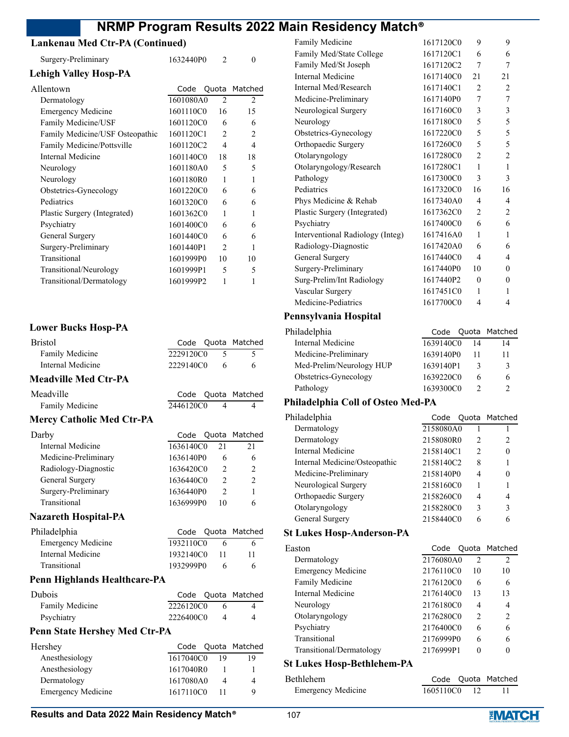## Lankenau Med Ctr-PA (Continued)

| | Code | Quota | Matched |
|---|---|---|---|
| Surgery-Preliminary | 1632440P0 | 2 | 0 |

## Lehigh Valley Hosp-PA

| Allentown | Code | Quota | Matched |
|---|---|---|---|
| Dermatology | 1601080A0 | 2 | 2 |
| Emergency Medicine | 1601110C0 | 16 | 15 |
| Family Medicine/USF | 1601120C0 | 6 | 6 |
| Family Medicine/USF Osteopathic | 1601120C1 | 2 | 2 |
| Family Medicine/Pottsville | 1601120C2 | 4 | 4 |
| Internal Medicine | 1601140C0 | 18 | 18 |
| Neurology | 1601180A0 | 5 | 5 |
| Neurology | 1601180R0 | 1 | 1 |
| Obstetrics-Gynecology | 1601220C0 | 6 | 6 |
| Pediatrics | 1601320C0 | 6 | 6 |
| Plastic Surgery (Integrated) | 1601362C0 | 1 | 1 |
| Psychiatry | 1601400C0 | 6 | 6 |
| General Surgery | 1601440C0 | 6 | 6 |
| Surgery-Preliminary | 1601440P1 | 2 | 1 |
| Transitional | 1601999P0 | 10 | 10 |
| Transitional/Neurology | 1601999P1 | 5 | 5 |
| Transitional/Dermatology | 1601999P2 | 1 | 1 |

## Lower Bucks Hosp-PA

| Bristol | Code | Quota | Matched |
|---|---|---|---|
| Family Medicine | 2229120C0 | 5 | 5 |
| Internal Medicine | 2229140C0 | 6 | 6 |

## Meadville Med Ctr-PA

| Meadville | Code | Quota | Matched |
|---|---|---|---|
| Family Medicine | 2446120C0 | 4 | 4 |

## Mercy Catholic Med Ctr-PA

| Darby | Code | Quota | Matched |
|---|---|---|---|
| Internal Medicine | 1636140C0 | 21 | 21 |
| Medicine-Preliminary | 1636140P0 | 6 | 6 |
| Radiology-Diagnostic | 1636420C0 | 2 | 2 |
| General Surgery | 1636440C0 | 2 | 2 |
| Surgery-Preliminary | 1636440P0 | 2 | 1 |
| Transitional | 1636999P0 | 10 | 6 |

## Nazareth Hospital-PA

| Philadelphia | Code | Quota | Matched |
|---|---|---|---|
| Emergency Medicine | 1932110C0 | 6 | 6 |
| Internal Medicine | 1932140C0 | 11 | 11 |
| Transitional | 1932999P0 | 6 | 6 |

## Penn Highlands Healthcare-PA

| Dubois | Code | Quota | Matched |
|---|---|---|---|
| Family Medicine | 2226120C0 | 6 | 4 |
| Psychiatry | 2226400C0 | 4 | 4 |

## Penn State Hershey Med Ctr-PA

| Hershey | Code | Quota | Matched |
|---|---|---|---|
| Anesthesiology | 1617040C0 | 19 | 19 |
| Anesthesiology | 1617040R0 | 1 | 1 |
| Dermatology | 1617080A0 | 4 | 4 |
| Emergency Medicine | 1617110C0 | 11 | 9 |
| Family Medicine | 1617120C0 | 9 | 9 |
| Family Med/State College | 1617120C1 | 6 | 6 |
| Family Med/St Joseph | 1617120C2 | 7 | 7 |
| Internal Medicine | 1617140C0 | 21 | 21 |
| Internal Med/Research | 1617140C1 | 2 | 2 |
| Medicine-Preliminary | 1617140P0 | 7 | 7 |
| Neurological Surgery | 1617160C0 | 3 | 3 |
| Neurology | 1617180C0 | 5 | 5 |
| Obstetrics-Gynecology | 1617220C0 | 5 | 5 |
| Orthopaedic Surgery | 1617260C0 | 5 | 5 |
| Otolaryngology | 1617280C0 | 2 | 2 |
| Otolaryngology/Research | 1617280C1 | 1 | 1 |
| Pathology | 1617300C0 | 3 | 3 |
| Pediatrics | 1617320C0 | 16 | 16 |
| Phys Medicine & Rehab | 1617340A0 | 4 | 4 |
| Plastic Surgery (Integrated) | 1617362C0 | 2 | 2 |
| Psychiatry | 1617400C0 | 6 | 6 |
| Interventional Radiology (Integ) | 1617416A0 | 1 | 1 |
| Radiology-Diagnostic | 1617420A0 | 6 | 6 |
| General Surgery | 1617440C0 | 4 | 4 |
| Surgery-Preliminary | 1617440P0 | 10 | 0 |
| Surg-Prelim/Int Radiology | 1617440P2 | 0 | 0 |
| Vascular Surgery | 1617451C0 | 1 | 1 |
| Medicine-Pediatrics | 1617700C0 | 4 | 4 |

## Pennsylvania Hospital

| Philadelphia | Code | Quota | Matched |
|---|---|---|---|
| Internal Medicine | 1639140C0 | 14 | 14 |
| Medicine-Preliminary | 1639140P0 | 11 | 11 |
| Med-Prelim/Neurology HUP | 1639140P1 | 3 | 3 |
| Obstetrics-Gynecology | 1639220C0 | 6 | 6 |
| Pathology | 1639300C0 | 2 | 2 |

## Philadelphia Coll of Osteo Med-PA

| Philadelphia | Code | Quota | Matched |
|---|---|---|---|
| Dermatology | 2158080A0 | 1 | 1 |
| Dermatology | 2158080R0 | 2 | 2 |
| Internal Medicine | 2158140C1 | 2 | 0 |
| Internal Medicine/Osteopathic | 2158140C2 | 8 | 1 |
| Medicine-Preliminary | 2158140P0 | 4 | 0 |
| Neurological Surgery | 2158160C0 | 1 | 1 |
| Orthopaedic Surgery | 2158260C0 | 4 | 4 |
| Otolaryngology | 2158280C0 | 3 | 3 |
| General Surgery | 2158440C0 | 6 | 6 |

## St Lukes Hosp-Anderson-PA

| Easton | Code | Quota | Matched |
|---|---|---|---|
| Dermatology | 2176080A0 | 2 | 2 |
| Emergency Medicine | 2176110C0 | 10 | 10 |
| Family Medicine | 2176120C0 | 6 | 6 |
| Internal Medicine | 2176140C0 | 13 | 13 |
| Neurology | 2176180C0 | 4 | 4 |
| Otolaryngology | 2176280C0 | 2 | 2 |
| Psychiatry | 2176400C0 | 6 | 6 |
| Transitional | 2176999P0 | 6 | 6 |
| Transitional/Dermatology | 2176999P1 | 0 | 0 |

## St Lukes Hosp-Bethlehem-PA

| Bethlehem | Code | Quota | Matched |
|---|---|---|---|
| Emergency Medicine | 1605110C0 | 12 | 11 |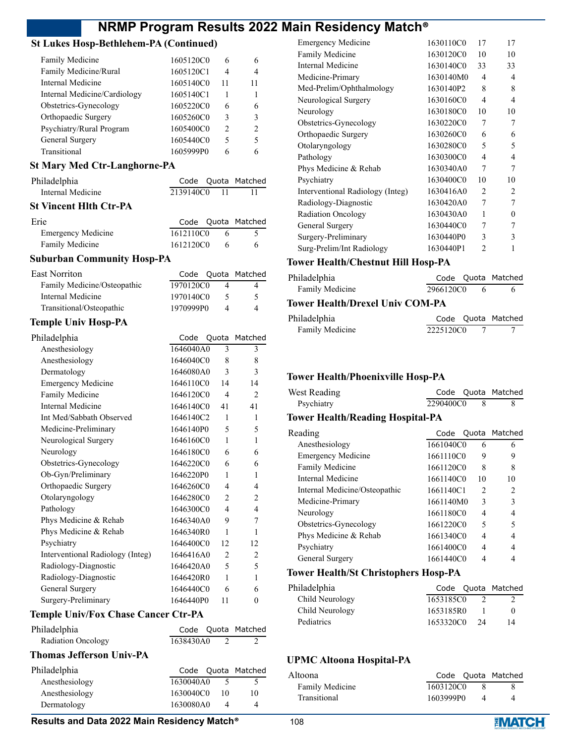### St Lukes Hosp-Bethlehem-PA (Continued)

| Program | Code | Quota | Matched |
|---|---|---|---|
| Family Medicine | 1605120C0 | 6 | 6 |
| Family Medicine/Rural | 1605120C1 | 4 | 4 |
| Internal Medicine | 1605140C0 | 11 | 11 |
| Internal Medicine/Cardiology | 1605140C1 | 1 | 1 |
| Obstetrics-Gynecology | 1605220C0 | 6 | 6 |
| Orthopaedic Surgery | 1605260C0 | 3 | 3 |
| Psychiatry/Rural Program | 1605400C0 | 2 | 2 |
| General Surgery | 1605440C0 | 5 | 5 |
| Transitional | 1605999P0 | 6 | 6 |

### St Mary Med Ctr-Langhorne-PA

| Philadelphia | Code | Quota | Matched |
|---|---|---|---|
| Internal Medicine | 2139140C0 | 11 | 11 |

### St Vincent Hlth Ctr-PA

| Erie | Code | Quota | Matched |
|---|---|---|---|
| Emergency Medicine | 1612110C0 | 6 | 5 |
| Family Medicine | 1612120C0 | 6 | 6 |

### Suburban Community Hosp-PA

| East Norriton | Code | Quota | Matched |
|---|---|---|---|
| Family Medicine/Osteopathic | 1970120C0 | 4 | 4 |
| Internal Medicine | 1970140C0 | 5 | 5 |
| Transitional/Osteopathic | 1970999P0 | 4 | 4 |

### Temple Univ Hosp-PA

| Philadelphia | Code | Quota | Matched |
|---|---|---|---|
| Anesthesiology | 1646040A0 | 3 | 3 |
| Anesthesiology | 1646040C0 | 8 | 8 |
| Dermatology | 1646080A0 | 3 | 3 |
| Emergency Medicine | 1646110C0 | 14 | 14 |
| Family Medicine | 1646120C0 | 4 | 2 |
| Internal Medicine | 1646140C0 | 41 | 41 |
| Int Med/Sabbath Observed | 1646140C2 | 1 | 1 |
| Medicine-Preliminary | 1646140P0 | 5 | 5 |
| Neurological Surgery | 1646160C0 | 1 | 1 |
| Neurology | 1646180C0 | 6 | 6 |
| Obstetrics-Gynecology | 1646220C0 | 6 | 6 |
| Ob-Gyn/Preliminary | 1646220P0 | 1 | 1 |
| Orthopaedic Surgery | 1646260C0 | 4 | 4 |
| Otolaryngology | 1646280C0 | 2 | 2 |
| Pathology | 1646300C0 | 4 | 4 |
| Phys Medicine & Rehab | 1646340A0 | 9 | 7 |
| Phys Medicine & Rehab | 1646340R0 | 1 | 1 |
| Psychiatry | 1646400C0 | 12 | 12 |
| Interventional Radiology (Integ) | 1646416A0 | 2 | 2 |
| Radiology-Diagnostic | 1646420A0 | 5 | 5 |
| Radiology-Diagnostic | 1646420R0 | 1 | 1 |
| General Surgery | 1646440C0 | 6 | 6 |
| Surgery-Preliminary | 1646440P0 | 11 | 0 |

### Temple Univ/Fox Chase Cancer Ctr-PA

| Philadelphia | Code | Quota | Matched |
|---|---|---|---|
| Radiation Oncology | 1638430A0 | 2 | 2 |

### Thomas Jefferson Univ-PA

| Philadelphia | Code | Quota | Matched |
|---|---|---|---|
| Anesthesiology | 1630040A0 | 5 | 5 |
| Anesthesiology | 1630040C0 | 10 | 10 |
| Dermatology | 1630080A0 | 4 | 4 |
| Emergency Medicine | 1630110C0 | 17 | 17 |
| Family Medicine | 1630120C0 | 10 | 10 |
| Internal Medicine | 1630140C0 | 33 | 33 |
| Medicine-Primary | 1630140M0 | 4 | 4 |
| Med-Prelim/Ophthalmology | 1630140P2 | 8 | 8 |
| Neurological Surgery | 1630160C0 | 4 | 4 |
| Neurology | 1630180C0 | 10 | 10 |
| Obstetrics-Gynecology | 1630220C0 | 7 | 7 |
| Orthopaedic Surgery | 1630260C0 | 6 | 6 |
| Otolaryngology | 1630280C0 | 5 | 5 |
| Pathology | 1630300C0 | 4 | 4 |
| Phys Medicine & Rehab | 1630340A0 | 7 | 7 |
| Psychiatry | 1630400C0 | 10 | 10 |
| Interventional Radiology (Integ) | 1630416A0 | 2 | 2 |
| Radiology-Diagnostic | 1630420A0 | 7 | 7 |
| Radiation Oncology | 1630430A0 | 1 | 0 |
| General Surgery | 1630440C0 | 7 | 7 |
| Surgery-Preliminary | 1630440P0 | 3 | 3 |
| Surg-Prelim/Int Radiology | 1630440P1 | 2 | 1 |

### Tower Health/Chestnut Hill Hosp-PA

| Philadelphia | Code | Quota | Matched |
|---|---|---|---|
| Family Medicine | 2966120C0 | 6 | 6 |

### Tower Health/Drexel Univ COM-PA

| Philadelphia | Code | Quota | Matched |
|---|---|---|---|
| Family Medicine | 2225120C0 | 7 | 7 |

### Tower Health/Phoenixville Hosp-PA

| West Reading | Code | Quota | Matched |
|---|---|---|---|
| Psychiatry | 2290400C0 | 8 | 8 |

### Tower Health/Reading Hospital-PA

| Reading | Code | Quota | Matched |
|---|---|---|---|
| Anesthesiology | 1661040C0 | 6 | 6 |
| Emergency Medicine | 1661110C0 | 9 | 9 |
| Family Medicine | 1661120C0 | 8 | 8 |
| Internal Medicine | 1661140C0 | 10 | 10 |
| Internal Medicine/Osteopathic | 1661140C1 | 2 | 2 |
| Medicine-Primary | 1661140M0 | 3 | 3 |
| Neurology | 1661180C0 | 4 | 4 |
| Obstetrics-Gynecology | 1661220C0 | 5 | 5 |
| Phys Medicine & Rehab | 1661340C0 | 4 | 4 |
| Psychiatry | 1661400C0 | 4 | 4 |
| General Surgery | 1661440C0 | 4 | 4 |

### Tower Health/St Christophers Hosp-PA

| Philadelphia | Code | Quota | Matched |
|---|---|---|---|
| Child Neurology | 1653185C0 | 2 | 2 |
| Child Neurology | 1653185R0 | 1 | 0 |
| Pediatrics | 1653320C0 | 24 | 14 |

### UPMC Altoona Hospital-PA

| Altoona | Code | Quota | Matched |
|---|---|---|---|
| Family Medicine | 1603120C0 | 8 | 8 |
| Transitional | 1603999P0 | 4 | 4 |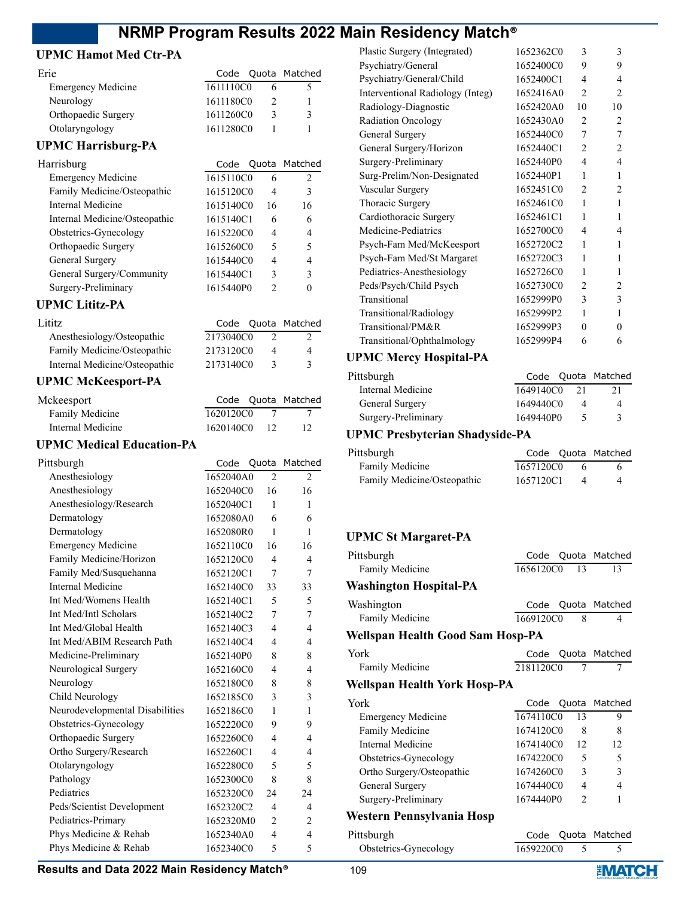## UPMC Hamot Med Ctr-PA

| Erie | Code | Quota | Matched |
|---|---|---|---|
| Emergency Medicine | 1611110C0 | 6 | 5 |
| Neurology | 1611180C0 | 2 | 1 |
| Orthopaedic Surgery | 1611260C0 | 3 | 3 |
| Otolaryngology | 1611280C0 | 1 | 1 |

## UPMC Harrisburg-PA

| Harrisburg | Code | Quota | Matched |
|---|---|---|---|
| Emergency Medicine | 1615110C0 | 6 | 2 |
| Family Medicine/Osteopathic | 1615120C0 | 4 | 3 |
| Internal Medicine | 1615140C0 | 16 | 16 |
| Internal Medicine/Osteopathic | 1615140C1 | 6 | 6 |
| Obstetrics-Gynecology | 1615220C0 | 4 | 4 |
| Orthopaedic Surgery | 1615260C0 | 5 | 5 |
| General Surgery | 1615440C0 | 4 | 4 |
| General Surgery/Community | 1615440C1 | 3 | 3 |
| Surgery-Preliminary | 1615440P0 | 2 | 0 |

## UPMC Lititz-PA

| Lititz | Code | Quota | Matched |
|---|---|---|---|
| Anesthesiology/Osteopathic | 2173040C0 | 2 | 2 |
| Family Medicine/Osteopathic | 2173120C0 | 4 | 4 |
| Internal Medicine/Osteopathic | 2173140C0 | 3 | 3 |

## UPMC McKeesport-PA

| Mckeesport | Code | Quota | Matched |
|---|---|---|---|
| Family Medicine | 1620120C0 | 7 | 7 |
| Internal Medicine | 1620140C0 | 12 | 12 |

## UPMC Medical Education-PA

| Pittsburgh | Code | Quota | Matched |
|---|---|---|---|
| Anesthesiology | 1652040A0 | 2 | 2 |
| Anesthesiology | 1652040C0 | 16 | 16 |
| Anesthesiology/Research | 1652040C1 | 1 | 1 |
| Dermatology | 1652080A0 | 6 | 6 |
| Dermatology | 1652080R0 | 1 | 1 |
| Emergency Medicine | 1652110C0 | 16 | 16 |
| Family Medicine/Horizon | 1652120C0 | 4 | 4 |
| Family Med/Susquehanna | 1652120C1 | 7 | 7 |
| Internal Medicine | 1652140C0 | 33 | 33 |
| Int Med/Womens Health | 1652140C1 | 5 | 5 |
| Int Med/Intl Scholars | 1652140C2 | 7 | 7 |
| Int Med/Global Health | 1652140C3 | 4 | 4 |
| Int Med/ABIM Research Path | 1652140C4 | 4 | 4 |
| Medicine-Preliminary | 1652140P0 | 8 | 8 |
| Neurological Surgery | 1652160C0 | 4 | 4 |
| Neurology | 1652180C0 | 8 | 8 |
| Child Neurology | 1652185C0 | 3 | 3 |
| Neurodevelopmental Disabilities | 1652186C0 | 1 | 1 |
| Obstetrics-Gynecology | 1652220C0 | 9 | 9 |
| Orthopaedic Surgery | 1652260C0 | 4 | 4 |
| Ortho Surgery/Research | 1652260C1 | 4 | 4 |
| Otolaryngology | 1652280C0 | 5 | 5 |
| Pathology | 1652300C0 | 8 | 8 |
| Pediatrics | 1652320C0 | 24 | 24 |
| Peds/Scientist Development | 1652320C2 | 4 | 4 |
| Pediatrics-Primary | 1652320M0 | 2 | 2 |
| Phys Medicine & Rehab | 1652340A0 | 4 | 4 |
| Phys Medicine & Rehab | 1652340C0 | 5 | 5 |
| Plastic Surgery (Integrated) | 1652362C0 | 3 | 3 |
| Psychiatry/General | 1652400C0 | 9 | 9 |
| Psychiatry/General/Child | 1652400C1 | 4 | 4 |
| Interventional Radiology (Integ) | 1652416A0 | 2 | 2 |
| Radiology-Diagnostic | 1652420A0 | 10 | 10 |
| Radiation Oncology | 1652430A0 | 2 | 2 |
| General Surgery | 1652440C0 | 7 | 7 |
| General Surgery/Horizon | 1652440C1 | 2 | 2 |
| Surgery-Preliminary | 1652440P0 | 4 | 4 |
| Surg-Prelim/Non-Designated | 1652440P1 | 1 | 1 |
| Vascular Surgery | 1652451C0 | 2 | 2 |
| Thoracic Surgery | 1652461C0 | 1 | 1 |
| Cardiothoracic Surgery | 1652461C1 | 1 | 1 |
| Medicine-Pediatrics | 1652700C0 | 4 | 4 |
| Psych-Fam Med/McKeesport | 1652720C2 | 1 | 1 |
| Psych-Fam Med/St Margaret | 1652720C3 | 1 | 1 |
| Pediatrics-Anesthesiology | 1652726C0 | 1 | 1 |
| Peds/Psych/Child Psych | 1652730C0 | 2 | 2 |
| Transitional | 1652999P0 | 3 | 3 |
| Transitional/Radiology | 1652999P2 | 1 | 1 |
| Transitional/PM&R | 1652999P3 | 0 | 0 |
| Transitional/Ophthalmology | 1652999P4 | 6 | 6 |

## UPMC Mercy Hospital-PA

| Pittsburgh | Code | Quota | Matched |
|---|---|---|---|
| Internal Medicine | 1649140C0 | 21 | 21 |
| General Surgery | 1649440C0 | 4 | 4 |
| Surgery-Preliminary | 1649440P0 | 5 | 3 |

## UPMC Presbyterian Shadyside-PA

| Pittsburgh | Code | Quota | Matched |
|---|---|---|---|
| Family Medicine | 1657120C0 | 6 | 6 |
| Family Medicine/Osteopathic | 1657120C1 | 4 | 4 |

## UPMC St Margaret-PA

| Pittsburgh | Code | Quota | Matched |
|---|---|---|---|
| Family Medicine | 1656120C0 | 13 | 13 |

## Washington Hospital-PA

| Washington | Code | Quota | Matched |
|---|---|---|---|
| Family Medicine | 1669120C0 | 8 | 4 |

## Wellspan Health Good Sam Hosp-PA

| York | Code | Quota | Matched |
|---|---|---|---|
| Family Medicine | 2181120C0 | 7 | 7 |

## Wellspan Health York Hosp-PA

| York | Code | Quota | Matched |
|---|---|---|---|
| Emergency Medicine | 1674110C0 | 13 | 9 |
| Family Medicine | 1674120C0 | 8 | 8 |
| Internal Medicine | 1674140C0 | 12 | 12 |
| Obstetrics-Gynecology | 1674220C0 | 5 | 5 |
| Ortho Surgery/Osteopathic | 1674260C0 | 3 | 3 |
| General Surgery | 1674440C0 | 4 | 4 |
| Surgery-Preliminary | 1674440P0 | 2 | 1 |

## Western Pennsylvania Hosp

| Pittsburgh | Code | Quota | Matched |
|---|---|---|---|
| Obstetrics-Gynecology | 1659220C0 | 5 | 5 |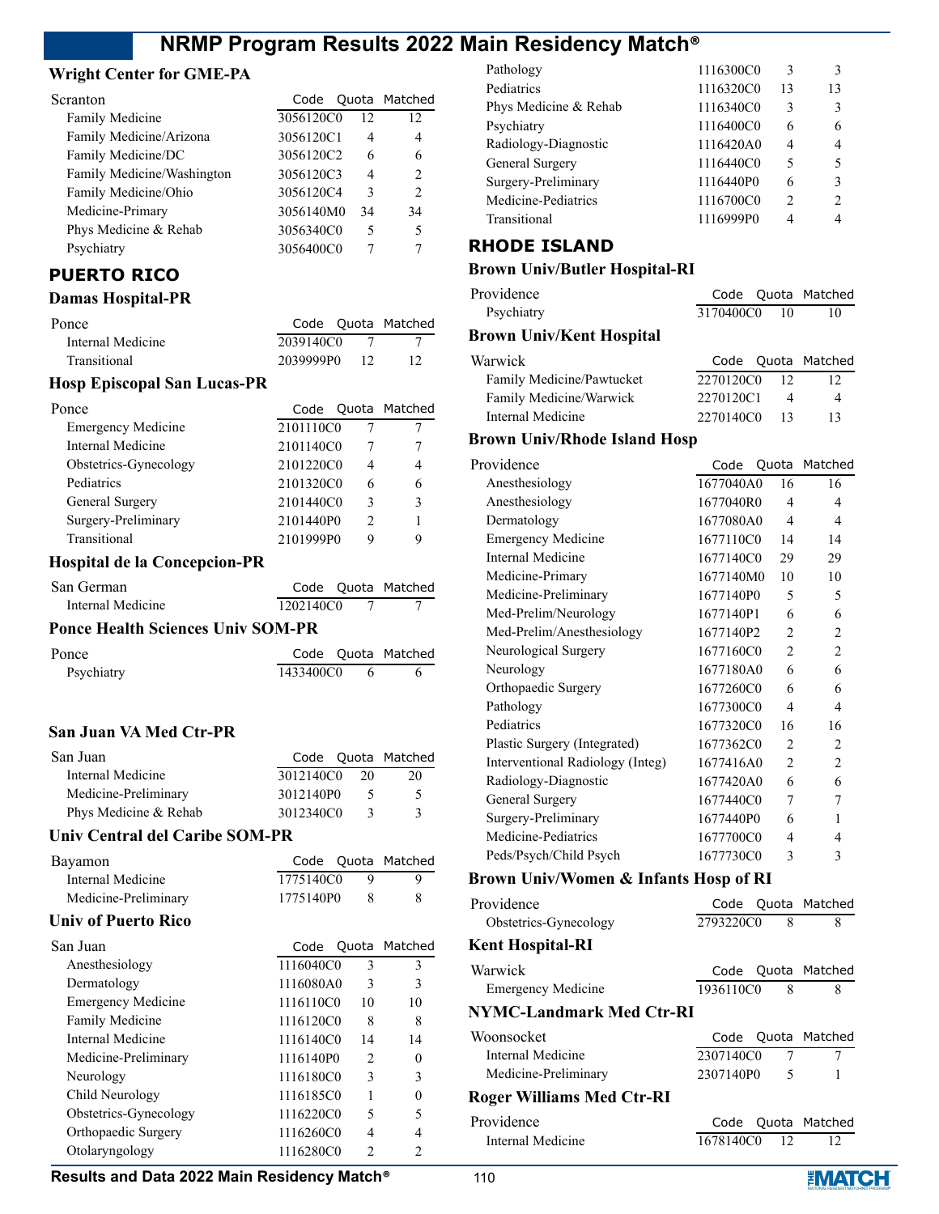### Wright Center for GME-PA

| Scranton | Code | Quota | Matched |
|---|---|---|---|
| Family Medicine | 3056120C0 | 12 | 12 |
| Family Medicine/Arizona | 3056120C1 | 4 | 4 |
| Family Medicine/DC | 3056120C2 | 6 | 6 |
| Family Medicine/Washington | 3056120C3 | 4 | 2 |
| Family Medicine/Ohio | 3056120C4 | 3 | 2 |
| Medicine-Primary | 3056140M0 | 34 | 34 |
| Phys Medicine & Rehab | 3056340C0 | 5 | 5 |
| Psychiatry | 3056400C0 | 7 | 7 |

## PUERTO RICO

### Damas Hospital-PR

| Ponce | Code | Quota | Matched |
|---|---|---|---|
| Internal Medicine | 2039140C0 | 7 | 7 |
| Transitional | 2039999P0 | 12 | 12 |

### Hosp Episcopal San Lucas-PR

| Ponce | Code | Quota | Matched |
|---|---|---|---|
| Emergency Medicine | 2101110C0 | 7 | 7 |
| Internal Medicine | 2101140C0 | 7 | 7 |
| Obstetrics-Gynecology | 2101220C0 | 4 | 4 |
| Pediatrics | 2101320C0 | 6 | 6 |
| General Surgery | 2101440C0 | 3 | 3 |
| Surgery-Preliminary | 2101440P0 | 2 | 1 |
| Transitional | 2101999P0 | 9 | 9 |

### Hospital de la Concepcion-PR

| San German | Code | Quota | Matched |
|---|---|---|---|
| Internal Medicine | 1202140C0 | 7 | 7 |

### Ponce Health Sciences Univ SOM-PR

| Ponce | Code | Quota | Matched |
|---|---|---|---|
| Psychiatry | 1433400C0 | 6 | 6 |

### San Juan VA Med Ctr-PR

| San Juan | Code | Quota | Matched |
|---|---|---|---|
| Internal Medicine | 3012140C0 | 20 | 20 |
| Medicine-Preliminary | 3012140P0 | 5 | 5 |
| Phys Medicine & Rehab | 3012340C0 | 3 | 3 |

### Univ Central del Caribe SOM-PR

| Bayamon | Code | Quota | Matched |
|---|---|---|---|
| Internal Medicine | 1775140C0 | 9 | 9 |
| Medicine-Preliminary | 1775140P0 | 8 | 8 |

### Univ of Puerto Rico

| San Juan | Code | Quota | Matched |
|---|---|---|---|
| Anesthesiology | 1116040C0 | 3 | 3 |
| Dermatology | 1116080A0 | 3 | 3 |
| Emergency Medicine | 1116110C0 | 10 | 10 |
| Family Medicine | 1116120C0 | 8 | 8 |
| Internal Medicine | 1116140C0 | 14 | 14 |
| Medicine-Preliminary | 1116140P0 | 2 | 0 |
| Neurology | 1116180C0 | 3 | 3 |
| Child Neurology | 1116185C0 | 1 | 0 |
| Obstetrics-Gynecology | 1116220C0 | 5 | 5 |
| Orthopaedic Surgery | 1116260C0 | 4 | 4 |
| Otolaryngology | 1116280C0 | 2 | 2 |
| Pathology | 1116300C0 | 3 | 3 |
| Pediatrics | 1116320C0 | 13 | 13 |
| Phys Medicine & Rehab | 1116340C0 | 3 | 3 |
| Psychiatry | 1116400C0 | 6 | 6 |
| Radiology-Diagnostic | 1116420A0 | 4 | 4 |
| General Surgery | 1116440C0 | 5 | 5 |
| Surgery-Preliminary | 1116440P0 | 6 | 3 |
| Medicine-Pediatrics | 1116700C0 | 2 | 2 |
| Transitional | 1116999P0 | 4 | 4 |

## RHODE ISLAND

### Brown Univ/Butler Hospital-RI

| Providence | Code | Quota | Matched |
|---|---|---|---|
| Psychiatry | 3170400C0 | 10 | 10 |

### Brown Univ/Kent Hospital

| Warwick | Code | Quota | Matched |
|---|---|---|---|
| Family Medicine/Pawtucket | 2270120C0 | 12 | 12 |
| Family Medicine/Warwick | 2270120C1 | 4 | 4 |
| Internal Medicine | 2270140C0 | 13 | 13 |

### Brown Univ/Rhode Island Hosp

| Providence | Code | Quota | Matched |
|---|---|---|---|
| Anesthesiology | 1677040A0 | 16 | 16 |
| Anesthesiology | 1677040R0 | 4 | 4 |
| Dermatology | 1677080A0 | 4 | 4 |
| Emergency Medicine | 1677110C0 | 14 | 14 |
| Internal Medicine | 1677140C0 | 29 | 29 |
| Medicine-Primary | 1677140M0 | 10 | 10 |
| Medicine-Preliminary | 1677140P0 | 5 | 5 |
| Med-Prelim/Neurology | 1677140P1 | 6 | 6 |
| Med-Prelim/Anesthesiology | 1677140P2 | 2 | 2 |
| Neurological Surgery | 1677160C0 | 2 | 2 |
| Neurology | 1677180A0 | 6 | 6 |
| Orthopaedic Surgery | 1677260C0 | 6 | 6 |
| Pathology | 1677300C0 | 4 | 4 |
| Pediatrics | 1677320C0 | 16 | 16 |
| Plastic Surgery (Integrated) | 1677362C0 | 2 | 2 |
| Interventional Radiology (Integ) | 1677416A0 | 2 | 2 |
| Radiology-Diagnostic | 1677420A0 | 6 | 6 |
| General Surgery | 1677440C0 | 7 | 7 |
| Surgery-Preliminary | 1677440P0 | 6 | 1 |
| Medicine-Pediatrics | 1677700C0 | 4 | 4 |
| Peds/Psych/Child Psych | 1677730C0 | 3 | 3 |

### Brown Univ/Women & Infants Hosp of RI

| Providence | Code | Quota | Matched |
|---|---|---|---|
| Obstetrics-Gynecology | 2793220C0 | 8 | 8 |

### Kent Hospital-RI

| Warwick | Code | Quota | Matched |
|---|---|---|---|
| Emergency Medicine | 1936110C0 | 8 | 8 |

### NYMC-Landmark Med Ctr-RI

| Woonsocket | Code | Quota | Matched |
|---|---|---|---|
| Internal Medicine | 2307140C0 | 7 | 7 |
| Medicine-Preliminary | 2307140P0 | 5 | 1 |

### Roger Williams Med Ctr-RI

| Providence | Code | Quota | Matched |
|---|---|---|---|
| Internal Medicine | 1678140C0 | 12 | 12 |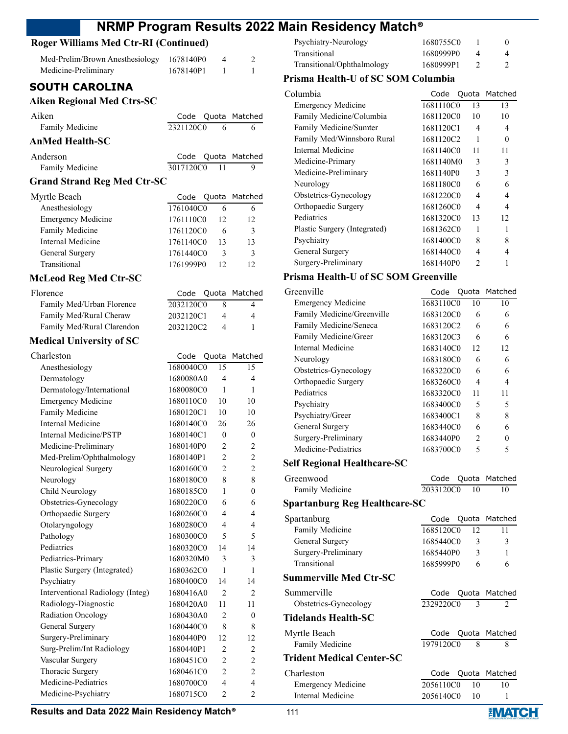### Roger Williams Med Ctr-RI (Continued)

| | Code | Quota | Matched |
|---|---|---|---|
| Med-Prelim/Brown Anesthesiology | 1678140P0 | 4 | 2 |
| Medicine-Preliminary | 1678140P1 | 1 | 1 |

## SOUTH CAROLINA

### Aiken Regional Med Ctrs-SC

| Aiken | Code | Quota | Matched |
|---|---|---|---|
| Family Medicine | 2321120C0 | 6 | 6 |

### AnMed Health-SC

| Anderson | Code | Quota | Matched |
|---|---|---|---|
| Family Medicine | 3017120C0 | 11 | 9 |

### Grand Strand Reg Med Ctr-SC

| Myrtle Beach | Code | Quota | Matched |
|---|---|---|---|
| Anesthesiology | 1761040C0 | 6 | 6 |
| Emergency Medicine | 1761110C0 | 12 | 12 |
| Family Medicine | 1761120C0 | 6 | 3 |
| Internal Medicine | 1761140C0 | 13 | 13 |
| General Surgery | 1761440C0 | 3 | 3 |
| Transitional | 1761999P0 | 12 | 12 |

### McLeod Reg Med Ctr-SC

| Florence | Code | Quota | Matched |
|---|---|---|---|
| Family Med/Urban Florence | 2032120C0 | 8 | 4 |
| Family Med/Rural Cheraw | 2032120C1 | 4 | 4 |
| Family Med/Rural Clarendon | 2032120C2 | 4 | 1 |

### Medical University of SC

| Charleston | Code | Quota | Matched |
|---|---|---|---|
| Anesthesiology | 1680040C0 | 15 | 15 |
| Dermatology | 1680080A0 | 4 | 4 |
| Dermatology/International | 1680080C0 | 1 | 1 |
| Emergency Medicine | 1680110C0 | 10 | 10 |
| Family Medicine | 1680120C1 | 10 | 10 |
| Internal Medicine | 1680140C0 | 26 | 26 |
| Internal Medicine/PSTP | 1680140C1 | 0 | 0 |
| Medicine-Preliminary | 1680140P0 | 2 | 2 |
| Med-Prelim/Ophthalmology | 1680140P1 | 2 | 2 |
| Neurological Surgery | 1680160C0 | 2 | 2 |
| Neurology | 1680180C0 | 8 | 8 |
| Child Neurology | 1680185C0 | 1 | 0 |
| Obstetrics-Gynecology | 1680220C0 | 6 | 6 |
| Orthopaedic Surgery | 1680260C0 | 4 | 4 |
| Otolaryngology | 1680280C0 | 4 | 4 |
| Pathology | 1680300C0 | 5 | 5 |
| Pediatrics | 1680320C0 | 14 | 14 |
| Pediatrics-Primary | 1680320M0 | 3 | 3 |
| Plastic Surgery (Integrated) | 1680362C0 | 1 | 1 |
| Psychiatry | 1680400C0 | 14 | 14 |
| Interventional Radiology (Integ) | 1680416A0 | 2 | 2 |
| Radiology-Diagnostic | 1680420A0 | 11 | 11 |
| Radiation Oncology | 1680430A0 | 2 | 0 |
| General Surgery | 1680440C0 | 8 | 8 |
| Surgery-Preliminary | 1680440P0 | 12 | 12 |
| Surg-Prelim/Int Radiology | 1680440P1 | 2 | 2 |
| Vascular Surgery | 1680451C0 | 2 | 2 |
| Thoracic Surgery | 1680461C0 | 2 | 2 |
| Medicine-Pediatrics | 1680700C0 | 4 | 4 |
| Medicine-Psychiatry | 1680715C0 | 2 | 2 |
| Psychiatry-Neurology | 1680755C0 | 1 | 0 |
| Transitional | 1680999P0 | 4 | 4 |
| Transitional/Ophthalmology | 1680999P1 | 2 | 2 |

### Prisma Health-U of SC SOM Columbia

| Columbia | Code | Quota | Matched |
|---|---|---|---|
| Emergency Medicine | 1681110C0 | 13 | 13 |
| Family Medicine/Columbia | 1681120C0 | 10 | 10 |
| Family Medicine/Sumter | 1681120C1 | 4 | 4 |
| Family Med/Winnsboro Rural | 1681120C2 | 1 | 0 |
| Internal Medicine | 1681140C0 | 11 | 11 |
| Medicine-Primary | 1681140M0 | 3 | 3 |
| Medicine-Preliminary | 1681140P0 | 3 | 3 |
| Neurology | 1681180C0 | 6 | 6 |
| Obstetrics-Gynecology | 1681220C0 | 4 | 4 |
| Orthopaedic Surgery | 1681260C0 | 4 | 4 |
| Pediatrics | 1681320C0 | 13 | 12 |
| Plastic Surgery (Integrated) | 1681362C0 | 1 | 1 |
| Psychiatry | 1681400C0 | 8 | 8 |
| General Surgery | 1681440C0 | 4 | 4 |
| Surgery-Preliminary | 1681440P0 | 2 | 1 |

### Prisma Health-U of SC SOM Greenville

| Greenville | Code | Quota | Matched |
|---|---|---|---|
| Emergency Medicine | 1683110C0 | 10 | 10 |
| Family Medicine/Greenville | 1683120C0 | 6 | 6 |
| Family Medicine/Seneca | 1683120C2 | 6 | 6 |
| Family Medicine/Greer | 1683120C3 | 6 | 6 |
| Internal Medicine | 1683140C0 | 12 | 12 |
| Neurology | 1683180C0 | 6 | 6 |
| Obstetrics-Gynecology | 1683220C0 | 6 | 6 |
| Orthopaedic Surgery | 1683260C0 | 4 | 4 |
| Pediatrics | 1683320C0 | 11 | 11 |
| Psychiatry | 1683400C0 | 5 | 5 |
| Psychiatry/Greer | 1683400C1 | 8 | 8 |
| General Surgery | 1683440C0 | 6 | 6 |
| Surgery-Preliminary | 1683440P0 | 2 | 0 |
| Medicine-Pediatrics | 1683700C0 | 5 | 5 |

### Self Regional Healthcare-SC

| Greenwood | Code | Quota | Matched |
|---|---|---|---|
| Family Medicine | 2033120C0 | 10 | 10 |

### Spartanburg Reg Healthcare-SC

| Spartanburg | Code | Quota | Matched |
|---|---|---|---|
| Family Medicine | 1685120C0 | 12 | 11 |
| General Surgery | 1685440C0 | 3 | 3 |
| Surgery-Preliminary | 1685440P0 | 3 | 1 |
| Transitional | 1685999P0 | 6 | 6 |

### Summerville Med Ctr-SC

| Summerville | Code | Quota | Matched |
|---|---|---|---|
| Obstetrics-Gynecology | 2329220C0 | 3 | 2 |

### Tidelands Health-SC

| Myrtle Beach | Code | Quota | Matched |
|---|---|---|---|
| Family Medicine | 1979120C0 | 8 | 8 |

### Trident Medical Center-SC

| Charleston | Code | Quota | Matched |
|---|---|---|---|
| Emergency Medicine | 2056110C0 | 10 | 10 |
| Internal Medicine | 2056140C0 | 10 | 1 |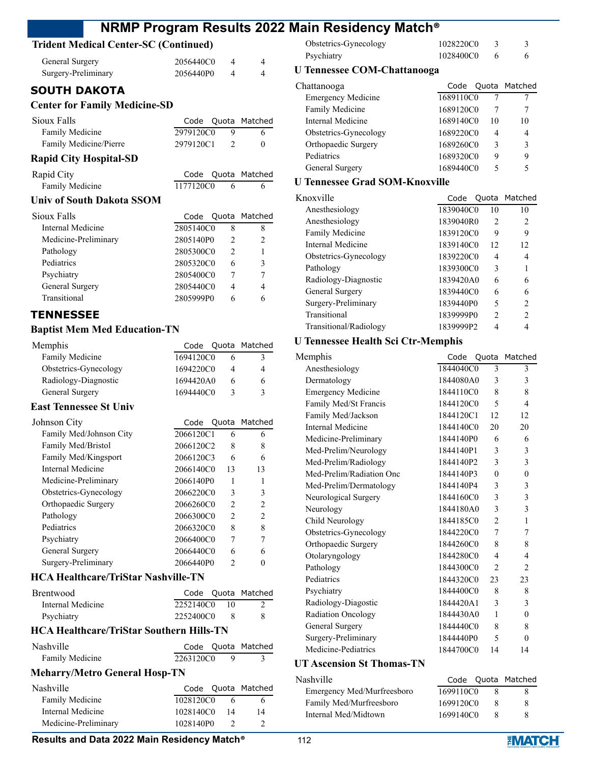### Trident Medical Center-SC (Continued)

| | Code | Quota | Matched |
|---|---|---|---|
| General Surgery | 2056440C0 | 4 | 4 |
| Surgery-Preliminary | 2056440P0 | 4 | 4 |

## SOUTH DAKOTA

### Center for Family Medicine-SD

| Sioux Falls | Code | Quota | Matched |
|---|---|---|---|
| Family Medicine | 2979120C0 | 9 | 6 |
| Family Medicine/Pierre | 2979120C1 | 2 | 0 |

### Rapid City Hospital-SD

| Rapid City | Code | Quota | Matched |
|---|---|---|---|
| Family Medicine | 1177120C0 | 6 | 6 |

### Univ of South Dakota SSOM

| Sioux Falls | Code | Quota | Matched |
|---|---|---|---|
| Internal Medicine | 2805140C0 | 8 | 8 |
| Medicine-Preliminary | 2805140P0 | 2 | 2 |
| Pathology | 2805300C0 | 2 | 1 |
| Pediatrics | 2805320C0 | 6 | 3 |
| Psychiatry | 2805400C0 | 7 | 7 |
| General Surgery | 2805440C0 | 4 | 4 |
| Transitional | 2805999P0 | 6 | 6 |

## TENNESSEE

### Baptist Mem Med Education-TN

| Memphis | Code | Quota | Matched |
|---|---|---|---|
| Family Medicine | 1694120C0 | 6 | 3 |
| Obstetrics-Gynecology | 1694220C0 | 4 | 4 |
| Radiology-Diagnostic | 1694420A0 | 6 | 6 |
| General Surgery | 1694440C0 | 3 | 3 |

### East Tennessee St Univ

| Johnson City | Code | Quota | Matched |
|---|---|---|---|
| Family Med/Johnson City | 2066120C1 | 6 | 6 |
| Family Med/Bristol | 2066120C2 | 8 | 8 |
| Family Med/Kingsport | 2066120C3 | 6 | 6 |
| Internal Medicine | 2066140C0 | 13 | 13 |
| Medicine-Preliminary | 2066140P0 | 1 | 1 |
| Obstetrics-Gynecology | 2066220C0 | 3 | 3 |
| Orthopaedic Surgery | 2066260C0 | 2 | 2 |
| Pathology | 2066300C0 | 2 | 2 |
| Pediatrics | 2066320C0 | 8 | 8 |
| Psychiatry | 2066400C0 | 7 | 7 |
| General Surgery | 2066440C0 | 6 | 6 |
| Surgery-Preliminary | 2066440P0 | 2 | 0 |

### HCA Healthcare/TriStar Nashville-TN

| Brentwood | Code | Quota | Matched |
|---|---|---|---|
| Internal Medicine | 2252140C0 | 10 | 2 |
| Psychiatry | 2252400C0 | 8 | 8 |

### HCA Healthcare/TriStar Southern Hills-TN

| Nashville | Code | Quota | Matched |
|---|---|---|---|
| Family Medicine | 2263120C0 | 9 | 3 |

### Meharry/Metro General Hosp-TN

| Nashville | Code | Quota | Matched |
|---|---|---|---|
| Family Medicine | 1028120C0 | 6 | 6 |
| Internal Medicine | 1028140C0 | 14 | 14 |
| Medicine-Preliminary | 1028140P0 | 2 | 2 |
| Obstetrics-Gynecology | 1028220C0 | 3 | 3 |
| Psychiatry | 1028400C0 | 6 | 6 |

### U Tennessee COM-Chattanooga

| Chattanooga | Code | Quota | Matched |
|---|---|---|---|
| Emergency Medicine | 1689110C0 | 7 | 7 |
| Family Medicine | 1689120C0 | 7 | 7 |
| Internal Medicine | 1689140C0 | 10 | 10 |
| Obstetrics-Gynecology | 1689220C0 | 4 | 4 |
| Orthopaedic Surgery | 1689260C0 | 3 | 3 |
| Pediatrics | 1689320C0 | 9 | 9 |
| General Surgery | 1689440C0 | 5 | 5 |

### U Tennessee Grad SOM-Knoxville

| Knoxville | Code | Quota | Matched |
|---|---|---|---|
| Anesthesiology | 1839040C0 | 10 | 10 |
| Anesthesiology | 1839040R0 | 2 | 2 |
| Family Medicine | 1839120C0 | 9 | 9 |
| Internal Medicine | 1839140C0 | 12 | 12 |
| Obstetrics-Gynecology | 1839220C0 | 4 | 4 |
| Pathology | 1839300C0 | 3 | 1 |
| Radiology-Diagnostic | 1839420A0 | 6 | 6 |
| General Surgery | 1839440C0 | 6 | 6 |
| Surgery-Preliminary | 1839440P0 | 5 | 2 |
| Transitional | 1839999P0 | 2 | 2 |
| Transitional/Radiology | 1839999P2 | 4 | 4 |

### U Tennessee Health Sci Ctr-Memphis

| Memphis | Code | Quota | Matched |
|---|---|---|---|
| Anesthesiology | 1844040C0 | 3 | 3 |
| Dermatology | 1844080A0 | 3 | 3 |
| Emergency Medicine | 1844110C0 | 8 | 8 |
| Family Med/St Francis | 1844120C0 | 5 | 4 |
| Family Med/Jackson | 1844120C1 | 12 | 12 |
| Internal Medicine | 1844140C0 | 20 | 20 |
| Medicine-Preliminary | 1844140P0 | 6 | 6 |
| Med-Prelim/Neurology | 1844140P1 | 3 | 3 |
| Med-Prelim/Radiology | 1844140P2 | 3 | 3 |
| Med-Prelim/Radiation Onc | 1844140P3 | 0 | 0 |
| Med-Prelim/Dermatology | 1844140P4 | 3 | 3 |
| Neurological Surgery | 1844160C0 | 3 | 3 |
| Neurology | 1844180A0 | 3 | 3 |
| Child Neurology | 1844185C0 | 2 | 1 |
| Obstetrics-Gynecology | 1844220C0 | 7 | 7 |
| Orthopaedic Surgery | 1844260C0 | 8 | 8 |
| Otolaryngology | 1844280C0 | 4 | 4 |
| Pathology | 1844300C0 | 2 | 2 |
| Pediatrics | 1844320C0 | 23 | 23 |
| Psychiatry | 1844400C0 | 8 | 8 |
| Radiology-Diagnostic | 1844420A1 | 3 | 3 |
| Radiation Oncology | 1844430A0 | 1 | 0 |
| General Surgery | 1844440C0 | 8 | 8 |
| Surgery-Preliminary | 1844440P0 | 5 | 0 |
| Medicine-Pediatrics | 1844700C0 | 14 | 14 |

### UT Ascension St Thomas-TN

| Nashville | Code | Quota | Matched |
|---|---|---|---|
| Emergency Med/Murfreesboro | 1699110C0 | 8 | 8 |
| Family Med/Murfreesboro | 1699120C0 | 8 | 8 |
| Internal Med/Midtown | 1699140C0 | 8 | 8 |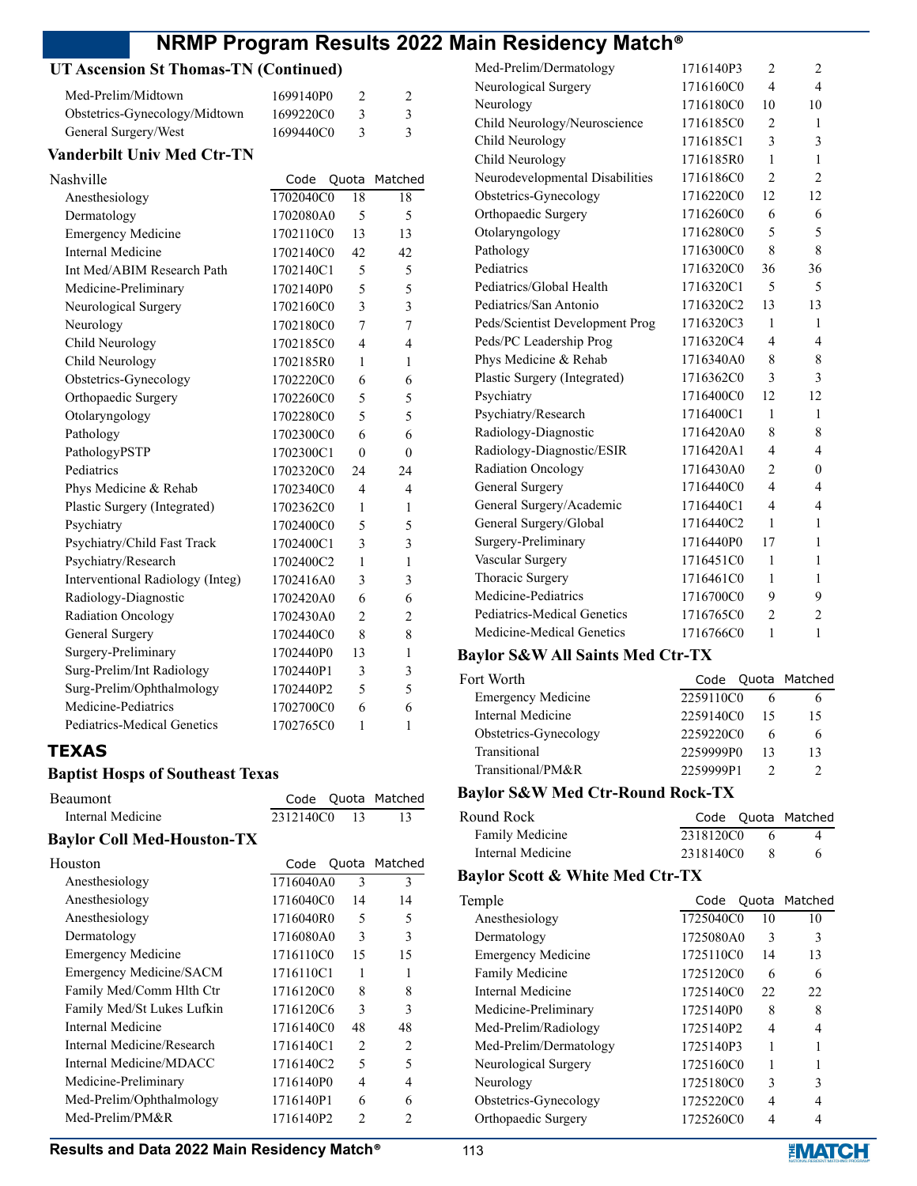## UT Ascension St Thomas-TN (Continued)

| | Code | Quota | Matched |
|---|---|---|---|
| Med-Prelim/Midtown | 1699140P0 | 2 | 2 |
| Obstetrics-Gynecology/Midtown | 1699220C0 | 3 | 3 |
| General Surgery/West | 1699440C0 | 3 | 3 |

## Vanderbilt Univ Med Ctr-TN

| Nashville | Code | Quota | Matched |
|---|---|---|---|
| Anesthesiology | 1702040C0 | 18 | 18 |
| Dermatology | 1702080A0 | 5 | 5 |
| Emergency Medicine | 1702110C0 | 13 | 13 |
| Internal Medicine | 1702140C0 | 42 | 42 |
| Int Med/ABIM Research Path | 1702140C1 | 5 | 5 |
| Medicine-Preliminary | 1702140P0 | 5 | 5 |
| Neurological Surgery | 1702160C0 | 3 | 3 |
| Neurology | 1702180C0 | 7 | 7 |
| Child Neurology | 1702185C0 | 4 | 4 |
| Child Neurology | 1702185R0 | 1 | 1 |
| Obstetrics-Gynecology | 1702220C0 | 6 | 6 |
| Orthopaedic Surgery | 1702260C0 | 5 | 5 |
| Otolaryngology | 1702280C0 | 5 | 5 |
| Pathology | 1702300C0 | 6 | 6 |
| PathologyPSTP | 1702300C1 | 0 | 0 |
| Pediatrics | 1702320C0 | 24 | 24 |
| Phys Medicine & Rehab | 1702340C0 | 4 | 4 |
| Plastic Surgery (Integrated) | 1702362C0 | 1 | 1 |
| Psychiatry | 1702400C0 | 5 | 5 |
| Psychiatry/Child Fast Track | 1702400C1 | 3 | 3 |
| Psychiatry/Research | 1702400C2 | 1 | 1 |
| Interventional Radiology (Integ) | 1702416A0 | 3 | 3 |
| Radiology-Diagnostic | 1702420A0 | 6 | 6 |
| Radiation Oncology | 1702430A0 | 2 | 2 |
| General Surgery | 1702440C0 | 8 | 8 |
| Surgery-Preliminary | 1702440P0 | 13 | 1 |
| Surg-Prelim/Int Radiology | 1702440P1 | 3 | 3 |
| Surg-Prelim/Ophthalmology | 1702440P2 | 5 | 5 |
| Medicine-Pediatrics | 1702700C0 | 6 | 6 |
| Pediatrics-Medical Genetics | 1702765C0 | 1 | 1 |

# TEXAS

## Baptist Hosps of Southeast Texas

| Beaumont | Code | Quota | Matched |
|---|---|---|---|
| Internal Medicine | 2312140C0 | 13 | 13 |

## Baylor Coll Med-Houston-TX

| Houston | Code | Quota | Matched |
|---|---|---|---|
| Anesthesiology | 1716040A0 | 3 | 3 |
| Anesthesiology | 1716040C0 | 14 | 14 |
| Anesthesiology | 1716040R0 | 5 | 5 |
| Dermatology | 1716080A0 | 3 | 3 |
| Emergency Medicine | 1716110C0 | 15 | 15 |
| Emergency Medicine/SACM | 1716110C1 | 1 | 1 |
| Family Med/Comm Hlth Ctr | 1716120C0 | 8 | 8 |
| Family Med/St Lukes Lufkin | 1716120C6 | 3 | 3 |
| Internal Medicine | 1716140C0 | 48 | 48 |
| Internal Medicine/Research | 1716140C1 | 2 | 2 |
| Internal Medicine/MDACC | 1716140C2 | 5 | 5 |
| Medicine-Preliminary | 1716140P0 | 4 | 4 |
| Med-Prelim/Ophthalmology | 1716140P1 | 6 | 6 |
| Med-Prelim/PM&R | 1716140P2 | 2 | 2 |
| Med-Prelim/Dermatology | 1716140P3 | 2 | 2 |
| Neurological Surgery | 1716160C0 | 4 | 4 |
| Neurology | 1716180C0 | 10 | 10 |
| Child Neurology/Neuroscience | 1716185C0 | 2 | 1 |
| Child Neurology | 1716185C1 | 3 | 3 |
| Child Neurology | 1716185R0 | 1 | 1 |
| Neurodevelopmental Disabilities | 1716186C0 | 2 | 2 |
| Obstetrics-Gynecology | 1716220C0 | 12 | 12 |
| Orthopaedic Surgery | 1716260C0 | 6 | 6 |
| Otolaryngology | 1716280C0 | 5 | 5 |
| Pathology | 1716300C0 | 8 | 8 |
| Pediatrics | 1716320C0 | 36 | 36 |
| Pediatrics/Global Health | 1716320C1 | 5 | 5 |
| Pediatrics/San Antonio | 1716320C2 | 13 | 13 |
| Peds/Scientist Development Prog | 1716320C3 | 1 | 1 |
| Peds/PC Leadership Prog | 1716320C4 | 4 | 4 |
| Phys Medicine & Rehab | 1716340A0 | 8 | 8 |
| Plastic Surgery (Integrated) | 1716362C0 | 3 | 3 |
| Psychiatry | 1716400C0 | 12 | 12 |
| Psychiatry/Research | 1716400C1 | 1 | 1 |
| Radiology-Diagnostic | 1716420A0 | 8 | 8 |
| Radiology-Diagnostic/ESIR | 1716420A1 | 4 | 4 |
| Radiation Oncology | 1716430A0 | 2 | 0 |
| General Surgery | 1716440C0 | 4 | 4 |
| General Surgery/Academic | 1716440C1 | 4 | 4 |
| General Surgery/Global | 1716440C2 | 1 | 1 |
| Surgery-Preliminary | 1716440P0 | 17 | 1 |
| Vascular Surgery | 1716451C0 | 1 | 1 |
| Thoracic Surgery | 1716461C0 | 1 | 1 |
| Medicine-Pediatrics | 1716700C0 | 9 | 9 |
| Pediatrics-Medical Genetics | 1716765C0 | 2 | 2 |
| Medicine-Medical Genetics | 1716766C0 | 1 | 1 |

## Baylor S&W All Saints Med Ctr-TX

| Fort Worth | Code | Quota | Matched |
|---|---|---|---|
| Emergency Medicine | 2259110C0 | 6 | 6 |
| Internal Medicine | 2259140C0 | 15 | 15 |
| Obstetrics-Gynecology | 2259220C0 | 6 | 6 |
| Transitional | 2259999P0 | 13 | 13 |
| Transitional/PM&R | 2259999P1 | 2 | 2 |

## Baylor S&W Med Ctr-Round Rock-TX

| Round Rock | Code | Quota | Matched |
|---|---|---|---|
| Family Medicine | 2318120C0 | 6 | 4 |
| Internal Medicine | 2318140C0 | 8 | 6 |

## Baylor Scott & White Med Ctr-TX

| Temple | Code | Quota | Matched |
|---|---|---|---|
| Anesthesiology | 1725040C0 | 10 | 10 |
| Dermatology | 1725080A0 | 3 | 3 |
| Emergency Medicine | 1725110C0 | 14 | 13 |
| Family Medicine | 1725120C0 | 6 | 6 |
| Internal Medicine | 1725140C0 | 22 | 22 |
| Medicine-Preliminary | 1725140P0 | 8 | 8 |
| Med-Prelim/Radiology | 1725140P2 | 4 | 4 |
| Med-Prelim/Dermatology | 1725140P3 | 1 | 1 |
| Neurological Surgery | 1725160C0 | 1 | 1 |
| Neurology | 1725180C0 | 3 | 3 |
| Obstetrics-Gynecology | 1725220C0 | 4 | 4 |
| Orthopaedic Surgery | 1725260C0 | 4 | 4 |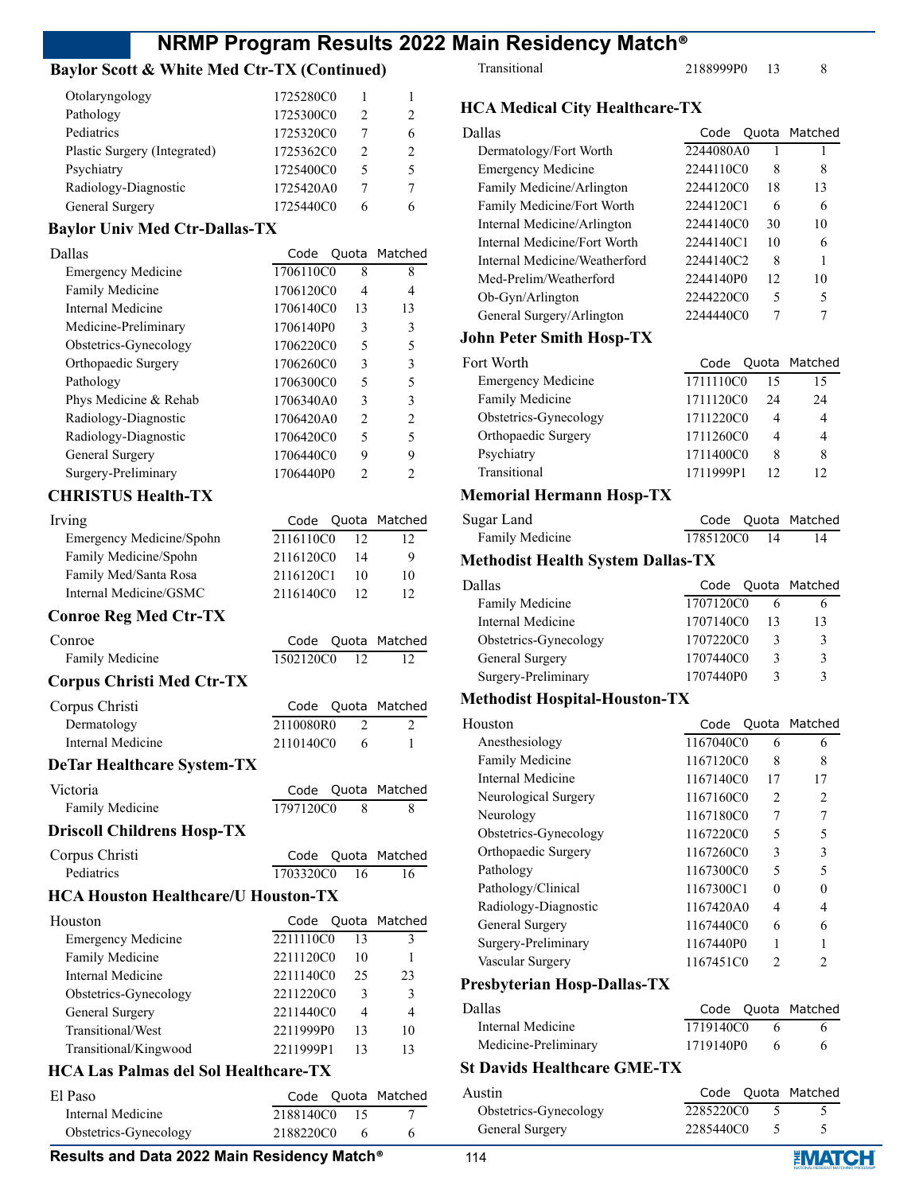## Baylor Scott & White Med Ctr-TX (Continued)

| | Code | Quota | Matched |
|---|---|---|---|
| Otolaryngology | 1725280C0 | 1 | 1 |
| Pathology | 1725300C0 | 2 | 2 |
| Pediatrics | 1725320C0 | 7 | 6 |
| Plastic Surgery (Integrated) | 1725362C0 | 2 | 2 |
| Psychiatry | 1725400C0 | 5 | 5 |
| Radiology-Diagnostic | 1725420A0 | 7 | 7 |
| General Surgery | 1725440C0 | 6 | 6 |

## Baylor Univ Med Ctr-Dallas-TX

| Dallas | Code | Quota | Matched |
|---|---|---|---|
| Emergency Medicine | 1706110C0 | 8 | 8 |
| Family Medicine | 1706120C0 | 4 | 4 |
| Internal Medicine | 1706140C0 | 13 | 13 |
| Medicine-Preliminary | 1706140P0 | 3 | 3 |
| Obstetrics-Gynecology | 1706220C0 | 5 | 5 |
| Orthopaedic Surgery | 1706260C0 | 3 | 3 |
| Pathology | 1706300C0 | 5 | 5 |
| Phys Medicine & Rehab | 1706340A0 | 3 | 3 |
| Radiology-Diagnostic | 1706420A0 | 2 | 2 |
| Radiology-Diagnostic | 1706420C0 | 5 | 5 |
| General Surgery | 1706440C0 | 9 | 9 |
| Surgery-Preliminary | 1706440P0 | 2 | 2 |

## CHRISTUS Health-TX

| Irving | Code | Quota | Matched |
|---|---|---|---|
| Emergency Medicine/Spohn | 2116110C0 | 12 | 12 |
| Family Medicine/Spohn | 2116120C0 | 14 | 9 |
| Family Med/Santa Rosa | 2116120C1 | 10 | 10 |
| Internal Medicine/GSMC | 2116140C0 | 12 | 12 |

## Conroe Reg Med Ctr-TX

| Conroe | Code | Quota | Matched |
|---|---|---|---|
| Family Medicine | 1502120C0 | 12 | 12 |

## Corpus Christi Med Ctr-TX

| Corpus Christi | Code | Quota | Matched |
|---|---|---|---|
| Dermatology | 2110080R0 | 2 | 2 |
| Internal Medicine | 2110140C0 | 6 | 1 |

## DeTar Healthcare System-TX

| Victoria | Code | Quota | Matched |
|---|---|---|---|
| Family Medicine | 1797120C0 | 8 | 8 |

## Driscoll Childrens Hosp-TX

| Corpus Christi | Code | Quota | Matched |
|---|---|---|---|
| Pediatrics | 1703320C0 | 16 | 16 |

## HCA Houston Healthcare/U Houston-TX

| Houston | Code | Quota | Matched |
|---|---|---|---|
| Emergency Medicine | 2211110C0 | 13 | 3 |
| Family Medicine | 2211120C0 | 10 | 1 |
| Internal Medicine | 2211140C0 | 25 | 23 |
| Obstetrics-Gynecology | 2211220C0 | 3 | 3 |
| General Surgery | 2211440C0 | 4 | 4 |
| Transitional/West | 2211999P0 | 13 | 10 |
| Transitional/Kingwood | 2211999P1 | 13 | 13 |

## HCA Las Palmas del Sol Healthcare-TX

| El Paso | Code | Quota | Matched |
|---|---|---|---|
| Internal Medicine | 2188140C0 | 15 | 7 |
| Obstetrics-Gynecology | 2188220C0 | 6 | 6 |
| Transitional | 2188999P0 | 13 | 8 |

## HCA Medical City Healthcare-TX

| Dallas | Code | Quota | Matched |
|---|---|---|---|
| Dermatology/Fort Worth | 2244080A0 | 1 | 1 |
| Emergency Medicine | 2244110C0 | 8 | 8 |
| Family Medicine/Arlington | 2244120C0 | 18 | 13 |
| Family Medicine/Fort Worth | 2244120C1 | 6 | 6 |
| Internal Medicine/Arlington | 2244140C0 | 30 | 10 |
| Internal Medicine/Fort Worth | 2244140C1 | 10 | 6 |
| Internal Medicine/Weatherford | 2244140C2 | 8 | 1 |
| Med-Prelim/Weatherford | 2244140P0 | 12 | 10 |
| Ob-Gyn/Arlington | 2244220C0 | 5 | 5 |
| General Surgery/Arlington | 2244440C0 | 7 | 7 |

## John Peter Smith Hosp-TX

| Fort Worth | Code | Quota | Matched |
|---|---|---|---|
| Emergency Medicine | 1711110C0 | 15 | 15 |
| Family Medicine | 1711120C0 | 24 | 24 |
| Obstetrics-Gynecology | 1711220C0 | 4 | 4 |
| Orthopaedic Surgery | 1711260C0 | 4 | 4 |
| Psychiatry | 1711400C0 | 8 | 8 |
| Transitional | 1711999P1 | 12 | 12 |

## Memorial Hermann Hosp-TX

| Sugar Land | Code | Quota | Matched |
|---|---|---|---|
| Family Medicine | 1785120C0 | 14 | 14 |

## Methodist Health System Dallas-TX

| Dallas | Code | Quota | Matched |
|---|---|---|---|
| Family Medicine | 1707120C0 | 6 | 6 |
| Internal Medicine | 1707140C0 | 13 | 13 |
| Obstetrics-Gynecology | 1707220C0 | 3 | 3 |
| General Surgery | 1707440C0 | 3 | 3 |
| Surgery-Preliminary | 1707440P0 | 3 | 3 |

## Methodist Hospital-Houston-TX

| Houston | Code | Quota | Matched |
|---|---|---|---|
| Anesthesiology | 1167040C0 | 6 | 6 |
| Family Medicine | 1167120C0 | 8 | 8 |
| Internal Medicine | 1167140C0 | 17 | 17 |
| Neurological Surgery | 1167160C0 | 2 | 2 |
| Neurology | 1167180C0 | 7 | 7 |
| Obstetrics-Gynecology | 1167220C0 | 5 | 5 |
| Orthopaedic Surgery | 1167260C0 | 3 | 3 |
| Pathology | 1167300C0 | 5 | 5 |
| Pathology/Clinical | 1167300C1 | 0 | 0 |
| Radiology-Diagnostic | 1167420A0 | 4 | 4 |
| General Surgery | 1167440C0 | 6 | 6 |
| Surgery-Preliminary | 1167440P0 | 1 | 1 |
| Vascular Surgery | 1167451C0 | 2 | 2 |

## Presbyterian Hosp-Dallas-TX

| Dallas | Code | Quota | Matched |
|---|---|---|---|
| Internal Medicine | 1719140C0 | 6 | 6 |
| Medicine-Preliminary | 1719140P0 | 6 | 6 |

## St Davids Healthcare GME-TX

| Austin | Code | Quota | Matched |
|---|---|---|---|
| Obstetrics-Gynecology | 2285220C0 | 5 | 5 |
| General Surgery | 2285440C0 | 5 | 5 |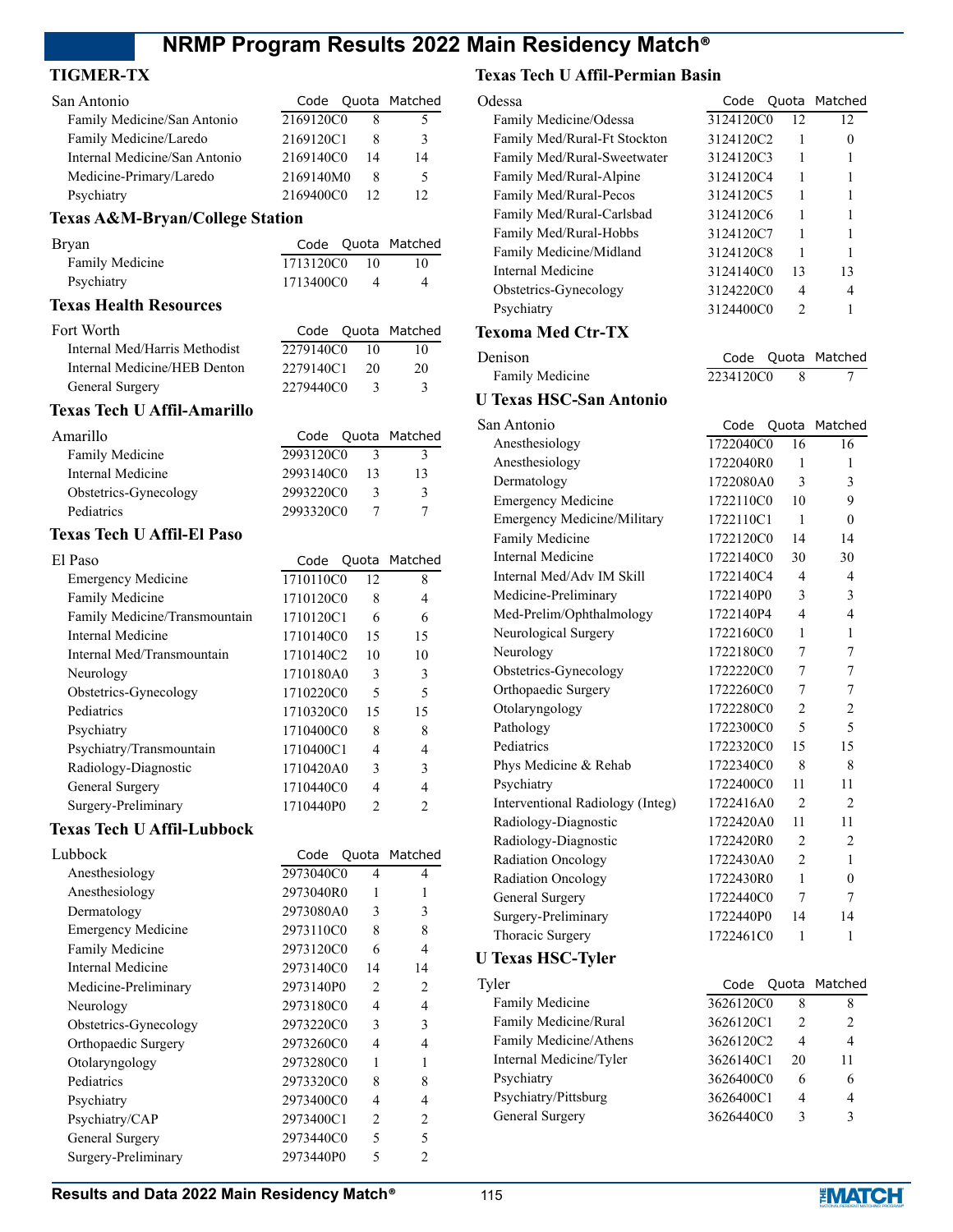## TIGMER-TX

| San Antonio | Code | Quota | Matched |
|---|---|---|---|
| Family Medicine/San Antonio | 2169120C0 | 8 | 5 |
| Family Medicine/Laredo | 2169120C1 | 8 | 3 |
| Internal Medicine/San Antonio | 2169140C0 | 14 | 14 |
| Medicine-Primary/Laredo | 2169140M0 | 8 | 5 |
| Psychiatry | 2169400C0 | 12 | 12 |

## Texas A&M-Bryan/College Station

| Bryan | Code | Quota | Matched |
|---|---|---|---|
| Family Medicine | 1713120C0 | 10 | 10 |
| Psychiatry | 1713400C0 | 4 | 4 |

## Texas Health Resources

| Fort Worth | Code | Quota | Matched |
|---|---|---|---|
| Internal Med/Harris Methodist | 2279140C0 | 10 | 10 |
| Internal Medicine/HEB Denton | 2279140C1 | 20 | 20 |
| General Surgery | 2279440C0 | 3 | 3 |

## Texas Tech U Affil-Amarillo

| Amarillo | Code | Quota | Matched |
|---|---|---|---|
| Family Medicine | 2993120C0 | 3 | 3 |
| Internal Medicine | 2993140C0 | 13 | 13 |
| Obstetrics-Gynecology | 2993220C0 | 3 | 3 |
| Pediatrics | 2993320C0 | 7 | 7 |

## Texas Tech U Affil-El Paso

| El Paso | Code | Quota | Matched |
|---|---|---|---|
| Emergency Medicine | 1710110C0 | 12 | 8 |
| Family Medicine | 1710120C0 | 8 | 4 |
| Family Medicine/Transmountain | 1710120C1 | 6 | 6 |
| Internal Medicine | 1710140C0 | 15 | 15 |
| Internal Med/Transmountain | 1710140C2 | 10 | 10 |
| Neurology | 1710180A0 | 3 | 3 |
| Obstetrics-Gynecology | 1710220C0 | 5 | 5 |
| Pediatrics | 1710320C0 | 15 | 15 |
| Psychiatry | 1710400C0 | 8 | 8 |
| Psychiatry/Transmountain | 1710400C1 | 4 | 4 |
| Radiology-Diagnostic | 1710420A0 | 3 | 3 |
| General Surgery | 1710440C0 | 4 | 4 |
| Surgery-Preliminary | 1710440P0 | 2 | 2 |

## Texas Tech U Affil-Lubbock

| Lubbock | Code | Quota | Matched |
|---|---|---|---|
| Anesthesiology | 2973040C0 | 4 | 4 |
| Anesthesiology | 2973040R0 | 1 | 1 |
| Dermatology | 2973080A0 | 3 | 3 |
| Emergency Medicine | 2973110C0 | 8 | 8 |
| Family Medicine | 2973120C0 | 6 | 4 |
| Internal Medicine | 2973140C0 | 14 | 14 |
| Medicine-Preliminary | 2973140P0 | 2 | 2 |
| Neurology | 2973180C0 | 4 | 4 |
| Obstetrics-Gynecology | 2973220C0 | 3 | 3 |
| Orthopaedic Surgery | 2973260C0 | 4 | 4 |
| Otolaryngology | 2973280C0 | 1 | 1 |
| Pediatrics | 2973320C0 | 8 | 8 |
| Psychiatry | 2973400C0 | 4 | 4 |
| Psychiatry/CAP | 2973400C1 | 2 | 2 |
| General Surgery | 2973440C0 | 5 | 5 |
| Surgery-Preliminary | 2973440P0 | 5 | 2 |

## Texas Tech U Affil-Permian Basin

| Odessa | Code | Quota | Matched |
|---|---|---|---|
| Family Medicine/Odessa | 3124120C0 | 12 | 12 |
| Family Med/Rural-Ft Stockton | 3124120C2 | 1 | 0 |
| Family Med/Rural-Sweetwater | 3124120C3 | 1 | 1 |
| Family Med/Rural-Alpine | 3124120C4 | 1 | 1 |
| Family Med/Rural-Pecos | 3124120C5 | 1 | 1 |
| Family Med/Rural-Carlsbad | 3124120C6 | 1 | 1 |
| Family Med/Rural-Hobbs | 3124120C7 | 1 | 1 |
| Family Medicine/Midland | 3124120C8 | 1 | 1 |
| Internal Medicine | 3124140C0 | 13 | 13 |
| Obstetrics-Gynecology | 3124220C0 | 4 | 4 |
| Psychiatry | 3124400C0 | 2 | 1 |

## Texoma Med Ctr-TX

| Denison | Code | Quota | Matched |
|---|---|---|---|
| Family Medicine | 2234120C0 | 8 | 7 |

## U Texas HSC-San Antonio

| San Antonio | Code | Quota | Matched |
|---|---|---|---|
| Anesthesiology | 1722040C0 | 16 | 16 |
| Anesthesiology | 1722040R0 | 1 | 1 |
| Dermatology | 1722080A0 | 3 | 3 |
| Emergency Medicine | 1722110C0 | 10 | 9 |
| Emergency Medicine/Military | 1722110C1 | 1 | 0 |
| Family Medicine | 1722120C0 | 14 | 14 |
| Internal Medicine | 1722140C0 | 30 | 30 |
| Internal Med/Adv IM Skill | 1722140C4 | 4 | 4 |
| Medicine-Preliminary | 1722140P0 | 3 | 3 |
| Med-Prelim/Ophthalmology | 1722140P4 | 4 | 4 |
| Neurological Surgery | 1722160C0 | 1 | 1 |
| Neurology | 1722180C0 | 7 | 7 |
| Obstetrics-Gynecology | 1722220C0 | 7 | 7 |
| Orthopaedic Surgery | 1722260C0 | 7 | 7 |
| Otolaryngology | 1722280C0 | 2 | 2 |
| Pathology | 1722300C0 | 5 | 5 |
| Pediatrics | 1722320C0 | 15 | 15 |
| Phys Medicine & Rehab | 1722340C0 | 8 | 8 |
| Psychiatry | 1722400C0 | 11 | 11 |
| Interventional Radiology (Integ) | 1722416A0 | 2 | 2 |
| Radiology-Diagnostic | 1722420A0 | 11 | 11 |
| Radiology-Diagnostic | 1722420R0 | 2 | 2 |
| Radiation Oncology | 1722430A0 | 2 | 1 |
| Radiation Oncology | 1722430R0 | 1 | 0 |
| General Surgery | 1722440C0 | 7 | 7 |
| Surgery-Preliminary | 1722440P0 | 14 | 14 |
| Thoracic Surgery | 1722461C0 | 1 | 1 |

## U Texas HSC-Tyler

| Tyler | Code | Quota | Matched |
|---|---|---|---|
| Family Medicine | 3626120C0 | 8 | 8 |
| Family Medicine/Rural | 3626120C1 | 2 | 2 |
| Family Medicine/Athens | 3626120C2 | 4 | 4 |
| Internal Medicine/Tyler | 3626140C1 | 20 | 11 |
| Psychiatry | 3626400C0 | 6 | 6 |
| Psychiatry/Pittsburg | 3626400C1 | 4 | 4 |
| General Surgery | 3626440C0 | 3 | 3 |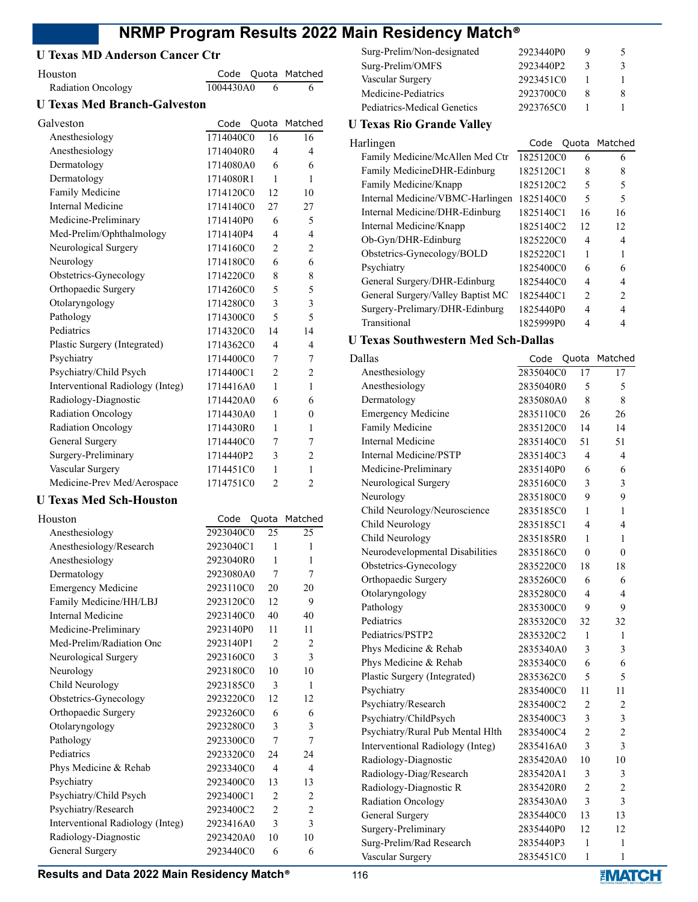## U Texas MD Anderson Cancer Ctr

| Houston | Code | Quota | Matched |
|---|---|---|---|
| Radiation Oncology | 1004430A0 | 6 | 6 |

## U Texas Med Branch-Galveston

| Galveston | Code | Quota | Matched |
|---|---|---|---|
| Anesthesiology | 1714040C0 | 16 | 16 |
| Anesthesiology | 1714040R0 | 4 | 4 |
| Dermatology | 1714080A0 | 6 | 6 |
| Dermatology | 1714080R1 | 1 | 1 |
| Family Medicine | 1714120C0 | 12 | 10 |
| Internal Medicine | 1714140C0 | 27 | 27 |
| Medicine-Preliminary | 1714140P0 | 6 | 5 |
| Med-Prelim/Ophthalmology | 1714140P4 | 4 | 4 |
| Neurological Surgery | 1714160C0 | 2 | 2 |
| Neurology | 1714180C0 | 6 | 6 |
| Obstetrics-Gynecology | 1714220C0 | 8 | 8 |
| Orthopaedic Surgery | 1714260C0 | 5 | 5 |
| Otolaryngology | 1714280C0 | 3 | 3 |
| Pathology | 1714300C0 | 5 | 5 |
| Pediatrics | 1714320C0 | 14 | 14 |
| Plastic Surgery (Integrated) | 1714362C0 | 4 | 4 |
| Psychiatry | 1714400C0 | 7 | 7 |
| Psychiatry/Child Psych | 1714400C1 | 2 | 2 |
| Interventional Radiology (Integ) | 1714416A0 | 1 | 1 |
| Radiology-Diagnostic | 1714420A0 | 6 | 6 |
| Radiation Oncology | 1714430A0 | 1 | 0 |
| Radiation Oncology | 1714430R0 | 1 | 1 |
| General Surgery | 1714440C0 | 7 | 7 |
| Surgery-Preliminary | 1714440P2 | 3 | 2 |
| Vascular Surgery | 1714451C0 | 1 | 1 |
| Medicine-Prev Med/Aerospace | 1714751C0 | 2 | 2 |

## U Texas Med Sch-Houston

| Houston | Code | Quota | Matched |
|---|---|---|---|
| Anesthesiology | 2923040C0 | 25 | 25 |
| Anesthesiology/Research | 2923040C1 | 1 | 1 |
| Anesthesiology | 2923040R0 | 1 | 1 |
| Dermatology | 2923080A0 | 7 | 7 |
| Emergency Medicine | 2923110C0 | 20 | 20 |
| Family Medicine/HH/LBJ | 2923120C0 | 12 | 9 |
| Internal Medicine | 2923140C0 | 40 | 40 |
| Medicine-Preliminary | 2923140P0 | 11 | 11 |
| Med-Prelim/Radiation Onc | 2923140P1 | 2 | 2 |
| Neurological Surgery | 2923160C0 | 3 | 3 |
| Neurology | 2923180C0 | 10 | 10 |
| Child Neurology | 2923185C0 | 3 | 1 |
| Obstetrics-Gynecology | 2923220C0 | 12 | 12 |
| Orthopaedic Surgery | 2923260C0 | 6 | 6 |
| Otolaryngology | 2923280C0 | 3 | 3 |
| Pathology | 2923300C0 | 7 | 7 |
| Pediatrics | 2923320C0 | 24 | 24 |
| Phys Medicine & Rehab | 2923340C0 | 4 | 4 |
| Psychiatry | 2923400C0 | 13 | 13 |
| Psychiatry/Child Psych | 2923400C1 | 2 | 2 |
| Psychiatry/Research | 2923400C2 | 2 | 2 |
| Interventional Radiology (Integ) | 2923416A0 | 3 | 3 |
| Radiology-Diagnostic | 2923420A0 | 10 | 10 |
| General Surgery | 2923440C0 | 6 | 6 |
| Surg-Prelim/Non-designated | 2923440P0 | 9 | 5 |
| Surg-Prelim/OMFS | 2923440P2 | 3 | 3 |
| Vascular Surgery | 2923451C0 | 1 | 1 |
| Medicine-Pediatrics | 2923700C0 | 8 | 8 |
| Pediatrics-Medical Genetics | 2923765C0 | 1 | 1 |

## U Texas Rio Grande Valley

| Harlingen | Code | Quota | Matched |
|---|---|---|---|
| Family Medicine/McAllen Med Ctr | 1825120C0 | 6 | 6 |
| Family MedicineDHR-Edinburg | 1825120C1 | 8 | 8 |
| Family Medicine/Knapp | 1825120C2 | 5 | 5 |
| Internal Medicine/VBMC-Harlingen | 1825140C0 | 5 | 5 |
| Internal Medicine/DHR-Edinburg | 1825140C1 | 16 | 16 |
| Internal Medicine/Knapp | 1825140C2 | 12 | 12 |
| Ob-Gyn/DHR-Edinburg | 1825220C0 | 4 | 4 |
| Obstetrics-Gynecology/BOLD | 1825220C1 | 1 | 1 |
| Psychiatry | 1825400C0 | 6 | 6 |
| General Surgery/DHR-Edinburg | 1825440C0 | 4 | 4 |
| General Surgery/Valley Baptist MC | 1825440C1 | 2 | 2 |
| Surgery-Prelimary/DHR-Edinburg | 1825440P0 | 4 | 4 |
| Transitional | 1825999P0 | 4 | 4 |

## U Texas Southwestern Med Sch-Dallas

| Dallas | Code | Quota | Matched |
|---|---|---|---|
| Anesthesiology | 2835040C0 | 17 | 17 |
| Anesthesiology | 2835040R0 | 5 | 5 |
| Dermatology | 2835080A0 | 8 | 8 |
| Emergency Medicine | 2835110C0 | 26 | 26 |
| Family Medicine | 2835120C0 | 14 | 14 |
| Internal Medicine | 2835140C0 | 51 | 51 |
| Internal Medicine/PSTP | 2835140C3 | 4 | 4 |
| Medicine-Preliminary | 2835140P0 | 6 | 6 |
| Neurological Surgery | 2835160C0 | 3 | 3 |
| Neurology | 2835180C0 | 9 | 9 |
| Child Neurology/Neuroscience | 2835185C0 | 1 | 1 |
| Child Neurology | 2835185C1 | 4 | 4 |
| Child Neurology | 2835185R0 | 1 | 1 |
| Neurodevelopmental Disabilities | 2835186C0 | 0 | 0 |
| Obstetrics-Gynecology | 2835220C0 | 18 | 18 |
| Orthopaedic Surgery | 2835260C0 | 6 | 6 |
| Otolaryngology | 2835280C0 | 4 | 4 |
| Pathology | 2835300C0 | 9 | 9 |
| Pediatrics | 2835320C0 | 32 | 32 |
| Pediatrics/PSTP2 | 2835320C2 | 1 | 1 |
| Phys Medicine & Rehab | 2835340A0 | 3 | 3 |
| Phys Medicine & Rehab | 2835340C0 | 6 | 6 |
| Plastic Surgery (Integrated) | 2835362C0 | 5 | 5 |
| Psychiatry | 2835400C0 | 11 | 11 |
| Psychiatry/Research | 2835400C2 | 2 | 2 |
| Psychiatry/ChildPsych | 2835400C3 | 3 | 3 |
| Psychiatry/Rural Pub Mental Hlth | 2835400C4 | 2 | 2 |
| Interventional Radiology (Integ) | 2835416A0 | 3 | 3 |
| Radiology-Diagnostic | 2835420A0 | 10 | 10 |
| Radiology-Diag/Research | 2835420A1 | 3 | 3 |
| Radiology-Diagnostic R | 2835420R0 | 2 | 2 |
| Radiation Oncology | 2835430A0 | 3 | 3 |
| General Surgery | 2835440C0 | 13 | 13 |
| Surgery-Preliminary | 2835440P0 | 12 | 12 |
| Surg-Prelim/Rad Research | 2835440P3 | 1 | 1 |
| Vascular Surgery | 2835451C0 | 1 | 1 |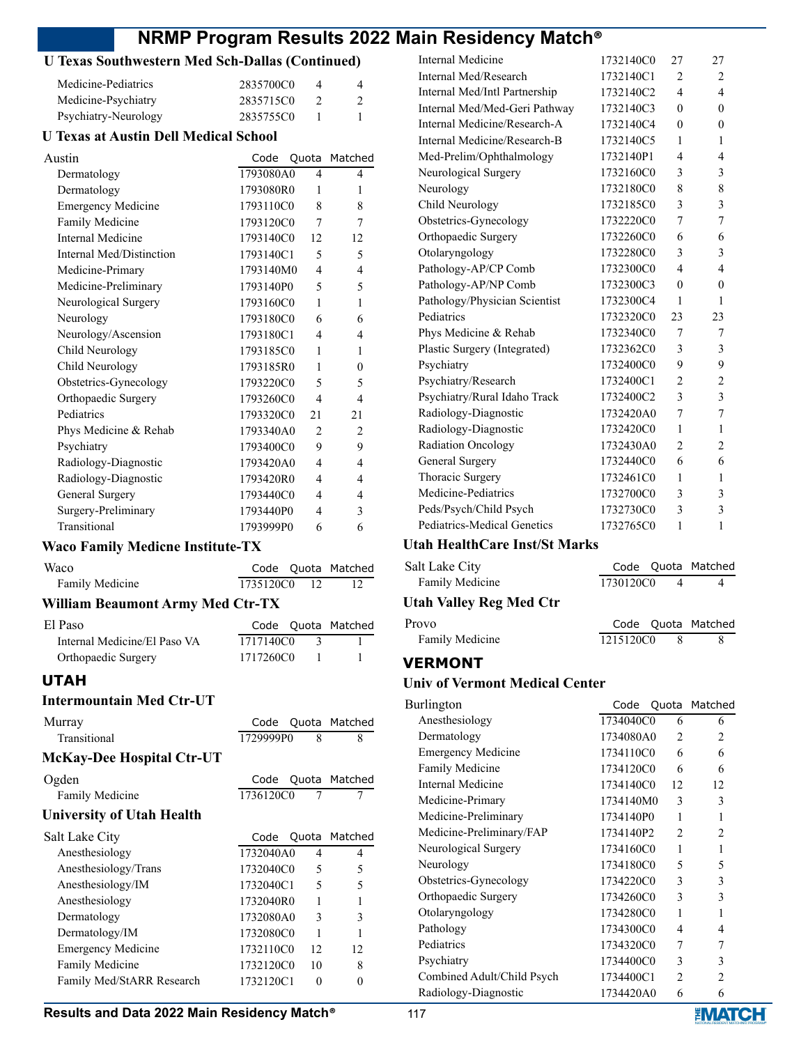### U Texas Southwestern Med Sch-Dallas (Continued)

| | Code | Quota | Matched |
|---|---|---|---|
| Medicine-Pediatrics | 2835700C0 | 4 | 4 |
| Medicine-Psychiatry | 2835715C0 | 2 | 2 |
| Psychiatry-Neurology | 2835755C0 | 1 | 1 |

### U Texas at Austin Dell Medical School

| Austin | Code | Quota | Matched |
|---|---|---|---|
| Dermatology | 1793080A0 | 4 | 4 |
| Dermatology | 1793080R0 | 1 | 1 |
| Emergency Medicine | 1793110C0 | 8 | 8 |
| Family Medicine | 1793120C0 | 7 | 7 |
| Internal Medicine | 1793140C0 | 12 | 12 |
| Internal Med/Distinction | 1793140C1 | 5 | 5 |
| Medicine-Primary | 1793140M0 | 4 | 4 |
| Medicine-Preliminary | 1793140P0 | 5 | 5 |
| Neurological Surgery | 1793160C0 | 1 | 1 |
| Neurology | 1793180C0 | 6 | 6 |
| Neurology/Ascension | 1793180C1 | 4 | 4 |
| Child Neurology | 1793185C0 | 1 | 1 |
| Child Neurology | 1793185R0 | 1 | 0 |
| Obstetrics-Gynecology | 1793220C0 | 5 | 5 |
| Orthopaedic Surgery | 1793260C0 | 4 | 4 |
| Pediatrics | 1793320C0 | 21 | 21 |
| Phys Medicine & Rehab | 1793340A0 | 2 | 2 |
| Psychiatry | 1793400C0 | 9 | 9 |
| Radiology-Diagnostic | 1793420A0 | 4 | 4 |
| Radiology-Diagnostic | 1793420R0 | 4 | 4 |
| General Surgery | 1793440C0 | 4 | 4 |
| Surgery-Preliminary | 1793440P0 | 4 | 3 |
| Transitional | 1793999P0 | 6 | 6 |

### Waco Family Medicne Institute-TX

| Waco | Code | Quota | Matched |
|---|---|---|---|
| Family Medicine | 1735120C0 | 12 | 12 |

### William Beaumont Army Med Ctr-TX

| El Paso | Code | Quota | Matched |
|---|---|---|---|
| Internal Medicine/El Paso VA | 1717140C0 | 3 | 1 |
| Orthopaedic Surgery | 1717260C0 | 1 | 1 |

## UTAH

### Intermountain Med Ctr-UT

| Murray | Code | Quota | Matched |
|---|---|---|---|
| Transitional | 1729999P0 | 8 | 8 |

### McKay-Dee Hospital Ctr-UT

| Ogden | Code | Quota | Matched |
|---|---|---|---|
| Family Medicine | 1736120C0 | 7 | 7 |

### University of Utah Health

| Salt Lake City | Code | Quota | Matched |
|---|---|---|---|
| Anesthesiology | 1732040A0 | 4 | 4 |
| Anesthesiology/Trans | 1732040C0 | 5 | 5 |
| Anesthesiology/IM | 1732040C1 | 5 | 5 |
| Anesthesiology | 1732040R0 | 1 | 1 |
| Dermatology | 1732080A0 | 3 | 3 |
| Dermatology/IM | 1732080C0 | 1 | 1 |
| Emergency Medicine | 1732110C0 | 12 | 12 |
| Family Medicine | 1732120C0 | 10 | 8 |
| Family Med/StARR Research | 1732120C1 | 0 | 0 |
| Internal Medicine | 1732140C0 | 27 | 27 |
| Internal Med/Research | 1732140C1 | 2 | 2 |
| Internal Med/Intl Partnership | 1732140C2 | 4 | 4 |
| Internal Med/Med-Geri Pathway | 1732140C3 | 0 | 0 |
| Internal Medicine/Research-A | 1732140C4 | 0 | 0 |
| Internal Medicine/Research-B | 1732140C5 | 1 | 1 |
| Med-Prelim/Ophthalmology | 1732140P1 | 4 | 4 |
| Neurological Surgery | 1732160C0 | 3 | 3 |
| Neurology | 1732180C0 | 8 | 8 |
| Child Neurology | 1732185C0 | 3 | 3 |
| Obstetrics-Gynecology | 1732220C0 | 7 | 7 |
| Orthopaedic Surgery | 1732260C0 | 6 | 6 |
| Otolaryngology | 1732280C0 | 3 | 3 |
| Pathology-AP/CP Comb | 1732300C0 | 4 | 4 |
| Pathology-AP/NP Comb | 1732300C3 | 0 | 0 |
| Pathology/Physician Scientist | 1732300C4 | 1 | 1 |
| Pediatrics | 1732320C0 | 23 | 23 |
| Phys Medicine & Rehab | 1732340C0 | 7 | 7 |
| Plastic Surgery (Integrated) | 1732362C0 | 3 | 3 |
| Psychiatry | 1732400C0 | 9 | 9 |
| Psychiatry/Research | 1732400C1 | 2 | 2 |
| Psychiatry/Rural Idaho Track | 1732400C2 | 3 | 3 |
| Radiology-Diagnostic | 1732420A0 | 7 | 7 |
| Radiology-Diagnostic | 1732420C0 | 1 | 1 |
| Radiation Oncology | 1732430A0 | 2 | 2 |
| General Surgery | 1732440C0 | 6 | 6 |
| Thoracic Surgery | 1732461C0 | 1 | 1 |
| Medicine-Pediatrics | 1732700C0 | 3 | 3 |
| Peds/Psych/Child Psych | 1732730C0 | 3 | 3 |
| Pediatrics-Medical Genetics | 1732765C0 | 1 | 1 |

### Utah HealthCare Inst/St Marks

| Salt Lake City | Code | Quota | Matched |
|---|---|---|---|
| Family Medicine | 1730120C0 | 4 | 4 |

### Utah Valley Reg Med Ctr

| Provo | Code | Quota | Matched |
|---|---|---|---|
| Family Medicine | 1215120C0 | 8 | 8 |

## VERMONT

### Univ of Vermont Medical Center

| Burlington | Code | Quota | Matched |
|---|---|---|---|
| Anesthesiology | 1734040C0 | 6 | 6 |
| Dermatology | 1734080A0 | 2 | 2 |
| Emergency Medicine | 1734110C0 | 6 | 6 |
| Family Medicine | 1734120C0 | 6 | 6 |
| Internal Medicine | 1734140C0 | 12 | 12 |
| Medicine-Primary | 1734140M0 | 3 | 3 |
| Medicine-Preliminary | 1734140P0 | 1 | 1 |
| Medicine-Preliminary/FAP | 1734140P2 | 2 | 2 |
| Neurological Surgery | 1734160C0 | 1 | 1 |
| Neurology | 1734180C0 | 5 | 5 |
| Obstetrics-Gynecology | 1734220C0 | 3 | 3 |
| Orthopaedic Surgery | 1734260C0 | 3 | 3 |
| Otolaryngology | 1734280C0 | 1 | 1 |
| Pathology | 1734300C0 | 4 | 4 |
| Pediatrics | 1734320C0 | 7 | 7 |
| Psychiatry | 1734400C0 | 3 | 3 |
| Combined Adult/Child Psych | 1734400C1 | 2 | 2 |
| Radiology-Diagnostic | 1734420A0 | 6 | 6 |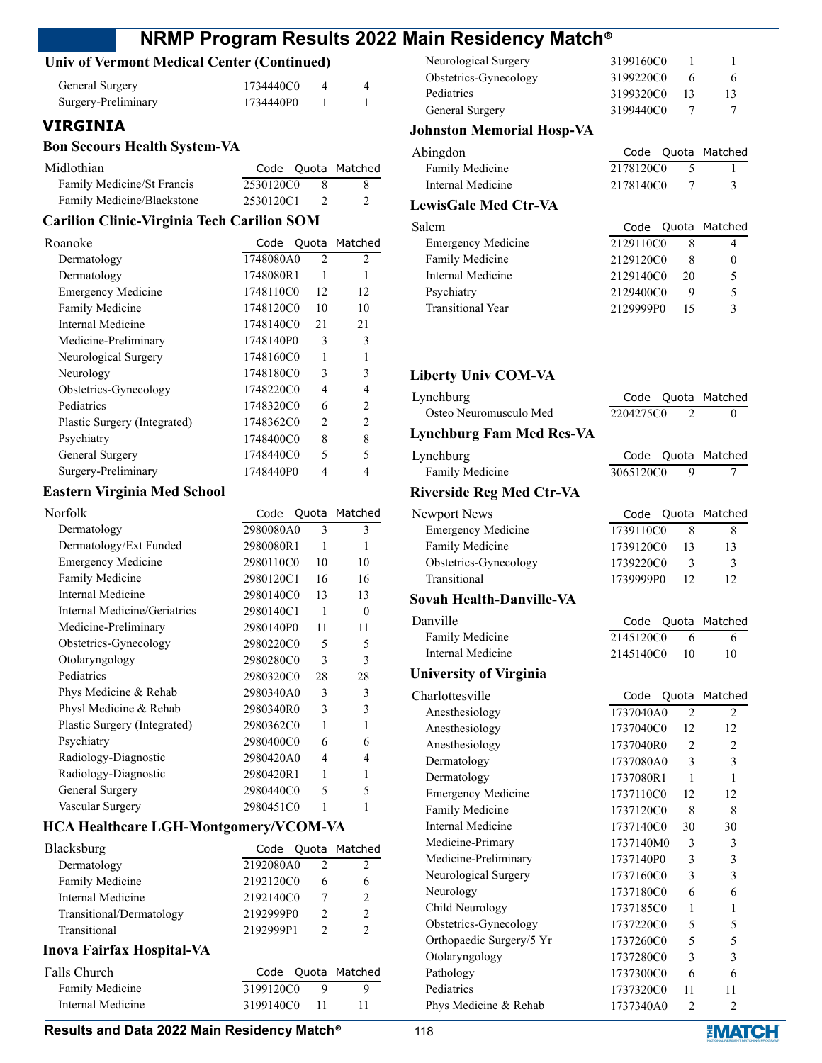## Univ of Vermont Medical Center (Continued)

| | | | |
|---|---|---|---|
| General Surgery | 1734440C0 | 4 | 4 |
| Surgery-Preliminary | 1734440P0 | 1 | 1 |

# VIRGINIA

### Bon Secours Health System-VA

| Midlothian | Code | Quota | Matched |
|---|---|---|---|
| Family Medicine/St Francis | 2530120C0 | 8 | 8 |
| Family Medicine/Blackstone | 2530120C1 | 2 | 2 |

### Carilion Clinic-Virginia Tech Carilion SOM

| Roanoke | Code | Quota | Matched |
|---|---|---|---|
| Dermatology | 1748080A0 | 2 | 2 |
| Dermatology | 1748080R1 | 1 | 1 |
| Emergency Medicine | 1748110C0 | 12 | 12 |
| Family Medicine | 1748120C0 | 10 | 10 |
| Internal Medicine | 1748140C0 | 21 | 21 |
| Medicine-Preliminary | 1748140P0 | 3 | 3 |
| Neurological Surgery | 1748160C0 | 1 | 1 |
| Neurology | 1748180C0 | 3 | 3 |
| Obstetrics-Gynecology | 1748220C0 | 4 | 4 |
| Pediatrics | 1748320C0 | 6 | 2 |
| Plastic Surgery (Integrated) | 1748362C0 | 2 | 2 |
| Psychiatry | 1748400C0 | 8 | 8 |
| General Surgery | 1748440C0 | 5 | 5 |
| Surgery-Preliminary | 1748440P0 | 4 | 4 |

### Eastern Virginia Med School

| Norfolk | Code | Quota | Matched |
|---|---|---|---|
| Dermatology | 2980080A0 | 3 | 3 |
| Dermatology/Ext Funded | 2980080R1 | 1 | 1 |
| Emergency Medicine | 2980110C0 | 10 | 10 |
| Family Medicine | 2980120C1 | 16 | 16 |
| Internal Medicine | 2980140C0 | 13 | 13 |
| Internal Medicine/Geriatrics | 2980140C1 | 1 | 0 |
| Medicine-Preliminary | 2980140P0 | 11 | 11 |
| Obstetrics-Gynecology | 2980220C0 | 5 | 5 |
| Otolaryngology | 2980280C0 | 3 | 3 |
| Pediatrics | 2980320C0 | 28 | 28 |
| Phys Medicine & Rehab | 2980340A0 | 3 | 3 |
| Physl Medicine & Rehab | 2980340R0 | 3 | 3 |
| Plastic Surgery (Integrated) | 2980362C0 | 1 | 1 |
| Psychiatry | 2980400C0 | 6 | 6 |
| Radiology-Diagnostic | 2980420A0 | 4 | 4 |
| Radiology-Diagnostic | 2980420R1 | 1 | 1 |
| General Surgery | 2980440C0 | 5 | 5 |
| Vascular Surgery | 2980451C0 | 1 | 1 |

### HCA Healthcare LGH-Montgomery/VCOM-VA

| Blacksburg | Code | Quota | Matched |
|---|---|---|---|
| Dermatology | 2192080A0 | 2 | 2 |
| Family Medicine | 2192120C0 | 6 | 6 |
| Internal Medicine | 2192140C0 | 7 | 2 |
| Transitional/Dermatology | 2192999P0 | 2 | 2 |
| Transitional | 2192999P1 | 2 | 2 |

### Inova Fairfax Hospital-VA

| Falls Church | Code | Quota | Matched |
|---|---|---|---|
| Family Medicine | 3199120C0 | 9 | 9 |
| Internal Medicine | 3199140C0 | 11 | 11 |
| Neurological Surgery | 3199160C0 | 1 | 1 |
| Obstetrics-Gynecology | 3199220C0 | 6 | 6 |
| Pediatrics | 3199320C0 | 13 | 13 |
| General Surgery | 3199440C0 | 7 | 7 |

### Johnston Memorial Hosp-VA

| Abingdon | Code | Quota | Matched |
|---|---|---|---|
| Family Medicine | 2178120C0 | 5 | 1 |
| Internal Medicine | 2178140C0 | 7 | 3 |

### LewisGale Med Ctr-VA

| Salem | Code | Quota | Matched |
|---|---|---|---|
| Emergency Medicine | 2129110C0 | 8 | 4 |
| Family Medicine | 2129120C0 | 8 | 0 |
| Internal Medicine | 2129140C0 | 20 | 5 |
| Psychiatry | 2129400C0 | 9 | 5 |
| Transitional Year | 2129999P0 | 15 | 3 |

### Liberty Univ COM-VA

| Lynchburg | Code | Quota | Matched |
|---|---|---|---|
| Osteo Neuromusculo Med | 2204275C0 | 2 | 0 |

### Lynchburg Fam Med Res-VA

| Lynchburg | Code | Quota | Matched |
|---|---|---|---|
| Family Medicine | 3065120C0 | 9 | 7 |

### Riverside Reg Med Ctr-VA

| Newport News | Code | Quota | Matched |
|---|---|---|---|
| Emergency Medicine | 1739110C0 | 8 | 8 |
| Family Medicine | 1739120C0 | 13 | 13 |
| Obstetrics-Gynecology | 1739220C0 | 3 | 3 |
| Transitional | 1739999P0 | 12 | 12 |

### Sovah Health-Danville-VA

| Danville | Code | Quota | Matched |
|---|---|---|---|
| Family Medicine | 2145120C0 | 6 | 6 |
| Internal Medicine | 2145140C0 | 10 | 10 |

### University of Virginia

| Charlottesville | Code | Quota | Matched |
|---|---|---|---|
| Anesthesiology | 1737040A0 | 2 | 2 |
| Anesthesiology | 1737040C0 | 12 | 12 |
| Anesthesiology | 1737040R0 | 2 | 2 |
| Dermatology | 1737080A0 | 3 | 3 |
| Dermatology | 1737080R1 | 1 | 1 |
| Emergency Medicine | 1737110C0 | 12 | 12 |
| Family Medicine | 1737120C0 | 8 | 8 |
| Internal Medicine | 1737140C0 | 30 | 30 |
| Medicine-Primary | 1737140M0 | 3 | 3 |
| Medicine-Preliminary | 1737140P0 | 3 | 3 |
| Neurological Surgery | 1737160C0 | 3 | 3 |
| Neurology | 1737180C0 | 6 | 6 |
| Child Neurology | 1737185C0 | 1 | 1 |
| Obstetrics-Gynecology | 1737220C0 | 5 | 5 |
| Orthopaedic Surgery/5 Yr | 1737260C0 | 5 | 5 |
| Otolaryngology | 1737280C0 | 3 | 3 |
| Pathology | 1737300C0 | 6 | 6 |
| Pediatrics | 1737320C0 | 11 | 11 |
| Phys Medicine & Rehab | 1737340A0 | 2 | 2 |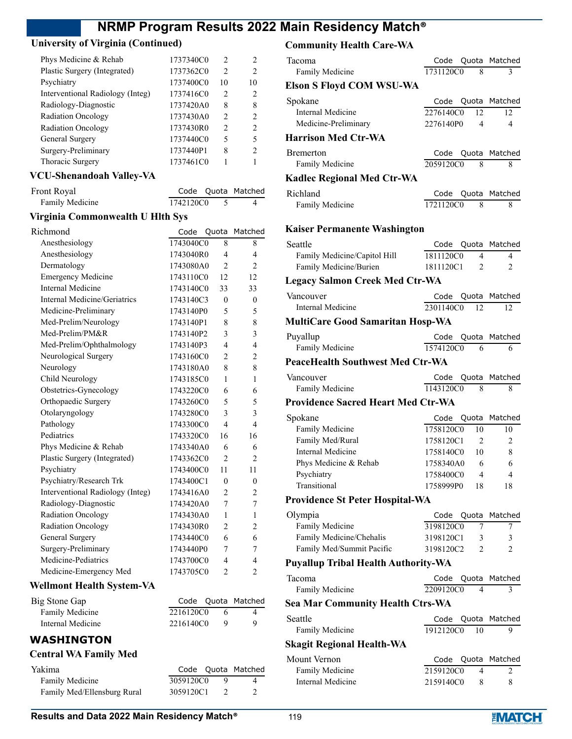## University of Virginia (Continued)

| | Code | Quota | Matched |
|---|---|---|---|
| Phys Medicine & Rehab | 1737340C0 | 2 | 2 |
| Plastic Surgery (Integrated) | 1737362C0 | 2 | 2 |
| Psychiatry | 1737400C0 | 10 | 10 |
| Interventional Radiology (Integ) | 1737416C0 | 2 | 2 |
| Radiology-Diagnostic | 1737420A0 | 8 | 8 |
| Radiation Oncology | 1737430A0 | 2 | 2 |
| Radiation Oncology | 1737430R0 | 2 | 2 |
| General Surgery | 1737440C0 | 5 | 5 |
| Surgery-Preliminary | 1737440P1 | 8 | 2 |
| Thoracic Surgery | 1737461C0 | 1 | 1 |

## VCU-Shenandoah Valley-VA

| Front Royal | Code | Quota | Matched |
|---|---|---|---|
| Family Medicine | 1742120C0 | 5 | 4 |

## Virginia Commonwealth U Hlth Sys

| Richmond | Code | Quota | Matched |
|---|---|---|---|
| Anesthesiology | 1743040C0 | 8 | 8 |
| Anesthesiology | 1743040R0 | 4 | 4 |
| Dermatology | 1743080A0 | 2 | 2 |
| Emergency Medicine | 1743110C0 | 12 | 12 |
| Internal Medicine | 1743140C0 | 33 | 33 |
| Internal Medicine/Geriatrics | 1743140C3 | 0 | 0 |
| Medicine-Preliminary | 1743140P0 | 5 | 5 |
| Med-Prelim/Neurology | 1743140P1 | 8 | 8 |
| Med-Prelim/PM&R | 1743140P2 | 3 | 3 |
| Med-Prelim/Ophthalmology | 1743140P3 | 4 | 4 |
| Neurological Surgery | 1743160C0 | 2 | 2 |
| Neurology | 1743180A0 | 8 | 8 |
| Child Neurology | 1743185C0 | 1 | 1 |
| Obstetrics-Gynecology | 1743220C0 | 6 | 6 |
| Orthopaedic Surgery | 1743260C0 | 5 | 5 |
| Otolaryngology | 1743280C0 | 3 | 3 |
| Pathology | 1743300C0 | 4 | 4 |
| Pediatrics | 1743320C0 | 16 | 16 |
| Phys Medicine & Rehab | 1743340A0 | 6 | 6 |
| Plastic Surgery (Integrated) | 1743362C0 | 2 | 2 |
| Psychiatry | 1743400C0 | 11 | 11 |
| Psychiatry/Research Trk | 1743400C1 | 0 | 0 |
| Interventional Radiology (Integ) | 1743416A0 | 2 | 2 |
| Radiology-Diagnostic | 1743420A0 | 7 | 7 |
| Radiation Oncology | 1743430A0 | 1 | 1 |
| Radiation Oncology | 1743430R0 | 2 | 2 |
| General Surgery | 1743440C0 | 6 | 6 |
| Surgery-Preliminary | 1743440P0 | 7 | 7 |
| Medicine-Pediatrics | 1743700C0 | 4 | 4 |
| Medicine-Emergency Med | 1743705C0 | 2 | 2 |

## Wellmont Health System-VA

| Big Stone Gap | Code | Quota | Matched |
|---|---|---|---|
| Family Medicine | 2216120C0 | 6 | 4 |
| Internal Medicine | 2216140C0 | 9 | 9 |

# WASHINGTON

## Central WA Family Med

| Yakima | Code | Quota | Matched |
|---|---|---|---|
| Family Medicine | 3059120C0 | 9 | 4 |
| Family Med/Ellensburg Rural | 3059120C1 | 2 | 2 |

## Community Health Care-WA

| Tacoma | Code | Quota | Matched |
|---|---|---|---|
| Family Medicine | 1731120C0 | 8 | 3 |

## Elson S Floyd COM WSU-WA

| Spokane | Code | Quota | Matched |
|---|---|---|---|
| Internal Medicine | 2276140C0 | 12 | 12 |
| Medicine-Preliminary | 2276140P0 | 4 | 4 |

## Harrison Med Ctr-WA

| Bremerton | Code | Quota | Matched |
|---|---|---|---|
| Family Medicine | 2059120C0 | 8 | 8 |

## Kadlec Regional Med Ctr-WA

| Richland | Code | Quota | Matched |
|---|---|---|---|
| Family Medicine | 1721120C0 | 8 | 8 |

## Kaiser Permanente Washington

| Seattle | Code | Quota | Matched |
|---|---|---|---|
| Family Medicine/Capitol Hill | 1811120C0 | 4 | 4 |
| Family Medicine/Burien | 1811120C1 | 2 | 2 |

## Legacy Salmon Creek Med Ctr-WA

| Vancouver | Code | Quota | Matched |
|---|---|---|---|
| Internal Medicine | 2301140C0 | 12 | 12 |

## MultiCare Good Samaritan Hosp-WA

| Puyallup | Code | Quota | Matched |
|---|---|---|---|
| Family Medicine | 1574120C0 | 6 | 6 |

## PeaceHealth Southwest Med Ctr-WA

| Vancouver | Code | Quota | Matched |
|---|---|---|---|
| Family Medicine | 1143120C0 | 8 | 8 |

## Providence Sacred Heart Med Ctr-WA

| Spokane | Code | Quota | Matched |
|---|---|---|---|
| Family Medicine | 1758120C0 | 10 | 10 |
| Family Med/Rural | 1758120C1 | 2 | 2 |
| Internal Medicine | 1758140C0 | 10 | 8 |
| Phys Medicine & Rehab | 1758340A0 | 6 | 6 |
| Psychiatry | 1758400C0 | 4 | 4 |
| Transitional | 1758999P0 | 18 | 18 |

## Providence St Peter Hospital-WA

| Olympia | Code | Quota | Matched |
|---|---|---|---|
| Family Medicine | 3198120C0 | 7 | 7 |
| Family Medicine/Chehalis | 3198120C1 | 3 | 3 |
| Family Med/Summit Pacific | 3198120C2 | 2 | 2 |

## Puyallup Tribal Health Authority-WA

| Tacoma | Code | Quota | Matched |
|---|---|---|---|
| Family Medicine | 2209120C0 | 4 | 3 |

## Sea Mar Community Health Ctrs-WA

| Seattle | Code | Quota | Matched |
|---|---|---|---|
| Family Medicine | 1912120C0 | 10 | 9 |

## Skagit Regional Health-WA

| Mount Vernon | Code | Quota | Matched |
|---|---|---|---|
| Family Medicine | 2159120C0 | 4 | 2 |
| Internal Medicine | 2159140C0 | 8 | 8 |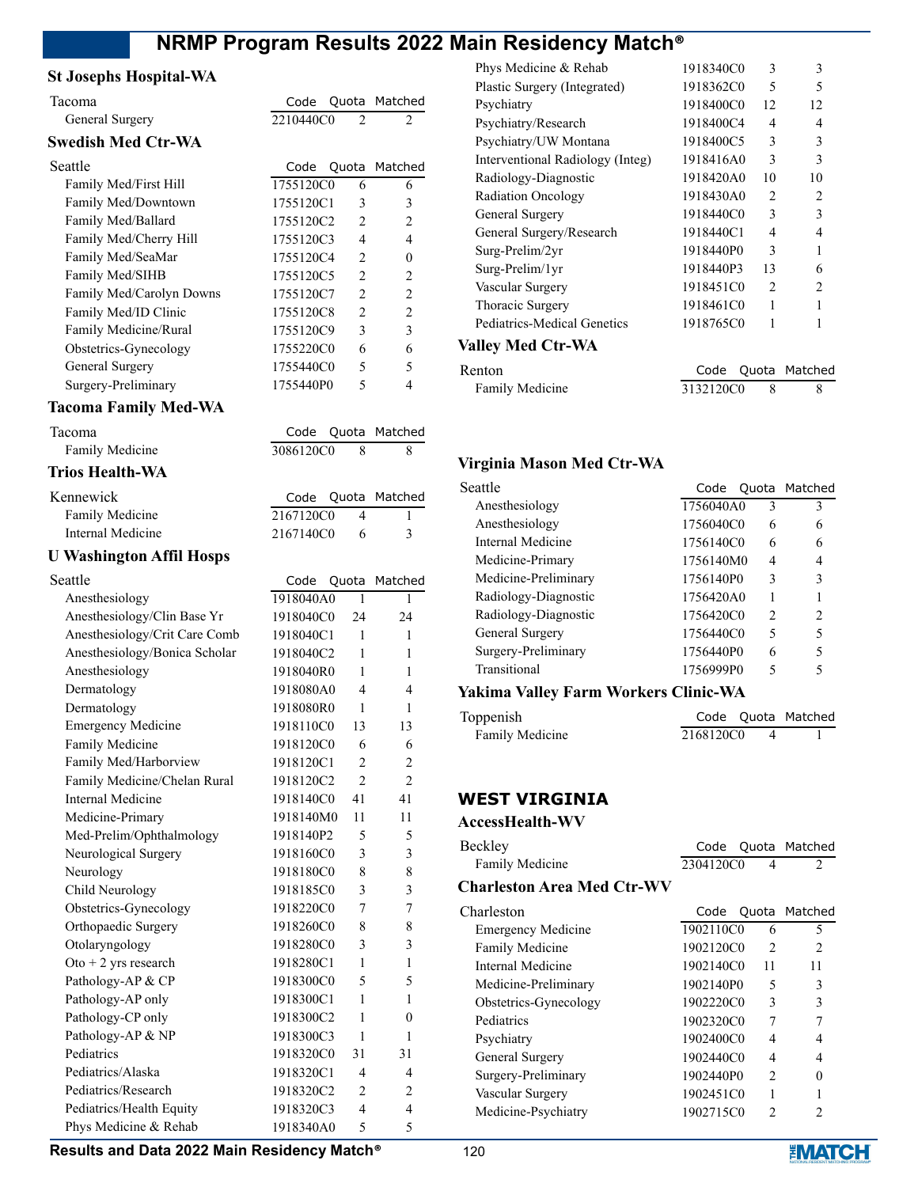## St Josephs Hospital-WA

| Tacoma | Code | Quota | Matched |
|---|---|---|---|
| General Surgery | 2210440C0 | 2 | 2 |

## Swedish Med Ctr-WA

| Seattle | Code | Quota | Matched |
|---|---|---|---|
| Family Med/First Hill | 1755120C0 | 6 | 6 |
| Family Med/Downtown | 1755120C1 | 3 | 3 |
| Family Med/Ballard | 1755120C2 | 2 | 2 |
| Family Med/Cherry Hill | 1755120C3 | 4 | 4 |
| Family Med/SeaMar | 1755120C4 | 2 | 0 |
| Family Med/SIHB | 1755120C5 | 2 | 2 |
| Family Med/Carolyn Downs | 1755120C7 | 2 | 2 |
| Family Med/ID Clinic | 1755120C8 | 2 | 2 |
| Family Medicine/Rural | 1755120C9 | 3 | 3 |
| Obstetrics-Gynecology | 1755220C0 | 6 | 6 |
| General Surgery | 1755440C0 | 5 | 5 |
| Surgery-Preliminary | 1755440P0 | 5 | 4 |

## Tacoma Family Med-WA

| Tacoma | Code | Quota | Matched |
|---|---|---|---|
| Family Medicine | 3086120C0 | 8 | 8 |

## Trios Health-WA

| Kennewick | Code | Quota | Matched |
|---|---|---|---|
| Family Medicine | 2167120C0 | 4 | 1 |
| Internal Medicine | 2167140C0 | 6 | 3 |

## U Washington Affil Hosps

| Seattle | Code | Quota | Matched |
|---|---|---|---|
| Anesthesiology | 1918040A0 | 1 | 1 |
| Anesthesiology/Clin Base Yr | 1918040C0 | 24 | 24 |
| Anesthesiology/Crit Care Comb | 1918040C1 | 1 | 1 |
| Anesthesiology/Bonica Scholar | 1918040C2 | 1 | 1 |
| Anesthesiology | 1918040R0 | 1 | 1 |
| Dermatology | 1918080A0 | 4 | 4 |
| Dermatology | 1918080R0 | 1 | 1 |
| Emergency Medicine | 1918110C0 | 13 | 13 |
| Family Medicine | 1918120C0 | 6 | 6 |
| Family Med/Harborview | 1918120C1 | 2 | 2 |
| Family Medicine/Chelan Rural | 1918120C2 | 2 | 2 |
| Internal Medicine | 1918140C0 | 41 | 41 |
| Medicine-Primary | 1918140M0 | 11 | 11 |
| Med-Prelim/Ophthalmology | 1918140P2 | 5 | 5 |
| Neurological Surgery | 1918160C0 | 3 | 3 |
| Neurology | 1918180C0 | 8 | 8 |
| Child Neurology | 1918185C0 | 3 | 3 |
| Obstetrics-Gynecology | 1918220C0 | 7 | 7 |
| Orthopaedic Surgery | 1918260C0 | 8 | 8 |
| Otolaryngology | 1918280C0 | 3 | 3 |
| Oto + 2 yrs research | 1918280C1 | 1 | 1 |
| Pathology-AP & CP | 1918300C0 | 5 | 5 |
| Pathology-AP only | 1918300C1 | 1 | 1 |
| Pathology-CP only | 1918300C2 | 1 | 0 |
| Pathology-AP & NP | 1918300C3 | 1 | 1 |
| Pediatrics | 1918320C0 | 31 | 31 |
| Pediatrics/Alaska | 1918320C1 | 4 | 4 |
| Pediatrics/Research | 1918320C2 | 2 | 2 |
| Pediatrics/Health Equity | 1918320C3 | 4 | 4 |
| Phys Medicine & Rehab | 1918340A0 | 5 | 5 |
| Phys Medicine & Rehab | 1918340C0 | 3 | 3 |
| Plastic Surgery (Integrated) | 1918362C0 | 5 | 5 |
| Psychiatry | 1918400C0 | 12 | 12 |
| Psychiatry/Research | 1918400C4 | 4 | 4 |
| Psychiatry/UW Montana | 1918400C5 | 3 | 3 |
| Interventional Radiology (Integ) | 1918416A0 | 3 | 3 |
| Radiology-Diagnostic | 1918420A0 | 10 | 10 |
| Radiation Oncology | 1918430A0 | 2 | 2 |
| General Surgery | 1918440C0 | 3 | 3 |
| General Surgery/Research | 1918440C1 | 4 | 4 |
| Surg-Prelim/2yr | 1918440P0 | 3 | 1 |
| Surg-Prelim/1yr | 1918440P3 | 13 | 6 |
| Vascular Surgery | 1918451C0 | 2 | 2 |
| Thoracic Surgery | 1918461C0 | 1 | 1 |
| Pediatrics-Medical Genetics | 1918765C0 | 1 | 1 |

## Valley Med Ctr-WA

| Renton | Code | Quota | Matched |
|---|---|---|---|
| Family Medicine | 3132120C0 | 8 | 8 |

## Virginia Mason Med Ctr-WA

| Seattle | Code | Quota | Matched |
|---|---|---|---|
| Anesthesiology | 1756040A0 | 3 | 3 |
| Anesthesiology | 1756040C0 | 6 | 6 |
| Internal Medicine | 1756140C0 | 6 | 6 |
| Medicine-Primary | 1756140M0 | 4 | 4 |
| Medicine-Preliminary | 1756140P0 | 3 | 3 |
| Radiology-Diagnostic | 1756420A0 | 1 | 1 |
| Radiology-Diagnostic | 1756420C0 | 2 | 2 |
| General Surgery | 1756440C0 | 5 | 5 |
| Surgery-Preliminary | 1756440P0 | 6 | 5 |
| Transitional | 1756999P0 | 5 | 5 |

## Yakima Valley Farm Workers Clinic-WA

| Toppenish | Code | Quota | Matched |
|---|---|---|---|
| Family Medicine | 2168120C0 | 4 | 1 |

# WEST VIRGINIA

## AccessHealth-WV

| Beckley | Code | Quota | Matched |
|---|---|---|---|
| Family Medicine | 2304120C0 | 4 | 2 |

## Charleston Area Med Ctr-WV

| Charleston | Code | Quota | Matched |
|---|---|---|---|
| Emergency Medicine | 1902110C0 | 6 | 5 |
| Family Medicine | 1902120C0 | 2 | 2 |
| Internal Medicine | 1902140C0 | 11 | 11 |
| Medicine-Preliminary | 1902140P0 | 5 | 3 |
| Obstetrics-Gynecology | 1902220C0 | 3 | 3 |
| Pediatrics | 1902320C0 | 7 | 7 |
| Psychiatry | 1902400C0 | 4 | 4 |
| General Surgery | 1902440C0 | 4 | 4 |
| Surgery-Preliminary | 1902440P0 | 2 | 0 |
| Vascular Surgery | 1902451C0 | 1 | 1 |
| Medicine-Psychiatry | 1902715C0 | 2 | 2 |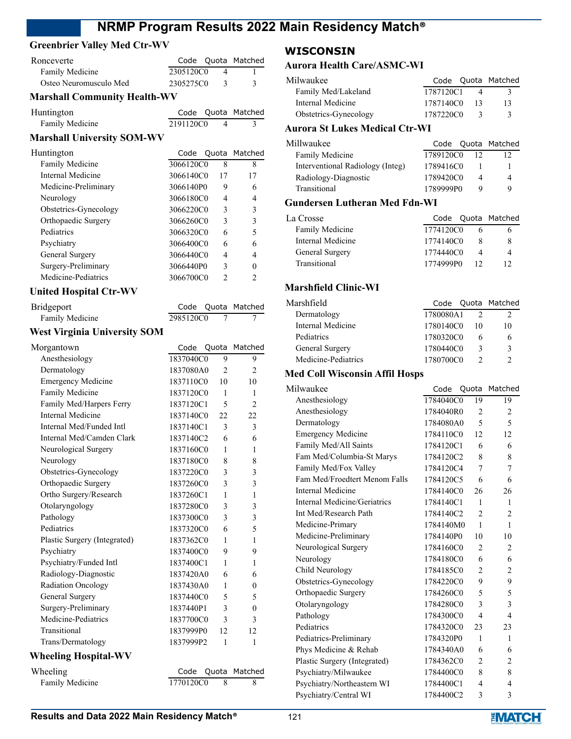### Greenbrier Valley Med Ctr-WV

| Ronceverte | Code | Quota | Matched |
|---|---|---|---|
| Family Medicine | 2305120C0 | 4 | 1 |
| Osteo Neuromusculo Med | 2305275C0 | 3 | 3 |

### Marshall Community Health-WV

| Huntington | Code | Quota | Matched |
|---|---|---|---|
| Family Medicine | 2191120C0 | 4 | 3 |

### Marshall University SOM-WV

| Huntington | Code | Quota | Matched |
|---|---|---|---|
| Family Medicine | 3066120C0 | 8 | 8 |
| Internal Medicine | 3066140C0 | 17 | 17 |
| Medicine-Preliminary | 3066140P0 | 9 | 6 |
| Neurology | 3066180C0 | 4 | 4 |
| Obstetrics-Gynecology | 3066220C0 | 3 | 3 |
| Orthopaedic Surgery | 3066260C0 | 3 | 3 |
| Pediatrics | 3066320C0 | 6 | 5 |
| Psychiatry | 3066400C0 | 6 | 6 |
| General Surgery | 3066440C0 | 4 | 4 |
| Surgery-Preliminary | 3066440P0 | 3 | 0 |
| Medicine-Pediatrics | 3066700C0 | 2 | 2 |

### United Hospital Ctr-WV

| Bridgeport | Code | Quota | Matched |
|---|---|---|---|
| Family Medicine | 2985120C0 | 7 | 7 |

### West Virginia University SOM

| Morgantown | Code | Quota | Matched |
|---|---|---|---|
| Anesthesiology | 1837040C0 | 9 | 9 |
| Dermatology | 1837080A0 | 2 | 2 |
| Emergency Medicine | 1837110C0 | 10 | 10 |
| Family Medicine | 1837120C0 | 1 | 1 |
| Family Med/Harpers Ferry | 1837120C1 | 5 | 2 |
| Internal Medicine | 1837140C0 | 22 | 22 |
| Internal Med/Funded Intl | 1837140C1 | 3 | 3 |
| Internal Med/Camden Clark | 1837140C2 | 6 | 6 |
| Neurological Surgery | 1837160C0 | 1 | 1 |
| Neurology | 1837180C0 | 8 | 8 |
| Obstetrics-Gynecology | 1837220C0 | 3 | 3 |
| Orthopaedic Surgery | 1837260C0 | 3 | 3 |
| Ortho Surgery/Research | 1837260C1 | 1 | 1 |
| Otolaryngology | 1837280C0 | 3 | 3 |
| Pathology | 1837300C0 | 3 | 3 |
| Pediatrics | 1837320C0 | 6 | 5 |
| Plastic Surgery (Integrated) | 1837362C0 | 1 | 1 |
| Psychiatry | 1837400C0 | 9 | 9 |
| Psychiatry/Funded Intl | 1837400C1 | 1 | 1 |
| Radiology-Diagnostic | 1837420A0 | 6 | 6 |
| Radiation Oncology | 1837430A0 | 1 | 0 |
| General Surgery | 1837440C0 | 5 | 5 |
| Surgery-Preliminary | 1837440P1 | 3 | 0 |
| Medicine-Pediatrics | 1837700C0 | 3 | 3 |
| Transitional | 1837999P0 | 12 | 12 |
| Trans/Dermatology | 1837999P2 | 1 | 1 |

### Wheeling Hospital-WV

| Wheeling | Code | Quota | Matched |
|---|---|---|---|
| Family Medicine | 1770120C0 | 8 | 8 |

## WISCONSIN

### Aurora Health Care/ASMC-WI

| Milwaukee | Code | Quota | Matched |
|---|---|---|---|
| Family Med/Lakeland | 1787120C1 | 4 | 3 |
| Internal Medicine | 1787140C0 | 13 | 13 |
| Obstetrics-Gynecology | 1787220C0 | 3 | 3 |

### Aurora St Lukes Medical Ctr-WI

| Millwaukee | Code | Quota | Matched |
|---|---|---|---|
| Family Medicine | 1789120C0 | 12 | 12 |
| Interventional Radiology (Integ) | 1789416C0 | 1 | 1 |
| Radiology-Diagnostic | 1789420C0 | 4 | 4 |
| Transitional | 1789999P0 | 9 | 9 |

### Gundersen Lutheran Med Fdn-WI

| La Crosse | Code | Quota | Matched |
|---|---|---|---|
| Family Medicine | 1774120C0 | 6 | 6 |
| Internal Medicine | 1774140C0 | 8 | 8 |
| General Surgery | 1774440C0 | 4 | 4 |
| Transitional | 1774999P0 | 12 | 12 |

### Marshfield Clinic-WI

| Marshfield | Code | Quota | Matched |
|---|---|---|---|
| Dermatology | 1780080A1 | 2 | 2 |
| Internal Medicine | 1780140C0 | 10 | 10 |
| Pediatrics | 1780320C0 | 6 | 6 |
| General Surgery | 1780440C0 | 3 | 3 |
| Medicine-Pediatrics | 1780700C0 | 2 | 2 |

### Med Coll Wisconsin Affil Hosps

| Milwaukee | Code | Quota | Matched |
|---|---|---|---|
| Anesthesiology | 1784040C0 | 19 | 19 |
| Anesthesiology | 1784040R0 | 2 | 2 |
| Dermatology | 1784080A0 | 5 | 5 |
| Emergency Medicine | 1784110C0 | 12 | 12 |
| Family Med/All Saints | 1784120C1 | 6 | 6 |
| Fam Med/Columbia-St Marys | 1784120C2 | 8 | 8 |
| Family Med/Fox Valley | 1784120C4 | 7 | 7 |
| Fam Med/Froedtert Menom Falls | 1784120C5 | 6 | 6 |
| Internal Medicine | 1784140C0 | 26 | 26 |
| Internal Medicine/Geriatrics | 1784140C1 | 1 | 1 |
| Int Med/Research Path | 1784140C2 | 2 | 2 |
| Medicine-Primary | 1784140M0 | 1 | 1 |
| Medicine-Preliminary | 1784140P0 | 10 | 10 |
| Neurological Surgery | 1784160C0 | 2 | 2 |
| Neurology | 1784180C0 | 6 | 6 |
| Child Neurology | 1784185C0 | 2 | 2 |
| Obstetrics-Gynecology | 1784220C0 | 9 | 9 |
| Orthopaedic Surgery | 1784260C0 | 5 | 5 |
| Otolaryngology | 1784280C0 | 3 | 3 |
| Pathology | 1784300C0 | 4 | 4 |
| Pediatrics | 1784320C0 | 23 | 23 |
| Pediatrics-Preliminary | 1784320P0 | 1 | 1 |
| Phys Medicine & Rehab | 1784340A0 | 6 | 6 |
| Plastic Surgery (Integrated) | 1784362C0 | 2 | 2 |
| Psychiatry/Milwaukee | 1784400C0 | 8 | 8 |
| Psychiatry/Northeastern WI | 1784400C1 | 4 | 4 |
| Psychiatry/Central WI | 1784400C2 | 3 | 3 |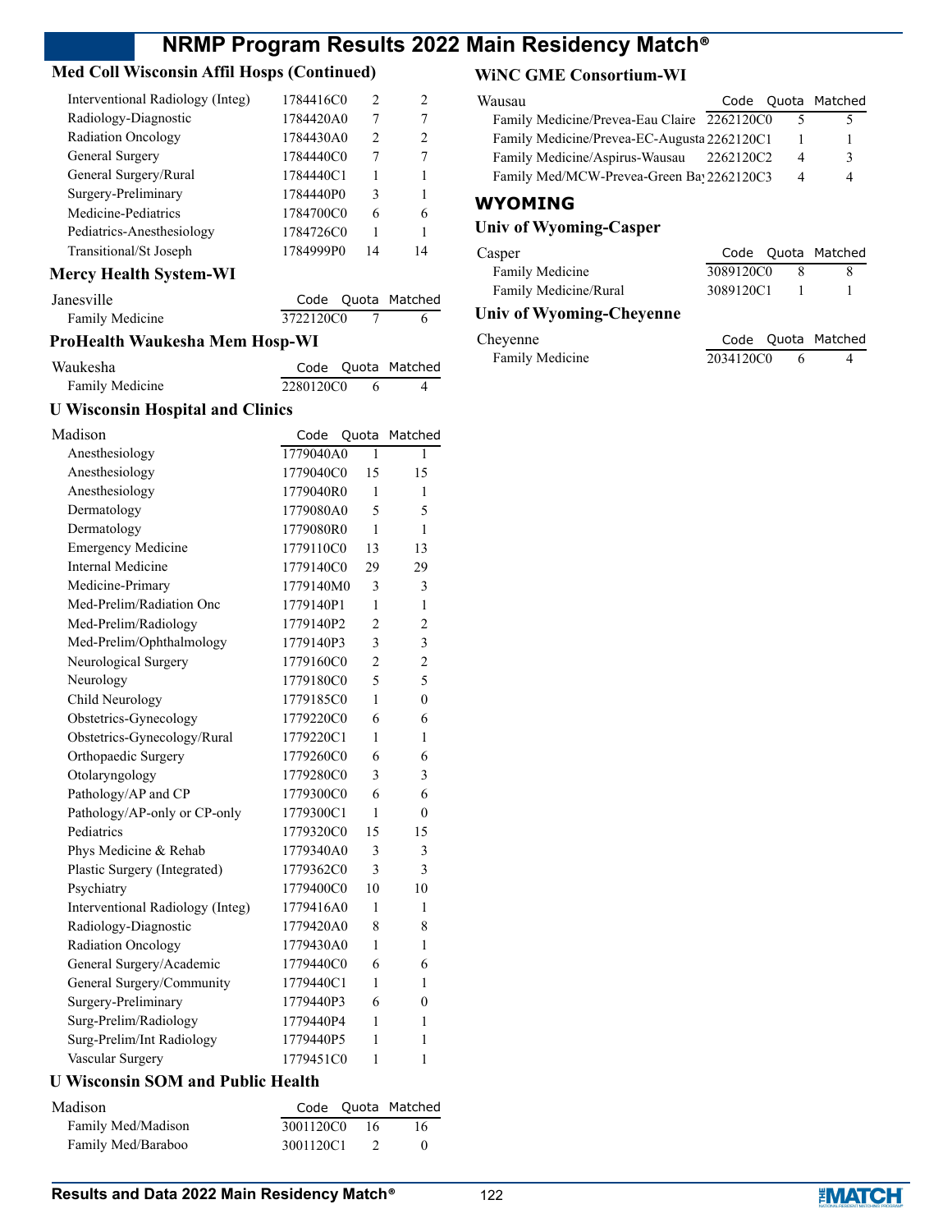## Med Coll Wisconsin Affil Hosps (Continued)

| | Code | Quota | Matched |
|---|---|---|---|
| Interventional Radiology (Integ) | 1784416C0 | 2 | 2 |
| Radiology-Diagnostic | 1784420A0 | 7 | 7 |
| Radiation Oncology | 1784430A0 | 2 | 2 |
| General Surgery | 1784440C0 | 7 | 7 |
| General Surgery/Rural | 1784440C1 | 1 | 1 |
| Surgery-Preliminary | 1784440P0 | 3 | 1 |
| Medicine-Pediatrics | 1784700C0 | 6 | 6 |
| Pediatrics-Anesthesiology | 1784726C0 | 1 | 1 |
| Transitional/St Joseph | 1784999P0 | 14 | 14 |

## Mercy Health System-WI

| Janesville | Code | Quota | Matched |
|---|---|---|---|
| Family Medicine | 3722120C0 | 7 | 6 |

## ProHealth Waukesha Mem Hosp-WI

| Waukesha | Code | Quota | Matched |
|---|---|---|---|
| Family Medicine | 2280120C0 | 6 | 4 |

## U Wisconsin Hospital and Clinics

| Madison | Code | Quota | Matched |
|---|---|---|---|
| Anesthesiology | 1779040A0 | 1 | 1 |
| Anesthesiology | 1779040C0 | 15 | 15 |
| Anesthesiology | 1779040R0 | 1 | 1 |
| Dermatology | 1779080A0 | 5 | 5 |
| Dermatology | 1779080R0 | 1 | 1 |
| Emergency Medicine | 1779110C0 | 13 | 13 |
| Internal Medicine | 1779140C0 | 29 | 29 |
| Medicine-Primary | 1779140M0 | 3 | 3 |
| Med-Prelim/Radiation Onc | 1779140P1 | 1 | 1 |
| Med-Prelim/Radiology | 1779140P2 | 2 | 2 |
| Med-Prelim/Ophthalmology | 1779140P3 | 3 | 3 |
| Neurological Surgery | 1779160C0 | 2 | 2 |
| Neurology | 1779180C0 | 5 | 5 |
| Child Neurology | 1779185C0 | 1 | 0 |
| Obstetrics-Gynecology | 1779220C0 | 6 | 6 |
| Obstetrics-Gynecology/Rural | 1779220C1 | 1 | 1 |
| Orthopaedic Surgery | 1779260C0 | 6 | 6 |
| Otolaryngology | 1779280C0 | 3 | 3 |
| Pathology/AP and CP | 1779300C0 | 6 | 6 |
| Pathology/AP-only or CP-only | 1779300C1 | 1 | 0 |
| Pediatrics | 1779320C0 | 15 | 15 |
| Phys Medicine & Rehab | 1779340A0 | 3 | 3 |
| Plastic Surgery (Integrated) | 1779362C0 | 3 | 3 |
| Psychiatry | 1779400C0 | 10 | 10 |
| Interventional Radiology (Integ) | 1779416A0 | 1 | 1 |
| Radiology-Diagnostic | 1779420A0 | 8 | 8 |
| Radiation Oncology | 1779430A0 | 1 | 1 |
| General Surgery/Academic | 1779440C0 | 6 | 6 |
| General Surgery/Community | 1779440C1 | 1 | 1 |
| Surgery-Preliminary | 1779440P3 | 6 | 0 |
| Surg-Prelim/Radiology | 1779440P4 | 1 | 1 |
| Surg-Prelim/Int Radiology | 1779440P5 | 1 | 1 |
| Vascular Surgery | 1779451C0 | 1 | 1 |

## U Wisconsin SOM and Public Health

| Madison | Code | Quota | Matched |
|---|---|---|---|
| Family Med/Madison | 3001120C0 | 16 | 16 |
| Family Med/Baraboo | 3001120C1 | 2 | 0 |

## WiNC GME Consortium-WI

| Wausau | Code | Quota | Matched |
|---|---|---|---|
| Family Medicine/Prevea-Eau Claire | 2262120C0 | 5 | 5 |
| Family Medicine/Prevea-EC-Augusta | 2262120C1 | 1 | 1 |
| Family Medicine/Aspirus-Wausau | 2262120C2 | 4 | 3 |
| Family Med/MCW-Prevea-Green Bay | 2262120C3 | 4 | 4 |

# WYOMING

## Univ of Wyoming-Casper

| Casper | Code | Quota | Matched |
|---|---|---|---|
| Family Medicine | 3089120C0 | 8 | 8 |
| Family Medicine/Rural | 3089120C1 | 1 | 1 |

## Univ of Wyoming-Cheyenne

| Cheyenne | Code | Quota | Matched |
|---|---|---|---|
| Family Medicine | 2034120C0 | 6 | 4 |